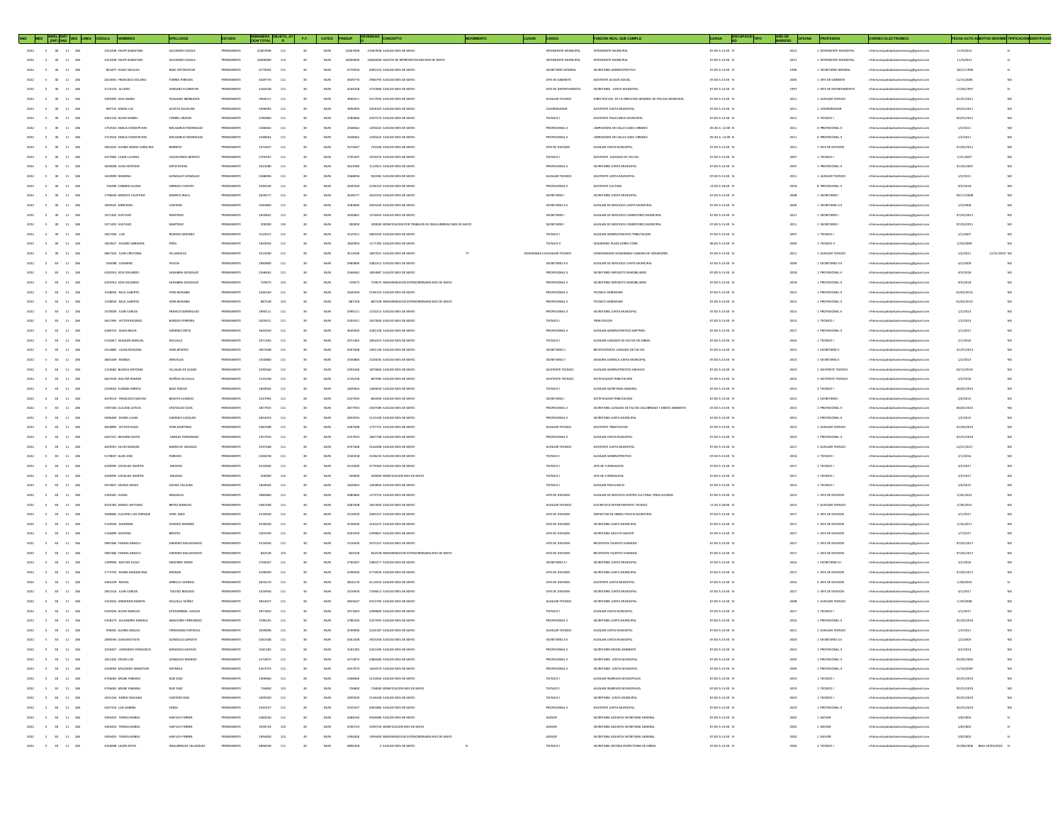| AÑO | MES | NIVEL ENTIDAD | ENTIDAD | OEE | LINEA | CEDULA | NOMBRES | APELLIDOS | ESTADO | REMUNERACION TOTAL | OBJETO_GASTO | F.F. | CATEG | PRESUP | DEVENGADO | CONCEPTO | MOVIMIENTO | LUGAR | CARGO | FUNCION REAL QUE CUMPLE | CARGA | DISCAPACIDAD | TIPO | AÑO DE INGRESO | OFICINA | PROFESION | CORREO ELECTRONICO | FECHA ACTO | MOTIVO MOVIMIENTO | TIPIFICACION | IDENTIFICADOR |
|---|---|---|---|---|---|---|---|---|---|---|---|---|---|---|---|---|---|---|---|---|---|---|---|---|---|---|---|---|---|---|---|
| 2022 | 5 | 30 | 11 | 184 | | 2352438 | FELIPE SEBASTIAN | SALOMON CASOLA | PERMANENTE | 21067838 | 111 | 30 | MUN | 21067838 | 21067838 | SUELDO MES DE MAYO | | | INTENDENTE MUNICIPAL | INTENDENTE MUNICIPAL | 07:00 A 13:00 | N | | 2021 | 2 | INTENDENTE MUNICIPAL | rrhhmunicipalidadsalemasmg@gmail.com | 11/9/2021 | | SI | |
| 2022 | 5 | 30 | 11 | 184 | | 2352438 | FELIPE SEBASTIAN | SALOMON CASOLA | PERMANENTE | 16000000 | 113 | 30 | MUN | 16000000 | 16000000 | GASTOS DE REPRESENTACION MES DE MAYO | | | INTENDENTE MUNICIPAL | INTENDENTE MUNICIPAL | 07:00 A 13:00 | N | | 2021 | 2 | INTENDENTE MUNICIPAL | rrhhmunicipalidadsalemasmg@gmail.com | 11/9/2021 | | SI | |
| 2022 | 5 | 30 | 11 | 184 | | 861677 | HUGO NICOLAS | BAEZ SOTOMAYOR | PERMANENTE | 6779534 | 111 | 30 | MUN | 6779534 | 6091534 | SUELDO MES DE MAYO | | | SECRETARIO GENERAL | SECRETARIO ADMINISTRATIVO | 07:00 A 13:00 | N | | 1996 | 1 | SECRETARIO GENERAL | rrhhmunicipalidadsalemasmg@gmail.com | 18/12/1996 | | SI | |
| 2022 | 5 | 30 | 11 | 184 | | 2823691 | FRANCISCO SOLANO | TORRES PAREDES | PERMANENTE | 4469770 | 111 | 30 | MUN | 4469770 | 3986793 | SUELDO MES DE MAYO | | | JEFE DE GABINETE | ASISTENTE ACCION SOCIAL | 07:00 A 13:00 | N | | 2005 | 1 | JEFE DE GABINETE | rrhhmunicipalidadsalemasmg@gmail.com | 12/15/2005 | | NO | |
| 2022 | 5 | 30 | 11 | 184 | | 3176143 | ALCIDES | VERGARA FLORENTIN | PERMANENTE | 4164328 | 111 | 30 | MUN | 4164328 | 3737896 | SUELDO MES DE MAYO | | | JEFE DE DEPARTAMENTO | SECRETARIO JUNTA MUNICIPAL | 07:00 A 13:00 | N | | 1997 | 1 | JEFE DE DEPARTAMENTO | rrhhmunicipalidadsalemasmg@gmail.com | 17/06/1997 | | SI | |
| 2022 | 5 | 30 | 11 | 184 | | 2493905 | JOSE MARIA | PAGLIARO BERNARDON | PERMANENTE | 3966311 | 111 | 30 | MUN | 3966311 | 3317945 | SUELDO MES DE MAYO | | | AUXILIAR TECNICO | DIRECTOR ADJ. DE LA DIRECCION GENERAL DE POLICIA MUNICIPAL | 07:00 A 13:00 | N | | 2011 | 1 | AUXILIAR TECNICO | rrhhmunicipalidadsalemasmg@gmail.com | 01/01/2011 | | NO | |
| 2022 | 5 | 30 | 11 | 184 | | 987155 | MARIA LUZ | ACOSTA AGUILERA | PERMANENTE | 3496094 | 111 | 30 | MUN | 3496094 | 2058103 | SUELDO MES DE MAYO | | | COORDINADOR | ASISTENTE JUNTA MUNICIPAL | 07:00 A 13:00 | N | | 2011 | 1 | COORDINADOR | rrhhmunicipalidadsalemasmg@gmail.com | 05/01/2011 | | NO | |
| 2022 | 5 | 30 | 11 | 184 | | 3462120 | ALEXA MABEL | TORRES UNZAIN | PERMANENTE | 2785860 | 111 | 30 | MUN | 2785860 | 2507274 | SUELDO MES DE MAYO | | | TECNICO I | ASISTENTE POLICLINICO MUNICIPAL | 07:00 A 13:00 | N | | 2011 | 3 | TECNICO I | rrhhmunicipalidadsalemasmg@gmail.com | 05/01/2011 | | NO | |
| 2022 | 5 | 30 | 11 | 184 | | 1753554 | EMILIA CONCEPCION | MELGAREJO RODRIGUEZ | PERMANENTE | 2348462 | 111 | 30 | MUN | 2348462 | 1294422 | SUELDO MES DE MAYO | | | PROFESIONAL II | LIMPIADORA DE CALLES ASEO URBANO | 05:30 A 12:00 | N | | 2011 | 6 | PROFESIONAL II | rrhhmunicipalidadsalemasmg@gmail.com | 1/2/2011 | | NO | |
| 2022 | 5 | 30 | 11 | 184 | | 1753554 | EMILIA CONCEPCION | MELGAREJO RODRIGUEZ | PERMANENTE | 2348462 | 111 | 30 | MUN | 2348462 | 1294422 | SUELDO MES DE MAYO | | | PROFESIONAL II | LIMPIADORA DE CALLES ASEO URBANO | 05:30 A 12:00 | N | | 2011 | 6 | PROFESIONAL II | rrhhmunicipalidadsalemasmg@gmail.com | 1/2/2011 | | NO | |
| 2022 | 5 | 30 | 11 | 184 | | 3801625 | GLORIA MARIA CAROLINA | BARRETO | PERMANENTE | 3372647 | 111 | 30 | MUN | 3372647 | 732346 | SUELDO MES DE MAYO | | | JEFE DE DIVISION | AUXILIAR JUNTA MUNICIPAL | 07:00 A 13:00 | N | | 2011 | 1 | JEFE DE DIVISION | rrhhmunicipalidadsalemasmg@gmail.com | 07/02/2011 | | NO | |
| 2022 | 5 | 30 | 11 | 184 | | 2473982 | LILIAN LILIANA | VALDOVINOS BENITEZ | PERMANENTE | 2705307 | 111 | 30 | MUN | 2705307 | 1919376 | SUELDO MES DE MAYO | | | TECNICO I | ASISTENTE JUZGADO DE FALTAS | 07:00 A 13:00 | N | | 2007 | 1 | TECNICO I | rrhhmunicipalidadsalemasmg@gmail.com | 1/31/2007 | | NO | |
| 2022 | 5 | 30 | 11 | 184 | | 3659008 | JUAN ANTONIO | ORTIZ ROJAS | PERMANENTE | 3423580 | 111 | 30 | MUN | 3423580 | 1133921 | SUELDO MES DE MAYO | | | PROFESIONAL II | SECRETARIO JUNTA MUNICIPAL | 07:00 A 13:00 | N | | 2007 | 1 | PROFESIONAL II | rrhhmunicipalidadsalemasmg@gmail.com | 01/02/2007 | | NO | |
| 2022 | 5 | 30 | 11 | 184 | | 1659990 | RAMONA | GONZALEZ GONZALEZ | PERMANENTE | 3368096 | 111 | 30 | MUN | 3368096 | 941965 | SUELDO MES DE MAYO | | | AUXILIAR TECNICO | ASISTENTE JUNTA MUNICIPAL | 07:00 A 13:00 | N | | 2011 | 1 | AUXILIAR TECNICO | rrhhmunicipalidadsalemasmg@gmail.com | 1/2/2011 | | NO | |
| 2022 | 5 | 30 | 11 | 184 | | 726690 | CARMEN ALCIRA | ORREGO FUENTES | PERMANENTE | 2440169 | 111 | 30 | MUN | 2440169 | 2196153 | SUELDO MES DE MAYO | | | PROFESIONAL II | ASISTENTE CULTURA | 12:00 A 18:00 | N | | 2018 | 8 | PROFESIONAL II | rrhhmunicipalidadsalemasmg@gmail.com | 9/3/2018 | | NO | |
| 2022 | 5 | 30 | 11 | 184 | | 1796630 | MARCOS FAUSTINO | MARECO IRALA | PERMANENTE | 3628177 | 111 | 30 | MUN | 3628177 | 2632250 | SUELDO MES DE MAYO | | | SECRETARIO I | SECRETARIO JUNTA MUNICIPAL | 07:00 A 13:00 | N | | 2008 | 1 | SECRETARIO I | rrhhmunicipalidadsalemasmg@gmail.com | 04/11/2008 | | NO | |
| 2022 | 5 | 30 | 11 | 184 | | 1859525 | MERCEDES | CANTERO | PERMANENTE | 3283800 | 111 | 30 | MUN | 3283800 | 2955420 | SUELDO MES DE MAYO | | | SECRETARIO A II | AUXILIAR DE SERVICIOS JUNTA MUNICIPAL | 07:00 A 13:00 | N | | 2000 | 1 | SECRETARIO A II | rrhhmunicipalidadsalemasmg@gmail.com | 1/3/2000 | | NO | |
| 2022 | 5 | 30 | 11 | 184 | | 1071202 | GUSTAVO | MARTINEZ | PERMANENTE | 2650841 | 111 | 30 | MUN | 2650841 | 1576663 | SUELDO MES DE MAYO | | | SECRETARIO I | AUXILIAR DE SERVICIOS CEMENTERIO MUNICIPAL | 07:00 A 13:00 | N | | 2011 | 1 | SECRETARIO I | rrhhmunicipalidadsalemasmg@gmail.com | 07/02/2011 | | NO | |
| 2022 | 5 | 30 | 11 | 184 | | 1071202 | GUSTAVO | MARTINEZ | PERMANENTE | 200000 | 133 | 30 | MUN | 200000 | 200000 | BONIFICACION POR TRABAJOS DE INSALUBRIDAD MES DE MAYO | | | SECRETARIO I | AUXILIAR DE SERVICIOS CEMENTERIO MUNICIPAL | 07:00 A 13:00 | N | | 2011 | 1 | SECRETARIO I | rrhhmunicipalidadsalemasmg@gmail.com | 07/02/2011 | | NO | |
| 2022 | 5 | 30 | 11 | 184 | | 1827436 | LUIS | RIVEROS GIMENEZ | PERMANENTE | 3125911 | 111 | 30 | MUN | 3125911 | 2803020 | SUELDO MES DE MAYO | | | TECNICO I | AUXILIAR ADMINISTRATIVO TRIBUTACION | 07:00 A 13:00 | N | | 2007 | 1 | TECNICO I | rrhhmunicipalidadsalemasmg@gmail.com | 2/1/2007 | | NO | |
| 2022 | 5 | 30 | 11 | 184 | | 1823657 | HILARIO ABRAHAN | PEÑA | PERMANENTE | 1820944 | 111 | 30 | MUN | 1820944 | 1177183 | SUELDO MES DE MAYO | | | TECNICO II | SEGURIDAD PLAZA CERRO CORA | 06:00 A 14:00 | N | | 2009 | 1 | TECNICO II | rrhhmunicipalidadsalemasmg@gmail.com | 2/20/2009 | | NO | |
| 2022 | 5 | 30 | 11 | 184 | | 4867425 | JUAN CRISTOBAL | VILLANUEVA | PERMANENTE | 3514500 | 111 | 30 | MUN | 3514500 | 1807015 | SUELDO MES DE MAYO | TT | HONORABLE CAMARA DE SENADORES | AUXILIAR TECNICO | COMISIONADO HONORABLE CAMARA DE SENADORES | 07:00 A 13:00 | N | | 2011 | 1 | AUXILIAR TECNICO | rrhhmunicipalidadsalemasmg@gmail.com | 1/2/2011 | 12/31/2022 | NO | |
| 2022 | 5 | 30 | 11 | 184 | | 695088 | CASIMIRO | PAVON | PERMANENTE | 2983800 | 111 | 30 | MUN | 2983800 | 2082312 | SUELDO MES DE MAYO | | | SECRETARIO A II | AUXILIAR DE SERVICIOS JUNTA MUNICIPAL | 07:00 A 13:00 | N | | 2009 | 1 | SECRETARIO A II | rrhhmunicipalidadsalemasmg@gmail.com | 6/2/2009 | | NO | |
| 2022 | 5 | 30 | 11 | 184 | | 4245954 | JOSE EDUARDO | SANABRIA GONZALEZ | PERMANENTE | 2568462 | 111 | 30 | MUN | 2568462 | 1853887 | SUELDO MES DE MAYO | | | PROFESIONAL II | SECRETARIO IMPUESTO INMOBILIARIO | 07:00 A 13:00 | N | | 2018 | 1 | PROFESIONAL II | rrhhmunicipalidadsalemasmg@gmail.com | 9/3/2018 | | NO | |
| 2022 | 5 | 30 | 11 | 184 | | 4245954 | JOSE EDUARDO | SANABRIA GONZALEZ | PERMANENTE | 729675 | 123 | 30 | MUN | 729675 | 729675 | REMUNERACION EXTRAORDINARIA MES DE MAYO | | | PROFESIONAL II | SECRETARIO IMPUESTO INMOBILIARIO | 07:00 A 13:00 | N | | 2018 | 1 | PROFESIONAL II | rrhhmunicipalidadsalemasmg@gmail.com | 9/3/2018 | | NO | |
| 2022 | 5 | 30 | 11 | 184 | | 1528054 | RAUL ALBERTO | VERA BONASSA | PERMANENTE | 2440169 | 111 | 30 | MUN | 2440169 | 2196153 | SUELDO MES DE MAYO | | | PROFESIONAL II | TECNICO HARDWARE | 07:00 A 13:00 | N | | 2013 | 1 | PROFESIONAL II | rrhhmunicipalidadsalemasmg@gmail.com | 01/02/2013 | | NO | |
| 2022 | 5 | 30 | 11 | 184 | | 1528054 | RAUL ALBERTO | VERA BONASSA | PERMANENTE | 887328 | 123 | 30 | MUN | 887328 | 887328 | REMUNERACION EXTRAORDINARIA MES DE MAYO | | | PROFESIONAL II | TECNICO HARDWARE | 07:00 A 13:00 | N | | 2013 | 1 | PROFESIONAL II | rrhhmunicipalidadsalemasmg@gmail.com | 01/02/2013 | | NO | |
| 2022 | 5 | 30 | 11 | 184 | | 1570009 | JUAN CARLOS | FRANCO DOMINGUEZ | PERMANENTE | 2990111 | 111 | 30 | MUN | 2990111 | 1210213 | SUELDO MES DE MAYO | | | PROFESIONAL II | SECRETARIO JUNTA MUNICIPAL | 07:00 A 13:00 | N | | 2013 | 1 | PROFESIONAL II | rrhhmunicipalidadsalemasmg@gmail.com | 1/2/2013 | | NO | |
| 2022 | 5 | 30 | 11 | 184 | | 3627395 | VICTOR RICARDO | BURGOS FERREIRA | PERMANENTE | 3205911 | 111 | 30 | MUN | 3205911 | 1657840 | SUELDO MES DE MAYO | | | TECNICO I | TRIBUTACION | 07:00 A 13:00 | N | | 2013 | 1 | TECNICO I | rrhhmunicipalidadsalemasmg@gmail.com | 1/2/2013 | | NO | |
| 2022 | 5 | 30 | 11 | 184 | | 4280710 | ALBA BELEN | GIMENEZ ORTIZ | PERMANENTE | 3645920 | 111 | 30 | MUN | 3645920 | 3281328 | SUELDO MES DE MAYO | | | PROFESIONAL II | AUXILIAR ADMINISTRATIVO MIPYMES | 07:00 A 13:00 | N | | 2017 | 5 | PROFESIONAL II | rrhhmunicipalidadsalemasmg@gmail.com | 2/1/2017 | | NO | |
| 2022 | 5 | 30 | 11 | 184 | | 5155817 | JOAQUIN MANUEL | DELVALLE | PERMANENTE | 2071465 | 111 | 30 | MUN | 2071465 | 1854319 | SUELDO MES DE MAYO | | | TECNICO I | AUXILIAR JUZGADO DE FALTAS DE OBRAS | 07:00 A 13:00 | N | | 2016 | 1 | TECNICO I | rrhhmunicipalidadsalemasmg@gmail.com | 2/1/2016 | | NO | |
| 2022 | 5 | 30 | 11 | 184 | | 3514885 | LILIAN ROSSANA | VERA BENITEZ | PERMANENTE | 3007408 | 111 | 30 | MUN | 3007408 | 1901149 | SUELDO MES DE MAYO | | | SECRETARIO II | RECEPCIONISTA JUZGADO DE FALTAS | 07:00 A 13:00 | N | | 2013 | 1 | SECRETARIO II | rrhhmunicipalidadsalemasmg@gmail.com | 31/07/2013 | | NO | |
| 2022 | 5 | 30 | 11 | 184 | | 3803269 | MARIZA | AREVALOS | PERMANENTE | 3350860 | 111 | 30 | MUN | 3350860 | 2104035 | SUELDO MES DE MAYO | | | SECRETARIO II | ASESORA JURIDICA JUNTA MUNICIPAL | 07:00 A 13:00 | N | | 2013 | 1 | SECRETARIO II | rrhhmunicipalidadsalemasmg@gmail.com | 1/2/2013 | | NO | |
| 2022 | 5 | 30 | 11 | 184 | | 1224842 | BLANCA ANTONIA | VILLALBA DE ALDAO | PERMANENTE | 2292560 | 111 | 30 | MUN | 2292560 | 1674804 | SUELDO MES DE MAYO | | | ASISTENTE TECNICO | AUXILIAR ADMINISTRATIVO ARCHIVO | 07:00 A 13:00 | N | | 2010 | 1 | ASISTENTE TECNICO | rrhhmunicipalidadsalemasmg@gmail.com | 08/12/2010 | | NO | |
| 2022 | 5 | 30 | 11 | 184 | | 4667669 | WALTER RAMON | MUÑOZ DELVALLE | PERMANENTE | 2135258 | 111 | 30 | MUN | 2135258 | 807085 | SUELDO MES DE MAYO | | | ASISTENTE TECNICO | NOTIFICADOR TRIBUTACION | 07:00 A 13:00 | N | | 2016 | 3 | ASISTENTE TECNICO | rrhhmunicipalidadsalemasmg@gmail.com | 5/2/2016 | | NO | |
| 2022 | 5 | 30 | 11 | 184 | | 2540502 | EUSEBIA MEREFA | BAEZ ENCISO | PERMANENTE | 1820944 | 111 | 30 | MUN | 1820944 | 1400650 | SUELDO MES DE MAYO | | | TECNICO I | AUXILIAR SECRETARIA GENERAL | 07:00 A 13:00 | N | | 2015 | 3 | TECNICO I | rrhhmunicipalidadsalemasmg@gmail.com | 06/02/2015 | | NO | |
| 2022 | 5 | 30 | 11 | 184 | | 4470519 | FRANCISCO MATIAS | BOGADO OLMEDO | PERMANENTE | 2327094 | 111 | 30 | MUN | 2327094 | 865696 | SUELDO MES DE MAYO | | | SECRETARIO I | NOTIFICADOR TRIBUTACION | 07:00 A 13:00 | N | | 2015 | 1 | SECRETARIO I | rrhhmunicipalidadsalemasmg@gmail.com | 2/6/2015 | | NO | |
| 2022 | 5 | 30 | 11 | 184 | | 3397240 | CLAUDIA LETICIA | CRISTALDO SOSA | PERMANENTE | 2877933 | 111 | 30 | MUN | 2877933 | 2307589 | SUELDO MES DE MAYO | | | PROFESIONAL II | SECRETARIA JUZGADO DE FALTAS SALUBRIDAD Y MEDIO AMBIENTE | 07:00 A 13:00 | N | | 2015 | 1 | PROFESIONAL II | rrhhmunicipalidadsalemasmg@gmail.com | 06/02/2015 | | NO | |
| 2022 | 5 | 30 | 11 | 184 | | 5096669 | MARIA LUJAN | GIMENEZ VAZQUEZ | PERMANENTE | 2833933 | 111 | 30 | MUN | 2833933 | 2121430 | SUELDO MES DE MAYO | | | PROFESIONAL II | SECRETARIA JUNTA MUNICIPAL | 07:00 A 13:00 | N | | 2015 | 1 | PROFESIONAL II | rrhhmunicipalidadsalemasmg@gmail.com | 1/2/2015 | | NO | |
| 2022 | 5 | 30 | 11 | 184 | | 4818895 | VICTOR HUGO | VERA MARTINEZ | PERMANENTE | 2487408 | 111 | 30 | MUN | 2487408 | 1737715 | SUELDO MES DE MAYO | | | AUXILIAR TECNICO | ASISTENTE TRIBUTACION | 07:00 A 13:00 | N | | 2015 | 1 | AUXILIAR TECNICO | rrhhmunicipalidadsalemasmg@gmail.com | 01/04/2015 | | NO | |
| 2022 | 5 | 30 | 11 | 184 | | 4407251 | RICHARD DAVID | VARGAS FERNANDEZ | PERMANENTE | 2357933 | 111 | 30 | MUN | 2357933 | 1807748 | SUELDO MES DE MAYO | | | PROFESIONAL II | AUXILIAR JUNTA MUNICIPAL | 07:00 A 13:00 | N | | 2019 | 1 | PROFESIONAL II | rrhhmunicipalidadsalemasmg@gmail.com | 02/01/2019 | | NO | |
| 2022 | 5 | 30 | 11 | 184 | | 4829951 | SILVIO MANUEL | MARECOS HIDALGO | PERMANENTE | 2597408 | 111 | 30 | MUN | 2597408 | 2163508 | SUELDO MES DE MAYO | | | AUXILIAR TECNICO | ASISTENTE JUNTA MUNICIPAL | 07:00 A 13:00 | N | | 2017 | 1 | AUXILIAR TECNICO | rrhhmunicipalidadsalemasmg@gmail.com | 12/31/2017 | | NO | |
| 2022 | 5 | 30 | 11 | 184 | | 5178047 | ALAN JOSE | PAREDES | PERMANENTE | 2340258 | 111 | 30 | MUN | 2340258 | 2106233 | SUELDO MES DE MAYO | | | TECNICO I | AUXILIAR ADMINISTRATIVO | 07:00 A 13:00 | N | | 2016 | 1 | TECNICO I | rrhhmunicipalidadsalemasmg@gmail.com | 2/1/2016 | | NO | |
| 2022 | 5 | 30 | 11 | 184 | | 4200995 | OSVALDO MARTIN | MACEDO | PERMANENTE | 4213400 | 111 | 30 | MUN | 4213400 | 3779566 | SUELDO MES DE MAYO | | | TECNICO I | JEFE DE FUMIGACION | 07:00 A 13:00 | N | | 2017 | 1 | TECNICO I | rrhhmunicipalidadsalemasmg@gmail.com | 3/3/2017 | | NO | |
| 2022 | 5 | 30 | 11 | 184 | | 4200995 | OSVALDO MARTIN | MACEDO | PERMANENTE | 500000 | 133 | 30 | MUN | 500000 | 500000 | BONIFICACION MES DE MAYO | | | TECNICO I | JEFE DE FUMIGACION | 07:00 A 13:00 | N | | 2017 | 1 | TECNICO I | rrhhmunicipalidadsalemasmg@gmail.com | 3/3/2017 | | NO | |
| 2022 | 5 | 30 | 11 | 184 | | 5074007 | SELENA ANAHI | OZUNA VILLALBA | PERMANENTE | 1820944 | 111 | 30 | MUN | 1820944 | 1598850 | SUELDO MES DE MAYO | | | TECNICO I | AUXILIAR POLICLINICO | 07:00 A 13:00 | N | | 2015 | 1 | TECNICO I | rrhhmunicipalidadsalemasmg@gmail.com | 2/6/2015 | | NO | |
| 2022 | 5 | 30 | 11 | 184 | | 2349281 | JUANA | ARGUELLO | PERMANENTE | 3085860 | 111 | 30 | MUN | 3085860 | 1273714 | SUELDO MES DE MAYO | | | JEFE DE DIVISION | AUXILIAR DE SERVICIOS CENTRO CULTURAL TREN LECHERO | 07:00 A 13:00 | N | | 2013 | 1 | JEFE DE DIVISION | rrhhmunicipalidadsalemasmg@gmail.com | 2/26/2013 | | NO | |
| 2022 | 5 | 30 | 11 | 184 | | 4556783 | MARCO ANTONIO | BRITEZ MERELES | PERMANENTE | 2487408 | 111 | 30 | MUN | 2487408 | 1657830 | SUELDO MES DE MAYO | | | AUXILIAR TECNICO | ELECTRICISTA DEPARTAMENTO TECNICO | 11:00 A 18:00 | N | | 2013 | 7 | AUXILIAR TECNICO | rrhhmunicipalidadsalemasmg@gmail.com | 2/26/2013 | | NO | |
| 2022 | 5 | 30 | 11 | 184 | | 1698682 | CLAUDIO LUIS ENRIQUE | VERA BAEZ | PERMANENTE | 2316940 | 111 | 30 | MUN | 2316940 | 2085247 | SUELDO MES DE MAYO | | | JEFE DE DIVISION | INSPECTOR DE OBRAS POLICIA MUNICIPAL | 07:00 A 13:00 | N | | 2017 | 4 | JEFE DE DIVISION | rrhhmunicipalidadsalemasmg@gmail.com | 2/1/2017 | | NO | |
| 2022 | 5 | 30 | 11 | 184 | | 5129994 | GIANNINA | VIVEROS RAMIREZ | PERMANENTE | 3558930 | 111 | 30 | MUN | 3558930 | 3163237 | SUELDO MES DE MAYO | | | JEFE DE DIVISION | SECRETARIA JUNTA MUNICIPAL | 07:00 A 13:00 | N | | 2017 | 1 | JEFE DE DIVISION | rrhhmunicipalidadsalemasmg@gmail.com | 2/16/2017 | | NO | |
| 2022 | 5 | 30 | 11 | 184 | | 1160899 | JOSEFINA | BENITEZ | PERMANENTE | 3201930 | 111 | 30 | MUN | 3201930 | 2499857 | SUELDO MES DE MAYO | | | JEFE DE DIVISION | SECRETARIA ADULTO MAYOR | 07:00 A 13:00 | N | | 2017 | 1 | JEFE DE DIVISION | rrhhmunicipalidadsalemasmg@gmail.com | 1/7/2017 | | NO | |
| 2022 | 5 | 30 | 11 | 184 | | 3987484 | YANINA ARACELI | GIMENEZ MALDONADO | PERMANENTE | 2316930 | 111 | 30 | MUN | 2316930 | 2075237 | SUELDO MES DE MAYO | | | JEFE DE DIVISION | RECEPCION TALENTO HUMANO | 07:00 A 13:00 | N | | 2017 | 1 | JEFE DE DIVISION | rrhhmunicipalidadsalemasmg@gmail.com | 07/02/2017 | | NO | |
| 2022 | 5 | 30 | 11 | 184 | | 3987484 | YANINA ARACELI | GIMENEZ MALDONADO | PERMANENTE | 842528 | 123 | 30 | MUN | 842528 | 842528 | REMUNERACION EXTRAORDINARIA MES DE MAYO | | | JEFE DE DIVISION | RECEPCION TALENTO HUMANO | 07:00 A 13:00 | N | | 2017 | 1 | JEFE DE DIVISION | rrhhmunicipalidadsalemasmg@gmail.com | 07/02/2017 | | NO | |
| 2022 | 5 | 30 | 11 | 184 | | 1399996 | MILTON HUGO | SIEGFRIED MEIER | PERMANENTE | 2760307 | 111 | 30 | MUN | 2760307 | 2484277 | SUELDO MES DE MAYO | | | SECRETARIO A I | SECRETARIO JUNTA MUNICIPAL | 07:00 A 13:00 | N | | 2016 | 1 | SECRETARIO A I | rrhhmunicipalidadsalemasmg@gmail.com | 3/2/2016 | | NO | |
| 2022 | 5 | 30 | 11 | 184 | | 1773792 | MARIA MAGDALENA | ARANDA | PERMANENTE | 4196930 | 111 | 30 | MUN | 4196930 | 2774939 | SUELDO MES DE MAYO | | | JEFE DE DIVISION | SECRETARIA JUNTA MUNICIPAL | 07:00 A 13:00 | N | | 2017 | 1 | JEFE DE DIVISION | rrhhmunicipalidadsalemasmg@gmail.com | 07/02/2017 | | NO | |
| 2022 | 5 | 30 | 11 | 184 | | 2464139 | RAFAEL | ARRIOLA OLMEDO | PERMANENTE | 4816170 | 111 | 30 | MUN | 4816170 | 4114553 | SUELDO MES DE MAYO | | | JEFE DE DIVISION | ASISTENTE JUNTA MUNICIPAL | 07:00 A 13:00 | N | | 2016 | 4 | JEFE DE DIVISION | rrhhmunicipalidadsalemasmg@gmail.com | 1/28/2016 | | SI | |
| 2022 | 5 | 30 | 11 | 184 | | 2851516 | JUAN CARLOS | TOLEDO BOGADO | PERMANENTE | 2316930 | 111 | 30 | MUN | 2316930 | 1769612 | SUELDO MES DE MAYO | | | JEFE DE DIVISION | SECRETARIO JUNTA MUNICIPAL | 07:00 A 13:00 | N | | 2017 | 1 | JEFE DE DIVISION | rrhhmunicipalidadsalemasmg@gmail.com | 3/1/2017 | | NO | |
| 2022 | 5 | 30 | 11 | 184 | | 2333992 | ARMANDO RAMON | DELVALLE NUÑEZ | PERMANENTE | 3833627 | 111 | 30 | MUN | 3833627 | 2013794 | SUELDO MES DE MAYO | | | AUXILIAR TECNICO | SECRETARIO JUNTA MUNICIPAL | 07:00 A 13:00 | N | | 2008 | 1 | AUXILIAR TECNICO | rrhhmunicipalidadsalemasmg@gmail.com | 1/20/2008 | | NO | |
| 2022 | 5 | 30 | 11 | 184 | | 5355994 | ALEXIS MANUEL | ESTIGARRIBIA AVALOS | PERMANENTE | 3971843 | 111 | 30 | MUN | 3971843 | 3289869 | SUELDO MES DE MAYO | | | TECNICO I | AUXILIAR JUNTA MUNICIPAL | 07:00 A 13:00 | N | | 2017 | 1 | TECNICO I | rrhhmunicipalidadsalemasmg@gmail.com | 2/1/2017 | | NO | |
| 2022 | 5 | 30 | 11 | 184 | | 5458173 | ALEJANDRA DANIELA | ARASCORA FERNANDEZ | PERMANENTE | 3780105 | 111 | 30 | MUN | 3780105 | 3257095 | SUELDO MES DE MAYO | | | PROFESIONAL II | SECRETARIA JUNTA MUNICIPAL | 07:00 A 13:00 | N | | 2016 | 1 | PROFESIONAL II | rrhhmunicipalidadsalemasmg@gmail.com | 01/02/2016 | | NO | |
| 2022 | 5 | 30 | 11 | 184 | | 958001 | GLORIA RAQUEL | FERNANDEZ ESPINOLA | PERMANENTE | 3599096 | 111 | 30 | MUN | 3599096 | 3229187 | SUELDO MES DE MAYO | | | AUXILIAR TECNICO | AUXILIAR JUNTA MUNICIPAL | 07:00 A 13:00 | N | | 2011 | 1 | AUXILIAR TECNICO | rrhhmunicipalidadsalemasmg@gmail.com | 1/3/2011 | | NO | |
| 2022 | 5 | 30 | 11 | 184 | | 1889394 | JUAN BAUTISTA | GONZALEZ GARCETE | PERMANENTE | 3261508 | 111 | 30 | MUN | 3261508 | 2935358 | SUELDO MES DE MAYO | | | SECRETARIO A II | AUXILIAR JUNTA MUNICIPAL | 07:00 A 13:00 | N | | 2003 | 1 | SECRETARIO A II | rrhhmunicipalidadsalemasmg@gmail.com | 1/2/2003 | | NO | |
| 2022 | 5 | 30 | 11 | 184 | | 2254857 | LEONARDO FRANCISCO | MENDOZA GAYOSO | PERMANENTE | 3181285 | 111 | 30 | MUN | 3181285 | 2421346 | SUELDO MES DE MAYO | | | PROFESIONAL II | SECRETARIO MEDIO AMBIENTE | 07:00 A 13:00 | N | | 2014 | 1 | PROFESIONAL II | rrhhmunicipalidadsalemasmg@gmail.com | 9/2/2014 | | NO | |
| 2022 | 5 | 30 | 11 | 184 | | 1815202 | CESAR LUIS | GONZALEZ MENDEZ | PERMANENTE | 5272873 | 111 | 30 | MUN | 5272873 | 4080586 | SUELDO MES DE MAYO | | | PROFESIONAL II | SECRETARIO JUNTA MUNICIPAL | 07:00 A 13:00 | N | | 2002 | 1 | PROFESIONAL II | rrhhmunicipalidadsalemasmg@gmail.com | 02/05/2002 | | NO | |
| 2022 | 5 | 30 | 11 | 184 | | 2434092 | MILCIADES SEBASTIAN | ESPINOLA | PERMANENTE | 4357074 | 111 | 30 | MUN | 4357074 | 3603570 | SUELDO MES DE MAYO | | | PROFESIONAL II | SECRETARIO JUNTA MUNICIPAL | 07:00 A 13:00 | N | | 2009 | 1 | PROFESIONAL II | rrhhmunicipalidadsalemasmg@gmail.com | 11/16/2009 | | NO | |
| 2022 | 5 | 30 | 11 | 184 | | 4746065 | MELBE FABIANA | RUIZ DIAZ | PERMANENTE | 2366960 | 111 | 30 | MUN | 2366960 | 2132064 | SUELDO MES DE MAYO | | | TECNICO I | AUXILIAR INGRESOS MUNICIPALES | 07:00 A 13:00 | N | | 2019 | 1 | TECNICO I | rrhhmunicipalidadsalemasmg@gmail.com | 02/01/2019 | | NO | |
| 2022 | 5 | 30 | 11 | 184 | | 4746065 | MELBE FABIANA | RUIZ DIAZ | PERMANENTE | 726860 | 133 | 30 | MUN | 726860 | 726860 | BONIFICACION MES DE MAYO | | | TECNICO I | AUXILIAR INGRESOS MUNICIPALES | 07:00 A 13:00 | N | | 2019 | 1 | TECNICO I | rrhhmunicipalidadsalemasmg@gmail.com | 02/01/2019 | | NO | |
| 2022 | 5 | 30 | 11 | 184 | | 3501144 | KAREN DAHIANA | CANTERO DIAZ | PERMANENTE | 3499920 | 111 | 30 | MUN | 3499920 | 3134428 | SUELDO MES DE MAYO | | | TECNICO I | SECRETARIA JUNTA MUNICIPAL | 07:00 A 13:00 | N | | 2019 | 1 | TECNICO I | rrhhmunicipalidadsalemasmg@gmail.com | 02/01/2019 | | NO | |
| 2022 | 5 | 30 | 11 | 184 | | 4207254 | LUIS GABRIEL | DEAZA | PERMANENTE | 3335427 | 111 | 30 | MUN | 3335427 | 3001885 | SUELDO MES DE MAYO | | | PROFESIONAL II | ASISTENTE JUNTA MUNICIPAL | 07:00 A 13:00 | N | | 2019 | 1 | PROFESIONAL II | rrhhmunicipalidadsalemasmg@gmail.com | 02/01/2019 | | NO | |
| 2022 | 5 | 30 | 11 | 184 | | 3494455 | TERESA MABEL | HAFUCH FERRER | PERMANENTE | 5484540 | 111 | 30 | MUN | 5484540 | 4926086 | SUELDO MES DE MAYO | | | ASESOR | SECRETARIA ADJUNTA SECRETARIA GENERAL | 07:00 A 13:00 | N | | 2002 | 1 | ASESOR | rrhhmunicipalidadsalemasmg@gmail.com | 5/8/2002 | | SI | |
| 2022 | 5 | 30 | 11 | 184 | | 3494455 | TERESA MABEL | HAFUCH FERRER | PERMANENTE | 3290724 | 133 | 30 | MUN | 3290724 | 3290724 | BONIFICACION MES DE MAYO | | | ASESOR | SECRETARIA ADJUNTA SECRETARIA GENERAL | 07:00 A 13:00 | N | | 2002 | 1 | ASESOR | rrhhmunicipalidadsalemasmg@gmail.com | 5/8/2002 | | SI | |
| 2022 | 5 | 30 | 11 | 184 | | 3494455 | TERESA MABEL | HAFUCH FERRER | PERMANENTE | 1994600 | 123 | 30 | MUN | 1994600 | 1994600 | REMUNERACION EXTRAORDINARIA MES DE MAYO | | | ASESOR | SECRETARIA ADJUNTA SECRETARIA GENERAL | 07:00 A 13:00 | N | | 2002 | 1 | ASESOR | rrhhmunicipalidadsalemasmg@gmail.com | 5/8/2002 | | SI | |
| 2022 | 5 | 30 | 11 | 184 | | 4340698 | LAURA EDITH | INSAURRALDE VELAZQUEZ | PERMANENTE | 4896458 | 111 | 30 | MUN | 4896458 | 0 | SUELDO MES DE MAYO | 0 | | TECNICO I | SECRETARIA OFICINA INSPECTORIA DE OBRAS | 07:00 A 13:00 | N | | 2006 | 3 | TECNICO I | rrhhmunicipalidadsalemasmg@gmail.com | 25/08/2006 | BAJA 20/06/2022 | SI | |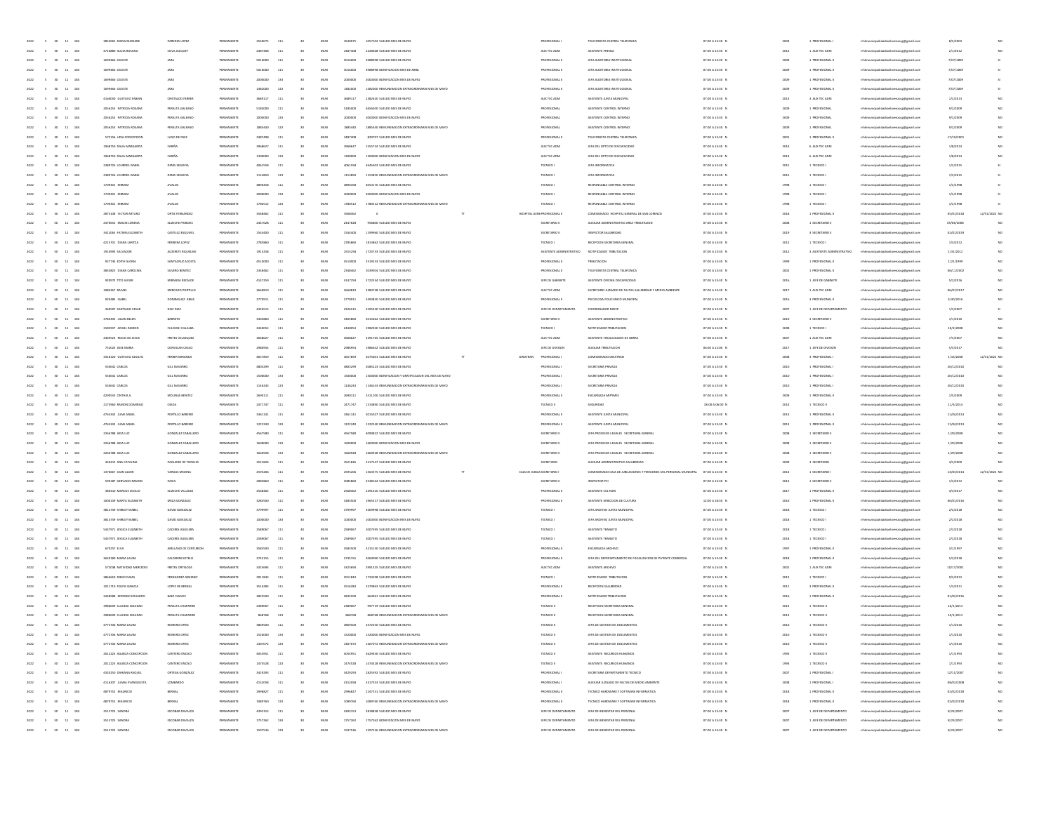| | | | | | | | | | | | | | | | | | | | | | | | | | |
|---|---|---|---|---|---|---|---|---|---|---|---|---|---|---|---|---|---|---|---|---|---|---|---|---|---|
| 2022 | 5 | 30 | 11 | 184 | 3855065 | DIANA MARLENE | PAREDES LOPEZ | PERMANENTE | 3540075 | 111 | 30 | MUN | 3540075 | 3057102 SUELDO MES DE MAYO | | | PROFESIONAL I | TELEFONISTA CENTRAL TELEFONICA | 07:00 A 13:00 N | 2003 | 1 PROFESIONAL I | rrhhmunicipalidadsanlorenzo@gmail.com | 8/5/2003 | | NO |
| 2022 | 5 | 30 | 11 | 184 | 4710880 | ALICIA ROSANA | SILVA JACQUET | PERMANENTE | 2487408 | 111 | 30 | MUN | 2487408 | 2228668 SUELDO MES DE MAYO | | | AUX TEC ADM | ASISTENTE PRENSA | 07:00 A 13:00 N | 2012 | 1 AUX TEC ADM | rrhhmunicipalidadsanlorenzo@gmail.com | 2/1/2012 | | NO |
| 2022 | 5 | 30 | 11 | 184 | 1699466 | CELESTE | JARA | PERMANENTE | 5016000 | 111 | 30 | MUN | 5016000 | 3988998 SUELDO MES DE MAYO | | | PROFESIONAL II | JEFA AUDITORIA INSTITUCIONAL | 07:00 A 13:00 N | 2009 | 1 PROFESIONAL II | rrhhmunicipalidadsanlorenzo@gmail.com | 7/07/2009 | | SI |
| 2022 | 5 | 30 | 11 | 184 | 1699466 | CELESTE | JARA | PERMANENTE | 5016000 | 133 | 30 | MUN | 5016000 | 3988998 BONIFICACION MES DE ABRIL | | | PROFESIONAL II | JEFA AUDITORIA INSTITUCIONAL | 07:00 A 13:00 N | 2009 | 1 PROFESIONAL II | rrhhmunicipalidadsanlorenzo@gmail.com | 7/07/2009 | | SI |
| 2022 | 5 | 30 | 11 | 184 | 1699466 | CELESTE | JARA | PERMANENTE | 2000000 | 133 | 30 | MUN | 2000000 | 2000000 BONIFICACION MES DE MAYO | | | PROFESIONAL II | JEFA AUDITORIA INSTITUCIONAL | 07:00 A 13:00 N | 2009 | 1 PROFESIONAL II | rrhhmunicipalidadsanlorenzo@gmail.com | 7/07/2009 | | SI |
| 2022 | 5 | 30 | 11 | 184 | 1699466 | CELESTE | JARA | PERMANENTE | 1482000 | 123 | 30 | MUN | 1482000 | 1482000 REMUNERACION EXTRAORDINARIA MES DE MAYO | | | PROFESIONAL II | JEFA AUDITORIA INSTITUCIONAL | 07:00 A 13:00 N | 2009 | 1 PROFESIONAL II | rrhhmunicipalidadsanlorenzo@gmail.com | 7/07/2009 | | SI |
| 2022 | 5 | 30 | 11 | 184 | 4160060 | GUSTAVO FABIAN | CRISTALDO FERRER | PERMANENTE | 3669117 | 111 | 30 | MUN | 3669117 | 2382620 SUELDO MES DE MAYO | | | AUX TEC ADM | ASISTENTE JUNTA MUNICIPAL | 07:00 A 13:00 N | 2013 | 3 AUX TEC ADM | rrhhmunicipalidadsanlorenzo@gmail.com | 1/2/2013 | | NO |
| 2022 | 5 | 30 | 11 | 184 | 2054253 | PATRICIA ROSANA | PERALTA GALEANO | PERMANENTE | 5185000 | 111 | 30 | MUN | 5185000 | 4656500 SUELDO MES DE MAYO | | | PROFESIONAL I | ASISTENTE CONTROL INTERNO | 07:00 A 13:00 N | 2009 | 1 PROFESIONAL I | rrhhmunicipalidadsanlorenzo@gmail.com | 9/1/2009 | | NO |
| 2022 | 5 | 30 | 11 | 184 | 2054253 | PATRICIA ROSANA | PERALTA GALEANO | PERMANENTE | 2000000 | 133 | 30 | MUN | 2000000 | 2000000 BONIFICACION MES DE MAYO | | | PROFESIONAL I | ASISTENTE CONTROL INTERNO | 07:00 A 13:00 N | 2009 | 1 PROFESIONAL I | rrhhmunicipalidadsanlorenzo@gmail.com | 9/1/2009 | | NO |
| 2022 | 5 | 30 | 11 | 184 | 2054253 | PATRICIA ROSANA | PERALTA GALEANO | PERMANENTE | 1885640 | 123 | 30 | MUN | 1885640 | 1885640 REMUNERACION EXTRAORDINARIA MES DE MAYO | | | PROFESIONAL I | ASISTENTE CONTROL INTERNO | 07:00 A 13:00 N | 2009 | 1 PROFESIONAL I | rrhhmunicipalidadsanlorenzo@gmail.com | 9/1/2009 | | NO |
| 2022 | 5 | 30 | 11 | 184 | 572196 | LIDIA CONCEPCION | LUGO DE PAEZ | PERMANENTE | 2487408 | 111 | 30 | MUN | 2487408 | 820797 SUELDO MES DE MAYO | | | PROFESIONAL II | TELEFONISTA CENTRAL TELEFONICA | 07:00 A 13:00 N | 2001 | 1 PROFESIONAL II | rrhhmunicipalidadsanlorenzo@gmail.com | 17/10/2001 | | NO |
| 2022 | 5 | 30 | 11 | 184 | 1968750 | DALIA MARGARITA | FARIÑA | PERMANENTE | 3968627 | 111 | 30 | MUN | 3968627 | 1555734 SUELDO MES DE MAYO | | | AUX TEC ADM | JEFA DEL DPTO DE DISCAPACIDAD | 07:00 A 13:00 N | 2014 | 6 AUX TEC ADM | rrhhmunicipalidadsanlorenzo@gmail.com | 1/8/2014 | | NO |
| 2022 | 5 | 30 | 11 | 184 | 1968750 | DALIA MARGARITA | FARIÑA | PERMANENTE | 1300000 | 133 | 30 | MUN | 1300000 | 1300000 BONIFICACION MES DE MAYO | | | AUX TEC ADM | JEFA DEL DPTO DE DISCAPACIDAD | 07:00 A 13:00 N | 2014 | 6 AUX TEC ADM | rrhhmunicipalidadsanlorenzo@gmail.com | 1/8/2014 | | NO |
| 2022 | 5 | 30 | 11 | 184 | 2389726 | LOURDES ISABEL | DENIS SEGOVIA | PERMANENTE | 4061558 | 111 | 30 | MUN | 4061558 | 3645403 SUELDO MES DE MAYO | | | TECNICO I | JEFA INFORMATICA | 07:00 A 13:00 N | 2015 | 1 TECNICO I | rrhhmunicipalidadsanlorenzo@gmail.com | 1/2/2015 | | SI |
| 2022 | 5 | 30 | 11 | 184 | 2389726 | LOURDES ISABEL | DENIS SEGOVIA | PERMANENTE | 1153850 | 123 | 30 | MUN | 1153850 | 1153850 REMUNERACION EXTRAORDINARIA MES DE MAYO | | | TECNICO I | JEFA INFORMATICA | 07:00 A 13:00 N | 2015 | 1 TECNICO I | rrhhmunicipalidadsanlorenzo@gmail.com | 1/2/2015 | | SI |
| 2022 | 5 | 30 | 11 | 184 | 1709301 | MIRIAM | AVALOS | PERMANENTE | 4896458 | 111 | 30 | MUN | 4896458 | 4053176 SUELDO MES DE MAYO | | | TECNICO I | RESPONSABLE CONTROL INTERNO | 07:00 A 13:00 N | 1998 | 1 TECNICO I | rrhhmunicipalidadsanlorenzo@gmail.com | 1/2/1998 | | SI |
| 2022 | 5 | 30 | 11 | 184 | 1709301 | MIRIAM | AVALOS | PERMANENTE | 2000000 | 133 | 30 | MUN | 2000000 | 2000000 BONIFICACION MES DE MAYO | | | TECNICO I | RESPONSABLE CONTROL INTERNO | 07:00 A 13:00 N | 1998 | 1 TECNICO I | rrhhmunicipalidadsanlorenzo@gmail.com | 1/2/1998 | | SI |
| 2022 | 5 | 30 | 11 | 184 | 1709301 | MIRIAM | AVALOS | PERMANENTE | 1780512 | 123 | 30 | MUN | 1780512 | 1780512 REMUNERACION EXTRAORDINARIA MES DE MAYO | | | TECNICO I | RESPONSABLE CONTROL INTERNO | 07:00 A 13:00 N | 1998 | 1 TECNICO I | rrhhmunicipalidadsanlorenzo@gmail.com | 1/2/1998 | | SI |
| 2022 | 5 | 30 | 11 | 184 | 2873508 | VICTOR ARTURO | ORTIZ FERNANDEZ | PERMANENTE | 3568462 | 111 | 30 | MUN | 3568462 | 0 | TT | HOSPITAL GENERAL | PROFESIONAL II | COMISIONADO HOSPITAL GENERAL DE SAN LORENZO | 07:00 A 13:00 N | 2018 | 1 PROFESIONAL II | rrhhmunicipalidadsanlorenzo@gmail.com | 05/01/2018 | 12/31/2022 | NO |
| 2022 | 5 | 30 | 11 | 184 | 2476652 | ENISLEI LORENA | ELIZECHE PAREDES | PERMANENTE | 2447628 | 111 | 30 | MUN | 2447628 | 956800 SUELDO MES DE MAYO | | | SECRETARIO II | AUXILIAR ADMINISTRATIVO AREA TRIBUTACION | 07:00 A 13:00 N | 2008 | 1 SECRETARIO II | rrhhmunicipalidadsanlorenzo@gmail.com | 09/06/2008 | | NO |
| 2022 | 5 | 30 | 11 | 184 | 3412065 | FATIMA ELIZABETH | CASTILLO ESQUIVEL | PERMANENTE | 1544400 | 111 | 30 | MUN | 1544400 | 1199960 SUELDO MES DE MAYO | | | SECRETARIO II | INSPECTOR SALUBRIDAD | 07:00 A 13:00 N | 2019 | 3 SECRETARIO II | rrhhmunicipalidadsanlorenzo@gmail.com | 02/01/2019 | | NO |
| 2022 | 5 | 30 | 11 | 184 | 4215951 | DIANA LARITZA | FERREIRA LOPEZ | PERMANENTE | 2785860 | 111 | 30 | MUN | 2785860 | 1813862 SUELDO MES DE MAYO | | | TECNICO I | RECEPCION SECRETARIA GENERAL | 07:00 A 13:00 N | 2012 | 1 TECNICO I | rrhhmunicipalidadsanlorenzo@gmail.com | 1/3/2012 | | NO |
| 2022 | 5 | 30 | 11 | 184 | 1910994 | SALVADOR | ALEGRETE RIQUELME | PERMANENTE | 1915258 | 111 | 30 | MUN | 1915258 | 1723733 SUELDO MES DE MAYO | | | ASISTENTE ADMINISTRATIVO | NOTIFICADOR TRIBUTACION | 07:00 A 13:00 N | 2012 | 3 ASISTENTE ADMINISTRATIVO | rrhhmunicipalidadsanlorenzo@gmail.com | 1/31/2012 | | NO |
| 2022 | 5 | 30 | 11 | 184 | 827743 | EDITH GLORIA | SANTACRUZ ACOSTA | PERMANENTE | 4510000 | 111 | 30 | MUN | 4510000 | 2519233 SUELDO MES DE MAYO | | | PROFESIONAL II | TRIBUTACION | 07:00 A 13:00 N | 1999 | 1 PROFESIONAL II | rrhhmunicipalidadsanlorenzo@gmail.com | 1/21/1999 | | NO |
| 2022 | 5 | 30 | 11 | 184 | 5833825 | DIANA CAROLINA | SILVERO BENITEZ | PERMANENTE | 2348462 | 111 | 30 | MUN | 2348462 | 2039504 SUELDO MES DE MAYO | | | PROFESIONAL II | TELEFONISTA CENTRAL TELEFONICA | 07:00 A 13:00 N | 2002 | 1 PROFESIONAL II | rrhhmunicipalidadsanlorenzo@gmail.com | 06/11/2002 | | NO |
| 2022 | 5 | 30 | 11 | 184 | 920972 | TITO JAVIER | MIRANDA RECALDE | PERMANENTE | 4147259 | 111 | 30 | MUN | 4147259 | 3722534 SUELDO MES DE MAYO | | | JEFE DE GABINETE | ASISTENTE OFICINA DISCAPACIDAD | 07:00 A 13:00 N | 2016 | 1 JEFE DE GABINETE | rrhhmunicipalidadsanlorenzo@gmail.com | 5/2/2016 | | NO |
| 2022 | 5 | 30 | 11 | 184 | 1084267 | RAFAEL | MERCADO PORTILLO | PERMANENTE | 3860819 | 111 | 30 | MUN | 3860819 | 3283738 SUELDO MES DE MAYO | | | AUX TEC ADM | SECRETARIO JUZGADO DE FALTAS SALUBRIDAD Y MEDIO AMBIENTE | 07:00 A 13:00 N | 2017 | 1 AUX TEC ADM | rrhhmunicipalidadsanlorenzo@gmail.com | 06/07/2017 | | NO |
| 2022 | 5 | 30 | 11 | 184 | 910085 | ISABEL | DOMINGUEZ ARIAS | PERMANENTE | 2775911 | 111 | 30 | MUN | 2775911 | 2593820 SUELDO MES DE MAYO | | | PROFESIONAL II | PSICOLOGA POLICLINICO MUNICIPAL | 07:00 A 13:00 N | 2016 | 3 PROFESIONAL II | rrhhmunicipalidadsanlorenzo@gmail.com | 3/30/2016 | | NO |
| 2022 | 5 | 30 | 11 | 184 | 369597 | SANTIAGO CESAR | DIAZ DIAZ | PERMANENTE | 4326515 | 111 | 30 | MUN | 4326515 | 3593430 SUELDO MES DE MAYO | | | JEFE DE DEPARTAMENTO | COORDINADOR MECIP | 07:00 A 13:00 N | 2007 | 1 JEFE DE DEPARTAMENTO | rrhhmunicipalidadsanlorenzo@gmail.com | 1/2/2007 | | SI |
| 2022 | 5 | 30 | 11 | 184 | 3766303 | LILIAN BELEN | BARRETO | PERMANENTE | 3405860 | 111 | 30 | MUN | 3405860 | 3015662 SUELDO MES DE MAYO | | | SECRETARIO II | ASISTENTE ADMINISTRATIVO | 07:00 A 13:00 N | 2010 | 3 SECRETARIO II | rrhhmunicipalidadsanlorenzo@gmail.com | 1/1/2010 | | NO |
| 2022 | 5 | 30 | 11 | 184 | 3185937 | ANGEL RAMON | FULGENCI VILLALBA | PERMANENTE | 2440053 | 111 | 30 | MUN | 2440053 | 1982960 SUELDO MES DE MAYO | | | TECNICO I | NOTIFICADOR TRIBUTACION | 07:00 A 13:00 N | 2008 | 1 TECNICO I | rrhhmunicipalidadsanlorenzo@gmail.com | 10/3/2008 | | NO |
| 2022 | 5 | 30 | 11 | 184 | 2469523 | ROCIO DE JESUS | FRETES VELAZQUEZ | PERMANENTE | 3668627 | 111 | 30 | MUN | 3668627 | 3291765 SUELDO MES DE MAYO | | | AUX TEC ADM | ASISTENTE FISCALIZACION DE OBRAS | 07:00 A 13:00 N | 2007 | 1 AUX TEC ADM | rrhhmunicipalidadsanlorenzo@gmail.com | 7/3/2007 | | NO |
| 2022 | 5 | 30 | 11 | 184 | 752025 | JOSE MARIA | CORVALAN CASCO | PERMANENTE | 2986954 | 111 | 30 | MUN | 2986954 | 1986642 SUELDO MES DE MAYO | | | JEFE DE DIVISION | AUXILIAR TRIBUTACION | 06:00 A 12:00 N | 2017 | 1 JEFE DE DIVISION | rrhhmunicipalidadsanlorenzo@gmail.com | 5/5/2017 | | NO |
| 2022 | 5 | 30 | 11 | 184 | 3318120 | GUSTAVO ADOLFO | FERRER MIRANDA | PERMANENTE | 4657859 | 111 | 30 | MUN | 4657859 | 3075601 SUELDO MES DE MAYO | TT | DINATRAN | PROFESIONAL I | COMISIONADO DINATRAN | 07:00 A 13:00 N | 2008 | 3 PROFESIONAL I | rrhhmunicipalidadsanlorenzo@gmail.com | 1/16/2008 | 12/31/2022 | NO |
| 2022 | 5 | 30 | 11 | 184 | 558641 | CARLOS | GILL MAIDANA | PERMANENTE | 4803299 | 111 | 30 | MUN | 4803299 | 2083223 SUELDO MES DE MAYO | | | PROFESIONAL I | SECRETARIA PRIVADA | 07:00 A 13:00 N | 2010 | 1 PROFESIONAL I | rrhhmunicipalidadsanlorenzo@gmail.com | 20/12/2010 | | NO |
| 2022 | 5 | 30 | 11 | 184 | 558641 | CARLOS | GILL MAIDANA | PERMANENTE | 1500000 | 133 | 30 | MUN | 1500000 | 1500000 BONIFICACION Y GRATIFICACION DEL MES DE MAYO | | | PROFESIONAL I | SECRETARIA PRIVADA | 07:00 A 13:00 N | 2010 | 1 PROFESIONAL I | rrhhmunicipalidadsanlorenzo@gmail.com | 20/12/2010 | | NO |
| 2022 | 5 | 30 | 11 | 184 | 558641 | CARLOS | GILL MAIDANA | PERMANENTE | 1146243 | 123 | 30 | MUN | 1146243 | 1146243 REMUNERACION EXTRAORDINARIA MES DE MAYO | | | PROFESIONAL I | SECRETARIA PRIVADA | 07:00 A 13:00 N | 2010 | 1 PROFESIONAL I | rrhhmunicipalidadsanlorenzo@gmail.com | 20/12/2010 | | NO |
| 2022 | 5 | 30 | 11 | 184 | 4290543 | CINTHIA JL | MOLINAS BENITEZ | PERMANENTE | 2690111 | 111 | 30 | MUN | 2690111 | 2411100 SUELDO MES DE MAYO | | | PROFESIONAL II | ENCARGADA REPTINES | 07:00 A 13:00 N | 2009 | 1 PROFESIONAL II | rrhhmunicipalidadsanlorenzo@gmail.com | 1/9/2009 | | NO |
| 2022 | 5 | 30 | 11 | 184 | 2173960 | RAMON DOMINGO | OJEDA | PERMANENTE | 2471747 | 111 | 30 | MUN | 2471747 | 1314890 SUELDO MES DE MAYO | | | TECNICO II | SEGURIDAD | 18:00 A 06:00 N | 2014 | 1 TECNICO II | rrhhmunicipalidadsanlorenzo@gmail.com | 11/4/2014 | | NO |
| 2022 | 5 | 30 | 11 | 184 | 4763342 | JUAN ANGEL | PORTILLO BAREIRO | PERMANENTE | 3361141 | 111 | 30 | MUN | 3361141 | 3015027 SUELDO MES DE MAYO | | | PROFESIONAL II | ASISTENTE JUNTA MUNICIPAL | 07:00 A 13:00 N | 2013 | 1 PROFESIONAL II | rrhhmunicipalidadsanlorenzo@gmail.com | 11/04/2013 | | NO |
| 2022 | 5 | 30 | 11 | 184 | 4763342 | JUAN ANGEL | PORTILLO BAREIRO | PERMANENTE | 1222240 | 123 | 30 | MUN | 1222240 | 1222240 REMUNERACION EXTRAORDINARIA MES DE MAYO | | | PROFESIONAL II | ASISTENTE JUNTA MUNICIPAL | 07:00 A 13:00 N | 2013 | 1 PROFESIONAL II | rrhhmunicipalidadsanlorenzo@gmail.com | 11/04/2013 | | NO |
| 2022 | 5 | 30 | 11 | 184 | 2266788 | AIDA LUZ | GONZALEZ CABALLERO | PERMANENTE | 4567580 | 111 | 30 | MUN | 4567580 | 4090822 SUELDO MES DE MAYO | | | SECRETARIO II | JEFA PROCESOS LEGALES SECRETARIA GENERAL | 07:00 A 13:00 N | 2008 | 1 SECRETARIO II | rrhhmunicipalidadsanlorenzo@gmail.com | 1/29/2008 | | NO |
| 2022 | 5 | 30 | 11 | 184 | 2266788 | AIDA LUZ | GONZALEZ CABALLERO | PERMANENTE | 1600000 | 133 | 30 | MUN | 1600000 | 1600000 BONIFICACION MES DE MAYO | | | SECRETARIO II | JEFA PROCESOS LEGALES SECRETARIA GENERAL | 07:00 A 13:00 N | 2008 | 1 SECRETARIO II | rrhhmunicipalidadsanlorenzo@gmail.com | 1/29/2008 | | NO |
| 2022 | 5 | 30 | 11 | 184 | 2266788 | AIDA LUZ | GONZALEZ CABALLERO | PERMANENTE | 1660928 | 123 | 30 | MUN | 1660928 | 1660928 REMUNERACION EXTRAORDINARIA MES DE MAYO | | | SECRETARIO II | JEFA PROCESOS LEGALES SECRETARIA GENERAL | 07:00 A 13:00 N | 2008 | 1 SECRETARIO II | rrhhmunicipalidadsanlorenzo@gmail.com | 1/29/2008 | | NO |
| 2022 | 5 | 30 | 11 | 184 | 350412 | ANA CATALINA | PAIALARRI DE TORALES | PERMANENTE | 3521826 | 111 | 30 | MUN | 3521826 | 2317537 SUELDO MES DE MAYO | | | SECRETARIO | AUXILIAR ADMINISTRATIVO SALUBRIDAD | 07:00 A 13:00 N | 2009 | 3 SECRETARIO | rrhhmunicipalidadsanlorenzo@gmail.com | 4/2/2009 | | NO |
| 2022 | 5 | 30 | 11 | 184 | 1376667 | JUAN ALDER | VARGAS MEDINA | PERMANENTE | 2593206 | 111 | 30 | MUN | 2593206 | 1564575 SUELDO MES DE MAYO | TT | CAJA DE JUBILACIONES | SECRETARIO I | COMISIONADO CAJA DE JUBILACIONES Y PENSIONES DEL PERSONAL MUNICIPAL | 07:00 A 13:00 N | 2014 | 1 SECRETARIO I | rrhhmunicipalidadsanlorenzo@gmail.com | 14/03/2014 | 12/31/2022 | NO |
| 2022 | 5 | 30 | 11 | 184 | 596187 | GERVASIO RAMON | PAIVA | PERMANENTE | 3083660 | 111 | 30 | MUN | 3083660 | 2548164 SUELDO MES DE MAYO | | | SECRETARIO II | INSPECTOR PCI | 07:00 A 13:00 N | 2012 | 1 SECRETARIO II | rrhhmunicipalidadsanlorenzo@gmail.com | 1/3/2012 | | NO |
| 2022 | 5 | 30 | 11 | 184 | 386410 | MARCOS OCELIO | ELIZECHE VILLALBA | PERMANENTE | 2566662 | 111 | 30 | MUN | 2566662 | 2291616 SUELDO MES DE MAYO | | | PROFESIONAL I | ASISTENTE CULTURA | 07:00 A 13:00 N | 2017 | 1 PROFESIONAL I | rrhhmunicipalidadsanlorenzo@gmail.com | 4/3/2017 | | NO |
| 2022 | 5 | 30 | 11 | 184 | 1800149 | MARTA ELIZABETH | MEZA GONZALEZ | PERMANENTE | 3265500 | 111 | 30 | MUN | 3265500 | 1965517 SUELDO MES DE MAYO | | | PROFESIONAL II | ASISTENTE DIRECCION DE CULTURA | 12:00 A 18:00 N | 2016 | 1 PROFESIONAL II | rrhhmunicipalidadsanlorenzo@gmail.com | 06/01/2016 | | NO |
| 2022 | 5 | 30 | 11 | 184 | 3814739 | SHIRLEY MABEL | DAVID GONZALEZ | PERMANENTE | 3799997 | 111 | 30 | MUN | 3799997 | 3409998 SUELDO MES DE MAYO | | | TECNICO I | JEFA ARCHIVO JUNTA MUNICIPAL | 07:00 A 13:00 N | 2018 | 1 TECNICO I | rrhhmunicipalidadsanlorenzo@gmail.com | 2/2/2018 | | NO |
| 2022 | 5 | 30 | 11 | 184 | 3814739 | SHIRLEY MABEL | DAVID GONZALEZ | PERMANENTE | 1000000 | 133 | 30 | MUN | 1000000 | 1000000 BONIFICACION MES DE MAYO | | | TECNICO I | JEFA ARCHIVO JUNTA MUNICIPAL | 07:00 A 13:00 N | 2018 | 1 TECNICO I | rrhhmunicipalidadsanlorenzo@gmail.com | 2/2/2018 | | NO |
| 2022 | 5 | 30 | 11 | 184 | 5437971 | JESSICA ELIZABETH | CACERES AGUILERA | PERMANENTE | 2589067 | 111 | 30 | MUN | 2589067 | 2007395 SUELDO MES DE MAYO | | | TECNICO I | ASISTENTE TRANSITO | 07:00 A 13:00 N | 2018 | 1 TECNICO I | rrhhmunicipalidadsanlorenzo@gmail.com | 2/2/2018 | | NO |
| 2022 | 5 | 30 | 11 | 184 | 5437971 | JESSICA ELIZABETH | CACERES AGUILERA | PERMANENTE | 2589067 | 111 | 30 | MUN | 2589067 | 2007395 SUELDO MES DE MAYO | | | TECNICO I | ASISTENTE TRANSITO | 07:00 A 13:00 N | 2018 | 1 TECNICO I | rrhhmunicipalidadsanlorenzo@gmail.com | 2/2/2018 | | NO |
| 2022 | 5 | 30 | 11 | 184 | 670257 | ELVA | ARELLANO DE CENTURION | PERMANENTE | 3583500 | 111 | 30 | MUN | 3583500 | 3215150 SUELDO MES DE MAYO | | | PROFESIONAL II | ENCARGADA ARCHIVO | 07:00 A 13:00 N | 1997 | 1 PROFESIONAL II | rrhhmunicipalidadsanlorenzo@gmail.com | 3/1/1997 | | NO |
| 2022 | 5 | 30 | 11 | 184 | 3620180 | MARIA LAURA | CALDERINI SOTELO | PERMANENTE | 2745155 | 111 | 30 | MUN | 2745155 | 2069090 SUELDO MES DE MAYO | | | PROFESIONAL II | JEFA DEL DEPARTAMENTO DE FISCALIZACION DE PATENTE COMERCIAL | 07:00 A 13:00 N | 2018 | 1 PROFESIONAL II | rrhhmunicipalidadsanlorenzo@gmail.com | 5/2/2018 | | NO |
| 2022 | 5 | 30 | 11 | 184 | 572038 | NATIVIDAD MERCEDES | FRETES ORTIGOZA | PERMANENTE | 3323694 | 111 | 30 | MUN | 3323694 | 2991325 SUELDO MES DE MAYO | | | AUX TEC ADM | ASISTENTE ARCHIVO | 07:00 A 13:00 N | 2001 | 1 AUX TEC ADM | rrhhmunicipalidadsanlorenzo@gmail.com | 10/17/2001 | | NO |
| 2022 | 5 | 30 | 11 | 184 | 3866692 | DIEGO ISAIAS | FERNANDEZ GIMENEZ | PERMANENTE | 2011863 | 111 | 30 | MUN | 2011863 | 1733598 SUELDO MES DE MAYO | | | TECNICO I | NOTIFICADOR TRIBUTACION | 07:00 A 13:00 N | 2012 | 1 TECNICO I | rrhhmunicipalidadsanlorenzo@gmail.com | 9/3/2012 | | NO |
| 2022 | 5 | 30 | 11 | 184 | 1011710 | FELIPA IGNACIA | LOPEZ DE BERNAL | PERMANENTE | 3516283 | 111 | 30 | MUN | 3516283 | 2570863 SUELDO MES DE MAYO | | | PROFESIONAL II | RECEPCION SALUBRIDAD | 07:00 A 13:00 N | 2011 | 3 PROFESIONAL II | rrhhmunicipalidadsanlorenzo@gmail.com | 1/3/2011 | | NO |
| 2022 | 5 | 30 | 11 | 184 | 2448588 | RODRIGO EDUARDO | BAEZ CHAVEZ | PERMANENTE | 2855500 | 111 | 30 | MUN | 2855500 | 564961 SUELDO MES DE MAYO | | | PROFESIONAL II | NOTIFICADOR TRIBUTACION | 07:00 A 13:00 N | 2016 | 1 PROFESIONAL II | rrhhmunicipalidadsanlorenzo@gmail.com | 01/02/2016 | | NO |
| 2022 | 5 | 30 | 11 | 184 | 3986009 | CLAUDIA SOLEDAD | PERALTA CHAPARRO | PERMANENTE | 2389067 | 111 | 30 | MUN | 2389067 | 997719 SUELDO MES DE MAYO | | | TECNICO II | RECEPCION SECRETARIA GENERAL | 07:00 A 13:00 N | 2013 | 1 TECNICO II | rrhhmunicipalidadsanlorenzo@gmail.com | 10/1/2013 | | NO |
| 2022 | 5 | 30 | 11 | 184 | 3986009 | CLAUDIA SOLEDAD | PERALTA CHAPARRO | PERMANENTE | 868768 | 123 | 30 | MUN | 868768 | 868768 REMUNERACION EXTRAORDINARIA MES DE MAYO | | | TECNICO II | RECEPCION SECRETARIA GENERAL | 07:00 A 13:00 N | 2013 | 1 TECNICO II | rrhhmunicipalidadsanlorenzo@gmail.com | 10/1/2013 | | NO |
| 2022 | 5 | 30 | 11 | 184 | 4772706 | MARIA LAURA | ROMERO ORTIZ | PERMANENTE | 3869500 | 111 | 30 | MUN | 3869500 | 3472550 SUELDO MES DE MAYO | | | TECNICO II | JEFA DE GESTION DE DOCUMENTOS | 07:00 A 13:00 N | 2010 | 1 TECNICO II | rrhhmunicipalidadsanlorenzo@gmail.com | 1/1/2010 | | NO |
| 2022 | 5 | 30 | 11 | 184 | 4772706 | MARIA LAURA | ROMERO ORTIZ | PERMANENTE | 1520000 | 133 | 30 | MUN | 1520000 | 1520000 BONIFICACION MES DE MAYO | | | TECNICO II | JEFA DE GESTION DE DOCUMENTOS | 07:00 A 13:00 N | 2010 | 1 TECNICO II | rrhhmunicipalidadsanlorenzo@gmail.com | 1/1/2010 | | NO |
| 2022 | 5 | 30 | 11 | 184 | 4772706 | MARIA LAURA | ROMERO ORTIZ | PERMANENTE | 1407072 | 123 | 30 | MUN | 1407072 | 1407072 REMUNERACION EXTRAORDINARIA MES DE MAYO | | | TECNICO II | JEFA DE GESTION DE DOCUMENTOS | 07:00 A 13:00 N | 2010 | 1 TECNICO II | rrhhmunicipalidadsanlorenzo@gmail.com | 1/1/2010 | | NO |
| 2022 | 5 | 30 | 11 | 184 | 2012223 | AGUEDA CONCEPCION | CANTERO ENCISO | PERMANENTE | 4054951 | 111 | 30 | MUN | 4054951 | 3629456 SUELDO MES DE MAYO | | | TECNICO II | ASISTENTE RECURSOS HUMANOS | 07:00 A 13:00 N | 1993 | 1 TECNICO II | rrhhmunicipalidadsanlorenzo@gmail.com | 1/1/1993 | | NO |
| 2022 | 5 | 30 | 11 | 184 | 2012223 | AGUEDA CONCEPCION | CANTERO ENCISO | PERMANENTE | 1474528 | 123 | 30 | MUN | 1474528 | 1474528 REMUNERACION EXTRAORDINARIA MES DE MAYO | | | TECNICO II | ASISTENTE RECURSOS HUMANOS | 07:00 A 13:00 N | 1993 | 1 TECNICO II | rrhhmunicipalidadsanlorenzo@gmail.com | 1/1/1993 | | NO |
| 2022 | 5 | 30 | 11 | 184 | 3320292 | DAHIANA RAQUEL | ORTEGA GONZALEZ | PERMANENTE | 3429295 | 111 | 30 | MUN | 3429295 | 2825392 SUELDO MES DE MAYO | | | PROFESIONAL I | SECRETARIA DEPARTAMENTO TECNICO | 07:00 A 13:00 N | 2007 | 1 PROFESIONAL I | rrhhmunicipalidadsanlorenzo@gmail.com | 12/11/2007 | | NO |
| 2022 | 5 | 30 | 11 | 184 | 4116207 | JUANA EVANGELISTA | LOMBARDO | PERMANENTE | 4252058 | 111 | 30 | MUN | 4252058 | 3517353 SUELDO MES DE MAYO | | | PROFESIONAL I | AUXILIAR JUZGADO DE FALTAS DE MEDIO AMBIENTE | 07:00 A 13:00 N | 2008 | 1 PROFESIONAL I | rrhhmunicipalidadsanlorenzo@gmail.com | 08/02/2008 | | NO |
| 2022 | 5 | 30 | 11 | 184 | 3879752 | MAURICIO | BERNAL | PERMANENTE | 2996827 | 111 | 30 | MUN | 2996827 | 2247251 SUELDO MES DE MAYO | | | PROFESIONAL II | TECNICO HARDWARE Y SOFTWARE INFORMATICA | 07:00 A 13:00 N | 2018 | 1 PROFESIONAL II | rrhhmunicipalidadsanlorenzo@gmail.com | 02/02/2018 | | NO |
| 2022 | 5 | 30 | 11 | 184 | 3879752 | MAURICIO | BERNAL | PERMANENTE | 1089760 | 123 | 30 | MUN | 1089760 | 1089760 REMUNERACION EXTRAORDINARIA MES DE MAYO | | | PROFESIONAL II | TECNICO HARDWARE Y SOFTWARE INFORMATICA | 07:00 A 13:00 N | 2018 | 1 PROFESIONAL II | rrhhmunicipalidadsanlorenzo@gmail.com | 02/02/2018 | | NO |
| 2022 | 5 | 30 | 11 | 184 | 3513723 | SANDRA | ESCOBAR DAVALOS | PERMANENTE | 4393153 | 111 | 30 | MUN | 4393153 | 3818838 SUELDO MES DE MAYO | | | JEFE DE DEPARTAMENTO | JEFA DE BIENESTAR DEL PERSONAL | 07:00 A 13:00 N | 2007 | 1 JEFE DE DEPARTAMENTO | rrhhmunicipalidadsanlorenzo@gmail.com | 8/23/2007 | | NO |
| 2022 | 5 | 30 | 11 | 184 | 3513723 | SANDRA | ESCOBAR DAVALOS | PERMANENTE | 1757262 | 133 | 30 | MUN | 1757262 | 1757262 BONIFICACION MES DE MAYO | | | JEFE DE DEPARTAMENTO | JEFA DE BIENESTAR DEL PERSONAL | 07:00 A 13:00 N | 2007 | 1 JEFE DE DEPARTAMENTO | rrhhmunicipalidadsanlorenzo@gmail.com | 8/23/2007 | | NO |
| 2022 | 5 | 30 | 11 | 184 | 3513723 | SANDRA | ESCOBAR DAVALOS | PERMANENTE | 1597536 | 123 | 30 | MUN | 1597536 | 1597536 REMUNERACION EXTRAORDINARIA MES DE MAYO | | | JEFE DE DEPARTAMENTO | JEFA DE BIENESTAR DEL PERSONAL | 07:00 A 13:00 N | 2007 | 1 JEFE DE DEPARTAMENTO | rrhhmunicipalidadsanlorenzo@gmail.com | 8/23/2007 | | NO |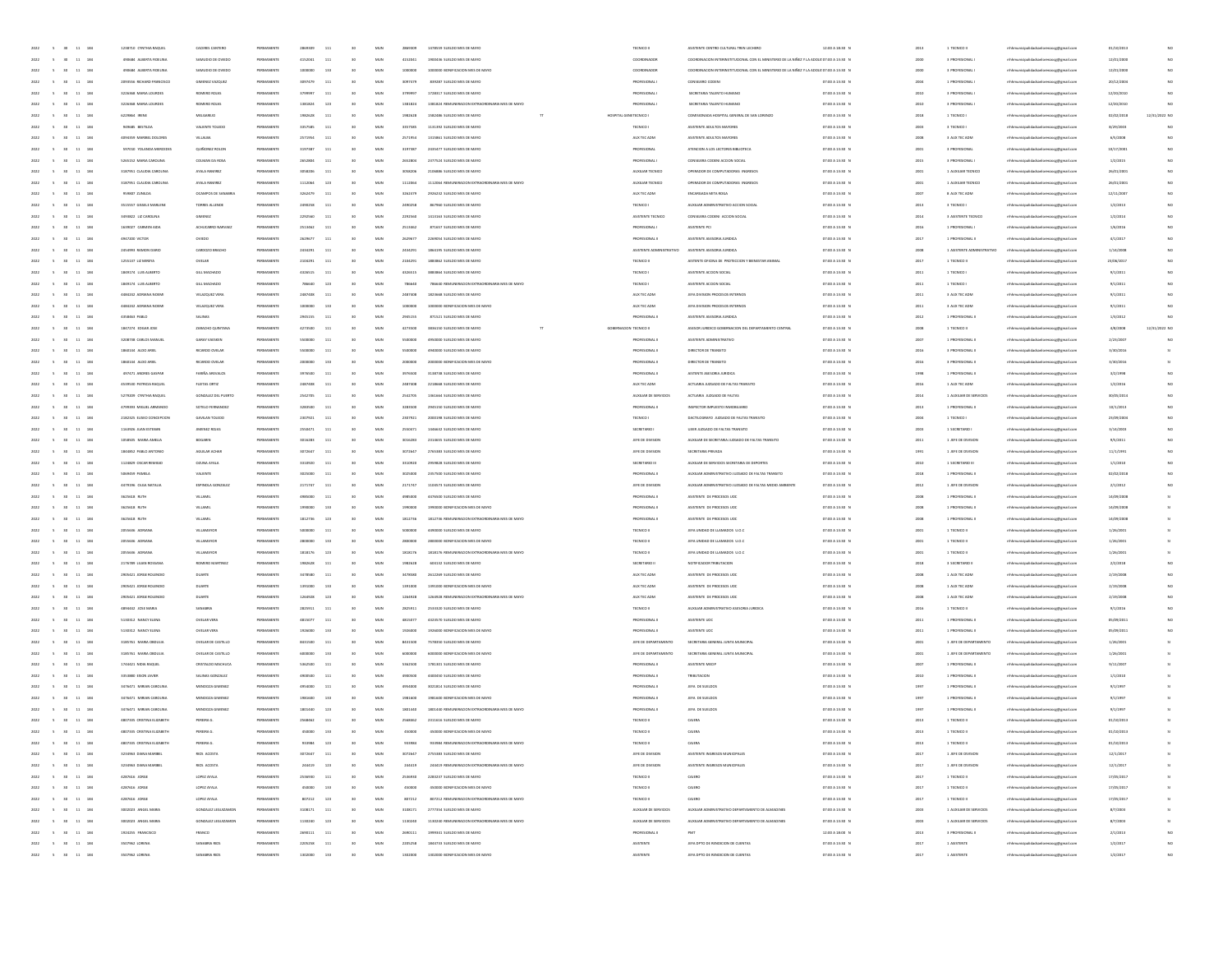| | | | | | | | | | | | | | | | | | | | | | | | | | | |
|---|---|---|---|---|---|---|---|---|---|---|---|---|---|---|---|---|---|---|---|---|---|---|---|---|---|---|
| 2022 | 5 | 30 | 11 | 184 | 1238710 | CYNTHIA RAQUEL | CACERES CANTERO | PERMANENTE | 2869309 | 111 | 30 | MUN | 2869309 | 1478539 | SUELDO MES DE MAYO | | | TECNICO II | ASISTENTE CENTRO CULTURAL TREN LECHERO | 12:00 A 18:00 | N | 2013 | 1 TECNICO II | rrhhmunicipalidadsanlorenzo@gmail.com | 01/10/2013 | | NO |
| 2022 | 5 | 30 | 11 | 184 | 898684 | ALBERTA FIDELINA | SAMUDIO DE OVIEDO | PERMANENTE | 4152041 | 111 | 30 | MUN | 4152041 | 1900436 | SUELDO MES DE MAYO | | | COORDINADOR | COORDINACION INTERINSTITUCIONAL CON EL MINISTERIO DE LA NIÑEZ Y LA ADOLESCENCIA | 07:00 A 13:30 | N | 2000 | 3 PROFESIONAL I | rrhhmunicipalidadsanlorenzo@gmail.com | 12/01/2000 | | NO |
| 2022 | 5 | 30 | 11 | 184 | 898684 | ALBERTA FIDELINA | SAMUDIO DE OVIEDO | PERMANENTE | 1000000 | 133 | 30 | MUN | 1000000 | 1000000 | BONIFICACION MES DE MAYO | | | COORDINADOR | COORDINACION INTERINSTITUCIONAL CON EL MINISTERIO DE LA NIÑEZ Y LA ADOLESCENCIA | 07:00 A 13:30 | N | 2000 | 3 PROFESIONAL I | rrhhmunicipalidadsanlorenzo@gmail.com | 12/01/2000 | | NO |
| 2022 | 5 | 30 | 11 | 184 | 2093556 | RICHARD FRANCISCO | GIMENEZ VAZQUEZ | PERMANENTE | 3097479 | 111 | 30 | MUN | 3097479 | 839287 | SUELDO MES DE MAYO | | | PROFESIONAL I | CONSEJERO CODENI | 07:00 A 13:30 | N | 2004 | 1 PROFESIONAL I | rrhhmunicipalidadsanlorenzo@gmail.com | 20/12/2004 | | NO |
| 2022 | 5 | 30 | 11 | 184 | 3216668 | MARIA LOURDES | ROMERO ROJAS | PERMANENTE | 3799997 | 111 | 30 | MUN | 3799997 | 1728317 | SUELDO MES DE MAYO | | | PROFESIONAL I | SECRETARIA TALENTO HUMANO | 07:00 A 13:30 | N | 2010 | 3 PROFESIONAL I | rrhhmunicipalidadsanlorenzo@gmail.com | 12/30/2010 | | NO |
| 2022 | 5 | 30 | 11 | 184 | 3216668 | MARIA LOURDES | ROMERO ROJAS | PERMANENTE | 1381824 | 123 | 30 | MUN | 1381824 | 1381824 | REMUNERACION EXTRAORDINARIA MES DE MAYO | | | PROFESIONAL I | SECRETARIA TALENTO HUMANO | 07:00 A 13:30 | N | 2010 | 3 PROFESIONAL I | rrhhmunicipalidadsanlorenzo@gmail.com | 12/30/2010 | | NO |
| 2022 | 5 | 30 | 11 | 184 | 6229864 | IRENE | MELGAREJO | PERMANENTE | 1982628 | 111 | 30 | MUN | 1982628 | 1982486 | SUELDO MES DE MAYO | TT | HOSPITAL GENER | TECNICO I | COMISIONADA HOSPITAL GENERAL DE SAN LORENZO | 07:00 A 13:30 | N | 2018 | 1 TECNICO I | rrhhmunicipalidadsanlorenzo@gmail.com | 02/02/2018 | 12/31/2022 | NO |
| 2022 | 5 | 30 | 11 | 184 | 949685 | BERTILDA | VALIENTE TOLEDO | PERMANENTE | 3357585 | 111 | 30 | MUN | 3357585 | 1131392 | SUELDO MES DE MAYO | | | TECNICO I | ASISTENTE ADULTOS MAYORES | 07:00 A 13:30 | N | 2003 | 3 TECNICO I | rrhhmunicipalidadsanlorenzo@gmail.com | 8/29/2003 | | NO |
| 2022 | 5 | 30 | 11 | 184 | 4094559 | MARIBEL DOLORES | VILLALBA | PERMANENTE | 2571954 | 111 | 30 | MUN | 2571954 | 1313861 | SUELDO MES DE MAYO | | | AUX TEC ADM | ASISTENTE ADULTOS MAYORES | 07:00 A 13:30 | N | 2008 | 3 AUX TEC ADM | rrhhmunicipalidadsanlorenzo@gmail.com | 6/5/2008 | | NO |
| 2022 | 5 | 30 | 11 | 184 | 597030 | YOLANDA MERCEDES | QUIÑONEZ ROLON | PERMANENTE | 3197587 | 111 | 30 | MUN | 3197587 | 2656477 | SUELDO MES DE MAYO | | | PROFESIONAL | ATENCION A LOS LECTORES BIBLIOTECA | 07:00 A 13:30 | N | 2001 | 3 PROFESIONAL | rrhhmunicipalidadsanlorenzo@gmail.com | 10/17/2001 | | NO |
| 2022 | 5 | 30 | 11 | 184 | 5265152 | MARIA CAROLINA | COLMAN DA ROSA | PERMANENTE | 2652806 | 111 | 30 | MUN | 2652806 | 2377526 | SUELDO MES DE MAYO | | | PROFESIONAL I | CONSEJERA CODENI ACCION SOCIAL | 07:00 A 13:30 | N | 2015 | 3 PROFESIONAL I | rrhhmunicipalidadsanlorenzo@gmail.com | 1/2/2015 | | NO |
| 2022 | 5 | 30 | 11 | 184 | 3187951 | CLAUDIA CAROLINA | AYALA RAMIREZ | PERMANENTE | 3058206 | 111 | 30 | MUN | 3058206 | 2106886 | SUELDO MES DE MAYO | | | AUXILIAR TECNICO | OPERADOR DE COMPUTADORAS INGRESOS | 07:00 A 13:30 | N | 2001 | 1 AUXILIAR TECNICO | rrhhmunicipalidadsanlorenzo@gmail.com | 26/01/2001 | | NO |
| 2022 | 5 | 30 | 11 | 184 | 3187951 | CLAUDIA CAROLINA | AYALA RAMIREZ | PERMANENTE | 1112864 | 123 | 30 | MUN | 1112864 | 1112864 | REMUNERACION EXTRAORDINARIA MES DE MAYO | | | AUXILIAR TECNICO | OPERADOR DE COMPUTADORAS INGRESOS | 07:00 A 13:30 | N | 2001 | 1 AUXILIAR TECNICO | rrhhmunicipalidadsanlorenzo@gmail.com | 26/01/2001 | | NO |
| 2022 | 5 | 30 | 11 | 184 | 959907 | ZUNILDA | OCAMPOS DE SANABRIA | PERMANENTE | 3262479 | 111 | 30 | MUN | 3262479 | 2926232 | SUELDO MES DE MAYO | | | AUX TEC ADM | ENCARGADA MITA ROGA | 07:00 A 13:30 | N | 2007 | 3 AUX TEC ADM | rrhhmunicipalidadsanlorenzo@gmail.com | 12/11/2007 | | NO |
| 2022 | 5 | 30 | 11 | 184 | 3515557 | GISSELE MARLENE | TORRES ALLENDE | PERMANENTE | 2490258 | 111 | 30 | MUN | 2490258 | 867960 | SUELDO MES DE MAYO | | | TECNICO I | AUXILIAR ADMINISTRATIVO ACCION SOCIAL | 07:00 A 13:30 | N | 2013 | 3 TECNICO I | rrhhmunicipalidadsanlorenzo@gmail.com | 1/2/2013 | | NO |
| 2022 | 5 | 30 | 11 | 184 | 3493822 | LIZ CAROLINA | GIMENEZ | PERMANENTE | 2292560 | 111 | 30 | MUN | 2292560 | 1313163 | SUELDO MES DE MAYO | | | ASISTENTE TECNICO | CONSEJERA CODENI ACCION SOCIAL | 07:00 A 13:30 | N | 2014 | 3 ASISTENTE TECNICO | rrhhmunicipalidadsanlorenzo@gmail.com | 1/2/2014 | | NO |
| 2022 | 5 | 30 | 11 | 184 | 1639027 | CARMEN AIDA | ACHUCARRO NARVAEZ | PERMANENTE | 2513462 | 111 | 30 | MUN | 2513462 | 871657 | SUELDO MES DE MAYO | | | PROFESIONAL I | ASISTENTE PCI | 07:00 A 13:30 | N | 2016 | 1 PROFESIONAL I | rrhhmunicipalidadsanlorenzo@gmail.com | 1/6/2016 | | NO |
| 2022 | 5 | 30 | 11 | 184 | 4947200 | VICTOR | OVIEDO | PERMANENTE | 2629677 | 111 | 30 | MUN | 2629677 | 2269056 | SUELDO MES DE MAYO | | | PROFESIONAL II | ASISTENTE ASESORIA JURIDICA | 07:00 A 13:30 | N | 2017 | 1 PROFESIONAL II | rrhhmunicipalidadsanlorenzo@gmail.com | 4/1/2017 | | NO |
| 2022 | 5 | 30 | 11 | 184 | 2454993 | RAMON DARIO | CARDOZO BRACHO | PERMANENTE | 2434291 | 111 | 30 | MUN | 2434291 | 1865195 | SUELDO MES DE MAYO | | | ASISTENTE ADMINISTRATIVO | ASISTENTE ASESORIA JURIDICA | 07:00 A 13:30 | N | 2008 | 1 ASISTENTE ADMINISTRATIVO | rrhhmunicipalidadsanlorenzo@gmail.com | 1/14/2008 | | NO |
| 2022 | 5 | 30 | 11 | 184 | 1255137 | LIZ MIRENA | CHILAVERT | PERMANENTE | 2104291 | 111 | 30 | MUN | 2104291 | 1883862 | SUELDO MES DE MAYO | | | TECNICO II | ASISTENTE OFICINA DE PROTECCION Y BIENESTAR ANIMAL | 07:00 A 13:30 | N | 2017 | 1 TECNICO II | rrhhmunicipalidadsanlorenzo@gmail.com | 23/08/2017 | | NO |
| 2022 | 5 | 30 | 11 | 184 | 1869174 | LUIS ALBERTO | GILL MACHADO | PERMANENTE | 4326515 | 111 | 30 | MUN | 4326515 | 3883866 | SUELDO MES DE MAYO | | | TECNICO I | ASISTENTE ACCION SOCIAL | 07:00 A 13:30 | N | 2011 | 1 TECNICO I | rrhhmunicipalidadsanlorenzo@gmail.com | 9/1/2011 | | NO |
| 2022 | 5 | 30 | 11 | 184 | 1869174 | LUIS ALBERTO | GILL MACHADO | PERMANENTE | 786640 | 123 | 30 | MUN | 786640 | 786640 | REMUNERACION EXTRAORDINARIA MES DE MAYO | | | TECNICO I | ASISTENTE ACCION SOCIAL | 07:00 A 13:30 | N | 2011 | 1 TECNICO I | rrhhmunicipalidadsanlorenzo@gmail.com | 9/1/2011 | | NO |
| 2022 | 5 | 30 | 11 | 184 | 3486332 | ADRIANA NOEMI | VELAZQUEZ VERA | PERMANENTE | 2687408 | 111 | 30 | MUN | 2687408 | 1823668 | SUELDO MES DE MAYO | | | AUX TEC ADM | JEFA DIVISION PROCESOS INTERNOS | 07:00 A 13:30 | N | 2011 | 3 AUX TEC ADM | rrhhmunicipalidadsanlorenzo@gmail.com | 9/1/2011 | | NO |
| 2022 | 5 | 30 | 11 | 184 | 3486332 | ADRIANA NOEMI | VELAZQUEZ VERA | PERMANENTE | 1000000 | 133 | 30 | MUN | 1000000 | 1000000 | BONIFICACION MES DE MAYO | | | AUX TEC ADM | JEFA DIVISION PROCESOS INTERNOS | 07:00 A 13:30 | N | 2011 | 3 AUX TEC ADM | rrhhmunicipalidadsanlorenzo@gmail.com | 9/1/2011 | | NO |
| 2022 | 5 | 30 | 11 | 184 | 4354864 | PABLO | SALINAS | PERMANENTE | 2945155 | 111 | 30 | MUN | 2945155 | 871521 | SUELDO MES DE MAYO | | | PROFESIONAL II | ASISTENTE ASESORIA JURIDICA | 07:00 A 13:30 | N | 2012 | 1 PROFESIONAL II | rrhhmunicipalidadsanlorenzo@gmail.com | 1/3/2012 | | NO |
| 2022 | 5 | 30 | 11 | 184 | 1867274 | EDGAR JOSE | ZARACHO QUINTANA | PERMANENTE | 4273500 | 111 | 30 | MUN | 4273500 | 3836150 | SUELDO MES DE MAYO | TT | GOBERNACION | TECNICO II | ASESOR JURIDICO GOBERNACION DEL DEPARTAMENTO CENTRAL | 07:00 A 13:30 | N | 2008 | 1 TECNICO II | rrhhmunicipalidadsanlorenzo@gmail.com | 3/8/2008 | 12/31/2022 | NO |
| 2022 | 5 | 30 | 11 | 184 | 3208708 | CARLOS MANUEL | GARAY SAENGER | PERMANENTE | 5500000 | 111 | 30 | MUN | 5500000 | 4950000 | SUELDO MES DE MAYO | | | PROFESIONAL II | ASISTENTE ADMINISTRATIVO | 07:00 A 13:30 | N | 2007 | 3 PROFESIONAL II | rrhhmunicipalidadsanlorenzo@gmail.com | 2/25/2007 | | NO |
| 2022 | 5 | 30 | 11 | 184 | 1868104 | ALDO ARIEL | RICARDO OVELAR | PERMANENTE | 5500000 | 111 | 30 | MUN | 5500000 | 4940000 | SUELDO MES DE MAYO | | | PROFESIONAL II | DIRECTOR DE TRANSITO | 07:00 A 13:30 | N | 2016 | 3 PROFESIONAL II | rrhhmunicipalidadsanlorenzo@gmail.com | 3/30/2016 | | SI |
| 2022 | 5 | 30 | 11 | 184 | 1868104 | ALDO ARIEL | RICARDO OVELAR | PERMANENTE | 2000000 | 133 | 30 | MUN | 2000000 | 2000000 | BONIFICACION MES DE MAYO | | | PROFESIONAL II | DIRECTOR DE TRANSITO | 07:00 A 13:30 | N | 2016 | 3 PROFESIONAL II | rrhhmunicipalidadsanlorenzo@gmail.com | 3/30/2016 | | SI |
| 2022 | 5 | 30 | 11 | 184 | 897471 | ANDRES GASPAR | FARIÑA ARESTIVO | PERMANENTE | 3976500 | 111 | 30 | MUN | 3976500 | 3138738 | SUELDO MES DE MAYO | | | PROFESIONAL II | ASISTENTE ASESORIA JURIDICA | 07:00 A 13:30 | N | 1998 | 1 PROFESIONAL II | rrhhmunicipalidadsanlorenzo@gmail.com | 3/2/1998 | | NO |
| 2022 | 5 | 30 | 11 | 184 | 4539540 | PATRICIA RAQUEL | FLEITAS ORTIZ | PERMANENTE | 2487408 | 111 | 30 | MUN | 2487408 | 2218668 | SUELDO MES DE MAYO | | | AUX TEC ADM | ACTUARIA JUZGADO DE FALTAS TRANSITO | 07:00 A 13:30 | N | 2016 | 1 AUX TEC ADM | rrhhmunicipalidadsanlorenzo@gmail.com | 1/2/2016 | | NO |
| 2022 | 5 | 30 | 11 | 184 | 5278009 | CYNTHIA RAQUEL | GONZALEZ DEL PUERTO | PERMANENTE | 2542705 | 111 | 30 | MUN | 2542705 | 1363464 | SUELDO MES DE MAYO | | | AUXILIAR DE SERVICIOS | ACTUARIA JUZGADO DE FALTAS | 07:00 A 13:30 | N | 2014 | 1 AUXILIAR DE SERVICIOS | rrhhmunicipalidadsanlorenzo@gmail.com | 30/09/2014 | | NO |
| 2022 | 5 | 30 | 11 | 184 | 4799393 | MIGUEL ARMANDO | SOTELO FERNANDEZ | PERMANENTE | 3283500 | 111 | 30 | MUN | 3283500 | 2945150 | SUELDO MES DE MAYO | | | PROFESIONAL II | INSPECTOR IMPUESTO INMOBILIARIO | 07:00 A 13:30 | N | 2013 | 1 PROFESIONAL II | rrhhmunicipalidadsanlorenzo@gmail.com | 18/1/2013 | | NO |
| 2022 | 5 | 30 | 11 | 184 | 2182325 | EUSEBIO CONCEPCION | GAVILAN TOLEDO | PERMANENTE | 2307921 | 111 | 30 | MUN | 2307921 | 2055198 | SUELDO MES DE MAYO | | | TECNICO I | DACTILOGRAFO JUZGADO DE FALTAS TRANSITO | 07:00 A 13:30 | N | 2004 | 1 TECNICO I | rrhhmunicipalidadsanlorenzo@gmail.com | 23/09/2004 | | NO |
| 2022 | 5 | 30 | 11 | 184 | 1163926 | JUAN ESTEBAN | JIMENEZ ROJAS | PERMANENTE | 2550471 | 111 | 30 | MUN | 2550471 | 1566632 | SUELDO MES DE MAYO | | | SECRETARIO I | UJIER JUZGADO DE FALTAS TRANSITO | 07:00 A 13:30 | N | 2003 | 1 SECRETARIO I | rrhhmunicipalidadsanlorenzo@gmail.com | 9/16/2003 | | NO |
| 2022 | 5 | 30 | 11 | 184 | 2058505 | MARIA AMELIA | BOGARIN | PERMANENTE | 3016283 | 111 | 30 | MUN | 3016283 | 2313655 | SUELDO MES DE MAYO | | | JEFE DE DIVISION | AUXILIAR DE SECRETARIA JUZGADO DE FALTAS TRANSITO | 07:00 A 13:30 | N | 2011 | 1 JEFE DE DIVISION | rrhhmunicipalidadsanlorenzo@gmail.com | 9/5/2011 | | NO |
| 2022 | 5 | 30 | 11 | 184 | 1866852 | PABLO ANTONIO | AGUILAR ACHAR | PERMANENTE | 3072647 | 111 | 30 | MUN | 3072647 | 2765383 | SUELDO MES DE MAYO | | | JEFE DE DIVISION | SECRETARIA PRIVADA | 07:00 A 13:30 | N | 1991 | 1 JEFE DE DIVISION | rrhhmunicipalidadsanlorenzo@gmail.com | 11/1/1991 | | NO |
| 2022 | 5 | 30 | 11 | 184 | 1124829 | OSCAR REINALDO | OZUNA AYALA | PERMANENTE | 3310920 | 111 | 30 | MUN | 3310920 | 2959828 | SUELDO MES DE MAYO | | | SECRETARIO III | AUXILIAR DE SERVICIOS SECRETARIA DE DEPORTES | 07:00 A 13:30 | N | 2010 | 1 SECRETARIO III | rrhhmunicipalidadsanlorenzo@gmail.com | 1/1/2010 | | NO |
| 2022 | 5 | 30 | 11 | 184 | 5069659 | PAMELA | VALIENTE | PERMANENTE | 3025000 | 111 | 30 | MUN | 3025000 | 2357500 | SUELDO MES DE MAYO | | | PROFESIONAL II | AUXILIAR ADMINISTRATIVO JUZGADO DE FALTAS TRANSITO | 07:00 A 13:30 | N | 2018 | 1 PROFESIONAL II | rrhhmunicipalidadsanlorenzo@gmail.com | 02/02/2018 | | NO |
| 2022 | 5 | 30 | 11 | 184 | 4479396 | OLGA NATALIA | ESPINOLA GONZALEZ | PERMANENTE | 2171747 | 111 | 30 | MUN | 2171747 | 1104573 | SUELDO MES DE MAYO | | | JEFE DE DIVISION | AUXILIAR ADMINISTRATIVO JUZGADO DE FALTAS MEDIO AMBIENTE | 07:00 A 13:30 | N | 2012 | 3 JEFE DE DIVISION | rrhhmunicipalidadsanlorenzo@gmail.com | 2/1/2012 | | NO |
| 2022 | 5 | 30 | 11 | 184 | 3615618 | RUTH | VILLAMIL | PERMANENTE | 4985000 | 111 | 30 | MUN | 4985000 | 4476500 | SUELDO MES DE MAYO | | | PROFESIONAL II | ASISTENTE DE PROCESOS UOC | 07:00 A 13:30 | N | 2008 | 1 PROFESIONAL II | rrhhmunicipalidadsanlorenzo@gmail.com | 14/09/2008 | | SI |
| 2022 | 5 | 30 | 11 | 184 | 3615618 | RUTH | VILLAMIL | PERMANENTE | 1990000 | 133 | 30 | MUN | 1990000 | 1990000 | BONIFICACION MES DE MAYO | | | PROFESIONAL II | ASISTENTE DE PROCESOS UOC | 07:00 A 13:30 | N | 2008 | 1 PROFESIONAL II | rrhhmunicipalidadsanlorenzo@gmail.com | 14/09/2008 | | SI |
| 2022 | 5 | 30 | 11 | 184 | 3615618 | RUTH | VILLAMIL | PERMANENTE | 1812736 | 123 | 30 | MUN | 1812736 | 1812736 | REMUNERACION EXTRAORDINARIA MES DE MAYO | | | PROFESIONAL II | ASISTENTE DE PROCESOS UOC | 07:00 A 13:30 | N | 2008 | 1 PROFESIONAL II | rrhhmunicipalidadsanlorenzo@gmail.com | 14/09/2008 | | SI |
| 2022 | 5 | 30 | 11 | 184 | 2055696 | ADRIANA | VILLAMAYOR | PERMANENTE | 5000000 | 111 | 30 | MUN | 5000000 | 4390000 | SUELDO MES DE MAYO | | | TECNICO II | JEFA UNIDAD DE LLAMADOS U.O.C | 07:00 A 13:30 | N | 2001 | 1 TECNICO II | rrhhmunicipalidadsanlorenzo@gmail.com | 1/26/2001 | | SI |
| 2022 | 5 | 30 | 11 | 184 | 2055696 | ADRIANA | VILLAMAYOR | PERMANENTE | 2800000 | 133 | 30 | MUN | 2800000 | 2800000 | BONIFICACION MES DE MAYO | | | TECNICO II | JEFA UNIDAD DE LLAMADOS U.O.C | 07:00 A 13:30 | N | 2001 | 1 TECNICO II | rrhhmunicipalidadsanlorenzo@gmail.com | 1/26/2001 | | SI |
| 2022 | 5 | 30 | 11 | 184 | 2055696 | ADRIANA | VILLAMAYOR | PERMANENTE | 1818176 | 123 | 30 | MUN | 1818176 | 1818176 | REMUNERACION EXTRAORDINARIA MES DE MAYO | | | TECNICO II | JEFA UNIDAD DE LLAMADOS U.O.C | 07:00 A 13:30 | N | 2001 | 1 TECNICO II | rrhhmunicipalidadsanlorenzo@gmail.com | 1/26/2001 | | SI |
| 2022 | 5 | 30 | 11 | 184 | 1176789 | LILIAN ROSSANA | ROMERO MARTINEZ | PERMANENTE | 1982628 | 111 | 30 | MUN | 1982628 | 664132 | SUELDO MES DE MAYO | | | SECRETARIO II | NOTIFICADOR TRIBUTACION | 07:00 A 13:30 | N | 2018 | 3 SECRETARIO II | rrhhmunicipalidadsanlorenzo@gmail.com | 2/2/2018 | | NO |
| 2022 | 5 | 30 | 11 | 184 | 2905421 | JORGE ROLENDIO | DUARTE | PERMANENTE | 3478580 | 111 | 30 | MUN | 3478580 | 2612269 | SUELDO MES DE MAYO | | | AUX TEC ADM | ASISTENTE DE PROCESOS UOC | 07:00 A 13:30 | N | 2008 | 1 AUX TEC ADM | rrhhmunicipalidadsanlorenzo@gmail.com | 1/19/2008 | | NO |
| 2022 | 5 | 30 | 11 | 184 | 2905421 | JORGE ROLENDIO | DUARTE | PERMANENTE | 1391000 | 133 | 30 | MUN | 1391000 | 1391000 | BONIFICACION MES DE MAYO | | | AUX TEC ADM | ASISTENTE DE PROCESOS UOC | 07:00 A 13:30 | N | 2008 | 1 AUX TEC ADM | rrhhmunicipalidadsanlorenzo@gmail.com | 1/19/2008 | | NO |
| 2022 | 5 | 30 | 11 | 184 | 2905421 | JORGE ROLENDIO | DUARTE | PERMANENTE | 1264928 | 123 | 30 | MUN | 1264928 | 1264928 | REMUNERACION EXTRAORDINARIA MES DE MAYO | | | AUX TEC ADM | ASISTENTE DE PROCESOS UOC | 07:00 A 13:30 | N | 2008 | 1 AUX TEC ADM | rrhhmunicipalidadsanlorenzo@gmail.com | 1/19/2008 | | NO |
| 2022 | 5 | 30 | 11 | 184 | 4894602 | JOSE MARIA | SANABRIA | PERMANENTE | 2825911 | 111 | 30 | MUN | 2825911 | 2543320 | SUELDO MES DE MAYO | | | TECNICO II | AUXILIAR ADMINISTRATIVO ASESORIA JURIDICA | 07:00 A 13:30 | N | 2016 | 1 TECNICO II | rrhhmunicipalidadsanlorenzo@gmail.com | 9/1/2016 | | NO |
| 2022 | 5 | 30 | 11 | 184 | 5138312 | NANCY ELENA | OVELAR VERA | PERMANENTE | 4815077 | 111 | 30 | MUN | 4815077 | 4323570 | SUELDO MES DE MAYO | | | PROFESIONAL II | ASISTENTE UOC | 07:00 A 13:30 | N | 2011 | 1 PROFESIONAL II | rrhhmunicipalidadsanlorenzo@gmail.com | 05/09/2011 | | NO |
| 2022 | 5 | 30 | 11 | 184 | 5138312 | NANCY ELENA | OVELAR VERA | PERMANENTE | 1926000 | 133 | 30 | MUN | 1926000 | 1926000 | BONIFICACION MES DE MAYO | | | PROFESIONAL II | ASISTENTE UOC | 07:00 A 13:30 | N | 2011 | 1 PROFESIONAL II | rrhhmunicipalidadsanlorenzo@gmail.com | 05/09/2011 | | NO |
| 2022 | 5 | 30 | 11 | 184 | 3185761 | MARIA ORDULIA | OVELAR DE CASTILLO | PERMANENTE | 8431500 | 111 | 30 | MUN | 8431500 | 7578050 | SUELDO MES DE MAYO | | | JEFE DE DEPARTAMENTO | SECRETARIA GENERAL JUNTA MUNICIPAL | 07:00 A 13:30 | N | 2001 | 1 JEFE DE DEPARTAMENTO | rrhhmunicipalidadsanlorenzo@gmail.com | 1/26/2001 | | SI |
| 2022 | 5 | 30 | 11 | 184 | 3185761 | MARIA ORDULIA | OVELAR DE CASTILLO | PERMANENTE | 6000000 | 133 | 30 | MUN | 6000000 | 6000000 | BONIFICACION MES DE MAYO | | | JEFE DE DEPARTAMENTO | SECRETARIA GENERAL JUNTA MUNICIPAL | 07:00 A 13:30 | N | 2001 | 1 JEFE DE DEPARTAMENTO | rrhhmunicipalidadsanlorenzo@gmail.com | 1/26/2001 | | SI |
| 2022 | 5 | 30 | 11 | 184 | 1744421 | NIDIA RAQUEL | CRISTALDO MACHUCA | PERMANENTE | 5362500 | 111 | 30 | MUN | 5362500 | 1781301 | SUELDO MES DE MAYO | | | PROFESIONAL II | ASISTENTE MECIP | 07:00 A 13:30 | N | 2007 | 3 PROFESIONAL II | rrhhmunicipalidadsanlorenzo@gmail.com | 9/11/2007 | | SI |
| 2022 | 5 | 30 | 11 | 184 | 3353880 | EDGN JAVIER | SALINAS GONZALEZ | PERMANENTE | 4900500 | 111 | 30 | MUN | 4900500 | 4400450 | SUELDO MES DE MAYO | | | PROFESIONAL II | TRIBUTACION | 07:00 A 13:30 | N | 2010 | 1 PROFESIONAL II | rrhhmunicipalidadsanlorenzo@gmail.com | 1/1/2010 | | SI |
| 2022 | 5 | 30 | 11 | 184 | 3476471 | MIRIAN CAROLINA | MENDOZA GIMENEZ | PERMANENTE | 4954000 | 111 | 30 | MUN | 4954000 | 3021814 | SUELDO MES DE MAYO | | | PROFESIONAL II | JEFA DE SUELDOS | 07:00 A 13:30 | N | 1997 | 1 PROFESIONAL II | rrhhmunicipalidadsanlorenzo@gmail.com | 9/1/1997 | | SI |
| 2022 | 5 | 30 | 11 | 184 | 3476471 | MIRIAN CAROLINA | MENDOZA GIMENEZ | PERMANENTE | 1981600 | 133 | 30 | MUN | 1981600 | 1981600 | BONIFICACION MES DE MAYO | | | PROFESIONAL II | JEFA DE SUELDOS | 07:00 A 13:30 | N | 1997 | 1 PROFESIONAL II | rrhhmunicipalidadsanlorenzo@gmail.com | 9/1/1997 | | SI |
| 2022 | 5 | 30 | 11 | 184 | 3476471 | MIRIAN CAROLINA | MENDOZA GIMENEZ | PERMANENTE | 1801440 | 123 | 30 | MUN | 1801440 | 1801440 | REMUNERACION EXTRAORDINARIA MES DE MAYO | | | PROFESIONAL II | JEFA DE SUELDOS | 07:00 A 13:30 | N | 1997 | 1 PROFESIONAL II | rrhhmunicipalidadsanlorenzo@gmail.com | 9/1/1997 | | SI |
| 2022 | 5 | 30 | 11 | 184 | 4807335 | CRISTINA ELIZABETH | PEREIRA G. | PERMANENTE | 2568662 | 111 | 30 | MUN | 2568662 | 2311616 | SUELDO MES DE MAYO | | | TECNICO II | CAJERA | 07:00 A 13:30 | N | 2013 | 1 TECNICO II | rrhhmunicipalidadsanlorenzo@gmail.com | 01/10/2013 | | SI |
| 2022 | 5 | 30 | 11 | 184 | 4807335 | CRISTINA ELIZABETH | PEREIRA G. | PERMANENTE | 450000 | 133 | 30 | MUN | 450000 | 450000 | BONIFICACION MES DE MAYO | | | TECNICO II | CAJERA | 07:00 A 13:30 | N | 2013 | 1 TECNICO II | rrhhmunicipalidadsanlorenzo@gmail.com | 01/10/2013 | | SI |
| 2022 | 5 | 30 | 11 | 184 | 4807335 | CRISTINA ELIZABETH | PEREIRA G. | PERMANENTE | 933984 | 123 | 30 | MUN | 933984 | 933984 | REMUNERACION EXTRAORDINARIA MES DE MAYO | | | TECNICO II | CAJERA | 07:00 A 13:30 | N | 2013 | 1 TECNICO II | rrhhmunicipalidadsanlorenzo@gmail.com | 01/10/2013 | | SI |
| 2022 | 5 | 30 | 11 | 184 | 3253963 | DIANA MARIBEL | RIOS ACOSTA | PERMANENTE | 3072647 | 111 | 30 | MUN | 3072647 | 2755383 | SUELDO MES DE MAYO | | | JEFE DE DIVISION | ASISTENTE INGRESOS MUNICIPALES | 07:00 A 13:30 | N | 2017 | 1 JEFE DE DIVISION | rrhhmunicipalidadsanlorenzo@gmail.com | 12/1/2017 | | SI |
| 2022 | 5 | 30 | 11 | 184 | 3253963 | DIANA MARIBEL | RIOS ACOSTA | PERMANENTE | 244419 | 123 | 30 | MUN | 244419 | 244419 | REMUNERACION EXTRAORDINARIA MES DE MAYO | | | JEFE DE DIVISION | ASISTENTE INGRESOS MUNICIPALES | 07:00 A 13:30 | N | 2017 | 1 JEFE DE DIVISION | rrhhmunicipalidadsanlorenzo@gmail.com | 12/1/2017 | | SI |
| 2022 | 5 | 30 | 11 | 184 | 4287616 | JORGE | LOPEZ AYALA | PERMANENTE | 2536930 | 111 | 30 | MUN | 2536930 | 2283237 | SUELDO MES DE MAYO | | | TECNICO II | CAJERO | 07:00 A 13:30 | N | 2017 | 1 TECNICO II | rrhhmunicipalidadsanlorenzo@gmail.com | 17/09/2017 | | SI |
| 2022 | 5 | 30 | 11 | 184 | 4287616 | JORGE | LOPEZ AYALA | PERMANENTE | 450000 | 133 | 30 | MUN | 450000 | 450000 | BONIFICACION MES DE MAYO | | | TECNICO II | CAJERO | 07:00 A 13:30 | N | 2017 | 1 TECNICO II | rrhhmunicipalidadsanlorenzo@gmail.com | 17/09/2017 | | SI |
| 2022 | 5 | 30 | 11 | 184 | 4287616 | JORGE | LOPEZ AYALA | PERMANENTE | 807212 | 123 | 30 | MUN | 807212 | 807212 | REMUNERACION EXTRAORDINARIA MES DE MAYO | | | TECNICO II | CAJERO | 07:00 A 13:30 | N | 2017 | 1 TECNICO II | rrhhmunicipalidadsanlorenzo@gmail.com | 17/09/2017 | | SI |
| 2022 | 5 | 30 | 11 | 184 | 3802023 | ANGEL MARIA | GONZALEZ LEGUIZAMON | PERMANENTE | 3108171 | 111 | 30 | MUN | 3108171 | 2777354 | SUELDO MES DE MAYO | | | AUXILIAR DE SERVICIOS | AUXILIAR ADMINISTRATIVO DEPARTAMENTO DE ALMACENES | 07:00 A 13:30 | N | 2003 | 1 AUXILIAR DE SERVICIOS | rrhhmunicipalidadsanlorenzo@gmail.com | 8/7/2003 | | SI |
| 2022 | 5 | 30 | 11 | 184 | 3802023 | ANGEL MARIA | GONZALEZ LEGUIZAMON | PERMANENTE | 1130240 | 123 | 30 | MUN | 1130240 | 1130240 | REMUNERACION EXTRAORDINARIA MES DE MAYO | | | AUXILIAR DE SERVICIOS | AUXILIAR ADMINISTRATIVO DEPARTAMENTO DE ALMACENES | 07:00 A 13:30 | N | 2003 | 1 AUXILIAR DE SERVICIOS | rrhhmunicipalidadsanlorenzo@gmail.com | 8/7/2003 | | SI |
| 2022 | 5 | 30 | 11 | 184 | 1922255 | FRANCISCO | FRANCO | PERMANENTE | 2669111 | 111 | 30 | MUN | 2669111 | 1999931 | SUELDO MES DE MAYO | | | PROFESIONAL II | PMT | 12:00 A 18:00 | N | 2013 | 3 PROFESIONAL II | rrhhmunicipalidadsanlorenzo@gmail.com | 2/1/2013 | | SI |
| 2022 | 5 | 30 | 11 | 184 | 3507962 | LORENA | SANABRIA RIOS | PERMANENTE | 2205258 | 111 | 30 | MUN | 2205258 | 1864733 | SUELDO MES DE MAYO | | | ASISTENTE | JEFA DPTO DE RENDICION DE CUENTAS | 07:00 A 13:30 | N | 2017 | 1 ASISTENTE | rrhhmunicipalidadsanlorenzo@gmail.com | 1/2/2017 | | NO |
| 2022 | 5 | 30 | 11 | 184 | 3507962 | LORENA | SANABRIA RIOS | PERMANENTE | 1302000 | 133 | 30 | MUN | 1302000 | 1302000 | BONIFICACION MES DE MAYO | | | ASISTENTE | JEFA DPTO DE RENDICION DE CUENTAS | 07:00 A 13:30 | N | 2017 | 1 ASISTENTE | rrhhmunicipalidadsanlorenzo@gmail.com | 1/2/2017 | | NO |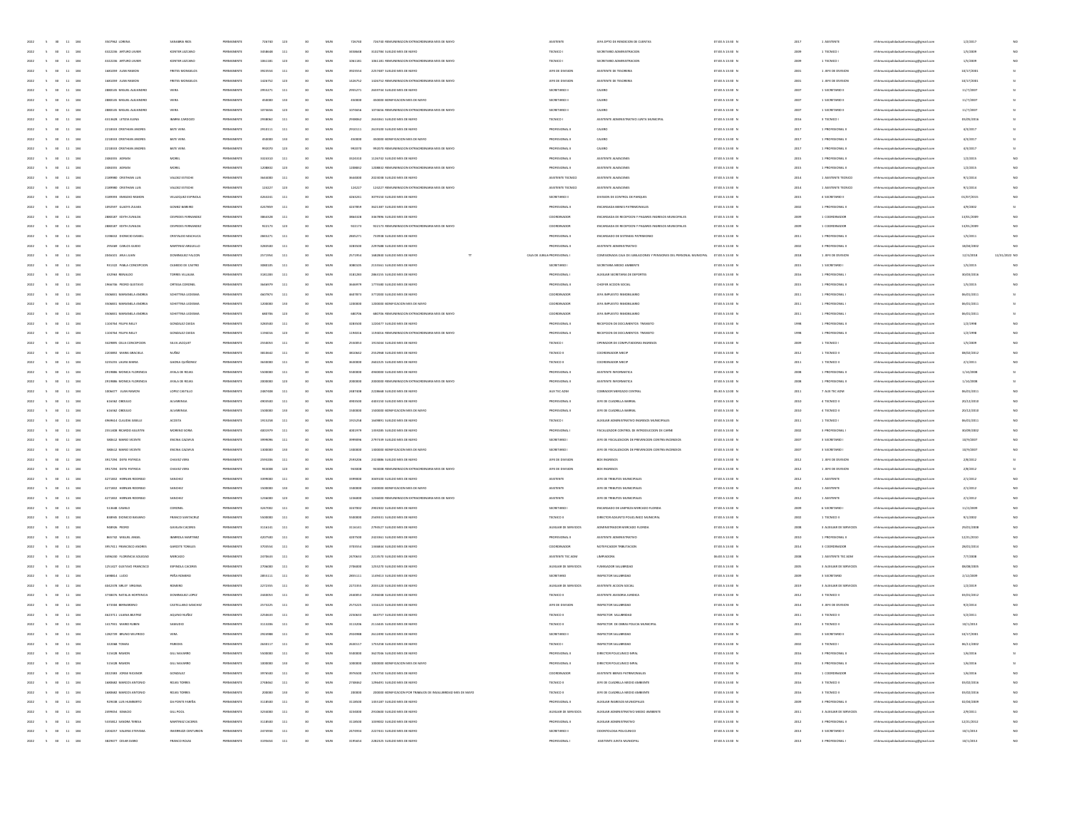| 2022 | 5 | 30 | 11 | 184 | 5507962 LORENA | SANABRIA RIOS | PERMANENTE | 726740 | 123 | 30 | MUN | 726740 | 726740 REMUNERACION EXTRAORDINARIA MES DE MAYO | | ASISTENTE | JEFA DPTO DE RENDICION DE CUENTAS | 07:00 A 13:30 N | 2017 | 1 ASISTENTE | rrhhmunicipalidadsanlorenzo@gmail.com | 1/2/2017 | NO |
|---|---|---|---|---|---|---|---|---|---|---|---|---|---|---|---|---|---|---|---|---|---|---|
| 2022 | 5 | 30 | 11 | 184 | 4322236 ARTURO JAVIER | KENTER LEZCANO | PERMANENTE | 3458648 | 111 | 30 | MUN | 3458648 | 3102784 SUELDO MES DE MAYO | | TECNICO I | SECRETARIO ADMINISTRACION | 07:00 A 13:30 N | 2009 | 1 TECNICO I | rrhhmunicipalidadsanlorenzo@gmail.com | 1/5/2009 | NO |
| 2022 | 5 | 30 | 11 | 184 | 4322236 ARTURO JAVIER | KENTER LEZCANO | PERMANENTE | 1061181 | 123 | 30 | MUN | 1061181 | 1061181 REMUNERACION EXTRAORDINARIA MES DE MAYO | | TECNICO I | SECRETARIO ADMINISTRACION | 07:00 A 13:30 N | 2009 | 1 TECNICO I | rrhhmunicipalidadsanlorenzo@gmail.com | 1/5/2009 | NO |
| 2022 | 5 | 30 | 11 | 184 | 1661099 JUAN RAMON | FRETES MONGELOS | PERMANENTE | 3923554 | 111 | 30 | MUN | 3923554 | 2257687 SUELDO MES DE MAYO | | JEFE DE DIVISION | ASISTENTE DE TESORERIA | 07:00 A 13:30 N | 2001 | 1 JEFE DE DIVISION | rrhhmunicipalidadsanlorenzo@gmail.com | 10/17/2001 | SI |
| 2022 | 5 | 30 | 11 | 184 | 1661099 JUAN RAMON | FRETES MONGELOS | PERMANENTE | 1426752 | 123 | 30 | MUN | 1426752 | 1426752 REMUNERACION EXTRAORDINARIA MES DE MAYO | | JEFE DE DIVISION | ASISTENTE DE TESORERIA | 07:00 A 13:30 N | 2001 | 1 JEFE DE DIVISION | rrhhmunicipalidadsanlorenzo@gmail.com | 10/17/2001 | SI |
| 2022 | 5 | 30 | 11 | 184 | 2880145 MIGUEL ALEJANDRO | VIERA | PERMANENTE | 2955271 | 111 | 30 | MUN | 2955271 | 2659744 SUELDO MES DE MAYO | | SECRETARIO II | CAJERO | 07:00 A 13:30 N | 2007 | 1 SECRETARIO II | rrhhmunicipalidadsanlorenzo@gmail.com | 11/7/2007 | SI |
| 2022 | 5 | 30 | 11 | 184 | 2880145 MIGUEL ALEJANDRO | VIERA | PERMANENTE | 450000 | 133 | 30 | MUN | 450000 | 450000 BONIFICACION MES DE MAYO | | SECRETARIO II | CAJERO | 07:00 A 13:30 N | 2007 | 1 SECRETARIO II | rrhhmunicipalidadsanlorenzo@gmail.com | 11/7/2007 | SI |
| 2022 | 5 | 30 | 11 | 184 | 2880145 MIGUEL ALEJANDRO | VIERA | PERMANENTE | 1074656 | 123 | 30 | MUN | 1074656 | 1074656 REMUNERACION EXTRAORDINARIA MES DE MAYO | | SECRETARIO II | CAJERO | 07:00 A 13:30 N | 2007 | 1 SECRETARIO II | rrhhmunicipalidadsanlorenzo@gmail.com | 11/7/2007 | SI |
| 2022 | 5 | 30 | 11 | 184 | 4313628 LETIZIA ELENA | IBARRA CARDOZO | PERMANENTE | 2938062 | 111 | 30 | MUN | 2938062 | 2643391 SUELDO MES DE MAYO | | TECNICO I | ASISTENTE ADMINISTRATIVO JUNTA MUNICIPAL | 07:00 A 13:30 N | 2016 | 4 TECNICO I | rrhhmunicipalidadsanlorenzo@gmail.com | 01/05/2016 | SI |
| 2022 | 5 | 30 | 11 | 184 | 2218333 CRISTHIAN ANDRES | BATE VERA | PERMANENTE | 2910111 | 111 | 30 | MUN | 2910111 | 2619100 SUELDO MES DE MAYO | | PROFESIONAL II | CAJERO | 07:00 A 13:30 N | 2017 | 1 PROFESIONAL II | rrhhmunicipalidadsanlorenzo@gmail.com | 4/3/2017 | SI |
| 2022 | 5 | 30 | 11 | 184 | 2218333 CRISTHIAN ANDRES | BATE VERA | PERMANENTE | 450000 | 133 | 30 | MUN | 450000 | 450000 BONIFICACION MES DE MAYO | | PROFESIONAL II | CAJERO | 07:00 A 13:30 N | 2017 | 1 PROFESIONAL II | rrhhmunicipalidadsanlorenzo@gmail.com | 4/3/2017 | SI |
| 2022 | 5 | 30 | 11 | 184 | 2218333 CRISTHIAN ANDRES | BATE VERA | PERMANENTE | 992070 | 123 | 30 | MUN | 992070 | 992070 REMUNERACION EXTRAORDINARIA MES DE MAYO | | PROFESIONAL II | CAJERO | 07:00 A 13:30 N | 2017 | 1 PROFESIONAL II | rrhhmunicipalidadsanlorenzo@gmail.com | 4/3/2017 | SI |
| 2022 | 5 | 30 | 11 | 184 | 2466355 ADRIAN | MOREL | PERMANENTE | 3324310 | 111 | 30 | MUN | 3324310 | 1126742 SUELDO MES DE MAYO | | PROFESIONAL II | ASISTENTE ALMACENES | 07:00 A 13:30 N | 2015 | 1 PROFESIONAL II | rrhhmunicipalidadsanlorenzo@gmail.com | 1/2/2015 | NO |
| 2022 | 5 | 30 | 11 | 184 | 2466355 ADRIAN | MOREL | PERMANENTE | 1208832 | 123 | 30 | MUN | 1208832 | 1208832 REMUNERACION EXTRAORDINARIA MES DE MAYO | | PROFESIONAL II | ASISTENTE ALMACENES | 07:00 A 13:30 N | 2015 | 1 PROFESIONAL II | rrhhmunicipalidadsanlorenzo@gmail.com | 1/2/2015 | NO |
| 2022 | 5 | 30 | 11 | 184 | 2189980 CRISTHIAN LUIS | VALDEZ ESTECHE | PERMANENTE | 3644000 | 111 | 30 | MUN | 3644000 | 2023048 SUELDO MES DE MAYO | | ASISTENTE TECNICO | ASISTENTE ALMACENES | 07:00 A 13:30 N | 2014 | 1 ASISTENTE TECNICO | rrhhmunicipalidadsanlorenzo@gmail.com | 9/1/2014 | NO |
| 2022 | 5 | 30 | 11 | 184 | 2189980 CRISTHIAN LUIS | VALDEZ ESTECHE | PERMANENTE | 124227 | 123 | 30 | MUN | 124227 | 124227 REMUNERACION EXTRAORDINARIA MES DE MAYO | | ASISTENTE TECNICO | ASISTENTE ALMACENES | 07:00 A 13:30 N | 2014 | 1 ASISTENTE TECNICO | rrhhmunicipalidadsanlorenzo@gmail.com | 9/1/2014 | NO |
| 2022 | 5 | 30 | 11 | 184 | 3189393 ENRIQUE RAMON | VILLAZQUEZ ESPINOLA | PERMANENTE | 4264241 | 111 | 30 | MUN | 4264241 | 3079150 SUELDO MES DE MAYO | | SECRETARIO II | DIVISION DE CONTROL DE PARQUES | 07:00 A 13:30 N | 2015 | 4 SECRETARIO II | rrhhmunicipalidadsanlorenzo@gmail.com | 01/07/2015 | NO |
| 2022 | 5 | 30 | 11 | 184 | 1092597 GLADYS ZULMA | GOMEZ BARRIOS | PERMANENTE | 4247859 | 111 | 30 | MUN | 4247859 | 3421087 SUELDO MES DE MAYO | | PROFESIONAL II | ENCARGADA BIENES PATRIMONIALES | 07:00 A 13:30 N | 2002 | 1 PROFESIONAL II | rrhhmunicipalidadsanlorenzo@gmail.com | 4/9/2002 | SI |
| 2022 | 5 | 30 | 11 | 184 | 2880187 EDITH ZUNILDA | CESPEDES FERNANDEZ | PERMANENTE | 3864328 | 111 | 30 | MUN | 3864328 | 3467896 SUELDO MES DE MAYO | | COORDINADOR | ENCARGADA DE RECEPCION Y PAGARES INGRESOS MUNICIPALES | 07:00 A 13:30 N | 2009 | 1 COORDINADOR | rrhhmunicipalidadsanlorenzo@gmail.com | 13/01/2009 | NO |
| 2022 | 5 | 30 | 11 | 184 | 2880187 EDITH ZUNILDA | CESPEDES FERNANDEZ | PERMANENTE | 922173 | 123 | 30 | MUN | 922173 | 922173 REMUNERACION EXTRAORDINARIA MES DE MAYO | | COORDINADOR | ENCARGADA DE RECEPCION Y PAGARES INGRESOS MUNICIPALES | 07:00 A 13:30 N | 2009 | 1 COORDINADOR | rrhhmunicipalidadsanlorenzo@gmail.com | 13/01/2009 | NO |
| 2022 | 5 | 30 | 11 | 184 | 3198432 DIONICIO DANIEL | CRISTALDO MACHUCA | PERMANENTE | 2845171 | 111 | 30 | MUN | 2845171 | 733938 SUELDO MES DE MAYO | | PROFESIONAL II | ENCARGADO DE SISTEMAS PATRIMONIO | 07:00 A 13:30 N | 2011 | 1 PROFESIONAL II | rrhhmunicipalidadsanlorenzo@gmail.com | 1/5/2011 | NO |
| 2022 | 5 | 30 | 11 | 184 | 295469 CARLOS GUIDO | MARTINEZ ARGUELLO | PERMANENTE | 3283500 | 111 | 30 | MUN | 3283500 | 2297688 SUELDO MES DE MAYO | | PROFESIONAL II | ASISTENTE ADMINISTRATIVO | 07:00 A 13:30 N | 2002 | 1 PROFESIONAL II | rrhhmunicipalidadsanlorenzo@gmail.com | 19/04/2002 | NO |
| 2022 | 5 | 30 | 11 | 184 | 2044101 ANA LILIAN | DOMINGUEZ FALCON | PERMANENTE | 2571954 | 111 | 30 | MUN | 2571954 | 1682800 SUELDO MES DE MAYO | TT | CAJA DE JUBILA PROFESIONAL I | COMISIONADA CAJA DE JUBILACIONES Y PENSIONES DEL PERSONAL MUNICIPAL | 07:00 A 13:30 N | 2018 | 1 JEFE DE DIVISION | rrhhmunicipalidadsanlorenzo@gmail.com | 12/3/2018 | 12/31/2022 NO |
| 2022 | 5 | 30 | 11 | 184 | 951322 PABLA CONCEPCION | OLMEDO DE CASTRO | PERMANENTE | 3080105 | 111 | 30 | MUN | 3080105 | 2155661 SUELDO MES DE MAYO | | SECRETARIO I | SECRETARIA MEDIO AMBIENTE | 07:00 A 13:30 N | 2015 | 1 SECRETARIO I | rrhhmunicipalidadsanlorenzo@gmail.com | 1/5/2015 | NO |
| 2022 | 5 | 30 | 11 | 184 | 432968 REINALDO | TORRES VILLALBA | PERMANENTE | 3181283 | 111 | 30 | MUN | 3181283 | 2863155 SUELDO MES DE MAYO | | PROFESIONAL I | AUXILIAR SECRETARIA DE DEPORTES | 07:00 A 13:30 N | 2016 | 1 PROFESIONAL I | rrhhmunicipalidadsanlorenzo@gmail.com | 30/03/2016 | NO |
| 2022 | 5 | 30 | 11 | 184 | 1966736 PEDRO GUSTAVO | ORTEGA CORONEL | PERMANENTE | 3668979 | 111 | 30 | MUN | 3668979 | 1775580 SUELDO MES DE MAYO | | PROFESIONAL II | CHOFER ACCION SOCIAL | 07:00 A 13:30 N | 2015 | 1 PROFESIONAL II | rrhhmunicipalidadsanlorenzo@gmail.com | 1/5/2015 | NO |
| 2022 | 5 | 30 | 11 | 184 | 3506601 MARIANELA ANDREA | SCHITTINI LEDESMA | PERMANENTE | 4607873 | 111 | 30 | MUN | 4607873 | 3772000 SUELDO MES DE MAYO | | COORDINADOR | JEFA IMPUESTO INMOBILIARIO | 07:00 A 13:30 N | 2011 | 1 PROFESIONAL I | rrhhmunicipalidadsanlorenzo@gmail.com | 06/01/2011 | SI |
| 2022 | 5 | 30 | 11 | 184 | 3506601 MARIANELA ANDREA | SCHITTINI LEDESMA | PERMANENTE | 1200000 | 133 | 30 | MUN | 1200000 | 1200000 BONIFICACION MES DE MAYO | | COORDINADOR | JEFA IMPUESTO INMOBILIARIO | 07:00 A 13:30 N | 2011 | 1 PROFESIONAL I | rrhhmunicipalidadsanlorenzo@gmail.com | 06/01/2011 | SI |
| 2022 | 5 | 30 | 11 | 184 | 3506601 MARIANELA ANDREA | SCHITTINI LEDESMA | PERMANENTE | 680706 | 123 | 30 | MUN | 680706 | 680706 REMUNERACION EXTRAORDINARIA MES DE MAYO | | COORDINADOR | JEFA IMPUESTO INMOBILIARIO | 07:00 A 13:30 N | 2011 | 1 PROFESIONAL I | rrhhmunicipalidadsanlorenzo@gmail.com | 06/01/2011 | SI |
| 2022 | 5 | 30 | 11 | 184 | 1103764 FELIPA NELLY | GONZALEZ OJEDA | PERMANENTE | 3283500 | 111 | 30 | MUN | 3283500 | 1220477 SUELDO MES DE MAYO | | PROFESIONAL II | RECEPCION DE DOCUMENTOS TRANSITO | 07:00 A 13:30 N | 1998 | 1 PROFESIONAL II | rrhhmunicipalidadsanlorenzo@gmail.com | 1/2/1998 | NO |
| 2022 | 5 | 30 | 11 | 184 | 1103764 FELIPA NELLY | GONZALEZ OJEDA | PERMANENTE | 1194016 | 123 | 30 | MUN | 1194016 | 1194016 REMUNERACION EXTRAORDINARIA MES DE MAYO | | PROFESIONAL II | RECEPCION DE DOCUMENTOS TRANSITO | 07:00 A 13:30 N | 1998 | 1 PROFESIONAL II | rrhhmunicipalidadsanlorenzo@gmail.com | 1/2/1998 | NO |
| 2022 | 5 | 30 | 11 | 184 | 3429895 CELIA CONCEPCION | SILVA ASCQUET | PERMANENTE | 2550053 | 111 | 30 | MUN | 2550053 | 1915004 SUELDO MES DE MAYO | | TECNICO I | OPERADOR DE COMPUTADORAS INGRESOS | 07:00 A 13:30 N | 2009 | 1 TECNICO I | rrhhmunicipalidadsanlorenzo@gmail.com | 1/5/2009 | NO |
| 2022 | 5 | 30 | 11 | 184 | 2203892 MARIA GRACIELA | NUÑEZ | PERMANENTE | 3810642 | 111 | 30 | MUN | 3810642 | 2352968 SUELDO MES DE MAYO | | TECNICO II | COORDINADOR MECIP | 07:00 A 13:30 N | 2012 | 1 TECNICO II | rrhhmunicipalidadsanlorenzo@gmail.com | 09/02/2012 | NO |
| 2022 | 5 | 30 | 11 | 184 | 3235255 LAURA MARIA | GAONA QUIÑONEZ | PERMANENTE | 3630000 | 111 | 30 | MUN | 3630000 | 2602225 SUELDO MES DE MAYO | | TECNICO II | COORDINADOR MECIP | 07:00 A 13:30 N | 2011 | 1 TECNICO II | rrhhmunicipalidadsanlorenzo@gmail.com | 2/1/2011 | NO |
| 2022 | 5 | 30 | 11 | 184 | 2919886 MONICA FLORENCIA | AVALA DE ROJAS | PERMANENTE | 5500000 | 111 | 30 | MUN | 5500000 | 4960000 SUELDO MES DE MAYO | | PROFESIONAL II | ASISTENTE INFORMATICA | 07:00 A 13:30 N | 2008 | 1 PROFESIONAL II | rrhhmunicipalidadsanlorenzo@gmail.com | 1/16/2008 | SI |
| 2022 | 5 | 30 | 11 | 184 | 2919886 MONICA FLORENCIA | AVALA DE ROJAS | PERMANENTE | 2000000 | 123 | 30 | MUN | 2000000 | 2000000 REMUNERACION EXTRAORDINARIA MES DE MAYO | | PROFESIONAL II | ASISTENTE INFORMATICA | 07:00 A 13:30 N | 2008 | 1 PROFESIONAL II | rrhhmunicipalidadsanlorenzo@gmail.com | 1/16/2008 | SI |
| 2022 | 5 | 30 | 11 | 184 | 1806477 JUAN RAMON | LOPEZ CASTILLO | PERMANENTE | 2487408 | 111 | 30 | MUN | 2487408 | 2228668 SUELDO MES DE MAYO | | AUX TEC ADM | COBRADOR MERCADO CENTRAL | 05:30 A 12:00 N | 2011 | 7 AUX TEC ADM | rrhhmunicipalidadsanlorenzo@gmail.com | 06/01/2011 | NO |
| 2022 | 5 | 30 | 11 | 184 | 616362 OBDULIO | ALVARENGA | PERMANENTE | 4903500 | 111 | 30 | MUN | 4903500 | 4403150 SUELDO MES DE MAYO | | PROFESIONAL II | JEFE DE CUADRILLA BARRIAL | 07:00 A 13:30 N | 2010 | 4 TECNICO II | rrhhmunicipalidadsanlorenzo@gmail.com | 20/12/2010 | NO |
| 2022 | 5 | 30 | 11 | 184 | 616362 OBDULIO | ALVARENGA | PERMANENTE | 1500000 | 133 | 30 | MUN | 1500000 | 1500000 BONIFICACION MES DE MAYO | | PROFESIONAL II | JEFE DE CUADRILLA BARRIAL | 07:00 A 13:30 N | 2010 | 4 TECNICO II | rrhhmunicipalidadsanlorenzo@gmail.com | 20/12/2010 | NO |
| 2022 | 5 | 30 | 11 | 184 | 4969614 CLAUDIA GISELLE | ACOSTA | PERMANENTE | 1915258 | 111 | 30 | MUN | 1915258 | 1649891 SUELDO MES DE MAYO | | TECNICO I | AUXILIAR ADMINISTRATIVO INGRESOS MUNICIPALES | 07:00 A 13:30 N | 2011 | 1 TECNICO I | rrhhmunicipalidadsanlorenzo@gmail.com | 06/01/2011 | NO |
| 2022 | 5 | 30 | 11 | 184 | 2551608 RICARDO AGUSTIN | MORENO SOSA | PERMANENTE | 4001979 | 111 | 30 | MUN | 4001979 | 1335685 SUELDO MES DE MAYO | | PROFESIONAL I | FISCALIZADOR CONTROL DE INTRODUCCION DE CARNE | 07:00 A 13:30 N | 2002 | 3 PROFESIONAL I | rrhhmunicipalidadsanlorenzo@gmail.com | 30/09/2002 | NO |
| 2022 | 5 | 30 | 11 | 184 | 580612 MARIO VICENTE | ENCINA CAZAFUS | PERMANENTE | 3999096 | 111 | 30 | MUN | 3999096 | 2797339 SUELDO MES DE MAYO | | SECRETARIO I | JEFE DE FISCALIZACION DE PREVENCION CONTRA INCENDIOS | 07:00 A 13:30 N | 2007 | 3 SECRETARIO I | rrhhmunicipalidadsanlorenzo@gmail.com | 10/9/2007 | NO |
| 2022 | 5 | 30 | 11 | 184 | 580612 MARIO VICENTE | ENCINA CAZAFUS | PERMANENTE | 1300000 | 133 | 30 | MUN | 1300000 | 1300000 BONIFICACION MES DE MAYO | | SECRETARIO I | JEFE DE FISCALIZACION DE PREVENCION CONTRA INCENDIOS | 07:00 A 13:30 N | 2007 | 3 SECRETARIO I | rrhhmunicipalidadsanlorenzo@gmail.com | 10/9/2007 | NO |
| 2022 | 5 | 30 | 11 | 184 | 3917294 DEYSI PATRICIA | CHAVEZ VERA | PERMANENTE | 2593206 | 111 | 30 | MUN | 2593206 | 2323886 SUELDO MES DE MAYO | | JEFE DE DIVISION | BOX INGRESOS | 07:00 A 13:30 N | 2012 | 1 JEFE DE DIVISION | rrhhmunicipalidadsanlorenzo@gmail.com | 2/8/2012 | SI |
| 2022 | 5 | 30 | 11 | 184 | 3917294 DEYSI PATRICIA | CHAVEZ VERA | PERMANENTE | 943008 | 123 | 30 | MUN | 943008 | 943008 REMUNERACION EXTRAORDINARIA MES DE MAYO | | JEFE DE DIVISION | BOX INGRESOS | 07:00 A 13:30 N | 2012 | 1 JEFE DE DIVISION | rrhhmunicipalidadsanlorenzo@gmail.com | 2/8/2012 | SI |
| 2022 | 5 | 30 | 11 | 184 | 4271802 HERNAN RODRIGO | SANCHEZ | PERMANENTE | 3399000 | 111 | 30 | MUN | 3399000 | 3049100 SUELDO MES DE MAYO | | ASISTENTE | JEFE DE TRIBUTOS MUNICIPALES | 07:00 A 13:30 N | 2012 | 1 ASISTENTE | rrhhmunicipalidadsanlorenzo@gmail.com | 2/1/2012 | NO |
| 2022 | 5 | 30 | 11 | 184 | 4271802 HERNAN RODRIGO | SANCHEZ | PERMANENTE | 1500000 | 133 | 30 | MUN | 1500000 | 1500000 BONIFICACION MES DE MAYO | | ASISTENTE | JEFE DE TRIBUTOS MUNICIPALES | 07:00 A 13:30 N | 2012 | 1 ASISTENTE | rrhhmunicipalidadsanlorenzo@gmail.com | 2/1/2012 | NO |
| 2022 | 5 | 30 | 11 | 184 | 4271802 HERNAN RODRIGO | SANCHEZ | PERMANENTE | 1236000 | 123 | 30 | MUN | 1236000 | 1236000 REMUNERACION EXTRAORDINARIA MES DE MAYO | | ASISTENTE | JEFE DE TRIBUTOS MUNICIPALES | 07:00 A 13:30 N | 2012 | 1 ASISTENTE | rrhhmunicipalidadsanlorenzo@gmail.com | 2/1/2012 | NO |
| 2022 | 5 | 30 | 11 | 184 | 513648 CAMILO | CORONEL | PERMANENTE | 3247002 | 111 | 30 | MUN | 3247002 | 2902302 SUELDO MES DE MAYO | | SECRETARIO I | ENCARGADO DE LIMPIEZA MERCADO FLORIDA | 07:00 A 13:30 N | 2009 | 6 SECRETARIO I | rrhhmunicipalidadsanlorenzo@gmail.com | 11/2/2009 | NO |
| 2022 | 5 | 30 | 11 | 184 | 838945 DIONICIO BASIANO | FRANCO SANTACRUZ | PERMANENTE | 5500000 | 111 | 30 | MUN | 5500000 | 2549931 SUELDO MES DE MAYO | | TECNICO II | DIRECTOR ADJUNTO POLICLINICO MUNICIPAL | 07:00 A 13:30 N | 2002 | 1 TECNICO II | rrhhmunicipalidadsanlorenzo@gmail.com | 9/1/2002 | NO |
| 2022 | 5 | 30 | 11 | 184 | 948926 PEDRO | GAVILAN CACERES | PERMANENTE | 3116141 | 111 | 30 | MUN | 3116141 | 2794527 SUELDO MES DE MAYO | | AUXILIAR DE SERVICIOS | ADMINISTRADOR MERCADO FLORIDA | 07:00 A 13:30 N | 2008 | 3 AUXILIAR DE SERVICIOS | rrhhmunicipalidadsanlorenzo@gmail.com | 29/01/2008 | NO |
| 2022 | 5 | 30 | 11 | 184 | 869732 MIGUEL ANGEL | IBARROLA MARTINEZ | PERMANENTE | 4207500 | 111 | 30 | MUN | 4207500 | 2423661 SUELDO MES DE MAYO | | PROFESIONAL II | ASISTENTE ADMINISTRATIVO | 07:00 A 13:30 N | 2010 | 1 PROFESIONAL II | rrhhmunicipalidadsanlorenzo@gmail.com | 12/21/2010 | NO |
| 2022 | 5 | 30 | 11 | 184 | 3957411 FRANCISCO ANDRES | GAROSTE TOMALES | PERMANENTE | 3703554 | 111 | 30 | MUN | 3703554 | 1348464 SUELDO MES DE MAYO | | COORDINADOR | NOTIFICADOR TRIBUTACION | 07:00 A 13:30 N | 2014 | 3 COORDINADOR | rrhhmunicipalidadsanlorenzo@gmail.com | 28/01/2014 | NO |
| 2022 | 5 | 30 | 11 | 184 | 3496240 FLORENCIA SOLEDAD | MERCADO | PERMANENTE | 2470633 | 111 | 30 | MUN | 2470633 | 2213570 SUELDO MES DE MAYO | | ASISTENTE TEC ADM | LIMPIADORA | 06:00 A 12:30 N | 2008 | 1 ASISTENTE TEC ADM | rrhhmunicipalidadsanlorenzo@gmail.com | 7/7/2008 | NO |
| 2022 | 5 | 30 | 11 | 184 | 1251427 GUSTAVO FRANCISCO | ESPINOLA CACERES | PERMANENTE | 2706000 | 111 | 30 | MUN | 2706000 | 1255270 SUELDO MES DE MAYO | | AUXILIAR DE SERVICIOS | FUMIGADOR SALUBRIDAD | 07:00 A 13:30 N | 2005 | 3 AUXILIAR DE SERVICIOS | rrhhmunicipalidadsanlorenzo@gmail.com | 08/08/2005 | NO |
| 2022 | 5 | 30 | 11 | 184 | 1698814 LUCIO | PEÑA ROMERO | PERMANENTE | 2855111 | 111 | 30 | MUN | 2855111 | 1149613 SUELDO MES DE MAYO | | SECRETARIO | INSPECTOR SALUBRIDAD | 07:00 A 13:30 N | 2009 | 3 SECRETARIO | rrhhmunicipalidadsanlorenzo@gmail.com | 2/12/2009 | NO |
| 2022 | 5 | 30 | 11 | 184 | 4042978 MILLEY VIRGINIA | ROMERO | PERMANENTE | 2272355 | 111 | 30 | MUN | 2272355 | 2035120 SUELDO MES DE MAYO | | AUXILIAR DE SERVICIOS | ASISTENTE ACCION SOCIAL | 07:00 A 13:30 N | 2019 | 3 AUXILIAR DE SERVICIOS | rrhhmunicipalidadsanlorenzo@gmail.com | 1/2/2019 | NO |
| 2022 | 5 | 30 | 11 | 184 | 3738476 NATALIA HORTENCIA | DOMINGUEZ LOPEZ | PERMANENTE | 2440053 | 111 | 30 | MUN | 2440053 | 2196048 SUELDO MES DE MAYO | | TECNICO II | ASISTENTE ASESORIA JURIDICA | 07:00 A 13:30 N | 2012 | 3 TECNICO II | rrhhmunicipalidadsanlorenzo@gmail.com | 03/01/2012 | NO |
| 2022 | 5 | 30 | 11 | 184 | 673334 BERNARDINO | CASTELLANO SANCHEZ | PERMANENTE | 2573225 | 111 | 30 | MUN | 2573225 | 1316123 SUELDO MES DE MAYO | | JEFE DE DIVISION | INSPECTOR SALUBRIDAD | 07:00 A 13:30 N | 2014 | 3 JEFE DE DIVISION | rrhhmunicipalidadsanlorenzo@gmail.com | 9/2/2014 | NO |
| 2022 | 5 | 30 | 11 | 184 | 4623712 LILIANA BEATRIZ | AQUINO NUÑEZ | PERMANENTE | 2250633 | 111 | 30 | MUN | 2250633 | 863757 SUELDO MES DE MAYO | | TECNICO II | INSPECTOR SALUBRIDAD | 07:00 A 13:30 N | 2011 | 3 TECNICO II | rrhhmunicipalidadsanlorenzo@gmail.com | 5/2/2011 | NO |
| 2022 | 5 | 30 | 11 | 184 | 1417991 MARIO RUBEN | SAMUDIO | PERMANENTE | 3113206 | 111 | 30 | MUN | 3113206 | 2114645 SUELDO MES DE MAYO | | TECNICO II | INSPECTOR DE OBRAS POLICIA MUNICIPAL | 07:00 A 13:30 N | 2013 | 3 TECNICO II | rrhhmunicipalidadsanlorenzo@gmail.com | 10/1/2013 | NO |
| 2022 | 5 | 30 | 11 | 184 | 1282739 BRUNO WILFRIDO | VERA | PERMANENTE | 2924988 | 111 | 30 | MUN | 2924988 | 2612490 SUELDO MES DE MAYO | | SECRETARIO II | INSPECTOR SALUBRIDAD | 07:00 A 13:30 N | 2001 | 3 SECRETARIO II | rrhhmunicipalidadsanlorenzo@gmail.com | 10/17/2001 | NO |
| 2022 | 5 | 30 | 11 | 184 | 322068 TOMAS | PAREDES | PERMANENTE | 2630117 | 111 | 30 | MUN | 2630117 | 1755258 SUELDO MES DE MAYO | | TECNICO I | INSPECTOR SALUBRIDAD | 07:00 A 13:30 N | 2002 | 3 TECNICO I | rrhhmunicipalidadsanlorenzo@gmail.com | 06/11/2002 | NO |
| 2022 | 5 | 30 | 11 | 184 | 515428 RAMON | GILL NAVARRO | PERMANENTE | 5500000 | 111 | 30 | MUN | 5500000 | 3627036 SUELDO MES DE MAYO | | PROFESIONAL II | DIRECTOR POLICLINICO MPAL | 07:00 A 13:30 N | 2016 | 3 PROFESIONAL II | rrhhmunicipalidadsanlorenzo@gmail.com | 1/6/2016 | SI |
| 2022 | 5 | 30 | 11 | 184 | 515428 RAMON | GILL NAVARRO | PERMANENTE | 1000000 | 133 | 30 | MUN | 1000000 | 1000000 BONIFICACION MES DE MAYO | | PROFESIONAL II | DIRECTOR POLICLINICO MPAL | 07:00 A 13:30 N | 2016 | 3 PROFESIONAL II | rrhhmunicipalidadsanlorenzo@gmail.com | 1/6/2016 | SI |
| 2022 | 5 | 30 | 11 | 184 | 2022383 JORGE NICANOR | GONZALEZ | PERMANENTE | 3976500 | 111 | 30 | MUN | 3976500 | 2764750 SUELDO MES DE MAYO | | COORDINADOR | ASISTENTE BIENES PATRIMONIALES | 07:00 A 13:30 N | 2016 | 1 COORDINADOR | rrhhmunicipalidadsanlorenzo@gmail.com | 1/6/2016 | NO |
| 2022 | 5 | 30 | 11 | 184 | 1688682 MARCOS ANTONIO | ROJAS TORRES | PERMANENTE | 2746862 | 111 | 30 | MUN | 2746862 | 1296491 SUELDO MES DE MAYO | | TECNICO II | JEFE DE CUADRILLA MEDIO AMBIENTE | 07:00 A 13:30 N | 2016 | 3 TECNICO II | rrhhmunicipalidadsanlorenzo@gmail.com | 03/02/2016 | NO |
| 2022 | 5 | 30 | 11 | 184 | 1688682 MARCOS ANTONIO | ROJAS TORRES | PERMANENTE | 200000 | 133 | 30 | MUN | 200000 | 200000 BONIFICACION POR TRABAJOS DE INSALUBRIDAD MES DE MAYO | | TECNICO II | JEFE DE CUADRILLA MEDIO AMBIENTE | 07:00 A 13:30 N | 2016 | 3 TECNICO II | rrhhmunicipalidadsanlorenzo@gmail.com | 03/02/2016 | NO |
| 2022 | 5 | 30 | 11 | 184 | 829038 LUIS HUMBERTO | DA PONTE FARIÑA | PERMANENTE | 3118500 | 111 | 30 | MUN | 3118500 | 1455187 SUELDO MES DE MAYO | | PROFESIONAL II | AUXILIAR INGRESOS MUNICIPALES | 07:00 A 13:30 N | 2009 | 3 PROFESIONAL II | rrhhmunicipalidadsanlorenzo@gmail.com | 02/04/2009 | NO |
| 2022 | 5 | 30 | 11 | 184 | 2499054 IGNACIO | GILL POOL | PERMANENTE | 3234000 | 111 | 30 | MUN | 3234000 | 2910600 SUELDO MES DE MAYO | | AUXILIAR DE SERVICIOS | AUXILIAR ADMINISTRATIVO MEDIO AMBIENTE | 07:00 A 13:30 N | 2011 | 3 AUXILIAR DE SERVICIOS | rrhhmunicipalidadsanlorenzo@gmail.com | 2/9/2011 | NO |
| 2022 | 5 | 30 | 11 | 184 | 5335812 SANDRA TERESA | MARTINEZ CACERES | PERMANENTE | 3118500 | 111 | 30 | MUN | 3118500 | 1039022 SUELDO MES DE MAYO | | PROFESIONAL II | AUXILIAR ADMINISTRATIVO | 07:00 A 13:30 N | 2012 | 3 PROFESIONAL II | rrhhmunicipalidadsanlorenzo@gmail.com | 12/21/2012 | NO |
| 2022 | 5 | 30 | 11 | 184 | 3204357 VALERIA STEFANIA | INSFRANZ CENTURION | PERMANENTE | 2474934 | 111 | 30 | MUN | 2474934 | 2227441 SUELDO MES DE MAYO | | SECRETARIO II | ODONTOLOGA POLICLINICO | 07:00 A 13:30 N | 2013 | 3 SECRETARIO II | rrhhmunicipalidadsanlorenzo@gmail.com | 10/1/2013 | NO |
| 2022 | 5 | 30 | 11 | 184 | 3829477 CESAR DARIO | FRANCO ROJAS | PERMANENTE | 3195654 | 111 | 30 | MUN | 3195654 | 2282325 SUELDO MES DE MAYO | | PROFESIONAL I | ASISTENTE JUNTA MUNICIPAL | 07:00 A 13:30 N | 2013 | 3 PROFESIONAL I | rrhhmunicipalidadsanlorenzo@gmail.com | 10/1/2013 | NO |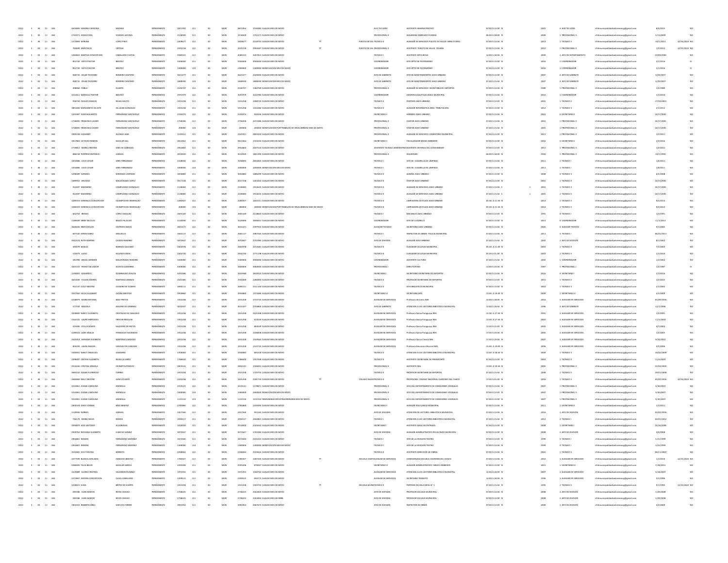| | | | | | | | | | | | | | | | | | | | | | | | | |
|---|---|---|---|---|---|---|---|---|---|---|---|---|---|---|---|---|---|---|---|---|---|---|---|---|
| 2022 | 5 | 30 | 11 | 184 | 4614695 SANDRA CAROLINA | MEDINA | PERMANENTE | 2871954 | 111 | 30 | MUN | 2871954 | 1530682 SUELDO MES DE MAYO | | | AUX TEC ADM | ASISTENTE ADMINISTRATIVO | 07:00 A 13:00 N | | 2015 | 3 AUX TEC ADM | rrhhmunicipalidadcerrocorag@gmail.com | 8/5/2015 | NO |
| 2022 | 5 | 30 | 11 | 184 | 1743271 JORGE FIDEL | VIVEROS AZCONA | PERMANENTE | 3118500 | 111 | 30 | MUN | 3118500 | 1755171 SUELDO MES DE MAYO | | | PROFESIONAL II | SEGURIDAD MERCADO FLORIDA | 06:00 A 18:00 N | | 2009 | 1 PROFESIONAL II | rrhhmunicipalidadcerrocorag@gmail.com | 1/15/2009 | NO |
| 2022 | 5 | 30 | 11 | 184 | 1372893 MYRIAM | LOPEZ PAEZ | PERMANENTE | 2409677 | 111 | 30 | MUN | 2409677 | 2158710 SUELDO MES DE MAYO | TT | PUESTO DE SAL | TECNICO II | AUXILIAR DE SERVICIOS PUESTO DE SALUD MBYA FLORES | 07:00 A 13:00 N | | 2013 | 2 TECNICO II | rrhhmunicipalidadcerrocorag@gmail.com | 10/1/2013 | 12/31/2022 NO |
| 2022 | 5 | 30 | 11 | 184 | 704838 ANASTACIO | ORTEGA | PERMANENTE | 3325218 | 111 | 30 | MUN | 3325218 | 2992697 SUELDO MES DE MAYO | TT | PUESTO DE SAL | PROFESIONAL II | ASISTENTE PUESTO DE SALUD TESAIRA | 07:00 A 13:00 N | | 2012 | 1 PROFESIONAL II | rrhhmunicipalidadcerrocorag@gmail.com | 1/3/2012 | 12/31/2022 NO |
| 2022 | 5 | 30 | 11 | 184 | 1283923 MARTHA CONCEPCION | CABALLERO FLEITAS | PERMANENTE | 4580153 | 111 | 30 | MUN | 4580153 | 3407812 SUELDO MES DE MAYO | | | TECNICO I | ASISTENTE MITA ROGA | 12:00 A 18:00 N | | 2000 | 1 JEFE DE DEPARTAMENTO | rrhhmunicipalidadcerrocorag@gmail.com | 22/09/2000 | NO |
| 2022 | 5 | 30 | 11 | 184 | 852720 SIXTO PASTOR | BENITEZ | PERMANENTE | 5500000 | 111 | 30 | MUN | 5500000 | 4960000 SUELDO MES DE MAYO | | | COORDINADOR | JEFE DPTO DE PATRIMONIO | 07:00 A 13:00 N | | 2016 | 1 COORDINADOR | rrhhmunicipalidadcerrocorag@gmail.com | 3/1/2016 | NO |
| 2022 | 5 | 30 | 11 | 184 | 852720 SIXTO PASTOR | BENITEZ | PERMANENTE | 1300000 | 133 | 30 | MUN | 1300000 | 1300000 BONIFICACION MES DE MAYO | | | COORDINADOR | JEFE DPTO DE PATRIMONIO | 07:00 A 13:00 N | | 2016 | 1 COORDINADOR | rrhhmunicipalidadcerrocorag@gmail.com | 3/1/2016 | SI |
| 2022 | 5 | 30 | 11 | 184 | 948715 CESAR TEODORO | ROMERO CANTERO | PERMANENTE | 6621477 | 111 | 30 | MUN | 6621477 | 2020005 SUELDO MES DE MAYO | | | JEFE DE GABINETE | JEFE DE MANTENIMIENTO ASEO URBANO | 07:00 A 13:00 N | | 2007 | 4 JEFE DE GABINETE | rrhhmunicipalidadcerrocorag@gmail.com | 3/29/2007 | NO |
| 2022 | 5 | 30 | 11 | 184 | 948715 CESAR TEODORO | ROMERO CANTERO | PERMANENTE | 1868590 | 133 | 30 | MUN | 1868590 | 1868590 BONIFICACION MES DE MAYO | | | JEFE DE GABINETE | JEFE DE MANTENIMIENTO ASEO URBANO | 07:00 A 13:00 N | | 2007 | 4 JEFE DE GABINETE | rrhhmunicipalidadcerrocorag@gmail.com | 3/29/2007 | NO |
| 2022 | 5 | 30 | 11 | 184 | 498064 PABLO | DUARTE | PERMANENTE | 2536737 | 111 | 30 | MUN | 2536737 | 1986768 SUELDO MES DE MAYO | | | PROFESIONAL II | AUXILIAR DE SERVICIOS SECRETARIA DE DEPORTES | 07:00 A 13:00 N | | 1988 | 1 PROFESIONAL II | rrhhmunicipalidadcerrocorag@gmail.com | 1/2/1988 | NO |
| 2022 | 5 | 30 | 11 | 184 | 3212411 MARCELO PASTOR | BENITEZ | PERMANENTE | 3591979 | 111 | 30 | MUN | 3591979 | 3232782 SUELDO MES DE MAYO | | | COORDINADOR | ODONTOLOGO POLICLINICO MUNICIPAL | 07:00 A 13:00 N | | 2010 | 1 COORDINADOR | rrhhmunicipalidadcerrocorag@gmail.com | 1/1/2010 | NO |
| 2022 | 5 | 30 | 11 | 184 | 936734 CECILIO IGNACIO | ROJAS GALEANO | PERMANENTE | 1915258 | 111 | 30 | MUN | 1915258 | 1098733 SUELDO MES DE MAYO | | | TECNICO II | PORTERO ASEO URBANO | 07:00 A 13:00 N | | 2001 | 1 TECNICO II | rrhhmunicipalidadcerrocorag@gmail.com | 17/10/2001 | NO |
| 2022 | 5 | 30 | 11 | 184 | 3865600 MARGARETH CELESTE | VILLALBA GONZALEZ | PERMANENTE | 1915258 | 111 | 30 | MUN | 1915258 | 1434284 SUELDO MES DE MAYO | | | TECNICO II | AUXILIAR INFORMATICA AREA TRIBUTACION | 07:00 A 13:00 N | | 2012 | 1 TECNICO II | rrhhmunicipalidadcerrocorag@gmail.com | 2/1/2012 | NO |
| 2022 | 5 | 30 | 11 | 184 | 1355387 JUAN WALBERTO | FERNANDEZ SANTACRUZ | PERMANENTE | 3192074 | 111 | 30 | MUN | 3192074 | 929936 SUELDO MES DE MAYO | | | SECRETARIO II | HERRERO ASEO URBANO | 07:00 A 13:00 N | | 2001 | 4 SECRETARIO II | rrhhmunicipalidadcerrocorag@gmail.com | 10/17/2001 | NO |
| 2022 | 5 | 30 | 11 | 184 | 1728495 FRANCISCO JAVIER | FERNANDEZ SANTACRUZ | PERMANENTE | 2758206 | 111 | 30 | MUN | 2758206 | 2472486 SUELDO MES DE MAYO | | | PROFESIONAL II | CHOFER ASEO URBANO | 07:00 A 13:00 N | | 2001 | 1 PROFESIONAL II | rrhhmunicipalidadcerrocorag@gmail.com | 10/17/2001 | NO |
| 2022 | 5 | 30 | 11 | 184 | 1728495 FRANCISCO JAVIER | FERNANDEZ SANTACRUZ | PERMANENTE | 200000 | 133 | 30 | MUN | 200000 | 200000 BONIFICACION POR TRABAJOS DE INSALUBRIDAD MES DE MAYO | | | PROFESIONAL II | CHOFER ASEO URBANO | 07:00 A 13:00 N | | 2001 | 1 PROFESIONAL II | rrhhmunicipalidadcerrocorag@gmail.com | 10/17/2001 | NO |
| 2022 | 5 | 30 | 11 | 184 | 1008158 OLEGARIO | ALONSO JARA | PERMANENTE | 3125911 | 111 | 30 | MUN | 3125911 | 2803320 SUELDO MES DE MAYO | | | PROFESIONAL II | AUXILIAR DE SERVICIOS CEMENTERIO MUNICIPAL | 07:00 A 13:00 N | | 2011 | 1 PROFESIONAL II | rrhhmunicipalidadcerrocorag@gmail.com | 1/2/2011 | NO |
| 2022 | 5 | 30 | 11 | 184 | 1057963 OCTAVIO RAMON | AGUILAR GILL | PERMANENTE | 2813462 | 111 | 30 | MUN | 2813462 | 1424235 SUELDO MES DE MAYO | | | SECRETARIO II | FISCALIZADOR MEDIO AMBIENTE | 07:00 A 13:00 N | | 2016 | 1 SECRETARIO II | rrhhmunicipalidadcerrocorag@gmail.com | 2/4/2016 | NO |
| 2022 | 5 | 30 | 11 | 184 | 1719812 MARIA CRISTINA | JARA DE CARDOZO | PERMANENTE | 2952804 | 111 | 30 | MUN | 2952804 | 2647524 SUELDO MES DE MAYO | | | ASISTENTE TECNICO ADMINISTRA | ASISTENTE DEFENSA DEL CONSUMIDOR | 07:00 A 13:00 N | | 2013 | 1 PROFESIONAL II | rrhhmunicipalidadcerrocorag@gmail.com | 1/4/2012 | NO |
| 2022 | 5 | 30 | 11 | 184 | 886218 PORFIRIO ANTONIO | VARGAS | PERMANENTE | 3018920 | 111 | 30 | MUN | 3018920 | 1855495 SUELDO MES DE MAYO | | | PROFESIONAL II | SEGURIDAD | 06:00 A 18:00 N | | 1994 | 1 PROFESIONAL II | rrhhmunicipalidadcerrocorag@gmail.com | 10/1/1994 | NO |
| 2022 | 5 | 30 | 11 | 184 | 1054486 JULIO CESAR | JARA FERNANDEZ | PERMANENTE | 3158694 | 111 | 30 | MUN | 3158694 | 2832825 SUELDO MES DE MAYO | | | TECNICO I | JEFE DE CUADRILLA DE LIMPIEZA | 07:00 A 13:00 N | | 2011 | 1 TECNICO I | rrhhmunicipalidadcerrocorag@gmail.com | 1/6/2011 | NO |
| 2022 | 5 | 30 | 11 | 184 | 1054486 JULIO CESAR | JARA FERNANDEZ | PERMANENTE | 1000000 | 133 | 30 | MUN | 1000000 | 1000000 BONIFICACION MES DE MAYO | | | TECNICO I | JEFE DE CUADRILLA DE LIMPIEZA | 07:00 A 13:00 N | | 2011 | 2 TECNICO I | rrhhmunicipalidadcerrocorag@gmail.com | 1/6/2011 | NO |
| 2022 | 5 | 30 | 11 | 184 | 1298289 SORIANO | MIRANDA CESPEDES | PERMANENTE | 3054865 | 111 | 30 | MUN | 3050865 | 1686399 SUELDO MES DE MAYO | | | TECNICO II | ALBAÑIL ASEO URBANO | 07:00 A 13:00 N | | 2008 | 4 TECNICO II | rrhhmunicipalidadcerrocorag@gmail.com | 6/5/2008 | NO |
| 2022 | 5 | 30 | 11 | 184 | 1669950 ARCADIO | MALDONADO LOPEZ | PERMANENTE | 2017158 | 111 | 30 | MUN | 2017158 | 1263432 SUELDO MES DE MAYO | | | TECNICO II | CHOFER ASEO URBANO | 07:00 A 13:00 N | | 2001 | 1 TECNICO II | rrhhmunicipalidadcerrocorag@gmail.com | 10/17/2001 | NO |
| 2022 | 5 | 30 | 11 | 184 | 912497 MAXIMINO | CAMPUZANO GONZALEZ | PERMANENTE | 2138483 | 111 | 30 | MUN | 2138483 | 1914635 SUELDO MES DE MAYO | | | TECNICO II | AUXILIAR DE SERVICIOS ASEO URBANO | 07:00 A 13:00 S | 1 | 2001 | 2 TECNICO II | rrhhmunicipalidadcerrocorag@gmail.com | 10/17/2001 | NO |
| 2022 | 5 | 30 | 11 | 184 | 912497 MAXIMINO | CAMPUZANO GONZALEZ | PERMANENTE | 2138483 | 111 | 30 | MUN | 2138483 | 1914635 SUELDO MES DE MAYO | | | TECNICO II | AUXILIAR DE SERVICIOS ASEO URBANO | 07:00 A 13:00 S | 1 | 2001 | 1 TECNICO II | rrhhmunicipalidadcerrocorag@gmail.com | 10/17/2001 | NO |
| 2022 | 5 | 30 | 11 | 184 | 1283919 VERONICA CONCEPCION | OCAMPOS DE RODRIGUEZ | PERMANENTE | 2268937 | 111 | 30 | MUN | 2268937 | 2643111 SUELDO MES DE MAYO | | | TECNICO II | LIMPIADORA DE PLAZA ASEO URBANO | 05:30 A 11:00 N | | 2014 | 1 TECNICO II | rrhhmunicipalidadcerrocorag@gmail.com | 9/2/2014 | NO |
| 2022 | 5 | 30 | 11 | 184 | 1283919 VERONICA CONCEPCION | OCAMPOS DE RODRIGUEZ | PERMANENTE | 200000 | 133 | 30 | MUN | 200000 | 200000 BONIFICACION POR TRABAJOS DE INSALUBRIDAD MES DE MAYO | | | TECNICO II | LIMPIADORA DE PLAZA ASEO URBANO | 05:30 A 11:00 N | | 2014 | 1 TECNICO II | rrhhmunicipalidadcerrocorag@gmail.com | 9/2/2014 | NO |
| 2022 | 5 | 30 | 11 | 184 | 862754 IRENEO | LOPEZ VAZQUEZ | PERMANENTE | 2605169 | 111 | 30 | MUN | 2605169 | 2118820 SUELDO MES DE MAYO | | | TECNICO I | MECANICO ASEO URBANO | 07:00 A 13:00 N | | 1991 | 4 TECNICO I | rrhhmunicipalidadcerrocorag@gmail.com | 1/1/1991 | NO |
| 2022 | 5 | 30 | 11 | 184 | 1180669 ERNIE NICOLAS | BAEZA PALACIOS | PERMANENTE | 4120490 | 111 | 30 | MUN | 4120490 | 3696651 SUELDO MES DE MAYO | | | COORDINADOR | JEFE DE CUADRILLA | 07:00 A 13:00 N | | 2013 | 4 COORDINADOR | rrhhmunicipalidadcerrocorag@gmail.com | 11/1/2013 | NO |
| 2022 | 5 | 30 | 11 | 184 | 3640436 IRMA RAQUEL | CESPEDES BAEZA | PERMANENTE | 3015471 | 111 | 30 | MUN | 3015471 | 2597924 SUELDO MES DE MAYO | | | AUXILIAR TECNICO | SECRETARIA ASEO URBANO | 07:00 A 13:00 N | | 2005 | 6 AUXILIAR TECNICO | rrhhmunicipalidadcerrocorag@gmail.com | 9/1/2005 | NO |
| 2022 | 5 | 30 | 11 | 184 | 697320 EFREN DARIO | ARGUELLO | PERMANENTE | 2665117 | 111 | 30 | MUN | 2665117 | 2087565 SUELDO MES DE MAYO | | | TECNICO I | INSPECTOR DE OBRAS POLICIA MUNICIPAL | 07:00 A 13:00 N | | 2011 | 3 TECNICO I | rrhhmunicipalidadcerrocorag@gmail.com | 06/01/2011 | NO |
| 2022 | 5 | 30 | 11 | 184 | 3542574 RUTH RAMONA | OVIEDO RAMIREZ | PERMANENTE | 3072647 | 111 | 30 | MUN | 3072647 | 2755383 SUELDO MES DE MAYO | | | JEFE DE DIVISION | AUXILIAR ASEO URBANO | 07:00 A 13:00 N | | 2002 | 1 JEFE DE DIVISION | rrhhmunicipalidadcerrocorag@gmail.com | 8/1/2002 | NO |
| 2022 | 5 | 30 | 11 | 184 | 494079 BASILIO | BARRIOS GALEANO | PERMANENTE | 2402978 | 111 | 30 | MUN | 2402978 | 2152681 SUELDO MES DE MAYO | | | TECNICO II | CUIDADOR CICLOVIA MUNICIPAL | 05:30 A 11:00 N | | 2003 | 1 TECNICO II | rrhhmunicipalidadcerrocorag@gmail.com | 7/1/2003 | NO |
| 2022 | 5 | 30 | 11 | 184 | 510073 LUCIO | AQUINO OJEDA | PERMANENTE | 2444720 | 111 | 30 | MUN | 2444720 | 1771138 SUELDO MES DE MAYO | | | TECNICO II | CUIDADOR CICLOVIA MUNICIPAL | 05:30 A 11:00 N | | 2010 | 1 TECNICO II | rrhhmunicipalidadcerrocorag@gmail.com | 1/1/2010 | NO |
| 2022 | 5 | 30 | 11 | 184 | 661994 ANGEL GERMAN | MALDONADO ROMERO | PERMANENTE | 5500000 | 111 | 30 | MUN | 5500000 | 4960000 SUELDO MES DE MAYO | | | COORDINADOR | ASISTENTE CULTURA | 07:00 A 13:00 N | | 2002 | 1 COORDINADOR | rrhhmunicipalidadcerrocorag@gmail.com | 1/2/2002 | NO |
| 2022 | 5 | 30 | 11 | 184 | 1035115 PEDRO SALVADOR | ACOSTA GAMARRA | PERMANENTE | 4400000 | 111 | 30 | MUN | 4400000 | 3960000 SUELDO MES DE MAYO | | | PROFESIONAL I | DIRECTOR IMA | 13:00 A 19:00 N | | 1987 | 1 PROFESIONAL I | rrhhmunicipalidadcerrocorag@gmail.com | 1/2/1987 | SI |
| 2022 | 5 | 30 | 11 | 184 | 1190092 EDILBERTO | DOMINGUEZ AVALOS | PERMANENTE | 4243580 | 111 | 30 | MUN | 4243580 | 3819222 SUELDO MES DE MAYO | | | SECRETARIO I | SECRETARIO SECRETARIA DE DEPORTES | 07:00 A 13:00 N | | 2016 | 4 SECRETARIO I | rrhhmunicipalidadcerrocorag@gmail.com | 2/1/2016 | NO |
| 2022 | 5 | 30 | 11 | 184 | 3643649 YULIAN ANDRES | MARTINEZ GRANCE | PERMANENTE | 2541000 | 111 | 30 | MUN | 2541000 | 2286900 SUELDO MES DE MAYO | | | TECNICO II | PROFESOR SECRETARIA DE DEPORTES | 07:00 A 13:00 N | | 2015 | 1 TECNICO II | rrhhmunicipalidadcerrocorag@gmail.com | 1/2/2015 | NO |
| 2022 | 5 | 30 | 11 | 184 | 932137 ZULLY BEATRIZ | OVIEDO DE DUARTE | PERMANENTE | 2690111 | 111 | 30 | MUN | 2690111 | 2411100 SUELDO MES DE MAYO | | | TECNICO II | JEFA BIBLIOTECA MUNICIPAL | 07:00 A 13:00 N | | 2002 | 1 TECNICO II | rrhhmunicipalidadcerrocorag@gmail.com | 2/1/2002 | NO |
| 2022 | 5 | 30 | 11 | 184 | 2437960 SELVA ELIZABERT | OZUNA MEISTER | PERMANENTE | 2950860 | 111 | 30 | MUN | 2950860 | 1672696 SUELDO MES DE MAYO | | | SECRETARIO III | SECRETARIA IMA | 13:00 A 19:00 N | | 2009 | 1 SECRETARIO III | rrhhmunicipalidadcerrocorag@gmail.com | 3/2/2009 | NO |
| 2022 | 5 | 30 | 11 | 184 | 4238079 MARIA BETANIA | BAEZ PINTOS | PERMANENTE | 1915258 | 111 | 30 | MUN | 1915258 | 1723733 SUELDO MES DE MAYO | | | AUXILIAR DE SERVICIOS | Profesora de Canto IMA | 14:00 A 18:00 N | | 2016 | 1 AUXILIAR DE SERVICIOS | rrhhmunicipalidadcerrocorag@gmail.com | 01/09/2016 | NO |
| 2022 | 5 | 30 | 11 | 184 | 577533 MIGUELA | AGUERO DE GIMENEZ | PERMANENTE | 3015337 | 111 | 30 | MUN | 3015337 | 2703804 SUELDO MES DE MAYO | | | JEFE DE GABINETE | ATENCION A LOS LECTORES BIBLIOTECA MUNICIPAL | 12:00 A 18:00 N | | 1996 | 3 JEFE DE GABINETE | rrhhmunicipalidadcerrocorag@gmail.com | 12/1/1996 | NO |
| 2022 | 5 | 30 | 11 | 184 | 1034600 NANCY ELIZABETH | CRISTALDO DE SAMUDIO | PERMANENTE | 1915258 | 111 | 30 | MUN | 1915258 | 1221438 SUELDO MES DE MAYO | | | AUXILIAR DE SERVICIOS | Profesora Danza Paraguaya IMA | 15:30 A 17:00 N | | 1991 | 1 AUXILIAR DE SERVICIOS | rrhhmunicipalidadcerrocorag@gmail.com | 1/2/1991 | NO |
| 2022 | 5 | 30 | 11 | 184 | 1544725 LAURA MERCEDES | TROCHE RESQUIN | PERMANENTE | 1915258 | 111 | 30 | MUN | 1915258 | 914539 SUELDO MES DE MAYO | | | AUXILIAR DE SERVICIOS | Profesora Danza Paraguaya IMA | 13:30 A 17:00 N | | 2002 | 1 AUXILIAR DE SERVICIOS | rrhhmunicipalidadcerrocorag@gmail.com | 11/2/2002 | NO |
| 2022 | 5 | 30 | 11 | 184 | 425485 STELLA MARYS | SALDIVAR DE FRETES | PERMANENTE | 1915258 | 111 | 30 | MUN | 1915258 | 804539 SUELDO MES DE MAYO | | | AUXILIAR DE SERVICIOS | Profesora Danza Paraguaya IMA | 13:30 A 15:30 N | | 2003 | 1 AUXILIAR DE SERVICIOS | rrhhmunicipalidadcerrocorag@gmail.com | 4/7/2003 | NO |
| 2022 | 5 | 30 | 11 | 184 | 2189624 LIZZIE ANALIA | PANIAGUA FIGUEREDO | PERMANENTE | 1915258 | 111 | 30 | MUN | 1915258 | 1108838 SUELDO MES DE MAYO | | | AUXILIAR DE SERVICIOS | Profesora Danza Paraguaya IMA | 17:30 A 19:30 N | | 2005 | 1 AUXILIAR DE SERVICIOS | rrhhmunicipalidadcerrocorag@gmail.com | 1/2/2005 | NO |
| 2022 | 5 | 30 | 11 | 184 | 2625014 ADRIANA ELIZABETH | MARTINEZ CARDOZO | PERMANENTE | 1915258 | 111 | 30 | MUN | 1915258 | 1559962 SUELDO MES DE MAYO | | | AUXILIAR DE SERVICIOS | Profesora Danza Clasica IMA | 17:30 A 19:30 N | | 2007 | 1 AUXILIAR DE SERVICIOS | rrhhmunicipalidadcerrocorag@gmail.com | 9/24/2007 | NO |
| 2022 | 5 | 30 | 11 | 184 | 850290 LAURA RAQUEL | SANCHEZ DE SANCHEZ | PERMANENTE | 1915258 | 111 | 30 | MUN | 1915258 | 1523733 SUELDO MES DE MAYO | | | AUXILIAR DE SERVICIOS | Profesora Educacion Musical IMA | 15:00 A 19:00 N | | 2006 | 1 AUXILIAR DE SERVICIOS | rrhhmunicipalidadcerrocorag@gmail.com | 4/5/2006 | NO |
| 2022 | 5 | 30 | 11 | 184 | 1040951 NANCY ANGELICA | GAMARRA | PERMANENTE | 2358483 | 111 | 30 | MUN | 2358483 | 805218 SUELDO MES DE MAYO | | | TECNICO II | ATENCION A LOS LECTORES BIBLIOTECA MUNICIPAL | 12:00 A 18:00 N | | 2009 | 1 TECNICO II | rrhhmunicipalidadcerrocorag@gmail.com | 10/02/2009 | NO |
| 2022 | 5 | 30 | 11 | 184 | 1406097 CINTHIA ELIZABETH | ROJAS ALVAREZ | PERMANENTE | 1788620 | 111 | 30 | MUN | 1788620 | 1597998 SUELDO MES DE MAYO | | | TECNICO II | ASISTENTE SECRETARIA DE TRANSPORTE | 07:00 A 13:00 N | | 2002 | 1 TECNICO II | rrhhmunicipalidadcerrocorag@gmail.com | 11/4/2002 | NO |
| 2022 | 5 | 30 | 11 | 184 | 3510036 CYNTHIA DANIELA | OCAMPOS PENAYO | PERMANENTE | 2854121 | 111 | 30 | MUN | 2854121 | 2346001 SUELDO MES DE MAYO | | | PROFESIONAL II | ASISTENTE IMA | 13:00 A 19:00 N | | 2005 | 1 PROFESIONAL II | rrhhmunicipalidadcerrocorag@gmail.com | 21/03/2005 | NO |
| 2022 | 5 | 30 | 11 | 184 | 3683132 EDGAR FLORENCIO | TORRES | PERMANENTE | 1915258 | 111 | 30 | MUN | 1915258 | 1723733 SUELDO MES DE MAYO | | | TECNICO II | PROFESOR SECRETARIA DE DEPORTES | 07:00 A 13:00 N | | 2008 | 1 TECNICO II | rrhhmunicipalidadcerrocorag@gmail.com | 29/01/2008 | NO |
| 2022 | 5 | 30 | 11 | 184 | 2683960 NELLY BEATRIZ | VERA DUARTE | PERMANENTE | 2435258 | 111 | 30 | MUN | 2435258 | 2181733 SUELDO MES DE MAYO | TT | COLEGIO NACIO | TECNICO II | PROFESORA COLEGIO NACIONAL CHOFERES DEL CHACO | 17:30 A 21:00 N | | 2016 | 1 TECNICO II | rrhhmunicipalidadcerrocorag@gmail.com | 01/02/2016 | 12/31/2022 NO |
| 2022 | 5 | 30 | 11 | 184 | 3223961 ZUSAN CAROLINA | AMARILLA | PERMANENTE | 3319121 | 111 | 30 | MUN | 3319121 | 1174871 SUELDO MES DE MAYO | | | PROFESIONAL II | JEFA DEL DEPARTAMENTO DE COMISIONES VECINALES | 07:00 A 13:00 N | | 2007 | 1 PROFESIONAL II | rrhhmunicipalidadcerrocorag@gmail.com | 3/30/2007 | NO |
| 2022 | 5 | 30 | 11 | 184 | 3223961 ZUSAN CAROLINA | AMARILLA | PERMANENTE | 1000000 | 133 | 30 | MUN | 1000000 | 1000000 BONIFICACION MES DE MAYO | | | PROFESIONAL II | JEFA DEL DEPARTAMENTO DE COMISIONES VECINALES | 07:00 A 13:00 N | | 2007 | 1 PROFESIONAL II | rrhhmunicipalidadcerrocorag@gmail.com | 3/30/2007 | NO |
| 2022 | 5 | 30 | 11 | 184 | 3223961 ZUSAN CAROLINA | AMARILLA | PERMANENTE | 1131510 | 123 | 30 | MUN | 1131510 | 1131510 REMUNERACION EXTRAORDINARIA MES DE MAYO | | | PROFESIONAL II | JEFA DEL DEPARTAMENTO DE COMISIONES VECINALES | 07:00 A 13:00 N | | 2007 | 1 PROFESIONAL II | rrhhmunicipalidadcerrocorag@gmail.com | 3/30/2007 | NO |
| 2022 | 5 | 30 | 11 | 184 | 2909524 DAISY LORENA | BAEZ BENITEZ | PERMANENTE | 2785860 | 111 | 30 | MUN | 2785860 | 1429996 SUELDO MES DE MAYO | | | SECRETARIO II | AUXILIAR POLICLINICO MUNICIPAL | 07:00 A 13:00 N | | 2011 | 1 SECRETARIO II | rrhhmunicipalidadcerrocorag@gmail.com | 1/1/2011 | NO |
| 2022 | 5 | 30 | 11 | 184 | 1139096 NORMA | VARGAS | PERMANENTE | 2457560 | 111 | 30 | MUN | 2457560 | 955163 SUELDO MES DE MAYO | | | JEFE DE DIVISION | ATENCION DE LECTORES BIBLIOTECA MUNICIPAL | 07:00 A 13:00 N | | 2016 | 1 JEFE DE DIVISION | rrhhmunicipalidadcerrocorag@gmail.com | 01/02/2016 | NO |
| 2022 | 5 | 30 | 11 | 184 | 746174 MARIA NILDA | RAMOS | PERMANENTE | 2930117 | 111 | 30 | MUN | 2930117 | 2442801 SUELDO MES DE MAYO | | | TECNICO I | ATENCION A LOS LECTORES BIBLIOTECA MUNICIPAL | 07:00 A 13:00 N | | 2012 | 3 TECNICO I | rrhhmunicipalidadcerrocorag@gmail.com | 03/01/2012 | NO |
| 2022 | 5 | 30 | 11 | 184 | 2494879 JOSE ANTONIO | ALVARENGA | PERMANENTE | 3310920 | 111 | 30 | MUN | 3310920 | 2425632 SUELDO MES DE MAYO | | | SECRETARIO I | ASISTENTE MESA DE ENTRADA | 07:00 A 13:00 N | | 2008 | 1 SECRETARIO I | rrhhmunicipalidadcerrocorag@gmail.com | 10/16/2008 | NO |
| 2022 | 5 | 30 | 11 | 184 | 3509762 ROSSANA ELIZABETH | CUBA DE GOMEZ | PERMANENTE | 3072647 | 111 | 30 | MUN | 3072647 | 2765383 SUELDO MES DE MAYO | | | JEFE DE DIVISION | AUXILIAR ADMINISTRATIVO POLICLINICO MUNICIPAL | 07:00 A 13:00 N | | 2008 | 1 JEFE DE DIVISION | rrhhmunicipalidadcerrocorag@gmail.com | 3/4/2008 | NO |
| 2022 | 5 | 30 | 11 | 184 | 2902801 RAMON | FERNANDEZ GIMENEZ | PERMANENTE | 3472040 | 111 | 30 | MUN | 3472040 | 2325215 SUELDO MES DE MAYO | | | TECNICO I | JEFE DE LA DIVISION TEATRO | 07:00 A 13:00 N | | 1999 | 3 TECNICO I | rrhhmunicipalidadcerrocorag@gmail.com | 1/21/1999 | NO |
| 2022 | 5 | 30 | 11 | 184 | 2902801 RAMON | FERNANDEZ GIMENEZ | PERMANENTE | 1300000 | 133 | 30 | MUN | 1300000 | 1300000 BONIFICACION MES DE MAYO | | | TECNICO I | JEFE DE LA DIVISION TEATRO | 07:00 A 13:00 N | | 1999 | 3 TECNICO I | rrhhmunicipalidadcerrocorag@gmail.com | 1/21/1999 | NO |
| 2022 | 5 | 30 | 11 | 184 | 3532681 IVAN FIDELINA | BARRETO | PERMANENTE | 2348462 | 111 | 30 | MUN | 2348462 | 2103616 SUELDO MES DE MAYO | | | TECNICO II | ASISTENTE DIRECCION DE OBRAS | 07:00 A 13:00 N | | 2002 | 1 TECNICO II | rrhhmunicipalidadcerrocorag@gmail.com | 06/11/2002 | NO |
| 2022 | 5 | 30 | 11 | 184 | 2477599 BLANCA ADELAIDA | ZARACHO BENITEZ | PERMANENTE | 1785927 | 111 | 30 | MUN | 1785927 | 1287335 SUELDO MES DE MAYO | TT | ESCUELA CHOFE | AUXILIAR DE SERVICIOS | CONSERJE ESCUELA CHOFERES DEL CHACO | 07:00 A 13:00 N | | 2010 | 1 AUXILIAR DE SERVICIOS | rrhhmunicipalidadcerrocorag@gmail.com | 1/1/2010 | 12/31/2022 NO |
| 2022 | 5 | 30 | 11 | 184 | 4280095 TALIA BELEN | AGUILAR GARCIA | PERMANENTE | 2593206 | 111 | 30 | MUN | 2593206 | 878867 SUELDO MES DE MAYO | | | SECRETARIO III | AUXILIAR ADMINISTRATIVO MEDIO AMBIENTE | 07:00 A 13:00 N | | 2015 | 1 SECRETARIO III | rrhhmunicipalidadcerrocorag@gmail.com | 7/28/2015 | NO |
| 2022 | 5 | 30 | 11 | 184 | 1419089 GLORIA CRISTINA | SALOMON ÑUMBAY | PERMANENTE | 1972355 | 111 | 30 | MUN | 1972355 | 1340762 SUELDO MES DE MAYO | | | AUXILIAR DE SERVICIOS | ATENCION A LOS LECTORES BIBLIOTECA MUNICIPAL | 12:00 A 18:00 N | | 2007 | 1 AUXILIAR DE SERVICIOS | rrhhmunicipalidadcerrocorag@gmail.com | 5/18/2007 | NO |
| 2022 | 5 | 30 | 11 | 184 | 2372867 ISIDORA CONCEPCION | OJEDA CABALLERO | PERMANENTE | 2209515 | 111 | 30 | MUN | 2209515 | 684773 SUELDO MES DE MAYO | | | AUXILIAR DE SERVICIOS | SECRETARIA TRANSITO | 12:00 A 18:00 N | | 1996 | 1 AUXILIAR DE SERVICIOS | rrhhmunicipalidadcerrocorag@gmail.com | 3/1/1996 | NO |
| 2022 | 5 | 30 | 11 | 184 | 1228621 SILDA | BRITEZ DE DUARTE | PERMANENTE | 1915258 | 111 | 30 | MUN | 1915258 | 1503733 SUELDO MES DE MAYO | TT | ESCUELA MUNI | TECNICO II | PORTERA ESCUELA MPAL N° 1 | 07:00 A 13:00 N | | 1995 | 1 TECNICO II | rrhhmunicipalidadcerrocorag@gmail.com | 9/1/1995 | 12/31/2022 NO |
| 2022 | 5 | 30 | 11 | 184 | 285306 JUAN RAMON | REYES CHAVEZ | PERMANENTE | 2738225 | 111 | 30 | MUN | 2738225 | 2454403 SUELDO MES DE MAYO | | | JEFE DE DIVISION | PROFESOR ESCUELA MUNICIPAL | 07:00 A 13:00 N | | 2008 | 1 JEFE DE DIVISION | rrhhmunicipalidadcerrocorag@gmail.com | 1/29/2008 | NO |
| 2022 | 5 | 30 | 11 | 184 | 285306 JUAN RAMON | REYES CHAVEZ | PERMANENTE | 2738225 | 111 | 30 | MUN | 2738225 | 2454403 SUELDO MES DE ABRIL | | | JEFE DE DIVISION | PROFESOR ESCUELA MUNICIPAL | 07:00 A 13:00 N | | 2008 | 1 JEFE DE DIVISION | rrhhmunicipalidadcerrocorag@gmail.com | 1/29/2008 | NO |
| 2022 | 5 | 30 | 11 | 184 | 1903332 ROBERTO ARIEL | KNEFUCH FERRER | PERMANENTE | 3091954 | 111 | 30 | MUN | 3091954 | 2067673 SUELDO MES DE MAYO | | | JEFE DE DIVISION | INSPECTOR DE OBRAS | 07:00 A 13:00 N | | 2009 | 1 JEFE DE DIVISION | rrhhmunicipalidadcerrocorag@gmail.com | 4/2/2009 | NO |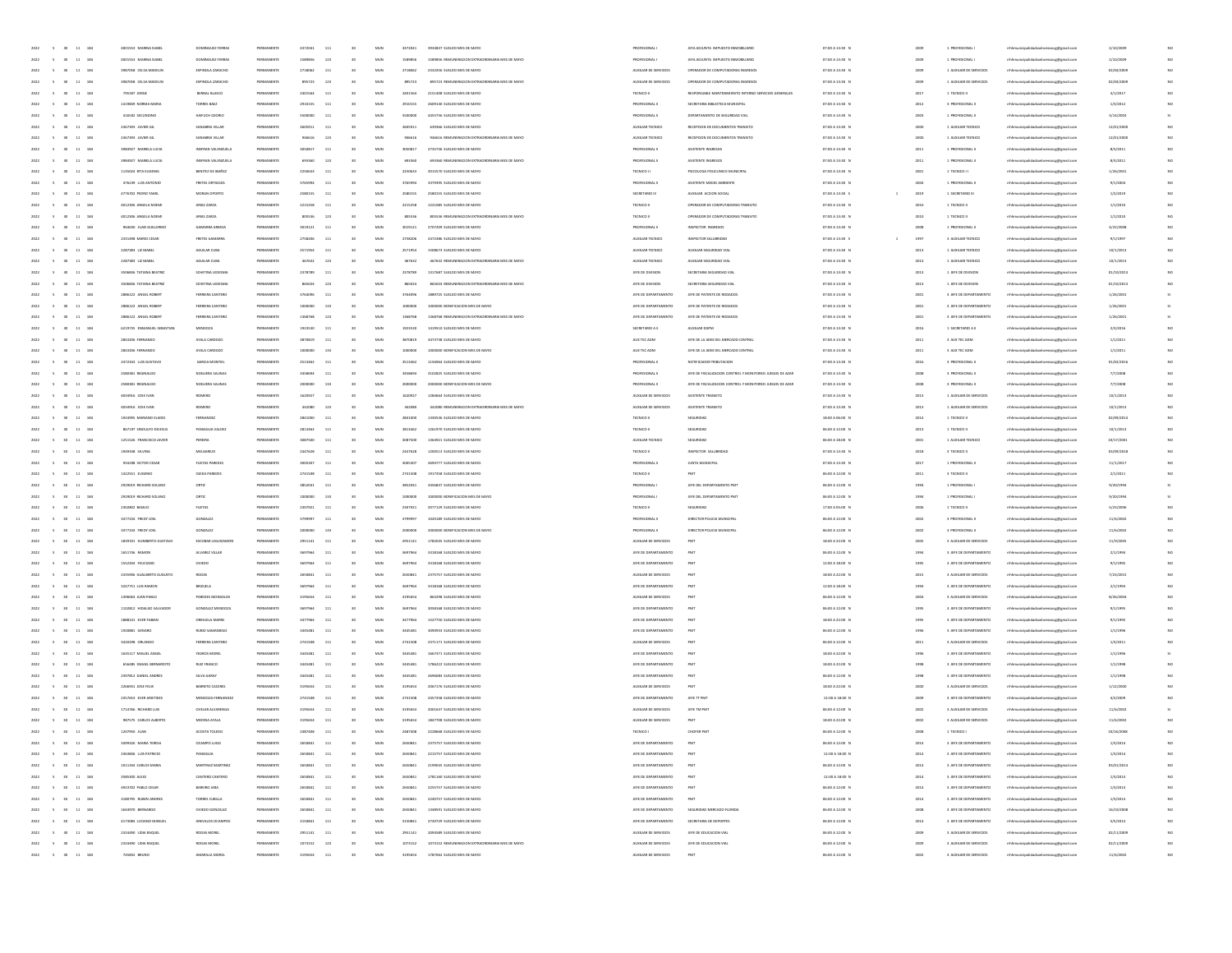| | | | | | | | | | | | | | | | | | | | | | | | | |
|---|---|---|---|---|---|---|---|---|---|---|---|---|---|---|---|---|---|---|---|---|---|---|---|---|
| 2022 | 5 | 30 | 11 | 184 | 4801553 | MARINA ISABEL | DOMINGUEZ FERRAN | PERMANENTE | 4372041 | 111 | 30 | MUN | 4372041 | 3933837 SUELDO MES DE MAYO | PROFESIONAL I | JEFA ADJUNTA IMPUESTO INMOBILIARIO | 07:00 A 13:30 | N | | 2009 | 1 PROFESIONAL I | rrhhmunicipalidadsanlorenzo@gmail.com | 2/10/2009 | NO |
| 2022 | 5 | 30 | 11 | 184 | 4801553 | MARINA ISABEL | DOMINGUEZ FERRAN | PERMANENTE | 1588856 | 123 | 30 | MUN | 1588856 | 1588856 REMUNERACION EXTRAORDINARIA MES DE MAYO | PROFESIONAL I | JEFA ADJUNTA IMPUESTO INMOBILIARIO | 07:00 A 13:30 | N | | 2009 | 1 PROFESIONAL I | rrhhmunicipalidadsanlorenzo@gmail.com | 2/10/2009 | NO |
| 2022 | 5 | 30 | 11 | 184 | 3987008 | CELSA MARILIN | ESPINOLA ZARACHO | PERMANENTE | 2718062 | 111 | 30 | MUN | 2718062 | 2332056 SUELDO MES DE MAYO | AUXILIAR DE SERVICIOS | OPERADOR DE COMPUTADORAS INGRESOS | 07:00 A 13:30 | N | | 2009 | 3 AUXILIAR DE SERVICIOS | rrhhmunicipalidadsanlorenzo@gmail.com | 02/04/2009 | NO |
| 2022 | 5 | 30 | 11 | 184 | 3987008 | CELSA MARILIN | ESPINOLA ZARACHO | PERMANENTE | 895723 | 123 | 30 | MUN | 895723 | 895723 REMUNERACION EXTRAORDINARIA MES DE MAYO | AUXILIAR DE SERVICIOS | OPERADOR DE COMPUTADORAS INGRESOS | 07:00 A 13:30 | N | | 2009 | 3 AUXILIAR DE SERVICIOS | rrhhmunicipalidadsanlorenzo@gmail.com | 02/04/2009 | NO |
| 2022 | 5 | 30 | 11 | 184 | 795507 | JORGE | BERNAL BLASCO | PERMANENTE | 2401564 | 111 | 30 | MUN | 2401564 | 2151408 SUELDO MES DE MAYO | TECNICO II | RESPONSABLE MANTENIMIENTO INTERNO SERVICIOS GENERALES | 07:00 A 13:30 | N | | 2017 | 2 TECNICO II | rrhhmunicipalidadsanlorenzo@gmail.com | 3/1/2017 | NO |
| 2022 | 5 | 30 | 11 | 184 | 1419839 | NORMA MARIA | TORRES BAEZ | PERMANENTE | 2910155 | 111 | 30 | MUN | 2910155 | 2609130 SUELDO MES DE MAYO | PROFESIONAL II | SECRETARIA BIBLIOTECA MUNICIPAL | 07:00 A 13:30 | N | | 2012 | 3 PROFESIONAL II | rrhhmunicipalidadsanlorenzo@gmail.com | 1/3/2012 | NO |
| 2022 | 5 | 30 | 11 | 184 | 414502 | SECUNDINO | HAEFLICH OZORIO | PERMANENTE | 5500000 | 111 | 30 | MUN | 5500000 | 4455756 SUELDO MES DE MAYO | PROFESIONAL II | DEPARTAMENTO DE SEGURIDAD VIAL | 07:00 A 13:30 | N | | 2003 | 1 PROFESIONAL II | rrhhmunicipalidadsanlorenzo@gmail.com | 3/16/2003 | SI |
| 2022 | 5 | 30 | 11 | 184 | 2367993 | JAVIER GIL | SANABRIA VILLAR | PERMANENTE | 2605911 | 111 | 30 | MUN | 2605911 | 639366 SUELDO MES DE MAYO | AUXILIAR TECNICO | RECEPCION DE DOCUMENTOS TRANSITO | 07:00 A 13:30 | N | | 2000 | 1 AUXILIAR TECNICO | rrhhmunicipalidadsanlorenzo@gmail.com | 12/01/2000 | NO |
| 2022 | 5 | 30 | 11 | 184 | 2367993 | JAVIER GIL | SANABRIA VILLAR | PERMANENTE | 966616 | 123 | 30 | MUN | 966616 | 966616 REMUNERACION EXTRAORDINARIA MES DE MAYO | AUXILIAR TECNICO | RECEPCION DE DOCUMENTOS TRANSITO | 07:00 A 13:30 | N | | 2000 | 1 AUXILIAR TECNICO | rrhhmunicipalidadsanlorenzo@gmail.com | 12/01/2000 | NO |
| 2022 | 5 | 30 | 11 | 184 | 3980927 | MARIELA LUCIA | INSFRAN VALENZUELA | PERMANENTE | 3050817 | 111 | 30 | MUN | 3050817 | 2735736 SUELDO MES DE MAYO | PROFESIONAL II | ASISTENTE INGRESOS | 07:00 A 13:30 | N | | 2011 | 1 PROFESIONAL II | rrhhmunicipalidadsanlorenzo@gmail.com | 8/1/2011 | NO |
| 2022 | 5 | 30 | 11 | 184 | 3980927 | MARIELA LUCIA | INSFRAN VALENZUELA | PERMANENTE | 693360 | 123 | 30 | MUN | 693360 | 693360 REMUNERACION EXTRAORDINARIA MES DE MAYO | PROFESIONAL II | ASISTENTE INGRESOS | 07:00 A 13:30 | N | | 2011 | 1 PROFESIONAL II | rrhhmunicipalidadsanlorenzo@gmail.com | 8/1/2011 | NO |
| 2022 | 5 | 30 | 11 | 184 | 1135024 | RITA EUGENIA | BENITEZ DE IBAÑEZ | PERMANENTE | 2256633 | 111 | 30 | MUN | 2256633 | 2015970 SUELDO MES DE MAYO | TECNICO II | PSICOLOGA POLICLINICO MUNICIPAL | 07:00 A 13:30 | N | | 2001 | 1 TECNICO II | rrhhmunicipalidadsanlorenzo@gmail.com | 1/26/2001 | NO |
| 2022 | 5 | 30 | 11 | 184 | 376239 | LUIS ANTONIO | FRETES ORTIGOZA | PERMANENTE | 3765994 | 111 | 30 | MUN | 3765994 | 3379995 SUELDO MES DE MAYO | PROFESIONAL II | ASISTENTE MEDIO AMBIENTE | 07:00 A 13:30 | N | | 2004 | 1 PROFESIONAL II | rrhhmunicipalidadsanlorenzo@gmail.com | 9/1/2004 | NO |
| 2022 | 5 | 30 | 11 | 184 | 4776702 | PEDRO YAMIL | MORAN OPORTO | PERMANENTE | 2580155 | 111 | 30 | MUN | 2580155 | 2580155 SUELDO MES DE MAYO | SECRETARIO III | AUXILIAR ACCION SOCIAL | 07:00 A 13:30 | S | 1 | 2019 | 1 SECRETARIO III | rrhhmunicipalidadsanlorenzo@gmail.com | 1/2/2019 | NO |
| 2022 | 5 | 30 | 11 | 184 | 4012306 | ANGELA NOEMI | ARIAS ZARZA | PERMANENTE | 2215258 | 111 | 30 | MUN | 2215258 | 1221085 SUELDO MES DE MAYO | TECNICO II | OPERADOR DE COMPUTADORAS TRANSITO | 07:00 A 13:30 | N | | 2010 | 1 TECNICO II | rrhhmunicipalidadsanlorenzo@gmail.com | 1/1/2010 | NO |
| 2022 | 5 | 30 | 11 | 184 | 4012306 | ANGELA NOEMI | ARIAS ZARZA | PERMANENTE | 805536 | 123 | 30 | MUN | 805536 | 805536 REMUNERACION EXTRAORDINARIA MES DE MAYO | TECNICO II | OPERADOR DE COMPUTADORAS TRANSITO | 07:00 A 13:30 | N | | 2010 | 1 TECNICO II | rrhhmunicipalidadsanlorenzo@gmail.com | 1/1/2010 | NO |
| 2022 | 5 | 30 | 11 | 184 | 964640 | JUAN GUILLERMO | GAMARRA ARMOA | PERMANENTE | 3019121 | 111 | 30 | MUN | 3019121 | 2707209 SUELDO MES DE MAYO | PROFESIONAL II | INSPECTOR INGRESOS | 07:00 A 13:30 | N | | 2008 | 1 PROFESIONAL II | rrhhmunicipalidadsanlorenzo@gmail.com | 6/22/2008 | NO |
| 2022 | 5 | 30 | 11 | 184 | 2331498 | MARIO CESAR | FRETES GAMARRA | PERMANENTE | 2758206 | 111 | 30 | MUN | 2758206 | 2472386 SUELDO MES DE MAYO | AUXILIAR TECNICO | INSPECTOR SALUBRIDAD | 07:00 A 13:30 | S | 1 | 1997 | 3 AUXILIAR TECNICO | rrhhmunicipalidadsanlorenzo@gmail.com | 9/1/1997 | NO |
| 2022 | 5 | 30 | 11 | 184 | 2297383 | LIZ MABEL | AGUILAR CUBA | PERMANENTE | 2571954 | 111 | 30 | MUN | 2571954 | 1508673 SUELDO MES DE MAYO | AUXILIAR TECNICO | AUXILIAR SEGURIDAD VIAL | 07:00 A 13:30 | N | | 2013 | 1 AUXILIAR TECNICO | rrhhmunicipalidadsanlorenzo@gmail.com | 10/1/2013 | NO |
| 2022 | 5 | 30 | 11 | 184 | 2297383 | LIZ MABEL | AGUILAR CUBA | PERMANENTE | 867632 | 123 | 30 | MUN | 867632 | 867632 REMUNERACION EXTRAORDINARIA MES DE MAYO | AUXILIAR TECNICO | AUXILIAR SEGURIDAD VIAL | 07:00 A 13:30 | N | | 2013 | 1 AUXILIAR TECNICO | rrhhmunicipalidadsanlorenzo@gmail.com | 10/1/2013 | NO |
| 2022 | 5 | 30 | 11 | 184 | 3506806 | TATIANA BEATRIZ | SCHETINA LEDESMA | PERMANENTE | 2378789 | 111 | 30 | MUN | 2378789 | 1317687 SUELDO MES DE MAYO | JEFE DE DIVISION | SECRETARIA SEGURIDAD VIAL | 07:00 A 13:30 | N | | 2013 | 1 JEFE DE DIVISION | rrhhmunicipalidadsanlorenzo@gmail.com | 01/10/2013 | NO |
| 2022 | 5 | 30 | 11 | 184 | 3506806 | TATIANA BEATRIZ | SCHETINA LEDESMA | PERMANENTE | 865024 | 123 | 30 | MUN | 865024 | 865024 REMUNERACION EXTRAORDINARIA MES DE MAYO | JEFE DE DIVISION | SECRETARIA SEGURIDAD VIAL | 07:00 A 13:30 | N | | 2013 | 1 JEFE DE DIVISION | rrhhmunicipalidadsanlorenzo@gmail.com | 01/10/2013 | NO |
| 2022 | 5 | 30 | 11 | 184 | 1888122 | ANGEL ROBERT | FERREIRA CANTERO | PERMANENTE | 3764096 | 111 | 30 | MUN | 3764096 | 1888725 SUELDO MES DE MAYO | JEFE DE DEPARTAMENTO | JEFE DE PATENTE DE RODADOS | 07:00 A 13:30 | N | | 2001 | 3 JEFE DE DEPARTAMENTO | rrhhmunicipalidadsanlorenzo@gmail.com | 1/26/2001 | SI |
| 2022 | 5 | 30 | 11 | 184 | 1888122 | ANGEL ROBERT | FERREIRA CANTERO | PERMANENTE | 1000000 | 133 | 30 | MUN | 1000000 | 1000000 BONIFICACION MES DE MAYO | JEFE DE DEPARTAMENTO | JEFE DE PATENTE DE RODADOS | 07:00 A 13:30 | N | | 2001 | 3 JEFE DE DEPARTAMENTO | rrhhmunicipalidadsanlorenzo@gmail.com | 1/26/2001 | SI |
| 2022 | 5 | 30 | 11 | 184 | 1888122 | ANGEL ROBERT | FERREIRA CANTERO | PERMANENTE | 1368768 | 123 | 30 | MUN | 1368768 | 1368768 REMUNERACION EXTRAORDINARIA MES DE MAYO | JEFE DE DEPARTAMENTO | JEFE DE PATENTE DE RODADOS | 07:00 A 13:30 | N | | 2001 | 3 JEFE DE DEPARTAMENTO | rrhhmunicipalidadsanlorenzo@gmail.com | 1/26/2001 | SI |
| 2022 | 5 | 30 | 11 | 184 | 6219745 | EMMANUEL SEBASTIAN | MENDOZA | PERMANENTE | 1923530 | 111 | 30 | MUN | 1923530 | 1519510 SUELDO MES DE MAYO | SECRETARIO A II | AUXILIAR DGPM | 07:00 A 13:30 | N | | 2016 | 1 SECRETARIO A II | rrhhmunicipalidadsanlorenzo@gmail.com | 2/3/2016 | NO |
| 2022 | 5 | 30 | 11 | 184 | 3843306 | FERNANDO | AYALA CARDOZO | PERMANENTE | 3870819 | 111 | 30 | MUN | 3870819 | 3473738 SUELDO MES DE MAYO | AUX TEC ADM | JEFE DE LA ADM DEL MERCADO CENTRAL | 07:00 A 13:30 | N | | 2011 | 3 AUX TEC ADM | rrhhmunicipalidadsanlorenzo@gmail.com | 1/1/2011 | NO |
| 2022 | 5 | 30 | 11 | 184 | 3843306 | FERNANDO | AYALA CARDOZO | PERMANENTE | 1000000 | 133 | 30 | MUN | 1000000 | 1000000 BONIFICACION MES DE MAYO | AUX TEC ADM | JEFE DE LA ADM DEL MERCADO CENTRAL | 07:00 A 13:30 | N | | 2011 | 3 AUX TEC ADM | rrhhmunicipalidadsanlorenzo@gmail.com | 1/1/2011 | NO |
| 2022 | 5 | 30 | 11 | 184 | 2472303 | LUIS GUSTAVO | GARCIA MONTIEL | PERMANENTE | 2513462 | 111 | 30 | MUN | 2513462 | 1154964 SUELDO MES DE MAYO | PROFESIONAL II | NOTIFICADOR TRIBUTACION | 07:00 A 13:30 | N | | 2016 | 3 PROFESIONAL II | rrhhmunicipalidadsanlorenzo@gmail.com | 01/02/2016 | NO |
| 2022 | 5 | 30 | 11 | 184 | 2580081 | REGINALDO | NOGUERA SALINAS | PERMANENTE | 3458694 | 111 | 30 | MUN | 3458694 | 3102825 SUELDO MES DE MAYO | PROFESIONAL II | JEFE DE FISCALIZACION CONTROL Y MONITOREO JUEGOS DE AZAR | 07:00 A 13:30 | N | | 2008 | 3 PROFESIONAL II | rrhhmunicipalidadsanlorenzo@gmail.com | 7/7/2008 | NO |
| 2022 | 5 | 30 | 11 | 184 | 2580081 | REGINALDO | NOGUERA SALINAS | PERMANENTE | 2000000 | 133 | 30 | MUN | 2000000 | 2000000 BONIFICACION MES DE MAYO | PROFESIONAL II | JEFE DE FISCALIZACION CONTROL Y MONITOREO JUEGOS DE AZAR | 07:00 A 13:30 | N | | 2008 | 3 PROFESIONAL II | rrhhmunicipalidadsanlorenzo@gmail.com | 7/7/2008 | NO |
| 2022 | 5 | 30 | 11 | 184 | 4034916 | JOSE IVAN | ROMERO | PERMANENTE | 1620927 | 111 | 30 | MUN | 1620927 | 1286664 SUELDO MES DE MAYO | AUXILIAR DE SERVICIOS | ASISTENTE TRANSITO | 07:00 A 13:30 | N | | 2013 | 1 AUXILIAR DE SERVICIOS | rrhhmunicipalidadsanlorenzo@gmail.com | 10/1/2013 | NO |
| 2022 | 5 | 30 | 11 | 184 | 4034916 | JOSE IVAN | ROMERO | PERMANENTE | 342080 | 123 | 30 | MUN | 342080 | 342080 REMUNERACION EXTRAORDINARIA MES DE MAYO | AUXILIAR DE SERVICIOS | ASISTENTE TRANSITO | 07:00 A 13:30 | N | | 2013 | 1 AUXILIAR DE SERVICIOS | rrhhmunicipalidadsanlorenzo@gmail.com | 10/1/2013 | NO |
| 2022 | 5 | 30 | 11 | 184 | 1924995 | MARIANO ELADIO | FERNANDEZ | PERMANENTE | 2841000 | 111 | 30 | MUN | 2841000 | 1330536 SUELDO MES DE MAYO | TECNICO II | SEGURIDAD | 18:00 A 06:00 | N | | 2014 | 1 TECNICO II | rrhhmunicipalidadsanlorenzo@gmail.com | 02/09/2014 | NO |
| 2022 | 5 | 30 | 11 | 184 | 867197 | SINDULFO DELESUS | PANIAGUA VALDEZ | PERMANENTE | 2813462 | 111 | 30 | MUN | 2813462 | 1261970 SUELDO MES DE MAYO | TECNICO II | SEGURIDAD | 06:00 A 12:00 | N | | 2013 | 1 TECNICO II | rrhhmunicipalidadsanlorenzo@gmail.com | 10/1/2013 | NO |
| 2022 | 5 | 30 | 11 | 184 | 1251526 | FRANCISCO JAVIER | PEREIRA | PERMANENTE | 3087500 | 111 | 30 | MUN | 3087500 | 1364921 SUELDO MES DE MAYO | AUXILIAR TECNICO | SEGURIDAD | 06:00 A 18:00 | N | | 2001 | 1 AUXILIAR TECNICO | rrhhmunicipalidadsanlorenzo@gmail.com | 10/27/2001 | NO |
| 2022 | 5 | 30 | 11 | 184 | 1969338 | SILVINA | MELGAREJO | PERMANENTE | 2447628 | 111 | 30 | MUN | 2447628 | 1200513 SUELDO MES DE MAYO | TECNICO II | INSPECTOR SALUBRIDAD | 07:00 A 13:30 | N | | 2018 | 3 TECNICO II | rrhhmunicipalidadsanlorenzo@gmail.com | 03/09/2018 | NO |
| 2022 | 5 | 30 | 11 | 184 | 816288 | VICTOR CESAR | FLEITAS PAREDES | PERMANENTE | 3005307 | 111 | 30 | MUN | 3005307 | 2695777 SUELDO MES DE MAYO | PROFESIONAL II | JUNTA MUNICIPAL | 07:00 A 13:30 | N | | 2017 | 1 PROFESIONAL II | rrhhmunicipalidadsanlorenzo@gmail.com | 11/1/2017 | NO |
| 2022 | 5 | 30 | 11 | 184 | 1422551 | EUSEBIO | OJEDA PAREDES | PERMANENTE | 2741508 | 111 | 30 | MUN | 2741508 | 1917358 SUELDO MES DE MAYO | TECNICO II | PMT | 06:00 A 12:00 | N | | 2011 | 3 TECNICO II | rrhhmunicipalidadsanlorenzo@gmail.com | 2/1/2011 | NO |
| 2022 | 5 | 30 | 11 | 184 | 2929019 | RICHARD SOLANO | ORTIZ | PERMANENTE | 3852041 | 111 | 30 | MUN | 3852041 | 3456837 SUELDO MES DE MAYO | PROFESIONAL I | JEFE DEL DEPARTAMENTO PMT | 06:00 A 12:00 | N | | 1994 | 1 PROFESIONAL I | rrhhmunicipalidadsanlorenzo@gmail.com | 9/20/1994 | SI |
| 2022 | 5 | 30 | 11 | 184 | 2929019 | RICHARD SOLANO | ORTIZ | PERMANENTE | 1000000 | 133 | 30 | MUN | 1000000 | 1000000 BONIFICACION MES DE MAYO | PROFESIONAL I | JEFE DEL DEPARTAMENTO PMT | 06:00 A 12:00 | N | | 1994 | 1 PROFESIONAL I | rrhhmunicipalidadsanlorenzo@gmail.com | 9/20/1994 | SI |
| 2022 | 5 | 30 | 11 | 184 | 2302802 | BASILIO | FLEITAS | PERMANENTE | 2307921 | 111 | 30 | MUN | 2307921 | 2077129 SUELDO MES DE MAYO | TECNICO II | SEGURIDAD | 17:00 A 05:00 | N | | 2006 | 1 TECNICO II | rrhhmunicipalidadsanlorenzo@gmail.com | 5/23/2006 | NO |
| 2022 | 5 | 30 | 11 | 184 | 3477234 | FREDY JOEL | GONZALEZ | PERMANENTE | 3799997 | 111 | 30 | MUN | 3799997 | 3320189 SUELDO MES DE MAYO | PROFESIONAL II | DIRECTOR POLICIA MUNICIPAL | 06:00 A 12:00 | N | | 2002 | 3 PROFESIONAL II | rrhhmunicipalidadsanlorenzo@gmail.com | 11/6/2002 | NO |
| 2022 | 5 | 30 | 11 | 184 | 3477234 | FREDY JOEL | GONZALEZ | PERMANENTE | 2000000 | 133 | 30 | MUN | 2000000 | 2000000 BONIFICACION MES DE MAYO | PROFESIONAL II | DIRECTOR POLICIA MUNICIPAL | 06:00 A 12:00 | N | | 2002 | 3 PROFESIONAL II | rrhhmunicipalidadsanlorenzo@gmail.com | 11/6/2002 | NO |
| 2022 | 5 | 30 | 11 | 184 | 1839191 | HUMBERTO GUSTAVO | ESCOBAR LEGUIZAMON | PERMANENTE | 2951141 | 111 | 30 | MUN | 2951141 | 1782035 SUELDO MES DE MAYO | AUXILIAR DE SERVICIOS | PMT | 18:00 A 22:00 | N | | 2005 | 3 AUXILIAR DE SERVICIOS | rrhhmunicipalidadsanlorenzo@gmail.com | 11/9/2005 | NO |
| 2022 | 5 | 30 | 11 | 184 | 1651736 | RAMON | ALVAREZ VILLAR | PERMANENTE | 3697964 | 111 | 30 | MUN | 3697964 | 3318168 SUELDO MES DE MAYO | JEFE DE DEPARTAMENTO | PMT | 06:00 A 12:00 | N | | 1994 | 3 JEFE DE DEPARTAMENTO | rrhhmunicipalidadsanlorenzo@gmail.com | 2/1/1994 | NO |
| 2022 | 5 | 30 | 11 | 184 | 1352006 | FELICIANO | OVIEDO | PERMANENTE | 3697964 | 111 | 30 | MUN | 3697964 | 3318168 SUELDO MES DE MAYO | JEFE DE DEPARTAMENTO | PMT | 12:00 A 18:00 | N | | 1995 | 3 JEFE DE DEPARTAMENTO | rrhhmunicipalidadsanlorenzo@gmail.com | 9/1/1995 | NO |
| 2022 | 5 | 30 | 11 | 184 | 2359906 | GUALBERTO AUGUSTO | ROJAS | PERMANENTE | 2650841 | 111 | 30 | MUN | 2650841 | 2375757 SUELDO MES DE MAYO | AUXILIAR DE SERVICIOS | PMT | 18:00 A 22:00 | N | | 2015 | 3 AUXILIAR DE SERVICIOS | rrhhmunicipalidadsanlorenzo@gmail.com | 7/23/2015 | NO |
| 2022 | 5 | 30 | 11 | 184 | 3247751 | LUIS RAMON | BRIZUELA | PERMANENTE | 3697964 | 111 | 30 | MUN | 3697964 | 3318168 SUELDO MES DE MAYO | JEFE DE DEPARTAMENTO | PMT | 12:00 A 18:00 | N | | 1994 | 3 JEFE DE DEPARTAMENTO | rrhhmunicipalidadsanlorenzo@gmail.com | 2/1/1994 | NO |
| 2022 | 5 | 30 | 11 | 184 | 1496063 | JUAN PABLO | PAREDES MONGELOS | PERMANENTE | 3195654 | 111 | 30 | MUN | 3195654 | 864298 SUELDO MES DE MAYO | AUXILIAR DE SERVICIOS | PMT | 06:00 A 12:00 | N | | 2004 | 3 AUXILIAR DE SERVICIOS | rrhhmunicipalidadsanlorenzo@gmail.com | 8/26/2004 | NO |
| 2022 | 5 | 30 | 11 | 184 | 1102812 | HIDALGO SALVADOR | GONZALEZ MENDOZA | PERMANENTE | 3697964 | 111 | 30 | MUN | 3697964 | 3050168 SUELDO MES DE MAYO | JEFE DE DEPARTAMENTO | PMT | 06:00 A 12:00 | N | | 1995 | 3 JEFE DE DEPARTAMENTO | rrhhmunicipalidadsanlorenzo@gmail.com | 9/1/1995 | NO |
| 2022 | 5 | 30 | 11 | 184 | 1888161 | EVER FABIAN | ORIHUELA MARIN | PERMANENTE | 3677964 | 111 | 30 | MUN | 3677964 | 1527750 SUELDO MES DE MAYO | JEFE DE DEPARTAMENTO | PMT | 18:00 A 22:00 | N | | 1995 | 3 JEFE DE DEPARTAMENTO | rrhhmunicipalidadsanlorenzo@gmail.com | 9/1/1995 | NO |
| 2022 | 5 | 30 | 11 | 184 | 1918881 | GENARO | RUBIO SAMANIEGO | PERMANENTE | 3445481 | 111 | 30 | MUN | 3445481 | 3090933 SUELDO MES DE MAYO | JEFE DE DEPARTAMENTO | PMT | 06:00 A 12:00 | N | | 1996 | 3 JEFE DE DEPARTAMENTO | rrhhmunicipalidadsanlorenzo@gmail.com | 1/1/1996 | NO |
| 2022 | 5 | 30 | 11 | 184 | 3426298 | ORLANDO | FERREIRA CANTERO | PERMANENTE | 2741508 | 111 | 30 | MUN | 2741508 | 2371171 SUELDO MES DE MAYO | AUXILIAR DE SERVICIOS | PMT | 06:00 A 12:00 | N | | 2011 | 3 AUXILIAR DE SERVICIOS | rrhhmunicipalidadsanlorenzo@gmail.com | 1/3/2011 | NO |
| 2022 | 5 | 30 | 11 | 184 | 1635117 | MIGUEL ANGEL | FIGUEOS MOREL | PERMANENTE | 3445481 | 111 | 30 | MUN | 3445481 | 1667371 SUELDO MES DE MAYO | JEFE DE DEPARTAMENTO | PMT | 18:00 A 22:00 | N | | 1996 | 3 JEFE DE DEPARTAMENTO | rrhhmunicipalidadsanlorenzo@gmail.com | 1/1/1996 | SI |
| 2022 | 5 | 30 | 11 | 184 | 656685 | ISMAEL BERNARDITO | RUIZ FRANCO | PERMANENTE | 3445481 | 111 | 30 | MUN | 3445481 | 1786222 SUELDO MES DE MAYO | JEFE DE DEPARTAMENTO | PMT | 18:00 A 22:00 | N | | 1998 | 3 JEFE DE DEPARTAMENTO | rrhhmunicipalidadsanlorenzo@gmail.com | 1/1/1998 | NO |
| 2022 | 5 | 30 | 11 | 184 | 2397812 | DANIEL ANDRES | SILVA GARAY | PERMANENTE | 3445481 | 111 | 30 | MUN | 3445481 | 2696084 SUELDO MES DE MAYO | JEFE DE DEPARTAMENTO | PMT | 06:00 A 12:00 | N | | 1998 | 3 JEFE DE DEPARTAMENTO | rrhhmunicipalidadsanlorenzo@gmail.com | 1/1/1998 | NO |
| 2022 | 5 | 30 | 11 | 184 | 3266931 | JOSE FELIX | BARRETO CACERES | PERMANENTE | 3195654 | 111 | 30 | MUN | 3195654 | 2067176 SUELDO MES DE MAYO | AUXILIAR DE SERVICIOS | PMT | 18:00 A 22:00 | N | | 2000 | 3 AUXILIAR DE SERVICIOS | rrhhmunicipalidadsanlorenzo@gmail.com | 1/12/2000 | NO |
| 2022 | 5 | 30 | 11 | 184 | 2357653 | EVER ARISTIDES | MENDOZA FERNANDEZ | PERMANENTE | 2741508 | 111 | 30 | MUN | 2741508 | 2457358 SUELDO MES DE MAYO | AUXILIAR DE SERVICIOS | JEFE TT PMT | 12:00 A 18:00 | N | | 2009 | 3 AUXILIAR DE SERVICIOS | rrhhmunicipalidadsanlorenzo@gmail.com | 4/2/2009 | NO |
| 2022 | 5 | 30 | 11 | 184 | 1713766 | RICHARD LUIS | OVELAR ALVARENGA | PERMANENTE | 3195654 | 111 | 30 | MUN | 3195654 | 2001637 SUELDO MES DE MAYO | AUXILIAR DE SERVICIOS | JEFE TM PMT | 06:00 A 12:00 | N | | 2002 | 3 AUXILIAR DE SERVICIOS | rrhhmunicipalidadsanlorenzo@gmail.com | 11/6/2002 | SI |
| 2022 | 5 | 30 | 11 | 184 | 987575 | CARLOS ALBERTO | MEDINA AYALA | PERMANENTE | 3195654 | 111 | 30 | MUN | 3195654 | 1867708 SUELDO MES DE MAYO | AUXILIAR DE SERVICIOS | PMT | 18:00 A 22:00 | N | | 2002 | 3 AUXILIAR DE SERVICIOS | rrhhmunicipalidadsanlorenzo@gmail.com | 11/6/2002 | NO |
| 2022 | 5 | 30 | 11 | 184 | 1207950 | JUAN | ACOSTA TOLEDO | PERMANENTE | 2487408 | 111 | 30 | MUN | 2487408 | 2228668 SUELDO MES DE MAYO | TECNICO I | CHOFER PMT | 06:00 A 12:00 | N | | 2008 | 1 TECNICO I | rrhhmunicipalidadsanlorenzo@gmail.com | 10/16/2008 | NO |
| 2022 | 5 | 30 | 11 | 184 | 3499326 | MARIA TERESA | OCAMPO LUGO | PERMANENTE | 2650841 | 111 | 30 | MUN | 2650841 | 2375757 SUELDO MES DE MAYO | JEFE DE DEPARTAMENTO | PMT | 06:00 A 12:00 | N | | 2014 | 3 JEFE DE DEPARTAMENTO | rrhhmunicipalidadsanlorenzo@gmail.com | 1/3/2014 | NO |
| 2022 | 5 | 30 | 11 | 184 | 2363836 | LUIS PATRICIO | PANIAGUA | PERMANENTE | 2650841 | 111 | 30 | MUN | 2650841 | 2215757 SUELDO MES DE MAYO | JEFE DE DEPARTAMENTO | PMT | 12:00 A 18:00 | N | | 2014 | 3 JEFE DE DEPARTAMENTO | rrhhmunicipalidadsanlorenzo@gmail.com | 1/3/2014 | NO |
| 2022 | 5 | 30 | 11 | 184 | 1011304 | CARLOS MARIA | MARTINEZ MARTINEZ | PERMANENTE | 2650841 | 111 | 30 | MUN | 2650841 | 2199035 SUELDO MES DE MAYO | JEFE DE DEPARTAMENTO | PMT | 06:00 A 12:00 | N | | 2014 | 3 JEFE DE DEPARTAMENTO | rrhhmunicipalidadsanlorenzo@gmail.com | 03/01/2014 | NO |
| 2022 | 5 | 30 | 11 | 184 | 3583500 | ALEJO | CANTERO CANTERO | PERMANENTE | 2650841 | 111 | 30 | MUN | 2650841 | 1781160 SUELDO MES DE MAYO | JEFE DE DEPARTAMENTO | PMT | 12:00 A 18:00 | N | | 2014 | 3 JEFE DE DEPARTAMENTO | rrhhmunicipalidadsanlorenzo@gmail.com | 1/3/2014 | NO |
| 2022 | 5 | 30 | 11 | 184 | 4923702 | PABLO CESAR | BAREIRO JARA | PERMANENTE | 2650841 | 111 | 30 | MUN | 2650841 | 2255757 SUELDO MES DE MAYO | JEFE DE DEPARTAMENTO | PMT | 06:00 A 12:00 | N | | 2014 | 3 JEFE DE DEPARTAMENTO | rrhhmunicipalidadsanlorenzo@gmail.com | 1/3/2014 | NO |
| 2022 | 5 | 30 | 11 | 184 | 3180795 | RUBEN ANDRES | TORRES CUELLA | PERMANENTE | 2650841 | 111 | 30 | MUN | 2650841 | 2240757 SUELDO MES DE MAYO | JEFE DE DEPARTAMENTO | PMT | 06:00 A 12:00 | N | | 2014 | 3 JEFE DE DEPARTAMENTO | rrhhmunicipalidadsanlorenzo@gmail.com | 1/3/2014 | NO |
| 2022 | 5 | 30 | 11 | 184 | 1643970 | BERNARDO | OVIEDO GONZALEZ | PERMANENTE | 2650841 | 111 | 30 | MUN | 2650841 | 1340591 SUELDO MES DE MAYO | JEFE DE DEPARTAMENTO | SEGURIDAD MERCADO FLORIDA | 06:00 A 12:00 | N | | 2008 | 3 JEFE DE DEPARTAMENTO | rrhhmunicipalidadsanlorenzo@gmail.com | 10/10/2008 | NO |
| 2022 | 5 | 30 | 11 | 184 | 4173084 | LUCIANO MANUEL | AREVALOS OCAMPOS | PERMANENTE | 3150841 | 111 | 30 | MUN | 3150841 | 2720729 SUELDO MES DE MAYO | JEFE DE DEPARTAMENTO | SECRETARIA DE DEPORTES | 06:00 A 12:00 | N | | 2014 | 3 JEFE DE DEPARTAMENTO | rrhhmunicipalidadsanlorenzo@gmail.com | 5/5/2014 | NO |
| 2022 | 5 | 30 | 11 | 184 | 2324890 | LIDIA RAQUEL | ROJAS MOREL | PERMANENTE | 2951141 | 111 | 30 | MUN | 2951141 | 2093049 SUELDO MES DE MAYO | AUXILIAR DE SERVICIOS | JEFE DE EDUCACION VIAL | 06:00 A 12:00 | N | | 2009 | 3 AUXILIAR DE SERVICIOS | rrhhmunicipalidadsanlorenzo@gmail.com | 02/11/2009 | NO |
| 2022 | 5 | 30 | 11 | 184 | 2324890 | LIDIA RAQUEL | ROJAS MOREL | PERMANENTE | 1073152 | 123 | 30 | MUN | 1073152 | 1073152 REMUNERACION EXTRAORDINARIA MES DE MAYO | AUXILIAR DE SERVICIOS | JEFE DE EDUCACION VIAL | 06:00 A 12:00 | N | | 2009 | 3 AUXILIAR DE SERVICIOS | rrhhmunicipalidadsanlorenzo@gmail.com | 02/11/2009 | NO |
| 2022 | 5 | 30 | 11 | 184 | 745652 | BRUNO | AMARILLA MOREL | PERMANENTE | 3195654 | 111 | 30 | MUN | 3195654 | 1787062 SUELDO MES DE MAYO | AUXILIAR DE SERVICIOS | PMT | 06:00 A 12:00 | N | | 2002 | 3 AUXILIAR DE SERVICIOS | rrhhmunicipalidadsanlorenzo@gmail.com | 11/6/2002 | NO |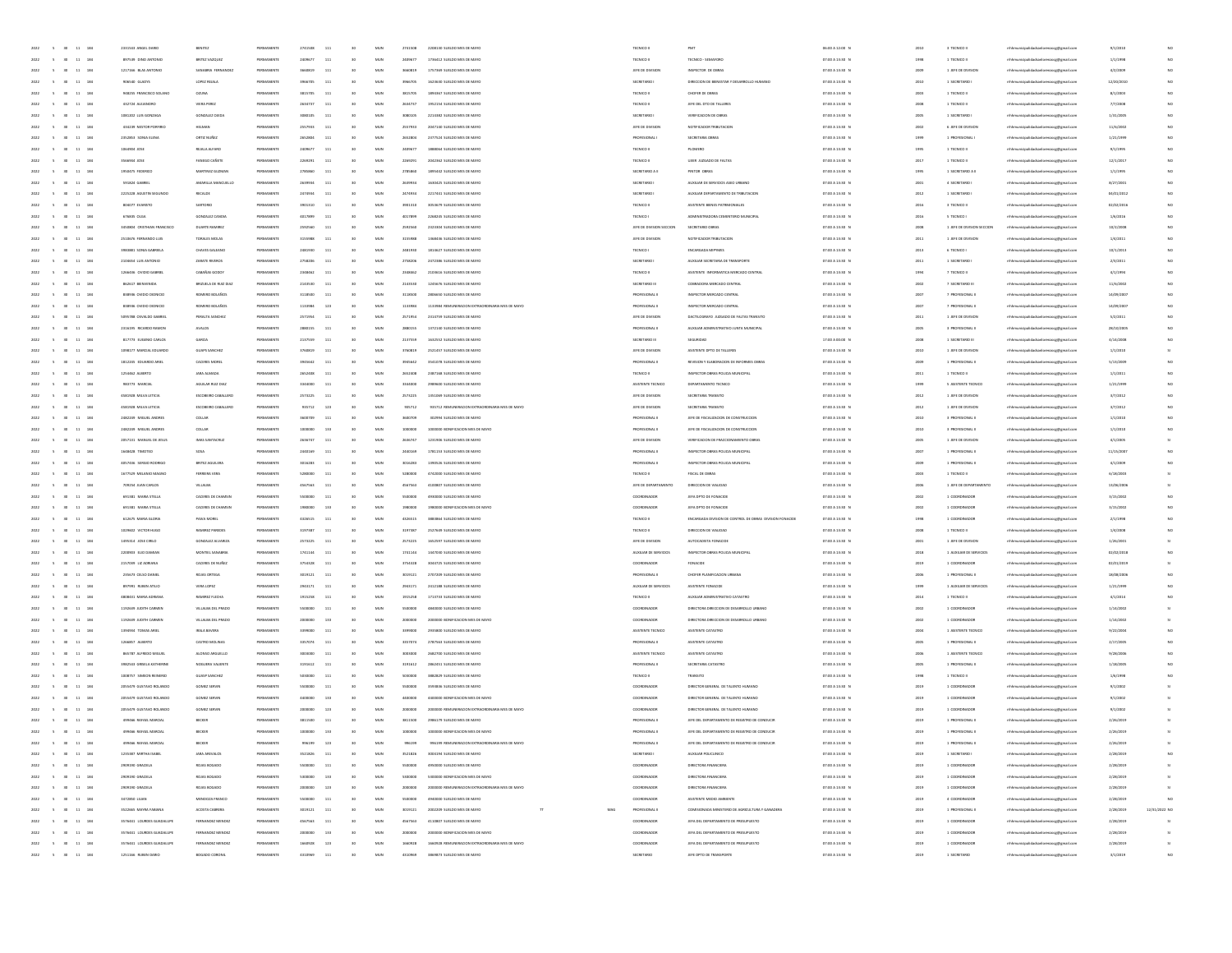| | | | | | | | | | | | | | | | | | | | | | | | | | | | | |
|---|---|---|---|---|---|---|---|---|---|---|---|---|---|---|---|---|---|---|---|---|---|---|---|---|---|---|---|---|
| 2022 | 5 | 30 | 11 | 184 | 2331543 | ANGEL DARIO | BENITEZ | PERMANENTE | 2741548 | 111 | 30 | MUN | 2741548 | 2208130 | SUELDO MES DE MAYO | | | TECNICO II | PMT | 06:00 A 12:00 | N | 2010 | 3 | TECNICO II | rrhhmunicipalidadcaterazzg@gmail.com | 9/1/2010 | | NO |
| 2022 | 5 | 30 | 11 | 184 | 897539 | DINO ANTONIO | BRITEZ VAZQUEZ | PERMANENTE | 2409677 | 111 | 30 | MUN | 2409677 | 1734412 | SUELDO MES DE MAYO | | | TECNICO II | TECNICO - SEMAFORO | 07:00 A 13:00 | N | 1998 | 1 | TECNICO II | rrhhmunicipalidadcaterazzg@gmail.com | 1/1/1998 | | NO |
| 2022 | 5 | 30 | 11 | 184 | 1217166 | BLAS ANTONIO | SANABRIA FERNANDEZ | PERMANENTE | 3660019 | 111 | 30 | MUN | 3660019 | 1757369 | SUELDO MES DE MAYO | | | JEFE DE DIVISION | INSPECTOR DE OBRAS | 07:00 A 13:00 | N | 2009 | 2 | JEFE DE DIVISION | rrhhmunicipalidadcaterazzg@gmail.com | 4/2/2009 | | NO |
| 2022 | 5 | 30 | 11 | 184 | 908540 | GLADYS | LOPEZ RIVALA | PERMANENTE | 3966705 | 111 | 30 | MUN | 3966705 | 1623630 | SUELDO MES DE MAYO | | | SECRETARIO I | DIRECCION DE BIENESTAR Y DESARROLLO HUMANO | 07:00 A 13:00 | N | 2010 | 1 | SECRETARIO I | rrhhmunicipalidadcaterazzg@gmail.com | 12/20/2010 | | NO |
| 2022 | 5 | 30 | 11 | 184 | 948255 | FRANCISCO SOLANO | OZUNA | PERMANENTE | 3815785 | 111 | 30 | MUN | 3815785 | 1895067 | SUELDO MES DE MAYO | | | TECNICO II | CHOFER DE OBRAS | 07:00 A 13:00 | N | 2003 | 2 | TECNICO II | rrhhmunicipalidadcaterazzg@gmail.com | 8/1/2003 | | NO |
| 2022 | 5 | 30 | 11 | 184 | 332726 | ALEJANDRO | VIERA PEREZ | PERMANENTE | 2634737 | 111 | 30 | MUN | 2634737 | 1952154 | SUELDO MES DE MAYO | | | TECNICO II | JEFE DEL DTO DE TALLERES | 07:00 A 13:00 | N | 2008 | 1 | TECNICO II | rrhhmunicipalidadcaterazzg@gmail.com | 7/7/2008 | | NO |
| 2022 | 5 | 30 | 11 | 184 | 1081303 | LUIS GONZAGA | GONZALEZ OJEDA | PERMANENTE | 3080105 | 111 | 30 | MUN | 3080105 | 2215082 | SUELDO MES DE MAYO | | | SECRETARIO I | VERIFICACION DE OBRAS | 07:00 A 13:00 | N | 2005 | 1 | SECRETARIO I | rrhhmunicipalidadcaterazzg@gmail.com | 1/31/2005 | | NO |
| 2022 | 5 | 30 | 11 | 184 | 434239 | NESTOR PORFIRIO | HELMAN | PERMANENTE | 2557933 | 111 | 30 | MUN | 2557933 | 2047130 | SUELDO MES DE MAYO | | | JEFE DE DIVISION | NOTIFICADOR TRIBUTACION | 07:00 A 13:00 | N | 2002 | 6 | JEFE DE DIVISION | rrhhmunicipalidadcaterazzg@gmail.com | 11/6/2002 | | NO |
| 2022 | 5 | 30 | 11 | 184 | 2352853 | SONIA ELENA | ORTIZ NUÑEZ | PERMANENTE | 2652884 | 111 | 30 | MUN | 2652884 | 2377524 | SUELDO MES DE MAYO | | | PROFESIONAL I | SECRETARIA OBRAS | 07:00 A 13:00 | N | 1999 | 3 | PROFESIONAL I | rrhhmunicipalidadcaterazzg@gmail.com | 1/21/1999 | | NO |
| 2022 | 5 | 30 | 11 | 184 | 1064934 | JOSE | RIVELA ALFARO | PERMANENTE | 2409677 | 111 | 30 | MUN | 2409677 | 1888066 | SUELDO MES DE MAYO | | | TECNICO II | PLOMERO | 07:00 A 13:00 | N | 1995 | 2 | TECNICO II | rrhhmunicipalidadcaterazzg@gmail.com | 9/1/1995 | | NO |
| 2022 | 5 | 30 | 11 | 184 | 3564934 | JOSE | FANEGO CAÑETE | PERMANENTE | 2269291 | 111 | 30 | MUN | 2269291 | 2042362 | SUELDO MES DE MAYO | | | TECNICO II | UJIER JUZGADO DE FALTAS | 07:00 A 13:00 | N | 2017 | 1 | TECNICO II | rrhhmunicipalidadcaterazzg@gmail.com | 12/1/2017 | | NO |
| 2022 | 5 | 30 | 11 | 184 | 1954075 | FEDERICO | MARTINEZ GUZMAN | PERMANENTE | 2785860 | 111 | 30 | MUN | 2785860 | 1895432 | SUELDO MES DE MAYO | | | SECRETARIO A II | PINTOR OBRAS | 07:00 A 13:00 | N | 1995 | 1 | SECRETARIO A II | rrhhmunicipalidadcaterazzg@gmail.com | 1/1/1995 | | NO |
| 2022 | 5 | 30 | 11 | 184 | 591824 | GABRIEL | AMARILLA MARCUELLO | PERMANENTE | 2659934 | 111 | 30 | MUN | 2659934 | 1630425 | SUELDO MES DE MAYO | | | SECRETARIO I | AUXILIAR DE SERVICIOS ASEO URBANO | 07:00 A 13:00 | N | 2001 | 4 | SECRETARIO I | rrhhmunicipalidadcaterazzg@gmail.com | 8/27/2001 | | NO |
| 2022 | 5 | 30 | 11 | 184 | 2223228 | AGUSTIN SEGUNDO | RECALDE | PERMANENTE | 2474934 | 111 | 30 | MUN | 2474934 | 2217441 | SUELDO MES DE MAYO | | | SECRETARIO I | AUXILIAR DEPARTAMENTO DE TRIBUTACION | 07:00 A 13:00 | N | 2012 | 1 | SECRETARIO I | rrhhmunicipalidadcaterazzg@gmail.com | 04/01/2012 | | NO |
| 2022 | 5 | 30 | 11 | 184 | 808077 | EVARISTO | SARTORIO | PERMANENTE | 3901310 | 111 | 30 | MUN | 3901310 | 3053679 | SUELDO MES DE MAYO | | | TECNICO II | ASISTENTE BIENES PATRIMONIALES | 07:00 A 13:00 | N | 2016 | 3 | TECNICO II | rrhhmunicipalidadcaterazzg@gmail.com | 02/02/2016 | | NO |
| 2022 | 5 | 30 | 11 | 184 | 676635 | OLGA | GONZALEZ CANDIA | PERMANENTE | 4017899 | 111 | 30 | MUN | 4017899 | 2268245 | SUELDO MES DE MAYO | | | TECNICO I | ADMINISTRADORA CEMENTERIO MUNICIPAL | 07:00 A 13:00 | N | 2016 | 5 | TECNICO I | rrhhmunicipalidadcaterazzg@gmail.com | 1/6/2016 | | NO |
| 2022 | 5 | 30 | 11 | 184 | 3450806 | CRISTHIAN FRANCISCO | DUARTE RAMIREZ | PERMANENTE | 2592560 | 111 | 30 | MUN | 2592560 | 2323304 | SUELDO MES DE MAYO | | | JEFE DE DIVISION SECCION | SECRETARIO OBRAS | 07:00 A 13:00 | N | 2008 | 1 | JEFE DE DIVISION SECCION | rrhhmunicipalidadcaterazzg@gmail.com | 10/1/2008 | | NO |
| 2022 | 5 | 30 | 11 | 184 | 2510676 | FERNANDO LUIS | TORALES NICOLAS | PERMANENTE | 3155988 | 111 | 30 | MUN | 3155988 | 1368646 | SUELDO MES DE MAYO | | | JEFE DE DIVISION | NOTIFICADOR TRIBUTACION | 07:00 A 13:00 | N | 2011 | 1 | JEFE DE DIVISION | rrhhmunicipalidadcaterazzg@gmail.com | 1/4/2011 | | NO |
| 2022 | 5 | 30 | 11 | 184 | 3983881 | SONIA GABRIELA | CHAVES GALEANO | PERMANENTE | 2481930 | 111 | 30 | MUN | 2481930 | 1814627 | SUELDO MES DE MAYO | | | TECNICO I | ENCARGADA MIPYMES | 07:00 A 13:00 | N | 2013 | 6 | TECNICO I | rrhhmunicipalidadcaterazzg@gmail.com | 10/1/2013 | | NO |
| 2022 | 5 | 30 | 11 | 184 | 2104654 | LUIS ANTONIO | ZARATE RIVEROS | PERMANENTE | 2758206 | 111 | 30 | MUN | 2758206 | 2472286 | SUELDO MES DE MAYO | | | SECRETARIO I | AUXILIAR SECRETARIA DE TRANSPORTE | 07:00 A 13:00 | N | 2011 | 1 | SECRETARIO I | rrhhmunicipalidadcaterazzg@gmail.com | 2/3/2011 | | NO |
| 2022 | 5 | 30 | 11 | 184 | 1266636 | OVIDIO GABRIEL | CABAÑAS GODOY | PERMANENTE | 2348462 | 111 | 30 | MUN | 2348462 | 2103616 | SUELDO MES DE MAYO | | | TECNICO II | ASISTENTE INFORMATICA MERCADO CENTRAL | 07:00 A 13:00 | N | 1994 | 7 | TECNICO II | rrhhmunicipalidadcaterazzg@gmail.com | 4/1/1994 | | NO |
| 2022 | 5 | 30 | 11 | 184 | 862617 | BIENVENIDA | BRIZUELA DE RUIZ DIAZ | PERMANENTE | 2143530 | 111 | 30 | MUN | 2143530 | 1245676 | SUELDO MES DE MAYO | | | SECRETARIO III | COBRADORA MERCADO CENTRAL | 07:00 A 13:00 | N | 2002 | 7 | SECRETARIO III | rrhhmunicipalidadcaterazzg@gmail.com | 11/6/2002 | | NO |
| 2022 | 5 | 30 | 11 | 184 | 838936 | OVIDIO DIONISIO | ROMERO BOLAÑOS | PERMANENTE | 3118500 | 111 | 30 | MUN | 3118500 | 2806650 | SUELDO MES DE MAYO | | | PROFESIONAL II | INSPECTOR MERCADO CENTRAL | 07:00 A 13:00 | N | 2007 | 7 | PROFESIONAL II | rrhhmunicipalidadcaterazzg@gmail.com | 14/09/2007 | | NO |
| 2022 | 5 | 30 | 11 | 184 | 838936 | OVIDIO DIONISIO | ROMERO BOLAÑOS | PERMANENTE | 1133984 | 123 | 30 | MUN | 1133984 | 1133984 | REMUNERACION EXTRAORDINARIA MES DE MAYO | | | PROFESIONAL II | INSPECTOR MERCADO CENTRAL | 07:00 A 13:00 | N | 2007 | 7 | PROFESIONAL II | rrhhmunicipalidadcaterazzg@gmail.com | 14/09/2007 | | NO |
| 2022 | 5 | 30 | 11 | 184 | 5095788 | OSVALDO GABRIEL | PERALTA SANCHEZ | PERMANENTE | 2571954 | 111 | 30 | MUN | 2571954 | 2314759 | SUELDO MES DE MAYO | | | JEFE DE DIVISION | DACTILOGRAFO JUZGADO DE FALTAS TRANSITO | 07:00 A 13:00 | N | 2011 | 2 | JEFE DE DIVISION | rrhhmunicipalidadcaterazzg@gmail.com | 5/2/2011 | | NO |
| 2022 | 5 | 30 | 11 | 184 | 2316195 | RICARDO RAMON | AVALOS | PERMANENTE | 2880155 | 111 | 30 | MUN | 2880155 | 1372140 | SUELDO MES DE MAYO | | | PROFESIONAL II | AUXILIAR ADMINISTRATIVO JUNTA MUNICIPAL | 07:00 A 13:00 | N | 2005 | 3 | PROFESIONAL II | rrhhmunicipalidadcaterazzg@gmail.com | 28/10/2005 | | NO |
| 2022 | 5 | 30 | 11 | 184 | 817773 | EUSEBIO CARLOS | GARCIA | PERMANENTE | 2137559 | 111 | 30 | MUN | 2137559 | 1642552 | SUELDO MES DE MAYO | | | SECRETARIO III | SEGURIDAD | 17:00 A 00:00 | N | 2008 | 1 | SECRETARIO III | rrhhmunicipalidadcaterazzg@gmail.com | 4/16/2008 | | NO |
| 2022 | 5 | 30 | 11 | 184 | 1098177 | MARCIAL EDUARDO | QUIPPS SANCHEZ | PERMANENTE | 3760819 | 111 | 30 | MUN | 3760819 | 2521437 | SUELDO MES DE MAYO | | | JEFE DE DIVISION | ASISTENTE DPTO DE TALLERES | 07:00 A 13:00 | N | 2010 | 3 | JEFE DE DIVISION | rrhhmunicipalidadcaterazzg@gmail.com | 1/1/2010 | | SI |
| 2022 | 5 | 30 | 11 | 184 | 1812245 | EDUARDO ARIEL | CACERES MOREL | PERMANENTE | 3945642 | 111 | 30 | MUN | 3945642 | 3541078 | SUELDO MES DE MAYO | | | PROFESIONAL II | REVISION Y ELABORACION DE INFORMES OBRAS | 07:00 A 13:00 | N | 2009 | 1 | PROFESIONAL II | rrhhmunicipalidadcaterazzg@gmail.com | 5/15/2009 | | NO |
| 2022 | 5 | 30 | 11 | 184 | 1254462 | ALBERTO | JARA ALMADA | PERMANENTE | 2652408 | 111 | 30 | MUN | 2652408 | 2087348 | SUELDO MES DE MAYO | | | TECNICO II | INSPECTOR OBRAS POLICIA MUNICIPAL | 07:00 A 13:00 | N | 2011 | 1 | TECNICO II | rrhhmunicipalidadcaterazzg@gmail.com | 1/1/2011 | | NO |
| 2022 | 5 | 30 | 11 | 184 | 983773 | MARCIAL | AGUILAR RUIZ DIAZ | PERMANENTE | 3344000 | 111 | 30 | MUN | 3344000 | 2989600 | SUELDO MES DE MAYO | | | ASISTENTE TECNICO | DEPARTAMENTO TECNICO | 07:00 A 13:00 | N | 1999 | 5 | ASISTENTE TECNICO | rrhhmunicipalidadcaterazzg@gmail.com | 1/21/1999 | | NO |
| 2022 | 5 | 30 | 11 | 184 | 4582028 | MILVA LETICIA | ESCOBEIRO CABALLERO | PERMANENTE | 2573225 | 111 | 30 | MUN | 2573225 | 1351069 | SUELDO MES DE MAYO | | | JEFE DE DIVISION | SECRETARIA TRANSITO | 07:00 A 13:00 | N | 2012 | 2 | JEFE DE DIVISION | rrhhmunicipalidadcaterazzg@gmail.com | 3/7/2012 | | NO |
| 2022 | 5 | 30 | 11 | 184 | 4582028 | MILVA LETICIA | ESCOBEIRO CABALLERO | PERMANENTE | 935712 | 123 | 30 | MUN | 935712 | 935712 | REMUNERACION EXTRAORDINARIA MES DE MAYO | | | JEFE DE DIVISION | SECRETARIA TRANSITO | 07:00 A 13:00 | N | 2012 | 2 | JEFE DE DIVISION | rrhhmunicipalidadcaterazzg@gmail.com | 3/7/2012 | | NO |
| 2022 | 5 | 30 | 11 | 184 | 2482249 | MIGUEL ANDRES | COLLAR | PERMANENTE | 3600709 | 111 | 30 | MUN | 3600709 | 302994 | SUELDO MES DE MAYO | | | PROFESIONAL II | JEFE DE FISCALIZACION DE CONSTRUCCION | 07:00 A 13:00 | N | 2010 | 3 | PROFESIONAL II | rrhhmunicipalidadcaterazzg@gmail.com | 1/1/2010 | | SI |
| 2022 | 5 | 30 | 11 | 184 | 2482249 | MIGUEL ANDRES | COLLAR | PERMANENTE | 1000000 | 133 | 30 | MUN | 1000000 | 1000000 | BONIFICACION MES DE MAYO | | | PROFESIONAL II | JEFE DE FISCALIZACION DE CONSTRUCCION | 07:00 A 13:00 | N | 2010 | 3 | PROFESIONAL II | rrhhmunicipalidadcaterazzg@gmail.com | 1/1/2010 | | SI |
| 2022 | 5 | 30 | 11 | 184 | 2057131 | MANUEL DE JESUS | IBRA SANTACRUZ | PERMANENTE | 2636737 | 111 | 30 | MUN | 2636737 | 1231906 | SUELDO MES DE MAYO | | | JEFE DE DIVISION | VERIFICACION DE FRACCIONAMIENTO OBRAS | 07:00 A 13:00 | N | 2005 | 1 | JEFE DE DIVISION | rrhhmunicipalidadcaterazzg@gmail.com | 4/1/2005 | | SI |
| 2022 | 5 | 30 | 11 | 184 | 1648428 | TIMOTEO | SOSA | PERMANENTE | 2040169 | 111 | 30 | MUN | 2040169 | 1781153 | SUELDO MES DE MAYO | | | PROFESIONAL II | INSPECTOR OBRAS POLICIA MUNICIPAL | 07:00 A 13:00 | N | 2007 | 1 | PROFESIONAL II | rrhhmunicipalidadcaterazzg@gmail.com | 11/15/2007 | | NO |
| 2022 | 5 | 30 | 11 | 184 | 4057436 | SERGIO RODRIGO | BRITEZ AGUILERA | PERMANENTE | 3016283 | 111 | 30 | MUN | 3016283 | 1390526 | SUELDO MES DE MAYO | | | PROFESIONAL II | INSPECTOR OBRAS POLICIA MUNICIPAL | 07:00 A 13:00 | N | 2009 | 1 | PROFESIONAL II | rrhhmunicipalidadcaterazzg@gmail.com | 4/1/2009 | | NO |
| 2022 | 5 | 30 | 11 | 184 | 1677529 | MELANIO MAXIMO | FERREIRA VERA | PERMANENTE | 5280000 | 111 | 30 | MUN | 5280000 | 4742000 | SUELDO MES DE MAYO | | | TECNICO II | FISCAL DE OBRAS | 07:00 A 13:00 | N | 2003 | 1 | TECNICO II | rrhhmunicipalidadcaterazzg@gmail.com | 6/18/2003 | | SI |
| 2022 | 5 | 30 | 11 | 184 | 709254 | JUAN CARLOS | VILLALBA | PERMANENTE | 4567563 | 111 | 30 | MUN | 4567563 | 4100807 | SUELDO MES DE MAYO | | | JEFE DE DEPARTAMENTO | DIRECCION DE VIALIDAD | 07:00 A 13:00 | N | 2006 | 3 | JEFE DE DEPARTAMENTO | rrhhmunicipalidadcaterazzg@gmail.com | 13/06/2006 | | SI |
| 2022 | 5 | 30 | 11 | 184 | 691581 | MARIA STELLA | CACERES DE CHAMORRO | PERMANENTE | 5500000 | 111 | 30 | MUN | 5500000 | 4950000 | SUELDO MES DE MAYO | | | COORDINADOR | JEFA DPTO DE FONACIDE | 07:00 A 13:00 | N | 2002 | 1 | COORDINADOR | rrhhmunicipalidadcaterazzg@gmail.com | 3/15/2002 | | NO |
| 2022 | 5 | 30 | 11 | 184 | 691581 | MARIA STELLA | CACERES DE CHAMORRO | PERMANENTE | 1980000 | 133 | 30 | MUN | 1980000 | 1980000 | BONIFICACION MES DE MAYO | | | COORDINADOR | JEFA DPTO DE FONACIDE | 07:00 A 13:00 | N | 2002 | 1 | COORDINADOR | rrhhmunicipalidadcaterazzg@gmail.com | 3/15/2002 | | NO |
| 2022 | 5 | 30 | 11 | 184 | 612675 | MARIA GLORIA | PAVIA MOREL | PERMANENTE | 4326515 | 111 | 30 | MUN | 4326515 | 3883884 | SUELDO MES DE MAYO | | | TECNICO II | ENCARGADA DIVISION DE CONTROL DE OBRAS DIVISION FONACIDE | 07:00 A 13:00 | N | 1998 | 1 | COORDINADOR | rrhhmunicipalidadcaterazzg@gmail.com | 2/1/1998 | | NO |
| 2022 | 5 | 30 | 11 | 184 | 1029602 | VICTOR HUGO | RAMIREZ PAREDES | PERMANENTE | 3197387 | 111 | 30 | MUN | 3197387 | 2527639 | SUELDO MES DE MAYO | | | TECNICO II | DIRECCION DE VIALIDAD | 07:00 A 13:00 | N | 2008 | 2 | TECNICO II | rrhhmunicipalidadcaterazzg@gmail.com | 1/4/2008 | | NO |
| 2022 | 5 | 30 | 11 | 184 | 1495514 | JOSE CIRILO | GONZALEZ ALVARENGA | PERMANENTE | 2573225 | 111 | 30 | MUN | 2573225 | 1652597 | SUELDO MES DE MAYO | | | JEFE DE DIVISION | AUTOCADISTA FONACIDE | 07:00 A 13:00 | N | 2001 | 3 | JEFE DE DIVISION | rrhhmunicipalidadcaterazzg@gmail.com | 1/29/2001 | | SI |
| 2022 | 5 | 30 | 11 | 184 | 2209903 | ELIO DAMIAN | MONTIEL ALMARRA | PERMANENTE | 1741144 | 111 | 30 | MUN | 1741144 | 1547030 | SUELDO MES DE MAYO | | | AUXILIAR DE SERVICIOS | INSPECTOR OBRAS POLICIA MUNICIPAL | 07:00 A 13:00 | N | 2018 | 1 | AUXILIAR DE SERVICIOS | rrhhmunicipalidadcaterazzg@gmail.com | 02/02/2018 | | NO |
| 2022 | 5 | 30 | 11 | 184 | 2157049 | LIZ ADRIANA | CACERES DE NUÑEZ | PERMANENTE | 3754328 | 111 | 30 | MUN | 3754328 | 3064725 | SUELDO MES DE MAYO | | | COORDINADOR | FONACIDE | 07:00 A 13:00 | N | 2019 | 1 | COORDINADOR | rrhhmunicipalidadcaterazzg@gmail.com | 02/01/2019 | | SI |
| 2022 | 5 | 30 | 11 | 184 | 235673 | CELSO DANIEL | ROJAS ORTEGA | PERMANENTE | 3019121 | 111 | 30 | MUN | 3019121 | 2707109 | SUELDO MES DE MAYO | | | PROFESIONAL II | CHOFER PLANIFICACION URBANA | 07:00 A 13:00 | N | 2006 | 1 | PROFESIONAL II | rrhhmunicipalidadcaterazzg@gmail.com | 18/08/2006 | | NO |
| 2022 | 5 | 30 | 11 | 184 | 897991 | RUBEN ATILIO | VERA LOPEZ | PERMANENTE | 2941171 | 111 | 30 | MUN | 2941171 | 2412188 | SUELDO MES DE MAYO | | | AUXILIAR DE SERVICIOS | ASISTENTE FONACIDE | 07:00 A 13:00 | N | 1999 | 1 | AUXILIAR DE SERVICIOS | rrhhmunicipalidadcaterazzg@gmail.com | 1/21/1999 | | NO |
| 2022 | 5 | 30 | 11 | 184 | 4808431 | MARIA ADRIANA | RAMIREZ FLECHA | PERMANENTE | 1915258 | 111 | 30 | MUN | 1915258 | 1713733 | SUELDO MES DE MAYO | | | TECNICO II | AUXILIAR ADMINISTRATIVO CATASTRO | 07:00 A 13:00 | N | 2014 | 1 | TECNICO II | rrhhmunicipalidadcaterazzg@gmail.com | 4/1/2014 | | NO |
| 2022 | 5 | 30 | 11 | 184 | 1192669 | JUDITH CARMEN | VILLALBA DEL PRADO | PERMANENTE | 5500000 | 111 | 30 | MUN | 5500000 | 4860000 | SUELDO MES DE MAYO | | | COORDINADOR | DIRECTORA DIRECCION DE DESARROLLO URBANO | 07:00 A 13:00 | N | 2002 | 1 | COORDINADOR | rrhhmunicipalidadcaterazzg@gmail.com | 1/14/2002 | | SI |
| 2022 | 5 | 30 | 11 | 184 | 1192669 | JUDITH CARMEN | VILLALBA DEL PRADO | PERMANENTE | 2000000 | 133 | 30 | MUN | 2000000 | 2000000 | BONIFICACION MES DE MAYO | | | COORDINADOR | DIRECTORA DIRECCION DE DESARROLLO URBANO | 07:00 A 13:00 | N | 2002 | 1 | COORDINADOR | rrhhmunicipalidadcaterazzg@gmail.com | 1/14/2002 | | SI |
| 2022 | 5 | 30 | 11 | 184 | 1394944 | TOMAS ARIEL | IRALA RIVEIRA | PERMANENTE | 3399000 | 111 | 30 | MUN | 3399000 | 2935800 | SUELDO MES DE MAYO | | | ASISTENTE TECNICO | ASISTENTE CATASTRO | 07:00 A 13:00 | N | 2004 | 1 | ASISTENTE TECNICO | rrhhmunicipalidadcaterazzg@gmail.com | 9/22/2004 | | NO |
| 2022 | 5 | 30 | 11 | 184 | 1264857 | ALBERTO | CASTRO MOLINAS | PERMANENTE | 3357074 | 111 | 30 | MUN | 3357074 | 2787543 | SUELDO MES DE MAYO | | | PROFESIONAL II | ASISTENTE CATASTRO | 07:00 A 13:00 | N | 2005 | 1 | PROFESIONAL II | rrhhmunicipalidadcaterazzg@gmail.com | 2/17/2005 | | NO |
| 2022 | 5 | 30 | 11 | 184 | 865787 | ALFREDO MIGUEL | ALONSO ARGUELLO | PERMANENTE | 3003000 | 111 | 30 | MUN | 3003000 | 2682700 | SUELDO MES DE MAYO | | | ASISTENTE TECNICO | ASISTENTE CATASTRO | 07:00 A 13:00 | N | 2006 | 1 | ASISTENTE TECNICO | rrhhmunicipalidadcaterazzg@gmail.com | 9/28/2006 | | NO |
| 2022 | 5 | 30 | 11 | 184 | 3962543 | GRISELA KATHERINE | NOGUERA VALIENTE | PERMANENTE | 3191612 | 111 | 30 | MUN | 3191612 | 2862451 | SUELDO MES DE MAYO | | | PROFESIONAL II | SECRETARIA CATASTRO | 07:00 A 13:00 | N | 2005 | 2 | PROFESIONAL II | rrhhmunicipalidadcaterazzg@gmail.com | 1/28/2005 | | NO |
| 2022 | 5 | 30 | 11 | 184 | 1008757 | SIMEON REINERIO | OLMEDO SANCHEZ | PERMANENTE | 5030000 | 111 | 30 | MUN | 5030000 | 3882829 | SUELDO MES DE MAYO | | | TECNICO II | TRANSITO | 07:00 A 13:00 | N | 1998 | 1 | TECNICO II | rrhhmunicipalidadcaterazzg@gmail.com | 1/6/1998 | | NO |
| 2022 | 5 | 30 | 11 | 184 | 2055479 | GUSTAVO ROLANDO | GOMEZ SERVIN | PERMANENTE | 5500000 | 111 | 30 | MUN | 5500000 | 3593836 | SUELDO MES DE MAYO | | | COORDINADOR | DIRECTOR GENERAL DE TALENTO HUMANO | 07:00 A 13:00 | N | 2019 | 1 | COORDINADOR | rrhhmunicipalidadcaterazzg@gmail.com | 9/1/2002 | | SI |
| 2022 | 5 | 30 | 11 | 184 | 2055479 | GUSTAVO ROLANDO | GOMEZ SERVIN | PERMANENTE | 4400000 | 133 | 30 | MUN | 4400000 | 4400000 | BONIFICACION MES DE MAYO | | | COORDINADOR | DIRECTOR GENERAL DE TALENTO HUMANO | 07:00 A 13:00 | N | 2019 | 1 | COORDINADOR | rrhhmunicipalidadcaterazzg@gmail.com | 9/1/2002 | | SI |
| 2022 | 5 | 30 | 11 | 184 | 2055479 | GUSTAVO ROLANDO | GOMEZ SERVIN | PERMANENTE | 2000000 | 123 | 30 | MUN | 2000000 | 2000000 | REMUNERACION EXTRAORDINARIA MES DE MAYO | | | COORDINADOR | DIRECTOR GENERAL DE TALENTO HUMANO | 07:00 A 13:00 | N | 2019 | 1 | COORDINADOR | rrhhmunicipalidadcaterazzg@gmail.com | 9/1/2002 | | SI |
| 2022 | 5 | 30 | 11 | 184 | 499466 | RAFAEL MARCIAL | BECKER | PERMANENTE | 3811500 | 111 | 30 | MUN | 3811500 | 2986179 | SUELDO MES DE MAYO | | | PROFESIONAL II | JEFE DEL DEPARTAMENTO DE REGISTRO DE CONDUCIR | 07:00 A 13:00 | N | 2019 | 1 | PROFESIONAL II | rrhhmunicipalidadcaterazzg@gmail.com | 2/26/2019 | | SI |
| 2022 | 5 | 30 | 11 | 184 | 499466 | RAFAEL MARCIAL | BECKER | PERMANENTE | 1000000 | 133 | 30 | MUN | 1000000 | 1000000 | BONIFICACION MES DE MAYO | | | PROFESIONAL II | JEFE DEL DEPARTAMENTO DE REGISTRO DE CONDUCIR | 07:00 A 13:00 | N | 2019 | 1 | PROFESIONAL II | rrhhmunicipalidadcaterazzg@gmail.com | 2/26/2019 | | SI |
| 2022 | 5 | 30 | 11 | 184 | 499466 | RAFAEL MARCIAL | BECKER | PERMANENTE | 996199 | 123 | 30 | MUN | 996199 | 996199 | REMUNERACION EXTRAORDINARIA MES DE MAYO | | | PROFESIONAL II | JEFE DEL DEPARTAMENTO DE REGISTRO DE CONDUCIR | 07:00 A 13:00 | N | 2019 | 1 | PROFESIONAL II | rrhhmunicipalidadcaterazzg@gmail.com | 2/26/2019 | | SI |
| 2022 | 5 | 30 | 11 | 184 | 1255387 | MIRTHA ISABEL | JARA AREVALOS | PERMANENTE | 3521826 | 111 | 30 | MUN | 3521826 | 3003194 | SUELDO MES DE MAYO | | | SECRETARIO I | AUXILIAR POLICLINICO | 07:00 A 13:00 | N | 2019 | 1 | SECRETARIO I | rrhhmunicipalidadcaterazzg@gmail.com | 2/28/2019 | | NO |
| 2022 | 5 | 30 | 11 | 184 | 2909190 | GRACIELA | ROJAS BOGADO | PERMANENTE | 5500000 | 111 | 30 | MUN | 5500000 | 4950000 | SUELDO MES DE MAYO | | | COORDINADOR | DIRECTORA FINANCIERA | 07:00 A 13:00 | N | 2019 | 1 | COORDINADOR | rrhhmunicipalidadcaterazzg@gmail.com | 2/28/2019 | | SI |
| 2022 | 5 | 30 | 11 | 184 | 2909190 | GRACIELA | ROJAS BOGADO | PERMANENTE | 5500000 | 133 | 30 | MUN | 5500000 | 5500000 | BONIFICACION MES DE MAYO | | | COORDINADOR | DIRECTORA FINANCIERA | 07:00 A 13:00 | N | 2019 | 1 | COORDINADOR | rrhhmunicipalidadcaterazzg@gmail.com | 2/28/2019 | | SI |
| 2022 | 5 | 30 | 11 | 184 | 2909190 | GRACIELA | ROJAS BOGADO | PERMANENTE | 2000000 | 123 | 30 | MUN | 2000000 | 2000000 | REMUNERACION EXTRAORDINARIA MES DE MAYO | | | COORDINADOR | DIRECTORA FINANCIERA | 07:00 A 13:00 | N | 2019 | 1 | COORDINADOR | rrhhmunicipalidadcaterazzg@gmail.com | 2/28/2019 | | SI |
| 2022 | 5 | 30 | 11 | 184 | 3472890 | LILIAN | MENDOZA FRANCO | PERMANENTE | 5500000 | 111 | 30 | MUN | 5500000 | 4950000 | SUELDO MES DE MAYO | | | COORDINADOR | ASISTENTE MEDIO AMBIENTE | 07:00 A 13:00 | N | 2019 | 4 | COORDINADOR | rrhhmunicipalidadcaterazzg@gmail.com | 2/28/2019 | | NO |
| 2022 | 5 | 30 | 11 | 184 | 3522665 | MAYRA FABIANA | ACOSTA CABRERA | PERMANENTE | 3019121 | 111 | 30 | MUN | 3019121 | 2002269 | SUELDO MES DE MAYO | TT | MAG | PROFESIONAL II | COMISIONADA MINISTERIO DE AGRICULTURA Y GANADERIA | 07:00 A 13:00 | N | 2019 | 1 | PROFESIONAL II | rrhhmunicipalidadcaterazzg@gmail.com | 2/28/2019 | 12/31/2022 | NO |
| 2022 | 5 | 30 | 11 | 184 | 3576651 | LOURDES GUADALUPE | FERNANDEZ MENDEZ | PERMANENTE | 4567563 | 111 | 30 | MUN | 4567563 | 4110807 | SUELDO MES DE MAYO | | | COORDINADOR | JEFA DEL DEPARTAMENTO DE PRESUPUESTO | 07:00 A 13:00 | N | 2019 | 1 | COORDINADOR | rrhhmunicipalidadcaterazzg@gmail.com | 2/28/2019 | | SI |
| 2022 | 5 | 30 | 11 | 184 | 3576651 | LOURDES GUADALUPE | FERNANDEZ MENDEZ | PERMANENTE | 2000000 | 133 | 30 | MUN | 2000000 | 2000000 | BONIFICACION MES DE MAYO | | | COORDINADOR | JEFA DEL DEPARTAMENTO DE PRESUPUESTO | 07:00 A 13:00 | N | 2019 | 1 | COORDINADOR | rrhhmunicipalidadcaterazzg@gmail.com | 2/28/2019 | | SI |
| 2022 | 5 | 30 | 11 | 184 | 3576651 | LOURDES GUADALUPE | FERNANDEZ MENDEZ | PERMANENTE | 1660928 | 123 | 30 | MUN | 1660928 | 1660928 | REMUNERACION EXTRAORDINARIA MES DE MAYO | | | COORDINADOR | JEFA DEL DEPARTAMENTO DE PRESUPUESTO | 07:00 A 13:00 | N | 2019 | 1 | COORDINADOR | rrhhmunicipalidadcaterazzg@gmail.com | 2/28/2019 | | SI |
| 2022 | 5 | 30 | 11 | 184 | 1251166 | RUBEN DARIO | BOGADO CORONEL | PERMANENTE | 4318969 | 111 | 30 | MUN | 4318969 | 3869873 | SUELDO MES DE MAYO | | | SECRETARIO | JEFE DPTO DE TRANSPORTE | 07:00 A 13:00 | N | 2019 | 1 | SECRETARIO | rrhhmunicipalidadcaterazzg@gmail.com | 3/1/2019 | | NO |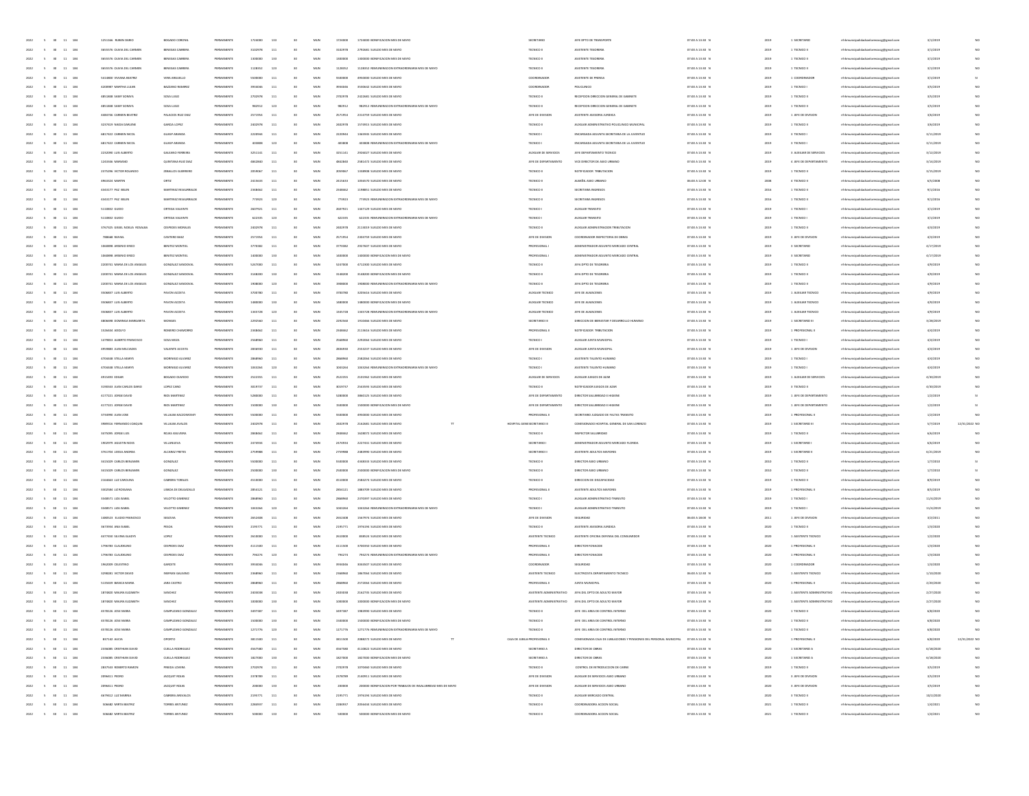| | | | | | | | | | | | | | | | | | | | | | | | |
|---|---|---|---|---|---|---|---|---|---|---|---|---|---|---|---|---|---|---|---|---|---|---|---|
| 2022 | 5 | 30 | 11 | 184 | 1251166 RUBEN DARIO | BOGADO CORONEL | PERMANENTE | 1724000 | 133 | 30 | MUN | 1724000 | 1724000 BONIFICACION MES DE MAYO | | SECRETARIO | JEFE DPTO DE TRANSPORTE | 07:00 A 13:00 N | 2019 | 1 SECRETARIO | rrhhmunicipalidadsanlorenzo@gmail.com | 3/1/2019 | | NO |
| 2022 | 5 | 30 | 11 | 184 | 3655576 OLIVIA DEL CARMEN | BENEGAS CABRERA | PERMANENTE | 3102978 | 111 | 30 | MUN | 3102978 | 2792681 SUELDO MES DE MAYO | | TECNICO II | ASISTENTE TESORERIA | 07:00 A 13:00 N | 2019 | 1 TECNICO II | rrhhmunicipalidadsanlorenzo@gmail.com | 3/1/2019 | | NO |
| 2022 | 5 | 30 | 11 | 184 | 3655576 OLIVIA DEL CARMEN | BENEGAS CABRERA | PERMANENTE | 1300000 | 133 | 30 | MUN | 1300000 | 1300000 BONIFICACION MES DE MAYO | | TECNICO II | ASISTENTE TESORERIA | 07:00 A 13:00 N | 2019 | 1 TECNICO II | rrhhmunicipalidadsanlorenzo@gmail.com | 3/1/2019 | | NO |
| 2022 | 5 | 30 | 11 | 184 | 3655576 OLIVIA DEL CARMEN | BENEGAS CABRERA | PERMANENTE | 1128352 | 123 | 30 | MUN | 1128352 | 1128352 REMUNERACION EXTRAORDINARIA MES DE MAYO | | TECNICO II | ASISTENTE TESORERIA | 07:00 A 13:00 N | 2019 | 1 TECNICO II | rrhhmunicipalidadsanlorenzo@gmail.com | 3/1/2019 | | NO |
| 2022 | 5 | 30 | 11 | 184 | 5413800 VIVIANA BEATRIZ | VERA ARGUELLO | PERMANENTE | 5500000 | 111 | 30 | MUN | 5500000 | 4950000 SUELDO MES DE MAYO | | COORDINADOR | ASISTENTE DE PRENSA | 07:00 A 13:00 N | 2019 | 1 COORDINADOR | rrhhmunicipalidadsanlorenzo@gmail.com | 3/1/2019 | | SI |
| 2022 | 5 | 30 | 11 | 184 | 4200987 MARTHA LILIAN | BAZZANO RAMIREZ | PERMANENTE | 3934036 | 111 | 30 | MUN | 3934036 | 3540632 SUELDO MES DE MAYO | | COORDINADOR | POLICLINICO | 07:00 A 13:00 N | 2019 | 1 TECNICO I | rrhhmunicipalidadsanlorenzo@gmail.com | 3/5/2019 | | NO |
| 2022 | 5 | 30 | 11 | 184 | 4851808 SAMY SORAYA | SOSA LUGO | PERMANENTE | 2702978 | 111 | 30 | MUN | 2702978 | 2432681 SUELDO MES DE MAYO | | TECNICO II | RECEPCION DIRECCION GENERAL DE GABINETE | 07:00 A 13:00 N | 2019 | 1 TECNICO II | rrhhmunicipalidadsanlorenzo@gmail.com | 3/5/2019 | | NO |
| 2022 | 5 | 30 | 11 | 184 | 4851808 SAMY SORAYA | SOSA LUGO | PERMANENTE | 982912 | 123 | 30 | MUN | 982912 | 982912 REMUNERACION EXTRAORDINARIA MES DE MAYO | | TECNICO II | RECEPCION DIRECCION GENERAL DE GABINETE | 07:00 A 13:00 N | 2019 | 1 TECNICO II | rrhhmunicipalidadsanlorenzo@gmail.com | 3/5/2019 | | NO |
| 2022 | 5 | 30 | 11 | 184 | 4486358 CARMEN BEATRIZ | PALACIOS RUIZ DIAZ | PERMANENTE | 2571954 | 111 | 30 | MUN | 2571954 | 2314759 SUELDO MES DE MAYO | | JEFE DE DIVISION | ASISTENTE ASESORIA JURIDICA | 07:00 A 13:00 N | 2019 | 1 JEFE DE DIVISION | rrhhmunicipalidadsanlorenzo@gmail.com | 3/6/2019 | | NO |
| 2022 | 5 | 30 | 11 | 184 | 3247419 NIDIA CARLOTA | GARCIA LOPEZ | PERMANENTE | 2402978 | 111 | 30 | MUN | 2402978 | 2159915 SUELDO MES DE MAYO | | TECNICO II | AUXILIAR ADMINISTRATIVO POLICLINICO MUNICIPAL | 07:00 A 13:00 N | 2019 | 2 TECNICO II | rrhhmunicipalidadsanlorenzo@gmail.com | 3/6/2019 | | NO |
| 2022 | 5 | 30 | 11 | 184 | 6817422 CARMEN NICOL | GUAVIP ARANDA | PERMANENTE | 2220944 | 111 | 30 | MUN | 2220944 | 1969935 SUELDO MES DE MAYO | | TECNICO I | ENCARGADA ADJUNTA SECRETARIA DE LA JUVENTUD | 07:00 A 13:00 N | 2019 | 3 TECNICO I | rrhhmunicipalidadsanlorenzo@gmail.com | 3/11/2019 | | NO |
| 2022 | 5 | 30 | 11 | 184 | 6817422 CARMEN NICOL | GUAVIP ARANDA | PERMANENTE | 403808 | 123 | 30 | MUN | 403808 | 403808 REMUNERACION EXTRAORDINARIA MES DE MAYO | | TECNICO I | ENCARGADA ADJUNTA SECRETARIA DE LA JUVENTUD | 07:00 A 13:00 N | 2019 | 3 TECNICO I | rrhhmunicipalidadsanlorenzo@gmail.com | 3/11/2019 | | NO |
| 2022 | 5 | 30 | 11 | 184 | 2252090 LUIS ALBERTO | GALEANO FERREIRA | PERMANENTE | 3251141 | 111 | 30 | MUN | 3251141 | 2926027 SUELDO MES DE MAYO | | AUXILIAR DE SERVICIOS | JEFE DEPARTAMENTO TECNICO | 07:00 A 13:00 N | 2019 | 3 AUXILIAR DE SERVICIOS | rrhhmunicipalidadsanlorenzo@gmail.com | 3/12/2019 | | NO |
| 2022 | 5 | 30 | 11 | 184 | 1243536 MARIANO | QUINTANA RUIZ DIAZ | PERMANENTE | 4862860 | 111 | 30 | MUN | 4862860 | 2581472 SUELDO MES DE MAYO | | JEFE DE DEPARTAMENTO | VICE DIRECTOR DE ASEO URBANO | 07:00 A 13:00 N | 2019 | 4 JEFE DE DEPARTAMENTO | rrhhmunicipalidadsanlorenzo@gmail.com | 3/14/2019 | | NO |
| 2022 | 5 | 30 | 11 | 184 | 2371396 VICTOR ROLANDO | ZEBALLOS GUERRERO | PERMANENTE | 2059067 | 111 | 30 | MUN | 2059067 | 1348908 SUELDO MES DE MAYO | | TECNICO II | NOTIFICADOR TRIBUTACION | 07:00 A 13:00 N | 2019 | 2 TECNICO II | rrhhmunicipalidadsanlorenzo@gmail.com | 3/15/2019 | | NO |
| 2022 | 5 | 30 | 11 | 184 | 4960324 MARTIN | ORTIZ | PERMANENTE | 2415633 | 111 | 30 | MUN | 2415633 | 1094570 SUELDO MES DE MAYO | | TECNICO II | ALBAÑIL ASEO URBANO | 06:00 A 12:00 N | 2008 | 6 TECNICO II | rrhhmunicipalidadsanlorenzo@gmail.com | 6/5/2008 | | NO |
| 2022 | 5 | 30 | 11 | 184 | 4343177 PAZ BELEN | MARTINEZ ESAGUIRRALDE | PERMANENTE | 2348462 | 111 | 30 | MUN | 2348462 | 1198851 SUELDO MES DE MAYO | | TECNICO II | SECRETARIA INGRESOS | 07:00 A 13:00 N | 2016 | 1 TECNICO II | rrhhmunicipalidadsanlorenzo@gmail.com | 9/1/2016 | | NO |
| 2022 | 5 | 30 | 11 | 184 | 4343177 PAZ BELEN | MARTINEZ ESAGUIRRALDE | PERMANENTE | 773923 | 123 | 30 | MUN | 773923 | 773923 REMUNERACION EXTRAORDINARIA MES DE MAYO | | TECNICO II | SECRETARIA INGRESOS | 07:00 A 13:00 N | 2016 | 1 TECNICO II | rrhhmunicipalidadsanlorenzo@gmail.com | 9/1/2016 | | NO |
| 2022 | 5 | 30 | 11 | 184 | 5110882 GUIDO | ORTEGA VALIENTE | PERMANENTE | 2607921 | 111 | 30 | MUN | 2607921 | 1347129 SUELDO MES DE MAYO | | TECNICO I | AUXILIAR TRANSITO | 07:00 A 13:00 N | 2019 | 2 TECNICO I | rrhhmunicipalidadsanlorenzo@gmail.com | 3/1/2019 | | NO |
| 2022 | 5 | 30 | 11 | 184 | 5110882 GUIDO | ORTEGA VALIENTE | PERMANENTE | 622335 | 123 | 30 | MUN | 622335 | 622335 REMUNERACION EXTRAORDINARIA MES DE MAYO | | TECNICO I | AUXILIAR TRANSITO | 07:00 A 13:00 N | 2019 | 2 TECNICO I | rrhhmunicipalidadsanlorenzo@gmail.com | 3/1/2019 | | NO |
| 2022 | 5 | 30 | 11 | 184 | 3767325 GISSEL NOELIA ROSALBA | CESPEDES MORALES | PERMANENTE | 2402978 | 111 | 30 | MUN | 2402978 | 2113019 SUELDO MES DE MAYO | | TECNICO II | AUXILIAR ADMINISTRACION TRIBUTACION | 07:00 A 13:00 N | 2019 | 1 TECNICO II | rrhhmunicipalidadsanlorenzo@gmail.com | 3/4/2019 | | NO |
| 2022 | 5 | 30 | 11 | 184 | 788648 RAFAEL | CANTERO BAEZ | PERMANENTE | 2571954 | 111 | 30 | MUN | 2571954 | 2304759 SUELDO MES DE MAYO | | JEFE DE DIVISION | COORDINADOR INSPECTORIA DE OBRAS | 07:00 A 13:00 N | 2019 | 3 JEFE DE DIVISION | rrhhmunicipalidadsanlorenzo@gmail.com | 3/4/2019 | | NO |
| 2022 | 5 | 30 | 11 | 184 | 1068898 ARSENIO EXEQ | BENITEZ MONTIEL | PERMANENTE | 3770382 | 111 | 30 | MUN | 3770382 | 2937607 SUELDO MES DE MAYO | | PROFESIONAL I | ADMINISTRADOR ADJUNTO MERCADO CENTRAL | 07:00 A 13:00 N | 2019 | 3 SECRETARIO | rrhhmunicipalidadsanlorenzo@gmail.com | 4/17/2019 | | NO |
| 2022 | 5 | 30 | 11 | 184 | 1068898 ARSENIO EXEQ | BENITEZ MONTIEL | PERMANENTE | 1400000 | 133 | 30 | MUN | 1400000 | 1400000 BONIFICACION MES DE MAYO | | PROFESIONAL I | ADMINISTRADOR ADJUNTO MERCADO CENTRAL | 07:00 A 13:00 N | 2019 | 3 SECRETARIO | rrhhmunicipalidadsanlorenzo@gmail.com | 4/17/2019 | | NO |
| 2022 | 5 | 30 | 11 | 184 | 2200751 MARIA DE LOS ANGELES | GONZALEZ SANDOVAL | PERMANENTE | 5247000 | 111 | 30 | MUN | 5247000 | 4712300 SUELDO MES DE MAYO | | TECNICO II | JEFA DPTO DE TESORERIA | 07:00 A 13:00 N | 2019 | 2 TECNICO II | rrhhmunicipalidadsanlorenzo@gmail.com | 4/9/2019 | | NO |
| 2022 | 5 | 30 | 11 | 184 | 2200751 MARIA DE LOS ANGELES | GONZALEZ SANDOVAL | PERMANENTE | 3148200 | 133 | 30 | MUN | 3148200 | 3148200 BONIFICACION MES DE MAYO | | TECNICO II | JEFA DPTO DE TESORERIA | 07:00 A 13:00 N | 2019 | 2 TECNICO II | rrhhmunicipalidadsanlorenzo@gmail.com | 4/9/2019 | | NO |
| 2022 | 5 | 30 | 11 | 184 | 2200751 MARIA DE LOS ANGELES | GONZALEZ SANDOVAL | PERMANENTE | 1908000 | 123 | 30 | MUN | 1908000 | 1908000 REMUNERACION EXTRAORDINARIA MES DE MAYO | | TECNICO II | JEFA DPTO DE TESORERIA | 07:00 A 13:00 N | 2019 | 2 TECNICO II | rrhhmunicipalidadsanlorenzo@gmail.com | 4/9/2019 | | NO |
| 2022 | 5 | 30 | 11 | 184 | 3506007 LUIS ALBERTO | PAVON ACOSTA | PERMANENTE | 3700780 | 111 | 30 | MUN | 3700780 | 3209616 SUELDO MES DE MAYO | | AUXILIAR TECNICO | JEFE DE ALMACENES | 07:00 A 13:00 N | 2019 | 1 AUXILIAR TECNICO | rrhhmunicipalidadsanlorenzo@gmail.com | 4/9/2019 | | NO |
| 2022 | 5 | 30 | 11 | 184 | 3506007 LUIS ALBERTO | PAVON ACOSTA | PERMANENTE | 1480000 | 133 | 30 | MUN | 1480000 | 1480000 BONIFICACION MES DE MAYO | | AUXILIAR TECNICO | JEFE DE ALMACENES | 07:00 A 13:00 N | 2019 | 1 AUXILIAR TECNICO | rrhhmunicipalidadsanlorenzo@gmail.com | 4/9/2019 | | NO |
| 2022 | 5 | 30 | 11 | 184 | 3506007 LUIS ALBERTO | PAVON ACOSTA | PERMANENTE | 1345728 | 123 | 30 | MUN | 1345728 | 1345728 REMUNERACION EXTRAORDINARIA MES DE MAYO | | AUXILIAR TECNICO | JEFE DE ALMACENES | 07:00 A 13:00 N | 2019 | 1 AUXILIAR TECNICO | rrhhmunicipalidadsanlorenzo@gmail.com | 4/9/2019 | | NO |
| 2022 | 5 | 30 | 11 | 184 | 4806698 DOMINGA MARGARITA | MONGES | PERMANENTE | 2292560 | 111 | 30 | MUN | 2292560 | 1932466 SUELDO MES DE MAYO | | SECRETARIO III | DIRECCION DE BIENESTAR Y DESARROLLO HUMANO | 07:00 A 13:00 N | 2019 | 1 SECRETARIO III | rrhhmunicipalidadsanlorenzo@gmail.com | 3/28/2019 | | NO |
| 2022 | 5 | 30 | 11 | 184 | 1526644 ADOLFO | ROMERO CHAMORRO | PERMANENTE | 2348462 | 111 | 30 | MUN | 2348462 | 2113616 SUELDO MES DE MAYO | | PROFESIONAL II | NOTIFICADOR TRIBUTACION | 07:00 A 13:00 N | 2019 | 1 PROFESIONAL II | rrhhmunicipalidadsanlorenzo@gmail.com | 4/4/2019 | | NO |
| 2022 | 5 | 30 | 11 | 184 | 1478853 ALBERTO FRANCISCO | SOSA MEZA | PERMANENTE | 2568960 | 111 | 30 | MUN | 2568960 | 2292064 SUELDO MES DE MAYO | | TECNICO I | AUXILIAR JUNTA MUNICIPAL | 07:00 A 13:00 N | 2019 | 1 TECNICO I | rrhhmunicipalidadsanlorenzo@gmail.com | 4/4/2019 | | NO |
| 2022 | 5 | 30 | 11 | 184 | 4959883 JUAN MELCIADES | VALIENTE ACOSTA | PERMANENTE | 2836930 | 111 | 30 | MUN | 2836930 | 2553237 SUELDO MES DE MAYO | | JEFE DE DIVISION | AUXILIAR JUNTA MUNICIPAL | 07:00 A 13:00 N | 2019 | 1 JEFE DE DIVISION | rrhhmunicipalidadsanlorenzo@gmail.com | 4/4/2019 | | NO |
| 2022 | 5 | 30 | 11 | 184 | 4704438 STELLA MARYS | MORINIGO ALVAREZ | PERMANENTE | 2868960 | 111 | 30 | MUN | 2868960 | 2582064 SUELDO MES DE MAYO | | TECNICO I | ASISTENTE TALENTO HUMANO | 07:00 A 13:00 N | 2019 | 1 TECNICO I | rrhhmunicipalidadsanlorenzo@gmail.com | 4/4/2019 | | NO |
| 2022 | 5 | 30 | 11 | 184 | 4704438 STELLA MARYS | MORINIGO ALVAREZ | PERMANENTE | 1043264 | 123 | 30 | MUN | 1043264 | 1043264 REMUNERACION EXTRAORDINARIA MES DE MAYO | | TECNICO I | ASISTENTE TALENTO HUMANO | 07:00 A 13:00 N | 2019 | 1 TECNICO I | rrhhmunicipalidadsanlorenzo@gmail.com | 4/4/2019 | | NO |
| 2022 | 5 | 30 | 11 | 184 | 4915493 EDGAR | BOGADO OLMEDO | PERMANENTE | 2522355 | 111 | 30 | MUN | 2522355 | 2103962 SUELDO MES DE MAYO | | AUXILIAR DE SERVICIOS | AUXILIAR JUEGOS DE AZAR | 07:00 A 13:00 N | 2019 | 1 AUXILIAR DE SERVICIOS | rrhhmunicipalidadsanlorenzo@gmail.com | 4/30/2019 | | NO |
| 2022 | 5 | 30 | 11 | 184 | 3190553 JUAN CARLOS DARIO | LOPEZ CANO | PERMANENTE | 3019737 | 111 | 30 | MUN | 3019737 | 2543933 SUELDO MES DE MAYO | | TECNICO II | NOTIFICADOR JUEGOS DE AZAR | 07:00 A 13:00 N | 2019 | 3 TECNICO II | rrhhmunicipalidadsanlorenzo@gmail.com | 4/30/2019 | | NO |
| 2022 | 5 | 30 | 11 | 184 | 4177321 JORGE DAVID | RIOS MARTINEZ | PERMANENTE | 5280000 | 111 | 30 | MUN | 5280000 | 3860125 SUELDO MES DE MAYO | | JEFE DE DEPARTAMENTO | DIRECTOR SALUBRIDAD E HIGIENE | 07:00 A 13:00 N | 2019 | 1 JEFE DE DEPARTAMENTO | rrhhmunicipalidadsanlorenzo@gmail.com | 1/2/2019 | | SI |
| 2022 | 5 | 30 | 11 | 184 | 4177321 JORGE DAVID | RIOS MARTINEZ | PERMANENTE | 1500000 | 133 | 30 | MUN | 1500000 | 1500000 BONIFICACION MES DE MAYO | | JEFE DE DEPARTAMENTO | DIRECTOR SALUBRIDAD E HIGIENE | 07:00 A 13:00 N | 2019 | 1 JEFE DE DEPARTAMENTO | rrhhmunicipalidadsanlorenzo@gmail.com | 1/2/2019 | | SI |
| 2022 | 5 | 30 | 11 | 184 | 3758990 JUAN JOSE | VILLALBA KACZKOWSKY | PERMANENTE | 5500000 | 111 | 30 | MUN | 5500000 | 4950000 SUELDO MES DE MAYO | | PROFESIONAL II | SECRETARIO JUZGADO DE FALTAS TRANSITO | 07:00 A 13:00 N | 2019 | 1 PROFESIONAL II | rrhhmunicipalidadsanlorenzo@gmail.com | 1/2/2019 | | NO |
| 2022 | 5 | 30 | 11 | 184 | 3989556 FERNANDO JOAQUIN | VILLALBA AVALOS | PERMANENTE | 2402978 | 111 | 30 | MUN | 2402978 | 2162681 SUELDO MES DE MAYO | TT | HOSPITAL GENE SECRETARIO III | COMISIONADO HOSPITAL GENERAL DE SAN LORENZO | 07:00 A 13:00 N | 2019 | 1 SECRETARIO III | rrhhmunicipalidadsanlorenzo@gmail.com | 5/7/2019 | 12/31/2022 | NO |
| 2022 | 5 | 30 | 11 | 184 | 3475095 JORGE LUIS | ROJAS ASILVERA | PERMANENTE | 2868462 | 111 | 30 | MUN | 2868462 | 1628072 SUELDO MES DE MAYO | | TECNICO II | INSPECTOR SALUBRIDAD | 07:00 A 13:00 N | 2019 | 1 TECNICO II | rrhhmunicipalidadsanlorenzo@gmail.com | 6/6/2019 | | NO |
| 2022 | 5 | 30 | 11 | 184 | 1902979 AGUSTIN NOES | VILLANUEVA | PERMANENTE | 2474934 | 111 | 30 | MUN | 2474934 | 2227441 SUELDO MES DE MAYO | | SECRETARIO I | ADMINISTRADOR ADJUNTO MERCADO FLORIDA | 07:00 A 13:00 N | 2019 | 1 SECRETARIO I | rrhhmunicipalidadsanlorenzo@gmail.com | 6/6/2019 | | NO |
| 2022 | 5 | 30 | 11 | 184 | 3761704 LESSIA ANDREA | ALCARAZ FRETES | PERMANENTE | 2759988 | 111 | 30 | MUN | 2759988 | 2483990 SUELDO MES DE MAYO | | SECRETARIO II | ASISTENTE ADULTOS MAYORES | 07:00 A 13:00 N | 2019 | 1 SECRETARIO II | rrhhmunicipalidadsanlorenzo@gmail.com | 6/21/2019 | | NO |
| 2022 | 5 | 30 | 11 | 184 | 3415029 CARLOS BENJAMIN | GONZALEZ | PERMANENTE | 5500000 | 111 | 30 | MUN | 5500000 | 4348333 SUELDO MES DE MAYO | | TECNICO II | DIRECTOR ASEO URBANO | 07:00 A 13:00 N | 2010 | 1 TECNICO II | rrhhmunicipalidadsanlorenzo@gmail.com | 1/7/2010 | | SI |
| 2022 | 5 | 30 | 11 | 184 | 3415029 CARLOS BENJAMIN | GONZALEZ | PERMANENTE | 2500000 | 133 | 30 | MUN | 2500000 | 2500000 BONIFICACION MES DE MAYO | | TECNICO II | DIRECTOR ASEO URBANO | 07:00 A 13:00 N | 2010 | 1 TECNICO II | rrhhmunicipalidadsanlorenzo@gmail.com | 1/7/2010 | | SI |
| 2022 | 5 | 30 | 11 | 184 | 2164665 LUZ CAROLINA | CABRERA TORALES | PERMANENTE | 4510000 | 111 | 30 | MUN | 4510000 | 2580274 SUELDO MES DE MAYO | | TECNICO II | DIRECCION DE DISCAPACIDAD | 07:00 A 13:00 N | 2019 | 1 TECNICO II | rrhhmunicipalidadsanlorenzo@gmail.com | 8/9/2019 | | NO |
| 2022 | 5 | 30 | 11 | 184 | 3402584 LIZ ROSSANA | LEZCANO DE DELGADILLO | PERMANENTE | 2854121 | 111 | 30 | MUN | 2854121 | 1884709 SUELDO MES DE MAYO | | PROFESIONAL II | ASISTENTE ADULTOS MAYORES | 07:00 A 13:00 N | 2019 | 1 PROFESIONAL II | rrhhmunicipalidadsanlorenzo@gmail.com | 8/5/2019 | | NO |
| 2022 | 5 | 30 | 11 | 184 | 3348571 LIZA ISABEL | VELOTTO GIMENEZ | PERMANENTE | 2868960 | 111 | 30 | MUN | 2868960 | 2370397 SUELDO MES DE MAYO | | TECNICO I | AUXILIAR ADMINISTRATIVO TRANSITO | 07:00 A 13:00 N | 2019 | 1 TECNICO I | rrhhmunicipalidadsanlorenzo@gmail.com | 11/4/2019 | | NO |
| 2022 | 5 | 30 | 11 | 184 | 3348571 LIZA ISABEL | VELOTTO GIMENEZ | PERMANENTE | 1043264 | 123 | 30 | MUN | 1043264 | 1043264 REMUNERACION EXTRAORDINARIA MES DE MAYO | | TECNICO I | AUXILIAR ADMINISTRATIVO TRANSITO | 07:00 A 13:00 N | 2019 | 1 TECNICO I | rrhhmunicipalidadsanlorenzo@gmail.com | 11/4/2019 | | NO |
| 2022 | 5 | 30 | 11 | 184 | 1480523 ELADIO FRANCISCO | SEGOVIA | PERMANENTE | 2652408 | 111 | 30 | MUN | 2652408 | 1567974 SUELDO MES DE MAYO | | JEFE DE DIVISION | SEGURIDAD | 06:00 A 18:00 N | 2011 | 1 JEFE DE DIVISION | rrhhmunicipalidadsanlorenzo@gmail.com | 3/2/2011 | | NO |
| 2022 | 5 | 30 | 11 | 184 | 3673954 ANA ISABEL | PESOA | PERMANENTE | 2195771 | 111 | 30 | MUN | 2195771 | 1976194 SUELDO MES DE MAYO | | TECNICO II | ASISTENTE ASESORIA JURIDICA | 07:00 A 13:00 N | 2020 | 1 TECNICO II | rrhhmunicipalidadsanlorenzo@gmail.com | 1/3/2020 | | NO |
| 2022 | 5 | 30 | 11 | 184 | 4477450 SILVINA GLADYS | LOPEZ | PERMANENTE | 2610000 | 111 | 30 | MUN | 2610000 | 838024 SUELDO MES DE MAYO | | ASISTENTE TECNICO | ASISTENTE OFICINA DEFENSA DEL CONSUMIDOR | 07:00 A 13:00 N | 2020 | 1 ASISTENTE TECNICO | rrhhmunicipalidadsanlorenzo@gmail.com | 1/2/2020 | | NO |
| 2022 | 5 | 30 | 11 | 184 | 1796783 CLAUDELINO | CESPEDES DIAZ | PERMANENTE | 4111500 | 111 | 30 | MUN | 4111500 | 3700350 SUELDO MES DE MAYO | | PROFESIONAL II | DIRECTOR FONACIDE | 07:00 A 13:00 N | 2020 | 1 PROFESIONAL II | rrhhmunicipalidadsanlorenzo@gmail.com | 1/3/2020 | | NO |
| 2022 | 5 | 30 | 11 | 184 | 1796783 CLAUDELINO | CESPEDES DIAZ | PERMANENTE | 794274 | 123 | 30 | MUN | 794274 | 794274 REMUNERACION EXTRAORDINARIA MES DE MAYO | | PROFESIONAL II | DIRECTOR FONACIDE | 07:00 A 13:00 N | 2020 | 1 PROFESIONAL II | rrhhmunicipalidadsanlorenzo@gmail.com | 1/3/2020 | | NO |
| 2022 | 5 | 30 | 11 | 184 | 1962009 CELESTINO | GARCETE | PERMANENTE | 3934036 | 111 | 30 | MUN | 3934036 | 3043507 SUELDO MES DE MAYO | | COORDINADOR | SEGURIDAD | 07:00 A 13:00 N | 2020 | 1 COORDINADOR | rrhhmunicipalidadsanlorenzo@gmail.com | 1/3/2020 | | NO |
| 2022 | 5 | 30 | 11 | 184 | 3298281 VICTOR DAVID | INSFRAN GALEANO | PERMANENTE | 2368960 | 111 | 30 | MUN | 2368960 | 1867064 SUELDO MES DE MAYO | | ASISTENTE TECNICO | ELECTRICISTA DEPARTAMENTO TECNICO | 06:00 A 12:00 N | 2020 | 1 ASISTENTE TECNICO | rrhhmunicipalidadsanlorenzo@gmail.com | 1/10/2020 | | NO |
| 2022 | 5 | 30 | 11 | 184 | 5135669 BIANCA MARIA | JARA CASTRO | PERMANENTE | 2868960 | 111 | 30 | MUN | 2868960 | 2572064 SUELDO MES DE MAYO | | PROFESIONAL II | JUNTA MUNICIPAL | 07:00 A 13:00 N | 2020 | 1 PROFESIONAL II | rrhhmunicipalidadsanlorenzo@gmail.com | 2/20/2020 | | NO |
| 2022 | 5 | 30 | 11 | 184 | 1878820 MAURA ELIZABETH | SANCHEZ | PERMANENTE | 2403038 | 111 | 30 | MUN | 2403038 | 2162735 SUELDO MES DE MAYO | | ASISTENTE ADMINISTRATIVO | JEFA DEL DPTO DE ADULTO MAYOR | 07:00 A 13:00 N | 2020 | 1 ASISTENTE ADMINISTRATIVO | rrhhmunicipalidadsanlorenzo@gmail.com | 2/27/2020 | | NO |
| 2022 | 5 | 30 | 11 | 184 | 1878820 MAURA ELIZABETH | SANCHEZ | PERMANENTE | 1000000 | 133 | 30 | MUN | 1000000 | 1000000 BONIFICACION MES DE MAYO | | ASISTENTE ADMINISTRATIVO | JEFA DEL DPTO DE ADULTO MAYOR | 07:00 A 13:00 N | 2020 | 1 ASISTENTE ADMINISTRATIVO | rrhhmunicipalidadsanlorenzo@gmail.com | 2/27/2020 | | NO |
| 2022 | 5 | 30 | 11 | 184 | 4578126 JOSE MARIA | CAMPUZANO GONZALEZ | PERMANENTE | 3497387 | 111 | 30 | MUN | 3497387 | 1984990 SUELDO MES DE MAYO | | TECNICO II | JEFE DEL AREA DE CONTROL INTERNO | 07:00 A 13:00 N | 2020 | 1 TECNICO II | rrhhmunicipalidadsanlorenzo@gmail.com | 6/8/2020 | | NO |
| 2022 | 5 | 30 | 11 | 184 | 4578126 JOSE MARIA | CAMPUZANO GONZALEZ | PERMANENTE | 1500000 | 133 | 30 | MUN | 1500000 | 1500000 BONIFICACION MES DE MAYO | | TECNICO II | JEFE DEL AREA DE CONTROL INTERNO | 07:00 A 13:00 N | 2020 | 1 TECNICO II | rrhhmunicipalidadsanlorenzo@gmail.com | 6/8/2020 | | NO |
| 2022 | 5 | 30 | 11 | 184 | 4578126 JOSE MARIA | CAMPUZANO GONZALEZ | PERMANENTE | 1271776 | 123 | 30 | MUN | 1271776 | 1271776 REMUNERACION EXTRAORDINARIA MES DE MAYO | | TECNICO II | JEFE DEL AREA DE CONTROL INTERNO | 07:00 A 13:00 N | 2020 | 1 TECNICO II | rrhhmunicipalidadsanlorenzo@gmail.com | 6/8/2020 | | NO |
| 2022 | 5 | 30 | 11 | 184 | 837142 ALICIA | OPORTO | PERMANENTE | 3811500 | 111 | 30 | MUN | 3811500 | 2084272 SUELDO MES DE MAYO | TT | CAJA DE JUBILA PROFESIONAL II | COMISIONADA CAJA DE JUBILACIONES Y PENSIONES DEL PERSONAL MUNICIPAL | 07:00 A 13:00 N | 2020 | 1 PROFESIONAL II | rrhhmunicipalidadsanlorenzo@gmail.com | 6/8/2020 | 12/31/2022 | NO |
| 2022 | 5 | 30 | 11 | 184 | 2316085 CRISTHIAN DAVID | CUELLA RODRIGUEZ | PERMANENTE | 4567580 | 111 | 30 | MUN | 4567580 | 4110822 SUELDO MES DE MAYO | | SECRETARIO A | DIRECTOR DE OBRAS | 07:00 A 13:00 N | 2020 | 1 SECRETARIO A | rrhhmunicipalidadsanlorenzo@gmail.com | 6/18/2020 | | NO |
| 2022 | 5 | 30 | 11 | 184 | 2316085 CRISTHIAN DAVID | CUELLA RODRIGUEZ | PERMANENTE | 1827000 | 133 | 30 | MUN | 1827000 | 1827000 BONIFICACION MES DE MAYO | | SECRETARIO A | DIRECTOR DE OBRAS | 07:00 A 13:00 N | 2020 | 1 SECRETARIO A | rrhhmunicipalidadsanlorenzo@gmail.com | 6/18/2020 | | NO |
| 2022 | 5 | 30 | 11 | 184 | 2857543 ROBERTO RAMON | PINEDA LOVERA | PERMANENTE | 2702978 | 111 | 30 | MUN | 2702978 | 1070440 SUELDO MES DE MAYO | | TECNICO II | CONTROL DE INTRODUCCION DE CARNE | 07:00 A 13:00 N | 2019 | 1 TECNICO II | rrhhmunicipalidadsanlorenzo@gmail.com | 3/5/2019 | | NO |
| 2022 | 5 | 30 | 11 | 184 | 2094411 PEDRO | JACQUET ROJAS | PERMANENTE | 2378789 | 111 | 30 | MUN | 2378789 | 2140911 SUELDO MES DE MAYO | | JEFE DE DIVISION | AUXILIAR DE SERVICIOS ASEO URBANO | 07:00 A 13:00 N | 2020 | 3 JEFE DE DIVISION | rrhhmunicipalidadsanlorenzo@gmail.com | 3/5/2019 | | NO |
| 2022 | 5 | 30 | 11 | 184 | 2094411 PEDRO | JACQUET ROJAS | PERMANENTE | 200000 | 133 | 30 | MUN | 200000 | 200000 BONIFICACION POR TRABAJOS DE INSALUBRIDAD MES DE MAYO | | JEFE DE DIVISION | AUXILIAR DE SERVICIOS ASEO URBANO | 07:00 A 13:00 N | 2020 | 3 JEFE DE DIVISION | rrhhmunicipalidadsanlorenzo@gmail.com | 3/5/2019 | | NO |
| 2022 | 5 | 30 | 11 | 184 | 3679412 LUZ MARINA | CABRERA AREVALOS | PERMANENTE | 2195771 | 111 | 30 | MUN | 2195771 | 1976194 SUELDO MES DE MAYO | | TECNICO II | AUXILIAR MERCADO CENTRAL | 07:00 A 13:00 N | 2020 | 3 TECNICO II | rrhhmunicipalidadsanlorenzo@gmail.com | 10/1/2020 | | NO |
| 2022 | 5 | 30 | 11 | 184 | 506682 MIRTA BEATRIZ | TORRES ANTUNEZ | PERMANENTE | 2284937 | 111 | 30 | MUN | 2284937 | 2056444 SUELDO MES DE MAYO | | TECNICO II | COORDINADORA ACCION SOCIAL | 07:00 A 13:00 N | 2021 | 1 TECNICO II | rrhhmunicipalidadsanlorenzo@gmail.com | 1/4/2021 | | NO |
| 2022 | 5 | 30 | 11 | 184 | 506682 MIRTA BEATRIZ | TORRES ANTUNEZ | PERMANENTE | 500000 | 133 | 30 | MUN | 500000 | 500000 BONIFICACION MES DE MAYO | | TECNICO II | COORDINADORA ACCION SOCIAL | 07:00 A 13:00 N | 2021 | 1 TECNICO II | rrhhmunicipalidadsanlorenzo@gmail.com | 1/4/2021 | | NO |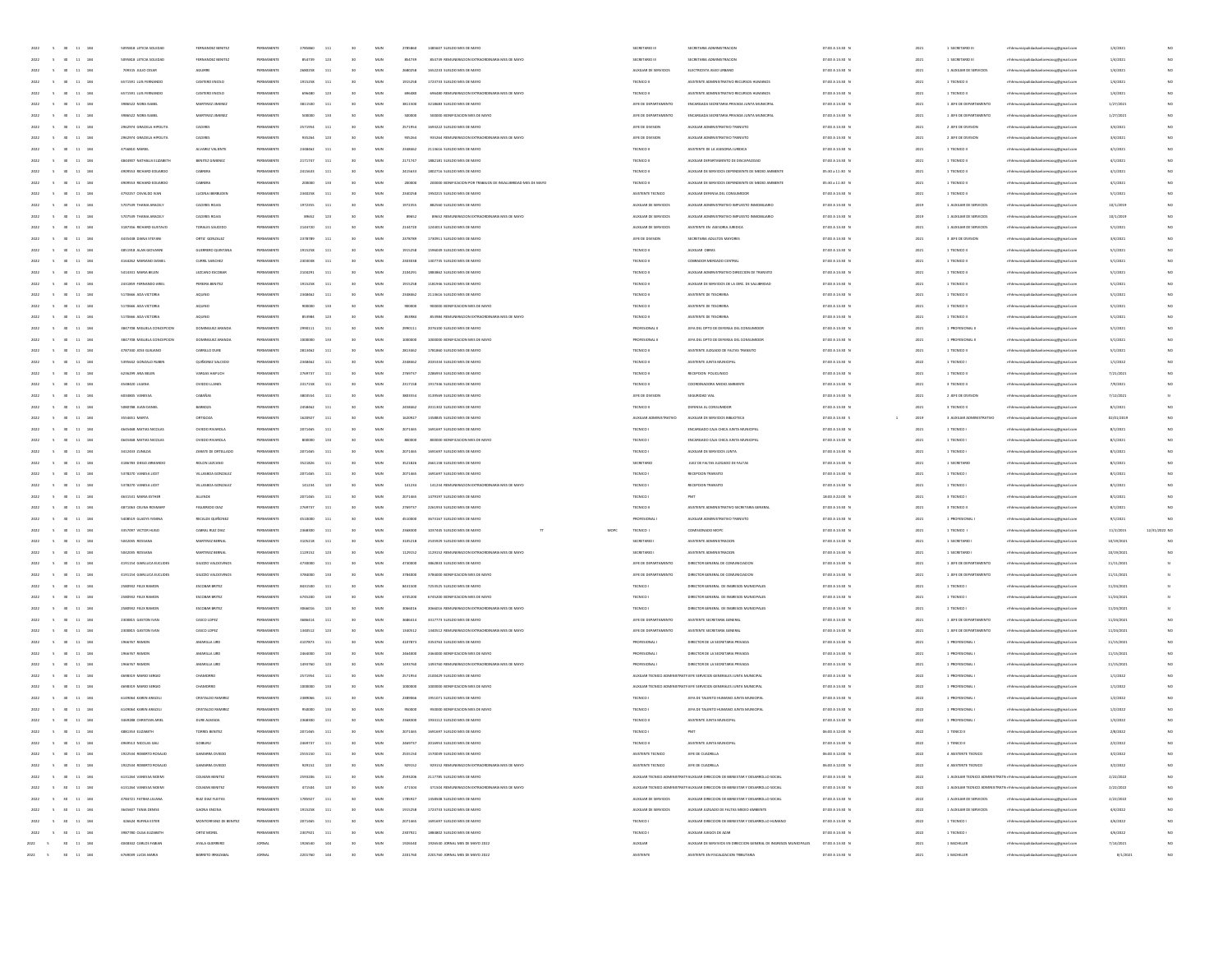| | | | | | | | | | | | | | | | | | | | | | | | | | | | |
|---|---|---|---|---|---|---|---|---|---|---|---|---|---|---|---|---|---|---|---|---|---|---|---|---|---|---|---|
| 2022 | 5 | 30 | 11 | 184 | 5895828 | LETICIA SOLEDAD | FERNANDEZ BENITEZ | PERMANENTE | 2785860 | 111 | 30 | MUN | 2785860 | 1485607 SUELDO MES DE MAYO | | | SECRETARIO III | SECRETARIA ADMINISTRACION | 07:00 A 13:00 | N | | 2021 | 1 SECRETARIO III | rrhhmunicipalidadcoroneloviedo@gmail.com | 1/4/2021 | | NO |
| 2022 | 5 | 30 | 11 | 184 | 5895828 | LETICIA SOLEDAD | FERNANDEZ BENITEZ | PERMANENTE | 854739 | 123 | 30 | MUN | 854739 | 854739 REMUNERACION EXTRAORDINARIA MES DE MAYO | | | SECRETARIO III | SECRETARIA ADMINISTRACION | 07:00 A 13:00 | N | | 2021 | 1 SECRETARIO III | rrhhmunicipalidadcoroneloviedo@gmail.com | 1/4/2021 | | NO |
| 2022 | 5 | 30 | 11 | 184 | 709515 | JULIO CESAR | AGUIRRE | PERMANENTE | 2680258 | 111 | 30 | MUN | 2680258 | 1652233 SUELDO MES DE MAYO | | | AUXILIAR DE SERVICIOS | ELECTRICISTA ASEO URBANO | 07:00 A 13:00 | N | | 2021 | 1 AUXILIAR DE SERVICIOS | rrhhmunicipalidadcoroneloviedo@gmail.com | 1/4/2021 | | NO |
| 2022 | 5 | 30 | 11 | 184 | 6571591 | LUIS FERNANDO | CANTERO ENCISO | PERMANENTE | 1915258 | 111 | 30 | MUN | 1915258 | 1723733 SUELDO MES DE MAYO | | | TECNICO II | ASISTENTE ADMINISTRATIVO RECURSOS HUMANOS | 07:00 A 13:00 | N | | 2021 | 2 TECNICO II | rrhhmunicipalidadcoroneloviedo@gmail.com | 1/4/2021 | | NO |
| 2022 | 5 | 30 | 11 | 184 | 6571591 | LUIS FERNANDO | CANTERO ENCISO | PERMANENTE | 696480 | 123 | 30 | MUN | 696480 | 696480 REMUNERACION EXTRAORDINARIA MES DE MAYO | | | TECNICO II | ASISTENTE ADMINISTRATIVO RECURSOS HUMANOS | 07:00 A 13:00 | N | | 2021 | 2 TECNICO II | rrhhmunicipalidadcoroneloviedo@gmail.com | 1/4/2021 | | NO |
| 2022 | 5 | 30 | 11 | 184 | 3988522 | NORA ISABEL | MARTINEZ JIMENEZ | PERMANENTE | 3811500 | 111 | 30 | MUN | 3811500 | 3218683 SUELDO MES DE MAYO | | | JEFE DE DEPARTAMENTO | ENCARGADA SECRETARIA PRIVADA JUNTA MUNICIPAL | 07:00 A 13:00 | N | | 2021 | 1 JEFE DE DEPARTAMENTO | rrhhmunicipalidadcoroneloviedo@gmail.com | 1/27/2021 | | NO |
| 2022 | 5 | 30 | 11 | 184 | 3988522 | NORA ISABEL | MARTINEZ JIMENEZ | PERMANENTE | 500000 | 133 | 30 | MUN | 500000 | 500000 BONIFICACION MES DE MAYO | | | JEFE DE DEPARTAMENTO | ENCARGADA SECRETARIA PRIVADA JUNTA MUNICIPAL | 07:00 A 13:00 | N | | 2021 | 1 JEFE DE DEPARTAMENTO | rrhhmunicipalidadcoroneloviedo@gmail.com | 1/27/2021 | | NO |
| 2022 | 5 | 30 | 11 | 184 | 2962974 | GRACIELA HIPOLITA | CACERES | PERMANENTE | 2572954 | 111 | 30 | MUN | 2572954 | 1695622 SUELDO MES DE MAYO | | | JEFE DE DIVISION | AUXILIAR ADMINISTRATIVO TRANSITO | 07:00 A 13:00 | N | | 2021 | 2 JEFE DE DIVISION | rrhhmunicipalidadcoroneloviedo@gmail.com | 3/4/2021 | | NO |
| 2022 | 5 | 30 | 11 | 184 | 2962974 | GRACIELA HIPOLITA | CACERES | PERMANENTE | 935264 | 123 | 30 | MUN | 935264 | 935264 REMUNERACION EXTRAORDINARIA MES DE MAYO | | | JEFE DE DIVISION | AUXILIAR ADMINISTRATIVO TRANSITO | 07:00 A 13:00 | N | | 2021 | 2 JEFE DE DIVISION | rrhhmunicipalidadcoroneloviedo@gmail.com | 3/4/2021 | | NO |
| 2022 | 5 | 30 | 11 | 184 | 4754853 | MABEL | ALVAREZ VALIENTE | PERMANENTE | 2348662 | 111 | 30 | MUN | 2348662 | 2113616 SUELDO MES DE MAYO | | | TECNICO II | ASISTENTE DE LA ASESORIA JURIDICA | 07:00 A 13:00 | N | | 2021 | 2 TECNICO II | rrhhmunicipalidadcoroneloviedo@gmail.com | 4/1/2021 | | NO |
| 2022 | 5 | 30 | 11 | 184 | 4844907 | NATHALIA ELIZABETH | BENITEZ GIMENEZ | PERMANENTE | 2171747 | 111 | 30 | MUN | 2171747 | 1882181 SUELDO MES DE MAYO | | | TECNICO II | AUXILIAR DEPARTAMENTO DE DISCAPACIDAD | 07:00 A 13:00 | N | | 2021 | 1 TECNICO II | rrhhmunicipalidadcoroneloviedo@gmail.com | 4/1/2021 | | NO |
| 2022 | 5 | 30 | 11 | 184 | 4909553 | RICHARD EDUARDO | CABRERA | PERMANENTE | 2415633 | 111 | 30 | MUN | 2415633 | 1802716 SUELDO MES DE MAYO | | | TECNICO II | AUXILIAR DE SERVICIOS DEPENDIENTE DE MEDIO AMBIENTE | 05:30 A 11:30 | N | | 2021 | 1 TECNICO II | rrhhmunicipalidadcoroneloviedo@gmail.com | 4/1/2021 | | NO |
| 2022 | 5 | 30 | 11 | 184 | 4909553 | RICHARD EDUARDO | CABRERA | PERMANENTE | 200000 | 134 | 30 | MUN | 200000 | 200000 BONIFICACION POR TRABAJOS DE INSALUBRIDAD MES DE MAYO | | | TECNICO II | AUXILIAR DE SERVICIOS DEPENDIENTE DE MEDIO AMBIENTE | 05:30 A 11:30 | N | | 2021 | 1 TECNICO II | rrhhmunicipalidadcoroneloviedo@gmail.com | 4/1/2021 | | NO |
| 2022 | 5 | 30 | 11 | 184 | 4792257 | OSVALDO IVAN | LUCENA IBERBUDEN | PERMANENTE | 2340258 | 111 | 30 | MUN | 2340258 | 1950215 SUELDO MES DE MAYO | | | ASISTENTE TECNICO | AUXILIAR DEFENSA DEL CONSUMIDOR | 07:00 A 13:00 | N | | 2021 | 1 TECNICO II | rrhhmunicipalidadcoroneloviedo@gmail.com | 5/1/2021 | | NO |
| 2022 | 5 | 30 | 11 | 184 | 5707539 | THANIA ARACELY | CACERES ROJAS | PERMANENTE | 1972355 | 111 | 30 | MUN | 1972355 | 882560 SUELDO MES DE MAYO | | | AUXILIAR DE SERVICIOS | AUXILIAR ADMINISTRATIVO IMPUESTO INMOBILIARIO | 07:00 A 13:00 | N | | 2019 | 1 AUXILIAR DE SERVICIOS | rrhhmunicipalidadcoroneloviedo@gmail.com | 10/1/2019 | | NO |
| 2022 | 5 | 30 | 11 | 184 | 5707539 | THANIA ARACELY | CACERES ROJAS | PERMANENTE | 89652 | 123 | 30 | MUN | 89652 | 89652 REMUNERACION EXTRAORDINARIA MES DE MAYO | | | AUXILIAR DE SERVICIOS | AUXILIAR ADMINISTRATIVO IMPUESTO INMOBILIARIO | 07:00 A 13:00 | N | | 2019 | 1 AUXILIAR DE SERVICIOS | rrhhmunicipalidadcoroneloviedo@gmail.com | 10/1/2019 | | NO |
| 2022 | 5 | 30 | 11 | 184 | 3187356 | RICHARD GUSTAVO | TORALES SALCEDO | PERMANENTE | 2144720 | 111 | 30 | MUN | 2144720 | 1243013 SUELDO MES DE MAYO | | | AUXILIAR DE SERVICIOS | ASISTENTE EN ASESORIA JURIDICA | 07:00 A 13:00 | N | | 2021 | 1 AUXILIAR DE SERVICIOS | rrhhmunicipalidadcoroneloviedo@gmail.com | 5/1/2021 | | NO |
| 2022 | 5 | 30 | 11 | 184 | 4435408 | DIANA STEFANI | ORTIZ GONZALEZ | PERMANENTE | 2378789 | 111 | 30 | MUN | 2378789 | 1730911 SUELDO MES DE MAYO | | | JEFE DE DIVISION | SECRETARIA ADULTOS MAYORES | 07:00 A 13:00 | N | | 2021 | 3 JEFE DE DIVISION | rrhhmunicipalidadcoroneloviedo@gmail.com | 3/4/2021 | | NO |
| 2022 | 5 | 30 | 11 | 184 | 4851918 | ALAN GIOVANNI | GUERRERO QUINTANA | PERMANENTE | 1915258 | 111 | 30 | MUN | 1915258 | 1596609 SUELDO MES DE MAYO | | | TECNICO II | AUXILIAR OBRAS | 07:00 A 13:00 | N | | 2021 | 1 TECNICO II | rrhhmunicipalidadcoroneloviedo@gmail.com | 5/1/2021 | | NO |
| 2022 | 5 | 30 | 11 | 184 | 4164262 | MARIANO DANIEL | CURRIL SANCHEZ | PERMANENTE | 2303038 | 111 | 30 | MUN | 2303038 | 1307735 SUELDO MES DE MAYO | | | TECNICO II | COBRADOR MERCADO CENTRAL | 07:00 A 13:00 | N | | 2021 | 2 TECNICO II | rrhhmunicipalidadcoroneloviedo@gmail.com | 5/1/2021 | | NO |
| 2022 | 5 | 30 | 11 | 184 | 5414331 | MARIA BELEN | LEZCANO ESCOBAR | PERMANENTE | 2104291 | 111 | 30 | MUN | 2104291 | 1883862 SUELDO MES DE MAYO | | | TECNICO II | AUXILIAR ADMINISTRATIVO DIRECCION DE TRANSITO | 07:00 A 13:00 | N | | 2021 | 2 TECNICO II | rrhhmunicipalidadcoroneloviedo@gmail.com | 5/1/2021 | | NO |
| 2022 | 5 | 30 | 11 | 184 | 2432459 | FERNANDO ARIEL | PEREIRA BENITEZ | PERMANENTE | 1915258 | 111 | 30 | MUN | 1915258 | 1183946 SUELDO MES DE MAYO | | | TECNICO II | AUXILIAR DE SERVICIOS DE LA DIRE. DE SALUBRIDAD | 07:00 A 13:00 | N | | 2021 | 2 TECNICO II | rrhhmunicipalidadcoroneloviedo@gmail.com | 5/1/2021 | | NO |
| 2022 | 5 | 30 | 11 | 184 | 5178666 | ADA VICTORIA | AQUINO | PERMANENTE | 2348662 | 111 | 30 | MUN | 2348662 | 2113616 SUELDO MES DE MAYO | | | TECNICO II | ASISTENTE DE TESORERIA | 07:00 A 13:00 | N | | 2021 | 1 TECNICO II | rrhhmunicipalidadcoroneloviedo@gmail.com | 5/1/2021 | | NO |
| 2022 | 5 | 30 | 11 | 184 | 5178666 | ADA VICTORIA | AQUINO | PERMANENTE | 900000 | 133 | 30 | MUN | 900000 | 900000 BONIFICACION MES DE MAYO | | | TECNICO II | ASISTENTE DE TESORERIA | 07:00 A 13:00 | N | | 2021 | 1 TECNICO II | rrhhmunicipalidadcoroneloviedo@gmail.com | 5/1/2021 | | NO |
| 2022 | 5 | 30 | 11 | 184 | 5178666 | ADA VICTORIA | AQUINO | PERMANENTE | 853984 | 123 | 30 | MUN | 853984 | 853984 REMUNERACION EXTRAORDINARIA MES DE MAYO | | | TECNICO II | ASISTENTE DE TESORERIA | 07:00 A 13:00 | N | | 2021 | 2 TECNICO II | rrhhmunicipalidadcoroneloviedo@gmail.com | 5/1/2021 | | NO |
| 2022 | 5 | 30 | 11 | 184 | 3867708 | MIGUELA CONCEPCION | DOMINGUEZ ARANDA | PERMANENTE | 2990111 | 111 | 30 | MUN | 2990111 | 2076100 SUELDO MES DE MAYO | | | PROFESIONAL II | JEFA DEL DPTO DE DEFENSA DEL CONSUMIDOR | 07:00 A 13:00 | N | | 2021 | 1 PROFESIONAL II | rrhhmunicipalidadcoroneloviedo@gmail.com | 5/1/2021 | | NO |
| 2022 | 5 | 30 | 11 | 184 | 3867708 | MIGUELA CONCEPCION | DOMINGUEZ ARANDA | PERMANENTE | 1000000 | 133 | 30 | MUN | 1000000 | 1000000 BONIFICACION MES DE MAYO | | | PROFESIONAL II | JEFA DEL DPTO DE DEFENSA DEL CONSUMIDOR | 07:00 A 13:00 | N | | 2021 | 1 PROFESIONAL II | rrhhmunicipalidadcoroneloviedo@gmail.com | 5/1/2021 | | NO |
| 2022 | 5 | 30 | 11 | 184 | 4767043 | JOSE GUILLERMO | CARRILLO DURE | PERMANENTE | 2813462 | 111 | 30 | MUN | 2813462 | 1781860 SUELDO MES DE MAYO | | | TECNICO II | ASISTENTE JUZGADO DE FALTAS TRANSITO | 07:00 A 13:00 | N | | 2021 | 1 TECNICO II | rrhhmunicipalidadcoroneloviedo@gmail.com | 5/1/2021 | | NO |
| 2022 | 5 | 30 | 11 | 184 | 5395662 | GONZALO RUBEN | QUIÑONEZ SALCEDO | PERMANENTE | 2348662 | 111 | 30 | MUN | 2348662 | 2035534 SUELDO MES DE MAYO | | | TECNICO II | ASISTENTE JUNTA MUNICIPAL | 07:00 A 13:00 | N | | 2022 | 1 TECNICO I | rrhhmunicipalidadcoroneloviedo@gmail.com | 1/1/2022 | | NO |
| 2022 | 5 | 30 | 11 | 184 | 6236299 | ANA BELEN | VARGAS RAPUCH | PERMANENTE | 2769737 | 111 | 30 | MUN | 2769737 | 2286953 SUELDO MES DE MAYO | | | TECNICO II | RECEPCION POLICLINICO | 07:00 A 13:00 | N | | 2021 | 1 TECNICO II | rrhhmunicipalidadcoroneloviedo@gmail.com | 7/21/2021 | | NO |
| 2022 | 5 | 30 | 11 | 184 | 4548420 | LILIANA | OVIEDO LLANES | PERMANENTE | 2317158 | 111 | 30 | MUN | 2317158 | 1917046 SUELDO MES DE MAYO | | | TECNICO II | COORDINADORA MEDIO AMBIENTE | 07:00 A 13:00 | N | | 2021 | 3 TECNICO II | rrhhmunicipalidadcoroneloviedo@gmail.com | 7/9/2021 | | NO |
| 2022 | 5 | 30 | 11 | 184 | 6034865 | VANESSA | CABAÑAS | PERMANENTE | 3803554 | 111 | 30 | MUN | 3803554 | 3139569 SUELDO MES DE MAYO | | | JEFE DE DIVISION | SEGURIDAD VIAL | 07:00 A 13:00 | N | | 2021 | 2 JEFE DE DIVISION | rrhhmunicipalidadcoroneloviedo@gmail.com | 7/12/2021 | | SI |
| 2022 | 5 | 30 | 11 | 184 | 5080788 | JUAN DANIEL | BARBOZA | PERMANENTE | 2458462 | 111 | 30 | MUN | 2458462 | 2011302 SUELDO MES DE MAYO | | | TECNICO II | DEFENSA AL CONSUMIDOR | 07:00 A 13:00 | N | | 2021 | 3 TECNICO II | rrhhmunicipalidadcoroneloviedo@gmail.com | 8/1/2021 | | NO |
| 2022 | 5 | 30 | 11 | 184 | 3554651 | MARTA | ORTIGOZA | PERMANENTE | 1620927 | 111 | 30 | MUN | 1620927 | 1348835 SUELDO MES DE MAYO | | | AUXILIAR ADMINISTRATIVO | AUXILIAR DE SERVICIOS BIBLIOTECA | 07:00 A 13:00 | S | 1 | 2019 | 3 AUXILIAR ADMINISTRATIVO | rrhhmunicipalidadcoroneloviedo@gmail.com | 02/01/2019 | | NO |
| 2022 | 5 | 30 | 11 | 184 | 4645468 | MATIAS NICOLAS | OVIEDO RIVAROLA | PERMANENTE | 2071465 | 111 | 30 | MUN | 2071465 | 1695697 SUELDO MES DE MAYO | | | TECNICO I | ENCARGADO CAJA CHICA JUNTA MUNICIPAL | 07:00 A 13:00 | N | | 2021 | 1 TECNICO I | rrhhmunicipalidadcoroneloviedo@gmail.com | 8/1/2021 | | NO |
| 2022 | 5 | 30 | 11 | 184 | 4645468 | MATIAS NICOLAS | OVIEDO RIVAROLA | PERMANENTE | 800000 | 133 | 30 | MUN | 800000 | 800000 BONIFICACION MES DE MAYO | | | TECNICO I | ENCARGADO CAJA CHICA JUNTA MUNICIPAL | 07:00 A 13:00 | N | | 2021 | 1 TECNICO I | rrhhmunicipalidadcoroneloviedo@gmail.com | 8/1/2021 | | NO |
| 2022 | 5 | 30 | 11 | 184 | 3412433 | ZUNILDA | ZARATE DE ORTELLADO | PERMANENTE | 2071465 | 111 | 30 | MUN | 2071465 | 1695697 SUELDO MES DE MAYO | | | TECNICO I | AUXILIAR DE SERVICIOS JUNTA | 07:00 A 13:00 | N | | 2021 | 2 TECNICO I | rrhhmunicipalidadcoroneloviedo@gmail.com | 8/1/2021 | | NO |
| 2022 | 5 | 30 | 11 | 184 | 4286783 | DIEGO ARMANDO | ROLON LEZCANO | PERMANENTE | 3521826 | 111 | 30 | MUN | 3521826 | 2661158 SUELDO MES DE MAYO | | | SECRETARIO | JUEZ DE FALTAS JUZGADO DE FALTAS | 07:00 A 13:00 | N | | 2021 | 1 SECRETARIO | rrhhmunicipalidadcoroneloviedo@gmail.com | 8/1/2021 | | NO |
| 2022 | 5 | 30 | 11 | 184 | 5378370 | VANESA LIDIT | VILLASBOA GONZALEZ | PERMANENTE | 2071465 | 111 | 30 | MUN | 2071465 | 1695697 SUELDO MES DE MAYO | | | TECNICO I | RECEPCION TRANSITO | 07:00 A 13:00 | N | | 2021 | 2 TECNICO I | rrhhmunicipalidadcoroneloviedo@gmail.com | 8/1/2021 | | NO |
| 2022 | 5 | 30 | 11 | 184 | 5378370 | VANESA LIDIT | VILLASBOA GONZALEZ | PERMANENTE | 141234 | 123 | 30 | MUN | 141234 | 141234 REMUNERACION EXTRAORDINARIA MES DE MAYO | | | TECNICO I | RECEPCION TRANSITO | 07:00 A 13:00 | N | | 2021 | 1 TECNICO I | rrhhmunicipalidadcoroneloviedo@gmail.com | 8/1/2021 | | NO |
| 2022 | 5 | 30 | 11 | 184 | 4641551 | MARIA ESTHER | ALLENDE | PERMANENTE | 2071465 | 111 | 30 | MUN | 2071465 | 1479197 SUELDO MES DE MAYO | | | TECNICO I | PMT | 18:00 A 22:00 | N | | 2021 | 3 TECNICO I | rrhhmunicipalidadcoroneloviedo@gmail.com | 8/1/2021 | | NO |
| 2022 | 5 | 30 | 11 | 184 | 4871063 | CELINA ROSMARY | FIGUEREDO DIAZ | PERMANENTE | 2769737 | 111 | 30 | MUN | 2769737 | 2261953 SUELDO MES DE MAYO | | | TECNICO II | ASISTENTE ADMINISTRATIVO SECRETARIA GENERAL | 07:00 A 13:00 | N | | 2021 | 3 TECNICO II | rrhhmunicipalidadcoroneloviedo@gmail.com | 8/1/2021 | | NO |
| 2022 | 5 | 30 | 11 | 184 | 5408519 | GLADYS YANINA | RECALDE QUIÑONEZ | PERMANENTE | 4510000 | 111 | 30 | MUN | 4510000 | 3673167 SUELDO MES DE MAYO | | | PROFESIONAL I | AUXILIAR ADMINISTRATIVO TRANSITO | 07:00 A 13:00 | N | | 2021 | 1 PROFESIONAL I | rrhhmunicipalidadcoroneloviedo@gmail.com | 9/1/2021 | | NO |
| 2022 | 5 | 30 | 11 | 184 | 3357097 | VICTOR HUGO | CABRAL RUIZ DIAZ | PERMANENTE | 2368000 | 111 | 30 | MUN | 2368000 | 1037435 SUELDO MES DE MAYO | TT | MOPC | TECNICO I | COMISIONADO MOPC | 07:00 A 13:00 | N | | 2021 | 2 TECNICO I | rrhhmunicipalidadcoroneloviedo@gmail.com | 11/1/2015 | 12/31/2022 | NO |
| 2022 | 5 | 30 | 11 | 184 | 5042095 | ROSSANA | MARTINEZ BERNAL | PERMANENTE | 3105218 | 111 | 30 | MUN | 3105218 | 2535929 SUELDO MES DE MAYO | | | SECRETARIO I | ASISTENTE ADMINISTRACION | 07:00 A 13:00 | N | | 2021 | 1 SECRETARIO I | rrhhmunicipalidadcoroneloviedo@gmail.com | 10/29/2021 | | NO |
| 2022 | 5 | 30 | 11 | 184 | 5042095 | ROSSANA | MARTINEZ BERNAL | PERMANENTE | 1129152 | 123 | 30 | MUN | 1129152 | 1129152 REMUNERACION EXTRAORDINARIA MES DE MAYO | | | SECRETARIO I | ASISTENTE ADMINISTRACION | 07:00 A 13:00 | N | | 2021 | 1 SECRETARIO I | rrhhmunicipalidadcoroneloviedo@gmail.com | 10/29/2021 | | NO |
| 2022 | 5 | 30 | 11 | 184 | 4191154 | GIAN LUCA EUCLIDES | GALEZO VALDOVINOS | PERMANENTE | 4740000 | 111 | 30 | MUN | 4740000 | 3862834 SUELDO MES DE MAYO | | | JEFE DE DEPARTAMENTO | DIRECTOR GENERAL DE COMUNICACION | 07:00 A 13:00 | N | | 2021 | 1 JEFE DE DEPARTAMENTO | rrhhmunicipalidadcoroneloviedo@gmail.com | 11/11/2021 | | SI |
| 2022 | 5 | 30 | 11 | 184 | 4191154 | GIAN LUCA EUCLIDES | GALEZO VALDOVINOS | PERMANENTE | 3780000 | 133 | 30 | MUN | 3780000 | 3780000 BONIFICACION MES DE MAYO | | | JEFE DE DEPARTAMENTO | DIRECTOR GENERAL DE COMUNICACION | 07:00 A 13:00 | N | | 2021 | 1 JEFE DE DEPARTAMENTO | rrhhmunicipalidadcoroneloviedo@gmail.com | 11/11/2021 | | SI |
| 2022 | 5 | 30 | 11 | 184 | 2580952 | FELIX RAMON | ESCOBAR BRITEZ | PERMANENTE | 8421500 | 111 | 30 | MUN | 8421500 | 7253525 SUELDO MES DE MAYO | | | TECNICO I | DIRECTOR GENERAL DE INGRESOS MUNICIPALES | 07:00 A 13:00 | N | | 2021 | 1 TECNICO I | rrhhmunicipalidadcoroneloviedo@gmail.com | 11/24/2021 | | SI |
| 2022 | 5 | 30 | 11 | 184 | 2580952 | FELIX RAMON | ESCOBAR BRITEZ | PERMANENTE | 6745200 | 133 | 30 | MUN | 6745200 | 6745200 BONIFICACION MES DE MAYO | | | TECNICO I | DIRECTOR GENERAL DE INGRESOS MUNICIPALES | 07:00 A 13:00 | N | | 2021 | 1 TECNICO I | rrhhmunicipalidadcoroneloviedo@gmail.com | 11/24/2021 | | SI |
| 2022 | 5 | 30 | 11 | 184 | 2580952 | FELIX RAMON | ESCOBAR BRITEZ | PERMANENTE | 3066016 | 123 | 30 | MUN | 3066016 | 3066016 REMUNERACION EXTRAORDINARIA MES DE MAYO | | | TECNICO I | DIRECTOR GENERAL DE INGRESOS MUNICIPALES | 07:00 A 13:00 | N | | 2021 | 1 TECNICO I | rrhhmunicipalidadcoroneloviedo@gmail.com | 11/24/2021 | | SI |
| 2022 | 5 | 30 | 11 | 184 | 2308815 | GASTON IVAN | CASCO LOPEZ | PERMANENTE | 3686614 | 111 | 30 | MUN | 3686614 | 3317773 SUELDO MES DE MAYO | | | JEFE DE DEPARTAMENTO | ASISTENTE SECRETARIA GENERAL | 07:00 A 13:00 | N | | 2021 | 1 JEFE DE DEPARTAMENTO | rrhhmunicipalidadcoroneloviedo@gmail.com | 11/24/2021 | | NO |
| 2022 | 5 | 30 | 11 | 184 | 2308815 | GASTON IVAN | CASCO LOPEZ | PERMANENTE | 1340512 | 123 | 30 | MUN | 1340512 | 1340512 REMUNERACION EXTRAORDINARIA MES DE MAYO | | | JEFE DE DEPARTAMENTO | ASISTENTE SECRETARIA GENERAL | 07:00 A 13:00 | N | | 2021 | 1 JEFE DE DEPARTAMENTO | rrhhmunicipalidadcoroneloviedo@gmail.com | 11/24/2021 | | NO |
| 2022 | 5 | 30 | 11 | 184 | 1966767 | RAMON | AMARILLA LIRD | PERMANENTE | 4107873 | 111 | 30 | MUN | 4107873 | 3354763 SUELDO MES DE MAYO | | | PROFESIONAL I | DIRECTOR DE LA SECRETARIA PRIVADA | 07:00 A 13:00 | N | | 2021 | 1 PROFESIONAL I | rrhhmunicipalidadcoroneloviedo@gmail.com | 11/15/2021 | | NO |
| 2022 | 5 | 30 | 11 | 184 | 1966767 | RAMON | AMARILLA LIRD | PERMANENTE | 2464000 | 133 | 30 | MUN | 2464000 | 2464000 BONIFICACION MES DE MAYO | | | PROFESIONAL I | DIRECTOR DE LA SECRETARIA PRIVADA | 07:00 A 13:00 | N | | 2021 | 1 PROFESIONAL I | rrhhmunicipalidadcoroneloviedo@gmail.com | 11/15/2021 | | NO |
| 2022 | 5 | 30 | 11 | 184 | 1966767 | RAMON | AMARILLA LIRD | PERMANENTE | 1493760 | 123 | 30 | MUN | 1493760 | 1493760 REMUNERACION EXTRAORDINARIA MES DE MAYO | | | PROFESIONAL I | DIRECTOR DE LA SECRETARIA PRIVADA | 07:00 A 13:00 | N | | 2021 | 1 PROFESIONAL I | rrhhmunicipalidadcoroneloviedo@gmail.com | 11/15/2021 | | NO |
| 2022 | 5 | 30 | 11 | 184 | 4698419 | MARIO SERGIO | CHAMORRO | PERMANENTE | 2572954 | 111 | 30 | MUN | 2572954 | 2160429 SUELDO MES DE MAYO | | | AUXILIAR TECNICO ADMINISTRATIV | JEFE SERVICIOS GENERALES JUNTA MUNICIPAL | 07:00 A 13:00 | N | | 2022 | 1 PROFESIONAL I | rrhhmunicipalidadcoroneloviedo@gmail.com | 1/1/2022 | | NO |
| 2022 | 5 | 30 | 11 | 184 | 4698419 | MARIO SERGIO | CHAMORRO | PERMANENTE | 1000000 | 133 | 30 | MUN | 1000000 | 1000000 BONIFICACION MES DE MAYO | | | AUXILIAR TECNICO ADMINISTRATIV | JEFE SERVICIOS GENERALES JUNTA MUNICIPAL | 07:00 A 13:00 | N | | 2022 | 1 PROFESIONAL I | rrhhmunicipalidadcoroneloviedo@gmail.com | 1/1/2022 | | NO |
| 2022 | 5 | 30 | 11 | 184 | 6149064 | KAREN ARACELI | CRISTALDO RAMIREZ | PERMANENTE | 2389066 | 111 | 30 | MUN | 2389066 | 1951071 SUELDO MES DE MAYO | | | TECNICO I | JEFA DE TALENTO HUMANO JUNTA MUNICIPAL | 07:00 A 13:00 | N | | 2022 | 2 PROFESIONAL I | rrhhmunicipalidadcoroneloviedo@gmail.com | 1/3/2022 | | NO |
| 2022 | 5 | 30 | 11 | 184 | 6149064 | KAREN ARACELI | CRISTALDO RAMIREZ | PERMANENTE | 950000 | 133 | 30 | MUN | 950000 | 950000 BONIFICACION MES DE MAYO | | | TECNICO I | JEFA DE TALENTO HUMANO JUNTA MUNICIPAL | 07:00 A 13:00 | N | | 2022 | 2 PROFESIONAL I | rrhhmunicipalidadcoroneloviedo@gmail.com | 1/3/2022 | | NO |
| 2022 | 5 | 30 | 11 | 184 | 2468288 | CHRISTIAN ARIEL | DURE ALMADA | PERMANENTE | 2368500 | 111 | 30 | MUN | 2368500 | 1934112 SUELDO MES DE MAYO | | | TECNICO I | ASISTENTE JUNTA MUNICIPAL | 07:00 A 13:00 | N | | 2022 | 2 PROFESIONAL I | rrhhmunicipalidadcoroneloviedo@gmail.com | 1/3/2022 | | NO |
| 2022 | 5 | 30 | 11 | 184 | 4881353 | ELIZABETH | TORRES BENITEZ | PERMANENTE | 2071465 | 111 | 30 | MUN | 2071465 | 1695697 SUELDO MES DE MAYO | | | TECNICO I | PMT | 06:00 A 12:00 | N | | 2022 | 1 TENICO II | rrhhmunicipalidadcoroneloviedo@gmail.com | 2/8/2022 | | NO |
| 2022 | 5 | 30 | 11 | 184 | 4969513 | NICOLAS SAUL | GOIBURU | PERMANENTE | 2469737 | 111 | 30 | MUN | 2469737 | 2016953 SUELDO MES DE MAYO | | | TECNICO II | ASISTENTE JUNTA MUNICIPAL | 07:00 A 13:00 | N | | 2022 | 1 TENICO II | rrhhmunicipalidadcoroneloviedo@gmail.com | 2/2/2022 | | NO |
| 2022 | 5 | 30 | 11 | 184 | 1922534 | ROBERTO ROSALIO | GAMARRA OVIEDO | PERMANENTE | 2555150 | 111 | 30 | MUN | 2555150 | 1570039 SUELDO MES DE MAYO | | | ASISTENTE TECNICO | JEFE DE CUADRILLA | 06:00 A 12:00 | N | | 2022 | 4 ASISTENTE TECNICO | rrhhmunicipalidadcoroneloviedo@gmail.com | 3/2/2022 | | NO |
| 2022 | 5 | 30 | 11 | 184 | 1922534 | ROBERTO ROSALIO | GAMARRA OVIEDO | PERMANENTE | 929152 | 123 | 30 | MUN | 929152 | 929152 REMUNERACION EXTRAORDINARIA MES DE MAYO | | | ASISTENTE TECNICO | JEFE DE CUADRILLA | 06:00 A 12:00 | N | | 2022 | 4 ASISTENTE TECNICO | rrhhmunicipalidadcoroneloviedo@gmail.com | 3/2/2022 | | NO |
| 2022 | 5 | 30 | 11 | 184 | 6151264 | VANESSA NOEMI | COLMAN BENITEZ | PERMANENTE | 2593206 | 111 | 30 | MUN | 2593206 | 2117785 SUELDO MES DE MAYO | | | AUXILIAR TECNICO ADMINISTRATIV | AUXILIAR DIRECCION DE BIENESTAR Y DESARROLLO SOCIAL | 07:00 A 13:00 | N | | 2022 | 1 AUXILIAR TECNICO ADMINISTRATIV | rrhhmunicipalidadcoroneloviedo@gmail.com | 3/22/2022 | | NO |
| 2022 | 5 | 30 | 11 | 184 | 6151264 | VANESSA NOEMI | COLMAN BENITEZ | PERMANENTE | 471504 | 123 | 30 | MUN | 471504 | 471504 REMUNERACION EXTRAORDINARIA MES DE MAYO | | | AUXILIAR TECNICO ADMINISTRATIV | AUXILIAR DIRECCION DE BIENESTAR Y DESARROLLO SOCIAL | 07:00 A 13:00 | N | | 2022 | 1 AUXILIAR TECNICO ADMINISTRATIV | rrhhmunicipalidadcoroneloviedo@gmail.com | 3/22/2022 | | NO |
| 2022 | 5 | 30 | 11 | 184 | 4760721 | FATIMA LILIANA | RUIZ DIAZ FLEITAS | PERMANENTE | 1785927 | 111 | 30 | MUN | 1785927 | 1358508 SUELDO MES DE MAYO | | | AUXILIAR DE SERVICIOS | AUXILIAR DIRECCION DE BIENESTAR Y DESARROLLO SOCIAL | 07:00 A 13:00 | N | | 2022 | 1 AUXILIAR DE SERVICIOS | rrhhmunicipalidadcoroneloviedo@gmail.com | 3/22/2022 | | NO |
| 2022 | 5 | 30 | 11 | 184 | 3645607 | TANIA DENISE | GAONA ENCINA | PERMANENTE | 1915258 | 111 | 30 | MUN | 1915258 | 1723733 SUELDO MES DE MAYO | | | AUXILIAR DE SERVICIOS | AUXILIAR JUZGADO DE FALTAS MEDIO AMBIENTE | 07:00 A 13:00 | N | | 2022 | 1 AUXILIAR DE SERVICIOS | rrhhmunicipalidadcoroneloviedo@gmail.com | 3/4/2022 | | NO |
| 2022 | 5 | 30 | 11 | 184 | 326624 | NURRIA ESTER | MONTORFANO DE BENITEZ | PERMANENTE | 2071465 | 111 | 30 | MUN | 2071465 | 1695697 SUELDO MES DE MAYO | | | TECNICO I | AUXILIAR DIRECCION DE BIENESTAR Y DESARROLLO HUMANO | 07:00 A 13:00 | N | | 2022 | 1 TECNICO I | rrhhmunicipalidadcoroneloviedo@gmail.com | 5/6/2022 | | NO |
| 2022 | 5 | 30 | 11 | 184 | 5967780 | OLGA ELIZABETH | ORTIZ MOREL | PERMANENTE | 2307921 | 111 | 30 | MUN | 2307921 | 1883832 SUELDO MES DE MAYO | | | TECNICO I | AUXILIAR JUEGOS DE AZAR | 07:00 A 13:00 | N | | 2022 | 1 TECNICO I | rrhhmunicipalidadcoroneloviedo@gmail.com | 5/6/2022 | | NO |
| 2022 | 5 | 30 | 11 | 184 | 4848562 | CARLOS FABIAN | AVALA GUERRERO | JORNAL | 1926540 | 144 | 30 | MUN | 1926540 | 1926540 JORNAL MES DE MAYO 2022 | | | AUXILIAR | AUXILIAR DE SERVICIOS EN DIRECCION GENERAL DE INGRESOS MUNICIPALES | 07:00 A 13:00 | N | | 2021 | 1 BACHILLER | rrhhmunicipalidadcoroneloviedo@gmail.com | 7/16/2021 | | NO |
| 2022 | 5 | 30 | 11 | 184 | 6769039 | LUCIA MARIA | BARRETO BRAIZABAL | JORNAL | 2201760 | 144 | 30 | MUN | 2201760 | 2201760 JORNAL MES DE MAYO 2022 | | | ASISTENTE | ASISTENTE EN FISCALIZACION TRIBUTARIA | 07:00 A 13:00 | N | | 2021 | 1 BACHILLER | rrhhmunicipalidadcoroneloviedo@gmail.com | 8/1/2021 | | NO |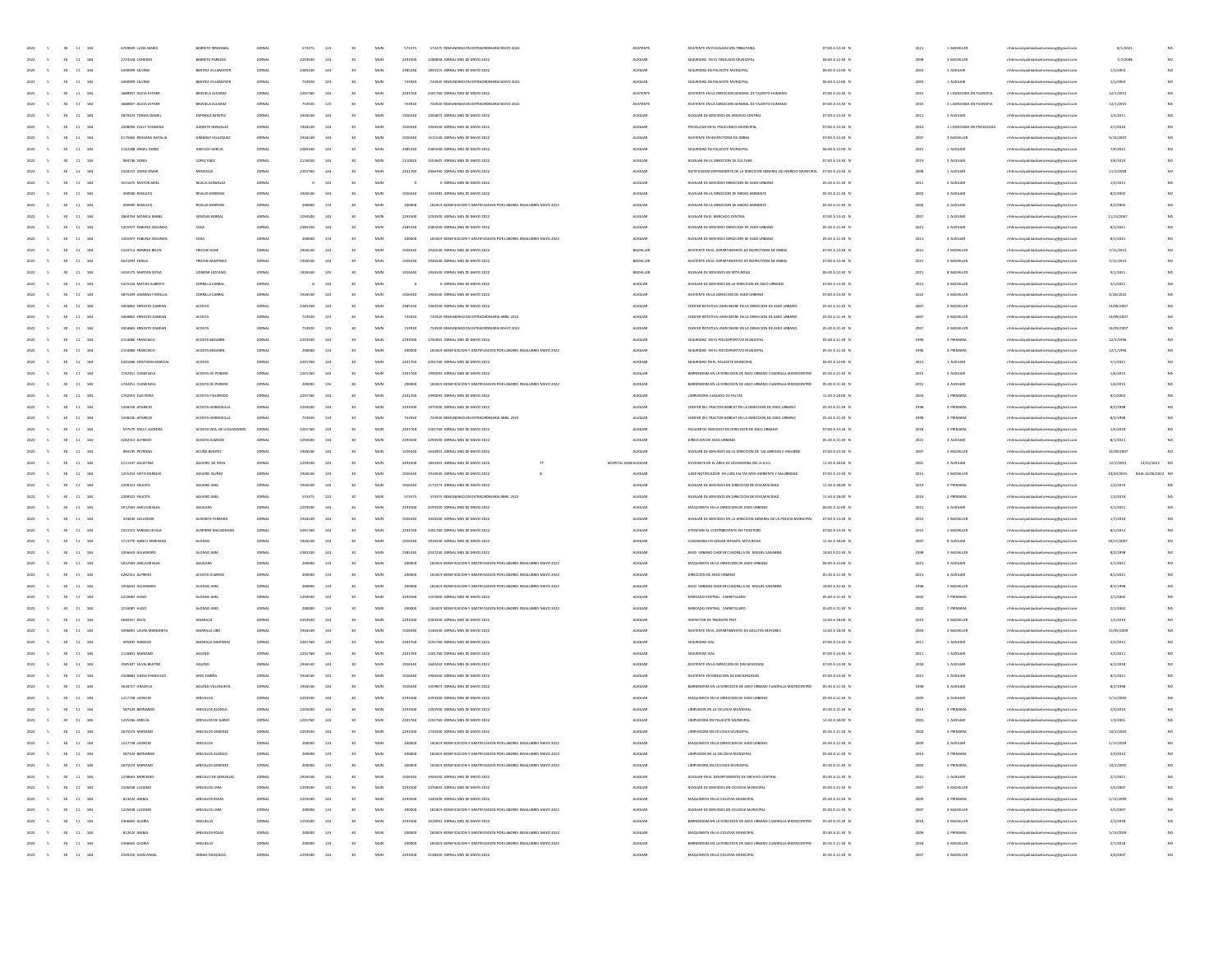| | | | | | | | | | | | | | | | | | | | | | | | |
|---|---|---|---|---|---|---|---|---|---|---|---|---|---|---|---|---|---|---|---|---|---|---|---|
| 2022 | 5 | 30 | 11 | 184 | 6764049 LUCIA MARIA | BARRETO IRRAZABAL | JORNAL | 573375 | 123 | 30 | MUN | 573375 | 573375 REMUNERACION EXTRAORDINARIA MAYO 2022 | | ASISTENTE | ASISTENTE EN FISCALIZACION TRIBUTARIA | 07:00 A 13:00 N | 2021 | 1 BACHILLER | rrhhmunicipalidadcoronaloviedo@gmail.com | 8/1/2021 | | NO |
| 2022 | 5 | 30 | 11 | 184 | 1724228 CANDIDO | BARRETO PAREDES | JORNAL | 2293500 | 144 | 30 | MUN | 2293500 | 1280838 JORNAL MES DE MAYO 2022 | | AUXILIAR | SEGURIDAD EN TINGLADO MUNICIPAL | 06:00 A 12:00 N | 2008 | 3 BACHILLER | rrhhmunicipalidadcoronaloviedo@gmail.com | 7/7/2008 | | NO |
| 2022 | 5 | 30 | 11 | 184 | 3490999 SILVINO | BENITEZ VILLAMAYOR | JORNAL | 2385240 | 144 | 30 | MUN | 2385240 | 1859115 JORNAL MES DE MAYO 2022 | | AUXILIAR | SEGURIDAD EN PALACETE MUNICIPAL | 06:00 A 12:00 N | 2003 | 1 AUXILIAR | rrhhmunicipalidadcoronaloviedo@gmail.com | 1/1/2003 | | NO |
| 2022 | 5 | 30 | 11 | 184 | 3490999 SILVINO | BENITEZ VILLAMAYOR | JORNAL | 733920 | 123 | 30 | MUN | 733920 | 733920 REMUNERACION EXTRAORDINARIA MAYO 2022 | | AUXILIAR | SEGURIDAD EN PALACETE MUNICIPAL | 06:00 A 12:00 N | 2003 | 1 AUXILIAR | rrhhmunicipalidadcoronaloviedo@gmail.com | 1/1/2003 | | NO |
| 2022 | 5 | 30 | 11 | 184 | 3668907 ALICIA ESTHER | BRIZUELA ALCARAZ | JORNAL | 2201760 | 144 | 30 | MUN | 2201760 | 2201760 JORNAL MES DE MAYO 2022 | | ASISTENTE | ASISTENTE EN LA DIRECCION GENERAL DE TALENTO HUMANO | 07:00 A 13:00 N | 2015 | 2 LICENCIADA EN FILOSOFIA | rrhhmunicipalidadcoronaloviedo@gmail.com | 12/1/2015 | | NO |
| 2022 | 5 | 30 | 11 | 184 | 3668907 ALICIA ESTHER | BRIZUELA ALCARAZ | JORNAL | 733920 | 123 | 30 | MUN | 733920 | 733920 REMUNERACION EXTRAORDINARIA MAYO 2022 | | ASISTENTE | ASISTENTE EN LA DIRECCION GENERAL DE TALENTO HUMANO | 07:00 A 13:00 N | 2015 | 2 LICENCIADA EN FILOSOFIA | rrhhmunicipalidadcoronaloviedo@gmail.com | 12/1/2015 | | NO |
| 2022 | 5 | 30 | 11 | 184 | 3879143 TOMAS DANIEL | ESPINOLA BENITEZ | JORNAL | 1926540 | 144 | 30 | MUN | 1926540 | 1440873 JORNAL MES DE MAYO 2022 | | AUXILIAR | AUXILIAR DE SERVICIOS EN ARCHIVO CENTRAL | 07:00 A 13:00 N | 2011 | 2 AUXILIAR | rrhhmunicipalidadcoronaloviedo@gmail.com | 1/3/2011 | | NO |
| 2022 | 5 | 30 | 11 | 184 | 2408096 JUILLY YOHANNA | GARCETE GONZALEZ | JORNAL | 1926540 | 144 | 30 | MUN | 1926540 | 1926540 JORNAL MES DE MAYO 2022 | | AUXILIAR | PSICOLOGA EN EL POLICLINICO MUNICIPAL | 07:00 A 13:00 N | 2010 | 1 LICENCIADA EN PSICOLOGIA | rrhhmunicipalidadcoronaloviedo@gmail.com | 2/1/2010 | | NO |
| 2022 | 5 | 30 | 11 | 184 | 4175965 ROSSANA NATALIA | GIMENEZ VELAZQUEZ | JORNAL | 1926540 | 144 | 30 | MUN | 1926540 | 1511540 JORNAL MES DE MAYO 2022 | | AUXILIAR | ASISTENTE EN INSPECTORIA DE OBRAS | 07:00 A 13:00 N | 2007 | 3 BACHILLER | rrhhmunicipalidadcoronaloviedo@gmail.com | 9/16/2007 | | NO |
| 2022 | 5 | 30 | 11 | 184 | 1142288 ANGEL DARIO | MAIDANA GARCIA | JORNAL | 2385240 | 144 | 30 | MUN | 2385240 | 2385240 JORNAL MES DE MAYO 2022 | | AUXILIAR | SEGURIDAD EN PALACETE MUNICIPAL | 06:00 A 12:00 N | 2021 | 1 AUXILIAR | rrhhmunicipalidadcoronaloviedo@gmail.com | 7/9/2021 | | NO |
| 2022 | 5 | 30 | 11 | 184 | 966746 SONIA | LOPEZ PAEZ | JORNAL | 2110020 | 144 | 30 | MUN | 2110020 | 1553603 JORNAL MES DE MAYO 2022 | | AUXILIAR | AUXILIAR EN LA DIRECCION DE CULTURA | 07:00 A 13:00 N | 2019 | 3 AUXILIAR | rrhhmunicipalidadcoronaloviedo@gmail.com | 3/6/2019 | | NO |
| 2022 | 5 | 30 | 11 | 184 | 2320152 JORGE OMAR | MENDOZA | JORNAL | 2201760 | 144 | 30 | MUN | 2201760 | 2066760 JORNAL MES DE MAYO 2022 | | AUXILIAR | NOTIFICADOR DEPENDIENTE DE LA DIRECCION GENERAL DE INGRESO MUNICIPAL | 07:00 A 13:00 N | 2008 | 1 AUXILIAR | rrhhmunicipalidadcoronaloviedo@gmail.com | 11/3/2008 | | NO |
| 2022 | 5 | 30 | 11 | 184 | 3551675 NESTOR ARIEL | REJALA GONZALEZ | JORNAL | 0 | 144 | 30 | MUN | 0 | 0 JORNAL MES DE MAYO 2022 | | AUXILIAR | AUXILIAR DE SERVICIOS DIRECCION DE ASEO URBANO | 05:30 A 11:30 N | 2011 | 4 AUXILIAR | rrhhmunicipalidadcoronaloviedo@gmail.com | 1/2/2011 | | NO |
| 2022 | 5 | 30 | 11 | 184 | 490980 MANUELO | RIVALDI MORENO | JORNAL | 1926540 | 144 | 30 | MUN | 1926540 | 1334283 JORNAL MES DE MAYO 2022 | | AUXILIAR | AUXILIAR EN LA DIRECCION DE MEDIO AMBIENTE | 05:30 A 11:30 N | 2002 | 4 AUXILIAR | rrhhmunicipalidadcoronaloviedo@gmail.com | 8/2/2002 | | NO |
| 2022 | 5 | 30 | 11 | 184 | 490980 MANUELO | RIVALDI MORENO | JORNAL | 200000 | 133 | 30 | MUN | 200000 | 181819 BONIFICACION Y GRATIFICACION POR LABORES INSALUBRES MAYO 2022 | | AUXILIAR | AUXILIAR EN LA DIRECCION DE MEDIO AMBIENTE | 05:30 A 11:30 N | 2002 | 4 AUXILIAR | rrhhmunicipalidadcoronaloviedo@gmail.com | 8/2/2002 | | NO |
| 2022 | 5 | 30 | 11 | 184 | 1860794 MONICA MABEL | SEGOVIA BERNAL | JORNAL | 2293500 | 144 | 30 | MUN | 2293500 | 2293500 JORNAL MES DE MAYO 2022 | | AUXILIAR | AUXILIAR EN EL MERCADO CENTRAL | 07:00 A 13:00 N | 2007 | 1 BACHILLER | rrhhmunicipalidadcoronaloviedo@gmail.com | 11/15/2007 | | NO |
| 2022 | 5 | 30 | 11 | 184 | 1205977 FABIANA SEGUNDA | SOSA | JORNAL | 2385240 | 144 | 30 | MUN | 2385240 | 2385240 JORNAL MES DE MAYO 2022 | | AUXILIAR | AUXILIAR DE SERVICIOS DIRECCION DE ASEO URBANO | 05:30 A 11:30 N | 2021 | 4 AUXILIAR | rrhhmunicipalidadcoronaloviedo@gmail.com | 8/1/2021 | | NO |
| 2022 | 5 | 30 | 11 | 184 | 1205977 FABIANA SEGUNDA | SOSA | JORNAL | 200000 | 133 | 30 | MUN | 200000 | 181819 BONIFICACION Y GRATIFICACION POR LABORES INSALUBRES MAYO 2022 | | AUXILIAR | AUXILIAR DE SERVICIOS DIRECCION DE ASEO URBANO | 05:30 A 11:30 N | 2021 | 4 AUXILIAR | rrhhmunicipalidadcoronaloviedo@gmail.com | 8/1/2021 | | NO |
| 2022 | 5 | 30 | 11 | 184 | 5103714 ROMINA BELEN | TROCHE DURE | JORNAL | 1926540 | 144 | 30 | MUN | 1926540 | 1926540 JORNAL MES DE MAYO 2022 | | BACHILLER | ASISTENTE EN EL DEPARTAMENTO DE INSPECTORIA DE OBRAS | 07:00 A 13:00 N | 2021 | 3 BACHILLER | rrhhmunicipalidadcoronaloviedo@gmail.com | 7/15/2021 | | NO |
| 2022 | 5 | 30 | 11 | 184 | 4621993 EMILIA | TROCHE MARTINEZ | JORNAL | 1926540 | 144 | 30 | MUN | 1926540 | 1926540 JORNAL MES DE MAYO 2022 | | BACHILLER | ASISTENTE EN EL DEPARTAMENTO DE INSPECTORIA DE OBRAS | 07:00 A 13:00 N | 2021 | 3 BACHILLER | rrhhmunicipalidadcoronaloviedo@gmail.com | 7/15/2021 | | NO |
| 2022 | 5 | 30 | 11 | 184 | 3413175 MARYAN SOFIA | UDRIZAR SEZCANO | JORNAL | 1926540 | 144 | 30 | MUN | 1926540 | 1926540 JORNAL MES DE MAYO 2022 | | BACHILLER | AUXILIAR DE SERVICIOS EN MITA ROGA | 06:30 A 12:30 N | 2021 | 8 BACHILLER | rrhhmunicipalidadcoronaloviedo@gmail.com | 9/1/2021 | | NO |
| 2022 | 5 | 30 | 11 | 184 | 5225156 MATIAS ALBERTO | ZORRILLA CABRAL | JORNAL | 0 | 144 | 30 | MUN | 0 | 0 JORNAL MES DE MAYO 2022 | | AUXILIAR | AUXILIAR DE SERVICIOS EN LA DIRECCION DE ASEO URBANO | 07:00 A 13:00 N | 2021 | 4 AUXILIAR | rrhhmunicipalidadcoronaloviedo@gmail.com | 5/1/2021 | | NO |
| 2022 | 5 | 30 | 11 | 184 | 3875109 MARIELA FIORELLA | ZORRILLA CABRAL | JORNAL | 1926540 | 144 | 30 | MUN | 1926540 | 1926540 JORNAL MES DE MAYO 2022 | | AUXILIAR | ASISTENTE EN LA DIRECCION DE ASEO URBANO | 07:00 A 13:00 N | 2022 | 4 BACHILLER | rrhhmunicipalidadcoronaloviedo@gmail.com | 4/28/2022 | | NO |
| 2022 | 5 | 30 | 11 | 184 | 3404865 ERNESTO DAMIAN | ACOSTA | JORNAL | 2385240 | 144 | 30 | MUN | 2385240 | 1460230 JORNAL MES DE MAYO 2022 | | AUXILIAR | CHOFER ROTATIVA JOHN DEERE EN LA DIRECCION DE ASEO URBANO | 05:30 A 11:30 N | 2007 | 4 BACHILLER | rrhhmunicipalidadcoronaloviedo@gmail.com | 14/09/2007 | | NO |
| 2022 | 5 | 30 | 11 | 184 | 3404865 ERNESTO DAMIAN | ACOSTA | JORNAL | 733920 | 123 | 30 | MUN | 733920 | 733920 REMUNERACION EXTRAORDINARIA ABRIL 2022 | | AUXILIAR | CHOFER ROTATIVA JOHN DEERE EN LA DIRECCION DE ASEO URBANO | 05:30 A 11:30 N | 2007 | 4 BACHILLER | rrhhmunicipalidadcoronaloviedo@gmail.com | 14/09/2007 | | NO |
| 2022 | 5 | 30 | 11 | 184 | 3404865 ERNESTO DAMIAN | ACOSTA | JORNAL | 733920 | 123 | 30 | MUN | 733920 | 733920 REMUNERACION EXTRAORDINARIA MAYO 2022 | | AUXILIAR | CHOFER ROTATIVA JOHN DEERE EN LA DIRECCION DE ASEO URBANO | 05:30 A 11:30 N | 2007 | 4 BACHILLER | rrhhmunicipalidadcoronaloviedo@gmail.com | 14/09/2007 | | NO |
| 2022 | 5 | 30 | 11 | 184 | 2154080 FRANCISCO | ACOSTA BOGARIN | JORNAL | 2293500 | 144 | 30 | MUN | 2293500 | 1791833 JORNAL MES DE MAYO 2022 | | AUXILIAR | SEGURIDAD EN EL POLIDEPORTIVO MUNICIPAL | 05:30 A 11:30 N | 1996 | 8 PRIMARIA | rrhhmunicipalidadcoronaloviedo@gmail.com | 12/1/1996 | | NO |
| 2022 | 5 | 30 | 11 | 184 | 2154080 FRANCISCO | ACOSTA BOGARIN | JORNAL | 200000 | 133 | 30 | MUN | 200000 | 181819 BONIFICACION Y GRATIFICACION POR LABORES INSALUBRES MAYO 2022 | | AUXILIAR | SEGURIDAD EN EL POLIDEPORTIVO MUNICIPAL | 05:30 A 11:30 N | 1996 | 8 PRIMARIA | rrhhmunicipalidadcoronaloviedo@gmail.com | 12/1/1996 | | NO |
| 2022 | 5 | 30 | 11 | 184 | 4281686 CRISTHIAN MARCIAL | ACOSTA | JORNAL | 2201760 | 144 | 30 | MUN | 2201760 | 2201760 JORNAL MES DE MAYO 2022 | | AUXILIAR | SEGURIDAD EN EL PALACETE MUNICIPAL | 06:00 A 12:00 N | 2021 | 1 AUXILIAR | rrhhmunicipalidadcoronaloviedo@gmail.com | 5/1/2021 | | NO |
| 2022 | 5 | 30 | 11 | 184 | 1742451 CLEMENCIA | ACOSTA DE PEREIRA | JORNAL | 2201760 | 144 | 30 | MUN | 2201760 | 1990093 JORNAL MES DE MAYO 2022 | | AUXILIAR | BARRENDERA EN LA DIRECCION DE ASEO URBANO CUADRILLA MIERCENTRO | 05:30 A 11:30 N | 2015 | 4 AUXILIAR | rrhhmunicipalidadcoronaloviedo@gmail.com | 1/6/2015 | | NO |
| 2022 | 5 | 30 | 11 | 184 | 1742451 CLEMENCIA | ACOSTA DE PEREIRA | JORNAL | 200000 | 133 | 30 | MUN | 200000 | 181819 BONIFICACION Y GRATIFICACION POR LABORES INSALUBRES MAYO 2022 | | AUXILIAR | BARRENDERA EN LA DIRECCION DE ASEO URBANO CUADRILLA MIERCENTRO | 05:30 A 11:30 N | 2015 | 4 AUXILIAR | rrhhmunicipalidadcoronaloviedo@gmail.com | 1/6/2015 | | NO |
| 2022 | 5 | 30 | 11 | 184 | 1702919 ELEUTERIA | ACOSTA FIGUEREDO | JORNAL | 2201760 | 144 | 30 | MUN | 2201760 | 1990093 JORNAL MES DE MAYO 2022 | | AUXILIAR | LIMPIADORA JUZGADO DE FALTAS | 11:30 A 18:00 N | 2003 | 1 PRIMARIA | rrhhmunicipalidadcoronaloviedo@gmail.com | 8/1/2003 | | NO |
| 2022 | 5 | 30 | 11 | 184 | 1438256 APARICIO | ACOSTA HERMOSILLA | JORNAL | 2293500 | 144 | 30 | MUN | 2293500 | 1977600 JORNAL MES DE MAYO 2022 | | AUXILIAR | CHOFER DEL TRACTOR BOBCAT EN LA DIRECCION DE ASEO URBANO | 05:30 A 11:30 N | 1998 | 8 PRIMARIA | rrhhmunicipalidadcoronaloviedo@gmail.com | 8/2/1998 | | NO |
| 2022 | 5 | 30 | 11 | 184 | 1438256 APARICIO | ACOSTA HERMOSILLA | JORNAL | 733920 | 123 | 30 | MUN | 733920 | 733920 REMUNERACION EXTRAORDINARIA ABRIL 2022 | | AUXILIAR | CHOFER DEL TRACTOR BOBCAT EN LA DIRECCION DE ASEO URBANO | 05:30 A 11:30 N | 1998 | 8 PRIMARIA | rrhhmunicipalidadcoronaloviedo@gmail.com | 8/2/1998 | | NO |
| 2022 | 5 | 30 | 11 | 184 | 597675 NELLY LEANDRA | ACOSTA VDA. DE LEGUIZAMON | JORNAL | 2201760 | 144 | 30 | MUN | 2201760 | 2201760 JORNAL MES DE MAYO 2022 | | AUXILIAR | AUXILIAR DE SERVICIOS EN DIRECCION DE ASEO URBANO | 07:00 A 13:00 N | 2018 | 8 PRIMARIA | rrhhmunicipalidadcoronaloviedo@gmail.com | 1/5/2018 | | NO |
| 2022 | 5 | 30 | 11 | 184 | 4282312 ALFREDO | ACOSTA OLMEDO | JORNAL | 2293500 | 144 | 30 | MUN | 2293500 | 2293500 JORNAL MES DE MAYO 2022 | | AUXILIAR | DIRECCION DE ASEO URBANO | 05:30 A 11:30 N | 2021 | 4 AUXILIAR | rrhhmunicipalidadcoronaloviedo@gmail.com | 8/1/2021 | | NO |
| 2022 | 5 | 30 | 11 | 184 | 866195 PETRONA | ACUÑA BENITEZ | JORNAL | 1926540 | 144 | 30 | MUN | 1926540 | 1643853 JORNAL MES DE MAYO 2022 | | AUXILIAR | AUXILIAR DE SERVICIOS EN LA DIRECCION DE SALUBRIDAD E HIGIENE | 07:00 A 13:00 N | 2007 | 3 BACHILLER | rrhhmunicipalidadcoronaloviedo@gmail.com | 14/09/2007 | | NO |
| 2022 | 5 | 30 | 11 | 184 | 2111547 AGUSTINA | AGUERO DE SOSA | JORNAL | 2293500 | 144 | 30 | MUN | 2293500 | 1832603 JORNAL MES DE MAYO 2022 | TT | HOSPITAL GENE AUXILIAR | AYUDANTE EN EL AREA DE LAVANDERIA DEL H.G.S.L. | 11:30 A 18:00 N | 2001 | 3 AUXILIAR | rrhhmunicipalidadcoronaloviedo@gmail.com | 12/1/2001 | 12/31/2022 | NO |
| 2022 | 5 | 30 | 11 | 184 | 1255153 SIXTO ENRIQUE | AGUERO NUÑEZ | JORNAL | 1926540 | 144 | 30 | MUN | 1926540 | 1916540 JORNAL MES DE MAYO 2022 | B | AUXILIAR | UJIER NOTIFICADOR EN JUZG FALTAS MEDIO AMBIENTE Y SALUBRIDAD | 07:00 A 13:00 N | 2015 | 1 BACHILLER | rrhhmunicipalidadcoronaloviedo@gmail.com | 10/30/2015 | BAJA 14/06/2022 | NO |
| 2022 | 5 | 30 | 11 | 184 | 2209523 FELICITA | AGUERO JARA | JORNAL | 2293500 | 144 | 30 | MUN | 2293500 | 1172373 JORNAL MES DE MAYO 2022 | | AUXILIAR | AUXILIAR DE SERVICIOS EN DIRECCION DE DISCAPACIDAD | 11:30 A 18:00 N | 2019 | 2 PRIMARIA | rrhhmunicipalidadcoronaloviedo@gmail.com | 1/2/2019 | | NO |
| 2022 | 5 | 30 | 11 | 184 | 2209523 FELICITA | AGUERO JARA | JORNAL | 573375 | 123 | 30 | MUN | 573375 | 573375 REMUNERACION EXTRAORDINARIA ABRIL 2022 | | AUXILIAR | AUXILIAR DE SERVICIOS EN DIRECCION DE DISCAPACIDAD | 11:30 A 18:00 N | 2019 | 2 PRIMARIA | rrhhmunicipalidadcoronaloviedo@gmail.com | 1/2/2019 | | NO |
| 2022 | 5 | 30 | 11 | 184 | 5812583 ANIS CARLILAS | AGUILERA | JORNAL | 2293500 | 144 | 30 | MUN | 2293500 | 2293500 JORNAL MES DE MAYO 2022 | | AUXILIAR | MAQUINISTA EN LA DIRECCION DE ASEO URBANO | 06:00 A 12:00 N | 2021 | 4 AUXILIAR | rrhhmunicipalidadcoronaloviedo@gmail.com | 5/1/2021 | | NO |
| 2022 | 5 | 30 | 11 | 184 | 358645 SALVADOR | AGUIRRETE FERREIRA | JORNAL | 1926540 | 144 | 30 | MUN | 1926540 | 1926540 JORNAL MES DE MAYO 2022 | | AUXILIAR | AUXILIAR DE SERVICIOS EN LA DIRECCION GENERAL DE LA POLICIA MUNICIPAL | 07:00 A 13:00 N | 2010 | 1 BACHILLER | rrhhmunicipalidadcoronaloviedo@gmail.com | 1/7/2010 | | NO |
| 2022 | 5 | 30 | 11 | 184 | 2331513 MIRIAN CECILIA | ALARCON MALDONADO | JORNAL | 2201760 | 144 | 30 | MUN | 2201760 | 2201760 JORNAL MES DE MAYO 2022 | | AUXILIAR | ATENCION AL CONTRIBUYENTE EN TIDESTRO | 07:00 A 13:00 N | 2012 | 1 BACHILLER | rrhhmunicipalidadcoronaloviedo@gmail.com | 8/1/2012 | | NO |
| 2022 | 5 | 30 | 11 | 184 | 1714770 NANCY MERCEDES | ALONSO | JORNAL | 1926540 | 144 | 30 | MUN | 1926540 | 1916540 JORNAL MES DE MAYO 2022 | | AUXILIAR | CUIDADORA EN HOGAR INFANTIL MITA ROGA | 11:30 A 18:00 N | 2007 | 8 AUXILIAR | rrhhmunicipalidadcoronaloviedo@gmail.com | 10/17/2007 | | NO |
| 2022 | 5 | 30 | 11 | 184 | 1056663 ALEJANDRO | ALONSO JARA | JORNAL | 2385240 | 144 | 30 | MUN | 2385240 | 2337240 JORNAL MES DE MAYO 2022 | | AUXILIAR | ASEO URBANO CHOFER CUADRILLA DE MIGUEL SANABRIA | 18:00 A 22:30 N | 1998 | 4 BACHILLER | rrhhmunicipalidadcoronaloviedo@gmail.com | 8/2/1998 | | NO |
| 2022 | 5 | 30 | 11 | 184 | 5812583 ANIS CARLILAS | AGUILERA | JORNAL | 200000 | 133 | 30 | MUN | 200000 | 181819 BONIFICACION Y GRATIFICACION POR LABORES INSALUBRES MAYO 2022 | | AUXILIAR | MAQUINISTA EN LA DIRECCION DE ASEO URBANO | 06:00 A 12:00 N | 2021 | 4 AUXILIAR | rrhhmunicipalidadcoronaloviedo@gmail.com | 5/1/2021 | | NO |
| 2022 | 5 | 30 | 11 | 184 | 4282312 ALFREDO | ACOSTA OLMEDO | JORNAL | 200000 | 133 | 30 | MUN | 200000 | 181819 BONIFICACION Y GRATIFICACION POR LABORES INSALUBRES MAYO 2022 | | AUXILIAR | DIRECCION DE ASEO URBANO | 05:30 A 11:30 N | 2021 | 4 AUXILIAR | rrhhmunicipalidadcoronaloviedo@gmail.com | 8/1/2021 | | NO |
| 2022 | 5 | 30 | 11 | 184 | 1056663 ALEJANDRO | ALONSO JARA | JORNAL | 200000 | 133 | 30 | MUN | 200000 | 181819 BONIFICACION Y GRATIFICACION POR LABORES INSALUBRES MAYO 2022 | | AUXILIAR | ASEO URBANO CHOFER CUADRILLA DE MIGUEL SANABRIA | 18:00 A 22:30 N | 1998 | 4 BACHILLER | rrhhmunicipalidadcoronaloviedo@gmail.com | 8/2/1998 | | NO |
| 2022 | 5 | 30 | 11 | 184 | 2210087 HUGO | ALONSO JARA | JORNAL | 2293500 | 144 | 30 | MUN | 2293500 | 1555000 JORNAL MES DE MAYO 2022 | | AUXILIAR | MERCADO CENTRAL CARRETILLERO | 05:00 A 11:00 N | 2002 | 7 PRIMARIA | rrhhmunicipalidadcoronaloviedo@gmail.com | 2/1/2002 | | NO |
| 2022 | 5 | 30 | 11 | 184 | 2210087 HUGO | ALONSO JARA | JORNAL | 200000 | 133 | 30 | MUN | 200000 | 181819 BONIFICACION Y GRATIFICACION POR LABORES INSALUBRES MAYO 2022 | | AUXILIAR | MERCADO CENTRAL CARRETILLERO | 05:00 A 11:00 N | 2002 | 7 PRIMARIA | rrhhmunicipalidadcoronaloviedo@gmail.com | 2/1/2002 | | NO |
| 2022 | 5 | 30 | 11 | 184 | 4643057 DELSI | AMARILLA | JORNAL | 2293500 | 144 | 30 | MUN | 2293500 | 2283500 JORNAL MES DE MAYO 2022 | | AUXILIAR | INSPECTOR DE TRANSITO PMT | 12:00 A 18:00 N | 2019 | 3 BACHILLER | rrhhmunicipalidadcoronaloviedo@gmail.com | 1/2/2019 | | NO |
| 2022 | 5 | 30 | 11 | 184 | 3496091 LAURA MARGARITA | AMARILLA LIBO | JORNAL | 1926540 | 144 | 30 | MUN | 1926540 | 1546540 JORNAL MES DE MAYO 2022 | | AUXILIAR | ASISTENTE EN EL DEPARTAMENTO DE ADULTOS MAYORES | 12:00 A 18:00 N | 2009 | 2 BACHILLER | rrhhmunicipalidadcoronaloviedo@gmail.com | 13/05/2009 | | NO |
| 2022 | 5 | 30 | 11 | 184 | 395937 NARCISO | AMARILLA MARTINEZ | JORNAL | 2201760 | 144 | 30 | MUN | 2201760 | 2191760 JORNAL MES DE MAYO 2022 | | AUXILIAR | SEGURIDAD VIAL | 07:00 A 13:00 N | 2011 | 1 AUXILIAR | rrhhmunicipalidadcoronaloviedo@gmail.com | 3/2/2011 | | NO |
| 2022 | 5 | 30 | 11 | 184 | 1118601 MARIANO | AQUINO | JORNAL | 2201760 | 144 | 30 | MUN | 2201760 | 2201760 JORNAL MES DE MAYO 2022 | | AUXILIAR | SEGURIDAD VIAL | 07:00 A 13:00 N | 2011 | 1 AUXILIAR | rrhhmunicipalidadcoronaloviedo@gmail.com | 3/2/2011 | | NO |
| 2022 | 5 | 30 | 11 | 184 | 3985307 SILVIA BEATRIZ | AQUINO | JORNAL | 1926540 | 144 | 30 | MUN | 1926540 | 1645232 JORNAL MES DE MAYO 2022 | | AUXILIAR | ASISTENTE EN LA DIRECCION DE DISCAPACIDAD | 07:00 A 13:00 N | 2018 | 1 AUXILIAR | rrhhmunicipalidadcoronaloviedo@gmail.com | 6/1/2018 | | NO |
| 2022 | 5 | 30 | 11 | 184 | 3328083 DIEGO FRANCISCO | ARCE FARIÑA | JORNAL | 1926540 | 144 | 30 | MUN | 1926540 | 1926540 JORNAL MES DE MAYO 2022 | | AUXILIAR | ASISTENTE EN DIRECCION DE DISCAPACIDAD | 07:00 A 13:00 N | 2021 | 2 AUXILIAR | rrhhmunicipalidadcoronaloviedo@gmail.com | 8/1/2021 | | NO |
| 2022 | 5 | 30 | 11 | 184 | 3618717 GRACIELA | AQUINO VILLANUEVA | JORNAL | 1926540 | 144 | 30 | MUN | 1926540 | 1359873 JORNAL MES DE MAYO 2022 | | AUXILIAR | BARRENDERA EN LA DIRECCION DE ASEO URBANO CUADRILLA MIERCENTRO | 05:30 A 11:30 N | 1998 | 4 AUXILIAR | rrhhmunicipalidadcoronaloviedo@gmail.com | 8/2/1998 | | NO |
| 2022 | 5 | 30 | 11 | 184 | 1217798 LEONCIO | AREVALOS | JORNAL | 2293500 | 144 | 30 | MUN | 2293500 | 2293500 JORNAL MES DE MAYO 2022 | | AUXILIAR | MAQUINISTA EN LA DIRECCION DE ASEO URBANO | 05:30 A 11:30 N | 2009 | 4 AUXILIAR | rrhhmunicipalidadcoronaloviedo@gmail.com | 5/13/2009 | | NO |
| 2022 | 5 | 30 | 11 | 184 | 587424 BERNARDO | AREVALOS ALONSO | JORNAL | 2293500 | 144 | 30 | MUN | 2293500 | 2293500 JORNAL MES DE MAYO 2022 | | AUXILIAR | LIMPIADOR EN LA CICLOVIA MUNICIPAL | 05:30 A 11:30 N | 2014 | 8 PRIMARIA | rrhhmunicipalidadcoronaloviedo@gmail.com | 2/3/2014 | | NO |
| 2022 | 5 | 30 | 11 | 184 | 1255336 AMELIA | AREVALOS DE GARAY | JORNAL | 2201760 | 144 | 30 | MUN | 2201760 | 2201760 JORNAL MES DE MAYO 2022 | | AUXILIAR | LIMPIADORA EN PALACETE MUNICIPAL | 12:30 A 18:00 N | 2001 | 1 AUXILIAR | rrhhmunicipalidadcoronaloviedo@gmail.com | 1/2/2001 | | NO |
| 2022 | 5 | 30 | 11 | 184 | 2675574 MARIANO | AREVALOS GIMENEZ | JORNAL | 2293500 | 144 | 30 | MUN | 2293500 | 1743500 JORNAL MES DE MAYO 2022 | | AUXILIAR | LIMPIADORA EN CICLOVIA MUNICIPAL | 05:30 A 11:30 N | 2002 | 8 PRIMARIA | rrhhmunicipalidadcoronaloviedo@gmail.com | 10/2/2002 | | NO |
| 2022 | 5 | 30 | 11 | 184 | 1217798 LEONCIO | AREVALOS | JORNAL | 200000 | 133 | 30 | MUN | 200000 | 181819 BONIFICACION Y GRATIFICACION POR LABORES INSALUBRES MAYO 2022 | | AUXILIAR | MAQUINISTA EN LA DIRECCION DE ASEO URBANO | 05:30 A 11:30 N | 2009 | 4 AUXILIAR | rrhhmunicipalidadcoronaloviedo@gmail.com | 5/13/2009 | | NO |
| 2022 | 5 | 30 | 11 | 184 | 587424 BERNARDO | AREVALOS ALONSO | JORNAL | 200000 | 133 | 30 | MUN | 200000 | 181819 BONIFICACION Y GRATIFICACION POR LABORES INSALUBRES MAYO 2022 | | AUXILIAR | LIMPIADOR EN LA CICLOVIA MUNICIPAL | 05:30 A 11:30 N | 2014 | 8 PRIMARIA | rrhhmunicipalidadcoronaloviedo@gmail.com | 2/3/2014 | | NO |
| 2022 | 5 | 30 | 11 | 184 | 2675574 MARIANO | AREVALOS GIMENEZ | JORNAL | 200000 | 133 | 30 | MUN | 200000 | 181819 BONIFICACION Y GRATIFICACION POR LABORES INSALUBRES MAYO 2022 | | AUXILIAR | LIMPIADORA EN CICLOVIA MUNICIPAL | 05:30 A 11:30 N | 2002 | 8 PRIMARIA | rrhhmunicipalidadcoronaloviedo@gmail.com | 10/2/2002 | | NO |
| 2022 | 5 | 30 | 11 | 184 | 1238663 MERCEDES | AREVALO DE GONZALEZ | JORNAL | 1926540 | 144 | 30 | MUN | 1926540 | 1926540 JORNAL MES DE MAYO 2022 | | AUXILIAR | AUXILIAR EN EL DEPARTAMENTO DE ARCHIVO CENTRAL | 05:30 A 11:30 N | 2021 | 1 AUXILIAR | rrhhmunicipalidadcoronaloviedo@gmail.com | 2/1/2021 | | NO |
| 2022 | 5 | 30 | 11 | 184 | 1226458 LUCIANO | AREVALOS JARA | JORNAL | 2293500 | 144 | 30 | MUN | 2293500 | 1474833 JORNAL MES DE MAYO 2022 | | AUXILIAR | AUXILIAR DE SERVICIOS EN CICLOVIA MUNICIPAL | 05:00 A 11:30 N | 2007 | 4 BACHILLER | rrhhmunicipalidadcoronaloviedo@gmail.com | 5/5/2007 | | NO |
| 2022 | 5 | 30 | 11 | 184 | 813624 ANIBAL | AREVALOS ROJAS | JORNAL | 2293500 | 144 | 30 | MUN | 2293500 | 1340500 JORNAL MES DE MAYO 2022 | | AUXILIAR | MAQUINISTA EN LA CICLOVIA MUNICIPAL | 05:30 A 11:30 N | 2009 | 6 PRIMARIA | rrhhmunicipalidadcoronaloviedo@gmail.com | 5/13/2009 | | NO |
| 2022 | 5 | 30 | 11 | 184 | 1226458 LUCIANO | AREVALOS JARA | JORNAL | 200000 | 133 | 30 | MUN | 200000 | 181819 BONIFICACION Y GRATIFICACION POR LABORES INSALUBRES MAYO 2022 | | AUXILIAR | AUXILIAR DE SERVICIOS EN CICLOVIA MUNICIPAL | 05:00 A 11:30 N | 2007 | 4 BACHILLER | rrhhmunicipalidadcoronaloviedo@gmail.com | 5/5/2007 | | NO |
| 2022 | 5 | 30 | 11 | 184 | 2366665 GLORIA | ARGUELLO | JORNAL | 2293500 | 144 | 30 | MUN | 2293500 | 1010091 JORNAL MES DE MAYO 2022 | | AUXILIAR | BARRENDERA EN LA DIRECCION DE ASEO URBANO CUADRILLA MIERCENTRO | 05:30 A 11:30 N | 2018 | 4 BACHILLER | rrhhmunicipalidadcoronaloviedo@gmail.com | 2/1/2018 | | NO |
| 2022 | 5 | 30 | 11 | 184 | 813624 ANIBAL | AREVALOS ROJAS | JORNAL | 200000 | 133 | 30 | MUN | 200000 | 181819 BONIFICACION Y GRATIFICACION POR LABORES INSALUBRES MAYO 2022 | | AUXILIAR | MAQUINISTA EN LA CICLOVIA MUNICIPAL | 05:30 A 11:30 N | 2009 | 6 PRIMARIA | rrhhmunicipalidadcoronaloviedo@gmail.com | 5/13/2009 | | NO |
| 2022 | 5 | 30 | 11 | 184 | 2366665 GLORIA | ARGUELLO | JORNAL | 200000 | 133 | 30 | MUN | 200000 | 181819 BONIFICACION Y GRATIFICACION POR LABORES INSALUBRES MAYO 2022 | | AUXILIAR | BARRENDERA EN LA DIRECCION DE ASEO URBANO CUADRILLA MIERCENTRO | 05:30 A 11:30 N | 2018 | 4 BACHILLER | rrhhmunicipalidadcoronaloviedo@gmail.com | 2/1/2018 | | NO |
| 2022 | 5 | 30 | 11 | 184 | 2549150 JUAN ANGEL | ARMAS MAQUEDA | JORNAL | 2293500 | 144 | 30 | MUN | 2293500 | 2148500 JORNAL MES DE MAYO 2022 | | AUXILIAR | MAQUINISTA EN LA CICLOVIA MUNICIPAL | 05:30 A 11:30 N | 2007 | 4 BACHILLER | rrhhmunicipalidadcoronaloviedo@gmail.com | 4/4/2007 | | NO |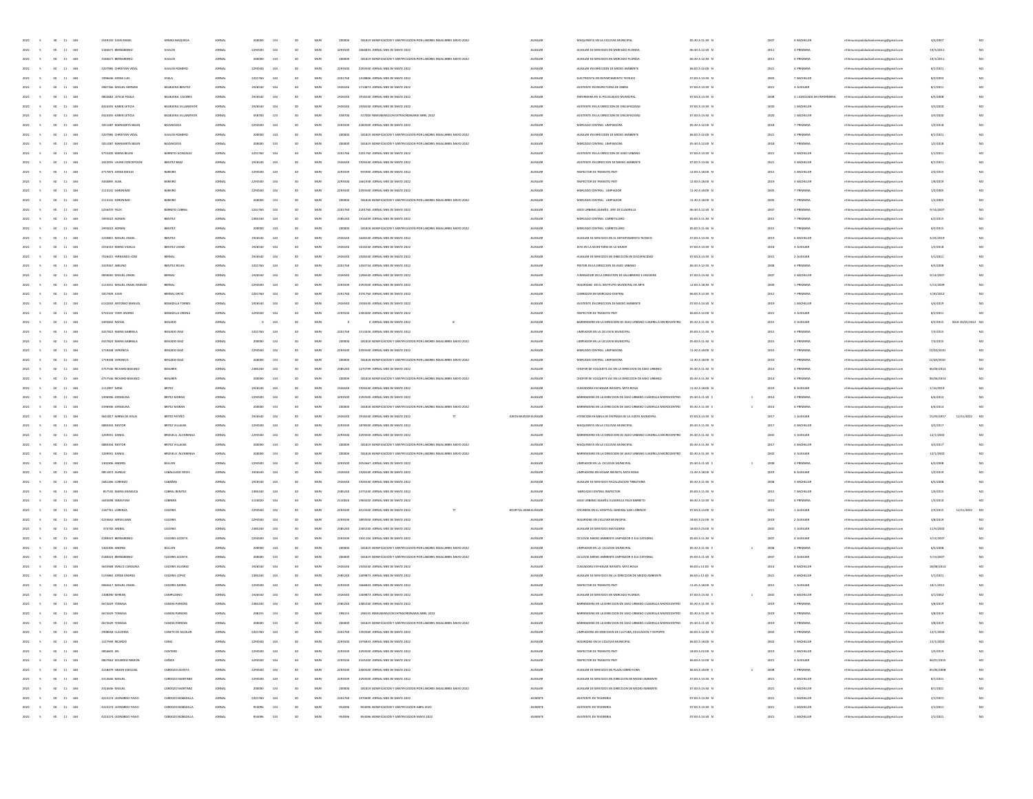| | | | | | | | | | | | | | | | | | | | | | | | | | | | |
|---|---|---|---|---|---|---|---|---|---|---|---|---|---|---|---|---|---|---|---|---|---|---|---|---|---|---|---|
| 2022 | S | 30 | 11 | 184 | 2549150 | JUAN ANGEL | ARMAS MAQUEDA | JORNAL | 200000 | 133 | 30 | MUN | 200000 | 181819 | BONIFICACION Y GRATIFICACION POR LABORES INSALUBRES MAYO 2022 | | | AUXILIAR | MAQUINISTA EN LA CICLOVIA MUNICIPAL | 05:30 A 11:30 N | | 2007 | 4 BACHILLER | rrhhmunicipalidadsanlorenzopy@gmail.com | 3/4/2007 | | NO |
| 2022 | S | 30 | 11 | 184 | 3186071 | BERNARDINO | AVALOS | JORNAL | 2295500 | 144 | 30 | MUN | 2295500 | 1866833 | JORNAL MES DE MAYO 2022 | | | AUXILIAR | AUXILIAR DE SERVICIOS EN MERCADO FLORIDA | 06:30 A 12:30 N | | 2011 | 4 PRIMARIA | rrhhmunicipalidadsanlorenzopy@gmail.com | 10/3/2011 | | NO |
| 2022 | S | 30 | 11 | 184 | 3186071 | BERNARDINO | AVALOS | JORNAL | 200000 | 133 | 30 | MUN | 200000 | 181819 | BONIFICACION Y GRATIFICACION POR LABORES INSALUBRES MAYO 2022 | | | AUXILIAR | AUXILIAR DE SERVICIOS EN MERCADO FLORIDA | 06:30 A 12:30 N | | 2011 | 4 PRIMARIA | rrhhmunicipalidadsanlorenzopy@gmail.com | 10/3/2011 | | NO |
| 2022 | S | 30 | 11 | 184 | 2207985 | CHRISTIAN VIDAL | AVALOS ROMERO | JORNAL | 2295500 | 144 | 30 | MUN | 2295500 | 2295500 | JORNAL MES DE MAYO 2022 | | | AUXILIAR | AUXILIAR EN DIRECCION DE MEDIO AMBIENTE | 06:00 A 12:00 N | | 2021 | 4 PRIMARIA | rrhhmunicipalidadsanlorenzopy@gmail.com | 8/1/2021 | | NO |
| 2022 | S | 30 | 11 | 184 | 1996686 | JORGE LUIS | AYALA | JORNAL | 2201760 | 144 | 30 | MUN | 2201760 | 1418806 | JORNAL MES DE MAYO 2022 | | | AUXILIAR | ELECTRICISTA EN DEPARTAMENTO TECNICO | 07:00 A 13:30 N | | 2003 | 7 BACHILLER | rrhhmunicipalidadsanlorenzopy@gmail.com | 8/2/2003 | | NO |
| 2022 | S | 30 | 11 | 184 | 3987166 | MIGUEL HERNAN | BALBUENA BENITEZ | JORNAL | 1926540 | 144 | 30 | MUN | 1926540 | 1714873 | JORNAL MES DE MAYO 2022 | | | AUXILIAR | ASISTENTE EN INSPECTORIA DE OBRAS | 07:00 A 13:30 N | | 2021 | 3 AUXILIAR | rrhhmunicipalidadsanlorenzopy@gmail.com | 8/1/2021 | | NO |
| 2022 | S | 30 | 11 | 184 | 3802682 | LETICIA PAOLA | BALBUENA CACERES | JORNAL | 1926540 | 144 | 30 | MUN | 1926540 | 1926540 | JORNAL MES DE MAYO 2022 | | | AUXILIAR | ENFERMERA EN EL POLICLINICO MUNICIPAL | 07:00 A 13:00 N | | 2008 | 3 LICENCIADA EN ENFERMERIA | rrhhmunicipalidadsanlorenzopy@gmail.com | 6/5/2008 | | NO |
| 2022 | S | 30 | 11 | 184 | 4424393 | KAREN LETICIA | BALBUENA VILLAMAYOR | JORNAL | 1926540 | 144 | 30 | MUN | 1926540 | 1926540 | JORNAL MES DE MAYO 2022 | | | AUXILIAR | ASISTENTE EN LA DIRECCION DE DISCAPACIDAD | 07:00 A 13:00 N | | 2020 | 1 BACHILLER | rrhhmunicipalidadsanlorenzopy@gmail.com | 3/3/2020 | | NO |
| 2022 | S | 30 | 11 | 184 | 4424393 | KAREN LETICIA | BALBUENA VILLAMAYOR | JORNAL | 658700 | 133 | 30 | MUN | 658700 | 617000 | REMUNERACION EXTRAORDINARIA ABRIL 2022 | | | AUXILIAR | ASISTENTE EN LA DIRECCION DE DISCAPACIDAD | 07:00 A 13:00 N | | 2020 | 1 BACHILLER | rrhhmunicipalidadsanlorenzopy@gmail.com | 3/3/2020 | | NO |
| 2022 | S | 30 | 11 | 184 | 1051087 | MARGARITA BELEN | BALMACEDA | JORNAL | 2295500 | 144 | 30 | MUN | 2295500 | 2285500 | JORNAL MES DE MAYO 2022 | | | AUXILIAR | MERCADO CENTRAL LIMPIADORA | 05:30 A 12:00 N | | 2018 | 7 PRIMARIA | rrhhmunicipalidadsanlorenzopy@gmail.com | 1/2/2018 | | NO |
| 2022 | S | 30 | 11 | 184 | 2207985 | CHRISTIAN VIDAL | AVALOS ROMERO | JORNAL | 200000 | 133 | 30 | MUN | 200000 | 181819 | BONIFICACION Y GRATIFICACION POR LABORES INSALUBRES MAYO 2022 | | | AUXILIAR | AUXILIAR EN DIRECCION DE MEDIO AMBIENTE | 06:00 A 12:00 N | | 2021 | 4 PRIMARIA | rrhhmunicipalidadsanlorenzopy@gmail.com | 8/1/2021 | | NO |
| 2022 | S | 30 | 11 | 184 | 1051087 | MARGARITA BELEN | BALMACEDA | JORNAL | 200000 | 133 | 30 | MUN | 200000 | 181819 | BONIFICACION Y GRATIFICACION POR LABORES INSALUBRES MAYO 2022 | | | AUXILIAR | MERCADO CENTRAL LIMPIADORA | 05:30 A 12:00 N | | 2018 | 7 PRIMARIA | rrhhmunicipalidadsanlorenzopy@gmail.com | 1/2/2018 | | NO |
| 2022 | S | 30 | 11 | 184 | 4755200 | MARIA BELEN | BARRETO GONZALEZ | JORNAL | 2201760 | 144 | 30 | MUN | 2201760 | 2201760 | JORNAL MES DE MAYO 2022 | | | AUXILIAR | ASISTENTE EN LA DIRECCION DE ASEO URBANO | 07:00 A 13:30 N | | 2021 | 4 BACHILLER | rrhhmunicipalidadsanlorenzopy@gmail.com | 5/1/2021 | | NO |
| 2022 | S | 30 | 11 | 184 | 3422055 | LAURA CONCEPCION | BENITEZ BAEZ | JORNAL | 1926540 | 144 | 30 | MUN | 1926540 | 1926540 | JORNAL MES DE MAYO 2022 | | | AUXILIAR | ASISTENTE EN DIRECCION DE MEDIO AMBIENTE | 07:00 A 13:30 N | | 2021 | 3 BACHILLER | rrhhmunicipalidadsanlorenzopy@gmail.com | 8/1/2021 | | NO |
| 2022 | S | 30 | 11 | 184 | 4717973 | JORGE EMILIO | BAREIRO | JORNAL | 2295500 | 144 | 30 | MUN | 2295500 | 933900 | JORNAL MES DE MAYO 2022 | | | AUXILIAR | INSPECTOR DE TRANSITO PMT | 12:00 A 18:00 N | | 2015 | 4 BACHILLER | rrhhmunicipalidadsanlorenzopy@gmail.com | 2/2/2015 | | NO |
| 2022 | S | 30 | 11 | 184 | 5443995 | JUAN | BAREIRO | JORNAL | 2295500 | 144 | 30 | MUN | 2295500 | 1661938 | JORNAL MES DE MAYO 2022 | | | AUXILIAR | INSPECTOR DE TRANSITO PMT | 12:00 A 18:00 N | | 2019 | 3 BACHILLER | rrhhmunicipalidadsanlorenzopy@gmail.com | 1/8/2019 | | NO |
| 2022 | S | 30 | 11 | 184 | 1113141 | GERONIMO | BAREIRO | JORNAL | 2295500 | 144 | 30 | MUN | 2295500 | 2295500 | JORNAL MES DE MAYO 2022 | | | AUXILIAR | MERCADO CENTRAL LIMPIADOR | 11:30 A 18:00 N | | 2005 | 7 PRIMARIA | rrhhmunicipalidadsanlorenzopy@gmail.com | 1/2/2005 | | NO |
| 2022 | S | 30 | 11 | 184 | 1113141 | GERONIMO | BAREIRO | JORNAL | 200000 | 133 | 30 | MUN | 200000 | 181818 | BONIFICACION Y GRATIFICACION POR LABORES INSALUBRES MAYO 2022 | | | AUXILIAR | MERCADO CENTRAL LIMPIADOR | 11:30 A 18:00 N | | 2005 | 7 PRIMARIA | rrhhmunicipalidadsanlorenzopy@gmail.com | 1/2/2005 | | NO |
| 2022 | S | 30 | 11 | 184 | 2256470 | FELIX | BARRETO CABRAL | JORNAL | 2201760 | 144 | 30 | MUN | 2201760 | 2201760 | JORNAL MES DE MAYO 2022 | | | AUXILIAR | ASEO URBANO ALBAÑIL JEFE DE CUADRILLA | 06:30 A 12:30 N | | 2007 | 4 PRIMARIA | rrhhmunicipalidadsanlorenzopy@gmail.com | 9/16/2007 | | NO |
| 2022 | S | 30 | 11 | 184 | 1995022 | ADRIAN | BENITEZ | JORNAL | 2385240 | 144 | 30 | MUN | 2385240 | 1916439 | JORNAL MES DE MAYO 2022 | | | AUXILIAR | MERCADO CENTRAL CARRETILLERO | 05:00 A 11:30 N | | 2015 | 7 PRIMARIA | rrhhmunicipalidadsanlorenzopy@gmail.com | 6/2/2015 | | NO |
| 2022 | S | 30 | 11 | 184 | 1995022 | ADRIAN | BENITEZ | JORNAL | 200000 | 133 | 30 | MUN | 200000 | 181818 | BONIFICACION Y GRATIFICACION POR LABORES INSALUBRES MAYO 2022 | | | AUXILIAR | MERCADO CENTRAL CARRETILLERO | 05:00 A 11:30 N | | 2015 | 7 PRIMARIA | rrhhmunicipalidadsanlorenzopy@gmail.com | 6/2/2015 | | NO |
| 2022 | S | 30 | 11 | 184 | 2220801 | MIGUEL ANGEL | BENITEZ | JORNAL | 1926540 | 144 | 30 | MUN | 1926540 | 1646540 | JORNAL MES DE MAYO 2022 | | | AUXILIAR | AUXILIAR DE SERVICIOS EN EL DEPARTAMENTO TECNICO | 07:00 A 13:30 N | | 2019 | 6 BACHILLER | rrhhmunicipalidadsanlorenzopy@gmail.com | 3/26/2019 | | NO |
| 2022 | S | 30 | 11 | 184 | 3556510 | MARIA VIDALIA | BENITEZ LEZME | JORNAL | 1926540 | 144 | 30 | MUN | 1926540 | 1616540 | JORNAL MES DE MAYO 2022 | | | AUXILIAR | JEFA EN LA SECRETARIA DE LA MUJER | 07:00 A 13:00 N | | 2018 | 3 AUXILIAR | rrhhmunicipalidadsanlorenzopy@gmail.com | 1/2/2018 | | NO |
| 2022 | S | 30 | 11 | 184 | 7526415 | FERNANDO JOSE | BERNAL | JORNAL | 1926540 | 144 | 30 | MUN | 1926540 | 1926540 | JORNAL MES DE MAYO 2022 | | | AUXILIAR | AUXILIAR DE SERVICIOS EN DIRECCION DE DISCAPACIDAD | 07:00 A 13:00 N | | 2021 | 2 AUXILIAR | rrhhmunicipalidadsanlorenzopy@gmail.com | 5/1/2021 | | NO |
| 2022 | S | 30 | 11 | 184 | 3329267 | ABELINO | BERNAL ROJAS | JORNAL | 2201760 | 144 | 30 | MUN | 2201760 | 1450734 | JORNAL MES DE MAYO 2022 | | | AUXILIAR | PINTOR EN LA DIRECCION DE ASEO URBANO | 06:30 A 12:30 N | | 2008 | 4 PRIMARIA | rrhhmunicipalidadsanlorenzopy@gmail.com | 6/5/2008 | | NO |
| 2022 | S | 30 | 11 | 184 | 3836065 | MIGUEL ANGEL | BERNAL | JORNAL | 1926540 | 144 | 30 | MUN | 1926540 | 1296540 | JORNAL MES DE MAYO 2022 | | | AUXILIAR | FUMIGADOR EN LA DIRECCION DE SALUBRIDAD E HIGIENE | 07:00 A 13:30 N | | 2007 | 3 BACHILLER | rrhhmunicipalidadsanlorenzopy@gmail.com | 9/16/2007 | | NO |
| 2022 | S | 30 | 11 | 184 | 2123431 | MIGUEL ANGEL RAMON | BERNAL | JORNAL | 2295500 | 144 | 30 | MUN | 2295500 | 2295500 | JORNAL MES DE MAYO 2022 | | | AUXILIAR | SEGURIDAD EN EL INSTITUTO MUNICIPAL DE ARTE | 12:00 A 18:00 N | | 2009 | 1 PRIMARIA | rrhhmunicipalidadsanlorenzopy@gmail.com | 5/13/2009 | | NO |
| 2022 | S | 30 | 11 | 184 | 1057409 | JUAN | BERNAL ORTIZ | JORNAL | 2201760 | 144 | 30 | MUN | 2201760 | 2191760 | JORNAL MES DE MAYO 2022 | | | AUXILIAR | COBRADOR EN MERCADO CENTRAL | 06:00 A 12:30 N | | 2012 | 7 PRIMARIA | rrhhmunicipalidadsanlorenzopy@gmail.com | 3/30/2012 | | NO |
| 2022 | S | 30 | 11 | 184 | 6152033 | ANTONIO MANUEL | BOBADILLA TORRES | JORNAL | 1926540 | 144 | 30 | MUN | 1926540 | 1926540 | JORNAL MES DE MAYO 2022 | | | AUXILIAR | ASISTENTE EN DIRECCION DE MEDIO AMBIENTE | 07:00 A 13:30 N | | 2019 | 1 BACHILLER | rrhhmunicipalidadsanlorenzopy@gmail.com | 4/4/2019 | | NO |
| 2022 | S | 30 | 11 | 184 | 4741510 | YONY ANDRES | BOBADILLA ORDOLA | JORNAL | 2295500 | 144 | 30 | MUN | 2295500 | 2285600 | JORNAL MES DE MAYO 2022 | | | AUXILIAR | INSPECTOR DE TRANSITO PMT | 06:00 A 12:00 N | | 2021 | 3 AUXILIAR | rrhhmunicipalidadsanlorenzopy@gmail.com | 8/2/2021 | | NO |
| 2022 | S | 30 | 11 | 184 | 2495662 | RAFAEL | BOGADO | JORNAL | 0 | 144 | 30 | MUN | 0 | 0 | JORNAL MES DE MAYO 2022 | B | | AUXILIAR | BARRENDERO EN LA DIRECCION DE ASEO URBANO CUADRILLA MICROCENTRO | 05:30 A 11:30 N | | 2015 | 4 AUXILIAR | rrhhmunicipalidadsanlorenzopy@gmail.com | 6/2/2015 | BAJA 30/05/2022 | NO |
| 2022 | S | 30 | 11 | 184 | 5437823 | MARIA GABRIELA | BOGADO DIAZ | JORNAL | 2201760 | 144 | 30 | MUN | 2201760 | 1514426 | JORNAL MES DE MAYO 2022 | | | AUXILIAR | LIMPIADOR EN LA CICLOVIA MUNICIPAL | 05:00 A 11:30 N | | 2015 | 4 PRIMARIA | rrhhmunicipalidadsanlorenzopy@gmail.com | 7/3/2015 | | NO |
| 2022 | S | 30 | 11 | 184 | 5437823 | MARIA GABRIELA | BOGADO DIAZ | JORNAL | 200000 | 133 | 30 | MUN | 200000 | 181818 | BONIFICACION Y GRATIFICACION POR LABORES INSALUBRES MAYO 2022 | | | AUXILIAR | LIMPIADOR EN LA CICLOVIA MUNICIPAL | 05:00 A 11:30 N | | 2015 | 4 PRIMARIA | rrhhmunicipalidadsanlorenzopy@gmail.com | 7/3/2015 | | NO |
| 2022 | S | 30 | 11 | 184 | 1719438 | VERONICA | BOGADO DIAZ | JORNAL | 2295500 | 144 | 30 | MUN | 2295500 | 2295500 | JORNAL MES DE MAYO 2022 | | | AUXILIAR | MERCADO CENTRAL LIMPIADORA | 11:30 A 18:00 N | | 2010 | 7 PRIMARIA | rrhhmunicipalidadsanlorenzopy@gmail.com | 12/20/2010 | | NO |
| 2022 | S | 30 | 11 | 184 | 1719438 | VERONICA | BOGADO DIAZ | JORNAL | 200000 | 133 | 30 | MUN | 200000 | 181818 | BONIFICACION Y GRATIFICACION POR LABORES INSALUBRES MAYO 2022 | | | AUXILIAR | MERCADO CENTRAL LIMPIADORA | 11:30 A 18:00 N | | 2010 | 7 PRIMARIA | rrhhmunicipalidadsanlorenzopy@gmail.com | 12/20/2010 | | NO |
| 2022 | S | 30 | 11 | 184 | 4757586 | RICHARD BASIANO | BOGARIN | JORNAL | 2385240 | 144 | 30 | MUN | 2385240 | 1273799 | JORNAL MES DE MAYO 2022 | | | AUXILIAR | CHOFER DE VOLQUETE LSC EN LA DIRECCION DE ASEO URBANO | 05:30 A 11:30 N | | 2014 | 4 PRIMARIA | rrhhmunicipalidadsanlorenzopy@gmail.com | 06/06/2014 | | NO |
| 2022 | S | 30 | 11 | 184 | 4757586 | RICHARD BASIANO | BOGARIN | JORNAL | 200000 | 133 | 30 | MUN | 200000 | 181818 | BONIFICACION Y GRATIFICACION POR LABORES INSALUBRES MAYO 2022 | | | AUXILIAR | CHOFER DE VOLQUETE LSC EN LA DIRECCION DE ASEO URBANO | 05:30 A 11:30 N | | 2014 | 4 PRIMARIA | rrhhmunicipalidadsanlorenzopy@gmail.com | 06/06/2014 | | NO |
| 2022 | S | 30 | 11 | 184 | 1112907 | NIDIA | BRITEZ | JORNAL | 1926540 | 144 | 30 | MUN | 1926540 | 1926540 | JORNAL MES DE MAYO 2022 | | | AUXILIAR | CUIDADORA EN HOGAR INFANTIL MITA ROGA | 11:30 A 18:00 N | | 2019 | 8 AUXILIAR | rrhhmunicipalidadsanlorenzopy@gmail.com | 1/16/2019 | | NO |
| 2022 | S | 30 | 11 | 184 | 2396936 | JORGELINA | BRITEZ MORAN | JORNAL | 2295500 | 144 | 30 | MUN | 2295500 | 2295500 | JORNAL MES DE MAYO 2022 | | | AUXILIAR | BARRENDERA EN LA DIRECCION DE ASEO URBANO CUADRILLA MICROCENTRO | 05:30 A 11:30 S | 1 | 2014 | 4 PRIMARIA | rrhhmunicipalidadsanlorenzopy@gmail.com | 6/6/2014 | | NO |
| 2022 | S | 30 | 11 | 184 | 2396936 | JORGELINA | BRITEZ MORAN | JORNAL | 200000 | 133 | 30 | MUN | 200000 | 181818 | BONIFICACION Y GRATIFICACION POR LABORES INSALUBRES MAYO 2022 | | | AUXILIAR | BARRENDERA EN LA DIRECCION DE ASEO URBANO CUADRILLA MICROCENTRO | 05:30 A 11:30 S | 1 | 2014 | 4 PRIMARIA | rrhhmunicipalidadsanlorenzopy@gmail.com | 6/6/2014 | | NO |
| 2022 | S | 30 | 11 | 184 | 3641817 | MIRNA DE JESUS | BRITEZ PATIÑO | JORNAL | 1926540 | 144 | 30 | MUN | 1926540 | 1916540 | JORNAL MES DE MAYO 2022 | TT | JUNTA MUNICIP | AUXILIAR | ATENCION EN MESA DE ENTRADA DE LA JUNTA MUNICIPAL | 07:00 A 13:00 N | | 2017 | 1 AUXILIAR | rrhhmunicipalidadsanlorenzopy@gmail.com | 15/03/2017 | 12/31/2022 | NO |
| 2022 | S | 30 | 11 | 184 | 4860334 | NESTOR | BRITEZ VILLALBA | JORNAL | 2295500 | 144 | 30 | MUN | 2295500 | 2478500 | JORNAL MES DE MAYO 2022 | | | AUXILIAR | MAQUINISTA EN LA CICLOVIA MUNICIPAL | 05:30 A 11:30 N | | 2017 | 4 BACHILLER | rrhhmunicipalidadsanlorenzopy@gmail.com | 3/2/2017 | | NO |
| 2022 | S | 30 | 11 | 184 | 1269591 | DANIEL | BRIZUELA ALVARENGA | JORNAL | 2295500 | 144 | 30 | MUN | 2295500 | 2295500 | JORNAL MES DE MAYO 2022 | | | AUXILIAR | BARRENDERO EN LA DIRECCION DE ASEO URBANO CUADRILLA MICROCENTRO | 05:30 A 11:30 N | | 2002 | 4 AUXILIAR | rrhhmunicipalidadsanlorenzopy@gmail.com | 12/1/2002 | | NO |
| 2022 | S | 30 | 11 | 184 | 4860334 | NESTOR | BRITEZ VILLALBA | JORNAL | 200000 | 133 | 30 | MUN | 200000 | 181819 | BONIFICACION Y GRATIFICACION POR LABORES INSALUBRES MAYO 2022 | | | AUXILIAR | MAQUINISTA EN LA CICLOVIA MUNICIPAL | 05:30 A 11:30 N | | 2017 | 4 BACHILLER | rrhhmunicipalidadsanlorenzopy@gmail.com | 3/2/2017 | | NO |
| 2022 | S | 30 | 11 | 184 | 1269591 | DANIEL | BRIZUELA ALVARENGA | JORNAL | 200000 | 133 | 30 | MUN | 200000 | 181818 | BONIFICACION Y GRATIFICACION POR LABORES INSALUBRES MAYO 2022 | | | AUXILIAR | BARRENDERO EN LA DIRECCION DE ASEO URBANO CUADRILLA MICROCENTRO | 05:30 A 11:30 N | | 2002 | 4 AUXILIAR | rrhhmunicipalidadsanlorenzopy@gmail.com | 12/1/2002 | | NO |
| 2022 | S | 30 | 11 | 184 | 1302306 | ANDRES | BULLON | JORNAL | 2295500 | 144 | 30 | MUN | 2295500 | 2052667 | JORNAL MES DE MAYO 2022 | | | AUXILIAR | LIMPIADOR EN LA CICLOVIA MUNICIPAL | 05:30 A 11:30 S | 1 | 2008 | 4 PRIMARIA | rrhhmunicipalidadsanlorenzopy@gmail.com | 6/5/2008 | | NO |
| 2022 | S | 30 | 11 | 184 | 3851872 | AURELIO | CABALLERO REYES | JORNAL | 1926540 | 144 | 30 | MUN | 1926540 | 1926540 | JORNAL MES DE MAYO 2022 | | | AUXILIAR | LIMPIADOR EN HOGAR INFANTIL MITA ROGA | 11:30 A 18:00 N | | 2019 | 8 AUXILIAR | rrhhmunicipalidadsanlorenzopy@gmail.com | 1/2/2019 | | NO |
| 2022 | S | 30 | 11 | 184 | 1681266 | LORENZO | CABAÑAS | JORNAL | 1926540 | 144 | 30 | MUN | 1926540 | 1926540 | JORNAL MES DE MAYO 2022 | | | AUXILIAR | AUXILIAR DE SERVICIOS FISCALIZACION TRIBUTARIA | 05:30 A 11:30 N | | 2008 | 3 BACHILLER | rrhhmunicipalidadsanlorenzopy@gmail.com | 6/5/2008 | | NO |
| 2022 | S | 30 | 11 | 184 | 857555 | MARIA ANGELICA | CABRAL BENITEZ | JORNAL | 2385240 | 144 | 30 | MUN | 2385240 | 2375240 | JORNAL MES DE MAYO 2022 | | | AUXILIAR | MERCADO CENTRAL INSPECTOR | 05:00 A 11:30 N | | 2015 | 7 BACHILLER | rrhhmunicipalidadsanlorenzopy@gmail.com | 1/6/2015 | | NO |
| 2022 | S | 30 | 11 | 184 | 1645698 | SEBASTIAN | CABRERA | JORNAL | 2110020 | 144 | 30 | MUN | 2110020 | 1963020 | JORNAL MES DE MAYO 2022 | | | AUXILIAR | ASEO URBANO ALBAÑIL CUADRILLA FELIX BARRETO | 06:30 A 12:30 N | | 2010 | 4 PRIMARIA | rrhhmunicipalidadsanlorenzopy@gmail.com | 1/5/2010 | | NO |
| 2022 | S | 30 | 11 | 184 | 1187351 | LORENZA | CACERES | JORNAL | 2295500 | 144 | 30 | MUN | 2295500 | 2013500 | JORNAL MES DE MAYO 2022 | TT | HOSPITAL GENE | AUXILIAR | COCINERA EN EL HOSPITAL GENERAL SAN LORENZO | 07:00 A 13:00 N | | 2015 | 1 AUXILIAR | rrhhmunicipalidadsanlorenzopy@gmail.com | 2/3/2015 | 12/31/2022 | NO |
| 2022 | S | 30 | 11 | 184 | 4253662 | SERVILIANA | CACERES | JORNAL | 2295500 | 144 | 30 | MUN | 2295500 | 1895500 | JORNAL MES DE MAYO 2022 | | | AUXILIAR | SEGURIDAD EN CICLOVIA MUNICIPAL | 18:00 A 22:00 N | | 2019 | 2 AUXILIAR | rrhhmunicipalidadsanlorenzopy@gmail.com | 3/8/2019 | | NO |
| 2022 | S | 30 | 11 | 184 | 370702 | ANIBAL | CACERES | JORNAL | 2385240 | 144 | 30 | MUN | 2385240 | 2385240 | JORNAL MES DE MAYO 2022 | | | AUXILIAR | AUXILIAR DE SERVICIOS MATADERIA | 18:00 A 24:00 N | | 2002 | 3 AUXILIAR | rrhhmunicipalidadsanlorenzopy@gmail.com | 11/6/2002 | | NO |
| 2022 | S | 30 | 11 | 184 | 4180425 | BERNARDINO | CACERES ACOSTA | JORNAL | 2295500 | 144 | 30 | MUN | 2295500 | 1951104 | JORNAL MES DE MAYO 2022 | | | AUXILIAR | CICLOVIA MEDIO AMBIENTE LIMPIADOR D ELA CATEDRAL | 05:00 A 11:30 N | | 2007 | 4 AUXILIAR | rrhhmunicipalidadsanlorenzopy@gmail.com | 3/23/2007 | | NO |
| 2022 | S | 30 | 11 | 184 | 1302306 | ANDRES | BULLON | JORNAL | 200000 | 133 | 30 | MUN | 200000 | 181819 | BONIFICACION Y GRATIFICACION POR LABORES INSALUBRES MAYO 2022 | | | AUXILIAR | LIMPIADOR EN LA CICLOVIA MUNICIPAL | 05:30 A 11:30 S | 1 | 2008 | 4 PRIMARIA | rrhhmunicipalidadsanlorenzopy@gmail.com | 6/5/2008 | | NO |
| 2022 | S | 30 | 11 | 184 | 4180425 | BERNARDINO | CACERES ACOSTA | JORNAL | 200000 | 133 | 30 | MUN | 200000 | 181819 | BONIFICACION Y GRATIFICACION POR LABORES INSALUBRES MAYO 2022 | | | AUXILIAR | CICLOVIA MEDIO AMBIENTE LIMPIADOR D ELA CATEDRAL | 05:00 A 11:30 N | | 2007 | 4 AUXILIAR | rrhhmunicipalidadsanlorenzopy@gmail.com | 3/23/2007 | | NO |
| 2022 | S | 30 | 11 | 184 | 3659968 | EMILCE CAROLINA | CACERES ALVAREZ | JORNAL | 1926540 | 144 | 30 | MUN | 1926540 | 1926540 | JORNAL MES DE MAYO 2022 | | | AUXILIAR | CUIDADORA EN HOGAR INFANTIL MITA ROGA | 06:00 A 13:00 N | | 2014 | 8 BACHILLER | rrhhmunicipalidadsanlorenzopy@gmail.com | 18/08/2014 | | NO |
| 2022 | S | 30 | 11 | 184 | 5155865 | JORGE ANDRES | CACERES LOPEZ | JORNAL | 2385240 | 144 | 30 | MUN | 2385240 | 1489873 | JORNAL MES DE MAYO 2022 | | | AUXILIAR | AUXILIAR DE SERVICIOS EN LA DIRECCION DE MEDIO AMBIENTE | 06:00 A 12:00 N | | 2021 | 4 BACHILLER | rrhhmunicipalidadsanlorenzopy@gmail.com | 5/1/2021 | | NO |
| 2022 | S | 30 | 11 | 184 | 4065617 | MIGUEL ANGEL | CACERES MOREL | JORNAL | 2295500 | 144 | 30 | MUN | 2295500 | 1666833 | JORNAL MES DE MAYO 2022 | | | AUXILIAR | INSPECTOR DE TRANSITO PMT | 11:45 A 18:00 N | | 2015 | 1 AUXILIAR | rrhhmunicipalidadsanlorenzopy@gmail.com | 10/1/2015 | | NO |
| 2022 | S | 30 | 11 | 184 | 1308290 | MYRIAN | CAMPUZANO | JORNAL | 1926540 | 144 | 30 | MUN | 1926540 | 1409873 | JORNAL MES DE MAYO 2022 | | | AUXILIAR | AUXILIAR DE SERVICIOS EN MERCADO FLORIDA | 07:00 A 13:30 S | 1 | 2002 | 6 BACHILLER | rrhhmunicipalidadsanlorenzopy@gmail.com | 3/1/2002 | | NO |
| 2022 | S | 30 | 11 | 184 | 4672629 | TOMASA | CANDIA PAREDES | JORNAL | 2385240 | 144 | 30 | MUN | 2385240 | 2385240 | JORNAL MES DE MAYO 2022 | | | AUXILIAR | BARRENDERA EN LA DIRECCION DE ASEO URBANO CUADRILLA MICROCENTRO | 05:30 A 11:30 N | | 2019 | 4 PRIMARIA | rrhhmunicipalidadsanlorenzopy@gmail.com | 3/8/2019 | | NO |
| 2022 | S | 30 | 11 | 184 | 4672629 | TOMASA | CANDIA PAREDES | JORNAL | 298155 | 133 | 30 | MUN | 298155 | 298155 | REMUNERACION EXTRAORDINARIA ABRIL 2022 | | | AUXILIAR | BARRENDERA EN LA DIRECCION DE ASEO URBANO CUADRILLA MICROCENTRO | 05:30 A 11:30 N | | 2019 | 4 PRIMARIA | rrhhmunicipalidadsanlorenzopy@gmail.com | 3/8/2019 | | NO |
| 2022 | S | 30 | 11 | 184 | 4672629 | TOMASA | CANDIA PAREDES | JORNAL | 200000 | 133 | 30 | MUN | 200000 | 181819 | BONIFICACION Y GRATIFICACION POR LABORES INSALUBRES MAYO 2022 | | | AUXILIAR | BARRENDERA EN LA DIRECCION DE ASEO URBANO CUADRILLA MICROCENTRO | 05:30 A 11:30 N | | 2019 | 4 PRIMARIA | rrhhmunicipalidadsanlorenzopy@gmail.com | 3/8/2019 | | NO |
| 2022 | S | 30 | 11 | 184 | 2908666 | CLAUDINA | CANETE DE AGUILAR | JORNAL | 2201760 | 144 | 30 | MUN | 2201760 | 1359260 | JORNAL MES DE MAYO 2022 | | | AUXILIAR | LIMPIADORA EN DIRECCION DE CULTURA, EDUCACION Y DEPORTE | 06:00 A 12:30 N | | 2002 | 3 PRIMARIA | rrhhmunicipalidadsanlorenzopy@gmail.com | 12/1/2002 | | NO |
| 2022 | S | 30 | 11 | 184 | 1527909 | RICARDO | CANO | JORNAL | 2295500 | 144 | 30 | MUN | 2295500 | 1976833 | JORNAL MES DE MAYO 2022 | | | AUXILIAR | SEGURIDAD EN LA CICLOVIA MUNICIPAL | 06:00 A 18:00 N | | 2002 | 5 BACHILLER | rrhhmunicipalidadsanlorenzopy@gmail.com | 12/1/2002 | | NO |
| 2022 | S | 30 | 11 | 184 | 3858605 | JIN | CANTERO | JORNAL | 2295500 | 144 | 30 | MUN | 2295500 | 2295500 | JORNAL MES DE MAYO 2022 | | | AUXILIAR | INSPECTOR DE TRANSITO PMT | 18:00 A 22:00 N | | 2019 | 3 BACHILLER | rrhhmunicipalidadsanlorenzopy@gmail.com | 1/5/2019 | | NO |
| 2022 | S | 30 | 11 | 184 | 4807663 | EDUARDO RAMON | CAÑIZA | JORNAL | 2295500 | 144 | 30 | MUN | 2295500 | 2165200 | JORNAL MES DE MAYO 2022 | | | AUXILIAR | INSPECTOR DE TRANSITO PMT | 06:00 A 12:00 N | | 2015 | 3 AUXILIAR | rrhhmunicipalidadsanlorenzopy@gmail.com | 06/01/2015 | | NO |
| 2022 | S | 30 | 11 | 184 | 2218079 | SIMON EZEQUIEL | CARDOZO ACOSTA | JORNAL | 2295500 | 144 | 30 | MUN | 2295500 | 2285500 | JORNAL MES DE MAYO 2022 | | | AUXILIAR | AUXILIAR DE SERVICIOS EN PLAZA CERRO CORA | 06:00 A 18:00 S | 1 | 2008 | 2 PRIMARIA | rrhhmunicipalidadsanlorenzopy@gmail.com | 05/06/2008 | | NO |
| 2022 | S | 30 | 11 | 184 | 2314666 | MIGUEL | CARDOZO MARTINEZ | JORNAL | 2295500 | 144 | 30 | MUN | 2295500 | 2295500 | JORNAL MES DE MAYO 2022 | | | AUXILIAR | AUXILIAR DE SERVICIOS EN DIRECCION DE MEDIO AMBIENTE | 07:00 A 13:30 N | | 2021 | 4 BACHILLER | rrhhmunicipalidadsanlorenzopy@gmail.com | 8/1/2021 | | NO |
| 2022 | S | 30 | 11 | 184 | 2314666 | MIGUEL | CARDOZO MARTINEZ | JORNAL | 200000 | 133 | 30 | MUN | 200000 | 181819 | BONIFICACION Y GRATIFICACION POR LABORES INSALUBRES MAYO 2022 | | | AUXILIAR | AUXILIAR DE SERVICIOS EN DIRECCION DE MEDIO AMBIENTE | 07:00 A 13:30 N | | 2021 | 4 BACHILLER | rrhhmunicipalidadsanlorenzopy@gmail.com | 8/1/2021 | | NO |
| 2022 | S | 30 | 11 | 184 | 4223374 | LEONARDO FAVIO | CARDOZO BOBADILLA | JORNAL | 2201760 | 144 | 30 | MUN | 2201760 | 1970690 | JORNAL MES DE MAYO 2022 | | | ASISTENTE | ASISTENTE EN TESORERIA | 07:00 A 13:30 N | | 2021 | 1 BACHILLER | rrhhmunicipalidadsanlorenzopy@gmail.com | 2/1/2021 | | NO |
| 2022 | S | 30 | 11 | 184 | 4223374 | LEONARDO FAVIO | CARDOZO BOBADILLA | JORNAL | 954096 | 133 | 30 | MUN | 954096 | 954096 | BONIFICACION Y GRATIFICACION ABRIL 2022 | | | ASISTENTE | ASISTENTE EN TESORERIA | 07:00 A 13:30 N | | 2021 | 1 BACHILLER | rrhhmunicipalidadsanlorenzopy@gmail.com | 2/1/2021 | | NO |
| 2022 | S | 30 | 11 | 184 | 4223374 | LEONARDO FAVIO | CARDOZO BOBADILLA | JORNAL | 954096 | 133 | 30 | MUN | 954096 | 954096 | BONIFICACION Y GRATIFICACION MAYO 2022 | | | ASISTENTE | ASISTENTE EN TESORERIA | 07:00 A 13:30 N | | 2021 | 1 BACHILLER | rrhhmunicipalidadsanlorenzopy@gmail.com | 2/1/2021 | | NO |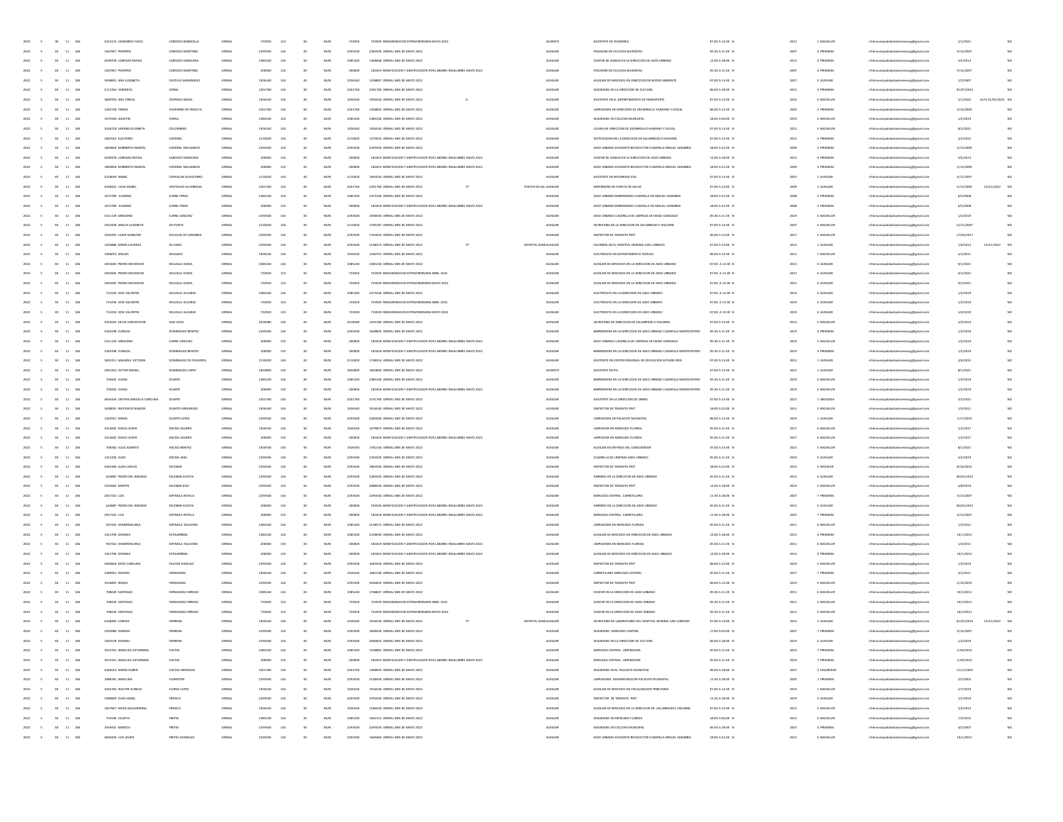| | | | | | | | | | | | | | | | | | | | | | | | |
|---|---|---|---|---|---|---|---|---|---|---|---|---|---|---|---|---|---|---|---|---|---|---|---|
| 2022 | 5 | 30 | 11 | 184 | 4233174 | LEONARDO FAVIO | CARDOZO BOBADILLA | JORNAL | 733920 | 123 | 30 | MUN | 733920 | 733920 | REMUNERACION EXTRAORDINARIA MAYO 2022 | | ASISTENTE | ASISTENTE EN TESORERIA | 07:00 A 13:00 N | 2021 | 1 BACHILLER | rrhhmunicipalidadsanlorenzo@gmail.com | 2/1/2021 | | NO |
| 2022 | 5 | 30 | 11 | 184 | 1467957 | PORFIRIO | CARDOZO MARTINEZ | JORNAL | 2293500 | 144 | 30 | MUN | 2293500 | 2283500 | JORNAL MES DE MAYO 2022 | | AUXILIAR | PODADOR EN CICLOVIA MUNICIPAL | 05:30 A 11:30 N | 2007 | 6 PRIMARIA | rrhhmunicipalidadsanlorenzo@gmail.com | 9/14/2007 | | NO |
| 2022 | 5 | 30 | 11 | 184 | 4509378 | LORENZO RAFAEL | CARDOZO SANABRIA | JORNAL | 2385240 | 144 | 30 | MUN | 2385240 | 1968668 | JORNAL MES DE MAYO 2022 | | AUXILIAR | CHOFER DE AGRALE EN LA DIRECCION DE ASEO URBANO | 12:00 A 18:00 N | 2013 | 6 PRIMARIA | rrhhmunicipalidadsanlorenzo@gmail.com | 3/5/2013 | | NO |
| 2022 | 5 | 30 | 11 | 184 | 1467957 | PORFIRIO | CARDOZO MARTINEZ | JORNAL | 200000 | 133 | 30 | MUN | 200000 | 181819 | BONIFICACION Y GRATIFICACION POR LABORES INSALUBRES MAYO 2022 | | AUXILIAR | PODADOR EN CICLOVIA MUNICIPAL | 05:30 A 11:30 N | 2007 | 6 PRIMARIA | rrhhmunicipalidadsanlorenzo@gmail.com | 9/14/2007 | | NO |
| 2022 | 5 | 30 | 11 | 184 | 3938061 | ANA ELIZABETH | CASTILLO SAMANIEGO | JORNAL | 1918540 | 144 | 30 | MUN | 1926540 | 1234807 | JORNAL MES DE MAYO 2022 | | AUXILIAR | AUXILIAR DE SERVICIOS EN DIRECCION DE MEDIO AMBIENTE | 07:00 A 13:00 N | 2007 | 3 AUXILIAR | rrhhmunicipalidadsanlorenzo@gmail.com | 1/2/2007 | | NO |
| 2022 | 5 | 30 | 11 | 184 | 2111464 | VERONICA | CHENA | JORNAL | 2201760 | 144 | 30 | MUN | 2201760 | 2201760 | JORNAL MES DE MAYO 2022 | | AUXILIAR | SEGURIDAD EN LA DIRECCION DE CULTURA | 06:00 A 12:00 N | 2015 | 3 PRIMARIA | rrhhmunicipalidadsanlorenzo@gmail.com | 01/07/2015 | | NO |
| 2022 | 5 | 30 | 11 | 184 | 3609753 | ANA TERESA | CESPEDES BAEZA | JORNAL | 1926540 | 144 | 30 | MUN | 1926540 | 1926540 | JORNAL MES DE MAYO 2022 | A | AUXILIAR | ASISTENTE EN EL DEPARTAMENTO DE TRANSPORTE | 07:00 A 13:00 N | 2022 | 6 BACHILLER | rrhhmunicipalidadsanlorenzo@gmail.com | 5/1/2022 | ALTA 01/05/2022 | NO |
| 2022 | 5 | 30 | 11 | 184 | 1450728 | TERESA | CHAPARRO DE PERALTA | JORNAL | 2201760 | 144 | 30 | MUN | 2201760 | 1658802 | JORNAL MES DE MAYO 2022 | | AUXILIAR | LIMPIADORA DE DIRECCION DE DESARROLLO HUMANO Y SOCIAL | 06:00 A 12:00 N | 2003 | 2 PRIMARIA | rrhhmunicipalidadsanlorenzo@gmail.com | 6/16/2003 | | NO |
| 2022 | 5 | 30 | 11 | 184 | 1975594 | AGUSTIN | CHENA | JORNAL | 2385240 | 144 | 30 | MUN | 2385240 | 2385240 | JORNAL MES DE MAYO 2022 | | AUXILIAR | SEGURIDAD EN CICLOVIA MUNICIPAL | 18:00 A 06:00 N | 2019 | 4 BACHILLER | rrhhmunicipalidadsanlorenzo@gmail.com | 1/2/2019 | | NO |
| 2022 | 5 | 30 | 11 | 184 | 3426719 | SANDRA ELIZABETH | COLOMBINO | JORNAL | 1918540 | 144 | 30 | MUN | 1926540 | 1926540 | JORNAL MES DE MAYO 2022 | | AUXILIAR | CAJERA EN DIRECCION DE DESARROLLO HUMANO Y SOCIAL | 07:00 A 13:00 N | 2021 | 3 BACHILLER | rrhhmunicipalidadsanlorenzo@gmail.com | 8/1/2021 | | NO |
| 2022 | 5 | 30 | 11 | 184 | 2887654 | ELEUTERIO | CORONEL | JORNAL | 2110020 | 144 | 30 | MUN | 2110020 | 1470024 | JORNAL MES DE MAYO 2022 | | AUXILIAR | NOTIFICADOR EN LA DIRECCION DE SALUBRIDAD E HIGIENE | 07:00 A 13:00 N | 2015 | 3 PRIMARIA | rrhhmunicipalidadsanlorenzo@gmail.com | 2/2/2015 | | NO |
| 2022 | 5 | 30 | 11 | 184 | 1849818 | NORBERTO RAMON | CORONEL MELGAREJO | JORNAL | 2293500 | 144 | 30 | MUN | 2293500 | 2293500 | JORNAL MES DE MAYO 2022 | | AUXILIAR | ASEO URBANO AYUDANTE RECOLECTOR CUADRILLA MIGUEL SANABRIA | 18:00 A 22:30 N | 2009 | 3 PRIMARIA | rrhhmunicipalidadsanlorenzo@gmail.com | 5/13/2009 | | NO |
| 2022 | 5 | 30 | 11 | 184 | 4509378 | LORENZO RAFAEL | CARDOZO SANABRIA | JORNAL | 200000 | 133 | 30 | MUN | 200000 | 181819 | BONIFICACION Y GRATIFICACION POR LABORES INSALUBRES MAYO 2022 | | AUXILIAR | CHOFER DE AGRALE EN LA DIRECCION DE ASEO URBANO | 12:00 A 18:00 N | 2013 | 6 PRIMARIA | rrhhmunicipalidadsanlorenzo@gmail.com | 3/5/2013 | | NO |
| 2022 | 5 | 30 | 11 | 184 | 1849818 | NORBERTO RAMON | CORONEL MELGAREJO | JORNAL | 200000 | 133 | 30 | MUN | 200000 | 181819 | BONIFICACION Y GRATIFICACION POR LABORES INSALUBRES MAYO 2022 | | AUXILIAR | ASEO URBANO AYUDANTE RECOLECTOR CUADRILLA MIGUEL SANABRIA | 18:00 A 22:30 N | 2009 | 3 PRIMARIA | rrhhmunicipalidadsanlorenzo@gmail.com | 5/13/2009 | | NO |
| 2022 | 5 | 30 | 11 | 184 | 4218659 | MABEL | CORVALAN ACHUCARRO | JORNAL | 2110020 | 144 | 30 | MUN | 2110020 | 1965020 | JORNAL MES DE MAYO 2022 | | AUXILIAR | ASISTENTE EN SEGURIDAD VIAL | 07:00 A 13:00 N | 2007 | 1 AUXILIAR | rrhhmunicipalidadsanlorenzo@gmail.com | 3/11/2007 | | NO |
| 2022 | 5 | 30 | 11 | 184 | 4428422 | LUCIA MABEL | CRISTALDO ALVARENGA | JORNAL | 2201760 | 144 | 30 | MUN | 2201760 | 2201760 | JORNAL MES DE MAYO 2022 | TT | PUESTO DE SAL AUXILIAR | ENFERMERA EN PUESTO DE SALUD | 07:00 A 13:00 N | 2009 | 1 AUXILIAR | rrhhmunicipalidadsanlorenzo@gmail.com | 5/13/2009 | 12/31/2022 | NO |
| 2022 | 5 | 30 | 11 | 184 | 1072999 | EUSEBIO | CURRIL PEREZ | JORNAL | 2385240 | 144 | 30 | MUN | 2385240 | 2375240 | JORNAL MES DE MAYO 2022 | | AUXILIAR | ASEO URBANO BARRENDERO CUADRILLA DE MIGUEL SANABRIA | 18:00 A 22:30 N | 2008 | 3 PRIMARIA | rrhhmunicipalidadsanlorenzo@gmail.com | 6/9/2008 | | NO |
| 2022 | 5 | 30 | 11 | 184 | 1072999 | EUSEBIO | CURRIL PEREZ | JORNAL | 200000 | 133 | 30 | MUN | 200000 | 181818 | BONIFICACION Y GRATIFICACION POR LABORES INSALUBRES MAYO 2022 | | AUXILIAR | ASEO URBANO BARRENDERO CUADRILLA DE MIGUEL SANABRIA | 18:00 A 22:30 N | 2008 | 3 PRIMARIA | rrhhmunicipalidadsanlorenzo@gmail.com | 6/9/2008 | | NO |
| 2022 | 5 | 30 | 11 | 184 | 5311149 | GREGORIO | CURRIL SANCHEZ | JORNAL | 2293500 | 144 | 30 | MUN | 2293500 | 1948500 | JORNAL MES DE MAYO 2022 | | AUXILIAR | ASEO URBANO CUADRILLA DE LIMPIEZA DE DIEGO GONZALEZ | 05:30 A 11:30 N | 2019 | 3 BACHILLER | rrhhmunicipalidadsanlorenzo@gmail.com | 1/2/2019 | | NO |
| 2022 | 5 | 30 | 11 | 184 | 2924458 | ANALIA ELIZABETH | DA PONTE | JORNAL | 2110020 | 144 | 30 | MUN | 2110020 | 1709187 | JORNAL MES DE MAYO 2022 | | AUXILIAR | SECRETARIA EN LA DIRECCION DE SALUBRIDAD E HIGIENE | 07:00 A 13:00 N | 2007 | 3 BACHILLER | rrhhmunicipalidadsanlorenzo@gmail.com | 12/31/2007 | | NO |
| 2022 | 5 | 30 | 11 | 184 | 2503293 | LILIAN MARLENE | DAVALOS DE SANABRIA | JORNAL | 2293500 | 144 | 30 | MUN | 2293500 | 1761833 | JORNAL MES DE MAYO 2022 | | AUXILIAR | INSPECTOR DE TRANSITO PMT | 06:00 A 12:00 N | 2017 | 3 BACHILLER | rrhhmunicipalidadsanlorenzo@gmail.com | 17/03/2017 | | NO |
| 2022 | 5 | 30 | 11 | 184 | 1203886 | MARIA LOURDES | DE CANO | JORNAL | 2293500 | 144 | 30 | MUN | 2293500 | 2140273 | JORNAL MES DE MAYO 2022 | TT | HOSPITAL GENE AUXILIAR | COCINERA EN EL HOSPITAL GENERAL SAN LORENZO | 07:00 A 13:00 N | 2012 | 1 AUXILIAR | rrhhmunicipalidadsanlorenzo@gmail.com | 1/4/2012 | 12/31/2022 | NO |
| 2022 | 5 | 30 | 11 | 184 | 1406073 | MIGUEL | DELGADO | JORNAL | 1926540 | 144 | 30 | MUN | 1926540 | 1200707 | JORNAL MES DE MAYO 2022 | | AUXILIAR | ELECTRICISTA EN DEPARTAMENTO TECNICO | 06:00 A 12:00 N | 2011 | 7 BACHILLER | rrhhmunicipalidadsanlorenzo@gmail.com | 2/1/2011 | | NO |
| 2022 | 5 | 30 | 11 | 184 | 2045605 | PEDRO INOCENCIO | DELVALLE OJEDA | JORNAL | 2385240 | 144 | 30 | MUN | 2385240 | 2385240 | JORNAL MES DE MAYO 2022 | | AUXILIAR | AUXILIAR DE SERVICIOS EN LA DIRECCION DE ASEO URBANO | 07:00 A 13:00 N | 2021 | 4 AUXILIAR | rrhhmunicipalidadsanlorenzo@gmail.com | 9/1/2021 | | NO |
| 2022 | 5 | 30 | 11 | 184 | 2045605 | PEDRO INOCENCIO | DELVALLE OJEDA | JORNAL | 733920 | 123 | 30 | MUN | 733920 | 733920 | REMUNERACION EXTRAORDINARIA ABRIL 2022 | | AUXILIAR | AUXILIAR DE SERVICIOS EN LA DIRECCION DE ASEO URBANO | 07:00 A 13:00 N | 2021 | 4 AUXILIAR | rrhhmunicipalidadsanlorenzo@gmail.com | 9/1/2021 | | NO |
| 2022 | 5 | 30 | 11 | 184 | 2045605 | PEDRO INOCENCIO | DELVALLE OJEDA | JORNAL | 733920 | 123 | 30 | MUN | 733920 | 733920 | REMUNERACION EXTRAORDINARIA MAYO 2022 | | AUXILIAR | AUXILIAR DE SERVICIOS EN LA DIRECCION DE ASEO URBANO | 07:00 A 13:00 N | 2021 | 4 AUXILIAR | rrhhmunicipalidadsanlorenzo@gmail.com | 9/1/2021 | | NO |
| 2022 | 5 | 30 | 11 | 184 | 713254 | JOSE VALENTIN | DELVALLE ALCARAZ | JORNAL | 2385240 | 144 | 30 | MUN | 2385240 | 2375240 | JORNAL MES DE MAYO 2022 | | AUXILIAR | ELECTRICISTA EN LA DIRECCION DE ASEO URBANO | 07:00 A 13:00 N | 2019 | 4 AUXILIAR | rrhhmunicipalidadsanlorenzo@gmail.com | 1/2/2019 | | NO |
| 2022 | 5 | 30 | 11 | 184 | 713254 | JOSE VALENTIN | DELVALLE ALCARAZ | JORNAL | 733920 | 123 | 30 | MUN | 733920 | 733920 | REMUNERACION EXTRAORDINARIA ABRIL 2022 | | AUXILIAR | ELECTRICISTA EN LA DIRECCION DE ASEO URBANO | 07:00 A 13:00 N | 2019 | 4 AUXILIAR | rrhhmunicipalidadsanlorenzo@gmail.com | 1/2/2019 | | NO |
| 2022 | 5 | 30 | 11 | 184 | 713254 | JOSE VALENTIN | DELVALLE ALCARAZ | JORNAL | 733920 | 123 | 30 | MUN | 733920 | 733920 | REMUNERACION EXTRAORDINARIA MAYO 2022 | | AUXILIAR | ELECTRICISTA EN LA DIRECCION DE ASEO URBANO | 07:00 A 13:00 N | 2019 | 4 AUXILIAR | rrhhmunicipalidadsanlorenzo@gmail.com | 1/2/2019 | | NO |
| 2022 | 5 | 30 | 11 | 184 | 4350620 | SILVIA CONCEPCION | DIAZ SOSA | JORNAL | 2018280 | 144 | 30 | MUN | 2018280 | 1335780 | JORNAL MES DE MAYO 2022 | | AUXILIAR | SECRETARIA EN DIRECCION DE SALUBRIDAD E HIGIENE | 07:00 A 13:00 N | 2014 | 3 BACHILLER | rrhhmunicipalidadsanlorenzo@gmail.com | 2/3/2014 | | NO |
| 2022 | 5 | 30 | 11 | 184 | 5340398 | ZUNILDA | DOMINGUEZ BENITEZ | JORNAL | 2293500 | 144 | 30 | MUN | 2293500 | 1648859 | JORNAL MES DE MAYO 2022 | | AUXILIAR | BARRENDERA EN LA DIRECCION DE ASEO URBANO CUADRILLA MERCOCENTRO | 05:30 A 11:30 N | 2019 | 6 PRIMARIA | rrhhmunicipalidadsanlorenzo@gmail.com | 1/2/2019 | | NO |
| 2022 | 5 | 30 | 11 | 184 | 5311149 | GREGORIO | CURRIL SANCHEZ | JORNAL | 200000 | 133 | 30 | MUN | 200000 | 181818 | BONIFICACION Y GRATIFICACION POR LABORES INSALUBRES MAYO 2022 | | AUXILIAR | ASEO URBANO CUADRILLA DE LIMPIEZA DE DIEGO GONZALEZ | 05:30 A 11:30 N | 2019 | 3 BACHILLER | rrhhmunicipalidadsanlorenzo@gmail.com | 1/2/2019 | | NO |
| 2022 | 5 | 30 | 11 | 184 | 5340398 | ZUNILDA | DOMINGUEZ BENITEZ | JORNAL | 200000 | 133 | 30 | MUN | 200000 | 181818 | BONIFICACION Y GRATIFICACION POR LABORES INSALUBRES MAYO 2022 | | AUXILIAR | BARRENDERA EN LA DIRECCION DE ASEO URBANO CUADRILLA MERCOCENTRO | 05:30 A 11:30 N | 2019 | 6 PRIMARIA | rrhhmunicipalidadsanlorenzo@gmail.com | 1/2/2019 | | NO |
| 2022 | 5 | 30 | 11 | 184 | 2692211 | MALVINA VICTORIA | DOMINGUEZ DE FIGUEREDA | JORNAL | 2110020 | 144 | 30 | MUN | 2110020 | 1748353 | JORNAL MES DE MAYO 2022 | | AUXILIAR | ASISTENTE EN CENTRO REGIONAL DE EDUCACION SATURIO RIOS | 07:00 A 13:00 N | 2015 | 1 AUXILIAR | rrhhmunicipalidadsanlorenzo@gmail.com | 3/9/2015 | | NO |
| 2022 | 5 | 30 | 11 | 184 | 2955554 | VICTOR DANIEL | DOMINGUEZ LOPEZ | JORNAL | 1834800 | 144 | 30 | MUN | 1834800 | 1834800 | JORNAL MES DE MAYO 2022 | | ASISTENTE | ASISTENTE EN PCI | 07:00 A 13:00 N | 2021 | 1 AUXILIAR | rrhhmunicipalidadsanlorenzo@gmail.com | 8/1/2021 | | NO |
| 2022 | 5 | 30 | 11 | 184 | 705822 | JUANA | DUARTE | JORNAL | 2385240 | 144 | 30 | MUN | 2385240 | 2385240 | JORNAL MES DE MAYO 2022 | | AUXILIAR | BARRENDERA EN LA DIRECCION DE ASEO URBANO CUADRILLA MERCOCENTRO | 05:30 A 11:30 N | 2019 | 4 BACHILLER | rrhhmunicipalidadsanlorenzo@gmail.com | 1/2/2019 | | NO |
| 2022 | 5 | 30 | 11 | 184 | 705822 | JUANA | DUARTE | JORNAL | 200000 | 133 | 30 | MUN | 200000 | 181818 | BONIFICACION Y GRATIFICACION POR LABORES INSALUBRES MAYO 2022 | | AUXILIAR | BARRENDERA EN LA DIRECCION DE ASEO URBANO CUADRILLA MERCOCENTRO | 05:30 A 11:30 N | 2019 | 4 BACHILLER | rrhhmunicipalidadsanlorenzo@gmail.com | 1/2/2019 | | NO |
| 2022 | 5 | 30 | 11 | 184 | 4856164 | CINTHIA GRACIELA CAROLINA | DUARTE | JORNAL | 2201760 | 144 | 30 | MUN | 2201760 | 2191760 | JORNAL MES DE MAYO 2022 | | AUXILIAR | ASISTENTE EN LA DIRECCION DE OBRAS | 07:00 A 13:00 N | 2021 | 1 ABOGADA | rrhhmunicipalidadsanlorenzo@gmail.com | 3/2/2021 | | NO |
| 2022 | 5 | 30 | 11 | 184 | 3408061 | INOCENCIO RAMON | DUARTE FERNANDEZ | JORNAL | 1918540 | 144 | 30 | MUN | 1926540 | 1916540 | JORNAL MES DE MAYO 2022 | | AUXILIAR | INSPECTOR DE TRANSITO PMT | 18:00 A 22:00 N | 2011 | 3 BACHILLER | rrhhmunicipalidadsanlorenzo@gmail.com | 1/4/2011 | | NO |
| 2022 | 5 | 30 | 11 | 184 | 1302921 | MARIA | DUARTE LOPEZ | JORNAL | 2293500 | 144 | 30 | MUN | 2293500 | 2283500 | JORNAL MES DE MAYO 2022 | | AUXILIAR | LIMPIADORA DE PALACETE MUNICIPAL | 06:00 A 12:00 N | 2019 | 1 AUXILIAR | rrhhmunicipalidadsanlorenzo@gmail.com | 1/17/2019 | | NO |
| 2022 | 5 | 30 | 11 | 184 | 3414602 | DIEGO JAVIER | ENCISO AGUERO | JORNAL | 1918540 | 144 | 30 | MUN | 1926540 | 1679873 | JORNAL MES DE MAYO 2022 | | AUXILIAR | LIMPIADOR EN MERCADO FLORIDA | 05:00 A 11:30 N | 2017 | 6 BACHILLER | rrhhmunicipalidadsanlorenzo@gmail.com | 1/2/2017 | | NO |
| 2022 | 5 | 30 | 11 | 184 | 3414602 | DIEGO JAVIER | ENCISO AGUERO | JORNAL | 200000 | 133 | 30 | MUN | 200000 | 181818 | BONIFICACION Y GRATIFICACION POR LABORES INSALUBRES MAYO 2022 | | AUXILIAR | LIMPIADOR EN MERCADO FLORIDA | 05:00 A 11:30 N | 2017 | 6 BACHILLER | rrhhmunicipalidadsanlorenzo@gmail.com | 1/2/2017 | | NO |
| 2022 | 5 | 30 | 11 | 184 | 708382 | JULIO ALBERTO | ENCISO BENITEZ | JORNAL | 1926540 | 144 | 30 | MUN | 1926540 | 1781540 | JORNAL MES DE MAYO 2022 | | AUXILIAR | AUXILIAR EN DEFENSA DEL CONSUMIDOR | 07:00 A 13:00 N | 2021 | 3 BACHILLER | rrhhmunicipalidadsanlorenzo@gmail.com | 8/1/2021 | | NO |
| 2022 | 5 | 30 | 11 | 184 | 1251430 | JUAN | ENCISO JARA | JORNAL | 2293500 | 144 | 30 | MUN | 2293500 | 2293500 | JORNAL MES DE MAYO 2022 | | AUXILIAR | CUADRILLA DE LIMPIEZA ASEO URBANO | 05:00 A 11:30 N | 2019 | 3 AUXILIAR | rrhhmunicipalidadsanlorenzo@gmail.com | 3/2/2019 | | NO |
| 2022 | 5 | 30 | 11 | 184 | 4465306 | JUAN CARLOS | ESCOBAR | JORNAL | 2293500 | 144 | 30 | MUN | 2293500 | 1863500 | JORNAL MES DE MAYO 2022 | | AUXILIAR | INSPECTOR DE TRANSITO PMT | 18:00 A 22:00 N | 2015 | 3 BACHILLER | rrhhmunicipalidadsanlorenzo@gmail.com | 8/26/2015 | | NO |
| 2022 | 5 | 30 | 11 | 184 | 614887 | PEDRO DEL ROSARIO | ESCOBAR ACOSTA | JORNAL | 2293500 | 144 | 30 | MUN | 2293500 | 2283500 | JORNAL MES DE MAYO 2022 | | AUXILIAR | HERRERO EN LA DIRECCION DE ASEO URBANO | 05:00 A 11:30 N | 2015 | 4 AUXILIAR | rrhhmunicipalidadsanlorenzo@gmail.com | 06/01/2015 | | NO |
| 2022 | 5 | 30 | 11 | 184 | 5335665 | MARTIN | ESCOBAR DIAZ | JORNAL | 2293500 | 144 | 30 | MUN | 2293500 | 2088500 | JORNAL MES DE MAYO 2022 | | AUXILIAR | INSPECTOR DE TRANSITO PMT | 12:00 A 18:00 N | 2019 | 3 BACHILLER | rrhhmunicipalidadsanlorenzo@gmail.com | 3/8/2019 | | NO |
| 2022 | 5 | 30 | 11 | 184 | 2057332 | LUIS | ESPINOLA ROTELA | JORNAL | 2293500 | 144 | 30 | MUN | 2293500 | 2293500 | JORNAL MES DE MAYO 2022 | | AUXILIAR | MERCADO CENTRAL CARRETILLERO | 11:30 A 18:00 N | 2007 | 7 PRIMARIA | rrhhmunicipalidadsanlorenzo@gmail.com | 3/13/2007 | | NO |
| 2022 | 5 | 30 | 11 | 184 | 614887 | PEDRO DEL ROSARIO | ESCOBAR ACOSTA | JORNAL | 200000 | 133 | 30 | MUN | 200000 | 143546 | BONIFICACION Y GRATIFICACION POR LABORES INSALUBRES MAYO 2022 | | AUXILIAR | HERRERO EN LA DIRECCION DE ASEO URBANO | 05:00 A 11:30 N | 2015 | 4 AUXILIAR | rrhhmunicipalidadsanlorenzo@gmail.com | 06/01/2015 | | NO |
| 2022 | 5 | 30 | 11 | 184 | 2057332 | LUIS | ESPINOLA ROTELA | JORNAL | 200000 | 133 | 30 | MUN | 200000 | 181818 | BONIFICACION Y GRATIFICACION POR LABORES INSALUBRES MAYO 2022 | | AUXILIAR | MERCADO CENTRAL CARRETILLERO | 11:30 A 18:00 N | 2007 | 7 PRIMARIA | rrhhmunicipalidadsanlorenzo@gmail.com | 3/13/2007 | | NO |
| 2022 | 5 | 30 | 11 | 184 | 947452 | HEMERENCIANA | ESPINOLA TALAVERA | JORNAL | 2385240 | 144 | 30 | MUN | 2385240 | 2138573 | JORNAL MES DE MAYO 2022 | | AUXILIAR | LIMPIADORA EN MERCADO FLORIDA | 05:00 A 11:30 N | 2011 | 6 BACHILLER | rrhhmunicipalidadsanlorenzo@gmail.com | 1/3/2011 | | NO |
| 2022 | 5 | 30 | 11 | 184 | 1451790 | DIONISIA | ESTIGARRIBIA | JORNAL | 2385240 | 144 | 30 | MUN | 2385240 | 2338090 | JORNAL MES DE MAYO 2022 | | AUXILIAR | AUXILIAR DE SERVICIOS EN DIRECCION DE ASEO URBANO | 12:00 A 18:00 N | 2013 | 6 PRIMARIA | rrhhmunicipalidadsanlorenzo@gmail.com | 10/1/2013 | | NO |
| 2022 | 5 | 30 | 11 | 184 | 947452 | HEMERENCIANA | ESPINOLA TALAVERA | JORNAL | 200000 | 133 | 30 | MUN | 200000 | 181819 | BONIFICACION Y GRATIFICACION POR LABORES INSALUBRES MAYO 2022 | | AUXILIAR | LIMPIADORA EN MERCADO FLORIDA | 05:00 A 11:30 N | 2011 | 6 BACHILLER | rrhhmunicipalidadsanlorenzo@gmail.com | 1/3/2011 | | NO |
| 2022 | 5 | 30 | 11 | 184 | 1451790 | DIONISIA | ESTIGARRIBIA | JORNAL | 200000 | 133 | 30 | MUN | 200000 | 181819 | BONIFICACION Y GRATIFICACION POR LABORES INSALUBRES MAYO 2022 | | AUXILIAR | AUXILIAR DE SERVICIOS EN DIRECCION DE ASEO URBANO | 12:00 A 18:00 N | 2013 | 6 PRIMARIA | rrhhmunicipalidadsanlorenzo@gmail.com | 10/1/2013 | | NO |
| 2022 | 5 | 30 | 11 | 184 | 4948818 | DEYSI CAROLINA | FALCON HIDALGO | JORNAL | 2293500 | 144 | 30 | MUN | 2293500 | 2683500 | JORNAL MES DE MAYO 2022 | | AUXILIAR | INSPECTOR DE TRANSITO PMT | 06:00 A 12:00 N | 2019 | 3 BACHILLER | rrhhmunicipalidadsanlorenzo@gmail.com | 1/2/2019 | | NO |
| 2022 | 5 | 30 | 11 | 184 | 2299951 | ISIDORO | FERNANDEZ | JORNAL | 1926540 | 144 | 30 | MUN | 1926540 | 1681540 | JORNAL MES DE MAYO 2022 | | AUXILIAR | CARRETILLERO MERCADO CENTRAL | 05:00 A 11:30 N | 2017 | 7 PRIMARIA | rrhhmunicipalidadsanlorenzo@gmail.com | 4/1/2017 | | NO |
| 2022 | 5 | 30 | 11 | 184 | 3514825 | ROQUE | FERNANDEZ | JORNAL | 2293500 | 144 | 30 | MUN | 2293500 | 2046833 | JORNAL MES DE MAYO 2022 | | AUXILIAR | INSPECTOR DE TRANSITO PMT | 06:00 A 12:00 N | 2019 | 3 BACHILLER | rrhhmunicipalidadsanlorenzo@gmail.com | 1/16/2019 | | NO |
| 2022 | 5 | 30 | 11 | 184 | 708420 | SANTIAGO | FERNANDEZ ORREGO | JORNAL | 2385240 | 144 | 30 | MUN | 2385240 | 1768837 | JORNAL MES DE MAYO 2022 | | AUXILIAR | CHOFER EN LA DIRECCION DE ASEO URBANO | 05:30 A 11:30 N | 2011 | 6 BACHILLER | rrhhmunicipalidadsanlorenzo@gmail.com | 10/3/2011 | | NO |
| 2022 | 5 | 30 | 11 | 184 | 708420 | SANTIAGO | FERNANDEZ ORREGO | JORNAL | 733920 | 123 | 30 | MUN | 733920 | 733920 | REMUNERACION EXTRAORDINARIA ABRIL 2022 | | AUXILIAR | CHOFER EN LA DIRECCION DE ASEO URBANO | 05:30 A 11:30 N | 2011 | 6 BACHILLER | rrhhmunicipalidadsanlorenzo@gmail.com | 10/3/2011 | | NO |
| 2022 | 5 | 30 | 11 | 184 | 708420 | SANTIAGO | FERNANDEZ ORREGO | JORNAL | 733920 | 123 | 30 | MUN | 733920 | 733920 | REMUNERACION EXTRAORDINARIA MAYO 2022 | | AUXILIAR | CHOFER EN LA DIRECCION DE ASEO URBANO | 05:30 A 11:30 N | 2011 | 6 BACHILLER | rrhhmunicipalidadsanlorenzo@gmail.com | 10/3/2011 | | NO |
| 2022 | 5 | 30 | 11 | 184 | 6148382 | LORENA | FERREIRA | JORNAL | 1918540 | 144 | 30 | MUN | 1926540 | 1916540 | JORNAL MES DE MAYO 2022 | TT | HOSPITAL GENE AUXILIAR | SECRETARIA EN LABORATORIO DEL HOSPITAL GENERAL SAN LORENZO | 07:00 A 13:00 N | 2015 | 1 AUXILIAR | rrhhmunicipalidadsanlorenzo@gmail.com | 01/07/2015 | 12/31/2022 | NO |
| 2022 | 5 | 30 | 11 | 184 | 2203980 | DAMIAN | FERREIRA | JORNAL | 2293500 | 144 | 30 | MUN | 2293500 | 1868500 | JORNAL MES DE MAYO 2022 | | AUXILIAR | SEGURIDAD MERCADO CENTRAL | 17:00 A 05:00 N | 2007 | 7 PRIMARIA | rrhhmunicipalidadsanlorenzo@gmail.com | 9/14/2007 | | NO |
| 2022 | 5 | 30 | 11 | 184 | 1002578 | DIONISIO | FERREIRA | JORNAL | 2293500 | 144 | 30 | MUN | 2293500 | 2046833 | JORNAL MES DE MAYO 2022 | | AUXILIAR | SEGURIDAD EN LA DIRECCION DE CULTURA | 06:00 A 18:00 N | 2019 | 3 AUXILIAR | rrhhmunicipalidadsanlorenzo@gmail.com | 1/2/2019 | | NO |
| 2022 | 5 | 30 | 11 | 184 | 3554763 | ANGELICA SATURNINA | FLEITAS | JORNAL | 2385240 | 144 | 30 | MUN | 2385240 | 1528865 | JORNAL MES DE MAYO 2022 | | AUXILIAR | MERCADO CENTRAL LIMPIADORA | 05:00 A 11:30 N | 2010 | 7 PRIMARIA | rrhhmunicipalidadsanlorenzo@gmail.com | 1/30/2010 | | NO |
| 2022 | 5 | 30 | 11 | 184 | 3554763 | ANGELICA SATURNINA | FLEITAS | JORNAL | 200000 | 133 | 30 | MUN | 200000 | 181819 | BONIFICACION Y GRATIFICACION POR LABORES INSALUBRES MAYO 2022 | | AUXILIAR | MERCADO CENTRAL LIMPIADORA | 05:00 A 11:30 N | 2010 | 7 PRIMARIA | rrhhmunicipalidadsanlorenzo@gmail.com | 1/30/2010 | | NO |
| 2022 | 5 | 30 | 11 | 184 | 3446614 | MARIO RUBEN | FLEITAS MENDOZA | JORNAL | 2201760 | 144 | 30 | MUN | 2201760 | 1408093 | JORNAL MES DE MAYO 2022 | | AUXILIAR | SEGURIDAD EN EL PALACETE MUNICIPAL | 06:00 A 18:00 N | 2007 | 2 SEGURIDAD | rrhhmunicipalidadsanlorenzo@gmail.com | 11/12/2007 | | NO |
| 2022 | 5 | 30 | 11 | 184 | 1888761 | ANGELINA | FLORENTIN | JORNAL | 2293500 | 144 | 30 | MUN | 2293500 | 2143500 | JORNAL MES DE MAYO 2022 | | AUXILIAR | LIMPIADORA ADMINISTRACION PALACETE MUNICIPAL | 11:30 A 18:00 N | 2002 | 1 PRIMARIA | rrhhmunicipalidadsanlorenzo@gmail.com | 5/2/2002 | | NO |
| 2022 | 5 | 30 | 11 | 184 | 2265783 | WALTER AURELIO | FLORES LOPEZ | JORNAL | 1918540 | 144 | 30 | MUN | 1926540 | 1916540 | JORNAL MES DE MAYO 2022 | | AUXILIAR | AUXILIAR DE SERVICIOS EN FISCALIZACION TRIBUTARIA | 07:00 A 13:00 N | 2019 | 1 BACHILLER | rrhhmunicipalidadsanlorenzo@gmail.com | 5/7/2019 | | NO |
| 2022 | 5 | 30 | 11 | 184 | 3589899 | JUAN ANGEL | FRANCO | JORNAL | 2293500 | 144 | 30 | MUN | 2293500 | 2293500 | JORNAL MES DE MAYO 2022 | | AUXILIAR | INSPECTOR DE TRANSITO PMT | 11:45 A 18:00 N | 2019 | 3 AUXILIAR | rrhhmunicipalidadsanlorenzo@gmail.com | 1/2/2019 | | NO |
| 2022 | 5 | 30 | 11 | 184 | 1657827 | NILDA GUILLERMINA | FRANCO | JORNAL | 1926540 | 144 | 30 | MUN | 1926540 | 1186540 | JORNAL MES DE MAYO 2022 | | AUXILIAR | AUXILIAR DE SERVICIOS EN LA DIRECCION DE SALUBRIDAD E HIGIENE | 07:00 A 13:00 N | 2012 | 3 BACHILLER | rrhhmunicipalidadsanlorenzo@gmail.com | 5/2/2012 | | NO |
| 2022 | 5 | 30 | 11 | 184 | 754595 | CALIXTO | FRETES | JORNAL | 2385240 | 144 | 30 | MUN | 2385240 | 1692115 | JORNAL MES DE MAYO 2022 | | AUXILIAR | SEGURIDAD EN MERCADO FLORIDA | 18:00 A 06:00 N | 2015 | 4 BACHILLER | rrhhmunicipalidadsanlorenzo@gmail.com | 7/3/2015 | | NO |
| 2022 | 5 | 30 | 11 | 184 | 2059441 | MARCOS | FRETES | JORNAL | 2293500 | 144 | 30 | MUN | 2293500 | 2293500 | JORNAL MES DE MAYO 2022 | | AUXILIAR | SEGURIDAD EN CICLOVIA MUNICIPAL | 06:00 A 18:00 N | 2007 | 6 PRIMARIA | rrhhmunicipalidadsanlorenzo@gmail.com | 4/2/2007 | | NO |
| 2022 | 5 | 30 | 11 | 184 | 4659430 | LUIS JAVIER | FRETES GONZALEZ | JORNAL | 2293500 | 144 | 30 | MUN | 2293500 | 1669660 | JORNAL MES DE MAYO 2022 | | AUXILIAR | ASEO URBANO AYUDANTE RECOLECTOR CUADRILLA MIGUEL SANABRIA | 18:00 A 22:30 N | 2013 | 4 BACHILLER | rrhhmunicipalidadsanlorenzo@gmail.com | 10/1/2013 | | NO |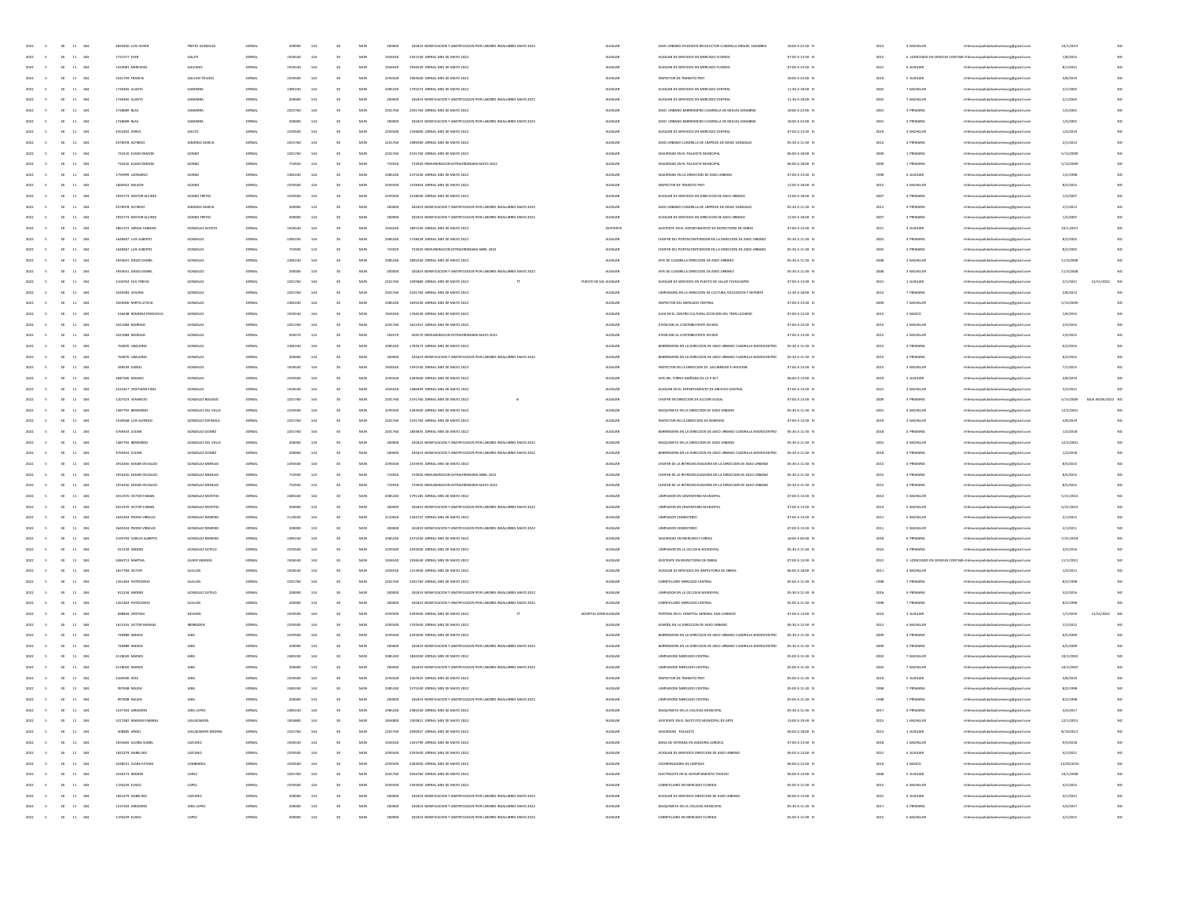| | | | | | | | | | | | | | | | | | | | | | | | | | |
|---|---|---|---|---|---|---|---|---|---|---|---|---|---|---|---|---|---|---|---|---|---|---|---|---|---|
| 2022 | S | 30 | 11 | 184 | 4693430 LUIS JAVIER | FRETES GONZALEZ | JORNAL | 200000 | 133 | 30 | MUN | 200000 | 181819 BONIFICACION Y GRATIFICACION POR LABORES INSALUBRES MAYO 2022 | | | AUXILIAR | ASEO URBANO AYUDANTE RECOLECTOR CUADRILLA MIGUEL SANABRIA | 18:00 A 22:00 | N | 2013 | 4 BACHILLER | rrhhmunicipalidadcarenasseg@gmail.com | 10/1/2013 | | NO |
| 2022 | S | 30 | 11 | 184 | 1741577 EVER | GALATI | JORNAL | 1926540 | 144 | 30 | MUN | 1926540 | 1451540 JORNAL MES DE MAYO 2022 | | | AUXILIAR | AUXILIAR DE SERVICIOS EN MERCADO FLORIDA | 07:00 A 13:00 | N | 2015 | 6 LICENCIADO EN CIENCIAS CONTABLES | rrhhmunicipalidadcarenasseg@gmail.com | 1/8/2015 | | NO |
| 2022 | S | 30 | 11 | 184 | 1324081 MERCEDES | GALEANO | JORNAL | 1926540 | 144 | 30 | MUN | 1926540 | 1926540 JORNAL MES DE MAYO 2022 | | | AUXILIAR | AUXILIAR DE SERVICIOS EN MERCADO FLORIDA | 07:00 A 13:00 | N | 2021 | 4 AUXILIAR | rrhhmunicipalidadcarenasseg@gmail.com | 8/1/2021 | | NO |
| 2022 | S | 30 | 11 | 184 | 3541759 FRANCIS | GALVAN TOLEDO | JORNAL | 2293500 | 144 | 30 | MUN | 2293500 | 1903500 JORNAL MES DE MAYO 2022 | | | AUXILIAR | INSPECTOR DE TRANSITO PMT | 18:00 A 22:00 | N | 2019 | 2 AUXILIAR | rrhhmunicipalidadcarenasseg@gmail.com | 3/8/2019 | | NO |
| 2022 | S | 30 | 11 | 184 | 1744065 GLADYS | GAMARRA | JORNAL | 2385240 | 144 | 30 | MUN | 2385240 | 1791073 JORNAL MES DE MAYO 2022 | | | AUXILIAR | AUXILIAR DE SERVICIOS EN MERCADO CENTRAL | 11:30 A 18:00 | N | 2002 | 7 BACHILLER | rrhhmunicipalidadcarenasseg@gmail.com | 2/1/2002 | | NO |
| 2022 | S | 30 | 11 | 184 | 1744065 GLADYS | GAMARRA | JORNAL | 200000 | 133 | 30 | MUN | 200000 | 181819 BONIFICACION Y GRATIFICACION POR LABORES INSALUBRES MAYO 2022 | | | AUXILIAR | AUXILIAR DE SERVICIOS EN MERCADO CENTRAL | 11:30 A 18:00 | N | 2002 | 7 BACHILLER | rrhhmunicipalidadcarenasseg@gmail.com | 2/1/2002 | | NO |
| 2022 | S | 30 | 11 | 184 | 1748689 BLAS | GAMARRA | JORNAL | 2201760 | 144 | 30 | MUN | 2201760 | 2201760 JORNAL MES DE MAYO 2022 | | | AUXILIAR | ASEO URBANO BARRENDERO CUADRILLA DE MIGUEL SANABRIA | 18:00 A 22:00 | N | 2001 | 3 PRIMARIA | rrhhmunicipalidadcarenasseg@gmail.com | 1/2/2001 | | NO |
| 2022 | S | 30 | 11 | 184 | 1748689 BLAS | GAMARRA | JORNAL | 200000 | 133 | 30 | MUN | 200000 | 181819 BONIFICACION Y GRATIFICACION POR LABORES INSALUBRES MAYO 2022 | | | AUXILIAR | ASEO URBANO BARRENDERO CUADRILLA DE MIGUEL SANABRIA | 18:00 A 22:00 | N | 2001 | 3 PRIMARIA | rrhhmunicipalidadcarenasseg@gmail.com | 1/2/2001 | | NO |
| 2022 | S | 30 | 11 | 184 | 4352062 DERLIS | GAUTO | JORNAL | 2293500 | 144 | 30 | MUN | 2293500 | 1356000 JORNAL MES DE MAYO 2022 | | | AUXILIAR | AUXILIAR DE SERVICIOS EN MERCADO CENTRAL | 07:00 A 13:00 | N | 2019 | 3 BACHILLER | rrhhmunicipalidadcarenasseg@gmail.com | 1/2/2019 | | NO |
| 2022 | S | 30 | 11 | 184 | 4370078 ALFREDO | GIMENEZ GARCIA | JORNAL | 2201760 | 144 | 30 | MUN | 2201760 | 1989260 JORNAL MES DE MAYO 2022 | | | AUXILIAR | ASEO URBANO CUADRILLA DE LIMPIEZA DE DIEGO GONZALEZ | 05:30 A 11:30 | N | 2012 | 6 PRIMARIA | rrhhmunicipalidadcarenasseg@gmail.com | 2/1/2012 | | NO |
| 2022 | S | 30 | 11 | 184 | 732410 ELISEO RAMON | GOMEZ | JORNAL | 2201760 | 144 | 30 | MUN | 2201760 | 2191760 JORNAL MES DE MAYO 2022 | | | AUXILIAR | SEGURIDAD EN EL PALACETE MUNICIPAL | 06:00 A 18:00 | N | 2009 | 1 PRIMARIA | rrhhmunicipalidadcarenasseg@gmail.com | 5/13/2009 | | NO |
| 2022 | S | 30 | 11 | 184 | 732410 ELISEO RAMON | GOMEZ | JORNAL | 733920 | 123 | 30 | MUN | 733920 | 733920 REMUNERACION EXTRAORDINARIA MAYO 2022 | | | AUXILIAR | SEGURIDAD EN EL PALACETE MUNICIPAL | 06:00 A 18:00 | N | 2009 | 1 PRIMARIA | rrhhmunicipalidadcarenasseg@gmail.com | 5/13/2009 | | NO |
| 2022 | S | 30 | 11 | 184 | 1799999 LEONARDO | GOMEZ | JORNAL | 2385240 | 144 | 30 | MUN | 2385240 | 2375240 JORNAL MES DE MAYO 2022 | | | AUXILIAR | SEGURIDAD EN LA DIRECCION DE ASEO URBANO | 07:00 A 13:00 | N | 1998 | 4 AUXILIAR | rrhhmunicipalidadcarenasseg@gmail.com | 1/2/1998 | | NO |
| 2022 | S | 30 | 11 | 184 | 2660502 NELSON | GOMEZ | JORNAL | 2293500 | 144 | 30 | MUN | 2293500 | 1539463 JORNAL MES DE MAYO 2022 | | | AUXILIAR | INSPECTOR DE TRANSITO PMT | 12:00 A 18:00 | N | 2015 | 3 BACHILLER | rrhhmunicipalidadcarenasseg@gmail.com | 8/5/2015 | | NO |
| 2022 | S | 30 | 11 | 184 | 2935774 NESTOR ALCIDES | GOMEZ FRETES | JORNAL | 2293500 | 144 | 30 | MUN | 2293500 | 2143500 JORNAL MES DE MAYO 2022 | | | AUXILIAR | AUXILIAR DE SERVICIOS EN DIRECCION DE ASEO URBANO | 12:00 A 18:00 | N | 2007 | 6 PRIMARIA | rrhhmunicipalidadcarenasseg@gmail.com | 1/2/2007 | | NO |
| 2022 | S | 30 | 11 | 184 | 4370078 ALFREDO | GIMENEZ GARCIA | JORNAL | 200000 | 133 | 30 | MUN | 200000 | 181819 BONIFICACION Y GRATIFICACION POR LABORES INSALUBRES MAYO 2022 | | | AUXILIAR | ASEO URBANO CUADRILLA DE LIMPIEZA DE DIEGO GONZALEZ | 05:30 A 11:30 | N | 2012 | 6 PRIMARIA | rrhhmunicipalidadcarenasseg@gmail.com | 2/1/2012 | | NO |
| 2022 | S | 30 | 11 | 184 | 2935774 NESTOR ALCIDES | GOMEZ FRETES | JORNAL | 200000 | 133 | 30 | MUN | 200000 | 181819 BONIFICACION Y GRATIFICACION POR LABORES INSALUBRES MAYO 2022 | | | AUXILIAR | AUXILIAR DE SERVICIOS EN DIRECCION DE ASEO URBANO | 12:00 A 18:00 | N | 2007 | 6 PRIMARIA | rrhhmunicipalidadcarenasseg@gmail.com | 1/2/2007 | | NO |
| 2022 | S | 30 | 11 | 184 | 3861372 SERGIA FABIANA | GONZALEZ ACOSTA | JORNAL | 1926540 | 144 | 30 | MUN | 1926540 | 1891540 JORNAL MES DE MAYO 2022 | | | ASISTENTE | ASISTENTE EN EL DEPARTAMENTO DE INSPECTORIA DE OBRAS | 07:00 A 13:00 | N | 2021 | 3 AUXILIAR | rrhhmunicipalidadcarenasseg@gmail.com | 10/1/2021 | | NO |
| 2022 | S | 30 | 11 | 184 | 1644667 LUIS ALBERTO | GONZALEZ | JORNAL | 2385240 | 144 | 30 | MUN | 2385240 | 1758428 JORNAL MES DE MAYO 2022 | | | AUXILIAR | CHOFER DEL PORTACONTENEDOR EN LA DIRECCION DE ASEO URBANO | 05:30 A 11:30 | N | 2002 | 6 PRIMARIA | rrhhmunicipalidadcarenasseg@gmail.com | 8/2/2002 | | NO |
| 2022 | S | 30 | 11 | 184 | 1644667 LUIS ALBERTO | GONZALEZ | JORNAL | 733920 | 123 | 30 | MUN | 733920 | 733920 REMUNERACION EXTRAORDINARIA ABRIL 2022 | | | AUXILIAR | CHOFER DEL PORTACONTENEDOR EN LA DIRECCION DE ASEO URBANO | 05:30 A 11:30 | N | 2002 | 6 PRIMARIA | rrhhmunicipalidadcarenasseg@gmail.com | 8/2/2002 | | NO |
| 2022 | S | 30 | 11 | 184 | 3934641 DIEGO DANIEL | GONZALEZ | JORNAL | 2385240 | 144 | 30 | MUN | 2385240 | 1805240 JORNAL MES DE MAYO 2022 | | | AUXILIAR | JEFE DE CUADRILLA DIRECCION DE ASEO URBANO | 05:30 A 11:30 | N | 2008 | 3 BACHILLER | rrhhmunicipalidadcarenasseg@gmail.com | 11/3/2008 | | NO |
| 2022 | S | 30 | 11 | 184 | 3934641 DIEGO DANIEL | GONZALEZ | JORNAL | 200000 | 133 | 30 | MUN | 200000 | 181819 BONIFICACION Y GRATIFICACION POR LABORES INSALUBRES MAYO 2022 | | | AUXILIAR | JEFE DE CUADRILLA DIRECCION DE ASEO URBANO | 05:30 A 11:30 | N | 2008 | 3 BACHILLER | rrhhmunicipalidadcarenasseg@gmail.com | 11/3/2008 | | NO |
| 2022 | S | 30 | 11 | 184 | 1104783 EVA TERESA | GONZALEZ | JORNAL | 2201760 | 144 | 30 | MUN | 2201760 | 1095880 JORNAL MES DE MAYO 2022 | TT | PUESTO DE SALUD | AUXILIAR | AUXILIAR DE SERVICIOS EN PUESTO DE SALUD TAYAZUAPEN | 07:00 A 13:00 | N | 2021 | 1 AUXILIAR | rrhhmunicipalidadcarenasseg@gmail.com | 2/1/2021 | 12/31/2022 | NO |
| 2022 | S | 30 | 11 | 184 | 3420083 VIVIANA | GONZALEZ | JORNAL | 2201760 | 144 | 30 | MUN | 2201760 | 2201760 JORNAL MES DE MAYO 2022 | | | AUXILIAR | LIMPIADORA EN LA DIRECCION DE CULTURA, EDUCACION Y DEPORTE | 11:30 A 18:00 | N | 2012 | 7 PRIMARIA | rrhhmunicipalidadcarenasseg@gmail.com | 2/8/2012 | | NO |
| 2022 | S | 30 | 11 | 184 | 3450906 MIRTA LETICIA | GONZALEZ | JORNAL | 2385240 | 144 | 30 | MUN | 2385240 | 1695240 JORNAL MES DE MAYO 2022 | | | AUXILIAR | INSPECTOR DEL MERCADO CENTRAL | 07:00 A 13:00 | N | 2009 | 7 BACHILLER | rrhhmunicipalidadcarenasseg@gmail.com | 5/13/2009 | | NO |
| 2022 | S | 30 | 11 | 184 | 526648 RAMONA FRANCISCA | GONZALEZ | JORNAL | 1926540 | 144 | 30 | MUN | 1926540 | 1766540 JORNAL MES DE MAYO 2022 | | | AUXILIAR | GUIA EN EL CENTRO CULTURAL ESTACION DEL TREN LECHERO | 07:00 A 13:00 | N | 2015 | 3 BASICO | rrhhmunicipalidadcarenasseg@gmail.com | 1/6/2015 | | NO |
| 2022 | S | 30 | 11 | 184 | 3421084 RODRIGO | GONZALEZ | JORNAL | 2201760 | 144 | 30 | MUN | 2201760 | 1621915 JORNAL MES DE MAYO 2022 | | | AUXILIAR | ATENCION AL CONTRIBUYENTE EN BOX | 07:00 A 13:00 | N | 2015 | 2 BACHILLER | rrhhmunicipalidadcarenasseg@gmail.com | 2/3/2015 | | NO |
| 2022 | S | 30 | 11 | 184 | 3421084 RODRIGO | GONZALEZ | JORNAL | 504570 | 123 | 30 | MUN | 504570 | 504570 REMUNERACION EXTRAORDINARIA MAYO 2022 | | | AUXILIAR | ATENCION AL CONTRIBUYENTE EN BOX | 07:00 A 13:00 | N | 2015 | 2 BACHILLER | rrhhmunicipalidadcarenasseg@gmail.com | 2/3/2015 | | NO |
| 2022 | S | 30 | 11 | 184 | 764870 UBALDINA | GONZALEZ | JORNAL | 2385240 | 144 | 30 | MUN | 2385240 | 1783573 JORNAL MES DE MAYO 2022 | | | AUXILIAR | BARRENDERA EN LA DIRECCION DE ASEO URBANO CUADRILLA MICROCENTRO | 05:30 A 11:30 | N | 2015 | 6 PRIMARIA | rrhhmunicipalidadcarenasseg@gmail.com | 6/2/2015 | | NO |
| 2022 | S | 30 | 11 | 184 | 764870 UBALDINA | GONZALEZ | JORNAL | 200000 | 133 | 30 | MUN | 200000 | 181819 BONIFICACION Y GRATIFICACION POR LABORES INSALUBRES MAYO 2022 | | | AUXILIAR | BARRENDERA EN LA DIRECCION DE ASEO URBANO CUADRILLA MICROCENTRO | 05:30 A 11:30 | N | 2015 | 6 PRIMARIA | rrhhmunicipalidadcarenasseg@gmail.com | 6/2/2015 | | NO |
| 2022 | S | 30 | 11 | 184 | 448599 DANIEL | GONZALEZ | JORNAL | 1926540 | 144 | 30 | MUN | 1926540 | 1591540 JORNAL MES DE MAYO 2022 | | | AUXILIAR | INSPECTOR EN LA DIRECCION DE SALUBRIDAD E HIGIENE | 07:00 A 13:00 | N | 2015 | 3 BACHILLER | rrhhmunicipalidadcarenasseg@gmail.com | 7/1/2015 | | NO |
| 2022 | S | 30 | 11 | 184 | 3667006 MAGNO | GONZALEZ | JORNAL | 2293500 | 144 | 30 | MUN | 2293500 | 2283500 JORNAL MES DE MAYO 2022 | | | AUXILIAR | JEFE DEL TURNO MAÑANA DE LA P.M.T | 06:00 A 12:00 | N | 2019 | 3 AUXILIAR | rrhhmunicipalidadcarenasseg@gmail.com | 3/8/2019 | | NO |
| 2022 | S | 30 | 11 | 184 | 6210317 CRISTHIAN FIDEL | GONZALEZ | JORNAL | 1926540 | 144 | 30 | MUN | 1926540 | 1080699 JORNAL MES DE MAYO 2022 | | | AUXILIAR | AUXILIAR EN EL DEPARTAMENTO DE ARCHIVO CENTRAL | 07:00 A 13:00 | N | 2021 | 2 BACHILLER | rrhhmunicipalidadcarenasseg@gmail.com | 3/2/2021 | | NO |
| 2022 | S | 30 | 11 | 184 | 1207323 VENANCIO | GONZALEZ BOGADO | JORNAL | 2201760 | 144 | 30 | MUN | 2201760 | 2191760 JORNAL MES DE MAYO 2022 | B | | AUXILIAR | CHOFER EN DIRECCION DE ACCION SOCIAL | 07:00 A 13:00 | N | 2009 | 3 PRIMARIA | rrhhmunicipalidadcarenasseg@gmail.com | 5/13/2009 | BAJA 09/06/2022 | NO |
| 2022 | S | 30 | 11 | 184 | 1487792 BERNARDO | GONZALEZ DEL VALLE | JORNAL | 2293500 | 144 | 30 | MUN | 2293500 | 2283500 JORNAL MES DE MAYO 2022 | | | AUXILIAR | MAQUINISTA EN LA DIRECCION DE ASEO URBANO | 05:30 A 11:30 | N | 2001 | 4 BACHILLER | rrhhmunicipalidadcarenasseg@gmail.com | 12/1/2001 | | NO |
| 2022 | S | 30 | 11 | 184 | 1530568 LUIS ALFREDO | GONZALEZ ESPINOLA | JORNAL | 2201760 | 144 | 30 | MUN | 2201760 | 2191760 JORNAL MES DE MAYO 2022 | | | AUXILIAR | INSPECTOR EN LA DIRECCION DE INGRESOS | 07:00 A 13:00 | N | 2019 | 2 BACHILLER | rrhhmunicipalidadcarenasseg@gmail.com | 4/9/2019 | | NO |
| 2022 | S | 30 | 11 | 184 | 4769533 ZULMA | GONZALEZ GOMEZ | JORNAL | 2201760 | 144 | 30 | MUN | 2201760 | 1803835 JORNAL MES DE MAYO 2022 | | | AUXILIAR | BARRENDERA EN LA DIRECCION DE ASEO URBANO CUADRILLA MICROCENTRO | 05:30 A 11:30 | N | 2018 | 6 PRIMARIA | rrhhmunicipalidadcarenasseg@gmail.com | 1/2/2018 | | NO |
| 2022 | S | 30 | 11 | 184 | 1487792 BERNARDO | GONZALEZ DEL VALLE | JORNAL | 200000 | 133 | 30 | MUN | 200000 | 181819 BONIFICACION Y GRATIFICACION POR LABORES INSALUBRES MAYO 2022 | | | AUXILIAR | MAQUINISTA EN LA DIRECCION DE ASEO URBANO | 05:30 A 11:30 | N | 2001 | 4 BACHILLER | rrhhmunicipalidadcarenasseg@gmail.com | 12/1/2001 | | NO |
| 2022 | S | 30 | 11 | 184 | 4769533 ZULMA | GONZALEZ GOMEZ | JORNAL | 200000 | 133 | 30 | MUN | 200000 | 181819 BONIFICACION Y GRATIFICACION POR LABORES INSALUBRES MAYO 2022 | | | AUXILIAR | BARRENDERA EN LA DIRECCION DE ASEO URBANO CUADRILLA MICROCENTRO | 05:30 A 11:30 | N | 2018 | 6 PRIMARIA | rrhhmunicipalidadcarenasseg@gmail.com | 1/2/2018 | | NO |
| 2022 | S | 30 | 11 | 184 | 2918356 EDGAR OSVALDO | GONZALEZ MERELES | JORNAL | 2293500 | 144 | 30 | MUN | 2293500 | 1543935 JORNAL MES DE MAYO 2022 | | | AUXILIAR | CHOFER DE LA RETROEXCAVADORA EN LA DIRECCION DE ASEO URBANO | 05:30 A 11:30 | N | 2015 | 6 PRIMARIA | rrhhmunicipalidadcarenasseg@gmail.com | 8/5/2015 | | NO |
| 2022 | S | 30 | 11 | 184 | 2918356 EDGAR OSVALDO | GONZALEZ MERELES | JORNAL | 733920 | 123 | 30 | MUN | 733920 | 733920 REMUNERACION EXTRAORDINARIA ABRIL 2022 | | | AUXILIAR | CHOFER DE LA RETROEXCAVADORA EN LA DIRECCION DE ASEO URBANO | 05:30 A 11:30 | N | 2015 | 6 PRIMARIA | rrhhmunicipalidadcarenasseg@gmail.com | 8/5/2015 | | NO |
| 2022 | S | 30 | 11 | 184 | 2918356 EDGAR OSVALDO | GONZALEZ MERELES | JORNAL | 733920 | 123 | 30 | MUN | 733920 | 733920 REMUNERACION EXTRAORDINARIA MAYO 2022 | | | AUXILIAR | CHOFER DE LA RETROEXCAVADORA EN LA DIRECCION DE ASEO URBANO | 05:30 A 11:30 | N | 2015 | 6 PRIMARIA | rrhhmunicipalidadcarenasseg@gmail.com | 8/5/2015 | | NO |
| 2022 | S | 30 | 11 | 184 | 4352370 VICTOR FABIAN | GONZALEZ MONTIEL | JORNAL | 2385240 | 144 | 30 | MUN | 2385240 | 1791185 JORNAL MES DE MAYO 2022 | | | AUXILIAR | LIMPIADOR EN CEMENTERIO MUNICIPAL | 07:00 A 13:00 | N | 2014 | 5 BACHILLER | rrhhmunicipalidadcarenasseg@gmail.com | 5/21/2014 | | NO |
| 2022 | S | 30 | 11 | 184 | 4352370 VICTOR FABIAN | GONZALEZ MONTIEL | JORNAL | 200000 | 133 | 30 | MUN | 200000 | 181819 BONIFICACION Y GRATIFICACION POR LABORES INSALUBRES MAYO 2022 | | | AUXILIAR | LIMPIADOR EN CEMENTERIO MUNICIPAL | 07:00 A 13:00 | N | 2014 | 5 BACHILLER | rrhhmunicipalidadcarenasseg@gmail.com | 5/21/2014 | | NO |
| 2022 | S | 30 | 11 | 184 | 2645533 PEDRO VIRGILIO | GONZALEZ ROMERO | JORNAL | 2110020 | 144 | 30 | MUN | 2110020 | 1943722 JORNAL MES DE MAYO 2022 | | | AUXILIAR | LIMPIADOR CEMENTERIO | 07:00 A 13:00 | N | 2011 | 5 BACHILLER | rrhhmunicipalidadcarenasseg@gmail.com | 2/1/2011 | | NO |
| 2022 | S | 30 | 11 | 184 | 2645533 PEDRO VIRGILIO | GONZALEZ ROMERO | JORNAL | 200000 | 133 | 30 | MUN | 200000 | 181819 BONIFICACION Y GRATIFICACION POR LABORES INSALUBRES MAYO 2022 | | | AUXILIAR | LIMPIADOR CEMENTERIO | 07:00 A 13:00 | N | 2011 | 5 BACHILLER | rrhhmunicipalidadcarenasseg@gmail.com | 2/1/2011 | | NO |
| 2022 | S | 30 | 11 | 184 | 3193792 CARLOS ALBERTO | GONZALEZ ROMERO | JORNAL | 2385240 | 144 | 30 | MUN | 2385240 | 2375240 JORNAL MES DE MAYO 2022 | | | AUXILIAR | SEGURIDAD EN MERCADO FLORIDA | 18:00 A 06:00 | N | 2018 | 6 PRIMARIA | rrhhmunicipalidadcarenasseg@gmail.com | 7/31/2018 | | NO |
| 2022 | S | 30 | 11 | 184 | 912234 ANDRES | GONZALEZ SOTELO | JORNAL | 2293500 | 144 | 30 | MUN | 2293500 | 2293500 JORNAL MES DE MAYO 2022 | | | AUXILIAR | LIMPIADOR EN LA CICLOVIA MUNICIPAL | 05:30 A 11:30 | N | 2016 | 6 PRIMARIA | rrhhmunicipalidadcarenasseg@gmail.com | 3/2/2016 | | NO |
| 2022 | S | 30 | 11 | 184 | 4460713 MARTHA | GUASP ARANDA | JORNAL | 1926540 | 144 | 30 | MUN | 1926540 | 1926540 JORNAL MES DE MAYO 2022 | | | AUXILIAR | ASISTENTE EN INSPECTORIA DE OBRAS | 07:00 A 13:00 | N | 2021 | 3 LICENCIADO EN CIENCIAS CONTABLES | rrhhmunicipalidadcarenasseg@gmail.com | 11/1/2021 | | NO |
| 2022 | S | 30 | 11 | 184 | 1657794 VICTOR | GUILLEN | JORNAL | 1926540 | 144 | 30 | MUN | 1926540 | 1313900 JORNAL MES DE MAYO 2022 | | | AUXILIAR | AUXILIAR DE SERVICIOS EN INSPECTORIA DE OBRAS | 06:00 A 18:00 | N | 2011 | 2 BACHILLER | rrhhmunicipalidadcarenasseg@gmail.com | 1/3/2011 | | NO |
| 2022 | S | 30 | 11 | 184 | 1261463 PATROCINIO | GUILLEN | JORNAL | 2201760 | 144 | 30 | MUN | 2201760 | 2201760 JORNAL MES DE MAYO 2022 | | | AUXILIAR | CARRETILLERO MERCADO CENTRAL | 05:00 A 11:00 | N | 1998 | 7 PRIMARIA | rrhhmunicipalidadcarenasseg@gmail.com | 8/2/1998 | | NO |
| 2022 | S | 30 | 11 | 184 | 912234 ANDRES | GONZALEZ SOTELO | JORNAL | 200000 | 133 | 30 | MUN | 200000 | 181819 BONIFICACION Y GRATIFICACION POR LABORES INSALUBRES MAYO 2022 | | | AUXILIAR | LIMPIADOR EN LA CICLOVIA MUNICIPAL | 05:30 A 11:30 | N | 2016 | 6 PRIMARIA | rrhhmunicipalidadcarenasseg@gmail.com | 3/2/2016 | | NO |
| 2022 | S | 30 | 11 | 184 | 1261463 PATROCINIO | GUILLEN | JORNAL | 200000 | 133 | 30 | MUN | 200000 | 181819 BONIFICACION Y GRATIFICACION POR LABORES INSALUBRES MAYO 2022 | | | AUXILIAR | CARRETILLERO MERCADO CENTRAL | 05:00 A 11:00 | N | 1998 | 7 PRIMARIA | rrhhmunicipalidadcarenasseg@gmail.com | 8/2/1998 | | NO |
| 2022 | S | 30 | 11 | 184 | 698844 CRISTINA | HELMAN | JORNAL | 2293500 | 144 | 30 | MUN | 2293500 | 2293500 JORNAL MES DE MAYO 2022 | TT | HOSPITAL GENERAL | AUXILIAR | PORTERA EN EL HOSPITAL GENERAL SAN LORENZO | 07:00 A 13:00 | N | 2010 | 1 AUXILIAR | rrhhmunicipalidadcarenasseg@gmail.com | 1/7/2010 | 12/31/2022 | NO |
| 2022 | S | 30 | 11 | 184 | 1615155 VICTOR MANUEL | IBERBUDEN | JORNAL | 2293500 | 144 | 30 | MUN | 2293500 | 1703500 JORNAL MES DE MAYO 2022 | | | AUXILIAR | ALBAÑIL EN LA DIRECCION DE ASEO URBANO | 06:30 A 12:30 | N | 2012 | 4 BACHILLER | rrhhmunicipalidadcarenasseg@gmail.com | 2/1/2012 | | NO |
| 2022 | S | 30 | 11 | 184 | 749889 AMADA | JARA | JORNAL | 2293500 | 144 | 30 | MUN | 2293500 | 2293500 JORNAL MES DE MAYO 2022 | | | AUXILIAR | BARRENDERA EN LA DIRECCION DE ASEO URBANO CUADRILLA MICROCENTRO | 05:30 A 11:30 | N | 2009 | 6 PRIMARIA | rrhhmunicipalidadcarenasseg@gmail.com | 6/5/2009 | | NO |
| 2022 | S | 30 | 11 | 184 | 749889 AMADA | JARA | JORNAL | 200000 | 133 | 30 | MUN | 200000 | 181819 BONIFICACION Y GRATIFICACION POR LABORES INSALUBRES MAYO 2022 | | | AUXILIAR | BARRENDERA EN LA DIRECCION DE ASEO URBANO CUADRILLA MICROCENTRO | 05:30 A 11:30 | N | 2009 | 6 PRIMARIA | rrhhmunicipalidadcarenasseg@gmail.com | 6/5/2009 | | NO |
| 2022 | S | 30 | 11 | 184 | 4118020 MARIZA | JARA | JORNAL | 2385240 | 144 | 30 | MUN | 2385240 | 1820240 JORNAL MES DE MAYO 2022 | | | AUXILIAR | LIMPIADORA MERCADO CENTRAL | 05:00 A 11:00 | N | 2002 | 7 BACHILLER | rrhhmunicipalidadcarenasseg@gmail.com | 10/1/2002 | | NO |
| 2022 | S | 30 | 11 | 184 | 4118020 MARIZA | JARA | JORNAL | 200000 | 133 | 30 | MUN | 200000 | 181819 BONIFICACION Y GRATIFICACION POR LABORES INSALUBRES MAYO 2022 | | | AUXILIAR | LIMPIADORA MERCADO CENTRAL | 05:00 A 11:00 | N | 2002 | 7 BACHILLER | rrhhmunicipalidadcarenasseg@gmail.com | 10/1/2002 | | NO |
| 2022 | S | 30 | 11 | 184 | 2269590 JOSE | JARA | JORNAL | 2293500 | 144 | 30 | MUN | 2293500 | 1407625 JORNAL MES DE MAYO 2022 | | | AUXILIAR | INSPECTOR DE TRANSITO PMT | 05:00 A 11:00 | N | 2019 | 2 AUXILIAR | rrhhmunicipalidadcarenasseg@gmail.com | 3/8/2019 | | NO |
| 2022 | S | 30 | 11 | 184 | 997908 NELIDA | JARA | JORNAL | 2385240 | 144 | 30 | MUN | 2385240 | 2375240 JORNAL MES DE MAYO 2022 | | | AUXILIAR | LIMPIADORA MERCADO CENTRAL | 05:00 A 11:00 | N | 1998 | 7 PRIMARIA | rrhhmunicipalidadcarenasseg@gmail.com | 8/2/1998 | | NO |
| 2022 | S | 30 | 11 | 184 | 997908 NELIDA | JARA | JORNAL | 200000 | 133 | 30 | MUN | 200000 | 181819 BONIFICACION Y GRATIFICACION POR LABORES INSALUBRES MAYO 2022 | | | AUXILIAR | LIMPIADORA MERCADO CENTRAL | 05:00 A 11:00 | N | 1998 | 7 PRIMARIA | rrhhmunicipalidadcarenasseg@gmail.com | 8/2/1998 | | NO |
| 2022 | S | 30 | 11 | 184 | 1237104 GREGORIO | JARA LOPEZ | JORNAL | 2385240 | 144 | 30 | MUN | 2385240 | 2385240 JORNAL MES DE MAYO 2022 | | | AUXILIAR | MAQUINISTA EN LA CICLOVIA MUNICIPAL | 05:30 A 11:30 | N | 2017 | 6 PRIMARIA | rrhhmunicipalidadcarenasseg@gmail.com | 3/4/2017 | | NO |
| 2022 | S | 30 | 11 | 184 | 5217482 MIRIAN FABIANA | LEGUIZAMON | JORNAL | 1834800 | 144 | 30 | MUN | 1834800 | 1502821 JORNAL MES DE MAYO 2022 | | | AUXILIAR | ASISTENTE EN EL INSTITUTO MUNICIPAL DE ARTE | 13:00 A 19:00 | N | 2015 | 1 BACHILLER | rrhhmunicipalidadcarenasseg@gmail.com | 12/1/2015 | | NO |
| 2022 | S | 30 | 11 | 184 | 608005 ANGEL | LEGUIZAMON MEDINA | JORNAL | 2201760 | 144 | 30 | MUN | 2201760 | 2090927 JORNAL MES DE MAYO 2022 | | | AUXILIAR | SEGURIDAD PALACETE | 06:00 A 18:00 | N | 2013 | 1 AUXILIAR | rrhhmunicipalidadcarenasseg@gmail.com | 9/19/2013 | | NO |
| 2022 | S | 30 | 11 | 184 | 1035665 GLORIA ISABEL | LEZCANO | JORNAL | 1926540 | 144 | 30 | MUN | 1926540 | 1355790 JORNAL MES DE MAYO 2022 | | | AUXILIAR | MESA DE ENTRADA EN ASESORIA JURIDICA | 07:00 A 13:00 | N | 2018 | 1 BACHILLER | rrhhmunicipalidadcarenasseg@gmail.com | 9/3/2018 | | NO |
| 2022 | S | 30 | 11 | 184 | 1832279 ISABELINO | LEZCANO | JORNAL | 2293500 | 144 | 30 | MUN | 2293500 | 2293500 JORNAL MES DE MAYO 2022 | | | AUXILIAR | AUXILIAR DE SERVICIOS DIRECCION DE ASEO URBANO | 06:00 A 12:00 | N | 2021 | 4 AUXILIAR | rrhhmunicipalidadcarenasseg@gmail.com | 6/1/2021 | | NO |
| 2022 | S | 30 | 11 | 184 | 3438015 CLARA FATIMA | LOMBARDO | JORNAL | 2293500 | 144 | 30 | MUN | 2293500 | 2283500 JORNAL MES DE MAYO 2022 | | | AUXILIAR | COORDINADORA DE LIMPIEZA | 06:00 A 12:30 | N | 2010 | 3 BASICO | rrhhmunicipalidadcarenasseg@gmail.com | 12/20/2010 | | NO |
| 2022 | S | 30 | 11 | 184 | 3336173 RAMON | LOPEZ | JORNAL | 2201760 | 144 | 30 | MUN | 2201760 | 2056760 JORNAL MES DE MAYO 2022 | | | AUXILIAR | ELECTRICISTA EN EL DEPARTAMENTO TECNICO | 06:00 A 12:00 | N | 2008 | 5 AUXILIAR | rrhhmunicipalidadcarenasseg@gmail.com | 10/3/2008 | | NO |
| 2022 | S | 30 | 11 | 184 | 1194329 ELISEO | LOPEZ | JORNAL | 2293500 | 144 | 30 | MUN | 2293500 | 1593500 JORNAL MES DE MAYO 2022 | | | AUXILIAR | CARRETILLERO EN MERCADO FLORIDA | 05:00 A 11:00 | N | 2015 | 6 BACHILLER | rrhhmunicipalidadcarenasseg@gmail.com | 6/1/2015 | | NO |
| 2022 | S | 30 | 11 | 184 | 1832279 ISABELINO | LEZCANO | JORNAL | 200000 | 133 | 30 | MUN | 200000 | 181819 BONIFICACION Y GRATIFICACION POR LABORES INSALUBRES MAYO 2022 | | | AUXILIAR | AUXILIAR DE SERVICIOS DIRECCION DE ASEO URBANO | 06:00 A 12:00 | N | 2021 | 4 AUXILIAR | rrhhmunicipalidadcarenasseg@gmail.com | 6/1/2021 | | NO |
| 2022 | S | 30 | 11 | 184 | 1237104 GREGORIO | JARA LOPEZ | JORNAL | 200000 | 133 | 30 | MUN | 200000 | 181819 BONIFICACION Y GRATIFICACION POR LABORES INSALUBRES MAYO 2022 | | | AUXILIAR | MAQUINISTA EN LA CICLOVIA MUNICIPAL | 05:30 A 11:30 | N | 2017 | 6 PRIMARIA | rrhhmunicipalidadcarenasseg@gmail.com | 3/4/2017 | | NO |
| 2022 | S | 30 | 11 | 184 | 1194329 ELISEO | LOPEZ | JORNAL | 200000 | 133 | 30 | MUN | 200000 | 181819 BONIFICACION Y GRATIFICACION POR LABORES INSALUBRES MAYO 2022 | | | AUXILIAR | CARRETILLERO EN MERCADO FLORIDA | 05:00 A 11:00 | N | 2015 | 6 BACHILLER | rrhhmunicipalidadcarenasseg@gmail.com | 6/1/2015 | | NO |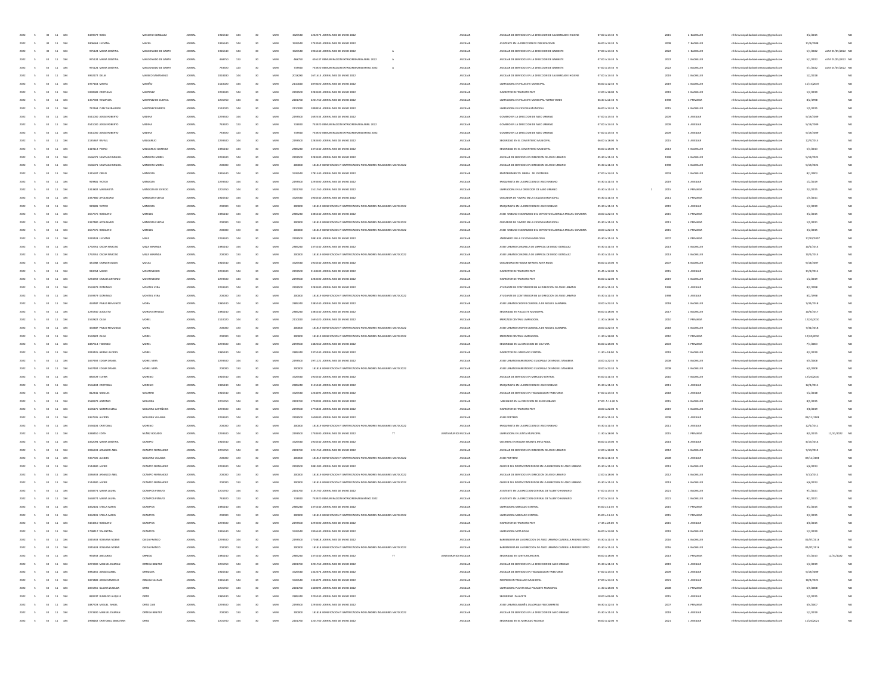| | | | | | | | | | | | | | | | | | | | | | | | | | | |
|---|---|---|---|---|---|---|---|---|---|---|---|---|---|---|---|---|---|---|---|---|---|---|---|---|---|---|
| 2022 | 5 | 30 | 11 | 184 | 4470579 ROSA | MACEDO GONZALEZ | JORNAL | 1926540 | 144 | 30 | MUN | 1926540 | 1242373 | JORNAL MES DE MAYO 2022 | | | AUXILIAR | AUXILIAR DE SERVICIOS EN LA DIRECCION DE SALUBRIDAD E HIGIENE | 07:00 A 13:00 N | | 2015 | 2 BACHILLER | rrhhmunicipalidadsanlorenzopy@gmail.com | 3/2/2015 | | NO |
| 2022 | 5 | 30 | 11 | 184 | 1806663 LUCIANA | MACIEL | JORNAL | 1926540 | 144 | 30 | MUN | 1926540 | 1743040 | JORNAL MES DE MAYO 2022 | | | AUXILIAR | ASISTENTE EN LA DIRECCION DE DISCAPACIDAD | 06:00 A 12:00 N | | 2008 | 7 BACHILLER | rrhhmunicipalidadsanlorenzopy@gmail.com | 11/6/2008 | | NO |
| 2022 | 5 | 30 | 11 | 184 | 975124 MARIA CRISTINA | MALDONADO DE GARAY | JORNAL | 1926540 | 144 | 30 | MUN | 1926540 | 1926540 | JORNAL MES DE MAYO 2022 | A | | AUXILIAR | AUXILIAR DE SERVICIOS EN LA DIRECCION DE GABINETE | 07:00 A 13:00 N | | 2022 | 1 BACHILLER | rrhhmunicipalidadsanlorenzopy@gmail.com | 5/1/2022 | ALTA 01/05/2022 | NO |
| 2022 | 5 | 30 | 11 | 184 | 975124 MARIA CRISTINA | MALDONADO DE GARAY | JORNAL | 466750 | 123 | 30 | MUN | 466750 | 426137 | REMUNERACION EXTRAORDINARIA ABRIL 2022 | A | | AUXILIAR | AUXILIAR DE SERVICIOS EN LA DIRECCION DE GABINETE | 07:00 A 13:00 N | | 2022 | 1 BACHILLER | rrhhmunicipalidadsanlorenzopy@gmail.com | 5/1/2022 | ALTA 01/05/2022 | NO |
| 2022 | 5 | 30 | 11 | 184 | 975124 MARIA CRISTINA | MALDONADO DE GARAY | JORNAL | 733920 | 123 | 30 | MUN | 733920 | 733920 | REMUNERACION EXTRAORDINARIA MAYO 2022 | A | | AUXILIAR | AUXILIAR DE SERVICIOS EN LA DIRECCION DE GABINETE | 07:00 A 13:00 N | | 2022 | 1 BACHILLER | rrhhmunicipalidadsanlorenzopy@gmail.com | 5/1/2022 | ALTA 01/05/2022 | NO |
| 2022 | 5 | 30 | 11 | 184 | 3992272 DELIA | MARECO SAMANIEGO | JORNAL | 2018280 | 144 | 30 | MUN | 2018280 | 1671613 | JORNAL MES DE MAYO 2022 | | | AUXILIAR | AUXILIAR DE SERVICIOS EN LA DIRECCION DE SALUBRIDAD E HIGIENE | 07:00 A 13:00 N | | 2019 | 3 BACHILLER | rrhhmunicipalidadsanlorenzopy@gmail.com | 1/2/2018 | | NO |
| 2022 | 5 | 30 | 11 | 184 | 1977164 MARTA | MARIÑO | JORNAL | 2110020 | 144 | 30 | MUN | 2110020 | 2070020 | JORNAL MES DE MAYO 2022 | | | AUXILIAR | LIMPIADORA EN PALACETE MUNICIPAL | 06:00 A 12:00 N | | 2019 | 1 BACHILLER | rrhhmunicipalidadsanlorenzopy@gmail.com | 11/15/2019 | | NO |
| 2022 | 5 | 30 | 11 | 184 | 5958589 CRISTHIAN | MARTINEZ | JORNAL | 2293500 | 144 | 30 | MUN | 2293500 | 2283500 | JORNAL MES DE MAYO 2022 | | | AUXILIAR | INSPECTOR DE TRANSITO PMT | 12:00 A 18:00 N | | 2019 | 3 BACHILLER | rrhhmunicipalidadsanlorenzopy@gmail.com | 1/2/2019 | | NO |
| 2022 | 5 | 30 | 11 | 184 | 1357903 VERONICA | MARTINEZ DE CUENCA | JORNAL | 2201760 | 144 | 30 | MUN | 2201760 | 2201760 | JORNAL MES DE MAYO 2022 | | | AUXILIAR | LIMPIADORA EN PALACETE MUNICIPAL TURNO TARDE | 06:00 A 12:00 N | | 1998 | 1 PRIMARIA | rrhhmunicipalidadsanlorenzopy@gmail.com | 8/2/1998 | | NO |
| 2022 | 5 | 30 | 11 | 184 | 722163 ZURY GHERALDINE | MARTINEZ RIVEROS | JORNAL | 2110020 | 144 | 30 | MUN | 2110020 | 1898833 | JORNAL MES DE MAYO 2022 | | | AUXILIAR | LIMPIADORA EN CICLOVIA MUNICIPAL | 06:00 A 12:00 N | | 2015 | 4 BACHILLER | rrhhmunicipalidadsanlorenzopy@gmail.com | 1/5/2015 | | NO |
| 2022 | 5 | 30 | 11 | 184 | 4541030 JORGE ROBERTO | MEDINA | JORNAL | 2293500 | 144 | 30 | MUN | 2293500 | 1662533 | JORNAL MES DE MAYO 2022 | | | AUXILIAR | GOMERO EN LA DIRECCION DE ASEO URBANO | 07:00 A 13:00 N | | 2009 | 4 AUXILIAR | rrhhmunicipalidadsanlorenzopy@gmail.com | 5/13/2009 | | NO |
| 2022 | 5 | 30 | 11 | 184 | 4541030 JORGE ROBERTO | MEDINA | JORNAL | 733920 | 123 | 30 | MUN | 733920 | 733920 | REMUNERACION EXTRAORDINARIA ABRIL 2022 | | | AUXILIAR | GOMERO EN LA DIRECCION DE ASEO URBANO | 07:00 A 13:00 N | | 2009 | 4 AUXILIAR | rrhhmunicipalidadsanlorenzopy@gmail.com | 5/13/2009 | | NO |
| 2022 | 5 | 30 | 11 | 184 | 4541030 JORGE ROBERTO | MEDINA | JORNAL | 733920 | 123 | 30 | MUN | 733920 | 733920 | REMUNERACION EXTRAORDINARIA MAYO 2022 | | | AUXILIAR | GOMERO EN LA DIRECCION DE ASEO URBANO | 07:00 A 13:00 N | | 2009 | 4 AUXILIAR | rrhhmunicipalidadsanlorenzopy@gmail.com | 5/13/2009 | | NO |
| 2022 | 5 | 30 | 11 | 184 | 2155567 RAFAEL | MELGAREJO | JORNAL | 2293500 | 144 | 30 | MUN | 2293500 | 2283500 | JORNAL MES DE MAYO 2022 | | | AUXILIAR | SEGURIDAD EN EL CEMENTERIO MUNICIPAL | 06:00 A 18:00 N | | 2015 | 5 AUXILIAR | rrhhmunicipalidadsanlorenzopy@gmail.com | 12/7/2015 | | NO |
| 2022 | 5 | 30 | 11 | 184 | 1419113 PEDRO | MELGAREJO GIMENEZ | JORNAL | 2385240 | 144 | 30 | MUN | 2385240 | 2375240 | JORNAL MES DE MAYO 2022 | | | AUXILIAR | SEGURIDAD EN EL CEMENTERIO MUNICIPAL | 06:00 A 18:00 N | | 2013 | 5 BACHILLER | rrhhmunicipalidadsanlorenzopy@gmail.com | 5/3/2013 | | NO |
| 2022 | 5 | 30 | 11 | 184 | 6566071 SANTIAGO MIGUEL | MENDIETA MOREL | JORNAL | 2293500 | 144 | 30 | MUN | 2293500 | 2283500 | JORNAL MES DE MAYO 2022 | | | AUXILIAR | AUXILIAR DE SERVICIOS EN DIRECCION DE ASEO URBANO | 05:30 A 11:30 N | | 1998 | 4 BACHILLER | rrhhmunicipalidadsanlorenzopy@gmail.com | 5/13/2021 | | NO |
| 2022 | 5 | 30 | 11 | 184 | 6566071 SANTIAGO MIGUEL | MENDIETA MOREL | JORNAL | 200000 | 133 | 30 | MUN | 200000 | 181819 | BONIFICACION Y GRATIFICACION POR LABORES INSALUBRES MAYO 2022 | | | AUXILIAR | AUXILIAR DE SERVICIOS EN DIRECCION DE ASEO URBANO | 05:30 A 11:30 N | | 1998 | 4 BACHILLER | rrhhmunicipalidadsanlorenzopy@gmail.com | 5/13/2021 | | NO |
| 2022 | 5 | 30 | 11 | 184 | 1315607 CIRILO | MENDOZA | JORNAL | 1926540 | 144 | 30 | MUN | 1926540 | 1781540 | JORNAL MES DE MAYO 2022 | | | AUXILIAR | MANTENIMIENTO OBRAS DE PLOMERIA | 07:00 A 13:00 N | | 2003 | 1 BACHILLER | rrhhmunicipalidadsanlorenzopy@gmail.com | 8/1/2003 | | NO |
| 2022 | 5 | 30 | 11 | 184 | 929801 VICTOR | MENDOZA | JORNAL | 2293500 | 144 | 30 | MUN | 2293500 | 2293500 | JORNAL MES DE MAYO 2022 | | | AUXILIAR | MAQUINISTA EN LA DIRECCION DE ASEO URBANO | 05:30 A 11:30 N | | 2019 | 4 AUXILIAR | rrhhmunicipalidadsanlorenzopy@gmail.com | 1/2/2019 | | NO |
| 2022 | 5 | 30 | 11 | 184 | 1319802 MARGARITA | MENDOZA DE OVIEDO | JORNAL | 2201760 | 144 | 30 | MUN | 2201760 | 1511760 | JORNAL MES DE MAYO 2022 | | | AUXILIAR | LIMPIADORA EN LA DIRECCION DE ASEO URBANO | 05:30 A 11:30 S | 1 | 2015 | 6 PRIMARIA | rrhhmunicipalidadsanlorenzopy@gmail.com | 2/9/2015 | | NO |
| 2022 | 5 | 30 | 11 | 184 | 2337480 APOLINARIO | MENDOZA FLEITAS | JORNAL | 1926540 | 144 | 30 | MUN | 1926540 | 1926540 | JORNAL MES DE MAYO 2022 | | | AUXILIAR | CUIDADOR DE VIVERO EN LA CICLOVIA MUNICIPAL | 05:30 A 11:30 N | | 2011 | 6 PRIMARIA | rrhhmunicipalidadsanlorenzopy@gmail.com | 1/5/2011 | | NO |
| 2022 | 5 | 30 | 11 | 184 | 929801 VICTOR | MENDOZA | JORNAL | 200000 | 133 | 30 | MUN | 200000 | 181819 | BONIFICACION Y GRATIFICACION POR LABORES INSALUBRES MAYO 2022 | | | AUXILIAR | MAQUINISTA EN LA DIRECCION DE ASEO URBANO | 05:30 A 11:30 N | | 2019 | 4 AUXILIAR | rrhhmunicipalidadsanlorenzopy@gmail.com | 1/2/2019 | | NO |
| 2022 | 5 | 30 | 11 | 184 | 2657576 ROSALINO | MERELES | JORNAL | 2385240 | 144 | 30 | MUN | 2385240 | 2385240 | JORNAL MES DE MAYO 2022 | | | AUXILIAR | ASEO URBANO ENCARGADO DEL DEPOSITO CUADRILLA MIGUEL SANABRIA | 18:00 A 22:30 N | | 2015 | 6 PRIMARIA | rrhhmunicipalidadsanlorenzopy@gmail.com | 3/2/2015 | | NO |
| 2022 | 5 | 30 | 11 | 184 | 2337480 APOLINARIO | MENDOZA FLEITAS | JORNAL | 200000 | 133 | 30 | MUN | 200000 | 181819 | BONIFICACION Y GRATIFICACION POR LABORES INSALUBRES MAYO 2022 | | | AUXILIAR | CUIDADOR DE VIVERO EN LA CICLOVIA MUNICIPAL | 05:30 A 11:30 N | | 2011 | 6 PRIMARIA | rrhhmunicipalidadsanlorenzopy@gmail.com | 1/5/2011 | | NO |
| 2022 | 5 | 30 | 11 | 184 | 2657576 ROSALINO | MERELES | JORNAL | 200000 | 133 | 30 | MUN | 200000 | 181819 | BONIFICACION Y GRATIFICACION POR LABORES INSALUBRES MAYO 2022 | | | AUXILIAR | ASEO URBANO ENCARGADO DEL DEPOSITO CUADRILLA MIGUEL SANABRIA | 18:00 A 22:30 N | | 2015 | 6 PRIMARIA | rrhhmunicipalidadsanlorenzopy@gmail.com | 3/2/2015 | | NO |
| 2022 | 5 | 30 | 11 | 184 | 2024433 LUCIANO | MEZA | JORNAL | 2293500 | 144 | 30 | MUN | 2293500 | 2081833 | JORNAL MES DE MAYO 2022 | | | AUXILIAR | JARDINERO EN LA CICLOVIA MUNICIPAL | 05:30 A 11:30 N | | 2007 | 6 PRIMARIA | rrhhmunicipalidadsanlorenzopy@gmail.com | 17/10/2007 | | NO |
| 2022 | 5 | 30 | 11 | 184 | 1792951 OSCAR MARCIAL | MEZA MIRANDA | JORNAL | 2385240 | 144 | 30 | MUN | 2385240 | 2375240 | JORNAL MES DE MAYO 2022 | | | AUXILIAR | ASEO URBANO CUADRILLA DE LIMPIEZA DE DIEGO GONZALEZ | 05:30 A 11:30 N | | 2013 | 3 BACHILLER | rrhhmunicipalidadsanlorenzopy@gmail.com | 10/1/2013 | | NO |
| 2022 | 5 | 30 | 11 | 184 | 1792951 OSCAR MARCIAL | MEZA MIRANDA | JORNAL | 200000 | 133 | 30 | MUN | 200000 | 181819 | BONIFICACION Y GRATIFICACION POR LABORES INSALUBRES MAYO 2022 | | | AUXILIAR | ASEO URBANO CUADRILLA DE LIMPIEZA DE DIEGO GONZALEZ | 05:30 A 11:30 N | | 2013 | 3 BACHILLER | rrhhmunicipalidadsanlorenzopy@gmail.com | 10/1/2013 | | NO |
| 2022 | 5 | 30 | 11 | 184 | 431982 CARMEN ALICIA | MOLAS | JORNAL | 1926540 | 144 | 30 | MUN | 1926540 | 1916540 | JORNAL MES DE MAYO 2022 | | | AUXILIAR | CUIDADORA EN HOGAR INFANTIL MITA ROGA | 06:00 A 13:00 N | | 2007 | 8 BACHILLER | rrhhmunicipalidadsanlorenzopy@gmail.com | 9/16/2007 | | NO |
| 2022 | 5 | 30 | 11 | 184 | 910054 MARIO | MONTENEGRO | JORNAL | 2293500 | 144 | 30 | MUN | 2293500 | 2143500 | JORNAL MES DE MAYO 2022 | | | AUXILIAR | INSPECTOR DE TRANSITO PMT | 05:45 A 12:00 N | | 2015 | 2 AUXILIAR | rrhhmunicipalidadsanlorenzopy@gmail.com | 11/2/2015 | | NO |
| 2022 | 5 | 30 | 11 | 184 | 5234769 CARLOS ANTONIO | MONTENEGRO | JORNAL | 2293500 | 144 | 30 | MUN | 2293500 | 2283500 | JORNAL MES DE MAYO 2022 | | | AUXILIAR | INSPECTOR DE TRANSITO PMT | 06:00 A 12:00 N | | 2019 | 3 BACHILLER | rrhhmunicipalidadsanlorenzopy@gmail.com | 1/2/2019 | | NO |
| 2022 | 5 | 30 | 11 | 184 | 2559379 DOMINGO | MONTIEL VERA | JORNAL | 2293500 | 144 | 30 | MUN | 2293500 | 2283500 | JORNAL MES DE MAYO 2022 | | | AUXILIAR | AYUDANTE DE CONTENEDOR EN LA DIRECCION DE ASEO URBANO | 05:30 A 11:30 N | | 1998 | 3 AUXILIAR | rrhhmunicipalidadsanlorenzopy@gmail.com | 8/2/1998 | | NO |
| 2022 | 5 | 30 | 11 | 184 | 2559379 DOMINGO | MONTIEL VERA | JORNAL | 200000 | 133 | 30 | MUN | 200000 | 181819 | BONIFICACION Y GRATIFICACION POR LABORES INSALUBRES MAYO 2022 | | | AUXILIAR | AYUDANTE DE CONTENEDOR EN LA DIRECCION DE ASEO URBANO | 05:30 A 11:30 N | | 1998 | 3 AUXILIAR | rrhhmunicipalidadsanlorenzopy@gmail.com | 8/2/1998 | | NO |
| 2022 | 5 | 30 | 11 | 184 | 454687 PABLO REIMUNDO | MORA | JORNAL | 2385240 | 144 | 30 | MUN | 2385240 | 2385240 | JORNAL MES DE MAYO 2022 | | | AUXILIAR | ASEO URBANO CHOFER CUADRILLA DE MIGUEL SANABRIA | 18:00 A 22:30 N | | 2018 | 3 BACHILLER | rrhhmunicipalidadsanlorenzopy@gmail.com | 7/31/2018 | | NO |
| 2022 | 5 | 30 | 11 | 184 | 1255500 AUGUSTO | MORAN ESPINOLA | JORNAL | 2385240 | 144 | 30 | MUN | 2385240 | 2385240 | JORNAL MES DE MAYO 2022 | | | AUXILIAR | SEGURIDAD EN PALACETE MUNICIPAL | 06:00 A 18:00 N | | 2017 | 2 BACHILLER | rrhhmunicipalidadsanlorenzopy@gmail.com | 10/4/2017 | | NO |
| 2022 | 5 | 30 | 11 | 184 | 1592822 OLGA | MOREL | JORNAL | 2110020 | 144 | 30 | MUN | 2110020 | 1693020 | JORNAL MES DE MAYO 2022 | | | AUXILIAR | MERCADO CENTRAL LIMPIADORA | 11:30 A 18:00 N | | 2010 | 7 PRIMARIA | rrhhmunicipalidadsanlorenzopy@gmail.com | 12/20/2010 | | NO |
| 2022 | 5 | 30 | 11 | 184 | 454687 PABLO REIMUNDO | MORA | JORNAL | 200000 | 133 | 30 | MUN | 200000 | 181819 | BONIFICACION Y GRATIFICACION POR LABORES INSALUBRES MAYO 2022 | | | AUXILIAR | ASEO URBANO CHOFER CUADRILLA DE MIGUEL SANABRIA | 18:00 A 22:30 N | | 2018 | 3 BACHILLER | rrhhmunicipalidadsanlorenzopy@gmail.com | 7/31/2018 | | NO |
| 2022 | 5 | 30 | 11 | 184 | 1592822 OLGA | MOREL | JORNAL | 200000 | 133 | 30 | MUN | 200000 | 181819 | BONIFICACION Y GRATIFICACION POR LABORES INSALUBRES MAYO 2022 | | | AUXILIAR | MERCADO CENTRAL LIMPIADORA | 11:30 A 18:00 N | | 2010 | 7 PRIMARIA | rrhhmunicipalidadsanlorenzopy@gmail.com | 12/20/2010 | | NO |
| 2022 | 5 | 30 | 11 | 184 | 1867514 FEDERICO | MOREL | JORNAL | 2293500 | 144 | 30 | MUN | 2293500 | 1482660 | JORNAL MES DE MAYO 2022 | | | AUXILIAR | SEGURIDAD EN LA DIRECCION DE CULTURA | 06:00 A 18:00 N | | 2003 | 3 PRIMARIA | rrhhmunicipalidadsanlorenzopy@gmail.com | 7/1/2003 | | NO |
| 2022 | 5 | 30 | 11 | 184 | 2810426 HERMIE ALCIDES | MOREL | JORNAL | 2385240 | 144 | 30 | MUN | 2385240 | 2375240 | JORNAL MES DE MAYO 2022 | | | AUXILIAR | INSPECTOR DEL MERCADO CENTRAL | 11:30 A 18:00 N | | 2019 | 7 BACHILLER | rrhhmunicipalidadsanlorenzopy@gmail.com | 3/4/2019 | | NO |
| 2022 | 5 | 30 | 11 | 184 | 1697492 EDGAR DANIEL | MOREL VERA | JORNAL | 2293500 | 144 | 30 | MUN | 2293500 | 1971121 | JORNAL MES DE MAYO 2022 | | | AUXILIAR | ASEO URBANO BARRENDERO CUADRILLA DE MIGUEL SANABRIA | 18:00 A 22:30 N | | 2008 | 3 BACHILLER | rrhhmunicipalidadsanlorenzopy@gmail.com | 6/5/2008 | | NO |
| 2022 | 5 | 30 | 11 | 184 | 1697492 EDGAR DANIEL | MOREL VERA | JORNAL | 200000 | 133 | 30 | MUN | 200000 | 181818 | BONIFICACION Y GRATIFICACION POR LABORES INSALUBRES MAYO 2022 | | | AUXILIAR | ASEO URBANO BARRENDERO CUADRILLA DE MIGUEL SANABRIA | 18:00 A 22:30 N | | 2008 | 3 BACHILLER | rrhhmunicipalidadsanlorenzopy@gmail.com | 6/5/2008 | | NO |
| 2022 | 5 | 30 | 11 | 184 | 838729 ELVIRA | MORENO | JORNAL | 1926540 | 144 | 30 | MUN | 1926540 | 1916540 | JORNAL MES DE MAYO 2022 | | | AUXILIAR | AUXILIAR DE SERVICIOS EN MERCADO CENTRAL | 05:00 A 11:30 N | | 2010 | 7 BACHILLER | rrhhmunicipalidadsanlorenzopy@gmail.com | 12/20/2010 | | NO |
| 2022 | 5 | 30 | 11 | 184 | 2556104 CRISTOBAL | MORENO | JORNAL | 2385240 | 144 | 30 | MUN | 2385240 | 2135240 | JORNAL MES DE MAYO 2022 | | | AUXILIAR | MAQUINISTA EN LA DIRECCION DE ASEO URBANO | 05:30 A 11:30 N | | 2011 | 6 AUXILIAR | rrhhmunicipalidadsanlorenzopy@gmail.com | 12/1/2011 | | NO |
| 2022 | 5 | 30 | 11 | 184 | 812041 NICOLAS | NAVARRO | JORNAL | 1926540 | 144 | 30 | MUN | 1926540 | 1243495 | JORNAL MES DE MAYO 2022 | | | AUXILIAR | AUXILIAR DE SERVICIOS EN FISCALIZACION TRIBUTARIA | 07:00 A 13:00 N | | 2018 | 1 AUXILIAR | rrhhmunicipalidadsanlorenzopy@gmail.com | 5/2/2018 | | NO |
| 2022 | 5 | 30 | 11 | 184 | 2580379 ANTONIO | NOGUERA | JORNAL | 2201760 | 144 | 30 | MUN | 2201760 | 1730093 | JORNAL MES DE MAYO 2022 | | | AUXILIAR | MECANICO EN LA DIRECCION DE ASEO URBANO | 07:00 A 13:00 N | | 2015 | 6 BACHILLER | rrhhmunicipalidadsanlorenzopy@gmail.com | 8/5/2015 | | NO |
| 2022 | 5 | 30 | 11 | 184 | 1696175 NORMA ELENA | NOGUERA CASTIÑEIRA | JORNAL | 2293500 | 144 | 30 | MUN | 2293500 | 1776833 | JORNAL MES DE MAYO 2022 | | | AUXILIAR | INSPECTOR DE TRANSITO PMT | 18:00 A 22:00 N | | 2019 | 3 BACHILLER | rrhhmunicipalidadsanlorenzopy@gmail.com | 3/8/2019 | | NO |
| 2022 | 5 | 30 | 11 | 184 | 3367505 ALCIDES | NOGUERA VILLALBA | JORNAL | 2293500 | 144 | 30 | MUN | 2293500 | 1668500 | JORNAL MES DE MAYO 2022 | | | AUXILIAR | ASEO PORTERO | 05:30 A 11:30 N | | 2008 | 3 AUXILIAR | rrhhmunicipalidadsanlorenzopy@gmail.com | 03/11/2008 | | NO |
| 2022 | 5 | 30 | 11 | 184 | 2556104 CRISTOBAL | MORENO | JORNAL | 200000 | 133 | 30 | MUN | 200000 | 181819 | BONIFICACION Y GRATIFICACION POR LABORES INSALUBRES MAYO 2022 | | | AUXILIAR | MAQUINISTA EN LA DIRECCION DE ASEO URBANO | 05:30 A 11:30 N | | 2011 | 6 AUXILIAR | rrhhmunicipalidadsanlorenzopy@gmail.com | 12/1/2011 | | NO |
| 2022 | 5 | 30 | 11 | 184 | 5558050 EDITH | NUÑEZ BOGADO | JORNAL | 2293500 | 144 | 30 | MUN | 2293500 | 1748500 | JORNAL MES DE MAYO 2022 | TT | JUNTA MUNICIPAL | AUXILIAR | LIMPIADORA EN JUNTA MUNICIPAL | 11:30 A 18:00 N | | 2015 | 1 PRIMARIA | rrhhmunicipalidadsanlorenzopy@gmail.com | 8/9/2015 | 12/31/2022 | NO |
| 2022 | 5 | 30 | 11 | 184 | 1062094 MARIA CRISTINA | OCAMPO | JORNAL | 1926540 | 144 | 30 | MUN | 1926540 | 1916540 | JORNAL MES DE MAYO 2022 | | | AUXILIAR | COCINERA EN HOGAR INFANTIL MITA ROGA | 06:00 A 13:00 N | | 2014 | 8 AUXILIAR | rrhhmunicipalidadsanlorenzopy@gmail.com | 4/15/2014 | | NO |
| 2022 | 5 | 30 | 11 | 184 | 2836693 ARNALDO ABEL | OCAMPO FERNANDEZ | JORNAL | 2201760 | 144 | 30 | MUN | 2201760 | 1211760 | JORNAL MES DE MAYO 2022 | | | AUXILIAR | AUXILIAR DE SERVICIOS EN DIRECCION DE ASEO URBANO | 12:00 A 18:00 N | | 2012 | 4 BACHILLER | rrhhmunicipalidadsanlorenzopy@gmail.com | 7/10/2012 | | NO |
| 2022 | 5 | 30 | 11 | 184 | 3367505 ALCIDES | NOGUERA VILLALBA | JORNAL | 200000 | 133 | 30 | MUN | 200000 | 181819 | BONIFICACION Y GRATIFICACION POR LABORES INSALUBRES MAYO 2022 | | | AUXILIAR | ASEO PORTERO | 05:30 A 11:30 N | | 2008 | 3 AUXILIAR | rrhhmunicipalidadsanlorenzopy@gmail.com | 03/11/2008 | | NO |
| 2022 | 5 | 30 | 11 | 184 | 2144180 JAVIER | OCAMPO FERNANDEZ | JORNAL | 2293500 | 144 | 30 | MUN | 2293500 | 2083000 | JORNAL MES DE MAYO 2022 | | | AUXILIAR | CHOFER DEL PORTACONTENEDOR EN LA DIRECCION DE ASEO URBANO | 05:30 A 11:30 N | | 2013 | 4 BACHILLER | rrhhmunicipalidadsanlorenzopy@gmail.com | 6/6/2013 | | NO |
| 2022 | 5 | 30 | 11 | 184 | 2836693 ARNALDO ABEL | OCAMPO FERNANDEZ | JORNAL | 200000 | 133 | 30 | MUN | 200000 | 181818 | BONIFICACION Y GRATIFICACION POR LABORES INSALUBRES MAYO 2022 | | | AUXILIAR | AUXILIAR DE SERVICIOS EN DIRECCION DE ASEO URBANO | 12:00 A 18:00 N | | 2012 | 4 BACHILLER | rrhhmunicipalidadsanlorenzopy@gmail.com | 7/10/2012 | | NO |
| 2022 | 5 | 30 | 11 | 184 | 2144180 JAVIER | OCAMPO FERNANDEZ | JORNAL | 200000 | 133 | 30 | MUN | 200000 | 181818 | BONIFICACION Y GRATIFICACION POR LABORES INSALUBRES MAYO 2022 | | | AUXILIAR | CHOFER DEL PORTACONTENEDOR EN LA DIRECCION DE ASEO URBANO | 05:30 A 11:30 N | | 2013 | 4 BACHILLER | rrhhmunicipalidadsanlorenzopy@gmail.com | 6/6/2013 | | NO |
| 2022 | 5 | 30 | 11 | 184 | 1658774 MARIA LAURA | OCAMPOS PENAYO | JORNAL | 2201760 | 144 | 30 | MUN | 2201760 | 2191760 | JORNAL MES DE MAYO 2022 | | | AUXILIAR | ASISTENTE EN LA DIRECCION GENERAL DE TALENTO HUMANO | 07:00 A 13:00 N | | 2021 | 1 BACHILLER | rrhhmunicipalidadsanlorenzopy@gmail.com | 9/1/2021 | | NO |
| 2022 | 5 | 30 | 11 | 184 | 1658774 MARIA LAURA | OCAMPOS PENAYO | JORNAL | 733920 | 123 | 30 | MUN | 733920 | 733920 | REMUNERACION EXTRAORDINARIA MAYO 2022 | | | AUXILIAR | ASISTENTE EN LA DIRECCION GENERAL DE TALENTO HUMANO | 07:00 A 13:00 N | | 2021 | 1 BACHILLER | rrhhmunicipalidadsanlorenzopy@gmail.com | 9/1/2021 | | NO |
| 2022 | 5 | 30 | 11 | 184 | 1062321 STELLA MARIS | OCAMPOS | JORNAL | 2385240 | 144 | 30 | MUN | 2385240 | 2375240 | JORNAL MES DE MAYO 2022 | | | AUXILIAR | LIMPIADORA MERCADO CENTRAL | 05:00 A 11:30 N | | 2015 | 7 PRIMARIA | rrhhmunicipalidadsanlorenzopy@gmail.com | 3/2/2015 | | NO |
| 2022 | 5 | 30 | 11 | 184 | 1062321 STELLA MARIS | OCAMPOS | JORNAL | 200000 | 133 | 30 | MUN | 200000 | 181819 | BONIFICACION Y GRATIFICACION POR LABORES INSALUBRES MAYO 2022 | | | AUXILIAR | LIMPIADORA MERCADO CENTRAL | 05:00 A 11:30 N | | 2015 | 7 PRIMARIA | rrhhmunicipalidadsanlorenzopy@gmail.com | 3/2/2015 | | NO |
| 2022 | 5 | 30 | 11 | 184 | 2454910 ROSALINO | OCAMPOS | JORNAL | 2293500 | 144 | 30 | MUN | 2293500 | 2293500 | JORNAL MES DE MAYO 2022 | | | AUXILIAR | INSPECTOR DE TRANSITO PMT | 17:45 A 22:00 N | | 2015 | 3 AUXILIAR | rrhhmunicipalidadsanlorenzopy@gmail.com | 3/6/2015 | | NO |
| 2022 | 5 | 30 | 11 | 184 | 1798617 VALENTINA | OCAMPOS | JORNAL | 1926540 | 144 | 30 | MUN | 1926540 | 1926540 | JORNAL MES DE MAYO 2022 | | | AUXILIAR | LIMPIADORA MITA ROGA | 06:00 A 13:00 N | | 2019 | 8 BACHILLER | rrhhmunicipalidadsanlorenzopy@gmail.com | 1/2/2019 | | NO |
| 2022 | 5 | 30 | 11 | 184 | 2845333 ROSSANA NOEMI | OJEDA FRANCO | JORNAL | 2293500 | 144 | 30 | MUN | 2293500 | 1700818 | JORNAL MES DE MAYO 2022 | | | AUXILIAR | BARRENDERA EN LA DIRECCION DE ASEO URBANO CUADRILLA MICROCENTRO | 05:30 A 11:30 N | | 2016 | 4 BACHILLER | rrhhmunicipalidadsanlorenzopy@gmail.com | 01/07/2016 | | NO |
| 2022 | 5 | 30 | 11 | 184 | 2845333 ROSSANA NOEMI | OJEDA FRANCO | JORNAL | 200000 | 133 | 30 | MUN | 200000 | 181818 | BONIFICACION Y GRATIFICACION POR LABORES INSALUBRES MAYO 2022 | | | AUXILIAR | BARRENDERA EN LA DIRECCION DE ASEO URBANO CUADRILLA MICROCENTRO | 05:30 A 11:30 N | | 2016 | 4 BACHILLER | rrhhmunicipalidadsanlorenzopy@gmail.com | 01/07/2016 | | NO |
| 2022 | 5 | 30 | 11 | 184 | 964353 ABELARDO | ORREGO | JORNAL | 2385240 | 144 | 30 | MUN | 2385240 | 2375240 | JORNAL MES DE MAYO 2022 | TT | JUNTA MUNICIPAL | AUXILIAR | SEGURIDAD EN JUNTA MUNICIPAL | 06:00 A 18:00 N | | 2013 | 1 PRIMARIA | rrhhmunicipalidadsanlorenzopy@gmail.com | 5/3/2013 | 12/31/2022 | NO |
| 2022 | 5 | 30 | 11 | 184 | 2273300 MANUEL DAMIAN | ORTEGA BENITEZ | JORNAL | 2201760 | 144 | 30 | MUN | 2201760 | 2201760 | JORNAL MES DE MAYO 2022 | | | AUXILIAR | AUXILIAR DE SERVICIOS EN LA DIRECCION DE ASEO URBANO | 05:30 A 11:30 N | | 2019 | 4 AUXILIAR | rrhhmunicipalidadsanlorenzopy@gmail.com | 1/2/2019 | | NO |
| 2022 | 5 | 30 | 11 | 184 | 4965455 JORGE DANIEL | ORTIGOZA | JORNAL | 1926540 | 144 | 30 | MUN | 1926540 | 1322674 | JORNAL MES DE MAYO 2022 | | | AUXILIAR | AUXILIAR DE SERVICIOS EN FISCALIZACION TRIBUTARIA | 07:00 A 13:00 N | | 2009 | 2 AUXILIAR | rrhhmunicipalidadsanlorenzopy@gmail.com | 5/13/2009 | | NO |
| 2022 | 5 | 30 | 11 | 184 | 1873489 JORGE MARCELO | ORUESA SALINAS | JORNAL | 1926540 | 144 | 30 | MUN | 1926540 | 1334072 | JORNAL MES DE MAYO 2022 | | | AUXILIAR | PORTERO EN TINGLADO MUNICIPAL | 07:00 A 13:00 N | | 2021 | 2 AUXILIAR | rrhhmunicipalidadsanlorenzopy@gmail.com | 10/1/2021 | | NO |
| 2022 | 5 | 30 | 11 | 184 | 2055855 GLADYS ZUNILDA | ORTIZ | JORNAL | 2201760 | 144 | 30 | MUN | 2201760 | 1400093 | JORNAL MES DE MAYO 2022 | | | AUXILIAR | LIMPIADORA PLANTA BAJA PALACETE MUNICIPAL | 11:30 A 18:00 N | | 2008 | 1 PRIMARIA | rrhhmunicipalidadsanlorenzopy@gmail.com | 6/5/2008 | | NO |
| 2022 | 5 | 30 | 11 | 184 | 839747 RUMILDO AUGUSTO | ORTIZ | JORNAL | 2385240 | 144 | 30 | MUN | 2385240 | 2205240 | JORNAL MES DE MAYO 2022 | | | AUXILIAR | SEGURIDAD PALACETE | 18:00 A 06:00 N | | 2015 | 1 AUXILIAR | rrhhmunicipalidadsanlorenzopy@gmail.com | 1/5/2015 | | NO |
| 2022 | 5 | 30 | 11 | 184 | 1887728 MIGUEL ANGEL | ORTIZ CAJE | JORNAL | 2293500 | 144 | 30 | MUN | 2293500 | 2293500 | JORNAL MES DE MAYO 2022 | | | AUXILIAR | ASEO URBANO ALBAÑIL CUADRILLA FELIX BARRETO | 06:30 A 12:30 N | | 2007 | 6 PRIMARIA | rrhhmunicipalidadsanlorenzopy@gmail.com | 3/4/2007 | | NO |
| 2022 | 5 | 30 | 11 | 184 | 2273300 MANUEL DAMIAN | ORTEGA BENITEZ | JORNAL | 200000 | 133 | 30 | MUN | 200000 | 181818 | BONIFICACION Y GRATIFICACION POR LABORES INSALUBRES MAYO 2022 | | | AUXILIAR | AUXILIAR DE SERVICIOS EN LA DIRECCION DE ASEO URBANO | 05:30 A 11:30 N | | 2019 | 4 AUXILIAR | rrhhmunicipalidadsanlorenzopy@gmail.com | 1/2/2019 | | NO |
| 2022 | 5 | 30 | 11 | 184 | 2998262 CRISTOBAL SEBASTIAN | ORTIZ | JORNAL | 2201760 | 144 | 30 | MUN | 2201760 | 2201760 | JORNAL MES DE MAYO 2022 | | | AUXILIAR | SEGURIDAD EN EL MERCADO FLORIDA | 06:00 A 12:00 N | | 2021 | 1 AUXILIAR | rrhhmunicipalidadsanlorenzopy@gmail.com | 11/20/2021 | | NO |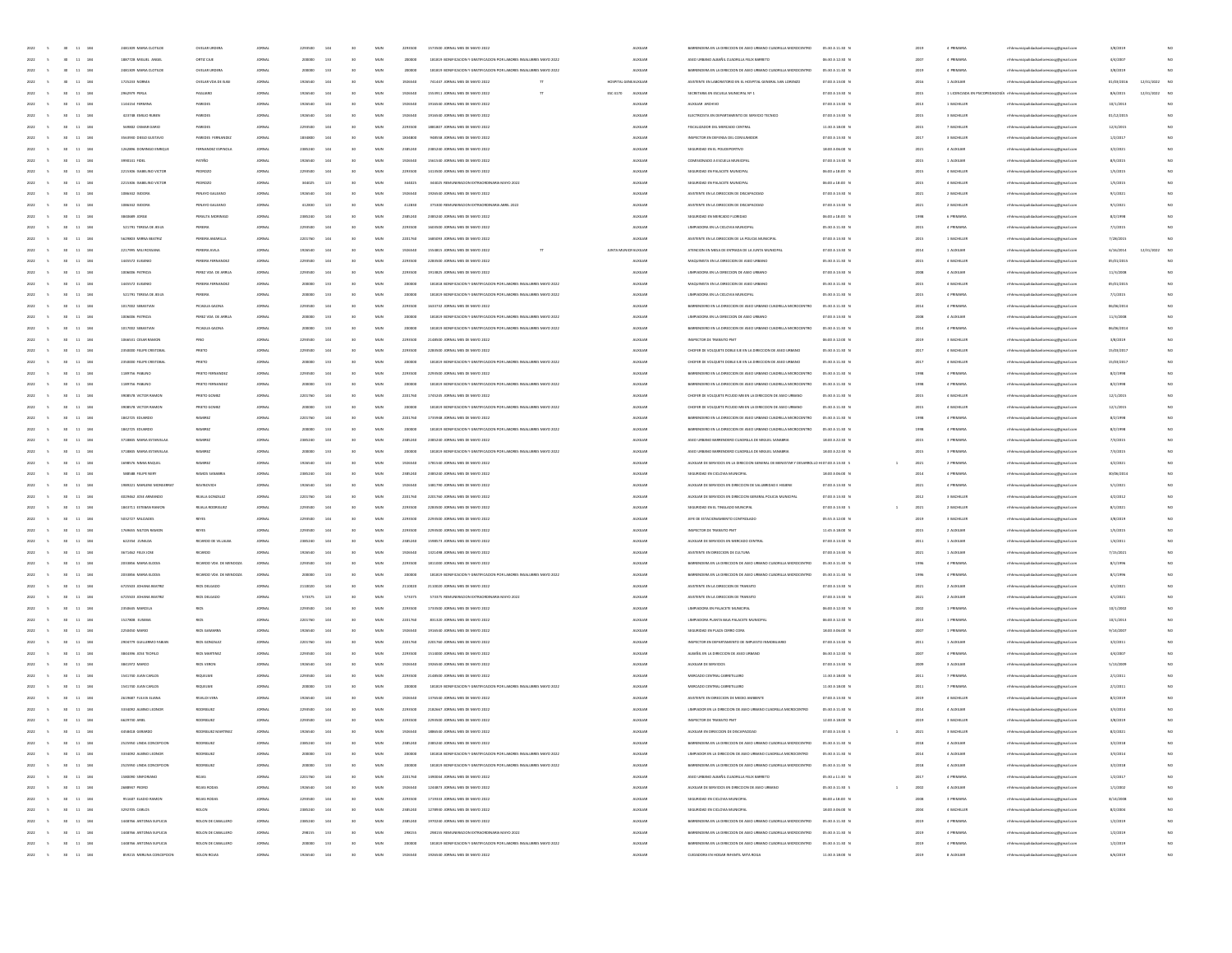| | | | | | | | | | | | | | | | | | | | | | | | | | | | |
|---|---|---|---|---|---|---|---|---|---|---|---|---|---|---|---|---|---|---|---|---|---|---|---|---|---|---|---|
| 2022 | 5 | 30 | 11 | 184 | 2461309 | MARIA CLOTILDE | OVELAR URDERA | JORNAL | 2293500 | 144 | 30 | MUN | 2293500 | 1573500 JORNAL MES DE MAYO 2022 | | | AUXILIAR | BARRENDERA EN LA DIRECCION DE ASEO URBANO CUADRILLA MICROCENTRO | 05:30 A 11:30 N | | 2019 | 6 | PRIMARIA | rrhhmunicipalidadsanlorenzo@gmail.com | 3/8/2019 | | NO |
| 2022 | 5 | 30 | 11 | 184 | 1867728 | MIGUEL ANGEL | ORTIZ CAJE | JORNAL | 200000 | 133 | 30 | MUN | 200000 | 181819 BONIFICACION Y GRATIFICACION POR LABORES INSALUBRES MAYO 2022 | | | AUXILIAR | ASEO URBANO ALBAÑIL CUADRILLA FELIX BARRETO | 06:30 A 12:30 N | | 2007 | 6 | PRIMARIA | rrhhmunicipalidadsanlorenzo@gmail.com | 4/4/2007 | | NO |
| 2022 | 5 | 30 | 11 | 184 | 2461309 | MARIA CLOTILDE | OVELAR URDERA | JORNAL | 200000 | 133 | 30 | MUN | 200000 | 181819 BONIFICACION Y GRATIFICACION POR LABORES INSALUBRES MAYO 2022 | | | AUXILIAR | BARRENDERA EN LA DIRECCION DE ASEO URBANO CUADRILLA MICROCENTRO | 05:30 A 11:30 N | | 2019 | 6 | PRIMARIA | rrhhmunicipalidadsanlorenzo@gmail.com | 3/8/2019 | | NO |
| 2022 | 5 | 30 | 11 | 184 | 1725243 | NORMA | OVELAR VDA DE RUBE | JORNAL | 1926540 | 144 | 30 | MUN | 1926540 | 741437 JORNAL MES DE MAYO 2022 | TT | HOSPITAL GENERAL | AUXILIAR | ASISTENTE EN LABORATORIO EN EL HOSPITAL GENERAL SAN LORENZO | 07:00 A 13:00 N | | 2016 | 1 | AUXILIAR | rrhhmunicipalidadsanlorenzo@gmail.com | 01/03/2016 | 12/31/2022 | NO |
| 2022 | 5 | 30 | 11 | 184 | 3962979 | PERLA | PAULARIO | JORNAL | 1926540 | 144 | 30 | MUN | 1926540 | 1553911 JORNAL MES DE MAYO 2022 | TT | ESC 0170 | AUXILIAR | SECRETARIA EN ESCUELA MUNICIPAL Nº 1 | 07:00 A 13:00 N | | 2015 | 1 | LICENCIADA EN PSICOPEDAGOGÍA | rrhhmunicipalidadsanlorenzo@gmail.com | 8/6/2015 | 12/31/2022 | NO |
| 2022 | 5 | 30 | 11 | 184 | 1144154 | FERMINA | PAREDES | JORNAL | 1926540 | 144 | 30 | MUN | 1926540 | 1916540 JORNAL MES DE MAYO 2022 | | | AUXILIAR | AUXILIAR ARCHIVO | 07:00 A 13:00 N | | 2013 | 3 | BACHILLER | rrhhmunicipalidadsanlorenzo@gmail.com | 10/1/2013 | | NO |
| 2022 | 5 | 30 | 11 | 184 | 423738 | EMILIO RUBEN | PAREDES | JORNAL | 1926540 | 144 | 30 | MUN | 1926540 | 1916540 JORNAL MES DE MAYO 2022 | | | AUXILIAR | ELECTRICISTA EN DEPARTAMENTO DE SERVICIO TECNICO | 07:00 A 13:00 N | | 2013 | 3 | BACHILLER | rrhhmunicipalidadsanlorenzo@gmail.com | 01/12/2013 | | NO |
| 2022 | 5 | 30 | 11 | 184 | 569882 | OSMAR DARIO | PAREDES | JORNAL | 2293500 | 144 | 30 | MUN | 2293500 | 1881807 JORNAL MES DE MAYO 2022 | | | AUXILIAR | FISCALIZADOR DEL MERCADO CENTRAL | 11:30 A 18:00 N | | 2013 | 7 | BACHILLER | rrhhmunicipalidadsanlorenzo@gmail.com | 12/4/2013 | | NO |
| 2022 | 5 | 30 | 11 | 184 | 3464940 | DIEGO GUSTAVO | PAREDES FERNANDEZ | JORNAL | 1834800 | 144 | 30 | MUN | 1834800 | 960538 JORNAL MES DE MAYO 2022 | | | AUXILIAR | INSPECTOR EN DEFENSA DEL CONSUMIDOR | 07:00 A 13:00 N | | 2017 | 3 | BACHILLER | rrhhmunicipalidadsanlorenzo@gmail.com | 1/2/2017 | | NO |
| 2022 | 5 | 30 | 11 | 184 | 1262896 | DOMINGO ENRIQUE | FERNANDEZ ESPINOLA | JORNAL | 2385240 | 144 | 30 | MUN | 2385240 | 2385240 JORNAL MES DE MAYO 2022 | | | AUXILIAR | SEGURIDAD EN EL POLIDEPORTIVO | 18:00 A 06:00 N | | 2021 | 4 | AUXILIAR | rrhhmunicipalidadsanlorenzo@gmail.com | 3/2/2021 | | NO |
| 2022 | 5 | 30 | 11 | 184 | 3998161 | FIDEL | PATIÑO | JORNAL | 1926540 | 144 | 30 | MUN | 1926540 | 1561540 JORNAL MES DE MAYO 2022 | | | AUXILIAR | CONSERJERADO A ESCUELA MUNICIPAL | 07:00 A 13:00 N | | 2015 | 1 | AUXILIAR | rrhhmunicipalidadsanlorenzo@gmail.com | 8/5/2015 | | NO |
| 2022 | 5 | 30 | 11 | 184 | 2215306 | HABELINO VICTOR | PEDROZO | JORNAL | 2293500 | 144 | 30 | MUN | 2293500 | 1313500 JORNAL MES DE MAYO 2022 | | | AUXILIAR | SEGURIDAD EN PALACETE MUNICIPAL | 06:00 a 18:00 N | | 2015 | 4 | BACHILLER | rrhhmunicipalidadsanlorenzo@gmail.com | 1/5/2015 | | NO |
| 2022 | 5 | 30 | 11 | 184 | 2215306 | HABELINO VICTOR | PEDROZO | JORNAL | 344025 | 123 | 30 | MUN | 344025 | 344025 REMUNERACION EXTRAORDINARIA MAYO 2022 | | | AUXILIAR | SEGURIDAD EN PALACETE MUNICIPAL | 06:00 a 18:00 N | | 2015 | 4 | BACHILLER | rrhhmunicipalidadsanlorenzo@gmail.com | 1/5/2015 | | NO |
| 2022 | 5 | 30 | 11 | 184 | 1886652 | ISIDORA | PERALTO GALEANO | JORNAL | 1926540 | 144 | 30 | MUN | 1926540 | 1926540 JORNAL MES DE MAYO 2022 | | | AUXILIAR | ASISTENTE EN LA DIRECCION DE DISCAPACIDAD | 07:00 A 13:00 N | | 2021 | 3 | BACHILLER | rrhhmunicipalidadsanlorenzo@gmail.com | 9/1/2021 | | NO |
| 2022 | 5 | 30 | 11 | 184 | 1886652 | ISIDORA | PERALTO GALEANO | JORNAL | 412830 | 123 | 30 | MUN | 412830 | 371000 REMUNERACION EXTRAORDINARIA ABRIL 2022 | | | AUXILIAR | ASISTENTE EN LA DIRECCION DE DISCAPACIDAD | 07:00 A 13:00 N | | 2021 | 3 | BACHILLER | rrhhmunicipalidadsanlorenzo@gmail.com | 9/1/2021 | | NO |
| 2022 | 5 | 30 | 11 | 184 | 3840689 | JORGE | PERALTA MORINIGO | JORNAL | 2385240 | 144 | 30 | MUN | 2385240 | 2385240 JORNAL MES DE MAYO 2022 | | | AUXILIAR | SEGURIDAD EN MERCADO FLORIDO | 06:00 a 18:00 N | | 1998 | 6 | PRIMARIA | rrhhmunicipalidadsanlorenzo@gmail.com | 8/2/1998 | | NO |
| 2022 | 5 | 30 | 11 | 184 | 521791 | TERESA DE JESUS | PEREIRA | JORNAL | 2293500 | 144 | 30 | MUN | 2293500 | 1603500 JORNAL MES DE MAYO 2022 | | | AUXILIAR | LIMPIADORA EN LA CICLOVIA MUNICIPAL | 05:30 A 11:30 N | | 2015 | 6 | PRIMARIA | rrhhmunicipalidadsanlorenzo@gmail.com | 7/1/2015 | | NO |
| 2022 | 5 | 30 | 11 | 184 | 5629803 | MIRNA BEATRIZ | PEREIRA AMARILLA | JORNAL | 2201760 | 144 | 30 | MUN | 2201760 | 1686093 JORNAL MES DE MAYO 2022 | | | AUXILIAR | ASISTENTE EN LA DIRECCION DE LA POLICIA MUNICIPAL | 07:00 A 13:00 N | | 2015 | 1 | BACHILLER | rrhhmunicipalidadsanlorenzo@gmail.com | 7/28/2015 | | NO |
| 2022 | 5 | 30 | 11 | 184 | 2217995 | MILI ROSSANA | PEREIRA AVILA | JORNAL | 1926540 | 144 | 30 | MUN | 1926540 | 1554815 JORNAL MES DE MAYO 2022 | TT | JUNTA MUNICIPAL | AUXILIAR | ATENCION EN MESA DE ENTRADA DE LA JUNTA MUNICIPAL | 07:00 A 13:00 N | | 2014 | 1 | AUXILIAR | rrhhmunicipalidadsanlorenzo@gmail.com | 6/16/2014 | 12/31/2022 | NO |
| 2022 | 5 | 30 | 11 | 184 | 1445572 | EUGENIO | PEREIRA FERNANDEZ | JORNAL | 2293500 | 144 | 30 | MUN | 2293500 | 2283500 JORNAL MES DE MAYO 2022 | | | AUXILIAR | MAQUINISTA EN LA DIRECCION DE ASEO URBANO | 05:30 A 11:30 N | | 2015 | 4 | BACHILLER | rrhhmunicipalidadsanlorenzo@gmail.com | 05/01/2015 | | NO |
| 2022 | 5 | 30 | 11 | 184 | 1006006 | PATRICIA | PEREZ VDA. DE ARRUA | JORNAL | 2293500 | 144 | 30 | MUN | 2293500 | 1913825 JORNAL MES DE MAYO 2022 | | | AUXILIAR | LIMPIADORA EN LA DIRECCION DE ASEO URBANO | 07:00 A 13:00 N | | 2008 | 4 | AUXILIAR | rrhhmunicipalidadsanlorenzo@gmail.com | 11/3/2008 | | NO |
| 2022 | 5 | 30 | 11 | 184 | 1445572 | EUGENIO | PEREIRA FERNANDEZ | JORNAL | 200000 | 133 | 30 | MUN | 200000 | 181818 BONIFICACION Y GRATIFICACION POR LABORES INSALUBRES MAYO 2022 | | | AUXILIAR | MAQUINISTA EN LA DIRECCION DE ASEO URBANO | 05:30 A 11:30 N | | 2015 | 4 | BACHILLER | rrhhmunicipalidadsanlorenzo@gmail.com | 05/01/2015 | | NO |
| 2022 | 5 | 30 | 11 | 184 | 521791 | TERESA DE JESUS | PEREIRA | JORNAL | 200000 | 133 | 30 | MUN | 200000 | 181819 BONIFICACION Y GRATIFICACION POR LABORES INSALUBRES MAYO 2022 | | | AUXILIAR | LIMPIADORA EN LA CICLOVIA MUNICIPAL | 05:30 A 11:30 N | | 2015 | 6 | PRIMARIA | rrhhmunicipalidadsanlorenzo@gmail.com | 7/1/2015 | | NO |
| 2022 | 5 | 30 | 11 | 184 | 1017002 | SEBASTIAN | PICAGUA GAONA | JORNAL | 2293500 | 144 | 30 | MUN | 2293500 | 1643732 JORNAL MES DE MAYO 2022 | | | AUXILIAR | BARRENDERO EN LA DIRECCION DE ASEO URBANO CUADRILLA MICROCENTRO | 05:30 A 11:30 N | | 2014 | 6 | PRIMARIA | rrhhmunicipalidadsanlorenzo@gmail.com | 06/08/2014 | | NO |
| 2022 | 5 | 30 | 11 | 184 | 1006006 | PATRICIA | PEREZ VDA. DE ARRUA | JORNAL | 200000 | 133 | 30 | MUN | 200000 | 181819 BONIFICACION Y GRATIFICACION POR LABORES INSALUBRES MAYO 2022 | | | AUXILIAR | LIMPIADORA EN LA DIRECCION DE ASEO URBANO | 07:00 A 13:00 N | | 2008 | 4 | AUXILIAR | rrhhmunicipalidadsanlorenzo@gmail.com | 11/3/2008 | | NO |
| 2022 | 5 | 30 | 11 | 184 | 1017002 | SEBASTIAN | PICAGUA GAONA | JORNAL | 200000 | 133 | 30 | MUN | 200000 | 181819 BONIFICACION Y GRATIFICACION POR LABORES INSALUBRES MAYO 2022 | | | AUXILIAR | BARRENDERO EN LA DIRECCION DE ASEO URBANO CUADRILLA MICROCENTRO | 05:30 A 11:30 N | | 2014 | 6 | PRIMARIA | rrhhmunicipalidadsanlorenzo@gmail.com | 06/08/2014 | | NO |
| 2022 | 5 | 30 | 11 | 184 | 1066531 | CESAR RAMON | PINO | JORNAL | 2293500 | 144 | 30 | MUN | 2293500 | 2143500 JORNAL MES DE MAYO 2022 | | | AUXILIAR | INSPECTOR DE TRANSITO PMT | 06:00 A 12:00 N | | 2019 | 3 | BACHILLER | rrhhmunicipalidadsanlorenzo@gmail.com | 3/8/2019 | | NO |
| 2022 | 5 | 30 | 11 | 184 | 2350000 | FELIPE CRISTOBAL | PRIETO | JORNAL | 2293500 | 144 | 30 | MUN | 2293500 | 2283500 JORNAL MES DE MAYO 2022 | | | AUXILIAR | CHOFER DE VOLQUETE DOBLE EJE EN LA DIRECCION DE ASEO URBANO | 05:30 A 11:30 N | | 2017 | 4 | BACHILLER | rrhhmunicipalidadsanlorenzo@gmail.com | 15/03/2017 | | NO |
| 2022 | 5 | 30 | 11 | 184 | 2350000 | FELIPE CRISTOBAL | PRIETO | JORNAL | 200000 | 133 | 30 | MUN | 200000 | 181819 BONIFICACION Y GRATIFICACION POR LABORES INSALUBRES MAYO 2022 | | | AUXILIAR | CHOFER DE VOLQUETE DOBLE EJE EN LA DIRECCION DE ASEO URBANO | 05:30 A 11:30 N | | 2017 | 4 | BACHILLER | rrhhmunicipalidadsanlorenzo@gmail.com | 15/03/2017 | | NO |
| 2022 | 5 | 30 | 11 | 184 | 1189756 | FABIANO | PRIETO FERNANDEZ | JORNAL | 2293500 | 144 | 30 | MUN | 2293500 | 2293500 JORNAL MES DE MAYO 2022 | | | AUXILIAR | BARRENDERO EN LA DIRECCION DE ASEO URBANO CUADRILLA MICROCENTRO | 05:30 A 11:30 N | | 1998 | 6 | PRIMARIA | rrhhmunicipalidadsanlorenzo@gmail.com | 8/2/1998 | | NO |
| 2022 | 5 | 30 | 11 | 184 | 1189756 | FABIANO | PRIETO FERNANDEZ | JORNAL | 200000 | 133 | 30 | MUN | 200000 | 181819 BONIFICACION Y GRATIFICACION POR LABORES INSALUBRES MAYO 2022 | | | AUXILIAR | BARRENDERO EN LA DIRECCION DE ASEO URBANO CUADRILLA MICROCENTRO | 05:30 A 11:30 N | | 1998 | 6 | PRIMARIA | rrhhmunicipalidadsanlorenzo@gmail.com | 8/2/1998 | | NO |
| 2022 | 5 | 30 | 11 | 184 | 3908578 | VICTOR RAMON | PRIETO GOMEZ | JORNAL | 2201760 | 144 | 30 | MUN | 2201760 | 1741549 JORNAL MES DE MAYO 2022 | | | AUXILIAR | CHOFER DE VOLQUETE PICUDO MB EN LA DIRECCION DE ASEO URBANO | 05:30 A 11:30 N | | 2015 | 4 | BACHILLER | rrhhmunicipalidadsanlorenzo@gmail.com | 12/1/2015 | | NO |
| 2022 | 5 | 30 | 11 | 184 | 3908578 | VICTOR RAMON | PRIETO GOMEZ | JORNAL | 200000 | 133 | 30 | MUN | 200000 | 181819 BONIFICACION Y GRATIFICACION POR LABORES INSALUBRES MAYO 2022 | | | AUXILIAR | CHOFER DE VOLQUETE PICUDO MB EN LA DIRECCION DE ASEO URBANO | 05:30 A 11:30 N | | 2015 | 4 | BACHILLER | rrhhmunicipalidadsanlorenzo@gmail.com | 12/1/2015 | | NO |
| 2022 | 5 | 30 | 11 | 184 | 1842725 | EDUARDO | RAMIREZ | JORNAL | 2201760 | 144 | 30 | MUN | 2201760 | 1741948 JORNAL MES DE MAYO 2022 | | | AUXILIAR | BARRENDERO EN LA DIRECCION DE ASEO URBANO CUADRILLA MICROCENTRO | 05:30 A 11:30 N | | 1998 | 6 | PRIMARIA | rrhhmunicipalidadsanlorenzo@gmail.com | 8/2/1998 | | NO |
| 2022 | 5 | 30 | 11 | 184 | 1842725 | EDUARDO | RAMIREZ | JORNAL | 200000 | 133 | 30 | MUN | 200000 | 181819 BONIFICACION Y GRATIFICACION POR LABORES INSALUBRES MAYO 2022 | | | AUXILIAR | BARRENDERO EN LA DIRECCION DE ASEO URBANO CUADRILLA MICROCENTRO | 05:30 A 11:30 N | | 1998 | 6 | PRIMARIA | rrhhmunicipalidadsanlorenzo@gmail.com | 8/2/1998 | | NO |
| 2022 | 5 | 30 | 11 | 184 | 3718805 | MARIA ESTANISLAA | RAMIREZ | JORNAL | 2385240 | 144 | 30 | MUN | 2385240 | 2385240 JORNAL MES DE MAYO 2022 | | | AUXILIAR | ASEO URBANO BARRENDERO CUADRILLA DE MIGUEL SANABRIA | 18:00 A 22:30 N | | 2015 | 3 | PRIMARIA | rrhhmunicipalidadsanlorenzo@gmail.com | 7/3/2015 | | NO |
| 2022 | 5 | 30 | 11 | 184 | 3718805 | MARIA ESTANISLAA | RAMIREZ | JORNAL | 200000 | 133 | 30 | MUN | 200000 | 181819 BONIFICACION Y GRATIFICACION POR LABORES INSALUBRES MAYO 2022 | | | AUXILIAR | ASEO URBANO BARRENDERO CUADRILLA DE MIGUEL SANABRIA | 18:00 A 22:30 N | | 2015 | 3 | PRIMARIA | rrhhmunicipalidadsanlorenzo@gmail.com | 7/3/2015 | | NO |
| 2022 | 5 | 30 | 11 | 184 | 1698576 | NIMIA RAQUEL | RAMIREZ | JORNAL | 1926540 | 144 | 30 | MUN | 1926540 | 1781540 JORNAL MES DE MAYO 2022 | | | AUXILIAR | AUXILIAR DE SERVICIOS EN LA DIRECCION GENERAL DE BIENESTAR Y DESARROLLO HUMANO | 07:00 A 13:00 S | 1 | 2021 | 2 | PRIMARIA | rrhhmunicipalidadsanlorenzo@gmail.com | 3/2/2021 | | NO |
| 2022 | 5 | 30 | 11 | 184 | 568588 | FELIPE NERI | RAMOS SANABRIA | JORNAL | 2385240 | 144 | 30 | MUN | 2385240 | 2385240 JORNAL MES DE MAYO 2022 | | | AUXILIAR | SEGURIDAD EN CICLOVIA MUNICIPAL | 18:00 A 06:00 N | | 2014 | 6 | PRIMARIA | rrhhmunicipalidadsanlorenzo@gmail.com | 30/06/2014 | | NO |
| 2022 | 5 | 30 | 11 | 184 | 1988321 | MARLENE MONSERRAT | RAVINOVICH | JORNAL | 1926540 | 144 | 30 | MUN | 1926540 | 1481790 JORNAL MES DE MAYO 2022 | | | AUXILIAR | AUXILIAR DE SERVICIOS EN DIRECCION DE SALUBRIDAD E HIGIENE | 07:00 A 13:00 N | | 2021 | 6 | PRIMARIA | rrhhmunicipalidadsanlorenzo@gmail.com | 5/1/2021 | | NO |
| 2022 | 5 | 30 | 11 | 184 | 4029662 | JOSE ARMANDO | REJALA GONZALEZ | JORNAL | 2201760 | 144 | 30 | MUN | 2201760 | 2201760 JORNAL MES DE MAYO 2022 | | | AUXILIAR | AUXILIAR DE SERVICIOS EN DIRECCION GENERAL POLICIA MUNICIPAL | 07:00 A 13:00 N | | 2012 | 3 | BACHILLER | rrhhmunicipalidadsanlorenzo@gmail.com | 3/2/2012 | | NO |
| 2022 | 5 | 30 | 11 | 184 | 1843711 | ESTEBAN RAMON | REJALA RODRIGUEZ | JORNAL | 2293500 | 144 | 30 | MUN | 2293500 | 2283500 JORNAL MES DE MAYO 2022 | | | AUXILIAR | SEGURIDAD EN EL TINGLADO MUNICIPAL | 07:00 A 13:00 S | 1 | 2021 | 2 | BACHILLER | rrhhmunicipalidadsanlorenzo@gmail.com | 8/1/2021 | | NO |
| 2022 | 5 | 30 | 11 | 184 | 5032727 | MILCIADES | REYES | JORNAL | 2293500 | 144 | 30 | MUN | 2293500 | 2293500 JORNAL MES DE MAYO 2022 | | | AUXILIAR | JEFE DE ESTACIONAMIENTO CONTROLADO | 05:55 A 12:00 N | | 2019 | 3 | BACHILLER | rrhhmunicipalidadsanlorenzo@gmail.com | 3/8/2019 | | NO |
| 2022 | 5 | 30 | 11 | 184 | 1768655 | NILTON RAMON | REYES | JORNAL | 2293500 | 144 | 30 | MUN | 2293500 | 2293500 JORNAL MES DE MAYO 2022 | | | AUXILIAR | INSPECTOR DE TRANSITO PMT | 11:45 A 18:00 N | | 2015 | 2 | AUXILIAR | rrhhmunicipalidadsanlorenzo@gmail.com | 1/5/2015 | | NO |
| 2022 | 5 | 30 | 11 | 184 | 622354 | ZUNILDA | RICARDO DE VILLALBA | JORNAL | 2385240 | 144 | 30 | MUN | 2385240 | 1998573 JORNAL MES DE MAYO 2022 | | | AUXILIAR | AUXILIAR DE SERVICIOS EN MERCADO CENTRAL | 07:00 A 13:00 N | | 2011 | 1 | AUXILIAR | rrhhmunicipalidadsanlorenzo@gmail.com | 1/4/2011 | | NO |
| 2022 | 5 | 30 | 11 | 184 | 3671462 | FELIX JOSE | RICARDO | JORNAL | 1926540 | 144 | 30 | MUN | 1926540 | 1521498 JORNAL MES DE MAYO 2022 | | | AUXILIAR | ASISTENTE EN DIRECCION DE CULTURA | 07:00 A 13:00 N | | 2021 | 1 | AUXILIAR | rrhhmunicipalidadsanlorenzo@gmail.com | 7/15/2021 | | NO |
| 2022 | 5 | 30 | 11 | 184 | 1033866 | MARIA ELODIA | RICARDO VDA. DE MENDOZA | JORNAL | 2293500 | 144 | 30 | MUN | 2293500 | 1811000 JORNAL MES DE MAYO 2022 | | | AUXILIAR | BARRENDERA EN LA DIRECCION DE ASEO URBANO CUADRILLA MICROCENTRO | 05:30 A 11:30 N | | 1996 | 6 | PRIMARIA | rrhhmunicipalidadsanlorenzo@gmail.com | 8/1/1996 | | NO |
| 2022 | 5 | 30 | 11 | 184 | 1033866 | MARIA ELODIA | RICARDO VDA. DE MENDOZA | JORNAL | 200000 | 133 | 30 | MUN | 200000 | 181819 BONIFICACION Y GRATIFICACION POR LABORES INSALUBRES MAYO 2022 | | | AUXILIAR | BARRENDERA EN LA DIRECCION DE ASEO URBANO CUADRILLA MICROCENTRO | 05:30 A 11:30 N | | 1996 | 6 | PRIMARIA | rrhhmunicipalidadsanlorenzo@gmail.com | 8/1/1996 | | NO |
| 2022 | 5 | 30 | 11 | 184 | 6725503 | JOHANA BEATRIZ | RIOS DELGADO | JORNAL | 2110020 | 144 | 30 | MUN | 2110020 | 2110020 JORNAL MES DE MAYO 2022 | | | AUXILIAR | ASISTENTE EN LA DIRECCION DE TRANSITO | 07:00 A 13:00 N | | 2021 | 2 | AUXILIAR | rrhhmunicipalidadsanlorenzo@gmail.com | 6/1/2021 | | NO |
| 2022 | 5 | 30 | 11 | 184 | 6725503 | JOHANA BEATRIZ | RIOS DELGADO | JORNAL | 573375 | 123 | 30 | MUN | 573375 | 573375 REMUNERACION EXTRAORDINARIA MAYO 2022 | | | AUXILIAR | ASISTENTE EN LA DIRECCION DE TRANSITO | 07:00 A 13:00 N | | 2021 | 2 | AUXILIAR | rrhhmunicipalidadsanlorenzo@gmail.com | 6/1/2021 | | NO |
| 2022 | 5 | 30 | 11 | 184 | 2450643 | MARCELA | RIOS | JORNAL | 2293500 | 144 | 30 | MUN | 2293500 | 1743500 JORNAL MES DE MAYO 2022 | | | AUXILIAR | LIMPIADORA EN PALACETE MUNICIPAL | 06:00 A 12:00 N | | 2002 | 1 | PRIMARIA | rrhhmunicipalidadsanlorenzo@gmail.com | 10/1/2002 | | NO |
| 2022 | 5 | 30 | 11 | 184 | 1527808 | EUSEBIA | RIOS | JORNAL | 2201760 | 144 | 30 | MUN | 2201760 | 831320 JORNAL MES DE MAYO 2022 | | | AUXILIAR | LIMPIADORA PLANTA BAJA PALACETE MUNICIPAL | 06:00 A 12:00 N | | 2013 | 1 | PRIMARIA | rrhhmunicipalidadsanlorenzo@gmail.com | 10/1/2013 | | NO |
| 2022 | 5 | 30 | 11 | 184 | 2250450 | MARIO | RIOS SANABRIA | JORNAL | 1926540 | 144 | 30 | MUN | 1926540 | 1916540 JORNAL MES DE MAYO 2022 | | | AUXILIAR | SEGURIDAD EN PLAZA CERRO CORA | 18:00 A 06:00 N | | 2007 | 6 | PRIMARIA | rrhhmunicipalidadsanlorenzo@gmail.com | 9/16/2007 | | NO |
| 2022 | 5 | 30 | 11 | 184 | 2904779 | GUILLERMO FABIAN | RIOS GONZALEZ | JORNAL | 2201760 | 144 | 30 | MUN | 2201760 | 2201760 JORNAL MES DE MAYO 2022 | | | AUXILIAR | INSPECTOR EN DEPARTAMENTO DE IMPUESTO INMOBILIARIO | 07:00 A 13:00 N | | 2011 | 1 | AUXILIAR | rrhhmunicipalidadsanlorenzo@gmail.com | 3/2/2011 | | NO |
| 2022 | 5 | 30 | 11 | 184 | 3864396 | JOSE TEOFILO | RIOS MARTINEZ | JORNAL | 2293500 | 144 | 30 | MUN | 2293500 | 1513000 JORNAL MES DE MAYO 2022 | | | AUXILIAR | ALBAÑIL EN LA DIRECCION DE ASEO URBANO | 06:30 A 12:30 N | | 2007 | 6 | PRIMARIA | rrhhmunicipalidadsanlorenzo@gmail.com | 4/4/2007 | | NO |
| 2022 | 5 | 30 | 11 | 184 | 3841972 | MARCO | RIOS VERON | JORNAL | 1926540 | 144 | 30 | MUN | 1926540 | 1926540 JORNAL MES DE MAYO 2022 | | | AUXILIAR | AUXILIAR DE SERVICIOS | 07:00 A 13:00 N | | 2009 | 3 | AUXILIAR | rrhhmunicipalidadsanlorenzo@gmail.com | 5/13/2009 | | NO |
| 2022 | 5 | 30 | 11 | 184 | 1541700 | JUAN CARLOS | RIQUELME | JORNAL | 2293500 | 144 | 30 | MUN | 2293500 | 2143500 JORNAL MES DE MAYO 2022 | | | AUXILIAR | MERCADO CENTRAL CARRETILLERO | 11:30 A 18:00 N | | 2011 | 7 | PRIMARIA | rrhhmunicipalidadsanlorenzo@gmail.com | 2/1/2011 | | NO |
| 2022 | 5 | 30 | 11 | 184 | 1541700 | JUAN CARLOS | RIQUELME | JORNAL | 200000 | 133 | 30 | MUN | 200000 | 181819 BONIFICACION Y GRATIFICACION POR LABORES INSALUBRES MAYO 2022 | | | AUXILIAR | MERCADO CENTRAL CARRETILLERO | 11:30 A 18:00 N | | 2011 | 7 | PRIMARIA | rrhhmunicipalidadsanlorenzo@gmail.com | 2/1/2011 | | NO |
| 2022 | 5 | 30 | 11 | 184 | 2619687 | FULVIA ELIANA | RIVALDI VERA | JORNAL | 1926540 | 144 | 30 | MUN | 1926540 | 1476540 JORNAL MES DE MAYO 2022 | | | AUXILIAR | ASISTENTE EN DIRECCION DE MEDIO AMBIENTE | 07:00 A 13:00 N | | 2019 | 3 | BACHILLER | rrhhmunicipalidadsanlorenzo@gmail.com | 8/2/2019 | | NO |
| 2022 | 5 | 30 | 11 | 184 | 3334092 | ALBINO LEONOR | RODRIGUEZ | JORNAL | 2293500 | 144 | 30 | MUN | 2293500 | 2182667 JORNAL MES DE MAYO 2022 | | | AUXILIAR | LIMPIADOR EN LA DIRECCION DE ASEO URBANO CUADRILLA MICROCENTRO | 05:30 A 11:30 N | | 2014 | 4 | AUXILIAR | rrhhmunicipalidadsanlorenzo@gmail.com | 3/3/2014 | | NO |
| 2022 | 5 | 30 | 11 | 184 | 5629730 | ARIEL | RODRIGUEZ | JORNAL | 2293500 | 144 | 30 | MUN | 2293500 | 2293500 JORNAL MES DE MAYO 2022 | | | AUXILIAR | INSPECTOR DE TRANSITO PMT | 12:00 A 18:00 N | | 2019 | 3 | BACHILLER | rrhhmunicipalidadsanlorenzo@gmail.com | 3/8/2019 | | NO |
| 2022 | 5 | 30 | 11 | 184 | 3458618 | GERARDO | RODRIGUEZ MARTINEZ | JORNAL | 1926540 | 144 | 30 | MUN | 1926540 | 1886540 JORNAL MES DE MAYO 2022 | | | AUXILIAR | AUXILIAR EN DIRECCION DE DISCAPACIDAD | 07:00 A 13:00 S | 1 | 2021 | 3 | BACHILLER | rrhhmunicipalidadsanlorenzo@gmail.com | 8/2/2021 | | NO |
| 2022 | 5 | 30 | 11 | 184 | 2523990 | LINDA CONCEPCION | RODRIGUEZ | JORNAL | 2385240 | 144 | 30 | MUN | 2385240 | 2385240 JORNAL MES DE MAYO 2022 | | | AUXILIAR | BARRENDERA EN LA DIRECCION DE ASEO URBANO CUADRILLA MICROCENTRO | 05:30 A 11:30 N | | 2018 | 4 | AUXILIAR | rrhhmunicipalidadsanlorenzo@gmail.com | 3/2/2018 | | NO |
| 2022 | 5 | 30 | 11 | 184 | 3334092 | ALBINO LEONOR | RODRIGUEZ | JORNAL | 200000 | 133 | 30 | MUN | 200000 | 181818 BONIFICACION Y GRATIFICACION POR LABORES INSALUBRES MAYO 2022 | | | AUXILIAR | LIMPIADOR EN LA DIRECCION DE ASEO URBANO CUADRILLA MICROCENTRO | 05:30 A 11:30 N | | 2014 | 4 | AUXILIAR | rrhhmunicipalidadsanlorenzo@gmail.com | 3/3/2014 | | NO |
| 2022 | 5 | 30 | 11 | 184 | 2523990 | LINDA CONCEPCION | RODRIGUEZ | JORNAL | 200000 | 133 | 30 | MUN | 200000 | 181819 BONIFICACION Y GRATIFICACION POR LABORES INSALUBRES MAYO 2022 | | | AUXILIAR | BARRENDERA EN LA DIRECCION DE ASEO URBANO CUADRILLA MICROCENTRO | 05:30 A 11:30 N | | 2018 | 4 | AUXILIAR | rrhhmunicipalidadsanlorenzo@gmail.com | 3/2/2018 | | NO |
| 2022 | 5 | 30 | 11 | 184 | 1580090 | SINFORIANO | ROJAS | JORNAL | 2201760 | 144 | 30 | MUN | 2201760 | 1690044 JORNAL MES DE MAYO 2022 | | | AUXILIAR | ASEO URBANO ALBAÑIL CUADRILLA FELIX BARRETO | 05:30 a 11:30 N | | 2017 | 6 | PRIMARIA | rrhhmunicipalidadsanlorenzo@gmail.com | 1/2/2017 | | NO |
| 2022 | 5 | 30 | 11 | 184 | 3668907 | PEDRO | ROJAS ROJAS | JORNAL | 1926540 | 144 | 30 | MUN | 1926540 | 1240873 JORNAL MES DE MAYO 2022 | | | AUXILIAR | AUXILIAR DE SERVICIOS EN DIRECCION DE ASEO URBANO | 05:30 A 11:30 S | 1 | 2002 | 4 | AUXILIAR | rrhhmunicipalidadsanlorenzo@gmail.com | 1/1/2002 | | NO |
| 2022 | 5 | 30 | 11 | 184 | 951607 | ELADIO RAMON | ROJAS ROJAS | JORNAL | 2293500 | 144 | 30 | MUN | 2293500 | 1719333 JORNAL MES DE MAYO 2022 | | | AUXILIAR | SEGURIDAD EN CICLOVIA MUNICIPAL | 06:00 a 18:00 N | | 2008 | 3 | PRIMARIA | rrhhmunicipalidadsanlorenzo@gmail.com | 8/16/2008 | | NO |
| 2022 | 5 | 30 | 11 | 184 | 3292705 | CARLOS | ROLON | JORNAL | 2385240 | 144 | 30 | MUN | 2385240 | 1278930 JORNAL MES DE MAYO 2022 | | | AUXILIAR | SEGURIDAD EN CICLOVIA MUNICIPAL | 18:00 A 06:00 N | | 2004 | 4 | BACHILLER | rrhhmunicipalidadsanlorenzo@gmail.com | 8/2/2004 | | NO |
| 2022 | 5 | 30 | 11 | 184 | 1448766 | ANTONIA SUPLICIA | ROLON DE CABALLERO | JORNAL | 2385240 | 144 | 30 | MUN | 2385240 | 1970240 JORNAL MES DE MAYO 2022 | | | AUXILIAR | BARRENDERA EN LA DIRECCION DE ASEO URBANO CUADRILLA MICROCENTRO | 05:30 A 11:30 N | | 2019 | 6 | PRIMARIA | rrhhmunicipalidadsanlorenzo@gmail.com | 1/2/2019 | | NO |
| 2022 | 5 | 30 | 11 | 184 | 1448766 | ANTONIA SUPLICIA | ROLON DE CABALLERO | JORNAL | 298155 | 123 | 30 | MUN | 298155 | 298155 REMUNERACION EXTRAORDINARIA MAYO 2022 | | | AUXILIAR | BARRENDERA EN LA DIRECCION DE ASEO URBANO CUADRILLA MICROCENTRO | 05:30 A 11:30 N | | 2019 | 6 | PRIMARIA | rrhhmunicipalidadsanlorenzo@gmail.com | 1/2/2019 | | NO |
| 2022 | 5 | 30 | 11 | 184 | 1448766 | ANTONIA SUPLICIA | ROLON DE CABALLERO | JORNAL | 200000 | 133 | 30 | MUN | 200000 | 181819 BONIFICACION Y GRATIFICACION POR LABORES INSALUBRES MAYO 2022 | | | AUXILIAR | BARRENDERA EN LA DIRECCION DE ASEO URBANO CUADRILLA MICROCENTRO | 05:30 A 11:30 N | | 2019 | 6 | PRIMARIA | rrhhmunicipalidadsanlorenzo@gmail.com | 1/2/2019 | | NO |
| 2022 | 5 | 30 | 11 | 184 | 859215 | MERLINA CONCEPCION | ROLON ROJAS | JORNAL | 1926540 | 144 | 30 | MUN | 1926540 | 1926540 JORNAL MES DE MAYO 2022 | | | AUXILIAR | CUIDADORA EN HOGAR INFANTIL MITA ROGA | 11:30 A 18:00 N | | 2019 | 8 | AUXILIAR | rrhhmunicipalidadsanlorenzo@gmail.com | 6/6/2019 | | NO |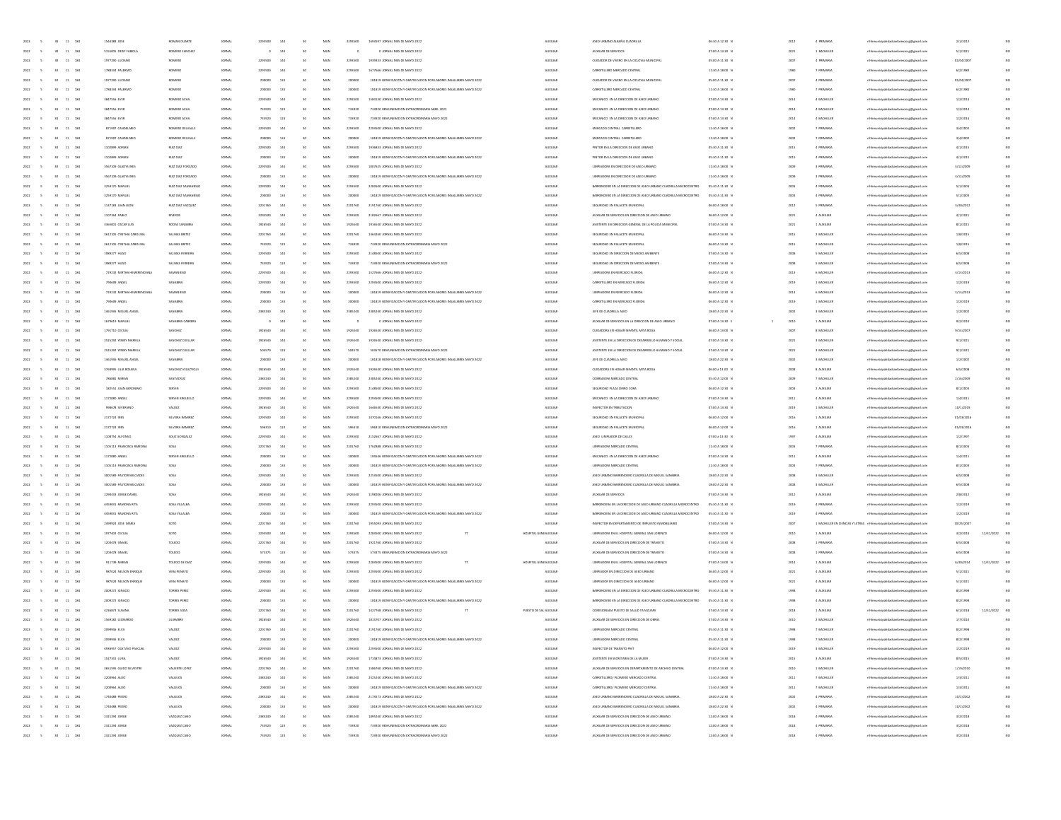| | | | | | | | | | | | | | | | | | | | | | | | | | | |
|---|---|---|---|---|---|---|---|---|---|---|---|---|---|---|---|---|---|---|---|---|---|---|---|---|---|---|
| 2022 | S | 30 | 11 | 184 | 1544388 JOSE | ROMAN DUARTE | JORNAL | 2293500 | 144 | 30 | MUN | 2293500 | 1693597 JORNAL MES DE MAYO 2022 | | | AUXILIAR | ASEO URBANO ALBAÑIL CUADRILLA | 06:30 A 12:30 | N | | 2012 | 6 PRIMARIA | rrhhmunicipalidadsanlorenzo@gmail.com | 2/1/2012 | | NO |
| 2022 | S | 30 | 11 | 184 | 5150005 DEISY FABIOLA | ROMERO SANCHEZ | JORNAL | 0 | 144 | 30 | MUN | 0 | 0 JORNAL MES DE MAYO 2022 | | | AUXILIAR | AUXILIAR DE SERVICIOS | 07:00 A 13:30 | N | | 2021 | 1 BACHILLER | rrhhmunicipalidadsanlorenzo@gmail.com | 5/1/2021 | | NO |
| 2022 | S | 30 | 11 | 184 | 1977290 LUCIANO | ROMERO | JORNAL | 2293500 | 144 | 30 | MUN | 2293500 | 1939533 JORNAL MES DE MAYO 2022 | | | AUXILIAR | CUIDADOR DE VIVERO EN LA CIUDAD MUNICIPAL | 05:00 A 11:30 | N | | 2007 | 6 PRIMARIA | rrhhmunicipalidadsanlorenzo@gmail.com | 02/04/2007 | | NO |
| 2022 | S | 30 | 11 | 184 | 1788334 PALERMO | ROMERO | JORNAL | 2293500 | 144 | 30 | MUN | 2293500 | 1677666 JORNAL MES DE MAYO 2022 | | | AUXILIAR | CARRETILLERO MERCADO CENTRAL | 11:30 A 18:00 | N | | 1980 | 7 PRIMARIA | rrhhmunicipalidadsanlorenzo@gmail.com | 6/2/1980 | | NO |
| 2022 | S | 30 | 11 | 184 | 1977290 LUCIANO | ROMERO | JORNAL | 200000 | 133 | 30 | MUN | 200000 | 181819 BONIFICACION Y GRATIFICACION POR LABORES INSALUBRES MAYO 2022 | | | AUXILIAR | CUIDADOR DE VIVERO EN LA CIUDAD MUNICIPAL | 05:00 A 11:30 | N | | 2007 | 6 PRIMARIA | rrhhmunicipalidadsanlorenzo@gmail.com | 02/04/2007 | | NO |
| 2022 | S | 30 | 11 | 184 | 1788334 PALERMO | ROMERO | JORNAL | 200000 | 133 | 30 | MUN | 200000 | 181819 BONIFICACION Y GRATIFICACION POR LABORES INSALUBRES MAYO 2022 | | | AUXILIAR | CARRETILLERO MERCADO CENTRAL | 11:30 A 18:00 | N | | 1980 | 7 PRIMARIA | rrhhmunicipalidadsanlorenzo@gmail.com | 6/2/1980 | | NO |
| 2022 | S | 30 | 11 | 184 | 3867556 EVER | ROMERO ACHA | JORNAL | 2293500 | 144 | 30 | MUN | 2293500 | 1984130 JORNAL MES DE MAYO 2022 | | | AUXILIAR | MECANICO EN LA DIRECCION DE ASEO URBANO | 07:00 A 13:30 | N | | 2014 | 4 BACHILLER | rrhhmunicipalidadsanlorenzo@gmail.com | 1/2/2014 | | NO |
| 2022 | S | 30 | 11 | 184 | 3867556 EVER | ROMERO ACHA | JORNAL | 733920 | 123 | 30 | MUN | 733920 | 733920 REMUNERACION EXTRAORDINARIA ABRIL 2022 | | | AUXILIAR | MECANICO EN LA DIRECCION DE ASEO URBANO | 07:00 A 13:30 | N | | 2014 | 4 BACHILLER | rrhhmunicipalidadsanlorenzo@gmail.com | 1/2/2014 | | NO |
| 2022 | S | 30 | 11 | 184 | 3867556 EVER | ROMERO ACHA | JORNAL | 733920 | 123 | 30 | MUN | 733920 | 733920 REMUNERACION EXTRAORDINARIA MAYO 2022 | | | AUXILIAR | MECANICO EN LA DIRECCION DE ASEO URBANO | 07:00 A 13:30 | N | | 2014 | 4 BACHILLER | rrhhmunicipalidadsanlorenzo@gmail.com | 1/2/2014 | | NO |
| 2022 | S | 30 | 11 | 184 | 871907 CANDELARIO | ROMERO ZELCALLE | JORNAL | 2293500 | 144 | 30 | MUN | 2293500 | 2293500 JORNAL MES DE MAYO 2022 | | | AUXILIAR | MERCADO CENTRAL CARRETILLERO | 11:30 A 18:00 | N | | 2002 | 7 PRIMARIA | rrhhmunicipalidadsanlorenzo@gmail.com | 3/4/2002 | | NO |
| 2022 | S | 30 | 11 | 184 | 871907 CANDELARIO | ROMERO ZELCALLE | JORNAL | 200000 | 133 | 30 | MUN | 200000 | 181819 BONIFICACION Y GRATIFICACION POR LABORES INSALUBRES MAYO 2022 | | | AUXILIAR | MERCADO CENTRAL CARRETILLERO | 11:30 A 18:00 | N | | 2002 | 7 PRIMARIA | rrhhmunicipalidadsanlorenzo@gmail.com | 3/4/2002 | | NO |
| 2022 | S | 30 | 11 | 184 | 1163899 ADRIAN | RUIZ DIAZ | JORNAL | 2293500 | 144 | 30 | MUN | 2293500 | 1956833 JORNAL MES DE MAYO 2022 | | | AUXILIAR | PINTOR EN LA DIRECCION DE ASEO URBANO | 05:30 A 11:30 | N | | 2015 | 6 PRIMARIA | rrhhmunicipalidadsanlorenzo@gmail.com | 4/1/2015 | | NO |
| 2022 | S | 30 | 11 | 184 | 1163899 ADRIAN | RUIZ DIAZ | JORNAL | 200000 | 133 | 30 | MUN | 200000 | 181819 BONIFICACION Y GRATIFICACION POR LABORES INSALUBRES MAYO 2022 | | | AUXILIAR | PINTOR EN LA DIRECCION DE ASEO URBANO | 05:30 A 11:30 | N | | 2015 | 6 PRIMARIA | rrhhmunicipalidadsanlorenzo@gmail.com | 4/1/2015 | | NO |
| 2022 | S | 30 | 11 | 184 | 3567509 GLADYS INES | RUIZ DIAZ FORZADO | JORNAL | 2293500 | 144 | 30 | MUN | 2293500 | 1007625 JORNAL MES DE MAYO 2022 | | | AUXILIAR | LIMPIADORA EN DIRECCION DE ASEO URBANO | 11:30 A 18:00 | N | | 2009 | 3 PRIMARIA | rrhhmunicipalidadsanlorenzo@gmail.com | 3/12/2009 | | NO |
| 2022 | S | 30 | 11 | 184 | 3567509 GLADYS INES | RUIZ DIAZ FORZADO | JORNAL | 200000 | 133 | 30 | MUN | 200000 | 181819 BONIFICACION Y GRATIFICACION POR LABORES INSALUBRES MAYO 2022 | | | AUXILIAR | LIMPIADORA EN DIRECCION DE ASEO URBANO | 11:30 A 18:00 | N | | 2009 | 3 PRIMARIA | rrhhmunicipalidadsanlorenzo@gmail.com | 3/12/2009 | | NO |
| 2022 | S | 30 | 11 | 184 | 3259170 MANUEL | RUIZ DIAZ SAMANIEGO | JORNAL | 2293500 | 144 | 30 | MUN | 2293500 | 2280500 JORNAL MES DE MAYO 2022 | | | AUXILIAR | BARRENDERO EN LA DIRECCION DE ASEO URBANO CUADRILLA MICROCENTRO | 05:30 A 11:30 | N | | 2003 | 6 PRIMARIA | rrhhmunicipalidadsanlorenzo@gmail.com | 5/1/2003 | | NO |
| 2022 | S | 30 | 11 | 184 | 3259170 MANUEL | RUIZ DIAZ SAMANIEGO | JORNAL | 200000 | 133 | 30 | MUN | 200000 | 181819 BONIFICACION Y GRATIFICACION POR LABORES INSALUBRES MAYO 2022 | | | AUXILIAR | BARRENDERO EN LA DIRECCION DE ASEO URBANO CUADRILLA MICROCENTRO | 05:30 A 11:30 | N | | 2003 | 6 PRIMARIA | rrhhmunicipalidadsanlorenzo@gmail.com | 5/1/2003 | | NO |
| 2022 | S | 30 | 11 | 184 | 1137383 JUAN LEON | RUIZ DIAZ VAZQUEZ | JORNAL | 2201760 | 144 | 30 | MUN | 2201760 | 2191760 JORNAL MES DE MAYO 2022 | | | AUXILIAR | SEGURIDAD EN PALACETE MUNICIPAL | 06:00 A 18:00 | N | | 2012 | 5 PRIMARIA | rrhhmunicipalidadsanlorenzo@gmail.com | 3/30/2012 | | NO |
| 2022 | S | 30 | 11 | 184 | 1107264 PABLO | RIVEROS | JORNAL | 2293500 | 144 | 30 | MUN | 2293500 | 2182667 JORNAL MES DE MAYO 2022 | | | AUXILIAR | AUXILIAR DE SERVICIOS EN DIRECCION DE ASEO URBANO | 06:00 A 12:00 | N | | 2021 | 4 AUXILIAR | rrhhmunicipalidadsanlorenzo@gmail.com | 4/1/2021 | | NO |
| 2022 | S | 30 | 11 | 184 | 3366001 OSCAR LUIS | ROJAS SANABRIA | JORNAL | 1926540 | 144 | 30 | MUN | 1926540 | 1916540 JORNAL MES DE MAYO 2022 | | | AUXILIAR | ASISTENTE EN DIRECCION GENERAL DE LA POLICIA MUNICIPAL | 07:00 A 13:30 | N | | 2021 | 1 AUXILIAR | rrhhmunicipalidadsanlorenzo@gmail.com | 8/1/2021 | | NO |
| 2022 | S | 30 | 11 | 184 | 3612105 CYNTHIA CAROLINA | SALINAS BRITEZ | JORNAL | 2201760 | 144 | 30 | MUN | 2201760 | 1866260 JORNAL MES DE MAYO 2022 | | | AUXILIAR | SEGURIDAD EN PALACETE MUNICIPAL | 06:00 A 13:30 | N | | 2015 | 2 BACHILLER | rrhhmunicipalidadsanlorenzo@gmail.com | 1/8/2015 | | NO |
| 2022 | S | 30 | 11 | 184 | 3612105 CYNTHIA CAROLINA | SALINAS BRITEZ | JORNAL | 733920 | 123 | 30 | MUN | 733920 | 733920 REMUNERACION EXTRAORDINARIA MAYO 2022 | | | AUXILIAR | SEGURIDAD EN PALACETE MUNICIPAL | 06:00 A 13:30 | N | | 2015 | 2 BACHILLER | rrhhmunicipalidadsanlorenzo@gmail.com | 1/8/2015 | | NO |
| 2022 | S | 30 | 11 | 184 | 1988277 HUGO | SALINAS FERREIRA | JORNAL | 2293500 | 144 | 30 | MUN | 2293500 | 2140500 JORNAL MES DE MAYO 2022 | | | AUXILIAR | SEGURIDAD EN DIRECCION DE MEDIO AMBIENTE | 07:00 A 13:30 | N | | 2008 | 5 BACHILLER | rrhhmunicipalidadsanlorenzo@gmail.com | 6/5/2008 | | NO |
| 2022 | S | 30 | 11 | 184 | 1988277 HUGO | SALINAS FERREIRA | JORNAL | 733920 | 123 | 30 | MUN | 733920 | 733920 REMUNERACION EXTRAORDINARIA MAYO 2022 | | | AUXILIAR | SEGURIDAD EN DIRECCION DE MEDIO AMBIENTE | 07:00 A 13:30 | N | | 2008 | 5 BACHILLER | rrhhmunicipalidadsanlorenzo@gmail.com | 6/5/2008 | | NO |
| 2022 | S | 30 | 11 | 184 | 729232 MIRTHA HERMENEGILDA | SAMANIEGO | JORNAL | 2293500 | 144 | 30 | MUN | 2293500 | 2127666 JORNAL MES DE MAYO 2022 | | | AUXILIAR | LIMPIADORA EN MERCADO FLORIDA | 06:00 A 12:30 | N | | 2013 | 6 BACHILLER | rrhhmunicipalidadsanlorenzo@gmail.com | 3/13/2013 | | NO |
| 2022 | S | 30 | 11 | 184 | 790609 ANGEL | SANABRIA | JORNAL | 2293500 | 144 | 30 | MUN | 2293500 | 2293500 JORNAL MES DE MAYO 2022 | | | AUXILIAR | CARRETILLERO EN MERCADO FLORIDA | 06:00 A 12:30 | N | | 2019 | 1 BACHILLER | rrhhmunicipalidadsanlorenzo@gmail.com | 1/2/2019 | | NO |
| 2022 | S | 30 | 11 | 184 | 729232 MIRTHA HERMENEGILDA | SAMANIEGO | JORNAL | 200000 | 133 | 30 | MUN | 200000 | 181819 BONIFICACION Y GRATIFICACION POR LABORES INSALUBRES MAYO 2022 | | | AUXILIAR | LIMPIADORA EN MERCADO FLORIDA | 06:00 A 12:30 | N | | 2013 | 6 BACHILLER | rrhhmunicipalidadsanlorenzo@gmail.com | 3/13/2013 | | NO |
| 2022 | S | 30 | 11 | 184 | 790609 ANGEL | SANABRIA | JORNAL | 200000 | 133 | 30 | MUN | 200000 | 181818 BONIFICACION Y GRATIFICACION POR LABORES INSALUBRES MAYO 2022 | | | AUXILIAR | CARRETILLERO EN MERCADO FLORIDA | 06:00 A 12:30 | N | | 2019 | 1 BACHILLER | rrhhmunicipalidadsanlorenzo@gmail.com | 1/2/2019 | | NO |
| 2022 | S | 30 | 11 | 184 | 1461996 MIGUEL ANGEL | SANABRIA | JORNAL | 2385240 | 144 | 30 | MUN | 2385240 | 2385240 JORNAL MES DE MAYO 2022 | | | AUXILIAR | JEFE DE CUADRILLA ASEO | 18:00 A 22:30 | N | | 2002 | 3 BACHILLER | rrhhmunicipalidadsanlorenzo@gmail.com | 1/2/2002 | | NO |
| 2022 | S | 30 | 11 | 184 | 1679619 MANUEL | SANABRIA CABRERA | JORNAL | 0 | 144 | 30 | MUN | 0 | 0 JORNAL MES DE MAYO 2022 | | | AUXILIAR | AUXILIAR DE SERVICIOS EN LA DIRECCION DE ASEO URBANO | 07:00 A 13:30 | S | 1 | 2010 | 1 AUXILIAR | rrhhmunicipalidadsanlorenzo@gmail.com | 9/2/2010 | | NO |
| 2022 | S | 30 | 11 | 184 | 1795710 CECILIA | SANCHEZ | JORNAL | 1926540 | 144 | 30 | MUN | 1926540 | 1926540 JORNAL MES DE MAYO 2022 | | | AUXILIAR | CUIDADORA EN HOGAR INFANTIL MITA ROGA | 06:00 A 18:00 | N | | 2007 | 8 BACHILLER | rrhhmunicipalidadsanlorenzo@gmail.com | 9/16/2007 | | NO |
| 2022 | S | 30 | 11 | 184 | 2525292 YENNY MARIELA | SANCHEZ CUELLAR | JORNAL | 1926540 | 144 | 30 | MUN | 1926540 | 1926540 JORNAL MES DE MAYO 2022 | | | AUXILIAR | ASISTENTE EN LA DIRECCION DE DESARROLLO HUMANO Y SOCIAL | 07:00 A 13:30 | N | | 2021 | 3 BACHILLER | rrhhmunicipalidadsanlorenzo@gmail.com | 9/1/2021 | | NO |
| 2022 | S | 30 | 11 | 184 | 2525292 YENNY MARIELA | SANCHEZ CUELLAR | JORNAL | 503570 | 123 | 30 | MUN | 503570 | 503570 REMUNERACION EXTRAORDINARIA MAYO 2022 | | | AUXILIAR | ASISTENTE EN LA DIRECCION DE DESARROLLO HUMANO Y SOCIAL | 07:00 A 13:30 | N | | 2021 | 3 BACHILLER | rrhhmunicipalidadsanlorenzo@gmail.com | 9/1/2021 | | NO |
| 2022 | S | 30 | 11 | 184 | 1461996 MIGUEL ANGEL | SANABRIA | JORNAL | 200000 | 133 | 30 | MUN | 200000 | 181818 BONIFICACION Y GRATIFICACION POR LABORES INSALUBRES MAYO 2022 | | | AUXILIAR | JEFE DE CUADRILLA ASEO | 18:00 A 22:30 | N | | 2002 | 3 BACHILLER | rrhhmunicipalidadsanlorenzo@gmail.com | 1/2/2002 | | NO |
| 2022 | S | 30 | 11 | 184 | 5769995 LIZ ROXANA | SANCHEZ VELAZQUEZ | JORNAL | 1926540 | 144 | 30 | MUN | 1926540 | 1926540 JORNAL MES DE MAYO 2022 | | | AUXILIAR | CUIDADORA EN HOGAR INFANTIL MITA ROGA | 06:00 A 12:00 | N | | 2008 | 8 AUXILIAR | rrhhmunicipalidadsanlorenzo@gmail.com | 6/5/2008 | | NO |
| 2022 | S | 30 | 11 | 184 | 786881 MIRIAN | SANTACRUZ | JORNAL | 2385240 | 144 | 30 | MUN | 2385240 | 2385240 JORNAL MES DE MAYO 2022 | | | AUXILIAR | COBRADORA MERCADO CENTRAL | 05:30 A 12:00 | N | | 2009 | 7 BACHILLER | rrhhmunicipalidadsanlorenzo@gmail.com | 2/16/2009 | | NO |
| 2022 | S | 30 | 11 | 184 | 182551 JUAN GERONIMO | SERVIN | JORNAL | 2293500 | 144 | 30 | MUN | 2293500 | 2140500 JORNAL MES DE MAYO 2022 | | | AUXILIAR | SEGURIDAD PLAZA CERRO CORA | 06:00 A 12:30 | N | | 2003 | 2 AUXILIAR | rrhhmunicipalidadsanlorenzo@gmail.com | 8/1/2003 | | NO |
| 2022 | S | 30 | 11 | 184 | 1172080 ANGEL | SERVIN ARGUELLO | JORNAL | 2293500 | 144 | 30 | MUN | 2293500 | 2293500 JORNAL MES DE MAYO 2022 | | | AUXILIAR | MECANICO EN LA DIRECCION DE ASEO URBANO | 07:00 A 13:30 | N | | 2011 | 4 AUXILIAR | rrhhmunicipalidadsanlorenzo@gmail.com | 1/4/2011 | | NO |
| 2022 | S | 30 | 11 | 184 | 998678 SEVERIANO | VALDEZ | JORNAL | 1926540 | 144 | 30 | MUN | 1926540 | 1646540 JORNAL MES DE MAYO 2022 | | | AUXILIAR | INSPECTOR EN TRIBUTACION | 07:00 A 13:30 | N | | 2019 | 1 BACHILLER | rrhhmunicipalidadsanlorenzo@gmail.com | 10/1/2019 | | NO |
| 2022 | S | 30 | 11 | 184 | 2172724 INES | SILVERA RAMIREZ | JORNAL | 2293500 | 144 | 30 | MUN | 2293500 | 1570166 JORNAL MES DE MAYO 2022 | | | AUXILIAR | SEGURIDAD EN PALACETE MUNICIPAL | 06:00 A 12:00 | N | | 2016 | 1 AUXILIAR | rrhhmunicipalidadsanlorenzo@gmail.com | 01/03/2016 | | NO |
| 2022 | S | 30 | 11 | 184 | 2172724 INES | SILVERA RAMIREZ | JORNAL | 596310 | 123 | 30 | MUN | 596310 | 596310 REMUNERACION EXTRAORDINARIA MAYO 2022 | | | AUXILIAR | SEGURIDAD EN PALACETE MUNICIPAL | 06:00 A 12:00 | N | | 2016 | 1 AUXILIAR | rrhhmunicipalidadsanlorenzo@gmail.com | 01/03/2016 | | NO |
| 2022 | S | 30 | 11 | 184 | 1108754 ALFONSO | SOLIZ GONZALEZ | JORNAL | 2293500 | 144 | 30 | MUN | 2293500 | 2152667 JORNAL MES DE MAYO 2022 | | | AUXILIAR | ASEO LIMPIADOR DE CALLES | 07:00 A 12:30 | N | | 1997 | 4 AUXILIAR | rrhhmunicipalidadsanlorenzo@gmail.com | 1/2/1997 | | NO |
| 2022 | S | 30 | 11 | 184 | 1105113 FRANCISCA RAMONA | SOSA | JORNAL | 2201760 | 144 | 30 | MUN | 2201760 | 1762888 JORNAL MES DE MAYO 2022 | | | AUXILIAR | LIMPIADORA MERCADO CENTRAL | 11:30 A 18:00 | N | | 2003 | 7 PRIMARIA | rrhhmunicipalidadsanlorenzo@gmail.com | 8/1/2003 | | NO |
| 2022 | S | 30 | 11 | 184 | 1172080 ANGEL | SERVIN ARGUELLO | JORNAL | 200000 | 133 | 30 | MUN | 200000 | 193536 BONIFICACION Y GRATIFICACION POR LABORES INSALUBRES MAYO 2022 | | | AUXILIAR | MECANICO EN LA DIRECCION DE ASEO URBANO | 07:00 A 13:30 | N | | 2011 | 4 AUXILIAR | rrhhmunicipalidadsanlorenzo@gmail.com | 1/4/2011 | | NO |
| 2022 | S | 30 | 11 | 184 | 1105113 FRANCISCA RAMONA | SOSA | JORNAL | 200000 | 133 | 30 | MUN | 200000 | 181819 BONIFICACION Y GRATIFICACION POR LABORES INSALUBRES MAYO 2022 | | | AUXILIAR | LIMPIADORA MERCADO CENTRAL | 11:30 A 18:00 | N | | 2003 | 7 PRIMARIA | rrhhmunicipalidadsanlorenzo@gmail.com | 8/1/2003 | | NO |
| 2022 | S | 30 | 11 | 184 | 3801589 PASTOR MILCIADES | SOSA | JORNAL | 2293500 | 144 | 30 | MUN | 2293500 | 2253500 JORNAL MES DE MAYO 2022 | | | AUXILIAR | ASEO URBANO BARRENDERO CUADRILLA DE MIGUEL SANABRIA | 18:00 A 22:30 | N | | 2008 | 3 BACHILLER | rrhhmunicipalidadsanlorenzo@gmail.com | 6/5/2008 | | NO |
| 2022 | S | 30 | 11 | 184 | 3801589 PASTOR MILCIADES | SOSA | JORNAL | 200000 | 133 | 30 | MUN | 200000 | 181819 BONIFICACION Y GRATIFICACION POR LABORES INSALUBRES MAYO 2022 | | | AUXILIAR | ASEO URBANO BARRENDERO CUADRILLA DE MIGUEL SANABRIA | 18:00 A 22:30 | N | | 2008 | 3 BACHILLER | rrhhmunicipalidadsanlorenzo@gmail.com | 6/5/2008 | | NO |
| 2022 | S | 30 | 11 | 184 | 2298434 JORGE DANIEL | SOSA | JORNAL | 1926540 | 144 | 30 | MUN | 1926540 | 1196836 JORNAL MES DE MAYO 2022 | | | AUXILIAR | AUXILIAR DE SERVICIOS | 07:00 A 13:30 | N | | 2012 | 3 AUXILIAR | rrhhmunicipalidadsanlorenzo@gmail.com | 2/8/2012 | | NO |
| 2022 | S | 30 | 11 | 184 | 4459031 RAMONA RITA | SOSA VILLALBA | JORNAL | 2293500 | 144 | 30 | MUN | 2293500 | 2293500 JORNAL MES DE MAYO 2022 | | | AUXILIAR | BARRENDERA EN LA DIRECCION DE ASEO URBANO CUADRILLA MICROCENTRO | 05:30 A 11:30 | N | | 2019 | 6 PRIMARIA | rrhhmunicipalidadsanlorenzo@gmail.com | 1/2/2019 | | NO |
| 2022 | S | 30 | 11 | 184 | 4459031 RAMONA RITA | SOSA VILLALBA | JORNAL | 200000 | 133 | 30 | MUN | 200000 | 181819 BONIFICACION Y GRATIFICACION POR LABORES INSALUBRES MAYO 2022 | | | AUXILIAR | BARRENDERA EN LA DIRECCION DE ASEO URBANO CUADRILLA MICROCENTRO | 05:30 A 11:30 | N | | 2019 | 6 PRIMARIA | rrhhmunicipalidadsanlorenzo@gmail.com | 1/2/2019 | | NO |
| 2022 | S | 30 | 11 | 184 | 3499924 JOSE MARIA | SOTO | JORNAL | 2201760 | 144 | 30 | MUN | 2201760 | 1955091 JORNAL MES DE MAYO 2022 | | | AUXILIAR | INSPECTOR EN DEPARTAMENTO DE IMPUESTO INMOBILIARIO | 07:00 A 13:30 | N | | 2007 | 1 BACHILLER EN CIENCIAS Y LETRAS | rrhhmunicipalidadsanlorenzo@gmail.com | 10/25/2007 | | NO |
| 2022 | S | 30 | 11 | 184 | 1977402 CECILIA | SOTO | JORNAL | 2293500 | 144 | 30 | MUN | 2293500 | 2283500 JORNAL MES DE MAYO 2022 | TT | HOSPITAL GENERAL | AUXILIAR | LIMPIADORA EN EL HOSPITAL GENERAL SAN LORENZO | 06:00 A 12:00 | N | | 2010 | 1 AUXILIAR | rrhhmunicipalidadsanlorenzo@gmail.com | 3/2/2010 | 12/31/2022 | NO |
| 2022 | S | 30 | 11 | 184 | 1203478 ISMAEL | TOLEDO | JORNAL | 2201760 | 144 | 30 | MUN | 2201760 | 1921760 JORNAL MES DE MAYO 2022 | | | AUXILIAR | AUXILIAR DE SERVICIOS EN DIRECCION DE TRANSITO | 07:00 A 13:30 | N | | 2008 | 1 PRIMARIA | rrhhmunicipalidadsanlorenzo@gmail.com | 6/5/2008 | | NO |
| 2022 | S | 30 | 11 | 184 | 1203478 ISMAEL | TOLEDO | JORNAL | 573375 | 123 | 30 | MUN | 573375 | 573375 REMUNERACION EXTRAORDINARIA MAYO 2022 | | | AUXILIAR | AUXILIAR DE SERVICIOS EN DIRECCION DE TRANSITO | 07:00 A 13:30 | N | | 2008 | 1 PRIMARIA | rrhhmunicipalidadsanlorenzo@gmail.com | 6/5/2008 | | NO |
| 2022 | S | 30 | 11 | 184 | 911739 MIRIAN | TOLEDO DE DIAZ | JORNAL | 2293500 | 144 | 30 | MUN | 2293500 | 2283500 JORNAL MES DE MAYO 2022 | TT | HOSPITAL GENERAL | AUXILIAR | LIMPIADORA EN EL HOSPITAL GENERAL SAN LORENZO | 07:00 A 13:00 | N | | 2014 | 1 AUXILIAR | rrhhmunicipalidadsanlorenzo@gmail.com | 6/30/2014 | 12/31/2022 | NO |
| 2022 | S | 30 | 11 | 184 | 987024 NELSON ENRIQUE | VERA PENAYO | JORNAL | 2293500 | 144 | 30 | MUN | 2293500 | 2293500 JORNAL MES DE MAYO 2022 | | | AUXILIAR | LIMPIADOR EN DIRECCION DE ASEO URBANO | 06:00 A 12:00 | N | | 2021 | 4 AUXILIAR | rrhhmunicipalidadsanlorenzo@gmail.com | 5/1/2021 | | NO |
| 2022 | S | 30 | 11 | 184 | 987024 NELSON ENRIQUE | VERA PENAYO | JORNAL | 200000 | 133 | 30 | MUN | 200000 | 181819 BONIFICACION Y GRATIFICACION POR LABORES INSALUBRES MAYO 2022 | | | AUXILIAR | LIMPIADOR EN DIRECCION DE ASEO URBANO | 06:00 A 12:00 | N | | 2021 | 4 AUXILIAR | rrhhmunicipalidadsanlorenzo@gmail.com | 5/1/2021 | | NO |
| 2022 | S | 30 | 11 | 184 | 2009272 IGNACIO | TORRES PEREZ | JORNAL | 2293500 | 144 | 30 | MUN | 2293500 | 2293500 JORNAL MES DE MAYO 2022 | | | AUXILIAR | BARRENDERO EN LA DIRECCION DE ASEO URBANO CUADRILLA MICROCENTRO | 05:30 A 11:30 | N | | 1998 | 4 AUXILIAR | rrhhmunicipalidadsanlorenzo@gmail.com | 8/2/1998 | | NO |
| 2022 | S | 30 | 11 | 184 | 2009272 IGNACIO | TORRES PEREZ | JORNAL | 200000 | 133 | 30 | MUN | 200000 | 181819 BONIFICACION Y GRATIFICACION POR LABORES INSALUBRES MAYO 2022 | | | AUXILIAR | BARRENDERO EN LA DIRECCION DE ASEO URBANO CUADRILLA MICROCENTRO | 05:30 A 11:30 | N | | 1998 | 4 AUXILIAR | rrhhmunicipalidadsanlorenzo@gmail.com | 8/2/1998 | | NO |
| 2022 | S | 30 | 11 | 184 | 4236873 SUSANA | TORRES SOSA | JORNAL | 2201760 | 144 | 30 | MUN | 2201760 | 1427768 JORNAL MES DE MAYO 2022 | TT | PUESTO DE SAL | AUXILIAR | COMISIONADA PUESTO DE SALUD TAYAZUAPE | 07:00 A 13:30 | N | | 2018 | 1 AUXILIAR | rrhhmunicipalidadsanlorenzo@gmail.com | 6/1/2018 | 12/31/2022 | NO |
| 2022 | S | 30 | 11 | 184 | 1569182 LEONARDO | UGARTE | JORNAL | 1926540 | 144 | 30 | MUN | 1926540 | 1815707 JORNAL MES DE MAYO 2022 | | | AUXILIAR | AUXILIAR DE SERVICIOS EN DIRECCION DE OBRAS | 07:00 A 13:30 | N | | 2010 | 2 BACHILLER | rrhhmunicipalidadsanlorenzo@gmail.com | 1/7/2010 | | NO |
| 2022 | S | 30 | 11 | 184 | 2099996 ELSA | VALDEZ | JORNAL | 2201760 | 144 | 30 | MUN | 2201760 | 2191760 JORNAL MES DE MAYO 2022 | | | AUXILIAR | LIMPIADORA MERCADO CENTRAL | 05:30 A 11:30 | N | | 1998 | 7 BACHILLER | rrhhmunicipalidadsanlorenzo@gmail.com | 8/2/1998 | | NO |
| 2022 | S | 30 | 11 | 184 | 2099996 ELSA | VALDEZ | JORNAL | 200000 | 133 | 30 | MUN | 200000 | 181819 BONIFICACION Y GRATIFICACION POR LABORES INSALUBRES MAYO 2022 | | | AUXILIAR | LIMPIADORA MERCADO CENTRAL | 05:30 A 11:30 | N | | 1998 | 7 BACHILLER | rrhhmunicipalidadsanlorenzo@gmail.com | 8/2/1998 | | NO |
| 2022 | S | 30 | 11 | 184 | 4916957 GUSTAVO PASCUAL | VALDEZ | JORNAL | 2293500 | 144 | 30 | MUN | 2293500 | 2293500 JORNAL MES DE MAYO 2022 | | | AUXILIAR | INSPECTOR DE TRANSITO PMT | 06:00 A 12:00 | N | | 2019 | 3 BACHILLER | rrhhmunicipalidadsanlorenzo@gmail.com | 1/2/2019 | | NO |
| 2022 | S | 30 | 11 | 184 | 1527561 LUISA | VALDEZ | JORNAL | 1926540 | 144 | 30 | MUN | 1926540 | 1716873 JORNAL MES DE MAYO 2022 | | | AUXILIAR | ASISTENTE EN SECRETARIA DE LA MUJER | 07:00 A 13:30 | N | | 2015 | 3 AUXILIAR | rrhhmunicipalidadsanlorenzo@gmail.com | 8/5/2015 | | NO |
| 2022 | S | 30 | 11 | 184 | 3651595 GUIDO SILVESTRE | VALIENTE LOPEZ | JORNAL | 2201760 | 144 | 30 | MUN | 2201760 | 1586760 JORNAL MES DE MAYO 2022 | | | AUXILIAR | AUXILIAR DE SERVICIOS EN DEPARTAMENTO DE ARCHIVO CENTRAL | 07:00 A 13:30 | N | | 2010 | 1 BACHILLER | rrhhmunicipalidadsanlorenzo@gmail.com | 1/19/2010 | | NO |
| 2022 | S | 30 | 11 | 184 | 3209964 ALDO | VALLEJOS | JORNAL | 2385240 | 144 | 30 | MUN | 2385240 | 2325240 JORNAL MES DE MAYO 2022 | | | AUXILIAR | CARRETILLERO/ PLOMERO MERCADO CENTRAL | 11:30 A 18:00 | N | | 2011 | 7 BACHILLER | rrhhmunicipalidadsanlorenzo@gmail.com | 1/3/2011 | | NO |
| 2022 | S | 30 | 11 | 184 | 3209964 ALDO | VALLEJOS | JORNAL | 200000 | 133 | 30 | MUN | 200000 | 181819 BONIFICACION Y GRATIFICACION POR LABORES INSALUBRES MAYO 2022 | | | AUXILIAR | CARRETILLERO/ PLOMERO MERCADO CENTRAL | 11:30 A 18:00 | N | | 2011 | 7 BACHILLER | rrhhmunicipalidadsanlorenzo@gmail.com | 1/3/2011 | | NO |
| 2022 | S | 30 | 11 | 184 | 1746488 PEDRO | VALLEJOS | JORNAL | 2385240 | 144 | 30 | MUN | 2385240 | 2173573 JORNAL MES DE MAYO 2022 | | | AUXILIAR | ASEO URBANO BARRENDERO CUADRILLA DE MIGUEL SANABRIA | 18:00 A 22:30 | N | | 2002 | 6 PRIMARIA | rrhhmunicipalidadsanlorenzo@gmail.com | 10/2/2002 | | NO |
| 2022 | S | 30 | 11 | 184 | 1746488 PEDRO | VALLEJOS | JORNAL | 200000 | 133 | 30 | MUN | 200000 | 181819 BONIFICACION Y GRATIFICACION POR LABORES INSALUBRES MAYO 2022 | | | AUXILIAR | ASEO URBANO BARRENDERO CUADRILLA DE MIGUEL SANABRIA | 18:00 A 22:30 | N | | 2002 | 6 PRIMARIA | rrhhmunicipalidadsanlorenzo@gmail.com | 10/2/2002 | | NO |
| 2022 | S | 30 | 11 | 184 | 2321294 JORGE | VAZQUEZ CANO | JORNAL | 2385240 | 144 | 30 | MUN | 2385240 | 1895240 JORNAL MES DE MAYO 2022 | | | AUXILIAR | AUXILIAR DE SERVICIOS EN DIRECCION DE ASEO URBANO | 12:00 A 18:00 | N | | 2018 | 6 PRIMARIA | rrhhmunicipalidadsanlorenzo@gmail.com | 3/2/2018 | | NO |
| 2022 | S | 30 | 11 | 184 | 2321294 JORGE | VAZQUEZ CANO | JORNAL | 733920 | 123 | 30 | MUN | 733920 | 733920 REMUNERACION EXTRAORDINARIA ABRIL 2022 | | | AUXILIAR | AUXILIAR DE SERVICIOS EN DIRECCION DE ASEO URBANO | 12:00 A 18:00 | N | | 2018 | 6 PRIMARIA | rrhhmunicipalidadsanlorenzo@gmail.com | 3/2/2018 | | NO |
| 2022 | S | 30 | 11 | 184 | 2321294 JORGE | VAZQUEZ CANO | JORNAL | 733920 | 123 | 30 | MUN | 733920 | 733920 REMUNERACION EXTRAORDINARIA MAYO 2022 | | | AUXILIAR | AUXILIAR DE SERVICIOS EN DIRECCION DE ASEO URBANO | 12:00 A 18:00 | N | | 2018 | 6 PRIMARIA | rrhhmunicipalidadsanlorenzo@gmail.com | 3/2/2018 | | NO |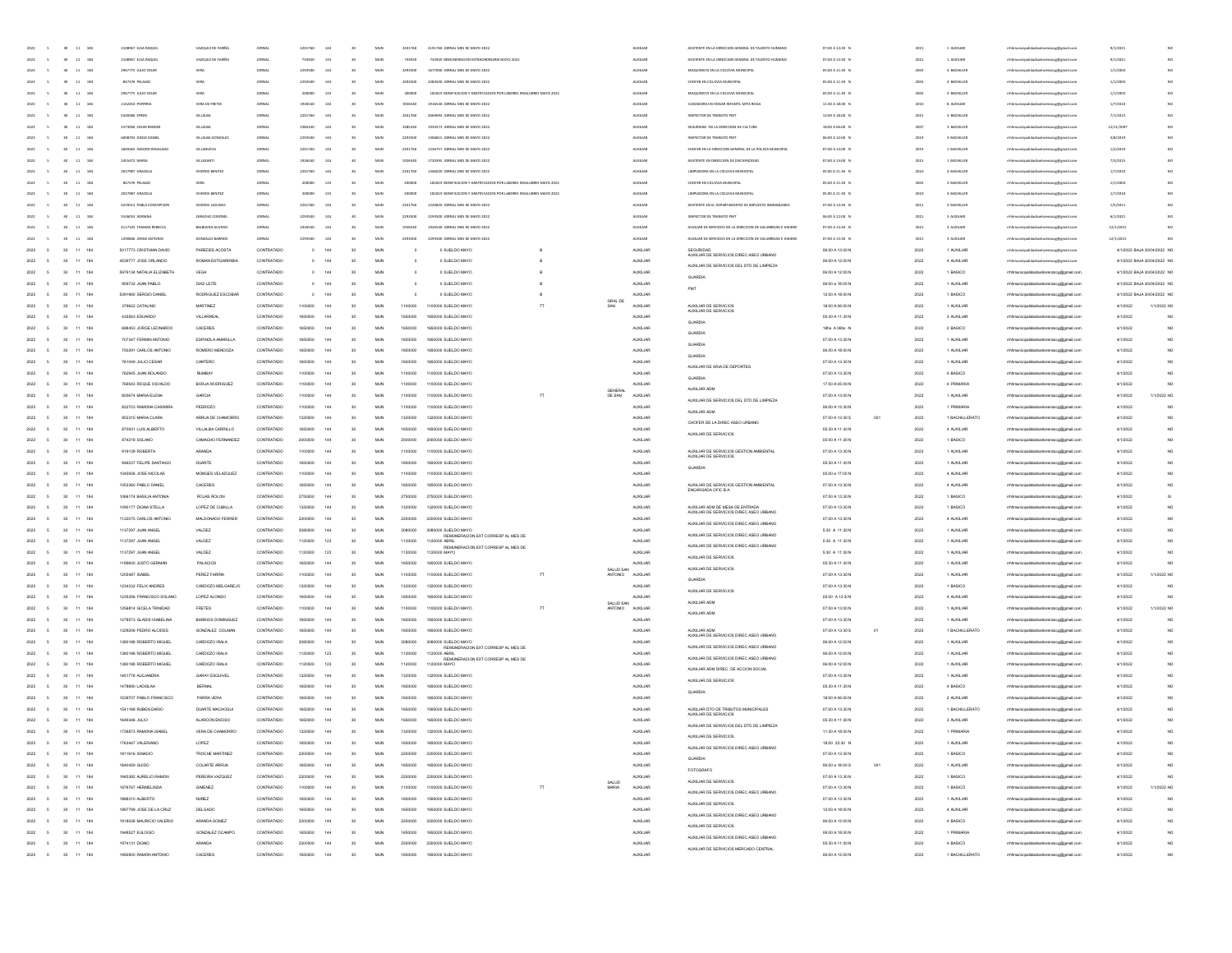| | | | | | | | | | | | | | | | | | | | | | | | | | | |
|---|---|---|---|---|---|---|---|---|---|---|---|---|---|---|---|---|---|---|---|---|---|---|---|---|---|---|
| 2022 | 5 | 30 | 11 | 184 | 2108967 | ELSA RAQUEL | VAZQUEZ DE FARIÑA | JORNAL | 2201760 | 144 | 30 | MUN | 2201760 | 2191760 JORNAL MES DE MAYO 2022 | | | AUXILIAR | ASISTENTE EN LA DIRECCION GENERAL DE TALENTO HUMANO | 07:00 A 13:00 N | | 2021 | 1 AUXILIAR | rrhhmunicipalidadsanlorenzocg@gmail.com | 9/1/2021 | | NO |
| 2022 | 5 | 30 | 11 | 184 | 2108967 | ELSA RAQUEL | VAZQUEZ DE FARIÑA | JORNAL | 733920 | 133 | 30 | MUN | 733920 | 733920 REMUNERACION EXTRAORDINARIA MAYO 2022 | | | AUXILIAR | ASISTENTE EN LA DIRECCION GENERAL DE TALENTO HUMANO | 07:00 A 13:00 N | | 2021 | 1 AUXILIAR | rrhhmunicipalidadsanlorenzocg@gmail.com | 9/1/2021 | | NO |
| 2022 | 5 | 30 | 11 | 184 | 2967775 | JULIO CESAR | VERA | JORNAL | 2293500 | 144 | 30 | MUN | 2293500 | 1677000 JORNAL MES DE MAYO 2022 | | | AUXILIAR | MAQUINISTA EN LA CICLOVIA MUNICIPAL | 05:00 A 11:00 N | | 2003 | 4 BACHILLER | rrhhmunicipalidadsanlorenzocg@gmail.com | 1/1/2003 | | NO |
| 2022 | 5 | 30 | 11 | 184 | 847376 | PELAGIO | VERA | JORNAL | 2293500 | 144 | 30 | MUN | 2293500 | 2283500 JORNAL MES DE MAYO 2022 | | | AUXILIAR | CHOFER EN CICLOVIA MUNICIPAL | 05:00 A 11:00 N | | 2003 | 4 BACHILLER | rrhhmunicipalidadsanlorenzocg@gmail.com | 1/1/2003 | | NO |
| 2022 | 5 | 30 | 11 | 184 | 2967775 | JULIO CESAR | VERA | JORNAL | 200000 | 133 | 30 | MUN | 200000 | 181819 BONIFICACION Y GRATIFICACION POR LABORES INSALUBRES MAYO 2022 | | | AUXILIAR | MAQUINISTA EN LA CICLOVIA MUNICIPAL | 05:00 A 11:00 N | | 2003 | 4 BACHILLER | rrhhmunicipalidadsanlorenzocg@gmail.com | 1/1/2003 | | NO |
| 2022 | 5 | 30 | 11 | 184 | 1162453 | PORFIRIA | VERA DE FRETES | JORNAL | 1926540 | 144 | 30 | MUN | 1926540 | 1916540 JORNAL MES DE MAYO 2022 | | | AUXILIAR | CUIDADORA EN HOGAR INFANTIL MITA ROGA | 11:00 A 18:00 N | | 2010 | 8 AUXILIAR | rrhhmunicipalidadsanlorenzocg@gmail.com | 1/7/2010 | | NO |
| 2022 | 5 | 30 | 11 | 184 | 5430486 | EFREN | VILLALBA | JORNAL | 2201760 | 144 | 30 | MUN | 2201760 | 2069094 JORNAL MES DE MAYO 2022 | | | AUXILIAR | INSPECTOR DE TRANSITO PMT | 12:00 A 18:00 N | | 2015 | 3 BACHILLER | rrhhmunicipalidadsanlorenzocg@gmail.com | 7/1/2015 | | NO |
| 2022 | 5 | 30 | 11 | 184 | 2373006 | CESAR RAMON | VILLALBA | JORNAL | 2385240 | 144 | 30 | MUN | 2385240 | 2353573 JORNAL MES DE MAYO 2022 | | | AUXILIAR | SEGURIDAD EN LA DIRECCION DE CULTURA | 18:00 A 06:00 N | | 2007 | 4 BACHILLER | rrhhmunicipalidadsanlorenzocg@gmail.com | 12/31/2007 | | NO |
| 2022 | 5 | 30 | 11 | 184 | 6009703 | DIEGO DANIEL | VILLALBA GONZALEZ | JORNAL | 2293500 | 144 | 30 | MUN | 2293500 | 1908833 JORNAL MES DE MAYO 2022 | | | AUXILIAR | INSPECTOR DE TRANSITO PMT | 06:00 A 12:00 N | | 2019 | 4 BACHILLER | rrhhmunicipalidadsanlorenzocg@gmail.com | 3/8/2019 | | NO |
| 2022 | 5 | 30 | 11 | 184 | 1869365 | ISIDORO REGALADO | VILLANUEVA | JORNAL | 2201760 | 144 | 30 | MUN | 2201760 | 1256757 JORNAL MES DE MAYO 2022 | | | AUXILIAR | CHOFER EN LA DIRECCION GENERAL DE LA POLICIA MUNICIPAL | 07:00 A 13:00 N | | 2019 | 1 BACHILLER | rrhhmunicipalidadsanlorenzocg@gmail.com | 1/2/2019 | | NO |
| 2022 | 5 | 30 | 11 | 184 | 1455473 | MARIA | VILLASANTI | JORNAL | 1926540 | 144 | 30 | MUN | 1926540 | 1720395 JORNAL MES DE MAYO 2022 | | | AUXILIAR | ASISTENTE EN DIRECCION DE DISCAPACIDAD | 07:00 A 13:00 N | | 2015 | 1 BACHILLER | rrhhmunicipalidadsanlorenzocg@gmail.com | 7/6/2015 | | NO |
| 2022 | 5 | 30 | 11 | 184 | 2027987 | GRACIELA | VIVEROS BENITEZ | JORNAL | 2201760 | 144 | 30 | MUN | 2201760 | 1346020 JORNAL MES DE MAYO 2022 | | | AUXILIAR | LIMPIADORA EN LA CICLOVIA MUNICIPAL | 05:00 A 11:00 N | | 2010 | 4 BACHILLER | rrhhmunicipalidadsanlorenzocg@gmail.com | 1/7/2010 | | NO |
| 2022 | 5 | 30 | 11 | 184 | 847376 | PELAGIO | VERA | JORNAL | 200000 | 133 | 30 | MUN | 200000 | 181819 BONIFICACION Y GRATIFICACION POR LABORES INSALUBRES MAYO 2022 | | | AUXILIAR | CHOFER EN CICLOVIA MUNICIPAL | 05:00 A 11:00 N | | 2003 | 4 BACHILLER | rrhhmunicipalidadsanlorenzocg@gmail.com | 1/1/2003 | | NO |
| 2022 | 5 | 30 | 11 | 184 | 2027987 | GRACIELA | VIVEROS BENITEZ | JORNAL | 200000 | 133 | 30 | MUN | 200000 | 181819 BONIFICACION Y GRATIFICACION POR LABORES INSALUBRES MAYO 2022 | | | AUXILIAR | LIMPIADORA EN LA CICLOVIA MUNICIPAL | 05:00 A 11:00 N | | 2010 | 4 BACHILLER | rrhhmunicipalidadsanlorenzocg@gmail.com | 1/7/2010 | | NO |
| 2022 | 5 | 30 | 11 | 184 | 4470513 | PABLA CONCEPCION | VIVEROS LOZANO | JORNAL | 2201760 | 144 | 30 | MUN | 2201760 | 1220820 JORNAL MES DE MAYO 2022 | | | AUXILIAR | ASISTENTE EN EL DEPARTAMENTO DE IMPUESTO INMOBILIARIO | 07:00 A 13:00 N | | 2011 | 2 BACHILLER | rrhhmunicipalidadsanlorenzocg@gmail.com | 1/5/2011 | | NO |
| 2022 | 5 | 30 | 11 | 184 | 5536053 | ADRIANA | ZARACHO CORONEL | JORNAL | 2293500 | 144 | 30 | MUN | 2293500 | 2293500 JORNAL MES DE MAYO 2022 | | | AUXILIAR | INSPECTOR DE TRANSITO PMT | 06:00 A 12:00 N | | 2021 | 3 AUXILIAR | rrhhmunicipalidadsanlorenzocg@gmail.com | 6/1/2021 | | NO |
| 2022 | 5 | 30 | 11 | 184 | 4117505 | TAMARA REBECCA | BAIBUENA ALONSO | JORNAL | 1926540 | 144 | 30 | MUN | 1926540 | 1926540 JORNAL MES DE MAYO 2022 | | | AUXILIAR | AUXILIAR DE SERVICIOS EN LA DIRECCION DE SALUBRIDAD E HIGIENE | 07:00 A 13:00 N | | 2021 | 3 AUXILIAR | rrhhmunicipalidadsanlorenzocg@gmail.com | 12/1/2021 | | NO |
| 2022 | 5 | 30 | 11 | 184 | 1290806 | JORGE ANTONIO | GONZALEZ BARRIOS | JORNAL | 2293500 | 144 | 30 | MUN | 2293500 | 2293500 JORNAL MES DE MAYO 2022 | | | AUXILIAR | AUXILIAR DE SERVICIOS EN LA DIRECCION DE SALUBRIDAD E HIGIENE | 07:00 A 13:00 N | | 2021 | 3 AUXILIAR | rrhhmunicipalidadsanlorenzocg@gmail.com | 12/1/2021 | | NO |
| 2022 | 5 | 30 | 11 | 184 | 5017773 | CRISTHIAN DAVID | PAREDES ACOSTA | CONTRATADO | 0 | 144 | 30 | MUN | 0 | 0 SUELDO MAYO | B | | AUXILIAR | SEGURIDAD | 06:00 A 12:00 N | | 2022 | 1 AUXILIAR | rrhhmunicipalidadsanlorenzocg@gmail.com | 4/1/2022 BAJA 30/04/2022 | | NO |
| 2022 | 5 | 30 | 11 | 184 | 4539777 | JOSE ORLANDO | ROMAN ESTIGARRIBIA | CONTRATADO | 0 | 144 | 30 | MUN | 0 | 0 SUELDO MAYO | B | | AUXILIAR | AUXILIAR DE SERVICIOS DIREC ASEO URBANO | 06:00 A 12:00 N | | 2022 | 4 AUXILIAR | rrhhmunicipalidadsanlorenzocg@gmail.com | 4/1/2022 BAJA 30/04/2022 | | NO |
| 2022 | 5 | 30 | 11 | 184 | 5978134 | NATALIA ELIZABETH | VEGA | CONTRATADO | 0 | 144 | 30 | MUN | 0 | 0 SUELDO MAYO | B | | AUXILIAR | AUXILIAR DE SERVICIOS DEL DTO DE LIMPIEZA | 06:00 A 12:00 N | | 2022 | 1 BASICO | rrhhmunicipalidadsanlorenzocg@gmail.com | 4/1/2022 BAJA 30/04/2022 | | NO |
| 2022 | 5 | 30 | 11 | 184 | 958732 | JUAN PABLO | DIAZ LEITE | CONTRATADO | 0 | 144 | 30 | MUN | 0 | 0 SUELDO MAYO | B | | AUXILIAR | GUARDIA | 06:00 a 18:00 N | | 2022 | 1 AUXILIAR | rrhhmunicipalidadsanlorenzocg@gmail.com | 4/1/2022 BAJA 30/04/2022 | | NO |
| 2022 | 5 | 30 | 11 | 184 | 5391960 | SERGIO DANIEL | RODRIGUEZ ESCOBAR | CONTRATADO | 0 | 144 | 30 | MUN | 0 | 0 SUELDO MAYO | B | | AUXILIAR | PMT | 12:00 A 18:00 N | | 2022 | 1 BASICO | rrhhmunicipalidadsanlorenzocg@gmail.com | 4/1/2022 BAJA 30/04/2022 | | NO |
| 2022 | 5 | 30 | 11 | 184 | 379622 | CATALINO | MARTINEZ | CONTRATADO | 1100000 | 144 | 30 | MUN | 1100000 | 1100000 SUELDO MAYO | TT | GRAL DE SAN | AUXILIAR | AUXILIAR DE SERVICIOS | 18:00 A 06:00 N | | 2022 | 1 AUXILIAR | rrhhmunicipalidadsanlorenzocg@gmail.com | 4/1/2022 | 1/1/2022 | NO |
| 2022 | 5 | 30 | 11 | 184 | 435963 | EDUARDO | VILLARREAL | CONTRATADO | 1650000 | 144 | 30 | MUN | 1650000 | 1650000 SUELDO MAYO | | | AUXILIAR | AUXILIAR DE SERVICIOS | 05:30 A 11:30 N | | 2022 | 2 AUXILIAR | rrhhmunicipalidadsanlorenzocg@gmail.com | 4/1/2022 | | NO |
| 2022 | 5 | 30 | 11 | 184 | 688453 | JORGE LEONARDO | CACERES | CONTRATADO | 1650000 | 144 | 30 | MUN | 1650000 | 1650000 SUELDO MAYO | | | AUXILIAR | GUARDIA | 18hs A 06hs N | | 2022 | 3 BASICO | rrhhmunicipalidadsanlorenzocg@gmail.com | 4/1/2022 | | NO |
| 2022 | 5 | 30 | 11 | 184 | 707347 | FERMIN ANTONIO | ESPINOLA AMARILLA | CONTRATADO | 1650000 | 144 | 30 | MUN | 1650000 | 1650000 SUELDO MAYO | | | AUXILIAR | GUARDIA | 07:00 A 13:00 N | | 2022 | 1 AUXILIAR | rrhhmunicipalidadsanlorenzocg@gmail.com | 4/1/2022 | | NO |
| 2022 | 5 | 30 | 11 | 184 | 758291 | CARLOS ANTONIO | ROMERO MENDOZA | CONTRATADO | 1650000 | 144 | 30 | MUN | 1650000 | 1650000 SUELDO MAYO | | | AUXILIAR | GUARDIA | 06:00 A 18:00 N | | 2022 | 1 AUXILIAR | rrhhmunicipalidadsanlorenzocg@gmail.com | 4/1/2022 | | NO |
| 2022 | 5 | 30 | 11 | 184 | 761049 | JULIO CESAR | CANTERO | CONTRATADO | 1650000 | 144 | 30 | MUN | 1650000 | 1650000 SUELDO MAYO | | | AUXILIAR | AUXILIAR DE SRIA DE DEPORTES | 07:00 A 13:00 N | | 2022 | 1 AUXILIAR | rrhhmunicipalidadsanlorenzocg@gmail.com | 4/1/2022 | | NO |
| 2022 | 5 | 30 | 11 | 184 | 762945 | JUAN ROLANDO | BENITEZ | CONTRATADO | 1100000 | 144 | 30 | MUN | 1100000 | 1100000 SUELDO MAYO | | | AUXILIAR | GUARDIA | 07:00 A 13:30 N | | 2022 | 4 BASICO | rrhhmunicipalidadsanlorenzocg@gmail.com | 4/1/2022 | | NO |
| 2022 | 5 | 30 | 11 | 184 | 768543 | ROQUE OSVALDO | BORJA RODRIGUEZ | CONTRATADO | 1100000 | 144 | 30 | MUN | 1100000 | 1100000 SUELDO MAYO | | | AUXILIAR | AUXILIAR ADM | 17:00 A 05:00 N | | 2022 | 4 PRIMARIA | rrhhmunicipalidadsanlorenzocg@gmail.com | 4/1/2022 | | NO |
| 2022 | 5 | 30 | 11 | 184 | 806574 | MARIA ELENA | GARCIA | CONTRATADO | 1100000 | 144 | 30 | MUN | 1100000 | 1100000 SUELDO MAYO | TT | GENERAL DE SAN | AUXILIAR | AUXILIAR DE SERVICIOS DEL DTO DE LIMPIEZA | 07:00 A 13:00 N | | 2022 | 1 AUXILIAR | rrhhmunicipalidadsanlorenzocg@gmail.com | 4/1/2022 | 1/1/2022 | NO |
| 2022 | 5 | 30 | 11 | 184 | 832703 | RAMONA CASIMIRA | PEDROZO | CONTRATADO | 1100000 | 144 | 30 | MUN | 1100000 | 1100000 SUELDO MAYO | | | AUXILIAR | AUXILIAR ADM | 06:00 A 12:30 N | | 2022 | 1 PRIMARIA | rrhhmunicipalidadsanlorenzocg@gmail.com | 4/1/2022 | | NO |
| 2022 | 5 | 30 | 11 | 184 | 852315 | MARIA CLARA | ARRUA DE CHAMORRO | CONTRATADO | 1320000 | 144 | 30 | MUN | 1320000 | 1320000 SUELDO MAYO | | | AUXILIAR | CHOFER DE LA DIREC ASEO URBANO | 07:00 A 13:30 S | 001 | 2022 | 1 BACHILLERATO | rrhhmunicipalidadsanlorenzocg@gmail.com | 4/1/2022 | | NO |
| 2022 | 5 | 30 | 11 | 184 | 870931 | LUIS ALBERTO | VILLALBA CARRILLO | CONTRATADO | 1650000 | 144 | 30 | MUN | 1650000 | 1650000 SUELDO MAYO | | | AUXILIAR | AUXILIAR DE SERVICIOS | 05:30 A 11:30 N | | 2022 | 4 AUXILIAR | rrhhmunicipalidadsanlorenzocg@gmail.com | 4/1/2022 | | NO |
| 2022 | 5 | 30 | 11 | 184 | 874219 | SOLANO | CAMACHO FERNANDEZ | CONTRATADO | 2000000 | 144 | 30 | MUN | 2000000 | 2000000 SUELDO MAYO | | | AUXILIAR | | 05:00 A 11:30 N | | 2022 | 1 BASICO | rrhhmunicipalidadsanlorenzocg@gmail.com | 4/1/2022 | | NO |
| 2022 | 5 | 30 | 11 | 184 | 919139 | ROBERTA | ARANDA | CONTRATADO | 1100000 | 144 | 30 | MUN | 1100000 | 1100000 SUELDO MAYO | | | AUXILIAR | AUXILIAR DE SERVICIOS GESTION AMBIENTAL | 07:00 A 13:30 N | | 2022 | 1 AUXILIAR | rrhhmunicipalidadsanlorenzocg@gmail.com | 4/1/2022 | | NO |
| 2022 | 5 | 30 | 11 | 184 | 946237 | FELIPE SANTIAGO | DUARTE | CONTRATADO | 1650000 | 144 | 30 | MUN | 1650000 | 1650000 SUELDO MAYO | | | AUXILIAR | AUXILIAR DE SERVICIOS | 05:30 A 11:30 N | | 2022 | 1 AUXILIAR | rrhhmunicipalidadsanlorenzocg@gmail.com | 4/1/2022 | | NO |
| 2022 | 5 | 30 | 11 | 184 | 1045926 | JOSE NICOLAS | MONGES VELAZQUEZ | CONTRATADO | 1100000 | 144 | 30 | MUN | 1100000 | 1100000 SUELDO MAYO | | | AUXILIAR | GUARDIA | 05:00 a 17:00 N | | 2022 | 4 AUXILIAR | rrhhmunicipalidadsanlorenzocg@gmail.com | 4/1/2022 | | NO |
| 2022 | 5 | 30 | 11 | 184 | 1053360 | PABLO DANIEL | CACERES | CONTRATADO | 1650000 | 144 | 30 | MUN | 1650000 | 1650000 SUELDO MAYO | | | AUXILIAR | AUXILIAR DE SERVICIOS GESTION AMBIENTAL | 07:00 A 13:30 N | | 2022 | 4 AUXILIAR | rrhhmunicipalidadsanlorenzocg@gmail.com | 4/1/2022 | | NO |
| 2022 | 5 | 30 | 11 | 184 | 1066174 | BASILIA ANTONIA | ROJAS ROLON | CONTRATADO | 2750000 | 144 | 30 | MUN | 2750000 | 2750000 SUELDO MAYO | | | AUXILIAR | ENCARGADA OFIC B.A | 07:00 A 13:30 N | | 2022 | 1 BASICO | rrhhmunicipalidadsanlorenzocg@gmail.com | 4/1/2022 | | SI |
| 2022 | 5 | 30 | 11 | 184 | 1090177 | DIGNA STELLA | LOPEZ DE CUBILLA | CONTRATADO | 1320000 | 144 | 30 | MUN | 1320000 | 1320000 SUELDO MAYO | | | AUXILIAR | AUXILIAR ADM DE MESA DE ENTRADA | 07:00 A 13:30 N | | 2022 | 1 BASICO | rrhhmunicipalidadsanlorenzocg@gmail.com | 4/1/2022 | | NO |
| 2022 | 5 | 30 | 11 | 184 | 1122075 | CARLOS ANTONIO | MALDONADO FERRER | CONTRATADO | 2200000 | 144 | 30 | MUN | 2200000 | 2200000 SUELDO MAYO | | | AUXILIAR | AUXILIAR DE SERVICIOS DIREC ASEO URBANO | 07:00 A 12:30 N | | 2022 | 4 AUXILIAR | rrhhmunicipalidadsanlorenzocg@gmail.com | 4/1/2022 | | NO |
| 2022 | 5 | 30 | 11 | 184 | 1137297 | JUAN ANGEL | VALDEZ | CONTRATADO | 3080000 | 144 | 30 | MUN | 3080000 | 3080000 SUELDO MAYO | | | AUXILIAR | AUXILIAR DE SERVICIOS DIREC ASEO URBANO | 5:30 A 11:30 N | | 2022 | 1 AUXILIAR | rrhhmunicipalidadsanlorenzocg@gmail.com | 4/1/2022 | | NO |
| 2022 | 5 | 30 | 11 | 184 | 1137297 | JUAN ANGEL | VALDEZ | CONTRATADO | 1120000 | 123 | 30 | MUN | 1120000 | REMUNERACION EXT CORRESP AL MES DE 1120000 ABRIL | | | AUXILIAR | AUXILIAR DE SERVICIOS DIREC ASEO URBANO | 5:30 A 11:30 N | | 2022 | 1 AUXILIAR | rrhhmunicipalidadsanlorenzocg@gmail.com | 4/1/2022 | | NO |
| 2022 | 5 | 30 | 11 | 184 | 1137297 | JUAN ANGEL | VALDEZ | CONTRATADO | 1120000 | 123 | 30 | MUN | 1120000 | REMUNERACION EXT CORRESP AL MES DE 1120000 MAYO | | | AUXILIAR | AUXILIAR DE SERVICIOS DIREC ASEO URBANO | 5:30 A 11:30 N | | 2022 | 1 AUXILIAR | rrhhmunicipalidadsanlorenzocg@gmail.com | 4/1/2022 | | NO |
| 2022 | 5 | 30 | 11 | 184 | 1169600 | JUSTO GERMAN | PALACIOS | CONTRATADO | 1650000 | 144 | 30 | MUN | 1650000 | 1650000 SUELDO MAYO | | | AUXILIAR | AUXILIAR DE SERVICIOS | 05:30 A 11:30 N | | 2022 | 1 AUXILIAR | rrhhmunicipalidadsanlorenzocg@gmail.com | 4/1/2022 | | NO |
| 2022 | 5 | 30 | 11 | 184 | 1205487 | ISABEL | PEREZ FARIÑA | CONTRATADO | 1100000 | 144 | 30 | MUN | 1100000 | 1100000 SUELDO MAYO | TT | SALUD SAN ANTONIO | AUXILIAR | AUXILIAR DE SERVICIOS | 07:00 A 12:30 N | | 2022 | 1 AUXILIAR | rrhhmunicipalidadsanlorenzocg@gmail.com | 4/1/2022 | 1/1/2022 | NO |
| 2022 | 5 | 30 | 11 | 184 | 1234332 | FELIX ANDRES | CARDOZO MELGAREJO | CONTRATADO | 1320000 | 144 | 30 | MUN | 1320000 | 1320000 SUELDO MAYO | | | AUXILIAR | GUARDIA | 07:00 A 13:30 N | | 2022 | 1 BASICO | rrhhmunicipalidadsanlorenzocg@gmail.com | 4/1/2022 | | NO |
| 2022 | 5 | 30 | 11 | 184 | 1235356 | FRANCISCO SOLANO | LOPEZ ALONSO | CONTRATADO | 1650000 | 144 | 30 | MUN | 1650000 | 1650000 SUELDO MAYO | | | AUXILIAR | AUXILIAR DE SERVICIOS | 05:00 A 12:30 N | | 2022 | 4 AUXILIAR | rrhhmunicipalidadsanlorenzocg@gmail.com | 4/1/2022 | | NO |
| 2022 | 5 | 30 | 11 | 184 | 1256814 | GICELA TRINIDAD | FRETES | CONTRATADO | 1100000 | 144 | 30 | MUN | 1100000 | 1100000 SUELDO MAYO | TT | SALUD SAN ANTONIO | AUXILIAR | AUXILIAR ADM | 07:00 A 13:00 N | | 2022 | 1 AUXILIAR | rrhhmunicipalidadsanlorenzocg@gmail.com | 4/1/2022 | 1/1/2022 | NO |
| 2022 | 5 | 30 | 11 | 184 | 1278573 | GLADIS ISABELINA | BARRIOS DOMINGUEZ | CONTRATADO | 1650000 | 144 | 30 | MUN | 1650000 | 1650000 SUELDO MAYO | | | AUXILIAR | AUXILIAR ADM | 07:00 A 13:30 N | | 2022 | 1 AUXILIAR | rrhhmunicipalidadsanlorenzocg@gmail.com | 4/1/2022 | | NO |
| 2022 | 5 | 30 | 11 | 184 | 1329206 | PEDRO ALCIDES | GONZALEZ COLMAN | CONTRATADO | 1650000 | 144 | 30 | MUN | 1650000 | 1650000 SUELDO MAYO | | | AUXILIAR | AUXILIAR ADM | 07:00 A 13:30 S | 01 | 2022 | 1 BACHILLERATO | rrhhmunicipalidadsanlorenzocg@gmail.com | 4/1/2022 | | NO |
| 2022 | 5 | 30 | 11 | 184 | 1380188 | ROBERTO MIGUEL | CARDOZO IRALA | CONTRATADO | 3080000 | 144 | 30 | MUN | 3080000 | 3080000 SUELDO MAYO | | | AUXILIAR | AUXILIAR DE SERVICIOS DIREC ASEO URBANO | 06:00 A 12:00 N | | 2022 | 1 AUXILIAR | rrhhmunicipalidadsanlorenzocg@gmail.com | 4/1/2022 | | NO |
| 2022 | 5 | 30 | 11 | 184 | 1380188 | ROBERTO MIGUEL | CARDOZO IRALA | CONTRATADO | 1120000 | 123 | 30 | MUN | 1120000 | REMUNERACION EXT CORRESP AL MES DE 1120000 ABRIL | | | AUXILIAR | AUXILIAR DE SERVICIOS DIREC ASEO URBANO | 06:00 A 12:00 N | | 2022 | 1 AUXILIAR | rrhhmunicipalidadsanlorenzocg@gmail.com | 4/1/2022 | | NO |
| 2022 | 5 | 30 | 11 | 184 | 1380188 | ROBERTO MIGUEL | CARDOZO IRALA | CONTRATADO | 1120000 | 123 | 30 | MUN | 1120000 | REMUNERACION EXT CORRESP AL MES DE 1120000 MAYO | | | AUXILIAR | AUXILIAR DE SERVICIOS DIREC ASEO URBANO | 06:00 A 12:00 N | | 2022 | 1 AUXILIAR | rrhhmunicipalidadsanlorenzocg@gmail.com | 4/1/2022 | | NO |
| 2022 | 5 | 30 | 11 | 184 | 1451776 | ALEJANDRA | GARAY ESQUIVEL | CONTRATADO | 1320000 | 144 | 30 | MUN | 1320000 | 1320000 SUELDO MAYO | | | AUXILIAR | AUXILIAR ADM DIREC. DE ACCION SOCIAL | 07:00 A 13:30 N | | 2022 | 1 AUXILIAR | rrhhmunicipalidadsanlorenzocg@gmail.com | 4/1/2022 | | NO |
| 2022 | 5 | 30 | 11 | 184 | 1478690 | LADISLAA | BERNAL | CONTRATADO | 1650000 | 144 | 30 | MUN | 1650000 | 1650000 SUELDO MAYO | | | AUXILIAR | AUXILIAR DE SERVICIOS | 05:30 A 11:30 N | | 2022 | 4 BASICO | rrhhmunicipalidadsanlorenzocg@gmail.com | 4/1/2022 | | NO |
| 2022 | 5 | 30 | 11 | 184 | 1538707 | PABLO FRANCISCO | PARRA VERA | CONTRATADO | 1650000 | 144 | 30 | MUN | 1650000 | 1650000 SUELDO MAYO | | | AUXILIAR | GUARDIA | 18:00 A 06:00 N | | 2022 | 2 AUXILIAR | rrhhmunicipalidadsanlorenzocg@gmail.com | 4/1/2022 | | NO |
| 2022 | 5 | 30 | 11 | 184 | 1541168 | RUBEN DARIO | DUARTE MACHOQUI | CONTRATADO | 1650000 | 144 | 30 | MUN | 1650000 | 1595000 SUELDO MAYO | | | AUXILIAR | AUXILIAR DTO DE TRIBUTOS MUNICIPALES | 07:00 A 13:30 N | | 2022 | 1 BACHILLERATO | rrhhmunicipalidadsanlorenzocg@gmail.com | 4/1/2022 | | NO |
| 2022 | 5 | 30 | 11 | 184 | 1649346 | JULIO | ALARCON ENCISO | CONTRATADO | 1650000 | 144 | 30 | MUN | 1650000 | 1650000 SUELDO MAYO | | | AUXILIAR | AUXILIAR DE SERVICIOS | 05:30 A 11:30 N | | 2022 | 3 AUXILIAR | rrhhmunicipalidadsanlorenzocg@gmail.com | 4/1/2022 | | NO |
| 2022 | 5 | 30 | 11 | 184 | 1726873 | RAMONA ISABEL | VERA DE CHAMORRO | CONTRATADO | 1320000 | 144 | 30 | MUN | 1320000 | 1320000 SUELDO MAYO | | | AUXILIAR | AUXILIAR DE SERVICIOS DEL DTO DE LIMPIEZA | 11:30 A 18:00 N | | 2022 | 1 PRIMARIA | rrhhmunicipalidadsanlorenzocg@gmail.com | 4/1/2022 | | NO |
| 2022 | 5 | 30 | 11 | 184 | 1763447 | VALERIANO | LOPEZ | CONTRATADO | 1650000 | 144 | 30 | MUN | 1650000 | 1650000 SUELDO MAYO | | | AUXILIAR | AUXILIAR DE SERVICIOS | 18:00 22:30 N | | 2022 | 1 AUXILIAR | rrhhmunicipalidadsanlorenzocg@gmail.com | 4/1/2022 | | NO |
| 2022 | 5 | 30 | 11 | 184 | 1811616 | IGNACIO | TROCHE MARTINEZ | CONTRATADO | 2200000 | 144 | 30 | MUN | 2200000 | 2200000 SUELDO MAYO | | | AUXILIAR | AUXILIAR DE SERVICIOS DIREC ASEO URBANO | 07:00 A 12:30 N | | 2022 | 1 BASICO | rrhhmunicipalidadsanlorenzocg@gmail.com | 4/1/2022 | | NO |
| 2022 | 5 | 30 | 11 | 184 | 1840459 | GUIDO | COLARTE ARRUA | CONTRATADO | 1650000 | 144 | 30 | MUN | 1650000 | 1650000 SUELDO MAYO | | | AUXILIAR | GUARDIA | 06:00 a 18:00 S | 001 | 2022 | 1 AUXILIAR | rrhhmunicipalidadsanlorenzocg@gmail.com | 4/1/2022 | | NO |
| 2022 | 5 | 30 | 11 | 184 | 1845382 | AURELIO RAMON | PEREIRA VAZQUEZ | CONTRATADO | 2200000 | 144 | 30 | MUN | 2200000 | 2200000 SUELDO MAYO | | | AUXILIAR | FOTOGRAFO | 07:00 A 13:30 N | | 2022 | 1 BASICO | rrhhmunicipalidadsanlorenzocg@gmail.com | 4/1/2022 | | NO |
| 2022 | 5 | 30 | 11 | 184 | 1876767 | HERMELINDA | GIMENEZ | CONTRATADO | 1100000 | 144 | 30 | MUN | 1100000 | 1100000 SUELDO MAYO | TT | SALUD MARIA | AUXILIAR | AUXILIAR DE SERVICIOS | 07:00 A 13:00 N | | 2022 | 1 BASICO | rrhhmunicipalidadsanlorenzocg@gmail.com | 4/1/2022 | 1/1/2022 | NO |
| 2022 | 5 | 30 | 11 | 184 | 1888310 | ALBERTO | NUÑEZ | CONTRATADO | 1650000 | 144 | 30 | MUN | 1650000 | 1595000 SUELDO MAYO | | | AUXILIAR | AUXILIAR DE SERVICIOS DIREC ASEO URBANO | 07:00 A 13:30 N | | 2022 | 1 AUXILIAR | rrhhmunicipalidadsanlorenzocg@gmail.com | 4/1/2022 | | NO |
| 2022 | 5 | 30 | 11 | 184 | 1897799 | JOSE DE LA CRUZ | DELGADO | CONTRATADO | 1650000 | 144 | 30 | MUN | 1650000 | 1650000 SUELDO MAYO | | | AUXILIAR | AUXILIAR DE SERVICIOS | 12:00 A 18:00 N | | 2022 | 4 AUXILIAR | rrhhmunicipalidadsanlorenzocg@gmail.com | 4/1/2022 | | NO |
| 2022 | 5 | 30 | 11 | 184 | 1918028 | MAURICIO VALERIO | ARANDA GOMEZ | CONTRATADO | 2200000 | 144 | 30 | MUN | 2200000 | 2200000 SUELDO MAYO | | | AUXILIAR | AUXILIAR DE SERVICIOS DIREC ASEO URBANO | 06:00 A 12:00 N | | 2022 | 4 BASICO | rrhhmunicipalidadsanlorenzocg@gmail.com | 4/1/2022 | | NO |
| 2022 | 5 | 30 | 11 | 184 | 1948527 | EULOGIO | GONZALEZ OCAMPO | CONTRATADO | 1650000 | 144 | 30 | MUN | 1650000 | 1650000 SUELDO MAYO | | | AUXILIAR | AUXILIAR DE SERVICIOS | 06:00 A 18:00 N | | 2022 | 1 PRIMARIA | rrhhmunicipalidadsanlorenzocg@gmail.com | 4/1/2022 | | NO |
| 2022 | 5 | 30 | 11 | 184 | 1974131 | DIGNO | ARANDA | CONTRATADO | 2200000 | 144 | 30 | MUN | 2200000 | 2200000 SUELDO MAYO | | | AUXILIAR | AUXILIAR DE SERVICIOS DIREC ASEO URBANO | 05:30 A 11:30 N | | 2022 | 4 BASICO | rrhhmunicipalidadsanlorenzocg@gmail.com | 4/1/2022 | | NO |
| 2022 | 5 | 30 | 11 | 184 | 1992900 | RAMON ANTONIO | CACERES | CONTRATADO | 1650000 | 144 | 30 | MUN | 1650000 | 1650000 SUELDO MAYO | | | AUXILIAR | AUXILIAR DE SERVICIOS MERCADO CENTRAL | 06:00 A 12:00 N | | 2022 | 1 BACHILLERATO | rrhhmunicipalidadsanlorenzocg@gmail.com | 4/1/2022 | | NO |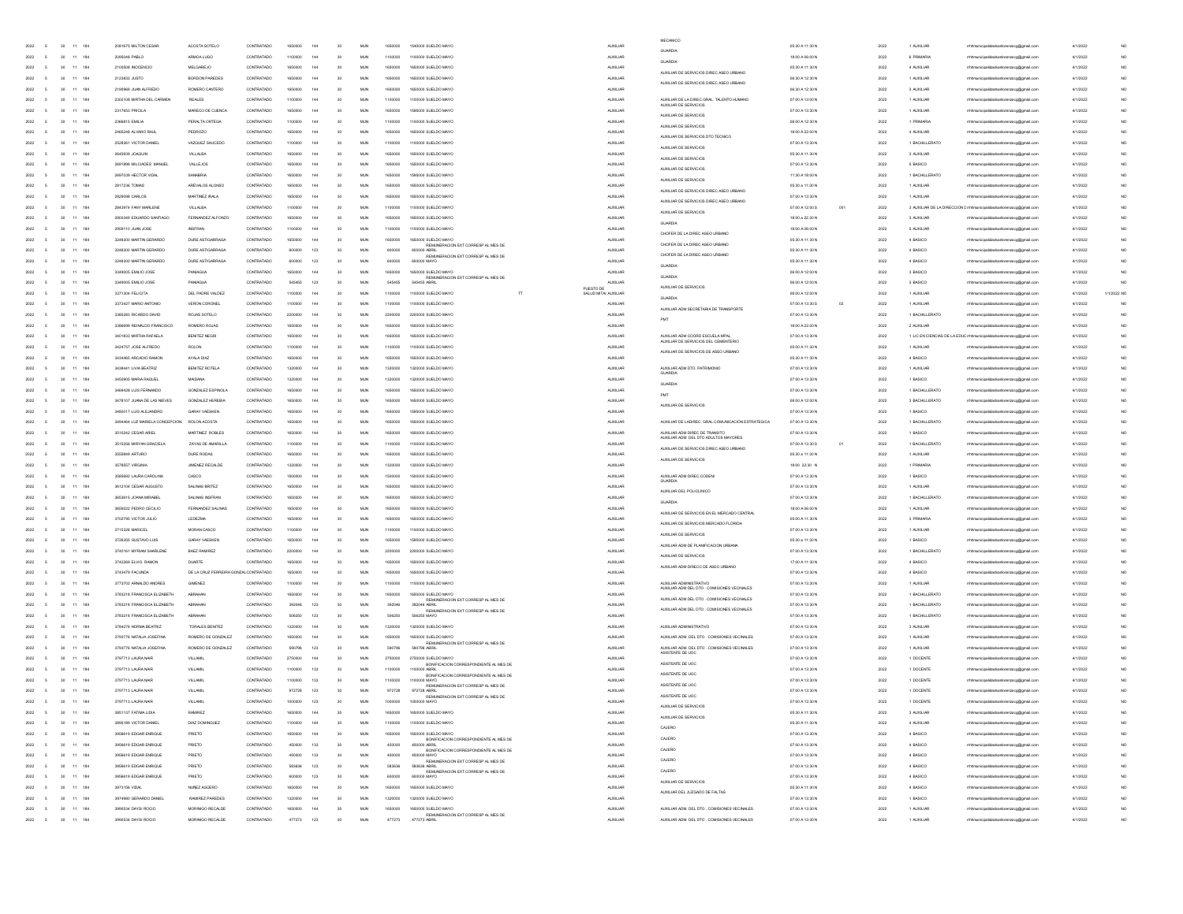| | | | | | | | | | | | | | | | | | | | | | | | | |
|---|---|---|---|---|---|---|---|---|---|---|---|---|---|---|---|---|---|---|---|---|---|---|---|---|
| 2022 | 5 | 30 | 11 | 184 | 2061675 MILTON CESAR | ACOSTA SOTELO | CONTRATADO | 1650000 | 144 | 30 | MUN | 1650000 | 1540000 SUELDO MAYO | | | AUXILIAR | MECANICO | 05:30 A 11:30 N | | 2022 | 1 AUXILIAR | rrhhmunicipalidadsanlorenzocg@gmail.com | 4/1/2022 | NO |
| 2022 | 5 | 30 | 11 | 184 | 2065048 PABLO | ARMOA LUGO | CONTRATADO | 1100000 | 144 | 30 | MUN | 1100000 | 1100000 SUELDO MAYO | | | AUXILIAR | GUARDIA | 18:00 A 06:00 N | | 2022 | 6 PRIMARIA | rrhhmunicipalidadsanlorenzocg@gmail.com | 4/1/2022 | NO |
| 2022 | 5 | 30 | 11 | 184 | 2105508 INOCENCIO | MELGAREJO | CONTRATADO | 1650000 | 144 | 30 | MUN | 1650000 | 1650000 SUELDO MAYO | | | AUXILIAR | GUARDIA | 05:30 A 11:30 N | | 2022 | 4 AUXILIAR | rrhhmunicipalidadsanlorenzocg@gmail.com | 4/1/2022 | NO |
| 2022 | 5 | 30 | 11 | 184 | 2123832 JUSTO | BORDON PAREDES | CONTRATADO | 1650000 | 144 | 30 | MUN | 1650000 | 1650000 SUELDO MAYO | | | AUXILIAR | AUXILIAR DE SERVICIOS DIREC ASEO URBANO | 06:30 A 12:30 N | | 2022 | 1 AUXILIAR | rrhhmunicipalidadsanlorenzocg@gmail.com | 4/1/2022 | NO |
| 2022 | 5 | 30 | 11 | 184 | 2156969 JUAN ALFREDO | ROMERO CANTERO | CONTRATADO | 1650000 | 144 | 30 | MUN | 1650000 | 1650000 SUELDO MAYO | | | AUXILIAR | AUXILIAR DE SERVICIOS DIREC ASEO URBANO | 06:30 A 12:30 N | | 2022 | 2 AUXILIAR | rrhhmunicipalidadsanlorenzocg@gmail.com | 4/1/2022 | NO |
| 2022 | 5 | 30 | 11 | 184 | 2302108 MIRTHA DEL CARMEN | REALES | CONTRATADO | 1100000 | 144 | 30 | MUN | 1100000 | 1100000 SUELDO MAYO | | | AUXILIAR | AUXILIAR DE LA DIREC.GRAL. TALENTO HUMANO | 07:00 A 13:00 N | | 2022 | 1 AUXILIAR | rrhhmunicipalidadsanlorenzocg@gmail.com | 4/1/2022 | NO |
| 2022 | 5 | 30 | 11 | 184 | 2317653 PRECILA | MARECO DE CUENCA | CONTRATADO | 1650000 | 144 | 30 | MUN | 1650000 | 1595000 SUELDO MAYO | | | AUXILIAR | AUXILIAR DE SERVICIOS | 07:00 A 13:00 N | | 2022 | 1 AUXILIAR | rrhhmunicipalidadsanlorenzocg@gmail.com | 4/1/2022 | NO |
| 2022 | 5 | 30 | 11 | 184 | 2366815 EMILIA | PERALTA ORTEGA | CONTRATADO | 1100000 | 144 | 30 | MUN | 1100000 | 1100000 SUELDO MAYO | | | AUXILIAR | AUXILIAR DE SERVICIOS | 06:00 A 12:30 N | | 2022 | 1 PRIMARIA | rrhhmunicipalidadsanlorenzocg@gmail.com | 4/1/2022 | NO |
| 2022 | 5 | 30 | 11 | 184 | 2465248 ALVARO RAUL | PEDROZO | CONTRATADO | 1650000 | 144 | 30 | MUN | 1650000 | 1650000 SUELDO MAYO | | | AUXILIAR | AUXILIAR DE SERVICIOS | 18:00 A 22:00 N | | 2022 | 4 AUXILIAR | rrhhmunicipalidadsanlorenzocg@gmail.com | 4/1/2022 | NO |
| 2022 | 5 | 30 | 11 | 184 | 2528361 VICTOR DANIEL | VAZQUEZ SAUCEDO | CONTRATADO | 1100000 | 144 | 30 | MUN | 1100000 | 1100000 SUELDO MAYO | | | AUXILIAR | AUXILIAR DE SERVICIOS DTO TECNICO | 07:00 A 13:30 N | | 2022 | 1 BACHILLERATO | rrhhmunicipalidadsanlorenzocg@gmail.com | 4/1/2022 | NO |
| 2022 | 5 | 30 | 11 | 184 | 2645939 JOAQUIN | VILLALBA | CONTRATADO | 1650000 | 144 | 30 | MUN | 1650000 | 1650000 SUELDO MAYO | | | AUXILIAR | AUXILIAR DE SERVICIOS | 05:30 A 11:30 N | | 2022 | 3 AUXILIAR | rrhhmunicipalidadsanlorenzocg@gmail.com | 4/1/2022 | NO |
| 2022 | 5 | 30 | 11 | 184 | 2691896 MILCIADES MANUEL | VALLEJOS | CONTRATADO | 1650000 | 144 | 30 | MUN | 1650000 | 1650000 SUELDO MAYO | | | AUXILIAR | AUXILIAR DE SERVICIOS | 07:00 A 13:30 N | | 2022 | 5 BASICO | rrhhmunicipalidadsanlorenzocg@gmail.com | 4/1/2022 | NO |
| 2022 | 5 | 30 | 11 | 184 | 2697039 HECTOR VIDAL | SANABRIA | CONTRATADO | 1650000 | 144 | 30 | MUN | 1650000 | 1595000 SUELDO MAYO | | | AUXILIAR | AUXILIAR DE SERVICIOS | 11:30 A 18:00 N | | 2022 | 1 BACHILLERATO | rrhhmunicipalidadsanlorenzocg@gmail.com | 4/1/2022 | NO |
| 2022 | 5 | 30 | 11 | 184 | 2817236 TOMAS | AREVALOS ALONSO | CONTRATADO | 1650000 | 144 | 30 | MUN | 1650000 | 1650000 SUELDO MAYO | | | AUXILIAR | AUXILIAR DE SERVICIOS | 05:30 A 11:30 N | | 2022 | 1 AUXILIAR | rrhhmunicipalidadsanlorenzocg@gmail.com | 4/1/2022 | NO |
| 2022 | 5 | 30 | 11 | 184 | 2828098 CARLOS | MARTINEZ IRALA | CONTRATADO | 1650000 | 144 | 30 | MUN | 1650000 | 1650000 SUELDO MAYO | | | AUXILIAR | AUXILIAR DE SERVICIOS DIREC ASEO URBANO | 07:00 A 13:30 N | | 2022 | 1 AUXILIAR | rrhhmunicipalidadsanlorenzocg@gmail.com | 4/1/2022 | NO |
| 2022 | 5 | 30 | 11 | 184 | 2843974 FANY MARLENE | VILLALBA | CONTRATADO | 1100000 | 144 | 30 | MUN | 1100000 | 1100000 SUELDO MAYO | | | AUXILIAR | AUXILIAR DE SERVICIOS DIREC ASEO URBANO | 07:00 A 12:00 S | 001 | 2022 | 3 AUXILIAR DE LA DIRECCION D | rrhhmunicipalidadsanlorenzocg@gmail.com | 4/1/2022 | NO |
| 2022 | 5 | 30 | 11 | 184 | 2900349 EDUARDO SANTIAGO | FERNANDEZ ALFONZO | CONTRATADO | 1650000 | 144 | 30 | MUN | 1650000 | 1650000 SUELDO MAYO | | | AUXILIAR | AUXILIAR DE SERVICIOS | 18:00 a 22:30 N | | 2022 | 3 AUXILIAR | rrhhmunicipalidadsanlorenzocg@gmail.com | 4/1/2022 | NO |
| 2022 | 5 | 30 | 11 | 184 | 2958110 JUAN JOSE | INSFRAN | CONTRATADO | 1100000 | 144 | 30 | MUN | 1100000 | 1100000 SUELDO MAYO | | | AUXILIAR | GUARDIA | 18:00 A 06:00 N | | 2022 | 5 AUXILIAR | rrhhmunicipalidadsanlorenzocg@gmail.com | 4/1/2022 | NO |
| 2022 | 5 | 30 | 11 | 184 | 3248300 MARTIN GERARDO | DURE ASTIGARRAGA | CONTRATADO | 1650000 | 144 | 30 | MUN | 1650000 | 1650000 SUELDO MAYO | | | AUXILIAR | CHOFER DE LA DIREC ASEO URBANO | 05:30 A 11:30 N | | 2022 | 4 BASICO | rrhhmunicipalidadsanlorenzocg@gmail.com | 4/1/2022 | NO |
| 2022 | 5 | 30 | 11 | 184 | 3248300 MARTIN GERARDO | DURE ASTIGARRAGA | CONTRATADO | 600000 | 123 | 30 | MUN | 600000 | 600000 REMUNERACION EXT CORRESP AL MES DE ABRIL | | | AUXILIAR | CHOFER DE LA DIREC ASEO URBANO | 05:30 A 11:30 N | | 2022 | 4 BASICO | rrhhmunicipalidadsanlorenzocg@gmail.com | 4/1/2022 | NO |
| 2022 | 5 | 30 | 11 | 184 | 3248300 MARTIN GERARDO | DURE ASTIGARRAGA | CONTRATADO | 600000 | 123 | 30 | MUN | 600000 | 600000 REMUNERACION EXT CORRESP AL MES DE MAYO | | | AUXILIAR | CHOFER DE LA DIREC ASEO URBANO | 05:30 A 11:30 N | | 2022 | 4 BASICO | rrhhmunicipalidadsanlorenzocg@gmail.com | 4/1/2022 | NO |
| 2022 | 5 | 30 | 11 | 184 | 3349005 EMILIO JOSE | PANIAGUA | CONTRATADO | 1650000 | 144 | 30 | MUN | 1650000 | 1650000 SUELDO MAYO | | | AUXILIAR | GUARDIA | 06:00 A 12:00 N | | 2022 | 3 BASICO | rrhhmunicipalidadsanlorenzocg@gmail.com | 4/1/2022 | NO |
| 2022 | 5 | 30 | 11 | 184 | 3349005 EMILIO JOSE | PANIAGUA | CONTRATADO | 545455 | 123 | 30 | MUN | 545455 | 545455 REMUNERACION EXT CORRESP AL MES DE ABRIL | | | AUXILIAR | GUARDIA | 06:00 A 12:00 N | | 2022 | 3 BASICO | rrhhmunicipalidadsanlorenzocg@gmail.com | 4/1/2022 | NO |
| 2022 | 5 | 30 | 11 | 184 | 3371304 FELICITA | DEL PADRE VALDEZ | CONTRATADO | 1100000 | 144 | 30 | MUN | 1100000 | 1100000 SUELDO MAYO | TT | PUESTO DE SALUD MITAI | AUXILIAR | AUXILIAR DE SERVICIOS | 06:00 A 12:00 N | | 2022 | 1 AUXILIAR | rrhhmunicipalidadsanlorenzocg@gmail.com | 4/1/2022 | 1/1/2022 NO |
| 2022 | 5 | 30 | 11 | 184 | 3373427 MARIO ANTONIO | VERON CORONEL | CONTRATADO | 1100000 | 144 | 30 | MUN | 1100000 | 1100000 SUELDO MAYO | | | AUXILIAR | GUARDIA | 07:00 A 13:30 S | 02 | 2022 | 1 AUXILIAR | rrhhmunicipalidadsanlorenzocg@gmail.com | 4/1/2022 | NO |
| 2022 | 5 | 30 | 11 | 184 | 3385283 RICARDO DAVID | ROJAS SOTELO | CONTRATADO | 2200000 | 144 | 30 | MUN | 2200000 | 2200000 SUELDO MAYO | | | AUXILIAR | AUXILIAR ADM SECRETARIA DE TRANSPORTE | 07:00 A 13:30 N | | 2022 | 1 BACHILLERATO | rrhhmunicipalidadsanlorenzocg@gmail.com | 4/1/2022 | NO |
| 2022 | 5 | 30 | 11 | 184 | 3386699 REINALDO FRANCISCO | ROMERO ROJAS | CONTRATADO | 1650000 | 144 | 30 | MUN | 1650000 | 1650000 SUELDO MAYO | | | AUXILIAR | PMT | 18:00 A 22:00 N | | 2022 | 2 AUXILIAR | rrhhmunicipalidadsanlorenzocg@gmail.com | 4/1/2022 | NO |
| 2022 | 5 | 30 | 11 | 184 | 3401833 MIRTHA RAFAELA | BENITEZ NEGRI | CONTRATADO | 1650000 | 144 | 30 | MUN | 1650000 | 1650000 SUELDO MAYO | | | AUXILIAR | AUXILIAR ADM COORD ESCUELA MPAL | 07:00 A 13:30 N | | 2022 | 1 LIC.EN CIENCIAS DE LA EDUC | rrhhmunicipalidadsanlorenzocg@gmail.com | 4/1/2022 | NO |
| 2022 | 5 | 30 | 11 | 184 | 3424757 JOSE ALFREDO | ROLON | CONTRATADO | 1100000 | 144 | 30 | MUN | 1100000 | 1100000 SUELDO MAYO | | | AUXILIAR | AUXILIAR DE SERVICIOS DEL CEMENTERIO | 05:00 A 11:30 N | | 2022 | 1 AUXILIAR | rrhhmunicipalidadsanlorenzocg@gmail.com | 4/1/2022 | NO |
| 2022 | 5 | 30 | 11 | 184 | 3434465 ARCADIO RAMON | AYALA DIAZ | CONTRATADO | 1650000 | 144 | 30 | MUN | 1650000 | 1650000 SUELDO MAYO | | | AUXILIAR | AUXILIAR DE SERVICIOS DE ASEO URBANO | 05:30 A 11:30 N | | 2022 | 4 BASICO | rrhhmunicipalidadsanlorenzocg@gmail.com | 4/1/2022 | NO |
| 2022 | 5 | 30 | 11 | 184 | 3438441 LIVIA BEATRIZ | BENITEZ ROTELA | CONTRATADO | 1320000 | 144 | 30 | MUN | 1320000 | 1320000 SUELDO MAYO | | | AUXILIAR | AUXILIAR ADM DTO. PATRIMONIO | 07:00 A 13:30 N | | 2022 | 1 AUXILIAR | rrhhmunicipalidadsanlorenzocg@gmail.com | 4/1/2022 | NO |
| 2022 | 5 | 30 | 11 | 184 | 3450905 MARIA RAQUEL | MAIDANA | CONTRATADO | 1320000 | 144 | 30 | MUN | 1320000 | 1320000 SUELDO MAYO | | | AUXILIAR | GUARDIA | 07:00 A 13:30 N | | 2022 | 1 BASICO | rrhhmunicipalidadsanlorenzocg@gmail.com | 4/1/2022 | NO |
| 2022 | 5 | 30 | 11 | 184 | 3469426 LUIS FERNANDO | GONZALEZ ESPINOLA | CONTRATADO | 1650000 | 144 | 30 | MUN | 1650000 | 1650000 SUELDO MAYO | | | AUXILIAR | GUARDIA | 07:00 A 13:30 N | | 2022 | 1 BACHILLERATO | rrhhmunicipalidadsanlorenzocg@gmail.com | 4/1/2022 | NO |
| 2022 | 5 | 30 | 11 | 184 | 3478107 JUANA DE LAS NIEVES | GONZALEZ HEREBIA | CONTRATADO | 1650000 | 144 | 30 | MUN | 1650000 | 1650000 SUELDO MAYO | | | AUXILIAR | PMT | 06:00 A 12:00 N | | 2022 | 3 BACHILLERATO | rrhhmunicipalidadsanlorenzocg@gmail.com | 4/1/2022 | NO |
| 2022 | 5 | 30 | 11 | 184 | 3488017 LUIS ALEJANDRO | GARAY VAESKEN | CONTRATADO | 1650000 | 144 | 30 | MUN | 1650000 | 1595000 SUELDO MAYO | | | AUXILIAR | AUXILIAR DE SERVICIOS | 07:00 A 13:30 N | | 2022 | 1 BASICO | rrhhmunicipalidadsanlorenzocg@gmail.com | 4/1/2022 | NO |
| 2022 | 5 | 30 | 11 | 184 | 3494464 LUZ MARIELA CONCEPCION | ROLON ACOSTA | CONTRATADO | 1650000 | 144 | 30 | MUN | 1650000 | 1650000 SUELDO MAYO | | | AUXILIAR | AUXILIAR DE LADIREC. GRAL.COMUNICACIÓN ESTRATEGICA | 07:00 A 13:30 N | | 2022 | 1 BACHILLERATO | rrhhmunicipalidadsanlorenzocg@gmail.com | 4/1/2022 | NO |
| 2022 | 5 | 30 | 11 | 184 | 3510242 CESAR ARIEL | MARTINEZ ROBLES | CONTRATADO | 1650000 | 144 | 30 | MUN | 1650000 | 1650000 SUELDO MAYO | | | AUXILIAR | AUXILIAR ADM DIREC DE TRANSITO | 07:00 A 13:30 N | | 2022 | 1 BASICO | rrhhmunicipalidadsanlorenzocg@gmail.com | 4/1/2022 | NO |
| 2022 | 5 | 30 | 11 | 184 | 3515256 MIRYAN GRACIELA | ZAYAS DE AMARILLA | CONTRATADO | 1100000 | 144 | 30 | MUN | 1100000 | 1100000 SUELDO MAYO | | | AUXILIAR | AUXILIAR ADM DEL DTO ADULTOS MAYORES | 07:00 A 13:30 S | 01 | 2022 | 1 BACHILLERATO | rrhhmunicipalidadsanlorenzocg@gmail.com | 4/1/2022 | NO |
| 2022 | 5 | 30 | 11 | 184 | 3555849 ARTURO | DURE RODAS | CONTRATADO | 1650000 | 144 | 30 | MUN | 1650000 | 1650000 SUELDO MAYO | | | AUXILIAR | AUXILIAR DE SERVICIOS DIREC ASEO URBANO | 05:30 A 11:30 N | | 2022 | 1 AUXILIAR | rrhhmunicipalidadsanlorenzocg@gmail.com | 4/1/2022 | NO |
| 2022 | 5 | 30 | 11 | 184 | 3578557 VIRGINIA | JIMENEZ RECALDE | CONTRATADO | 1320000 | 144 | 30 | MUN | 1320000 | 1320000 SUELDO MAYO | | | AUXILIAR | AUXILIAR DE SERVICIOS | 18:00 22:30 N | | 2022 | 1 PRIMARIA | rrhhmunicipalidadsanlorenzocg@gmail.com | 4/1/2022 | NO |
| 2022 | 5 | 30 | 11 | 184 | 3585692 LAURA CAROLINA | CASCO | CONTRATADO | 1500000 | 144 | 30 | MUN | 1500000 | 1500000 SUELDO MAYO | | | AUXILIAR | AUXILIAR ADM DIREC.CODENI | 07:00 A 13:30 N | | 2022 | 1 BASICO | rrhhmunicipalidadsanlorenzocg@gmail.com | 4/1/2022 | NO |
| 2022 | 5 | 30 | 11 | 184 | 3612104 CESAR AUGUSTO | SALINAS BRITEZ | CONTRATADO | 1650000 | 144 | 30 | MUN | 1650000 | 1650000 SUELDO MAYO | | | AUXILIAR | GUARDIA | 07:00 A 13:30 N | | 2022 | 1 AUXILIAR | rrhhmunicipalidadsanlorenzocg@gmail.com | 4/1/2022 | NO |
| 2022 | 5 | 30 | 11 | 184 | 3653615 JOANA MIRABEL | SALINAS INSFRAN | CONTRATADO | 1650000 | 144 | 30 | MUN | 1650000 | 1650000 SUELDO MAYO | | | AUXILIAR | AUXILIAR DEL POLICLINICO | 07:00 A 13:30 N | | 2022 | 1 BACHILLERATO | rrhhmunicipalidadsanlorenzocg@gmail.com | 4/1/2022 | NO |
| 2022 | 5 | 30 | 11 | 184 | 3658222 PEDRO CECILIO | FERNANDEZ SALINAS | CONTRATADO | 1650000 | 144 | 30 | MUN | 1650000 | 1650000 SUELDO MAYO | | | AUXILIAR | GUARDIA | 18:00 A 06:00 N | | 2022 | 1 AUXILIAR | rrhhmunicipalidadsanlorenzocg@gmail.com | 4/1/2022 | NO |
| 2022 | 5 | 30 | 11 | 184 | 3702795 VICTOR JULIO | LEDEZMA | CONTRATADO | 1650000 | 144 | 30 | MUN | 1650000 | 1650000 SUELDO MAYO | | | AUXILIAR | AUXILIAR DE SERVICIOS EN EL MERCADO CENTRAL | 05:00 A 11:30 N | | 2022 | 3 PRIMARIA | rrhhmunicipalidadsanlorenzocg@gmail.com | 4/1/2022 | NO |
| 2022 | 5 | 30 | 11 | 184 | 3712328 MARICEL | MORAN CASCO | CONTRATADO | 1100000 | 144 | 30 | MUN | 1100000 | 1100000 SUELDO MAYO | | | AUXILIAR | AUXILIAR DE SERVICIOS MERCADO FLORIDA | 07:00 A 13:30 N | | 2022 | 1 AUXILIAR | rrhhmunicipalidadsanlorenzocg@gmail.com | 4/1/2022 | NO |
| 2022 | 5 | 30 | 11 | 184 | 3726355 GUSTAVO LUIS | GARAY VAESKEN | CONTRATADO | 1650000 | 144 | 30 | MUN | 1650000 | 1595000 SUELDO MAYO | | | AUXILIAR | AUXILIAR DE SERVICIOS | 05:30 A 11:30 N | | 2022 | 1 BASICO | rrhhmunicipalidadsanlorenzocg@gmail.com | 4/1/2022 | NO |
| 2022 | 5 | 30 | 11 | 184 | 3740161 MYRIAM SHARLENE | BAEZ RAMIREZ | CONTRATADO | 2200000 | 144 | 30 | MUN | 2200000 | 2200000 SUELDO MAYO | | | AUXILIAR | AUXILIAR ADM DE PLANIFICACION URBANA | 07:00 A 13:30 N | | 2022 | 1 BACHILLERATO | rrhhmunicipalidadsanlorenzocg@gmail.com | 4/1/2022 | NO |
| 2022 | 5 | 30 | 11 | 184 | 3742269 ELVIO RAMON | DUARTE | CONTRATADO | 1650000 | 144 | 30 | MUN | 1650000 | 1650000 SUELDO MAYO | | | AUXILIAR | AUXILIAR DE SERVICIOS | 17:00 A 11:30 N | | 2022 | 4 BASICO | rrhhmunicipalidadsanlorenzocg@gmail.com | 4/1/2022 | NO |
| 2022 | 5 | 30 | 11 | 184 | 3743479 FACUNDA | DE LA CRUZ FERREIRA GONZAL | CONTRATADO | 1650000 | 144 | 30 | MUN | 1650000 | 1650000 SUELDO MAYO | | | AUXILIAR | AUXILIAR ADM DIRECC DE ASEO URBANO | 07:00 A 13:30 N | | 2022 | 4 BASICO | rrhhmunicipalidadsanlorenzocg@gmail.com | 4/1/2022 | NO |
| 2022 | 5 | 30 | 11 | 184 | 3773702 ARNALDO ANDRES | GIMENEZ | CONTRATADO | 1100000 | 144 | 30 | MUN | 1100000 | 1100000 SUELDO MAYO | | | AUXILIAR | AUXILIAR ADMINISTRATIVO | 07:00 A 13:30 N | | 2022 | 1 AUXILIAR | rrhhmunicipalidadsanlorenzocg@gmail.com | 4/1/2022 | NO |
| 2022 | 5 | 30 | 11 | 184 | 3783218 FRANCISCA ELIZABETH | ABRAHAN | CONTRATADO | 1650000 | 144 | 30 | MUN | 1650000 | 1650000 SUELDO MAYO | | | AUXILIAR | AUXILIAR ADM DEL DTO . COMISIONES VECINALES | 07:00 A 13:30 N | | 2022 | 1 BACHILLERATO | rrhhmunicipalidadsanlorenzocg@gmail.com | 4/1/2022 | NO |
| 2022 | 5 | 30 | 11 | 184 | 3783218 FRANCISCA ELIZABETH | ABRAHAN | CONTRATADO | 392846 | 123 | 30 | MUN | 392846 | 392846 REMUNERACION EXT CORRESP AL MES DE ABRIL | | | AUXILIAR | AUXILIAR ADM DEL DTO . COMISIONES VECINALES | 07:00 A 13:30 N | | 2022 | 1 BACHILLERATO | rrhhmunicipalidadsanlorenzocg@gmail.com | 4/1/2022 | NO |
| 2022 | 5 | 30 | 11 | 184 | 3783218 FRANCISCA ELIZABETH | ABRAHAN | CONTRATADO | 506250 | 123 | 30 | MUN | 506250 | 506250 REMUNERACION EXT CORRESP AL MES DE MAYO | | | AUXILIAR | AUXILIAR ADM DEL DTO . COMISIONES VECINALES | 07:00 A 13:30 N | | 2022 | 1 BACHILLERATO | rrhhmunicipalidadsanlorenzocg@gmail.com | 4/1/2022 | NO |
| 2022 | 5 | 30 | 11 | 184 | 3784276 NORMA BEATRIZ | TORALES BENITEZ | CONTRATADO | 1320000 | 144 | 30 | MUN | 1320000 | 1320000 SUELDO MAYO | | | AUXILIAR | AUXILIAR ADMINISTRATIVO | 07:00 A 13:30 N | | 2022 | 3 AUXILIAR | rrhhmunicipalidadsanlorenzocg@gmail.com | 4/1/2022 | NO |
| 2022 | 5 | 30 | 11 | 184 | 3792776 NATALIA JOSEFINA | ROMERO DE GONZALEZ | CONTRATADO | 1650000 | 144 | 30 | MUN | 1650000 | 1650000 SUELDO MAYO | | | AUXILIAR | AUXILIAR ADM. DEL DTO . COMISIONES VECINALES | 07:00 A 13:30 N | | 2022 | 1 AUXILIAR | rrhhmunicipalidadsanlorenzocg@gmail.com | 4/1/2022 | NO |
| 2022 | 5 | 30 | 11 | 184 | 3792776 NATALIA JOSEFINA | ROMERO DE GONZALEZ | CONTRATADO | 590796 | 123 | 30 | MUN | 590796 | 590796 REMUNERACION EXT CORRESP AL MES DE ABRIL | | | AUXILIAR | AUXILIAR ADM. DEL DTO . COMISIONES VECINALES | 07:00 A 13:30 N | | 2022 | 1 AUXILIAR | rrhhmunicipalidadsanlorenzocg@gmail.com | 4/1/2022 | NO |
| 2022 | 5 | 30 | 11 | 184 | 3797713 LAURA NAIR | VILLAMIL | CONTRATADO | 2750000 | 144 | 30 | MUN | 2750000 | 2750000 SUELDO MAYO | | | AUXILIAR | ASISTENTE DE UOC | 07:00 A 13:30 N | | 2022 | 1 DOCENTE | rrhhmunicipalidadsanlorenzocg@gmail.com | 4/1/2022 | NO |
| 2022 | 5 | 30 | 11 | 184 | 3797713 LAURA NAIR | VILLAMIL | CONTRATADO | 1100000 | 133 | 30 | MUN | 1100000 | 1100000 BONIFICACION CORRESPONDIENTE AL MES DE ABRIL | | | AUXILIAR | ASISTENTE DE UOC | 07:00 A 13:30 N | | 2022 | 1 DOCENTE | rrhhmunicipalidadsanlorenzocg@gmail.com | 4/1/2022 | NO |
| 2022 | 5 | 30 | 11 | 184 | 3797713 LAURA NAIR | VILLAMIL | CONTRATADO | 1100000 | 133 | 30 | MUN | 1100000 | 1100000 BONIFICACION CORRESPONDIENTE AL MES DE MAYO | | | AUXILIAR | ASISTENTE DE UOC | 07:00 A 13:30 N | | 2022 | 1 DOCENTE | rrhhmunicipalidadsanlorenzocg@gmail.com | 4/1/2022 | NO |
| 2022 | 5 | 30 | 11 | 184 | 3797713 LAURA NAIR | VILLAMIL | CONTRATADO | 972728 | 123 | 30 | MUN | 972728 | 972728 REMUNERACION EXT CORRESP AL MES DE ABRIL | | | AUXILIAR | ASISTENTE DE UOC | 07:00 A 13:30 N | | 2022 | 1 DOCENTE | rrhhmunicipalidadsanlorenzocg@gmail.com | 4/1/2022 | NO |
| 2022 | 5 | 30 | 11 | 184 | 3797713 LAURA NAIR | VILLAMIL | CONTRATADO | 1000000 | 123 | 30 | MUN | 1000000 | 1000000 REMUNERACION EXT CORRESP AL MES DE MAYO | | | AUXILIAR | ASISTENTE DE UOC | 07:00 A 13:30 N | | 2022 | 1 DOCENTE | rrhhmunicipalidadsanlorenzocg@gmail.com | 4/1/2022 | NO |
| 2022 | 5 | 30 | 11 | 184 | 3851137 FATIMA LIDIA | RAMIREZ | CONTRATADO | 1650000 | 144 | 30 | MUN | 1650000 | 1650000 SUELDO MAYO | | | AUXILIAR | AUXILIAR DE SERVICIOS | 05:30 A 11:30 N | | 2022 | 3 AUXILIAR | rrhhmunicipalidadsanlorenzocg@gmail.com | 4/1/2022 | NO |
| 2022 | 5 | 30 | 11 | 184 | 3895189 VICTOR DANIEL | DIAZ DOMINGUEZ | CONTRATADO | 1100000 | 144 | 30 | MUN | 1100000 | 1100000 SUELDO MAYO | | | AUXILIAR | AUXILIAR DE SERVICIOS | 05:30 A 11:30 N | | 2022 | 4 AUXILIAR | rrhhmunicipalidadsanlorenzocg@gmail.com | 4/1/2022 | NO |
| 2022 | 5 | 30 | 11 | 184 | 3956619 EDGAR ENRIQUE | PRIETO | CONTRATADO | 1650000 | 144 | 30 | MUN | 1650000 | 1650000 SUELDO MAYO | | | AUXILIAR | CAJERO | 07:00 A 13:30 N | | 2022 | 4 BASICO | rrhhmunicipalidadsanlorenzocg@gmail.com | 4/1/2022 | NO |
| 2022 | 5 | 30 | 11 | 184 | 3956619 EDGAR ENRIQUE | PRIETO | CONTRATADO | 450000 | 133 | 30 | MUN | 450000 | 450000 BONIFICACION CORRESPONDIENTE AL MES DE ABRIL | | | AUXILIAR | CAJERO | 07:00 A 13:30 N | | 2022 | 4 BASICO | rrhhmunicipalidadsanlorenzocg@gmail.com | 4/1/2022 | NO |
| 2022 | 5 | 30 | 11 | 184 | 3956619 EDGAR ENRIQUE | PRIETO | CONTRATADO | 450000 | 133 | 30 | MUN | 450000 | 450000 BONIFICACION CORRESPONDIENTE AL MES DE MAYO | | | AUXILIAR | CAJERO | 07:00 A 13:30 N | | 2022 | 4 BASICO | rrhhmunicipalidadsanlorenzocg@gmail.com | 4/1/2022 | NO |
| 2022 | 5 | 30 | 11 | 184 | 3956619 EDGAR ENRIQUE | PRIETO | CONTRATADO | 583636 | 123 | 30 | MUN | 583636 | 583636 REMUNERACION EXT CORRESP AL MES DE ABRIL | | | AUXILIAR | CAJERO | 07:00 A 13:30 N | | 2022 | 4 BASICO | rrhhmunicipalidadsanlorenzocg@gmail.com | 4/1/2022 | NO |
| 2022 | 5 | 30 | 11 | 184 | 3956619 EDGAR ENRIQUE | PRIETO | CONTRATADO | 600000 | 123 | 30 | MUN | 600000 | 600000 REMUNERACION EXT CORRESP AL MES DE MAYO | | | AUXILIAR | CAJERO | 07:00 A 13:30 N | | 2022 | 4 BASICO | rrhhmunicipalidadsanlorenzocg@gmail.com | 4/1/2022 | NO |
| 2022 | 5 | 30 | 11 | 184 | 3973156 VIDAL | NUÑEZ AGÜERO | CONTRATADO | 1650000 | 144 | 30 | MUN | 1650000 | 1650000 SUELDO MAYO | | | AUXILIAR | AUXILIAR DE SERVICIOS | 05:30 A 11:30 N | | 2022 | 4 BASICO | rrhhmunicipalidadsanlorenzocg@gmail.com | 4/1/2022 | NO |
| 2022 | 5 | 30 | 11 | 184 | 3974960 GERARDO DANIEL | RAMIREZ PAREDES | CONTRATADO | 1320000 | 144 | 30 | MUN | 1320000 | 1320000 SUELDO MAYO | | | AUXILIAR | AUXILIAR DEL JUZGADO DE FALTAS | 07:00 A 13:30 N | | 2022 | 1 BASICO | rrhhmunicipalidadsanlorenzocg@gmail.com | 4/1/2022 | NO |
| 2022 | 5 | 30 | 11 | 184 | 3990534 DAYSI ROCIO | MORINIGO RECALDE | CONTRATADO | 1650000 | 144 | 30 | MUN | 1650000 | 1650000 SUELDO MAYO | | | AUXILIAR | AUXILIAR ADM. DEL DTO . COMISIONES VECINALES | 07:00 A 13:30 N | | 2022 | 1 AUXILIAR | rrhhmunicipalidadsanlorenzocg@gmail.com | 4/1/2022 | NO |
| 2022 | 5 | 30 | 11 | 184 | 3990534 DAYSI ROCIO | MORINIGO RECALDE | CONTRATADO | 477273 | 123 | 30 | MUN | 477273 | 477273 REMUNERACION EXT CORRESP AL MES DE ABRIL | | | AUXILIAR | AUXILIAR ADM. DEL DTO . COMISIONES VECINALES | 07:00 A 13:30 N | | 2022 | 1 AUXILIAR | rrhhmunicipalidadsanlorenzocg@gmail.com | 4/1/2022 | NO |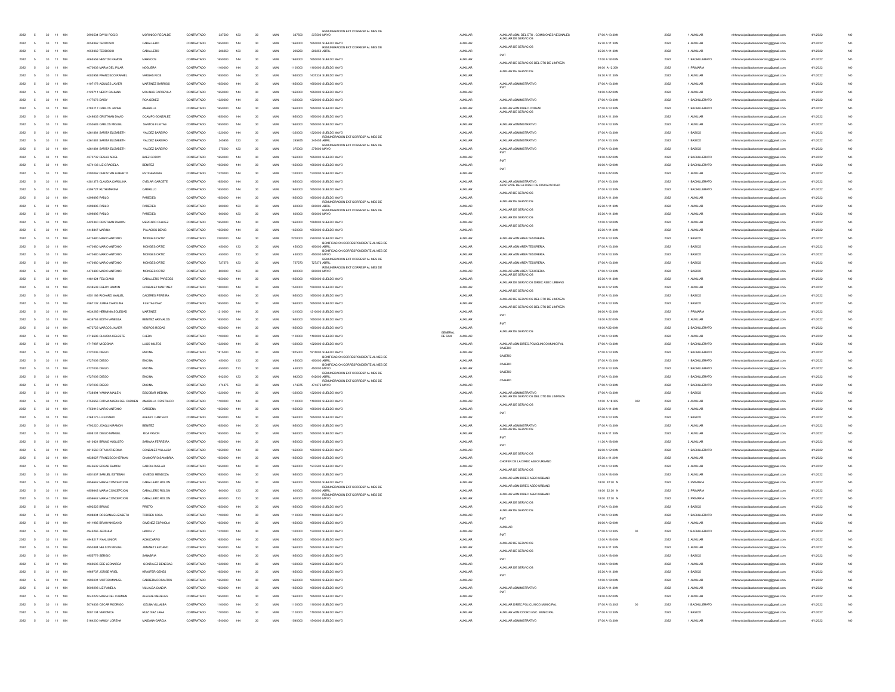| | | | | | | | | | | | | | | | | | | | | | | | | | | |
|---|---|---|---|---|---|---|---|---|---|---|---|---|---|---|---|---|---|---|---|---|---|---|---|---|---|---|
| 2022 | 5 | 30 | 11 | 184 | 3990534 | DAYSI ROCIO | MORINIGO RECALDE | CONTRATADO | 337500 | 123 | 30 | MUN | 337500 | 337500 | REMUNERACION EXT CORRESP AL MES DE MAYO | | AUXILIAR | AUXILIAR ADM. DEL DTO . COMISIONES VECINALES | 07:00 A 13:30 N | | 2022 | 1 | AUXILIAR | rrhhmunicipalidadsanlorenzocg@gmail.com | 4/1/2022 | NO |
| 2022 | 5 | 30 | 11 | 184 | 4050362 | TEODOSIO | CABALLERO | CONTRATADO | 1650000 | 144 | 30 | MUN | 1650000 | 1650000 | SUELDO MAYO | | AUXILIAR | AUXILIAR DE SERVICIOS | 05:30 A 11:30 N | | 2022 | 4 | AUXILIAR | rrhhmunicipalidadsanlorenzocg@gmail.com | 4/1/2022 | NO |
| 2022 | 5 | 30 | 11 | 184 | 4050362 | TEODOSIO | CABALLERO | CONTRATADO | 206250 | 123 | 30 | MUN | 206250 | 206250 | REMUNERACION EXT CORRESP AL MES DE ABRIL | | AUXILIAR | AUXILIAR DE SERVICIOS | 05:30 A 11:30 N | | 2022 | 4 | AUXILIAR | rrhhmunicipalidadsanlorenzocg@gmail.com | 4/1/2022 | NO |
| 2022 | 5 | 30 | 11 | 184 | 4065558 | NESTOR RAMON | MARECOS | CONTRATADO | 1650000 | 144 | 30 | MUN | 1650000 | 1650000 | SUELDO MAYO | | AUXILIAR | PMT | 12:00 A 18:00 N | | 2022 | 1 | BACHILLERATO | rrhhmunicipalidadsanlorenzocg@gmail.com | 4/1/2022 | NO |
| 2022 | 5 | 30 | 11 | 184 | 4070636 | MARIA DEL PILAR | NOGUERA | CONTRATADO | 1100000 | 144 | 30 | MUN | 1100000 | 1100000 | SUELDO MAYO | | AUXILIAR | AUXILIAR DE SERVICIOS DEL DTO DE LIMPIEZA | 06:00 A 12:30 N | | 2022 | 1 | PRIMARIA | rrhhmunicipalidadsanlorenzocg@gmail.com | 4/1/2022 | NO |
| 2022 | 5 | 30 | 11 | 184 | 4083958 | FRANCISCO RAFAEL | VARGAS RIOS | CONTRATADO | 1650000 | 144 | 30 | MUN | 1650000 | 1437334 | SUELDO MAYO | | AUXILIAR | AUXILIAR DE SERVICIOS | 05:30 A 11:30 N | | 2022 | 3 | AUXILIAR | rrhhmunicipalidadsanlorenzocg@gmail.com | 4/1/2022 | NO |
| 2022 | 5 | 30 | 11 | 184 | 4107178 | AQUILES JAVIER | MARTINEZ BARRIOS | CONTRATADO | 1650000 | 144 | 30 | MUN | 1650000 | 1650000 | SUELDO MAYO | | AUXILIAR | AUXILIAR ADMINISTRATIVO | 07:00 A 13:30 N | | 2022 | 1 | AUXILIAR | rrhhmunicipalidadsanlorenzocg@gmail.com | 4/1/2022 | NO |
| 2022 | 5 | 30 | 11 | 184 | 4120711 | NEICY DAHIANA | MOLINAS CARDEVILA | CONTRATADO | 1650000 | 144 | 30 | MUN | 1650000 | 1650000 | SUELDO MAYO | | AUXILIAR | PMT | 18:00 A 22:00 N | | 2022 | 2 | AUXILIAR | rrhhmunicipalidadsanlorenzocg@gmail.com | 4/1/2022 | NO |
| 2022 | 5 | 30 | 11 | 184 | 4177673 | DAISY | ROA GENEZ | CONTRATADO | 1320000 | 144 | 30 | MUN | 1320000 | 1320000 | SUELDO MAYO | | AUXILIAR | AUXILIAR ADMINISTRATIVO | 07:00 A 13:30 N | | 2022 | 1 | BACHILLERATO | rrhhmunicipalidadsanlorenzocg@gmail.com | 4/1/2022 | NO |
| 2022 | 5 | 30 | 11 | 184 | 4185117 | CARLOS JAVIER | AMARILLA | CONTRATADO | 1650000 | 144 | 30 | MUN | 1650000 | 1650000 | SUELDO MAYO | | AUXILIAR | AUXILIAR ADM DIREC.CODENI | 07:00 A 13:30 N | | 2022 | 1 | BACHILLERATO | rrhhmunicipalidadsanlorenzocg@gmail.com | 4/1/2022 | NO |
| 2022 | 5 | 30 | 11 | 184 | 4249835 | CRISTHIAN DAVID | OCAMPO GONZALEZ | CONTRATADO | 1650000 | 144 | 30 | MUN | 1650000 | 1650000 | SUELDO MAYO | | AUXILIAR | AUXILIAR DE SERVICIOS | 05:30 A 11:30 N | | 2022 | 1 | AUXILIAR | rrhhmunicipalidadsanlorenzocg@gmail.com | 4/1/2022 | NO |
| 2022 | 5 | 30 | 11 | 184 | 4253683 | CARLOS MIGUEL | SANTOS FLEITAS | CONTRATADO | 1650000 | 144 | 30 | MUN | 1650000 | 1650000 | SUELDO MAYO | | AUXILIAR | AUXILIAR ADMINISTRATIVO | 07:00 A 13:30 N | | 2022 | 1 | AUXILIAR | rrhhmunicipalidadsanlorenzocg@gmail.com | 4/1/2022 | NO |
| 2022 | 5 | 30 | 11 | 184 | 4261881 | SARITA ELIZABETH | VALDEZ BAREIRO | CONTRATADO | 1320000 | 144 | 30 | MUN | 1320000 | 1320000 | SUELDO MAYO | | AUXILIAR | AUXILIAR ADMINISTRATIVO | 07:00 A 13:30 N | | 2022 | 1 | BASICO | rrhhmunicipalidadsanlorenzocg@gmail.com | 4/1/2022 | NO |
| 2022 | 5 | 30 | 11 | 184 | 4261881 | SARITA ELIZABETH | VALDEZ BAREIRO | CONTRATADO | 245455 | 123 | 30 | MUN | 245455 | 245455 | REMUNERACION EXT CORRESP AL MES DE ABRIL | | AUXILIAR | AUXILIAR ADMINISTRATIVO | 07:00 A 13:30 N | | 2022 | 1 | BASICO | rrhhmunicipalidadsanlorenzocg@gmail.com | 4/1/2022 | NO |
| 2022 | 5 | 30 | 11 | 184 | 4261881 | SARITA ELIZABETH | VALDEZ BAREIRO | CONTRATADO | 375000 | 123 | 30 | MUN | 375000 | 375000 | REMUNERACION EXT CORRESP AL MES DE MAYO | | AUXILIAR | AUXILIAR ADMINISTRATIVO | 07:00 A 13:30 N | | 2022 | 1 | BASICO | rrhhmunicipalidadsanlorenzocg@gmail.com | 4/1/2022 | NO |
| 2022 | 5 | 30 | 11 | 184 | 4270732 | CESAR ARIEL | BAEZ GODOY | CONTRATADO | 1650000 | 144 | 30 | MUN | 1650000 | 1650000 | SUELDO MAYO | | AUXILIAR | PMT | 18:00 A 22:00 N | | 2022 | 2 | BACHILLERATO | rrhhmunicipalidadsanlorenzocg@gmail.com | 4/1/2022 | NO |
| 2022 | 5 | 30 | 11 | 184 | 4274133 | LIZ GRACIELA | BENITEZ | CONTRATADO | 1650000 | 144 | 30 | MUN | 1650000 | 1650000 | SUELDO MAYO | | AUXILIAR | PMT | 06:00 A 12:00 N | | 2022 | 2 | BACHILLERATO | rrhhmunicipalidadsanlorenzocg@gmail.com | 4/1/2022 | NO |
| 2022 | 5 | 30 | 11 | 184 | 4290062 | CHRISTIAN ALBERTO | ESTIGARRIBIA | CONTRATADO | 1320000 | 144 | 30 | MUN | 1320000 | 1320000 | SUELDO MAYO | | AUXILIAR | PMT | 18:00 A 22:00 N | | 2022 | 1 | AUXILIAR | rrhhmunicipalidadsanlorenzocg@gmail.com | 4/1/2022 | NO |
| 2022 | 5 | 30 | 11 | 184 | 4381373 | CLAUDIA CAROLINA | OVELAR GARCETE | CONTRATADO | 1650000 | 144 | 30 | MUN | 1650000 | 1650000 | SUELDO MAYO | | AUXILIAR | AUXILIAR ADMINISTRATIVO | 07:00 A 13:30 N | | 2022 | 1 | BACHILLERATO | rrhhmunicipalidadsanlorenzocg@gmail.com | 4/1/2022 | NO |
| 2022 | 5 | 30 | 11 | 184 | 4394727 | RUTH MARINA | CARRILLO | CONTRATADO | 1650000 | 144 | 30 | MUN | 1650000 | 1650000 | SUELDO MAYO | | AUXILIAR | ASISTENTE DE LA DIREC DE DISCAPACIDAD | 07:00 A 13:30 N | | 2022 | 1 | BACHILLERATO | rrhhmunicipalidadsanlorenzocg@gmail.com | 4/1/2022 | NO |
| 2022 | 5 | 30 | 11 | 184 | 4399895 | PABLO | PAREDES | CONTRATADO | 1650000 | 144 | 30 | MUN | 1650000 | 1650000 | SUELDO MAYO | | AUXILIAR | AUXILIAR DE SERVICIOS | 05:30 A 11:30 N | | 2022 | 1 | AUXILIAR | rrhhmunicipalidadsanlorenzocg@gmail.com | 4/1/2022 | NO |
| 2022 | 5 | 30 | 11 | 184 | 4399895 | PABLO | PAREDES | CONTRATADO | 600000 | 123 | 30 | MUN | 600000 | 600000 | REMUNERACION EXT CORRESP AL MES DE ABRIL | | AUXILIAR | AUXILIAR DE SERVICIOS | 05:30 A 11:30 N | | 2022 | 1 | AUXILIAR | rrhhmunicipalidadsanlorenzocg@gmail.com | 4/1/2022 | NO |
| 2022 | 5 | 30 | 11 | 184 | 4399895 | PABLO | PAREDES | CONTRATADO | 600000 | 123 | 30 | MUN | 600000 | 600000 | REMUNERACION EXT CORRESP AL MES DE MAYO | | AUXILIAR | AUXILIAR DE SERVICIOS | 05:30 A 11:30 N | | 2022 | 1 | AUXILIAR | rrhhmunicipalidadsanlorenzocg@gmail.com | 4/1/2022 | NO |
| 2022 | 5 | 30 | 11 | 184 | 4423340 | CRISTHIAN RAMON | MERCADO CHAVEZ | CONTRATADO | 1650000 | 144 | 30 | MUN | 1650000 | 1595000 | SUELDO MAYO | | AUXILIAR | AUXILIAR DE SERVICIOS | 12:00 A 18:00 N | | 2022 | 1 | AUXILIAR | rrhhmunicipalidadsanlorenzocg@gmail.com | 4/1/2022 | NO |
| 2022 | 5 | 30 | 11 | 184 | 4448847 | MARINA | PALACIOS DENIS | CONTRATADO | 1650000 | 144 | 30 | MUN | 1650000 | 1650000 | SUELDO MAYO | | AUXILIAR | AUXILIAR DE SERVICIOS | 05:30 A 11:30 N | | 2022 | 3 | AUXILIAR | rrhhmunicipalidadsanlorenzocg@gmail.com | 4/1/2022 | NO |
| 2022 | 5 | 30 | 11 | 184 | 4470480 | MARIO ANTONIO | MONGES ORTIZ | CONTRATADO | 2200000 | 144 | 30 | MUN | 2200000 | 2200000 | SUELDO MAYO | | AUXILIAR | AUXILIAR ADM AREA TESORERIA | 07:00 A 13:30 N | | 2022 | 1 | BASICO | rrhhmunicipalidadsanlorenzocg@gmail.com | 4/1/2022 | NO |
| 2022 | 5 | 30 | 11 | 184 | 4470480 | MARIO ANTONIO | MONGES ORTIZ | CONTRATADO | 450000 | 133 | 30 | MUN | 450000 | 450000 | BONIFICACION CORRESPONDIENTE AL MES DE ABRIL | | AUXILIAR | AUXILIAR ADM AREA TESORERIA | 07:00 A 13:30 N | | 2022 | 1 | BASICO | rrhhmunicipalidadsanlorenzocg@gmail.com | 4/1/2022 | NO |
| 2022 | 5 | 30 | 11 | 184 | 4470480 | MARIO ANTONIO | MONGES ORTIZ | CONTRATADO | 450000 | 133 | 30 | MUN | 450000 | 450000 | BONIFICACION CORRESPONDIENTE AL MES DE MAYO | | AUXILIAR | AUXILIAR ADM AREA TESORERIA | 07:00 A 13:30 N | | 2022 | 1 | BASICO | rrhhmunicipalidadsanlorenzocg@gmail.com | 4/1/2022 | NO |
| 2022 | 5 | 30 | 11 | 184 | 4470480 | MARIO ANTONIO | MONGES ORTIZ | CONTRATADO | 727273 | 123 | 30 | MUN | 727273 | 727273 | REMUNERACION EXT CORRESP AL MES DE ABRIL | | AUXILIAR | AUXILIAR ADM AREA TESORERIA | 07:00 A 13:30 N | | 2022 | 1 | BASICO | rrhhmunicipalidadsanlorenzocg@gmail.com | 4/1/2022 | NO |
| 2022 | 5 | 30 | 11 | 184 | 4470480 | MARIO ANTONIO | MONGES ORTIZ | CONTRATADO | 800000 | 123 | 30 | MUN | 800000 | 800000 | REMUNERACION EXT CORRESP AL MES DE MAYO | | AUXILIAR | AUXILIAR ADM AREA TESORERIA | 07:00 A 13:30 N | | 2022 | 1 | BASICO | rrhhmunicipalidadsanlorenzocg@gmail.com | 4/1/2022 | NO |
| 2022 | 5 | 30 | 11 | 184 | 4481424 | FELICIANO | CABALLERO PAREDES | CONTRATADO | 1650000 | 144 | 30 | MUN | 1650000 | 1650000 | SUELDO MAYO | | AUXILIAR | AUXILIAR DE SERVICIOS | 05:30 A 11:30 N | | 2022 | 1 | AUXILIAR | rrhhmunicipalidadsanlorenzocg@gmail.com | 4/1/2022 | NO |
| 2022 | 5 | 30 | 11 | 184 | 4538506 | FREDY RAMON | GONZALEZ MARTINEZ | CONTRATADO | 1500000 | 144 | 30 | MUN | 1500000 | 1500000 | SUELDO MAYO | | AUXILIAR | AUXILIAR DE SERVICIOS DIREC ASEO URBANO | 06:30 A 12:30 N | | 2022 | 1 | AUXILIAR | rrhhmunicipalidadsanlorenzocg@gmail.com | 4/1/2022 | NO |
| 2022 | 5 | 30 | 11 | 184 | 4551166 | RICHARD MANUEL | CACERES PEREIRA | CONTRATADO | 1650000 | 144 | 30 | MUN | 1650000 | 1650000 | SUELDO MAYO | | AUXILIAR | AUXILIAR DE SERVICIOS | 07:00 A 13:30 N | | 2022 | 1 | BASICO | rrhhmunicipalidadsanlorenzocg@gmail.com | 4/1/2022 | NO |
| 2022 | 5 | 30 | 11 | 184 | 4567102 | JUANA CAROLINA | FLEITAS DIAZ | CONTRATADO | 1650000 | 144 | 30 | MUN | 1650000 | 1650000 | SUELDO MAYO | | AUXILIAR | AUXILIAR DE SERVICIOS DEL DTO DE LIMPIEZA | 07:00 A 13:30 N | | 2022 | 1 | BASICO | rrhhmunicipalidadsanlorenzocg@gmail.com | 4/1/2022 | NO |
| 2022 | 5 | 30 | 11 | 184 | 4634265 | HERMINIA SOLEDAD | MARTINEZ | CONTRATADO | 1210000 | 144 | 30 | MUN | 1210000 | 1210000 | SUELDO MAYO | | AUXILIAR | AUXILIAR DE SERVICIOS DEL DTO DE LIMPIEZA | 06:00 A 12:30 N | | 2022 | 1 | PRIMARIA | rrhhmunicipalidadsanlorenzocg@gmail.com | 4/1/2022 | NO |
| 2022 | 5 | 30 | 11 | 184 | 4636763 | EDITH VANESSA | BENITEZ AREVALOS | CONTRATADO | 1650000 | 144 | 30 | MUN | 1650000 | 1650000 | SUELDO MAYO | | AUXILIAR | PMT | 18:00 A 22:00 N | | 2022 | 2 | AUXILIAR | rrhhmunicipalidadsanlorenzocg@gmail.com | 4/1/2022 | NO |
| 2022 | 5 | 30 | 11 | 184 | 4672722 | MARCOS JAVIER | YEGROS RODAS | CONTRATADO | 1650000 | 144 | 30 | MUN | 1650000 | 1650000 | SUELDO MAYO | | AUXILIAR | PMT | 18:00 A 22:00 N | | 2022 | 2 | BACHILLERATO | rrhhmunicipalidadsanlorenzocg@gmail.com | 4/1/2022 | NO |
| 2022 | 5 | 30 | 11 | 184 | 4716696 | CLAUDIA CELESTE | OJEDA | CONTRATADO | 1100000 | 144 | 30 | MUN | 1100000 | 1100000 | SUELDO MAYO | GENERAL DE SAN | AUXILIAR | AUXILIAR DE SERVICIOS | 07:00 A 13:30 N | | 2022 | 1 | AUXILIAR | rrhhmunicipalidadsanlorenzocg@gmail.com | 4/1/2022 | NO |
| 2022 | 5 | 30 | 11 | 184 | 4717987 | MIGDONIA | LUGO MILTOS | CONTRATADO | 1320000 | 144 | 30 | MUN | 1320000 | 1320000 | SUELDO MAYO | | AUXILIAR | AUXILIAR ADM DIREC.POLICLINICO MUNICIPAL | 07:00 A 13:30 N | | 2022 | 1 | BACHILLERATO | rrhhmunicipalidadsanlorenzocg@gmail.com | 4/1/2022 | NO |
| 2022 | 5 | 30 | 11 | 184 | 4727006 | DIEGO | ENCINA | CONTRATADO | 1815000 | 144 | 30 | MUN | 1815000 | 1815000 | SUELDO MAYO | | AUXILIAR | CAJERO | 07:00 A 13:30 N | | 2022 | 1 | BACHILLERATO | rrhhmunicipalidadsanlorenzocg@gmail.com | 4/1/2022 | NO |
| 2022 | 5 | 30 | 11 | 184 | 4727006 | DIEGO | ENCINA | CONTRATADO | 450000 | 133 | 30 | MUN | 450000 | 450000 | BONIFICACION CORRESPONDIENTE AL MES DE ABRIL | | AUXILIAR | CAJERO | 07:00 A 13:30 N | | 2022 | 1 | BACHILLERATO | rrhhmunicipalidadsanlorenzocg@gmail.com | 4/1/2022 | NO |
| 2022 | 5 | 30 | 11 | 184 | 4727006 | DIEGO | ENCINA | CONTRATADO | 450000 | 133 | 30 | MUN | 450000 | 450000 | BONIFICACION CORRESPONDIENTE AL MES DE MAYO | | AUXILIAR | CAJERO | 07:00 A 13:30 N | | 2022 | 1 | BACHILLERATO | rrhhmunicipalidadsanlorenzocg@gmail.com | 4/1/2022 | NO |
| 2022 | 5 | 30 | 11 | 184 | 4727006 | DIEGO | ENCINA | CONTRATADO | 642000 | 123 | 30 | MUN | 642000 | 642000 | REMUNERACION EXT CORRESP AL MES DE ABRIL | | AUXILIAR | CAJERO | 07:00 A 13:30 N | | 2022 | 1 | BACHILLERATO | rrhhmunicipalidadsanlorenzocg@gmail.com | 4/1/2022 | NO |
| 2022 | 5 | 30 | 11 | 184 | 4727006 | DIEGO | ENCINA | CONTRATADO | 474375 | 123 | 30 | MUN | 474375 | 474375 | REMUNERACION EXT CORRESP AL MES DE MAYO | | AUXILIAR | CAJERO | 07:00 A 13:30 N | | 2022 | 1 | BACHILLERATO | rrhhmunicipalidadsanlorenzocg@gmail.com | 4/1/2022 | NO |
| 2022 | 5 | 30 | 11 | 184 | 4738494 | YANINA MAILEN | ESCOBAR MEDINA | CONTRATADO | 1320000 | 144 | 30 | MUN | 1320000 | 1320000 | SUELDO MAYO | | AUXILIAR | AUXILIAR ADMINISTRATIVO | 07:00 A 13:30 N | | 2022 | 1 | BASICO | rrhhmunicipalidadsanlorenzocg@gmail.com | 4/1/2022 | NO |
| 2022 | 5 | 30 | 11 | 184 | 4752656 | FATIMA MARIA DEL CARMEN | AMARILLA CRISTALDO | CONTRATADO | 1100000 | 144 | 30 | MUN | 1100000 | 1100000 | SUELDO MAYO | | AUXILIAR | AUXILIAR DE SERVICIOS DEL DTO DE LIMPIEZA | 12:00 A 18:30 S | 002 | 2022 | 4 | AUXILIAR | rrhhmunicipalidadsanlorenzocg@gmail.com | 4/1/2022 | NO |
| 2022 | 5 | 30 | 11 | 184 | 4756916 | MARIO ANTONIO | CARDENA | CONTRATADO | 1650000 | 144 | 30 | MUN | 1650000 | 1650000 | SUELDO MAYO | | AUXILIAR | AUXILIAR DE SERVICIOS | 05:30 A 11:30 N | | 2022 | 1 | AUXILIAR | rrhhmunicipalidadsanlorenzocg@gmail.com | 4/1/2022 | NO |
| 2022 | 5 | 30 | 11 | 184 | 4768175 | LUIS DARIO | AVEIRO CANTERO | CONTRATADO | 1650000 | 144 | 30 | MUN | 1650000 | 1650000 | SUELDO MAYO | | AUXILIAR | PMT | 07:00 A 13:30 N | | 2022 | 1 | BASICO | rrhhmunicipalidadsanlorenzocg@gmail.com | 4/1/2022 | NO |
| 2022 | 5 | 30 | 11 | 184 | 4793220 | JOAQUIN RAMON | BENITEZ | CONTRATADO | 1650000 | 144 | 30 | MUN | 1650000 | 1650000 | SUELDO MAYO | | AUXILIAR | AUXILIAR ADMINISTRATIVO | 07:00 A 13:30 N | | 2022 | 1 | AUXILIAR | rrhhmunicipalidadsanlorenzocg@gmail.com | 4/1/2022 | NO |
| 2022 | 5 | 30 | 11 | 184 | 4808101 | DIEGO MANUEL | ROA PAVON | CONTRATADO | 1650000 | 144 | 30 | MUN | 1650000 | 1650000 | SUELDO MAYO | | AUXILIAR | AUXILIAR DE SERVICIOS | 05:30 A 11:30 N | | 2022 | 1 | AUXILIAR | rrhhmunicipalidadsanlorenzocg@gmail.com | 4/1/2022 | NO |
| 2022 | 5 | 30 | 11 | 184 | 4810421 | BRUNO AUGUSTO | SARAVIA FERREIRA | CONTRATADO | 1650000 | 144 | 30 | MUN | 1650000 | 1650000 | SUELDO MAYO | | AUXILIAR | PMT | 11:30 A 18:00 N | | 2022 | 3 | AUXILIAR | rrhhmunicipalidadsanlorenzocg@gmail.com | 4/1/2022 | NO |
| 2022 | 5 | 30 | 11 | 184 | 4810560 | RITA KATHERINA | GONZALEZ VILLALBA | CONTRATADO | 1650000 | 144 | 30 | MUN | 1650000 | 1650000 | SUELDO MAYO | | AUXILIAR | PMT | 06:00 A 12:00 N | | 2022 | 1 | BACHILLERATO | rrhhmunicipalidadsanlorenzocg@gmail.com | 4/1/2022 | NO |
| 2022 | 5 | 30 | 11 | 184 | 4838627 | FRANCISCO HERNAN | CHAMORRO SANABRIA | CONTRATADO | 1650000 | 144 | 30 | MUN | 1650000 | 1650000 | SUELDO MAYO | | AUXILIAR | AUXILIAR DE SERVICIOS | 05:30 A 11:30 N | | 2022 | 4 | AUXILIAR | rrhhmunicipalidadsanlorenzocg@gmail.com | 4/1/2022 | NO |
| 2022 | 5 | 30 | 11 | 184 | 4845632 | EDGAR RAMON | GARCIA OVELAR | CONTRATADO | 1650000 | 144 | 30 | MUN | 1650000 | 1237500 | SUELDO MAYO | | AUXILIAR | CHOFER DE LA DIREC ASEO URBANO | 07:00 A 13:30 N | | 2022 | 4 | AUXILIAR | rrhhmunicipalidadsanlorenzocg@gmail.com | 4/1/2022 | NO |
| 2022 | 5 | 30 | 11 | 184 | 4851907 | SAMUEL ESTEBAN | OVIEDO MENDOZA | CONTRATADO | 1650000 | 144 | 30 | MUN | 1650000 | 1650000 | SUELDO MAYO | | AUXILIAR | AUXILIAR DE SERVICIOS | 12:00 A 18:00 N | | 2022 | 3 | AUXILIAR | rrhhmunicipalidadsanlorenzocg@gmail.com | 4/1/2022 | NO |
| 2022 | 5 | 30 | 11 | 184 | 4856642 | MARIA CONCEPCION | CABALLERO ROLON | CONTRATADO | 1650000 | 144 | 30 | MUN | 1650000 | 1650000 | SUELDO MAYO | | AUXILIAR | AUXILIAR ADM DIREC ASEO URBANO | 18:00 22:30 N | | 2022 | 3 | PRIMARIA | rrhhmunicipalidadsanlorenzocg@gmail.com | 4/1/2022 | NO |
| 2022 | 5 | 30 | 11 | 184 | 4856642 | MARIA CONCEPCION | CABALLERO ROLON | CONTRATADO | 600000 | 123 | 30 | MUN | 600000 | 600000 | REMUNERACION EXT CORRESP AL MES DE ABRIL | | AUXILIAR | AUXILIAR ADM DIREC ASEO URBANO | 18:00 22:30 N | | 2022 | 3 | PRIMARIA | rrhhmunicipalidadsanlorenzocg@gmail.com | 4/1/2022 | NO |
| 2022 | 5 | 30 | 11 | 184 | 4856642 | MARIA CONCEPCION | CABALLERO ROLON | CONTRATADO | 600000 | 123 | 30 | MUN | 600000 | 600000 | REMUNERACION EXT CORRESP AL MES DE MAYO | | AUXILIAR | AUXILIAR ADM DIREC ASEO URBANO | 18:00 22:30 N | | 2022 | 3 | PRIMARIA | rrhhmunicipalidadsanlorenzocg@gmail.com | 4/1/2022 | NO |
| 2022 | 5 | 30 | 11 | 184 | 4892525 | BRUNO | PRIETO | CONTRATADO | 1650000 | 144 | 30 | MUN | 1650000 | 1650000 | SUELDO MAYO | | AUXILIAR | AUXILIAR DE SERVICIOS | 07:00 A 13:30 N | | 2022 | 4 | BASICO | rrhhmunicipalidadsanlorenzocg@gmail.com | 4/1/2022 | NO |
| 2022 | 5 | 30 | 11 | 184 | 4908804 | ROSSANA ELIZABETH | TORRES SOSA | CONTRATADO | 1100000 | 144 | 30 | MUN | 1100000 | 1100000 | SUELDO MAYO | | AUXILIAR | AUXILIAR DE SERVICIOS | 07:00 A 13:30 N | | 2022 | 1 | BACHILLERATO | rrhhmunicipalidadsanlorenzocg@gmail.com | 4/1/2022 | NO |
| 2022 | 5 | 30 | 11 | 184 | 4911985 | BRAHYAN DAVID | GIMENEZ ESPINOLA | CONTRATADO | 1650000 | 144 | 30 | MUN | 1650000 | 1650000 | SUELDO MAYO | | AUXILIAR | PMT | 06:00 A 12:00 N | | 2022 | 1 | AUXILIAR | rrhhmunicipalidadsanlorenzocg@gmail.com | 4/1/2022 | NO |
| 2022 | 5 | 30 | 11 | 184 | 4945265 | JERSHUA | HAUCH V | CONTRATADO | 1320000 | 144 | 30 | MUN | 1320000 | 1320000 | SUELDO MAYO | | AUXILIAR | AUXILIAR | 07:00 A 13:30 S | 00 | 2022 | 1 | BACHILLERATO | rrhhmunicipalidadsanlorenzocg@gmail.com | 4/1/2022 | NO |
| 2022 | 5 | 30 | 11 | 184 | 4948217 | IVAN JUNIOR | ACHUCARRO | CONTRATADO | 1650000 | 144 | 30 | MUN | 1650000 | 1650000 | SUELDO MAYO | | AUXILIAR | PMT | 12:00 A 18:00 N | | 2022 | 2 | AUXILIAR | rrhhmunicipalidadsanlorenzocg@gmail.com | 4/1/2022 | NO |
| 2022 | 5 | 30 | 11 | 184 | 4953804 | NELSON MIGUEL | JIMENEZ LEZCANO | CONTRATADO | 1650000 | 144 | 30 | MUN | 1650000 | 1650000 | SUELDO MAYO | | AUXILIAR | AUXILIAR DE SERVICIOS | 05:30 A 11:30 N | | 2022 | 3 | AUXILIAR | rrhhmunicipalidadsanlorenzocg@gmail.com | 4/1/2022 | NO |
| 2022 | 5 | 30 | 11 | 184 | 4955779 | SERGIO | SANABRIA | CONTRATADO | 1650000 | 144 | 30 | MUN | 1650000 | 1650000 | SUELDO MAYO | | AUXILIAR | AUXILIAR DE SERVICIOS | 12:00 A 18:00 N | | 2022 | 1 | BASICO | rrhhmunicipalidadsanlorenzocg@gmail.com | 4/1/2022 | NO |
| 2022 | 5 | 30 | 11 | 184 | 4969605 | EDE LEONARDA | GONZALEZ BENEGAS | CONTRATADO | 1320000 | 144 | 30 | MUN | 1320000 | 1320000 | SUELDO MAYO | | AUXILIAR | PMT | 12:00 A 18:00 N | | 2022 | 1 | AUXILIAR | rrhhmunicipalidadsanlorenzocg@gmail.com | 4/1/2022 | NO |
| 2022 | 5 | 30 | 11 | 184 | 4969737 | JORGE ARIEL | KRAUFER GENES | CONTRATADO | 1650000 | 144 | 30 | MUN | 1650000 | 1650000 | SUELDO MAYO | | AUXILIAR | AUXILIAR DE SERVICIOS | 05:30 A 11:30 N | | 2022 | 4 | BASICO | rrhhmunicipalidadsanlorenzocg@gmail.com | 4/1/2022 | NO |
| 2022 | 5 | 30 | 11 | 184 | 4993001 | VICTOR MANUEL | CABRERA DOSANTOS | CONTRATADO | 1650000 | 144 | 30 | MUN | 1650000 | 1650000 | SUELDO MAYO | | AUXILIAR | PMT | 12:00 A 18:00 N | | 2022 | 1 | AUXILIAR | rrhhmunicipalidadsanlorenzocg@gmail.com | 4/1/2022 | NO |
| 2022 | 5 | 30 | 11 | 184 | 5008293 | LIZ PAMELA | VILLALBA CANDIA | CONTRATADO | 1650000 | 144 | 30 | MUN | 1650000 | 1650000 | SUELDO MAYO | | AUXILIAR | AUXILIAR ADMINISTRATIVO | 05:30 A 11:30 N | | 2022 | 3 | AUXILIAR | rrhhmunicipalidadsanlorenzocg@gmail.com | 4/1/2022 | NO |
| 2022 | 5 | 30 | 11 | 184 | 5040229 | MARIA DEL CARMEN | ALEGRE MERELES | CONTRATADO | 1650000 | 144 | 30 | MUN | 1650000 | 1650000 | SUELDO MAYO | | AUXILIAR | PMT | 18:00 A 22:00 N | | 2022 | 2 | AUXILIAR | rrhhmunicipalidadsanlorenzocg@gmail.com | 4/1/2022 | NO |
| 2022 | 5 | 30 | 11 | 184 | 5074836 | OSCAR RODRIGO | OZUNA VILLALBA | CONTRATADO | 1100000 | 144 | 30 | MUN | 1100000 | 1100000 | SUELDO MAYO | | AUXILIAR | AUXILIAR DIREC.POLICLINICO MUNICIPAL | 07:00 A 13:30 S | 00 | 2022 | 1 | BACHILLERATO | rrhhmunicipalidadsanlorenzocg@gmail.com | 4/1/2022 | NO |
| 2022 | 5 | 30 | 11 | 184 | 5081104 | VERONICA | RUIZ DIAZ LARA | CONTRATADO | 1100000 | 144 | 30 | MUN | 1100000 | 1100000 | SUELDO MAYO | | AUXILIAR | AUXILIAR ADM COORD.ESC. MUNICIPAL | 07:00 A 13:30 N | | 2022 | 1 | BASICO | rrhhmunicipalidadsanlorenzocg@gmail.com | 4/1/2022 | NO |
| 2022 | 5 | 30 | 11 | 184 | 5164200 | NANCY LORENA | MAIDANA GARCIA | CONTRATADO | 1540000 | 144 | 30 | MUN | 1540000 | 1540000 | SUELDO MAYO | | AUXILIAR | AUXILIAR ADMINISTRATIVO | 07:00 A 13:30 N | | 2022 | 1 | AUXILIAR | rrhhmunicipalidadsanlorenzocg@gmail.com | 4/1/2022 | NO |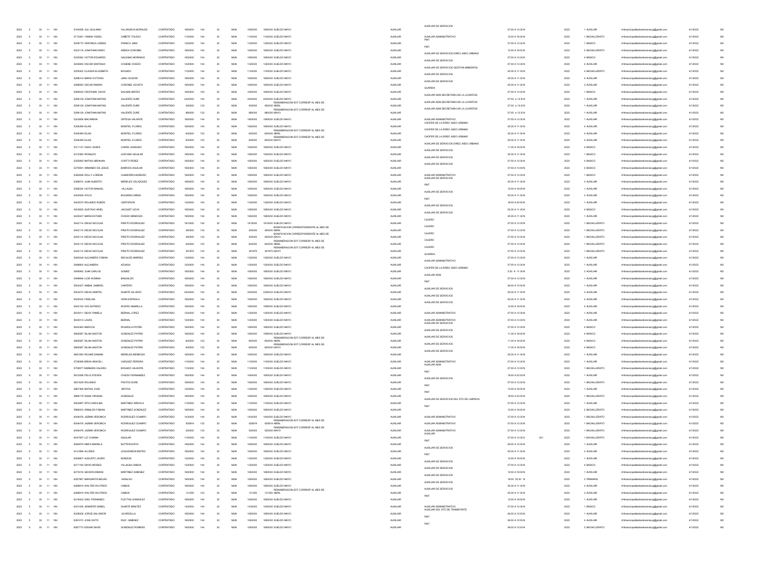| | | | | | | | | | | | | | | | | | | | | | | | |
|---|---|---|---|---|---|---|---|---|---|---|---|---|---|---|---|---|---|---|---|---|---|---|---|
| 2022 | 5 | 30 | 11 | 184 | 5164558 JULI GIULIANO | VILLANUEVA MORALES | CONTRATADO | 1650000 | 144 | 30 | MUN | 1650000 | 1650000 SUELDO MAYO | AUXILIAR | AUXILIAR DE SERVICIOS | 07:00 A 13:30 N | | 2022 | 1 AUXILIAR | rrhhmunicipalidadsanlorenzocg@gmail.com | 4/1/2022 | NO |
| 2022 | 5 | 30 | 11 | 184 | 5174351 YANINA YISSEL | CAÑETE TOLEDO | CONTRATADO | 1100000 | 144 | 30 | MUN | 1100000 | 1100000 SUELDO MAYO | AUXILIAR | AUXILIAR ADMINISTRATIVO | 12:00 A 18:30 N | | 2022 | 1 BACHILLERATO | rrhhmunicipalidadsanlorenzocg@gmail.com | 4/1/2022 | NO |
| 2022 | 5 | 30 | 11 | 184 | 5208772 VERONICA JAZMIN | FRANCO JARA | CONTRATADO | 1320000 | 144 | 30 | MUN | 1320000 | 1320000 SUELDO MAYO | AUXILIAR | PMT | 07:00 A 13:30 N | | 2022 | 1 BASICO | rrhhmunicipalidadsanlorenzocg@gmail.com | 4/1/2022 | NO |
| 2022 | 5 | 30 | 11 | 184 | 5223116 JONATHAN DARIO | ARMOA CORONEL | CONTRATADO | 1650000 | 144 | 30 | MUN | 1650000 | 1650000 SUELDO MAYO | AUXILIAR | PMT | 12:00 A 18:30 N | | 2022 | 2 BACHILLERATO | rrhhmunicipalidadsanlorenzocg@gmail.com | 4/1/2022 | NO |
| 2022 | 5 | 30 | 11 | 184 | 5225062 VICTOR EDUARDO | GALEANO MORINIGO | CONTRATADO | 1650000 | 144 | 30 | MUN | 1650000 | 1650000 SUELDO MAYO | AUXILIAR | AUXILIAR DE SERVICIOS DIREC ASEO URBANO | 07:00 A 13:30 N | | 2022 | 6 BASICO | rrhhmunicipalidadsanlorenzocg@gmail.com | 4/1/2022 | NO |
| 2022 | 5 | 30 | 11 | 184 | 5245993 OSCAR SANTIAGO | COHENE OVIEDO | CONTRATADO | 1320000 | 144 | 30 | MUN | 1320000 | 1320000 SUELDO MAYO | AUXILIAR | AUXILIAR DE SERVICIOS | 07:00 A 13:30 N | | 2022 | 4 AUXILIAR | rrhhmunicipalidadsanlorenzocg@gmail.com | 4/1/2022 | NO |
| 2022 | 5 | 30 | 11 | 184 | 5254302 CLAUDIA ELIZABETH | BOGADO | CONTRATADO | 1100000 | 144 | 30 | MUN | 1100000 | 1100000 SUELDO MAYO | AUXILIAR | AUXILIAR DE SERVICIOS GESTION AMBIENTAL | 05:30 A 11:30 N | | 2022 | 6 BACHILLERATO | rrhhmunicipalidadsanlorenzocg@gmail.com | 4/1/2022 | NO |
| 2022 | 5 | 30 | 11 | 184 | 5288314 MARIA VICTORIA | JARA VICEZAR | CONTRATADO | 1650000 | 144 | 30 | MUN | 1650000 | 1650000 SUELDO MAYO | AUXILIAR | AUXILIAR DE SERVICIOS | 05:30 A 11:30 N | | 2022 | 4 AUXILIAR | rrhhmunicipalidadsanlorenzocg@gmail.com | 4/1/2022 | NO |
| 2022 | 5 | 30 | 11 | 184 | 5288950 OSCAR RAMON | CORONEL ACOSTA | CONTRATADO | 1650000 | 144 | 30 | MUN | 1650000 | 1650000 SUELDO MAYO | AUXILIAR | AUXILIAR DE SERVICIOS | 05:30 A 11:30 N | | 2022 | 3 AUXILIAR | rrhhmunicipalidadsanlorenzocg@gmail.com | 4/1/2022 | NO |
| 2022 | 5 | 30 | 11 | 184 | 5288020 CRISTHIAN DAVID | SALINAS BRITEZ | CONTRATADO | 1650000 | 144 | 30 | MUN | 1650000 | 1650000 SUELDO MAYO | AUXILIAR | GUARDIA | 07:00 A 13:30 N | | 2022 | 1 BASICO | rrhhmunicipalidadsanlorenzocg@gmail.com | 4/1/2022 | NO |
| 2022 | 5 | 30 | 11 | 184 | 5298129 JONATHAN MATIAS | VALIENTE DURE | CONTRATADO | 2420000 | 144 | 30 | MUN | 2420000 | 2420000 SUELDO MAYO | AUXILIAR | AUXILIAR ADM SECRETARIA DE LA JUVENTUD | 07:00 A 13:30 N | | 2022 | 1 AUXILIAR | rrhhmunicipalidadsanlorenzocg@gmail.com | 4/1/2022 | NO |
| 2022 | 5 | 30 | 11 | 184 | 5298129 JONATHAN MATIAS | VALIENTE DURE | CONTRATADO | 450000 | 123 | 30 | MUN | 450000 | 450000 REMUNERACION EXT CORRESP AL MES DE ABRIL | AUXILIAR | AUXILIAR ADM SECRETARIA DE LA JUVENTUD | 07:00 A 13:30 N | | 2022 | 1 AUXILIAR | rrhhmunicipalidadsanlorenzocg@gmail.com | 4/1/2022 | NO |
| 2022 | 5 | 30 | 11 | 184 | 5298129 JONATHAN MATIAS | VALIENTE DURE | CONTRATADO | 880000 | 123 | 30 | MUN | 880000 | 880000 REMUNERACION EXT CORRESP AL MES DE MAYO | AUXILIAR | AUXILIAR ADM SECRETARIA DE LA JUVENTUD | 07:00 A 13:30 N | | 2022 | 1 AUXILIAR | rrhhmunicipalidadsanlorenzocg@gmail.com | 4/1/2022 | NO |
| 2022 | 5 | 30 | 11 | 184 | 5303856 MACARENA | ORTEGA VALIENTE | CONTRATADO | 1650000 | 144 | 30 | MUN | 1650000 | 1595000 SUELDO MAYO | AUXILIAR | AUXILIAR ADMINISTRATIVO | 07:00 A 13:30 N | | 2022 | 1 AUXILIAR | rrhhmunicipalidadsanlorenzocg@gmail.com | 4/1/2022 | NO |
| 2022 | 5 | 30 | 11 | 184 | 5306399 ELIAS | MONTIEL FLORES | CONTRATADO | 1650000 | 144 | 30 | MUN | 1650000 | 1650000 SUELDO MAYO | AUXILIAR | CHOFER DE LA DIREC ASEO URBANO | 05:30 A 11:30 N | | 2022 | 4 AUXILIAR | rrhhmunicipalidadsanlorenzocg@gmail.com | 4/1/2022 | NO |
| 2022 | 5 | 30 | 11 | 184 | 5306399 ELIAS | MONTIEL FLORES | CONTRATADO | 600000 | 123 | 30 | MUN | 600000 | 600000 REMUNERACION EXT CORRESP AL MES DE ABRIL | AUXILIAR | CHOFER DE LA DIREC ASEO URBANO | 05:30 A 11:30 N | | 2022 | 4 AUXILIAR | rrhhmunicipalidadsanlorenzocg@gmail.com | 4/1/2022 | NO |
| 2022 | 5 | 30 | 11 | 184 | 5306399 ELIAS | MONTIEL FLORES | CONTRATADO | 600000 | 123 | 30 | MUN | 600000 | 600000 REMUNERACION EXT CORRESP AL MES DE MAYO | AUXILIAR | CHOFER DE LA DIREC ASEO URBANO | 05:30 A 11:30 N | | 2022 | 4 AUXILIAR | rrhhmunicipalidadsanlorenzocg@gmail.com | 4/1/2022 | NO |
| 2022 | 5 | 30 | 11 | 184 | 5311137 HUGO JAVIER | CURRIL SANCHEZ | CONTRATADO | 1650000 | 144 | 30 | MUN | 1650000 | 1650000 SUELDO MAYO | AUXILIAR | AUXILIAR DE SERVICIOS DIREC ASEO URBANO | 11:30 A 18:00 N | | 2022 | 6 BASICO | rrhhmunicipalidadsanlorenzocg@gmail.com | 4/1/2022 | NO |
| 2022 | 5 | 30 | 11 | 184 | 5315380 RONALDO | LEZCANO AGUILAR | CONTRATADO | 1650000 | 144 | 30 | MUN | 1650000 | 1540000 SUELDO MAYO | AUXILIAR | AUXILIAR DE SERVICIOS | 05:30 A 11:30 N | | 2022 | 1 BASICO | rrhhmunicipalidadsanlorenzocg@gmail.com | 4/1/2022 | NO |
| 2022 | 5 | 30 | 11 | 184 | 5355992 MATIAS ABRAHAN | CORTTI PEREZ | CONTRATADO | 1650000 | 144 | 30 | MUN | 1650000 | 1650000 SUELDO MAYO | AUXILIAR | AUXILIAR DE SERVICIOS | 07:00 A 13:30 N | | 2022 | 6 BASICO | rrhhmunicipalidadsanlorenzocg@gmail.com | 4/1/2022 | NO |
| 2022 | 5 | 30 | 11 | 184 | 5379091 ARMANDO DE JESUS | BARRIOS AGUILAR | CONTRATADO | 1650000 | 144 | 30 | MUN | 1650000 | 1650000 SUELDO MAYO | AUXILIAR | AUXILIAR DE SERVICIOS | 07:00 A 13:30 N | | 2022 | 6 BASICO | rrhhmunicipalidadsanlorenzocg@gmail.com | 4/1/2022 | NO |
| 2022 | 5 | 30 | 11 | 184 | 5382848 DOLLY LORENA | CHAMORRO BAREIRO | CONTRATADO | 1650000 | 144 | 30 | MUN | 1650000 | 1650000 SUELDO MAYO | AUXILIAR | AUXILIAR ADMINISTRATIVO | 07:00 A 13:30 N | | 2022 | 1 BASICO | rrhhmunicipalidadsanlorenzocg@gmail.com | 4/1/2022 | NO |
| 2022 | 5 | 30 | 11 | 184 | 5388574 JUAN ALBERTO | MERELES VELAZQUEZ | CONTRATADO | 1650000 | 144 | 30 | MUN | 1650000 | 1650000 SUELDO MAYO | AUXILIAR | AUXILIAR DE SERVICIOS | 05:30 A 11:30 N | | 2022 | 3 AUXILIAR | rrhhmunicipalidadsanlorenzocg@gmail.com | 4/1/2022 | NO |
| 2022 | 5 | 30 | 11 | 184 | 5398334 VICTOR MANUEL | VILLALBA | CONTRATADO | 1650000 | 144 | 30 | MUN | 1650000 | 1650000 SUELDO MAYO | AUXILIAR | PMT | 12:00 A 18:00 N | | 2022 | 1 AUXILIAR | rrhhmunicipalidadsanlorenzocg@gmail.com | 4/1/2022 | NO |
| 2022 | 5 | 30 | 11 | 184 | 5400506 ATILIO | BOGARIN CAÑIZA | CONTRATADO | 1650000 | 144 | 30 | MUN | 1650000 | 1650000 SUELDO MAYO | AUXILIAR | AUXILIAR DE SERVICIOS | 05:30 A 11:30 N | | 2022 | 3 AUXILIAR | rrhhmunicipalidadsanlorenzocg@gmail.com | 4/1/2022 | NO |
| 2022 | 5 | 30 | 11 | 184 | 5400570 ROLANDO RUBEN | CENTURION | CONTRATADO | 1320000 | 144 | 30 | MUN | 1320000 | 1320000 SUELDO MAYO | AUXILIAR | PMT | 18:00 A 22:00 N | | 2022 | 1 AUXILIAR | rrhhmunicipalidadsanlorenzocg@gmail.com | 4/1/2022 | NO |
| 2022 | 5 | 30 | 11 | 184 | 5403825 GUSTAVO ARIEL | JACQUET LEIVA | CONTRATADO | 1650000 | 144 | 30 | MUN | 1650000 | 1650000 SUELDO MAYO | AUXILIAR | AUXILIAR DE SERVICIOS | 05:30 A 11:30 N | | 2022 | 6 BASICO | rrhhmunicipalidadsanlorenzocg@gmail.com | 4/1/2022 | NO |
| 2022 | 5 | 30 | 11 | 184 | 5429327 MARIA ESTHER | OVIEDO MENDOZA | CONTRATADO | 1650000 | 144 | 30 | MUN | 1650000 | 1650000 SUELDO MAYO | AUXILIAR | AUXILIAR DE SERVICIOS | 05:30 A 11:30 N | | 2022 | 1 AUXILIAR | rrhhmunicipalidadsanlorenzocg@gmail.com | 4/1/2022 | NO |
| 2022 | 5 | 30 | 11 | 184 | 5442114 DIEGO NICOLAS | PRIETO RODRIGUEZ | CONTRATADO | 1815000 | 144 | 30 | MUN | 1815000 | 1815000 SUELDO MAYO | AUXILIAR | CAJERO | 07:00 A 13:30 N | | 2022 | 1 BACHILLERATO | rrhhmunicipalidadsanlorenzocg@gmail.com | 4/1/2022 | NO |
| 2022 | 5 | 30 | 11 | 184 | 5442114 DIEGO NICOLAS | PRIETO RODRIGUEZ | CONTRATADO | 450000 | 133 | 30 | MUN | 450000 | 450000 BONIFICACION CORRESPONDIENTE AL MES DE ABRIL | AUXILIAR | CAJERO | 07:00 A 13:30 N | | 2022 | 1 BACHILLERATO | rrhhmunicipalidadsanlorenzocg@gmail.com | 4/1/2022 | NO |
| 2022 | 5 | 30 | 11 | 184 | 5442114 DIEGO NICOLAS | PRIETO RODRIGUEZ | CONTRATADO | 450000 | 133 | 30 | MUN | 450000 | 450000 BONIFICACION CORRESPONDIENTE AL MES DE MAYO | AUXILIAR | CAJERO | 07:00 A 13:30 N | | 2022 | 1 BACHILLERATO | rrhhmunicipalidadsanlorenzocg@gmail.com | 4/1/2022 | NO |
| 2022 | 5 | 30 | 11 | 184 | 5442114 DIEGO NICOLAS | PRIETO RODRIGUEZ | CONTRATADO | 642000 | 123 | 30 | MUN | 642000 | 642000 REMUNERACION EXT CORRESP AL MES DE ABRIL | AUXILIAR | CAJERO | 07:00 A 13:30 N | | 2022 | 1 BACHILLERATO | rrhhmunicipalidadsanlorenzocg@gmail.com | 4/1/2022 | NO |
| 2022 | 5 | 30 | 11 | 184 | 5442114 DIEGO NICOLAS | PRIETO RODRIGUEZ | CONTRATADO | 391875 | 123 | 30 | MUN | 391875 | 391875 REMUNERACION EXT CORRESP AL MES DE MAYO | AUXILIAR | CAJERO | 07:00 A 13:30 N | | 2022 | 1 BACHILLERATO | rrhhmunicipalidadsanlorenzocg@gmail.com | 4/1/2022 | NO |
| 2022 | 5 | 30 | 11 | 184 | 5460346 ALEJANDRO FABIAN | RECALDE MARRES | CONTRATADO | 1320000 | 144 | 30 | MUN | 1320000 | 1320000 SUELDO MAYO | AUXILIAR | GUARDIA | 07:00 A 13:30 N | | 2022 | 1 AUXILIAR | rrhhmunicipalidadsanlorenzocg@gmail.com | 4/1/2022 | NO |
| 2022 | 5 | 30 | 11 | 184 | 5468800 ALEJANDRA | AZUAGA | CONTRATADO | 1200000 | 144 | 30 | MUN | 1200000 | 1200000 SUELDO MAYO | AUXILIAR | AUXILIAR ADMINISTRATIVO | 07:00 A 13:30 N | | 2022 | 1 AUXILIAR | rrhhmunicipalidadsanlorenzocg@gmail.com | 4/1/2022 | NO |
| 2022 | 5 | 30 | 11 | 184 | 5495992 JUAN CARLOS | GOMEZ | CONTRATADO | 1650000 | 144 | 30 | MUN | 1650000 | 1650000 SUELDO MAYO | AUXILIAR | CHOFER DE LA DIREC ASEO URBANO | 5:30 A 11:30 N | | 2022 | 3 AUXILIAR | rrhhmunicipalidadsanlorenzocg@gmail.com | 4/1/2022 | NO |
| 2022 | 5 | 30 | 11 | 184 | 5499846 LICIE ROMINA | BASUALDO | CONTRATADO | 1650000 | 144 | 30 | MUN | 1650000 | 1650000 SUELDO MAYO | AUXILIAR | AUXILIAR ADM | 07:00 A 13:30 N | | 2022 | 1 AUXILIAR | rrhhmunicipalidadsanlorenzocg@gmail.com | 4/1/2022 | NO |
| 2022 | 5 | 30 | 11 | 184 | 5502427 ANIBAL GABRIEL | CANTERO | CONTRATADO | 1650000 | 144 | 30 | MUN | 1650000 | 1650000 SUELDO MAYO | AUXILIAR | PMT | 06:00 A 12:00 N | | 2022 | 1 AUXILIAR | rrhhmunicipalidadsanlorenzocg@gmail.com | 4/1/2022 | NO |
| 2022 | 5 | 30 | 11 | 184 | 5503075 DIEGO MARTIN | DUARTE SILVERO | CONTRATADO | 2420000 | 144 | 30 | MUN | 2420000 | 2339333 SUELDO MAYO | AUXILIAR | AUXILIAR DE SERVICIOS | 05:30 A 11:30 N | | 2022 | 3 AUXILIAR | rrhhmunicipalidadsanlorenzocg@gmail.com | 4/1/2022 | NO |
| 2022 | 5 | 30 | 11 | 184 | 5529324 FIDELINA | VERA ESPINOLA | CONTRATADO | 1650000 | 144 | 30 | MUN | 1650000 | 1650000 SUELDO MAYO | AUXILIAR | AUXILIAR DE SERVICIOS | 05:30 A 11:30 N | | 2022 | 4 AUXILIAR | rrhhmunicipalidadsanlorenzocg@gmail.com | 4/1/2022 | NO |
| 2022 | 5 | 30 | 11 | 184 | 5542152 IVIS ALFREDO | RIVERO AMARILLA | CONTRATADO | 1650000 | 144 | 30 | MUN | 1650000 | 1595000 SUELDO MAYO | AUXILIAR | AUXILIAR DE SERVICIOS | 12:00 A 18:00 N | | 2022 | 4 AUXILIAR | rrhhmunicipalidadsanlorenzocg@gmail.com | 4/1/2022 | NO |
| 2022 | 5 | 30 | 11 | 184 | 5630011 DEISY PAMELA | BERNAL LOPEZ | CONTRATADO | 1320000 | 144 | 30 | MUN | 1320000 | 1320000 SUELDO MAYO | AUXILIAR | AUXILIAR ADMINISTRATIVO | 07:00 A 13:30 N | | 2022 | 1 AUXILIAR | rrhhmunicipalidadsanlorenzocg@gmail.com | 4/1/2022 | NO |
| 2022 | 5 | 30 | 11 | 184 | 5630012 LAURA | BERNAL | CONTRATADO | 1200000 | 144 | 30 | MUN | 1200000 | 1200000 SUELDO MAYO | AUXILIAR | AUXILIAR ADMINISTRATIVO | 07:00 A 13:30 N | | 2022 | 1 AUXILIAR | rrhhmunicipalidadsanlorenzocg@gmail.com | 4/1/2022 | NO |
| 2022 | 5 | 30 | 11 | 184 | 5634360 MARCOS | RIVAROLA PATIÑO | CONTRATADO | 1650000 | 144 | 30 | MUN | 1650000 | 1650000 SUELDO MAYO | AUXILIAR | AUXILIAR DE SERVICIOS | 07:00 A 13:30 N | | 2022 | 6 BASICO | rrhhmunicipalidadsanlorenzocg@gmail.com | 4/1/2022 | NO |
| 2022 | 5 | 30 | 11 | 184 | 5665587 DILAN GASTON | GONZALEZ PATIÑO | CONTRATADO | 1650000 | 144 | 30 | MUN | 1650000 | 1595000 SUELDO MAYO | AUXILIAR | AUXILIAR DE SERVICIOS | 11:30 A 18:00 N | | 2022 | 6 BASICO | rrhhmunicipalidadsanlorenzocg@gmail.com | 4/1/2022 | NO |
| 2022 | 5 | 30 | 11 | 184 | 5665587 DILAN GASTON | GONZALEZ PATIÑO | CONTRATADO | 600000 | 123 | 30 | MUN | 600000 | 600000 REMUNERACION EXT CORRESP AL MES DE ABRIL | AUXILIAR | AUXILIAR DE SERVICIOS | 11:30 A 18:00 N | | 2022 | 6 BASICO | rrhhmunicipalidadsanlorenzocg@gmail.com | 4/1/2022 | NO |
| 2022 | 5 | 30 | 11 | 184 | 5665587 DILAN GASTON | GONZALEZ PATIÑO | CONTRATADO | 600000 | 123 | 30 | MUN | 600000 | 600000 REMUNERACION EXT CORRESP AL MES DE MAYO | AUXILIAR | AUXILIAR DE SERVICIOS | 11:30 A 18:00 N | | 2022 | 6 BASICO | rrhhmunicipalidadsanlorenzocg@gmail.com | 4/1/2022 | NO |
| 2022 | 5 | 30 | 11 | 184 | 5681590 RICHAR DAMIAN | MERELES MENDOZA | CONTRATADO | 1650000 | 144 | 30 | MUN | 1650000 | 1650000 SUELDO MAYO | AUXILIAR | AUXILIAR DE SERVICIOS | 05:30 A 11:30 N | | 2022 | 1 AUXILIAR | rrhhmunicipalidadsanlorenzocg@gmail.com | 4/1/2022 | NO |
| 2022 | 5 | 30 | 11 | 184 | 5726066 ERIKA ARACELI | VAZQUEZ PEREIRA | CONTRATADO | 1100000 | 144 | 30 | MUN | 1100000 | 1100000 SUELDO MAYO | AUXILIAR | AUXILIAR ADMINISTRATIVO | 07:00 A 13:30 N | | 2022 | 1 AUXILIAR | rrhhmunicipalidadsanlorenzocg@gmail.com | 4/1/2022 | NO |
| 2022 | 5 | 30 | 11 | 184 | 5759977 BARBARA VALERIA | BOGADO VALIENTE | CONTRATADO | 1100000 | 144 | 30 | MUN | 1100000 | 1100000 SUELDO MAYO | AUXILIAR | AUXILIAR ADM | 07:00 A 13:30 N | | 2022 | 1 BACHILLERATO | rrhhmunicipalidadsanlorenzocg@gmail.com | 4/1/2022 | NO |
| 2022 | 5 | 30 | 11 | 184 | 5812086 FELIX STEVEN | OVIEDO FERNANDEZ | CONTRATADO | 1650000 | 144 | 30 | MUN | 1650000 | 1650000 SUELDO MAYO | AUXILIAR | PMT | 18:00 A 22:00 N | | 2022 | 1 AUXILIAR | rrhhmunicipalidadsanlorenzocg@gmail.com | 4/1/2022 | NO |
| 2022 | 5 | 30 | 11 | 184 | 5831629 ROLANDO | FRUTOS DURE | CONTRATADO | 1650000 | 144 | 30 | MUN | 1650000 | 1650000 SUELDO MAYO | AUXILIAR | AUXILIAR DE SERVICIOS | 07:00 A 13:30 N | | 2022 | 1 BACHILLERATO | rrhhmunicipalidadsanlorenzocg@gmail.com | 4/1/2022 | NO |
| 2022 | 5 | 30 | 11 | 184 | 5867366 MATIAS JOSE | BRITOS | CONTRATADO | 1320000 | 144 | 30 | MUN | 1320000 | 1320000 SUELDO MAYO | AUXILIAR | PMT | 12:00 A 18:00 N | | 2022 | 1 AUXILIAR | rrhhmunicipalidadsanlorenzocg@gmail.com | 4/1/2022 | NO |
| 2022 | 5 | 30 | 11 | 184 | 5889179 DIANA VIRGINIA | GONZALEZ | CONTRATADO | 1650000 | 144 | 30 | MUN | 1650000 | 1650000 SUELDO MAYO | AUXILIAR | PMT | 18:00 A 22:00 N | | 2022 | 1 BACHILLERATO | rrhhmunicipalidadsanlorenzocg@gmail.com | 4/1/2022 | NO |
| 2022 | 5 | 30 | 11 | 184 | 5922897 RITA CAROLINA | MARTINEZ ARRIOLA | CONTRATADO | 1100000 | 144 | 30 | MUN | 1100000 | 1100000 SUELDO MAYO | AUXILIAR | AUXILIAR DE SERVICIOS DEL DTO DE LIMPIEZA | 07:00 A 13:30 N | | 2022 | 1 AUXILIAR | rrhhmunicipalidadsanlorenzocg@gmail.com | 4/1/2022 | NO |
| 2022 | 5 | 30 | 11 | 184 | 5968003 ARNALDO FABIAN | MARTINEZ GONZALEZ | CONTRATADO | 1650000 | 144 | 30 | MUN | 1650000 | 1650000 SUELDO MAYO | AUXILIAR | PMT | 12:00 A 18:00 N | | 2022 | 2 BACHILLERATO | rrhhmunicipalidadsanlorenzocg@gmail.com | 4/1/2022 | NO |
| 2022 | 5 | 30 | 11 | 184 | 6006476 JAZMIN VERONICA | RODRIGUEZ OCAMPO | CONTRATADO | 1430000 | 144 | 30 | MUN | 1430000 | 1430000 SUELDO MAYO | AUXILIAR | AUXILIAR ADMINISTRATIVO | 07:00 A 13:30 N | | 2022 | 1 BACHILLERATO | rrhhmunicipalidadsanlorenzocg@gmail.com | 4/1/2022 | NO |
| 2022 | 5 | 30 | 11 | 184 | 6006476 JAZMIN VERONICA | RODRIGUEZ OCAMPO | CONTRATADO | 505919 | 123 | 30 | MUN | 505919 | 505919 REMUNERACION EXT CORRESP AL MES DE ABRIL | AUXILIAR | AUXILIAR ADMINISTRATIVO | 07:00 A 13:30 N | | 2022 | 1 BACHILLERATO | rrhhmunicipalidadsanlorenzocg@gmail.com | 4/1/2022 | NO |
| 2022 | 5 | 30 | 11 | 184 | 6006476 JAZMIN VERONICA | RODRIGUEZ OCAMPO | CONTRATADO | 520000 | 123 | 30 | MUN | 520000 | 520000 REMUNERACION EXT CORRESP AL MES DE MAYO | AUXILIAR | AUXILIAR ADMINISTRATIVO | 07:00 A 13:30 N | | 2022 | 1 BACHILLERATO | rrhhmunicipalidadsanlorenzocg@gmail.com | 4/1/2022 | NO |
| 2022 | 5 | 30 | 11 | 184 | 6047597 LIZ YOHANA | AGUILAR | CONTRATADO | 1100000 | 144 | 30 | MUN | 1100000 | 1100000 SUELDO MAYO | AUXILIAR | AUXILIAR | 07:00 A 13:30 S | 001 | 2022 | 1 BACHILLERATO | rrhhmunicipalidadsanlorenzocg@gmail.com | 4/1/2022 | NO |
| 2022 | 5 | 30 | 11 | 184 | 6050879 NINFA MARIELA | BUTTERVORTH | CONTRATADO | 1650000 | 144 | 30 | MUN | 1650000 | 1650000 SUELDO MAYO | AUXILIAR | PMT | 06:00 A 12:00 N | | 2022 | 1 AUXILIAR | rrhhmunicipalidadsanlorenzocg@gmail.com | 4/1/2022 | NO |
| 2022 | 5 | 30 | 11 | 184 | 6141896 ALCIDES | LEGUIZAMON BRITEZ | CONTRATADO | 1650000 | 144 | 30 | MUN | 1650000 | 1650000 SUELDO MAYO | AUXILIAR | AUXILIAR DE SERVICIOS | 05:30 A 11:30 N | | 2022 | 3 AUXILIAR | rrhhmunicipalidadsanlorenzocg@gmail.com | 4/1/2022 | NO |
| 2022 | 5 | 30 | 11 | 184 | 6254807 AUGUSTO JAVIER | MONZON | CONTRATADO | 1320000 | 144 | 30 | MUN | 1320000 | 1320000 SUELDO MAYO | AUXILIAR | PMT | 12:00 A 18:00 N | | 2022 | 1 AUXILIAR | rrhhmunicipalidadsanlorenzocg@gmail.com | 4/1/2022 | NO |
| 2022 | 5 | 30 | 11 | 184 | 6271190 DAVID MOISES | VILLALBA CANDIA | CONTRATADO | 1320000 | 144 | 30 | MUN | 1320000 | 1320000 SUELDO MAYO | AUXILIAR | AUXILIAR DE SERVICIOS | 07:00 A 13:30 N | | 2022 | 6 BASICO | rrhhmunicipalidadsanlorenzocg@gmail.com | 4/1/2022 | NO |
| 2022 | 5 | 30 | 11 | 184 | 6273016 GERSON DAMIAN | MARTINEZ GIMENEZ | CONTRATADO | 1650000 | 144 | 30 | MUN | 1650000 | 1650000 SUELDO MAYO | AUXILIAR | AUXILIAR DE SERVICIOS | 12:00 A 18:00 N | | 2022 | 1 AUXILIAR | rrhhmunicipalidadsanlorenzocg@gmail.com | 4/1/2022 | NO |
| 2022 | 5 | 30 | 11 | 184 | 6287967 MARGARITA BELEN | HIDALGO | CONTRATADO | 1650000 | 144 | 30 | MUN | 1650000 | 1650000 SUELDO MAYO | AUXILIAR | AUXILIAR DE SERVICIOS | 18:00 22:30 N | | 2022 | 3 PRIMARIA | rrhhmunicipalidadsanlorenzocg@gmail.com | 4/1/2022 | NO |
| 2022 | 5 | 30 | 11 | 184 | 6288819 WALTER WILFRIDO | CANDIA | CONTRATADO | 1650000 | 144 | 30 | MUN | 1650000 | 1650000 SUELDO MAYO | AUXILIAR | AUXILIAR DE SERVICIOS | 05:30 A 11:30 N | | 2022 | 3 AUXILIAR | rrhhmunicipalidadsanlorenzocg@gmail.com | 4/1/2022 | NO |
| 2022 | 5 | 30 | 11 | 184 | 6288819 WALTER WILFRIDO | CANDIA | CONTRATADO | 131250 | 123 | 30 | MUN | 131250 | 131250 REMUNERACION EXT CORRESP AL MES DE ABRIL | AUXILIAR | AUXILIAR DE SERVICIOS | 05:30 A 11:30 N | | 2022 | 3 AUXILIAR | rrhhmunicipalidadsanlorenzocg@gmail.com | 4/1/2022 | NO |
| 2022 | 5 | 30 | 11 | 184 | 6319422 AXEL FERNANDO | FLEYTAS GONZALEZ | CONTRATADO | 1650000 | 144 | 30 | MUN | 1650000 | 1650000 SUELDO MAYO | AUXILIAR | PMT | 12:00 A 18:00 N | | 2022 | 1 AUXILIAR | rrhhmunicipalidadsanlorenzocg@gmail.com | 4/1/2022 | NO |
| 2022 | 5 | 30 | 11 | 184 | 6321639 JENNIFER ISABEL | DUARTE BENITEZ | CONTRATADO | 1430000 | 144 | 30 | MUN | 1430000 | 1430000 SUELDO MAYO | AUXILIAR | AUXILIAR ADMINISTRATIVO | 07:00 A 13:30 N | | 2022 | 1 BASICO | rrhhmunicipalidadsanlorenzocg@gmail.com | 4/1/2022 | NO |
| 2022 | 5 | 30 | 11 | 184 | 6328008 JORGE SALVADOR | SCARCELLA | CONTRATADO | 1650000 | 144 | 30 | MUN | 1650000 | 1650000 SUELDO MAYO | AUXILIAR | AUXILIAR DEL DTO DE TRANSPORTE | 06:00 A 12:00 N | | 2022 | 1 AUXILIAR | rrhhmunicipalidadsanlorenzocg@gmail.com | 4/1/2022 | NO |
| 2022 | 5 | 30 | 11 | 184 | 6361072 JOSE SIXTO | RUIZ GIMENEZ | CONTRATADO | 1650000 | 144 | 30 | MUN | 1650000 | 1650000 SUELDO MAYO | AUXILIAR | PMT | 06:00 A 12:00 N | | 2022 | 4 AUXILIAR | rrhhmunicipalidadsanlorenzocg@gmail.com | 4/1/2022 | NO |
| 2022 | 5 | 30 | 11 | 184 | 6587770 EDGAR DAVID | GONZALEZ ROMERO | CONTRATADO | 1650000 | 144 | 30 | MUN | 1650000 | 1650000 SUELDO MAYO | AUXILIAR | PMT | 06:00 A 12:00 N | | 2022 | 2 BACHILLERATO | rrhhmunicipalidadsanlorenzocg@gmail.com | 4/1/2022 | NO |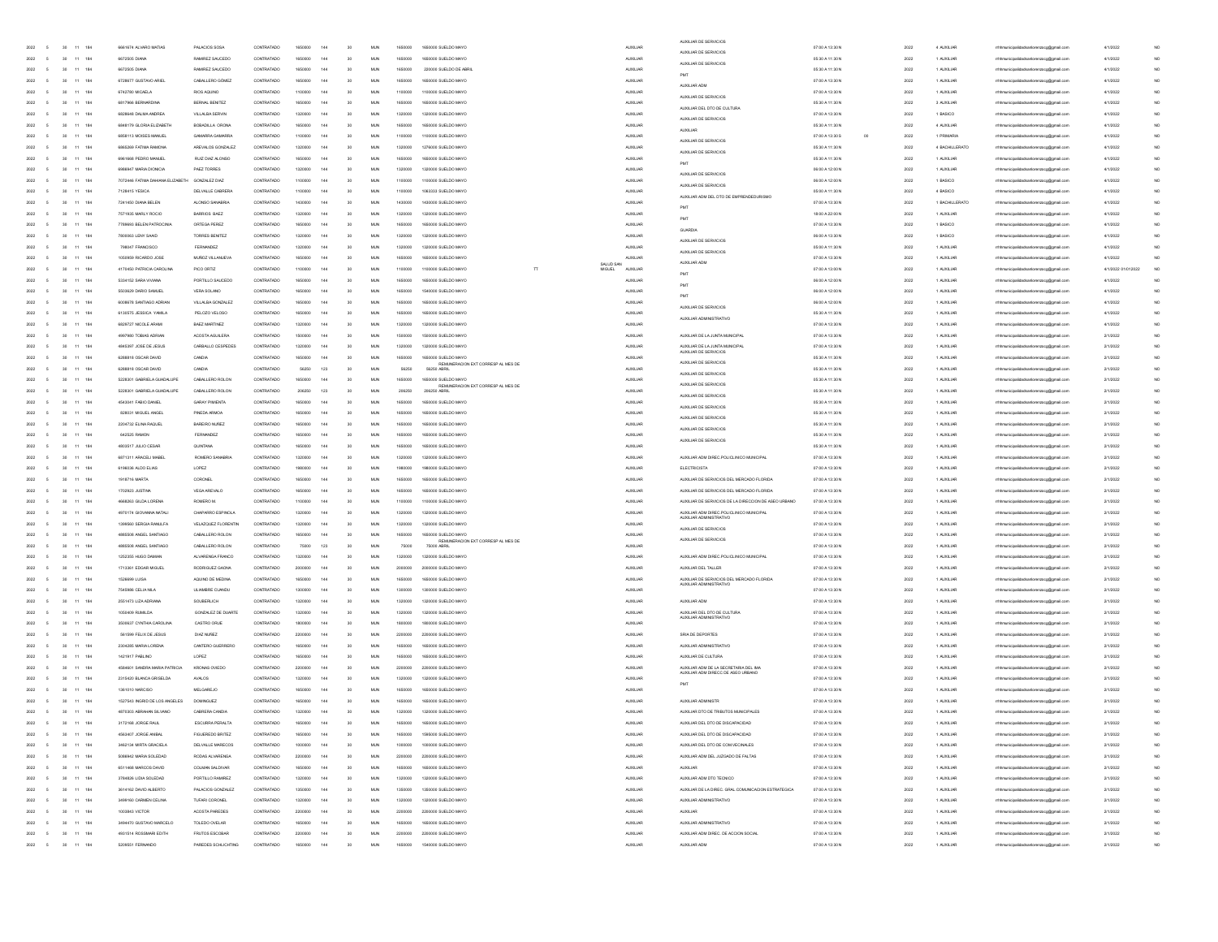| | | | | | | | | | | | | | | | | | | | | | | | | | |
|---|---|---|---|---|---|---|---|---|---|---|---|---|---|---|---|---|---|---|---|---|---|---|---|---|---|
| 2022 | 5 | 30 | 11 | 184 | 6661674 | ALVARO MATIAS | PALACIOS SOSA | CONTRATADO | 1650000 | 144 | 30 | MUN | 1650000 | 1650000 SUELDO MAYO | | | AUXILIAR | AUXILIAR DE SERVICIOS | 07:00 A 13:30 N | | 2022 | 4 AUXILIAR | rrhhmunicipalidadsanlorenzocg@gmail.com | 4/1/2022 | NO |
| 2022 | 5 | 30 | 11 | 184 | 6672505 | DIANA | RAMIREZ SAUCEDO | CONTRATADO | 1650000 | 144 | 30 | MUN | 1650000 | 1650000 SUELDO MAYO | | | AUXILIAR | AUXILIAR DE SERVICIOS | 05:30 A 11:30 N | | 2022 | 1 AUXILIAR | rrhhmunicipalidadsanlorenzocg@gmail.com | 4/1/2022 | NO |
| 2022 | 5 | 30 | 11 | 184 | 6672505 | DIANA | RAMIREZ SAUCEDO | CONTRATADO | 1650000 | 144 | 30 | MUN | 1650000 | 220000 SUELDO DE ABRIL | | | AUXILIAR | AUXILIAR DE SERVICIOS | 05:30 A 11:30 N | | 2022 | 1 AUXILIAR | rrhhmunicipalidadsanlorenzocg@gmail.com | 4/1/2022 | NO |
| 2022 | 5 | 30 | 11 | 184 | 6728677 | GUSTAVO ARIEL | CABALLERO GÓMEZ | CONTRATADO | 1650000 | 144 | 30 | MUN | 1650000 | 1650000 SUELDO MAYO | | | AUXILIAR | PMT | 07:00 A 13:30 N | | 2022 | 1 AUXILIAR | rrhhmunicipalidadsanlorenzocg@gmail.com | 4/1/2022 | NO |
| 2022 | 5 | 30 | 11 | 184 | 6742780 | MICAELA | RIOS AQUINO | CONTRATADO | 1100000 | 144 | 30 | MUN | 1100000 | 1100000 SUELDO MAYO | | | AUXILIAR | AUXILIAR ADM | 07:00 A 13:30 N | | 2022 | 1 AUXILIAR | rrhhmunicipalidadsanlorenzocg@gmail.com | 4/1/2022 | NO |
| 2022 | 5 | 30 | 11 | 184 | 6817966 | BERNARDINA | BERNAL BENITEZ | CONTRATADO | 1650000 | 144 | 30 | MUN | 1650000 | 1650000 SUELDO MAYO | | | AUXILIAR | AUXILIAR DE SERVICIOS | 05:30 A 11:30 N | | 2022 | 3 AUXILIAR | rrhhmunicipalidadsanlorenzocg@gmail.com | 4/1/2022 | NO |
| 2022 | 5 | 30 | 11 | 184 | 6828648 | DALMA ANDREA | VILLALBA SERVIN | CONTRATADO | 1320000 | 144 | 30 | MUN | 1320000 | 1320000 SUELDO MAYO | | | AUXILIAR | AUXILIAR DEL DTO DE CULTURA | 07:00 A 13:30 N | | 2022 | 1 BASICO | rrhhmunicipalidadsanlorenzocg@gmail.com | 4/1/2022 | NO |
| 2022 | 5 | 30 | 11 | 184 | 6849179 | GLORIA ELIZABETH | BOBADILLA ORONA | CONTRATADO | 1650000 | 144 | 30 | MUN | 1650000 | 1650000 SUELDO MAYO | | | AUXILIAR | AUXILIAR DE SERVICIOS | 05:30 A 11:30 N | | 2022 | 4 AUXILIAR | rrhhmunicipalidadsanlorenzocg@gmail.com | 4/1/2022 | NO |
| 2022 | 5 | 30 | 11 | 184 | 6858113 | MOISES MANUEL | GAMARRA CABAÑERA | CONTRATADO | 1100000 | 144 | 30 | MUN | 1100000 | 1100000 SUELDO MAYO | | | AUXILIAR | AUXILIAR | 07:00 A 13:30 S | 00 | 2022 | 1 PRIMARIA | rrhhmunicipalidadsanlorenzocg@gmail.com | 4/1/2022 | NO |
| 2022 | 5 | 30 | 11 | 184 | 6865269 | FATIMA RAMONA | AREVALOS GONZALEZ | CONTRATADO | 1320000 | 144 | 30 | MUN | 1320000 | 1276000 SUELDO MAYO | | | AUXILIAR | AUXILIAR DE SERVICIOS | 05:30 A 11:30 N | | 2022 | 6 BACHILLERATO | rrhhmunicipalidadsanlorenzocg@gmail.com | 4/1/2022 | NO |
| 2022 | 5 | 30 | 11 | 184 | 6961668 | PEDRO MANUEL | RUIZ DIAZ ALONSO | CONTRATADO | 1650000 | 144 | 30 | MUN | 1650000 | 1650000 SUELDO MAYO | | | AUXILIAR | AUXILIAR DE SERVICIOS | 05:30 A 11:30 N | | 2022 | 1 AUXILIAR | rrhhmunicipalidadsanlorenzocg@gmail.com | 4/1/2022 | NO |
| 2022 | 5 | 30 | 11 | 184 | 6966947 | MARIA DIONICIA | PAEZ TORRES | CONTRATADO | 1320000 | 144 | 30 | MUN | 1320000 | 1320000 SUELDO MAYO | | | AUXILIAR | PMT | 06:00 A 12:00 N | | 2022 | 1 AUXILIAR | rrhhmunicipalidadsanlorenzocg@gmail.com | 4/1/2022 | NO |
| 2022 | 5 | 30 | 11 | 184 | 7072446 | FATIMA DAHIANA ELIZABETH | GONZALEZ DIAZ | CONTRATADO | 1100000 | 144 | 30 | MUN | 1100000 | 1100000 SUELDO MAYO | | | AUXILIAR | AUXILIAR DE SERVICIOS | 06:00 A 12:00 N | | 2022 | 1 BASICO | rrhhmunicipalidadsanlorenzocg@gmail.com | 4/1/2022 | NO |
| 2022 | 5 | 30 | 11 | 184 | 7128415 | YESICA | DELVALLE CABRERA | CONTRATADO | 1100000 | 144 | 30 | MUN | 1100000 | 1063333 SUELDO MAYO | | | AUXILIAR | AUXILIAR DE SERVICIOS | 05:00 A 11:30 N | | 2022 | 4 BASICO | rrhhmunicipalidadsanlorenzocg@gmail.com | 4/1/2022 | NO |
| 2022 | 5 | 30 | 11 | 184 | 7241450 | DIANA BELEN | ALONSO SANABRIA | CONTRATADO | 1430000 | 144 | 30 | MUN | 1430000 | 1430000 SUELDO MAYO | | | AUXILIAR | AUXILIAR ADM DEL DTO DE EMPRENDEDURISMO | 07:00 A 13:30 N | | 2022 | 1 BACHILLERATO | rrhhmunicipalidadsanlorenzocg@gmail.com | 4/1/2022 | NO |
| 2022 | 5 | 30 | 11 | 184 | 7571935 | MARLY ROCIO | BARRIOS BAEZ | CONTRATADO | 1320000 | 144 | 30 | MUN | 1320000 | 1320000 SUELDO MAYO | | | AUXILIAR | PMT | 18:00 A 22:00 N | | 2022 | 1 AUXILIAR | rrhhmunicipalidadsanlorenzocg@gmail.com | 4/1/2022 | NO |
| 2022 | 5 | 30 | 11 | 184 | 7769693 | BELEN PATROCINIA | ORTEGA PEREZ | CONTRATADO | 1650000 | 144 | 30 | MUN | 1650000 | 1650000 SUELDO MAYO | | | AUXILIAR | PMT | 07:00 A 13:30 N | | 2022 | 1 BASICO | rrhhmunicipalidadsanlorenzocg@gmail.com | 4/1/2022 | NO |
| 2022 | 5 | 30 | 11 | 184 | 7800063 | LENY SAKID | TORRES BENITEZ | CONTRATADO | 1320000 | 144 | 30 | MUN | 1320000 | 1320000 SUELDO MAYO | | | AUXILIAR | GUARDIA | 06:00 A 13:30 N | | 2022 | 1 BASICO | rrhhmunicipalidadsanlorenzocg@gmail.com | 4/1/2022 | NO |
| 2022 | 5 | 30 | 11 | 184 | 798347 | FRANCISCO | FERNANDEZ | CONTRATADO | 1320000 | 144 | 30 | MUN | 1320000 | 1320000 SUELDO MAYO | | | AUXILIAR | AUXILIAR DE SERVICIOS | 05:00 A 11:30 N | | 2022 | 1 AUXILIAR | rrhhmunicipalidadsanlorenzocg@gmail.com | 4/1/2022 | NO |
| 2022 | 5 | 30 | 11 | 184 | 1050959 | RICARDO JOSE | MUÑOZ VILLANUEVA | CONTRATADO | 1650000 | 144 | 30 | MUN | 1650000 | 1650000 SUELDO MAYO | | | AUXILIAR | AUXILIAR DE SERVICIOS | 07:00 A 13:30 N | | 2022 | 1 AUXILIAR | rrhhmunicipalidadsanlorenzocg@gmail.com | 4/1/2022 | NO |
| 2022 | 5 | 30 | 11 | 184 | 4170450 | PATRICIA CAROLINA | PICO ORTIZ | CONTRATADO | 1100000 | 144 | 30 | MUN | 1100000 | 1100000 SUELDO MAYO | TT | SALUD SAN MIGUEL | AUXILIAR | AUXILIAR ADM | 07:00 A 13:00 N | | 2022 | 1 AUXILIAR | rrhhmunicipalidadsanlorenzocg@gmail.com | 4/1/2022 01/012022 | NO |
| 2022 | 5 | 30 | 11 | 184 | 5334152 | SARA VIVIANA | PORTILLO SAUCEDO | CONTRATADO | 1650000 | 144 | 30 | MUN | 1650000 | 1650000 SUELDO MAYO | | | AUXILIAR | PMT | 06:00 A 12:00 N | | 2022 | 1 AUXILIAR | rrhhmunicipalidadsanlorenzocg@gmail.com | 4/1/2022 | NO |
| 2022 | 5 | 30 | 11 | 184 | 5503629 | DARIO SAMUEL | VERA SOLANO | CONTRATADO | 1650000 | 144 | 30 | MUN | 1650000 | 1540000 SUELDO MAYO | | | AUXILIAR | PMT | 06:00 A 12:00 N | | 2022 | 1 AUXILIAR | rrhhmunicipalidadsanlorenzocg@gmail.com | 4/1/2022 | NO |
| 2022 | 5 | 30 | 11 | 184 | 6009878 | SANTIAGO ADRIAN | VILLALBA GONZALEZ | CONTRATADO | 1650000 | 144 | 30 | MUN | 1650000 | 1650000 SUELDO MAYO | | | AUXILIAR | PMT | 06:00 A 12:00 N | | 2022 | 1 AUXILIAR | rrhhmunicipalidadsanlorenzocg@gmail.com | 4/1/2022 | NO |
| 2022 | 5 | 30 | 11 | 184 | 6135575 | JESSICA YAMILA | PELOZO VELOSO | CONTRATADO | 1650000 | 144 | 30 | MUN | 1650000 | 1650000 SUELDO MAYO | | | AUXILIAR | AUXILIAR DE SERVICIOS | 05:30 A 11:30 N | | 2022 | 1 AUXILIAR | rrhhmunicipalidadsanlorenzocg@gmail.com | 4/1/2022 | NO |
| 2022 | 5 | 30 | 11 | 184 | 6629727 | NICOLE ARAMI | BAEZ MARTINEZ | CONTRATADO | 1320000 | 144 | 30 | MUN | 1320000 | 1320000 SUELDO MAYO | | | AUXILIAR | AUXILIAR ADMINISTRATIVO | 07:00 A 13:30 N | | 2022 | 1 AUXILIAR | rrhhmunicipalidadsanlorenzocg@gmail.com | 4/1/2022 | NO |
| 2022 | 5 | 30 | 11 | 184 | 4997980 | TOBIAS ADRIAN | ACOSTA AGUILERA | CONTRATADO | 1500000 | 144 | 30 | MUN | 1500000 | 1500000 SUELDO MAYO | | | AUXILIAR | AUXILIAR DE LA JUNTA MUNICIPAL | 07:00 A 13:30 N | | 2022 | 1 AUXILIAR | rrhhmunicipalidadsanlorenzocg@gmail.com | 2/1/2022 | NO |
| 2022 | 5 | 30 | 11 | 184 | 4845397 | JOSE DE JESUS | CARBALLO CESPEDES | CONTRATADO | 1320000 | 144 | 30 | MUN | 1320000 | 1320000 SUELDO MAYO | | | AUXILIAR | AUXILIAR DE LA JUNTA MUNICIPAL | 07:00 A 13:30 N | | 2022 | 1 AUXILIAR | rrhhmunicipalidadsanlorenzocg@gmail.com | 2/1/2022 | NO |
| 2022 | 5 | 30 | 11 | 184 | 6288818 | OSCAR DAVID | CANDIA | CONTRATADO | 1650000 | 144 | 30 | MUN | 1650000 | 1650000 SUELDO MAYO | | | AUXILIAR | AUXILIAR DE SERVICIOS | 05:30 A 11:30 N | | 2022 | 1 AUXILIAR | rrhhmunicipalidadsanlorenzocg@gmail.com | 2/1/2022 | NO |
| 2022 | 5 | 30 | 11 | 184 | 6288818 | OSCAR DAVID | CANDIA | CONTRATADO | 56250 | 123 | 30 | MUN | 56250 | REMUNERACION EXT CORRESP AL MES DE 56250 ABRIL | | | AUXILIAR | AUXILIAR DE SERVICIOS | 05:30 A 11:30 N | | 2022 | 1 AUXILIAR | rrhhmunicipalidadsanlorenzocg@gmail.com | 2/1/2022 | NO |
| 2022 | 5 | 30 | 11 | 184 | 5228301 | GABRIELA GUADALUPE | CABALLERO ROLON | CONTRATADO | 1650000 | 144 | 30 | MUN | 1650000 | 1650000 SUELDO MAYO | | | AUXILIAR | AUXILIAR DE SERVICIOS | 05:30 A 11:30 N | | 2022 | 1 AUXILIAR | rrhhmunicipalidadsanlorenzocg@gmail.com | 2/1/2022 | NO |
| 2022 | 5 | 30 | 11 | 184 | 5228301 | GABRIELA GUADALUPE | CABALLERO ROLON | CONTRATADO | 206250 | 123 | 30 | MUN | 206250 | REMUNERACION EXT CORRESP AL MES DE 206250 ABRIL | | | AUXILIAR | AUXILIAR DE SERVICIOS | 05:30 A 11:30 N | | 2022 | 1 AUXILIAR | rrhhmunicipalidadsanlorenzocg@gmail.com | 2/1/2022 | NO |
| 2022 | 5 | 30 | 11 | 184 | 6543041 | FABIO DANIEL | BARAY PIMIENTA | CONTRATADO | 1650000 | 144 | 30 | MUN | 1650000 | 1650000 SUELDO MAYO | | | AUXILIAR | AUXILIAR DE SERVICIOS | 05:30 A 11:30 N | | 2022 | 1 AUXILIAR | rrhhmunicipalidadsanlorenzocg@gmail.com | 2/1/2022 | NO |
| 2022 | 5 | 30 | 11 | 184 | 828031 | MIGUEL ANGEL | PINEDA ARMOA | CONTRATADO | 1650000 | 144 | 30 | MUN | 1650000 | 1650000 SUELDO MAYO | | | AUXILIAR | AUXILIAR DE SERVICIOS | 05:30 A 11:30 N | | 2022 | 1 AUXILIAR | rrhhmunicipalidadsanlorenzocg@gmail.com | 2/1/2022 | NO |
| 2022 | 5 | 30 | 11 | 184 | 2204732 | ELINA RAQUEL | BAREIRO NUÑEZ | CONTRATADO | 1650000 | 144 | 30 | MUN | 1650000 | 1650000 SUELDO MAYO | | | AUXILIAR | AUXILIAR DE SERVICIOS | 05:30 A 11:30 N | | 2022 | 1 AUXILIAR | rrhhmunicipalidadsanlorenzocg@gmail.com | 2/1/2022 | NO |
| 2022 | 5 | 30 | 11 | 184 | 642525 | RAMON | FERNANDEZ | CONTRATADO | 1650000 | 144 | 30 | MUN | 1650000 | 1650000 SUELDO MAYO | | | AUXILIAR | AUXILIAR DE SERVICIOS | 05:30 A 11:30 N | | 2022 | 1 AUXILIAR | rrhhmunicipalidadsanlorenzocg@gmail.com | 2/1/2022 | NO |
| 2022 | 5 | 30 | 11 | 184 | 4893517 | JULIO CESAR | QUINTANA | CONTRATADO | 1650000 | 144 | 30 | MUN | 1650000 | 1650000 SUELDO MAYO | | | AUXILIAR | AUXILIAR DE SERVICIOS | 05:30 A 11:30 N | | 2022 | 1 AUXILIAR | rrhhmunicipalidadsanlorenzocg@gmail.com | 2/1/2022 | NO |
| 2022 | 5 | 30 | 11 | 184 | 6871311 | ARACELI MABEL | ROMERO SANABRIA | CONTRATADO | 1320000 | 144 | 30 | MUN | 1320000 | 1320000 SUELDO MAYO | | | AUXILIAR | AUXILIAR ADM DIREC POLICLINICO MUNICIPAL | 07:00 A 13:30 N | | 2022 | 1 AUXILIAR | rrhhmunicipalidadsanlorenzocg@gmail.com | 2/1/2022 | NO |
| 2022 | 5 | 30 | 11 | 184 | 6156036 | ALDO ELIAS | LOPEZ | CONTRATADO | 1980000 | 144 | 30 | MUN | 1980000 | 1980000 SUELDO MAYO | | | AUXILIAR | ELECTRICISTA | 07:00 A 13:30 N | | 2022 | 1 AUXILIAR | rrhhmunicipalidadsanlorenzocg@gmail.com | 2/1/2022 | NO |
| 2022 | 5 | 30 | 11 | 184 | 1918716 | MARTA | CORONEL | CONTRATADO | 1650000 | 144 | 30 | MUN | 1650000 | 1650000 SUELDO MAYO | | | AUXILIAR | AUXILIAR DE SERVICIOS DEL MERCADO FLORIDA | 07:00 A 13:30 N | | 2022 | 1 AUXILIAR | rrhhmunicipalidadsanlorenzocg@gmail.com | 2/1/2022 | NO |
| 2022 | 5 | 30 | 11 | 184 | 1702923 | JUSTINA | VEGA AREVALO | CONTRATADO | 1650000 | 144 | 30 | MUN | 1650000 | 1650000 SUELDO MAYO | | | AUXILIAR | AUXILIAR DE SERVICIOS DEL MERCADO FLORIDA | 07:00 A 13:30 N | | 2022 | 1 AUXILIAR | rrhhmunicipalidadsanlorenzocg@gmail.com | 2/1/2022 | NO |
| 2022 | 5 | 30 | 11 | 184 | 4668263 | GILDA LORENA | ROMERO M. | CONTRATADO | 1100000 | 144 | 30 | MUN | 1100000 | 1100000 SUELDO MAYO | | | AUXILIAR | AUXILIAR DE SERVICIOS DE LA DIRECCION DE ASEO URBANO | 07:00 A 13:30 N | | 2022 | 1 AUXILIAR | rrhhmunicipalidadsanlorenzocg@gmail.com | 2/1/2022 | NO |
| 2022 | 5 | 30 | 11 | 184 | 4970174 | GIOVANNA NATALI | CHAPARRO ESPINOLA | CONTRATADO | 1320000 | 144 | 30 | MUN | 1320000 | 1320000 SUELDO MAYO | | | AUXILIAR | AUXILIAR ADM DIREC POLICLINICO MUNICIPAL | 07:00 A 13:30 N | | 2022 | 1 AUXILIAR | rrhhmunicipalidadsanlorenzocg@gmail.com | 2/1/2022 | NO |
| 2022 | 5 | 30 | 11 | 184 | 1366560 | SERGIA RANULFA | VELAZQUEZ FLORENTIN | CONTRATADO | 1320000 | 144 | 30 | MUN | 1320000 | 1320000 SUELDO MAYO | | | AUXILIAR | AUXILIAR ADMINISTRATIVO | 07:00 A 13:30 N | | 2022 | 1 AUXILIAR | rrhhmunicipalidadsanlorenzocg@gmail.com | 2/1/2022 | NO |
| 2022 | 5 | 30 | 11 | 184 | 4865508 | ANGEL SANTIAGO | CABALLERO ROLON | CONTRATADO | 1650000 | 144 | 30 | MUN | 1650000 | 1650000 SUELDO MAYO | | | AUXILIAR | AUXILIAR DE SERVICIOS | 07:00 A 13:30 N | | 2022 | 1 AUXILIAR | rrhhmunicipalidadsanlorenzocg@gmail.com | 2/1/2022 | NO |
| 2022 | 5 | 30 | 11 | 184 | 4865508 | ANGEL SANTIAGO | CABALLERO ROLON | CONTRATADO | 75000 | 123 | 30 | MUN | 75000 | REMUNERACION EXT CORRESP AL MES DE 75000 ABRIL | | | AUXILIAR | AUXILIAR DE SERVICIOS | 07:00 A 13:30 N | | 2022 | 1 AUXILIAR | rrhhmunicipalidadsanlorenzocg@gmail.com | 2/1/2022 | NO |
| 2022 | 5 | 30 | 11 | 184 | 1252355 | HUGO DAMIAN | ALVARENGA FRANCO | CONTRATADO | 1320000 | 144 | 30 | MUN | 1320000 | 1320000 SUELDO MAYO | | | AUXILIAR | AUXILIAR ADM DIREC POLICLINICO MUNICIPAL | 07:00 A 13:30 N | | 2022 | 1 AUXILIAR | rrhhmunicipalidadsanlorenzocg@gmail.com | 2/1/2022 | NO |
| 2022 | 5 | 30 | 11 | 184 | 1713361 | EDGAR MIGUEL | RODRIGUEZ GAONA | CONTRATADO | 2000000 | 144 | 30 | MUN | 2000000 | 2000000 SUELDO MAYO | | | AUXILIAR | AUXILIAR DEL TALLER | 07:00 A 13:30 N | | 2022 | 1 AUXILIAR | rrhhmunicipalidadsanlorenzocg@gmail.com | 2/1/2022 | NO |
| 2022 | 5 | 30 | 11 | 184 | 1528699 | LUISA | AQUINO DE MEDINA | CONTRATADO | 1650000 | 144 | 30 | MUN | 1650000 | 1650000 SUELDO MAYO | | | AUXILIAR | AUXILIAR DE SERVICIOS DEL MERCADO FLORIDA | 07:00 A 13:30 N | | 2022 | 1 AUXILIAR | rrhhmunicipalidadsanlorenzocg@gmail.com | 2/1/2022 | NO |
| 2022 | 5 | 30 | 11 | 184 | 7545986 | CELIA MILA | ULIAMBRE CUANDU | CONTRATADO | 1300000 | 144 | 30 | MUN | 1300000 | 1300000 SUELDO MAYO | | | AUXILIAR | AUXILIAR ADMINISTRATIVO | 07:00 A 13:30 N | | 2022 | 1 AUXILIAR | rrhhmunicipalidadsanlorenzocg@gmail.com | 2/1/2022 | NO |
| 2022 | 5 | 30 | 11 | 184 | 2551473 | LIZA ADRIANA | SOUBERLICH | CONTRATADO | 1320000 | 144 | 30 | MUN | 1320000 | 1320000 SUELDO MAYO | | | AUXILIAR | AUXILIAR ADM | 07:00 A 13:30 N | | 2022 | 1 AUXILIAR | rrhhmunicipalidadsanlorenzocg@gmail.com | 2/1/2022 | NO |
| 2022 | 5 | 30 | 11 | 184 | 1050409 | RUMILDA | GONZALEZ DE DUARTE | CONTRATADO | 1320000 | 144 | 30 | MUN | 1320000 | 1320000 SUELDO MAYO | | | AUXILIAR | AUXILIAR DEL DTO DE CULTURA | 07:00 A 13:30 N | | 2022 | 1 AUXILIAR | rrhhmunicipalidadsanlorenzocg@gmail.com | 2/1/2022 | NO |
| 2022 | 5 | 30 | 11 | 184 | 3500637 | CYNTHIA CAROLINA | CASTRO ORUE | CONTRATADO | 1800000 | 144 | 30 | MUN | 1800000 | 1800000 SUELDO MAYO | | | AUXILIAR | AUXILIAR ADMINISTRATIVO | 07:00 A 13:30 N | | 2022 | 1 AUXILIAR | rrhhmunicipalidadsanlorenzocg@gmail.com | 2/1/2022 | NO |
| 2022 | 5 | 30 | 11 | 184 | 561599 | FELIX DE JESUS | DIAZ NUÑEZ | CONTRATADO | 2200000 | 144 | 30 | MUN | 2200000 | 2200000 SUELDO MAYO | | | AUXILIAR | SRIA DE DEPORTES | 07:00 A 13:30 N | | 2022 | 1 AUXILIAR | rrhhmunicipalidadsanlorenzocg@gmail.com | 2/1/2022 | NO |
| 2022 | 5 | 30 | 11 | 184 | 2304285 | MARIA LORENA | CANTERO GUERRERO | CONTRATADO | 1650000 | 144 | 30 | MUN | 1650000 | 1650000 SUELDO MAYO | | | AUXILIAR | AUXILIAR ADMINISTRATIVO | 07:00 A 13:30 N | | 2022 | 1 AUXILIAR | rrhhmunicipalidadsanlorenzocg@gmail.com | 2/1/2022 | NO |
| 2022 | 5 | 30 | 11 | 184 | 1421917 | PABLINO | LOPEZ | CONTRATADO | 1650000 | 144 | 30 | MUN | 1650000 | 1650000 SUELDO MAYO | | | AUXILIAR | AUXILIAR DE CULTURA | 07:00 A 13:30 N | | 2022 | 1 AUXILIAR | rrhhmunicipalidadsanlorenzocg@gmail.com | 2/1/2022 | NO |
| 2022 | 5 | 30 | 11 | 184 | 4584601 | SANDRA MARIA PATRICIA | KRONAS OVIEDO | CONTRATADO | 2200000 | 144 | 30 | MUN | 2200000 | 2200000 SUELDO MAYO | | | AUXILIAR | AUXILIAR ADM DE LA SECRETARIA DEL IMA | 07:00 A 13:30 N | | 2022 | 1 AUXILIAR | rrhhmunicipalidadsanlorenzocg@gmail.com | 2/1/2022 | NO |
| 2022 | 5 | 30 | 11 | 184 | 2315420 | BLANCA GRISELDA | AVALOS | CONTRATADO | 1320000 | 144 | 30 | MUN | 1320000 | 1320000 SUELDO MAYO | | | AUXILIAR | AUXILIAR ADM DIRECC DE ASEO URBANO | 07:00 A 13:30 N | | 2022 | 1 AUXILIAR | rrhhmunicipalidadsanlorenzocg@gmail.com | 2/1/2022 | NO |
| 2022 | 5 | 30 | 11 | 184 | 1361010 | NARCISO | MELGAREJO | CONTRATADO | 1650000 | 144 | 30 | MUN | 1650000 | 1650000 SUELDO MAYO | | | AUXILIAR | PMT | 07:00 A 13:30 N | | 2022 | 1 AUXILIAR | rrhhmunicipalidadsanlorenzocg@gmail.com | 2/1/2022 | NO |
| 2022 | 5 | 30 | 11 | 184 | 1527543 | INGRID DE LOS ANGELES | DOMINGUEZ | CONTRATADO | 1650000 | 144 | 30 | MUN | 1650000 | 1650000 SUELDO MAYO | | | AUXILIAR | AUXILIAR ADMINISTR | 07:00 A 13:30 N | | 2022 | 1 AUXILIAR | rrhhmunicipalidadsanlorenzocg@gmail.com | 2/1/2022 | NO |
| 2022 | 5 | 30 | 11 | 184 | 4870303 | ABRAHAN SILVANO | CABRERA CANDIA | CONTRATADO | 1320000 | 144 | 30 | MUN | 1320000 | 1320000 SUELDO MAYO | | | AUXILIAR | AUXILIAR DTO DE TRIBUTOS MUNICIPALES | 07:00 A 13:30 N | | 2022 | 1 AUXILIAR | rrhhmunicipalidadsanlorenzocg@gmail.com | 2/1/2022 | NO |
| 2022 | 5 | 30 | 11 | 184 | 3172168 | JORGE RAUL | ESCURRA PERALTA | CONTRATADO | 1650000 | 144 | 30 | MUN | 1650000 | 1650000 SUELDO MAYO | | | AUXILIAR | AUXILIAR DEL DTO DE DISCAPACIDAD | 07:00 A 13:30 N | | 2022 | 1 AUXILIAR | rrhhmunicipalidadsanlorenzocg@gmail.com | 2/1/2022 | NO |
| 2022 | 5 | 30 | 11 | 184 | 4563407 | JORGE ANIBAL | FIGUEREDO BRITEZ | CONTRATADO | 1650000 | 144 | 30 | MUN | 1650000 | 1595000 SUELDO MAYO | | | AUXILIAR | AUXILIAR DEL DTO DE DISCAPACIDAD | 07:00 A 13:30 N | | 2022 | 1 AUXILIAR | rrhhmunicipalidadsanlorenzocg@gmail.com | 2/1/2022 | NO |
| 2022 | 5 | 30 | 11 | 184 | 3462134 | MIRTA GRACIELA | DELVALLE MARECOS | CONTRATADO | 1000000 | 144 | 30 | MUN | 1000000 | 1000000 SUELDO MAYO | | | AUXILIAR | AUXILIAR DEL DTO DE COM.VECINALES | 07:00 A 13:30 N | | 2022 | 1 AUXILIAR | rrhhmunicipalidadsanlorenzocg@gmail.com | 2/1/2022 | NO |
| 2022 | 5 | 30 | 11 | 184 | 5088942 | MARIA SOLEDAD | RODAS ALVARENGA | CONTRATADO | 2200000 | 144 | 30 | MUN | 2200000 | 2200000 SUELDO MAYO | | | AUXILIAR | AUXILIAR ADM DEL JUZGADO DE FALTAS | 07:00 A 13:30 N | | 2022 | 1 AUXILIAR | rrhhmunicipalidadsanlorenzocg@gmail.com | 2/1/2022 | NO |
| 2022 | 5 | 30 | 11 | 184 | 6511468 | MARCOS DAVID | COLMAN SALDIVAR | CONTRATADO | 1650000 | 144 | 30 | MUN | 1650000 | 1650000 SUELDO MAYO | | | AUXILIAR | AUXILIAR | 07:00 A 13:30 N | | 2022 | 1 AUXILIAR | rrhhmunicipalidadsanlorenzocg@gmail.com | 2/1/2022 | NO |
| 2022 | 5 | 30 | 11 | 184 | 3784826 | LIDIA SOLEDAD | PORTILLO RAMIREZ | CONTRATADO | 1320000 | 144 | 30 | MUN | 1320000 | 1320000 SUELDO MAYO | | | AUXILIAR | AUXILIAR ADM DTO TECNICO | 07:00 A 13:30 N | | 2022 | 1 AUXILIAR | rrhhmunicipalidadsanlorenzocg@gmail.com | 2/1/2022 | NO |
| 2022 | 5 | 30 | 11 | 184 | 3614162 | DAVID ALBERTO | PALACIOS GONZALEZ | CONTRATADO | 1350000 | 144 | 30 | MUN | 1350000 | 1350000 SUELDO MAYO | | | AUXILIAR | AUXILIAR DE LA DIREC. GRAL COMUNICACION ESTRATEGICA | 07:00 A 13:30 N | | 2022 | 1 AUXILIAR | rrhhmunicipalidadsanlorenzocg@gmail.com | 2/1/2022 | NO |
| 2022 | 5 | 30 | 11 | 184 | 3499160 | CARMEN CELINA | TUFARI CORONEL | CONTRATADO | 1320000 | 144 | 30 | MUN | 1320000 | 1320000 SUELDO MAYO | | | AUXILIAR | AUXILIAR ADMINISTRATIVO | 07:00 A 13:30 N | | 2022 | 1 AUXILIAR | rrhhmunicipalidadsanlorenzocg@gmail.com | 2/1/2022 | NO |
| 2022 | 5 | 30 | 11 | 184 | 1003843 | VICTOR | ACOSTA PAREDES | CONTRATADO | 2200000 | 144 | 30 | MUN | 2200000 | 2200000 SUELDO MAYO | | | AUXILIAR | AUXILIAR | 07:00 A 13:30 N | | 2022 | 1 AUXILIAR | rrhhmunicipalidadsanlorenzocg@gmail.com | 2/1/2022 | NO |
| 2022 | 5 | 30 | 11 | 184 | 3494670 | GUSTAVO MARCELO | TOLEDO OVELAR | CONTRATADO | 1650000 | 144 | 30 | MUN | 1650000 | 1650000 SUELDO MAYO | | | AUXILIAR | AUXILIAR ADMINISTRATIVO | 07:00 A 13:30 N | | 2022 | 1 AUXILIAR | rrhhmunicipalidadsanlorenzocg@gmail.com | 2/1/2022 | NO |
| 2022 | 5 | 30 | 11 | 184 | 4931514 | ROSSMARI EDITH | FRUTOS ESCOBAR | CONTRATADO | 2200000 | 144 | 30 | MUN | 2200000 | 2200000 SUELDO MAYO | | | AUXILIAR | AUXILIAR ADM DIREC. DE ACCION SOCIAL | 07:00 A 13:30 N | | 2022 | 1 AUXILIAR | rrhhmunicipalidadsanlorenzocg@gmail.com | 2/1/2022 | NO |
| 2022 | 5 | 30 | 11 | 184 | 5209551 | FERNANDO | PAREDES SCHLICHTING | CONTRATADO | 1650000 | 144 | 30 | MUN | 1650000 | 1540000 SUELDO MAYO | | | AUXILIAR | AUXILIAR ADM | 07:00 A 13:30 N | | 2022 | 1 AUXILIAR | rrhhmunicipalidadsanlorenzocg@gmail.com | 2/1/2022 | NO |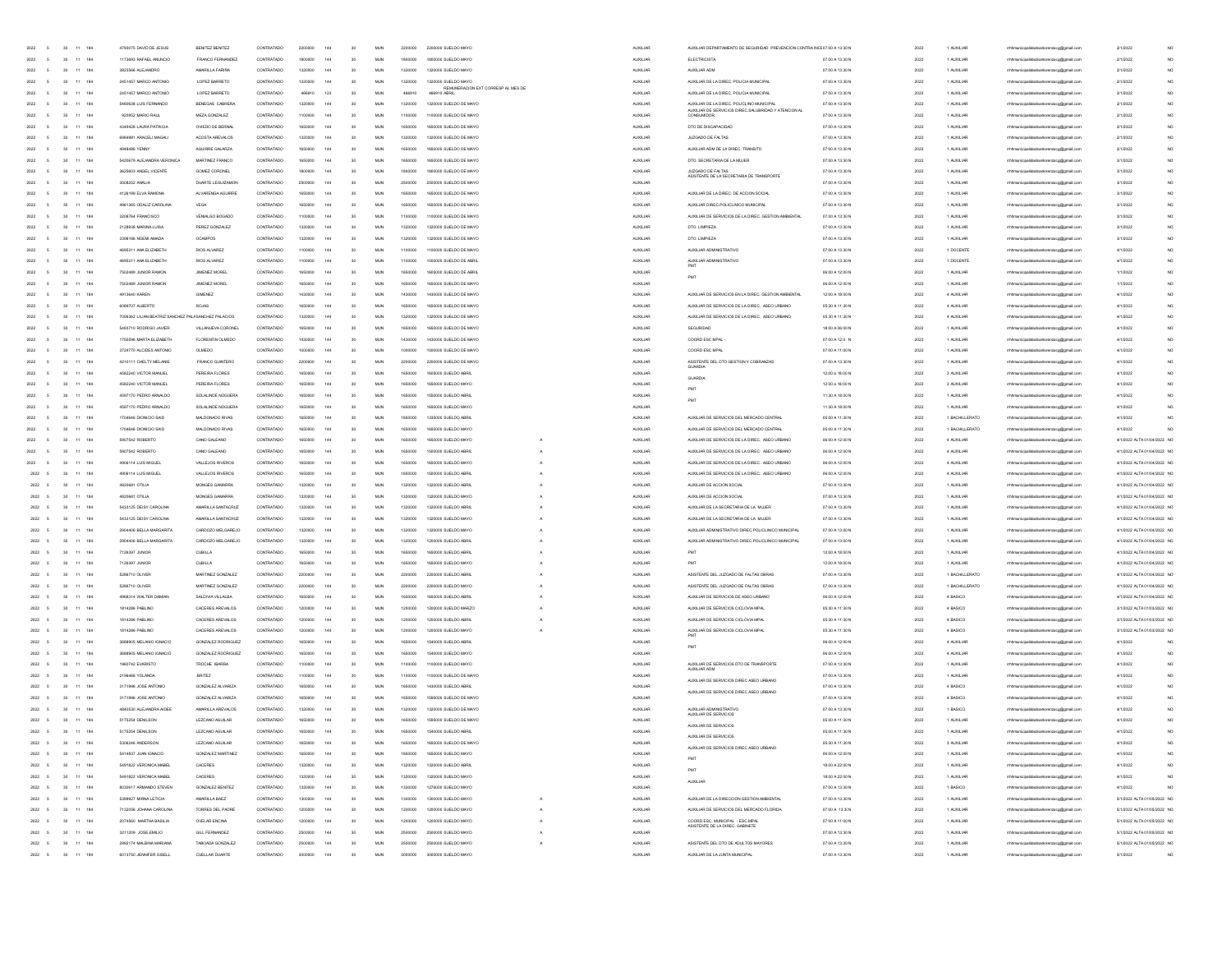| | | | | | | | | | | | | | | | | | | | | | | | | |
|---|---|---|---|---|---|---|---|---|---|---|---|---|---|---|---|---|---|---|---|---|---|---|---|---|
| 2022 | 5 | 30 | 11 | 184 | 4750075 DAVID DE JESUS | BENITEZ BENITEZ | CONTRATADO | 2200000 | 144 | 30 | MUN | 2200000 | 2200000 SUELDO MAYO | | AUXILIAR | AUXILIAR DEPARTAMENTO DE SEGURIDAD PREVENCION CONTRA INCE | 07:00 A 13:30 N | 2022 | 1 AUXILIAR | rrhhmunicipalidadsanlorenzocg@gmail.com | 2/1/2022 | NO |
| 2022 | 5 | 30 | 11 | 184 | 1173693 RAFAEL ANUNCIO | FRANCO FERNANDEZ | CONTRATADO | 1800000 | 144 | 30 | MUN | 1800000 | 1800000 SUELDO MAYO | | AUXILIAR | ELECTRICISTA | 07:00 A 13:30 N | 2022 | 1 AUXILIAR | rrhhmunicipalidadsanlorenzocg@gmail.com | 2/1/2022 | NO |
| 2022 | 5 | 30 | 11 | 184 | 3823566 ALEJANDRO | AMARILLA FARIÑA | CONTRATADO | 1320000 | 144 | 30 | MUN | 1320000 | 1320000 SUELDO MAYO | | AUXILIAR | AUXILIAR ADM | 07:00 A 13:30 N | 2022 | 1 AUXILIAR | rrhhmunicipalidadsanlorenzocg@gmail.com | 2/1/2022 | NO |
| 2022 | 5 | 30 | 11 | 184 | 2451457 MARCO ANTONIO | LOPEZ BARRETO | CONTRATADO | 1320000 | 144 | 30 | MUN | 1320000 | 1320000 SUELDO MAYO | | AUXILIAR | AUXILIAR DE LA DIREC. POLICIA MUNICIPAL | 07:00 A 13:30 N | 2022 | 1 AUXILIAR | rrhhmunicipalidadsanlorenzocg@gmail.com | 2/1/2022 | NO |
| 2022 | 5 | 30 | 11 | 184 | 2451457 MARCO ANTONIO | LOPEZ BARRETO | CONTRATADO | 466910 | 123 | 30 | MUN | 466910 | REMUNERACION EXT CORRESP AL MES DE 466910 ABRIL | | AUXILIAR | AUXILIAR DE LA DIREC. POLICIA MUNICIPAL | 07:00 A 13:30 N | 2022 | 1 AUXILIAR | rrhhmunicipalidadsanlorenzocg@gmail.com | 2/1/2022 | NO |
| 2022 | 5 | 30 | 11 | 184 | 5460638 LUIS FERNANDO | BENEGAS CABRERA | CONTRATADO | 1320000 | 144 | 30 | MUN | 1320000 | 1320000 SUELDO DE MAYO | | AUXILIAR | AUXILIAR DE LA DIREC. POLICLINO MUNICIPAL | 07:00 A 13:30 N | 2022 | 1 AUXILIAR | rrhhmunicipalidadsanlorenzocg@gmail.com | 2/1/2022 | NO |
| 2022 | 5 | 30 | 11 | 184 | 920962 MARIO RAUL | MEZA GONZALEZ | CONTRATADO | 1100000 | 144 | 30 | MUN | 1100000 | 1100000 SUELDO DE MAYO | | AUXILIAR | AUXILIAR DE SERVICIOS DIREC.SALUBRIDAD Y ATENCION AL CONSUMIDOR | 07:00 A 13:30 N | 2022 | 1 AUXILIAR | rrhhmunicipalidadsanlorenzocg@gmail.com | 2/1/2022 | NO |
| 2022 | 5 | 30 | 11 | 184 | 4349626 LAURA PATRICIA | OVIEDO DE BERNAL | CONTRATADO | 1650000 | 144 | 30 | MUN | 1650000 | 1650000 SUELDO DE MAYO | | AUXILIAR | DTO DE DISCAPACIDAD | 07:00 A 13:30 N | 2022 | 1 AUXILIAR | rrhhmunicipalidadsanlorenzocg@gmail.com | 2/1/2022 | NO |
| 2022 | 5 | 30 | 11 | 184 | 6664901 ARACELI MAGALI | ACOSTA AREVALOS | CONTRATADO | 1320000 | 144 | 30 | MUN | 1320000 | 1320000 SUELDO DE MAYO | | AUXILIAR | JUZGADO DE FALTAS | 07:00 A 13:30 N | 2022 | 1 AUXILIAR | rrhhmunicipalidadsanlorenzocg@gmail.com | 2/1/2022 | NO |
| 2022 | 5 | 30 | 11 | 184 | 4948486 YENNY | AGUIRRE GALARZA | CONTRATADO | 1650000 | 144 | 30 | MUN | 1650000 | 1650000 SUELDO DE MAYO | | AUXILIAR | AUXILIAR ADM DE LA DIREC. TRANSITO | 07:00 A 13:30 N | 2022 | 1 AUXILIAR | rrhhmunicipalidadsanlorenzocg@gmail.com | 2/1/2022 | NO |
| 2022 | 5 | 30 | 11 | 184 | 5425679 ALEJANDRA VERONICA | MARTINEZ FRANCO | CONTRATADO | 1650000 | 144 | 30 | MUN | 1650000 | 1650000 SUELDO DE MAYO | | AUXILIAR | DTO. SECRETARIA DE LA MUJER | 07:00 A 13:30 N | 2022 | 1 AUXILIAR | rrhhmunicipalidadsanlorenzocg@gmail.com | 2/1/2022 | NO |
| 2022 | 5 | 30 | 11 | 184 | 3625603 ANGEL VICENTE | GOMEZ CORONEL | CONTRATADO | 1800000 | 144 | 30 | MUN | 1800000 | 1800000 SUELDO DE MAYO | | AUXILIAR | JUZGADO DE FALTAS | 07:00 A 13:30 N | 2022 | 1 AUXILIAR | rrhhmunicipalidadsanlorenzocg@gmail.com | 3/1/2022 | NO |
| 2022 | 5 | 30 | 11 | 184 | 3508252 AMALIA | DUARTE LEGUIZAMON | CONTRATADO | 2500000 | 144 | 30 | MUN | 2500000 | 2500000 SUELDO DE MAYO | | AUXILIAR | ASISTENTE DE LA SECRETARIA DE TRANSPORTE | 07:00 A 13:30 N | 2022 | 1 AUXILIAR | rrhhmunicipalidadsanlorenzocg@gmail.com | 3/1/2022 | NO |
| 2022 | 5 | 30 | 11 | 184 | 4126199 ELVA RAMONA | ALVARENGA AGUIRRE | CONTRATADO | 1650000 | 144 | 30 | MUN | 1650000 | 1650000 SUELDO DE MAYO | | AUXILIAR | AUXILIAR DE LA DIREC. DE ACCION SOCIAL | 07:00 A 13:30 N | 2022 | 1 AUXILIAR | rrhhmunicipalidadsanlorenzocg@gmail.com | 3/1/2022 | NO |
| 2022 | 5 | 30 | 11 | 184 | 4961365 ODALIZ CAROLINA | VEGA | CONTRATADO | 1650000 | 144 | 30 | MUN | 1650000 | 1650000 SUELDO DE MAYO | | AUXILIAR | AUXILIAR DIREC.POLICLINICO MUNICIPAL | 07:00 A 13:30 N | 2022 | 1 AUXILIAR | rrhhmunicipalidadsanlorenzocg@gmail.com | 3/1/2022 | NO |
| 2022 | 5 | 30 | 11 | 184 | 3208764 FRANCISCO | VENIALGO BOGADO | CONTRATADO | 1100000 | 144 | 30 | MUN | 1100000 | 1100000 SUELDO DE MAYO | | AUXILIAR | AUXILIAR DE SERVICIOS DE LA DIREC. GESTION AMBIENTAL | 07:00 A 13:30 N | 2022 | 1 AUXILIAR | rrhhmunicipalidadsanlorenzocg@gmail.com | 3/1/2022 | NO |
| 2022 | 5 | 30 | 11 | 184 | 2128938 MARINA LUISA | PEREZ GONZALEZ | CONTRATADO | 1320000 | 144 | 30 | MUN | 1320000 | 1320000 SUELDO DE MAYO | | AUXILIAR | DTO. LIMPIEZA | 07:00 A 13:30 N | 2022 | 1 AUXILIAR | rrhhmunicipalidadsanlorenzocg@gmail.com | 3/1/2022 | NO |
| 2022 | 5 | 30 | 11 | 184 | 3398186 NOEMI AMADA | OCAMPOS | CONTRATADO | 1320000 | 144 | 30 | MUN | 1320000 | 1320000 SUELDO DE MAYO | | AUXILIAR | DTO. LIMPIEZA | 07:00 A 13:30 N | 2022 | 1 AUXILIAR | rrhhmunicipalidadsanlorenzocg@gmail.com | 3/1/2022 | NO |
| 2022 | 5 | 30 | 11 | 184 | 4666311 ANA ELIZABETH | RIOS ALVAREZ | CONTRATADO | 1100000 | 144 | 30 | MUN | 1100000 | 1100000 SUELDO DE MAYO | | AUXILIAR | AUXILIAR ADMINISTRATIVO | 07:00 A 13:30 N | 2022 | 1 DOCENTE | rrhhmunicipalidadsanlorenzocg@gmail.com | 4/1/2022 | NO |
| 2022 | 5 | 30 | 11 | 184 | 4666311 ANA ELIZABETH | RIOS ALVAREZ | CONTRATADO | 1100000 | 144 | 30 | MUN | 1100000 | 1000000 SUELDO DE ABRIL | | AUXILIAR | AUXILIAR ADMINISTRATIVO | 07:00 A 13:30 N | 2022 | 1 DOCENTE | rrhhmunicipalidadsanlorenzocg@gmail.com | 4/1/2022 | NO |
| 2022 | 5 | 30 | 11 | 184 | 7502489 JUNIOR RAMON | JIMENEZ MOREL | CONTRATADO | 1650000 | 144 | 30 | MUN | 1650000 | 1665000 SUELDO DE ABRIL | | AUXILIAR | PMT | 06:00 A 12:00 N | 2022 | 1 AUXILIAR | rrhhmunicipalidadsanlorenzocg@gmail.com | 1/1/2022 | NO |
| 2022 | 5 | 30 | 11 | 184 | 7502489 JUNIOR RAMON | JIMENEZ MOREL | CONTRATADO | 1650000 | 144 | 30 | MUN | 1650000 | 1650000 SUELDO DE MAYO | | AUXILIAR | PMT | 06:00 A 12:00 N | 2022 | 1 AUXILIAR | rrhhmunicipalidadsanlorenzocg@gmail.com | 1/1/2022 | NO |
| 2022 | 5 | 30 | 11 | 184 | 4913640 KAREN | GIMENEZ | CONTRATADO | 1430000 | 144 | 30 | MUN | 1430000 | 1430000 SUELDO DE MAYO | | AUXILIAR | AUXILIAR DE SERVICIOS EN LA DIREC. GESTION AMBIENTAL | 12:00 A 18:00 N | 2022 | 4 AUXILIAR | rrhhmunicipalidadsanlorenzocg@gmail.com | 4/1/2022 | NO |
| 2022 | 5 | 30 | 11 | 184 | 6069707 ALBERTO | ROJAS | CONTRATADO | 1650000 | 144 | 30 | MUN | 1650000 | 1650000 SUELDO DE MAYO | | AUXILIAR | AUXILIAR DE SERVICIOS DE LA DIREC. ASEO URBANO | 05:30 A 11:30 N | 2022 | 4 AUXILIAR | rrhhmunicipalidadsanlorenzocg@gmail.com | 4/1/2022 | NO |
| 2022 | 5 | 30 | 11 | 184 | 7058362 LILIAN BEATRIZ SANCHEZ PALA | SANCHEZ PALACIOS | CONTRATADO | 1320000 | 144 | 30 | MUN | 1320000 | 1320000 SUELDO DE MAYO | | AUXILIAR | AUXILIAR DE SERVICIOS DE LA DIREC. ASEO URBANO | 05:30 A 11:30 N | 2022 | 4 AUXILIAR | rrhhmunicipalidadsanlorenzocg@gmail.com | 4/1/2022 | NO |
| 2022 | 5 | 30 | 11 | 184 | 5490710 RODRIGO JAVIER | VILLANUEVA CORONEL | CONTRATADO | 1650000 | 144 | 30 | MUN | 1650000 | 1650000 SUELDO DE MAYO | | AUXILIAR | SEGURIDAD | 18:00 A 06:00 N | 2022 | 1 AUXILIAR | rrhhmunicipalidadsanlorenzocg@gmail.com | 4/1/2022 | NO |
| 2022 | 5 | 30 | 11 | 184 | 1755596 MARTA ELIZABETH | FLORENTIN OLMEDO | CONTRATADO | 1430000 | 144 | 30 | MUN | 1430000 | 1430000 SUELDO DE MAYO | | AUXILIAR | COORD ESC MPAL - | 07:00 A 12:0 N | 2022 | 1 AUXILIAR | rrhhmunicipalidadsanlorenzocg@gmail.com | 4/1/2022 | NO |
| 2022 | 5 | 30 | 11 | 184 | 3724770 ALCIDES ANTONIO | OLMEDO | CONTRATADO | 1000000 | 144 | 30 | MUN | 1000000 | 1000000 SUELDO DE MAYO | | AUXILIAR | COORD ESC MPAL | 07:00 A 11:00 N | 2022 | 1 AUXILIAR | rrhhmunicipalidadsanlorenzocg@gmail.com | 4/1/2022 | NO |
| 2022 | 5 | 30 | 11 | 184 | 4210111 CHELTY MELANIE | FRANCO QUINTERO | CONTRATADO | 2200000 | 144 | 30 | MUN | 2200000 | 2200000 SUELDO DE MAYO | | AUXILIAR | ASISTENTE DEL DTO GESTION Y COBRANZAS | 07:00 A 13:30 N | 2022 | 1 AUXILIAR | rrhhmunicipalidadsanlorenzocg@gmail.com | 4/1/2022 | NO |
| 2022 | 5 | 30 | 11 | 184 | 4582240 VICTOR MANUEL | PEREIRA FLORES | CONTRATADO | 1650000 | 144 | 30 | MUN | 1650000 | 1605000 SUELDO ABRIL | | AUXILIAR | GUARDIA | 12:00 a 18:00 N | 2022 | 3 AUXILIAR | rrhhmunicipalidadsanlorenzocg@gmail.com | 4/1/2022 | NO |
| 2022 | 5 | 30 | 11 | 184 | 4582240 VICTOR MANUEL | PEREIRA FLORES | CONTRATADO | 1650000 | 144 | 30 | MUN | 1650000 | 1650000 SUELDO MAYO | | AUXILIAR | GUARDIA | 12:00 a 18:00 N | 2022 | 3 AUXILIAR | rrhhmunicipalidadsanlorenzocg@gmail.com | 4/1/2022 | NO |
| 2022 | 5 | 30 | 11 | 184 | 4597170 PEDRO ARNALDO | SOLALINDE NOGUERA | CONTRATADO | 1650000 | 144 | 30 | MUN | 1650000 | 1550000 SUELDO ABRIL | | AUXILIAR | PMT | 11:30 A 18:00 N | 2022 | 1 AUXILIAR | rrhhmunicipalidadsanlorenzocg@gmail.com | 4/1/2022 | NO |
| 2022 | 5 | 30 | 11 | 184 | 4597170 PEDRO ARNALDO | SOLALINDE NOGUERA | CONTRATADO | 1650000 | 144 | 30 | MUN | 1650000 | 1650000 SUELDO MAYO | | AUXILIAR | PMT | 11:30 A 18:00 N | 2022 | 1 AUXILIAR | rrhhmunicipalidadsanlorenzocg@gmail.com | 4/1/2022 | NO |
| 2022 | 5 | 30 | 11 | 184 | 1704646 DIONICIO SAID | MALDONADO RIVAS | CONTRATADO | 1650000 | 144 | 30 | MUN | 1650000 | 1325000 SUELDO ABRIL | | AUXILIAR | AUXILIAR DE SERVICIOS DEL MERCADO CENTRAL | 05:00 A 11:30 N | 2022 | 1 BACHILLERATO | rrhhmunicipalidadsanlorenzocg@gmail.com | 4/1/2022 | NO |
| 2022 | 5 | 30 | 11 | 184 | 1704646 DIONICIO SAID | MALDONADO RIVAS | CONTRATADO | 1650000 | 144 | 30 | MUN | 1650000 | 1650000 SUELDO MAYO | | AUXILIAR | AUXILIAR DE SERVICIOS DEL MERCADO CENTRAL | 05:00 A 11:30 N | 2022 | 1 BACHILLERATO | rrhhmunicipalidadsanlorenzocg@gmail.com | 4/1/2022 | NO |
| 2022 | 5 | 30 | 11 | 184 | 5907542 ROBERTO | CANO GALEANO | CONTRATADO | 1650000 | 144 | 30 | MUN | 1650000 | 1650000 SUELDO MAYO | A | AUXILIAR | AUXILIAR DE SERVICIOS DE LA DIREC. ASEO URBANO | 06:00 A 12:00 N | 2022 | 4 AUXILIAR | rrhhmunicipalidadsanlorenzocg@gmail.com | 4/1/2022 ALTA 01/04/2022 | NO |
| 2022 | 5 | 30 | 11 | 184 | 5907542 ROBERTO | CANO GALEANO | CONTRATADO | 1650000 | 144 | 30 | MUN | 1650000 | 1500000 SUELDO ABRIL | A | AUXILIAR | AUXILIAR DE SERVICIOS DE LA DIREC. ASEO URBANO | 06:00 A 12:00 N | 2022 | 4 AUXILIAR | rrhhmunicipalidadsanlorenzocg@gmail.com | 4/1/2022 ALTA 01/04/2022 | NO |
| 2022 | 5 | 30 | 11 | 184 | 4906114 LUIS MIGUEL | VALLEJOS RIVEROS | CONTRATADO | 1650000 | 144 | 30 | MUN | 1650000 | 1650000 SUELDO MAYO | A | AUXILIAR | AUXILIAR DE SERVICIOS DE LA DIREC. ASEO URBANO | 06:00 A 12:00 N | 2022 | 4 AUXILIAR | rrhhmunicipalidadsanlorenzocg@gmail.com | 4/1/2022 ALTA 01/04/2022 | NO |
| 2022 | 5 | 30 | 11 | 184 | 4906114 LUIS MIGUEL | VALLEJOS RIVEROS | CONTRATADO | 1650000 | 144 | 30 | MUN | 1650000 | 1500000 SUELDO ABRIL | A | AUXILIAR | AUXILIAR DE SERVICIOS DE LA DIREC. ASEO URBANO | 06:00 A 12:00 N | 2022 | 4 AUXILIAR | rrhhmunicipalidadsanlorenzocg@gmail.com | 4/1/2022 ALTA 01/04/2022 | NO |
| 2022 | 5 | 30 | 11 | 184 | 4820681 OTILIA | MONGES SAMANIRA | CONTRATADO | 1320000 | 144 | 30 | MUN | 1320000 | 1320000 SUELDO ABRIL | A | AUXILIAR | AUXILIAR DE ACCION SOCIAL | 07:00 A 13:30 N | 2022 | 1 AUXILIAR | rrhhmunicipalidadsanlorenzocg@gmail.com | 4/1/2022 ALTA 01/04/2022 | NO |
| 2022 | 5 | 30 | 11 | 184 | 4820681 OTILIA | MONGES SAMANIRA | CONTRATADO | 1320000 | 144 | 30 | MUN | 1320000 | 1320000 SUELDO MAYO | A | AUXILIAR | AUXILIAR DE ACCION SOCIAL | 07:00 A 13:30 N | 2022 | 1 AUXILIAR | rrhhmunicipalidadsanlorenzocg@gmail.com | 4/1/2022 ALTA 01/04/2022 | NO |
| 2022 | 5 | 30 | 11 | 184 | 5433125 DEISY CAROLINA | AMARILLA SANTACRUZ | CONTRATADO | 1320000 | 144 | 30 | MUN | 1320000 | 1320000 SUELDO ABRIL | A | AUXILIAR | AUXILIAR DE LA SECRETARIA DE LA MUJER | 07:00 A 13:30 N | 2022 | 1 AUXILIAR | rrhhmunicipalidadsanlorenzocg@gmail.com | 4/1/2022 ALTA 01/04/2022 | NO |
| 2022 | 5 | 30 | 11 | 184 | 5433125 DEISY CAROLINA | AMARILLA SANTACRUZ | CONTRATADO | 1320000 | 144 | 30 | MUN | 1320000 | 1320000 SUELDO MAYO | A | AUXILIAR | AUXILIAR DE LA SECRETARIA DE LA MUJER | 07:00 A 13:30 N | 2022 | 1 AUXILIAR | rrhhmunicipalidadsanlorenzocg@gmail.com | 4/1/2022 ALTA 01/04/2022 | NO |
| 2022 | 5 | 30 | 11 | 184 | 2904406 BELLA MARGARITA | CARDOZO MELGAREJO | CONTRATADO | 1320000 | 144 | 30 | MUN | 1320000 | 1320000 SUELDO MAYO | A | AUXILIAR | AUXILIAR ADMINISTRATIVO DIREC.POLICLINICO MUNICIPAL | 07:00 A 13:00 N | 2022 | 1 AUXILIAR | rrhhmunicipalidadsanlorenzocg@gmail.com | 4/1/2022 ALTA 01/04/2022 | NO |
| 2022 | 5 | 30 | 11 | 184 | 2904406 BELLA MARGARITA | CARDOZO MELGAREJO | CONTRATADO | 1320000 | 144 | 30 | MUN | 1320000 | 1200000 SUELDO ABRIL | A | AUXILIAR | AUXILIAR ADMINISTRATIVO DIREC.POLICLINICO MUNICIPAL | 07:00 A 13:00 N | 2022 | 1 AUXILIAR | rrhhmunicipalidadsanlorenzocg@gmail.com | 4/1/2022 ALTA 01/04/2022 | NO |
| 2022 | 5 | 30 | 11 | 184 | 7126397 JUNIOR | CUBILLA | CONTRATADO | 1650000 | 144 | 30 | MUN | 1650000 | 1650000 SUELDO ABRIL | A | AUXILIAR | PMT | 12:00 A 18:00 N | 2022 | 1 AUXILIAR | rrhhmunicipalidadsanlorenzocg@gmail.com | 4/1/2022 ALTA 01/04/2022 | NO |
| 2022 | 5 | 30 | 11 | 184 | 7126397 JUNIOR | CUBILLA | CONTRATADO | 1650000 | 144 | 30 | MUN | 1650000 | 1650000 SUELDO MAYO | A | AUXILIAR | PMT | 12:00 A 18:00 N | 2022 | 1 AUXILIAR | rrhhmunicipalidadsanlorenzocg@gmail.com | 4/1/2022 ALTA 01/04/2022 | NO |
| 2022 | 5 | 30 | 11 | 184 | 5266710 OLIVER | MARTINEZ GONZALEZ | CONTRATADO | 2200000 | 144 | 30 | MUN | 2200000 | 2200000 SUELDO ABRIL | A | AUXILIAR | ASISTENTE DEL JUZGADO DE FALTAS OBRAS | 07:00 A 13:30 N | 2022 | 1 BACHILLERATO | rrhhmunicipalidadsanlorenzocg@gmail.com | 4/1/2022 ALTA 01/04/2022 | NO |
| 2022 | 5 | 30 | 11 | 184 | 5266710 OLIVER | MARTINEZ GONZALEZ | CONTRATADO | 2200000 | 144 | 30 | MUN | 2200000 | 2200000 SUELDO MAYO | A | AUXILIAR | ASISTENTE DEL JUZGADO DE FALTAS OBRAS | 07:00 A 13:30 N | 2022 | 1 BACHILLERATO | rrhhmunicipalidadsanlorenzocg@gmail.com | 4/1/2022 ALTA 01/04/2022 | NO |
| 2022 | 5 | 30 | 11 | 184 | 4968314 WALTER DAMIAN | SALDIVIA VILLALBA | CONTRATADO | 1650000 | 144 | 30 | MUN | 1650000 | 1650000 SUELDO ABRIL | A | AUXILIAR | AUXILIAR DE SERVICIOS DE ASEO URBANO | 06:00 A 12:00 N | 2022 | 4 BASICO | rrhhmunicipalidadsanlorenzocg@gmail.com | 4/1/2022 ALTA 01/04/2022 | NO |
| 2022 | 5 | 30 | 11 | 184 | 1814286 PABLINO | CACERES AREVALOS | CONTRATADO | 1200000 | 144 | 30 | MUN | 1200000 | 1200000 SUELDO MARZO | A | AUXILIAR | AUXILIAR DE SERVICIOS CICLOVIA MPAL | 05:30 A 11:30 N | 2022 | 4 BASICO | rrhhmunicipalidadsanlorenzocg@gmail.com | 3/1/2022 ALTA 01/03/2022 | NO |
| 2022 | 5 | 30 | 11 | 184 | 1814286 PABLINO | CACERES AREVALOS | CONTRATADO | 1200000 | 144 | 30 | MUN | 1200000 | 1200000 SUELDO ABRIL | A | AUXILIAR | AUXILIAR DE SERVICIOS CICLOVIA MPAL | 05:30 A 11:30 N | 2022 | 4 BASICO | rrhhmunicipalidadsanlorenzocg@gmail.com | 3/1/2022 ALTA 01/03/2022 | NO |
| 2022 | 5 | 30 | 11 | 184 | 1814286 PABLINO | CACERES AREVALOS | CONTRATADO | 1200000 | 144 | 30 | MUN | 1200000 | 1200000 SUELDO MAYO | A | AUXILIAR | AUXILIAR DE SERVICIOS CICLOVIA MPAL | 05:30 A 11:30 N | 2022 | 4 BASICO | rrhhmunicipalidadsanlorenzocg@gmail.com | 3/1/2022 ALTA 01/03/2022 | NO |
| 2022 | 5 | 30 | 11 | 184 | 3688905 MELANIO IGNACIO | GONZALEZ RODRIGUEZ | CONTRATADO | 1650000 | 144 | 30 | MUN | 1650000 | 1540000 SUELDO ABRIL | | AUXILIAR | PMT | 06:00 A 12:00 N | 2022 | 4 AUXILIAR | rrhhmunicipalidadsanlorenzocg@gmail.com | 4/1/2022 | NO |
| 2022 | 5 | 30 | 11 | 184 | 3688905 MELANIO IGNACIO | GONZALEZ RODRIGUEZ | CONTRATADO | 1650000 | 144 | 30 | MUN | 1650000 | 1540000 SUELDO MAYO | | AUXILIAR | PMT | 06:00 A 12:00 N | 2022 | 4 AUXILIAR | rrhhmunicipalidadsanlorenzocg@gmail.com | 4/1/2022 | NO |
| 2022 | 5 | 30 | 11 | 184 | 1960742 EVARISTO | TROCHE IBARRA | CONTRATADO | 1100000 | 144 | 30 | MUN | 1100000 | 1100000 SUELDO MAYO | | AUXILIAR | AUXILIAR DE SERVICIOS DTO DE TRANSPORTE | 07:00 A 13:30 N | 2022 | 1 AUXILIAR | rrhhmunicipalidadsanlorenzocg@gmail.com | 4/1/2022 | NO |
| 2022 | 5 | 30 | 11 | 184 | 2194468 YOLANDA | BRITEZ | CONTRATADO | 1100000 | 144 | 30 | MUN | 1100000 | 1100000 SUELDO DE MAYO | | AUXILIAR | AUXILIAR ADM | 07:00 A 13:30 N | 2022 | 1 AUXILIAR | rrhhmunicipalidadsanlorenzocg@gmail.com | 4/1/2022 | NO |
| 2022 | 5 | 30 | 11 | 184 | 3171996 JOSE ANTONIO | GONZALEZ ALVARIZA | CONTRATADO | 1650000 | 144 | 30 | MUN | 1650000 | 1430000 SUELDO ABRIL | | AUXILIAR | AUXILIAR DE SERVICIOS DIREC ASEO URBANO | 07:00 A 13:30 N | 2022 | 4 BASICO | rrhhmunicipalidadsanlorenzocg@gmail.com | 4/1/2022 | NO |
| 2022 | 5 | 30 | 11 | 184 | 3171996 JOSE ANTONIO | GONZALEZ ALVARIZA | CONTRATADO | 1650000 | 144 | 30 | MUN | 1650000 | 1595000 SUELDO DE MAYO | | AUXILIAR | AUXILIAR DE SERVICIOS DIREC ASEO URBANO | 07:00 A 13:30 N | 2022 | 4 BASICO | rrhhmunicipalidadsanlorenzocg@gmail.com | 4/1/2022 | NO |
| 2022 | 5 | 30 | 11 | 184 | 4840530 ALEJANDRA AIDEE | AMARILLA AREVALOS | CONTRATADO | 1320000 | 144 | 30 | MUN | 1320000 | 1320000 SUELDO DE MAYO | | AUXILIAR | AUXILIAR ADMINISTRATIVO | 07:00 A 13:30 N | 2022 | 1 BASICO | rrhhmunicipalidadsanlorenzocg@gmail.com | 4/1/2022 | NO |
| 2022 | 5 | 30 | 11 | 184 | 5175254 DENILSON | LEZCANO AGUILAR | CONTRATADO | 1650000 | 144 | 30 | MUN | 1650000 | 1595000 SUELDO DE MAYO | | AUXILIAR | AUXILIAR DE SERVICIOS | 05:00 A 11:30 N | 2022 | 1 AUXILIAR | rrhhmunicipalidadsanlorenzocg@gmail.com | 4/1/2022 | NO |
| 2022 | 5 | 30 | 11 | 184 | 5175254 DENILSON | LEZCANO AGUILAR | CONTRATADO | 1650000 | 144 | 30 | MUN | 1650000 | 1540000 SUELDO ABRIL | | AUXILIAR | AUXILIAR DE SERVICIOS | 05:00 A 11:30 N | 2022 | 1 AUXILIAR | rrhhmunicipalidadsanlorenzocg@gmail.com | 4/1/2022 | NO |
| 2022 | 5 | 30 | 11 | 184 | 5306246 ANDERSON | LEZCANO AGUILAR | CONTRATADO | 1650000 | 144 | 30 | MUN | 1650000 | 1650000 SUELDO DE MAYO | | AUXILIAR | AUXILIAR DE SERVICIOS | 05:30 A 11:30 N | 2022 | 3 AUXILIAR | rrhhmunicipalidadsanlorenzocg@gmail.com | 4/1/2022 | NO |
| 2022 | 5 | 30 | 11 | 184 | 5414837 JUAN IGNACIO | GONZALEZ MARTINEZ | CONTRATADO | 1650000 | 144 | 30 | MUN | 1650000 | 1650000 SUELDO MAYO | | AUXILIAR | AUXILIAR DE SERVICIOS DIREC ASEO URBANO | 06:00 A 12:00 N | 2022 | 1 AUXILIAR | rrhhmunicipalidadsanlorenzocg@gmail.com | 4/1/2022 | NO |
| 2022 | 5 | 30 | 11 | 184 | 5491822 VERONICA MABEL | CACERES | CONTRATADO | 1320000 | 144 | 30 | MUN | 1320000 | 1320000 SUELDO ABRIL | | AUXILIAR | PMT | 18:00 A 22:00 N | 2022 | 1 AUXILIAR | rrhhmunicipalidadsanlorenzocg@gmail.com | 4/1/2022 | NO |
| 2022 | 5 | 30 | 11 | 184 | 5491822 VERONICA MABEL | CACERES | CONTRATADO | 1320000 | 144 | 30 | MUN | 1320000 | 1320000 SUELDO MAYO | | AUXILIAR | PMT | 18:00 A 22:00 N | 2022 | 1 AUXILIAR | rrhhmunicipalidadsanlorenzocg@gmail.com | 4/1/2022 | NO |
| 2022 | 5 | 30 | 11 | 184 | 8030617 ARMANDO STEVEN | GONZALEZ BENITEZ | CONTRATADO | 1320000 | 144 | 30 | MUN | 1320000 | 1276000 SUELDO MAYO | | AUXILIAR | AUXILIAR | 07:00 A 13:30 N | 2022 | 1 BASICO | rrhhmunicipalidadsanlorenzocg@gmail.com | 4/1/2022 | NO |
| 2022 | 5 | 30 | 11 | 184 | 5399927 MIRNA LETICIA | AMARILLA BAEZ | CONTRATADO | 1300000 | 144 | 30 | MUN | 1300000 | 1300000 SUELDO MAYO | A | AUXILIAR | AUXILIAR DE LA DIRECCION GESTION AMBIENTAL | 07:00 A 13:30 N | 2022 | 1 AUXILIAR | rrhhmunicipalidadsanlorenzocg@gmail.com | 5/1/2022 ALTA 01/05/2022 | NO |
| 2022 | 5 | 30 | 11 | 184 | 7132056 JOHANA CAROLINA | TORRES DEL PADRE | CONTRATADO | 1200000 | 144 | 30 | MUN | 1200000 | 1200000 SUELDO MAYO | A | AUXILIAR | AUXILIAR DE SERVICIOS DEL MERCADO FLORIDA | 07:00 A 13:30 N | 2022 | 1 AUXILIAR | rrhhmunicipalidadsanlorenzocg@gmail.com | 5/1/2022 ALTA 01/05/2022 | NO |
| 2022 | 5 | 30 | 11 | 184 | 2074560 MARTHA BASILIA | OVELAR ENCINA | CONTRATADO | 1200000 | 144 | 30 | MUN | 1200000 | 1200000 SUELDO MAYO | A | AUXILIAR | COORD.ESC. MUNICIPAL - ESC.MPAL | 07:00 A 11:00 N | 2022 | 1 AUXILIAR | rrhhmunicipalidadsanlorenzocg@gmail.com | 5/1/2022 ALTA 01/05/2022 | NO |
| 2022 | 5 | 30 | 11 | 184 | 3211209 JOSE EMILIO | GILL FERNANDEZ | CONTRATADO | 2500000 | 144 | 30 | MUN | 2500000 | 2500000 SUELDO MAYO | A | AUXILIAR | ASISTENTE DE LA DIREC. GABINETE | 07:00 A 13:30 N | 2022 | 1 AUXILIAR | rrhhmunicipalidadsanlorenzocg@gmail.com | 5/1/2022 ALTA 01/05/2022 | NO |
| 2022 | 5 | 30 | 11 | 184 | 2992174 MALBINA MARIANA | TABOADA GONZALEZ | CONTRATADO | 2500000 | 144 | 30 | MUN | 2500000 | 2500000 SUELDO MAYO | A | AUXILIAR | ASISTENTE DEL DTO DE ADULTOS MAYORES | 07:00 A 13:30 N | 2022 | 1 AUXILIAR | rrhhmunicipalidadsanlorenzocg@gmail.com | 5/1/2022 ALTA 01/05/2022 | NO |
| 2022 | 5 | 30 | 11 | 184 | 6013750 JENNIFER GISELL | CUELLAR DUARTE | CONTRATADO | 3000000 | 144 | 30 | MUN | 3000000 | 3000000 SUELDO MAYO | | AUXILIAR | AUXILIAR DE LA JUNTA MUNICIPAL | 07:00 A 13:30 N | 2022 | 1 AUXILIAR | rrhhmunicipalidadsanlorenzocg@gmail.com | 5/1/2022 | NO |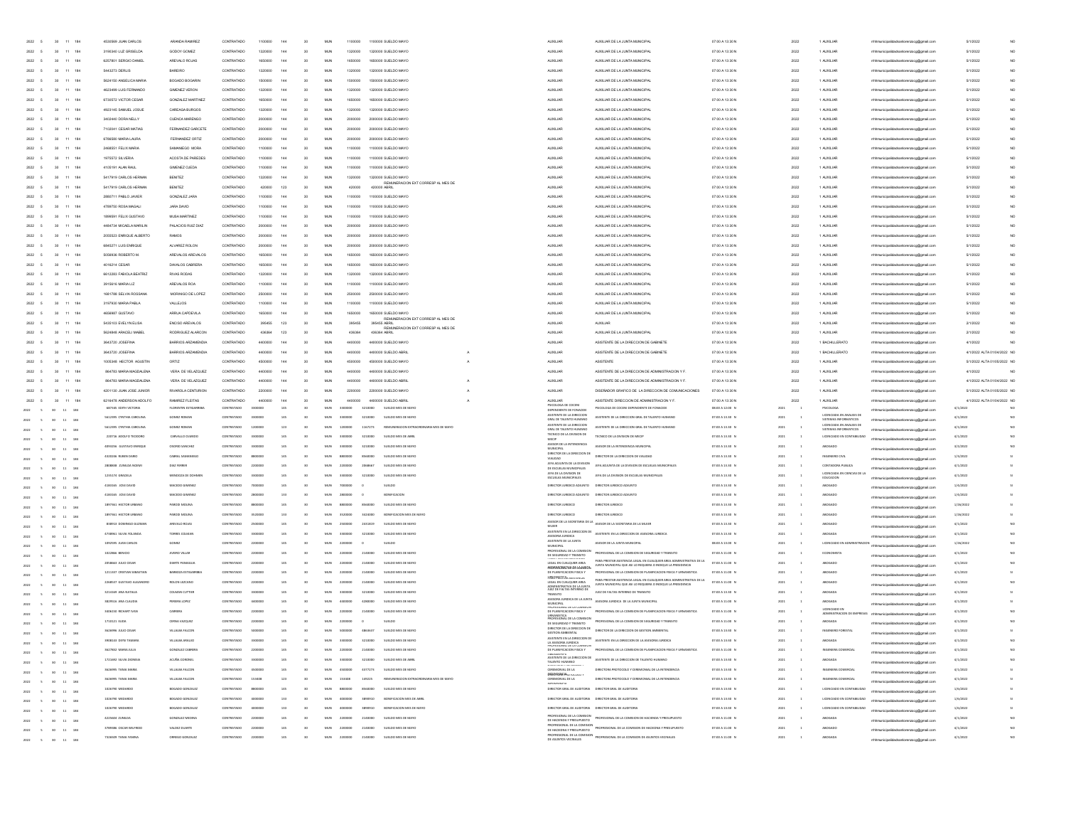| | | | | | | | | | | | | | | | | | | | | | | | | | | |
|---|---|---|---|---|---|---|---|---|---|---|---|---|---|---|---|---|---|---|---|---|---|---|---|---|---|---|
| 2022 | 5 | 30 | 11 | 184 | 4530569 | JUAN CARLOS | ARANDA RAMIREZ | CONTRATADO | 1100000 | 144 | 30 | MUN | 1100000 | 1100000 | SUELDO MAYO | | AUXILIAR | AUXILIAR DE LA JUNTA MUNICIPAL | 07:00 A 13:30 | N | 2022 | 1 | AUXILIAR | rrhhmunicipalidadsanlorenzocg@gmail.com | 5/1/2022 | NO |
| 2022 | 5 | 30 | 11 | 184 | 3190340 | LUZ GRISELDA | GODOY GOMEZ | CONTRATADO | 1320000 | 144 | 30 | MUN | 1320000 | 1320000 | SUELDO MAYO | | AUXILIAR | AUXILIAR DE LA JUNTA MUNICIPAL | 07:00 A 13:30 | N | 2022 | 1 | AUXILIAR | rrhhmunicipalidadsanlorenzocg@gmail.com | 5/1/2022 | NO |
| 2022 | 5 | 30 | 11 | 184 | 6257801 | SERGIO DANIEL | AREVALO ROJAS | CONTRATADO | 1650000 | 144 | 30 | MUN | 1650000 | 1650000 | SUELDO MAYO | | AUXILIAR | AUXILIAR DE LA JUNTA MUNICIPAL | 07:00 A 13:30 | N | 2022 | 1 | AUXILIAR | rrhhmunicipalidadsanlorenzocg@gmail.com | 5/1/2022 | NO |
| 2022 | 5 | 30 | 11 | 184 | 5443273 | DERLIS | BAREIRO | CONTRATADO | 1320000 | 144 | 30 | MUN | 1320000 | 1320000 | SUELDO MAYO | | AUXILIAR | AUXILIAR DE LA JUNTA MUNICIPAL | 07:00 A 13:30 | N | 2022 | 1 | AUXILIAR | rrhhmunicipalidadsanlorenzocg@gmail.com | 5/1/2022 | NO |
| 2022 | 5 | 30 | 11 | 184 | 5624150 | ANGELICA MARIA | BOGADO BOGARIN | CONTRATADO | 1500000 | 144 | 30 | MUN | 1500000 | 1500000 | SUELDO MAYO | | AUXILIAR | AUXILIAR DE LA JUNTA MUNICIPAL | 07:00 A 13:30 | N | 2022 | 1 | AUXILIAR | rrhhmunicipalidadsanlorenzocg@gmail.com | 5/1/2022 | NO |
| 2022 | 5 | 30 | 11 | 184 | 4623499 | LUIS FERNANDO | GIMENEZ VERON | CONTRATADO | 1320000 | 144 | 30 | MUN | 1320000 | 1320000 | SUELDO MAYO | | AUXILIAR | AUXILIAR DE LA JUNTA MUNICIPAL | 07:00 A 13:30 | N | 2022 | 1 | AUXILIAR | rrhhmunicipalidadsanlorenzocg@gmail.com | 5/1/2022 | NO |
| 2022 | 5 | 30 | 11 | 184 | 6730572 | VICTOR CESAR | GONZALEZ MARTINEZ | CONTRATADO | 1650000 | 144 | 30 | MUN | 1650000 | 1650000 | SUELDO MAYO | | AUXILIAR | AUXILIAR DE LA JUNTA MUNICIPAL | 07:00 A 13:30 | N | 2022 | 1 | AUXILIAR | rrhhmunicipalidadsanlorenzocg@gmail.com | 5/1/2022 | NO |
| 2022 | 5 | 30 | 11 | 184 | 4923145 | SAMUEL JOSUE | CAREAGA BURGOS | CONTRATADO | 1320000 | 144 | 30 | MUN | 1320000 | 1320000 | SUELDO MAYO | | AUXILIAR | AUXILIAR DE LA JUNTA MUNICIPAL | 07:00 A 13:30 | N | 2022 | 1 | AUXILIAR | rrhhmunicipalidadsanlorenzocg@gmail.com | 5/1/2022 | NO |
| 2022 | 5 | 30 | 11 | 184 | 3453440 | DORA NELLY | CUENCA MARENGO | CONTRATADO | 2000000 | 144 | 30 | MUN | 2000000 | 2000000 | SUELDO MAYO | | AUXILIAR | AUXILIAR DE LA JUNTA MUNICIPAL | 07:00 A 13:30 | N | 2022 | 1 | AUXILIAR | rrhhmunicipalidadsanlorenzocg@gmail.com | 5/1/2022 | NO |
| 2022 | 5 | 30 | 11 | 184 | 7102041 | CESAR MATIAS | FERNANDEZ GARCETE | CONTRATADO | 2000000 | 144 | 30 | MUN | 2000000 | 2000000 | SUELDO MAYO | | AUXILIAR | AUXILIAR DE LA JUNTA MUNICIPAL | 07:00 A 13:30 | N | 2022 | 1 | AUXILIAR | rrhhmunicipalidadsanlorenzocg@gmail.com | 5/1/2022 | NO |
| 2022 | 5 | 30 | 11 | 184 | 6766580 | MARIA LAURA | FERNANDEZ ORTIZ | CONTRATADO | 2000000 | 144 | 30 | MUN | 2000000 | 2000000 | SUELDO MAYO | | AUXILIAR | AUXILIAR DE LA JUNTA MUNICIPAL | 07:00 A 13:30 | N | 2022 | 1 | AUXILIAR | rrhhmunicipalidadsanlorenzocg@gmail.com | 5/1/2022 | NO |
| 2022 | 5 | 30 | 11 | 184 | 2468551 | FELIX MARIA | SAMANIEGO MORA | CONTRATADO | 1100000 | 144 | 30 | MUN | 1100000 | 1100000 | SUELDO MAYO | | AUXILIAR | AUXILIAR DE LA JUNTA MUNICIPAL | 07:00 A 13:30 | N | 2022 | 1 | AUXILIAR | rrhhmunicipalidadsanlorenzocg@gmail.com | 5/1/2022 | NO |
| 2022 | 5 | 30 | 11 | 184 | 1975572 | SILVERIA | ACOSTA DE PAREDES | CONTRATADO | 1100000 | 144 | 30 | MUN | 1100000 | 1100000 | SUELDO MAYO | | AUXILIAR | AUXILIAR DE LA JUNTA MUNICIPAL | 07:00 A 13:30 | N | 2022 | 1 | AUXILIAR | rrhhmunicipalidadsanlorenzocg@gmail.com | 5/1/2022 | NO |
| 2022 | 5 | 30 | 11 | 184 | 4105191 | ALAN RAUL | GIMENEZ OJEDA | CONTRATADO | 1100000 | 144 | 30 | MUN | 1100000 | 1100000 | SUELDO MAYO | | AUXILIAR | AUXILIAR DE LA JUNTA MUNICIPAL | 07:00 A 13:30 | N | 2022 | 1 | AUXILIAR | rrhhmunicipalidadsanlorenzocg@gmail.com | 5/1/2022 | NO |
| 2022 | 5 | 30 | 11 | 184 | 5417919 | CARLOS HERNAN | BENITEZ | CONTRATADO | 1320000 | 144 | 30 | MUN | 1320000 | 1320000 | SUELDO MAYO | | AUXILIAR | AUXILIAR DE LA JUNTA MUNICIPAL | 07:00 A 13:30 | N | 2022 | 1 | AUXILIAR | rrhhmunicipalidadsanlorenzocg@gmail.com | 5/1/2022 | NO |
| 2022 | 5 | 30 | 11 | 184 | 5417919 | CARLOS HERNAN | BENITEZ | CONTRATADO | 420000 | 123 | 30 | MUN | 420000 | 420000 | REMUNERACION EXT CORRESP AL MES DE ABRIL | | AUXILIAR | AUXILIAR DE LA JUNTA MUNICIPAL | 07:00 A 13:30 | N | 2022 | 1 | AUXILIAR | rrhhmunicipalidadsanlorenzocg@gmail.com | 5/1/2022 | NO |
| 2022 | 5 | 30 | 11 | 184 | 2866711 | PABLO JAVIER | GONZALEZ JARA | CONTRATADO | 1100000 | 144 | 30 | MUN | 1100000 | 1100000 | SUELDO MAYO | | AUXILIAR | AUXILIAR DE LA JUNTA MUNICIPAL | 07:00 A 13:30 | N | 2022 | 1 | AUXILIAR | rrhhmunicipalidadsanlorenzocg@gmail.com | 5/1/2022 | NO |
| 2022 | 5 | 30 | 11 | 184 | 4786750 | ROSA MAGALI | JARA DAVID | CONTRATADO | 1100000 | 144 | 30 | MUN | 1100000 | 1100000 | SUELDO MAYO | | AUXILIAR | AUXILIAR DE LA JUNTA MUNICIPAL | 07:00 A 13:30 | N | 2022 | 1 | AUXILIAR | rrhhmunicipalidadsanlorenzocg@gmail.com | 5/1/2022 | NO |
| 2022 | 5 | 30 | 11 | 184 | 1896591 | FELIX GUSTAVO | MUBA MARTINEZ | CONTRATADO | 1100000 | 144 | 30 | MUN | 1100000 | 1100000 | SUELDO MAYO | | AUXILIAR | AUXILIAR DE LA JUNTA MUNICIPAL | 07:00 A 13:30 | N | 2022 | 1 | AUXILIAR | rrhhmunicipalidadsanlorenzocg@gmail.com | 5/1/2022 | NO |
| 2022 | 5 | 30 | 11 | 184 | 4484734 | MICAELA MARILIN | PALACIOS RUIZ DIAZ | CONTRATADO | 2000000 | 144 | 30 | MUN | 2000000 | 2000000 | SUELDO MAYO | | AUXILIAR | AUXILIAR DE LA JUNTA MUNICIPAL | 07:00 A 13:30 | N | 2022 | 1 | AUXILIAR | rrhhmunicipalidadsanlorenzocg@gmail.com | 5/1/2022 | NO |
| 2022 | 5 | 30 | 11 | 184 | 2055523 | ENRIQUE ALBERTO | RAMOS | CONTRATADO | 2000000 | 144 | 30 | MUN | 2000000 | 2000000 | SUELDO MAYO | | AUXILIAR | AUXILIAR DE LA JUNTA MUNICIPAL | 07:00 A 13:30 | N | 2022 | 1 | AUXILIAR | rrhhmunicipalidadsanlorenzocg@gmail.com | 5/1/2022 | NO |
| 2022 | 5 | 30 | 11 | 184 | 6845271 | LUIS ENRIQUE | ALVAREZ ROLON | CONTRATADO | 2000000 | 144 | 30 | MUN | 2000000 | 2000000 | SUELDO MAYO | | AUXILIAR | AUXILIAR DE LA JUNTA MUNICIPAL | 07:00 A 13:30 | N | 2022 | 1 | AUXILIAR | rrhhmunicipalidadsanlorenzocg@gmail.com | 5/1/2022 | NO |
| 2022 | 5 | 30 | 11 | 184 | 5058936 | ROBERTO M. | AREVALOS AREVALOS | CONTRATADO | 1650000 | 144 | 30 | MUN | 1650000 | 1650000 | SUELDO MAYO | | AUXILIAR | AUXILIAR DE LA JUNTA MUNICIPAL | 07:00 A 13:30 | N | 2022 | 1 | AUXILIAR | rrhhmunicipalidadsanlorenzocg@gmail.com | 5/1/2022 | NO |
| 2022 | 5 | 30 | 11 | 184 | 4016214 | CESAR | DAVALOS CABRERA | CONTRATADO | 1650000 | 144 | 30 | MUN | 1650000 | 1650000 | SUELDO MAYO | | AUXILIAR | AUXILIAR DE LA JUNTA MUNICIPAL | 07:00 A 13:30 | N | 2022 | 1 | AUXILIAR | rrhhmunicipalidadsanlorenzocg@gmail.com | 5/1/2022 | NO |
| 2022 | 5 | 30 | 11 | 184 | 6613283 | FABIOLA BEATRIZ | RIVAS RODAS | CONTRATADO | 1320000 | 144 | 30 | MUN | 1320000 | 1320000 | SUELDO MAYO | | AUXILIAR | AUXILIAR DE LA JUNTA MUNICIPAL | 07:00 A 13:30 | N | 2022 | 1 | AUXILIAR | rrhhmunicipalidadsanlorenzocg@gmail.com | 5/1/2022 | NO |
| 2022 | 5 | 30 | 11 | 184 | 2915616 | MARIA LIZ | AREVALOS ROA | CONTRATADO | 1100000 | 144 | 30 | MUN | 1100000 | 1100000 | SUELDO MAYO | | AUXILIAR | AUXILIAR DE LA JUNTA MUNICIPAL | 07:00 A 13:30 | N | 2022 | 1 | AUXILIAR | rrhhmunicipalidadsanlorenzocg@gmail.com | 5/1/2022 | NO |
| 2022 | 5 | 30 | 11 | 184 | 1661788 | SELVA ROSSANA | MORINIGO DE LOPEZ | CONTRATADO | 2500000 | 144 | 30 | MUN | 2500000 | 2500000 | SUELDO MAYO | | AUXILIAR | AUXILIAR DE LA JUNTA MUNICIPAL | 07:00 A 13:30 | N | 2022 | 1 | AUXILIAR | rrhhmunicipalidadsanlorenzocg@gmail.com | 5/1/2022 | NO |
| 2022 | 5 | 30 | 11 | 184 | 3197930 | MARIA PABLA | VALLEJOS | CONTRATADO | 1100000 | 144 | 30 | MUN | 1100000 | 1100000 | SUELDO MAYO | | AUXILIAR | AUXILIAR DE LA JUNTA MUNICIPAL | 07:00 A 13:30 | N | 2022 | 1 | AUXILIAR | rrhhmunicipalidadsanlorenzocg@gmail.com | 5/1/2022 | NO |
| 2022 | 5 | 30 | 11 | 184 | 4656987 | GUSTAVO | ARRUA CAPDEVILA | CONTRATADO | 1650000 | 144 | 30 | MUN | 1650000 | 1650000 | SUELDO MAYO | | AUXILIAR | AUXILIAR DE LA JUNTA MUNICIPAL | 07:00 A 13:30 | N | 2022 | 1 | AUXILIAR | rrhhmunicipalidadsanlorenzocg@gmail.com | 5/1/2022 | NO |
| 2022 | 5 | 30 | 11 | 184 | 5435103 | EVELYN ELISA | ENCISO AREVALOS | CONTRATADO | 395455 | 123 | 30 | MUN | 395455 | 395455 | REMUNERACION EXT CORRESP AL MES DE ABRIL | | AUXILIAR | AUXILIAR | 07:00 A 13:30 | N | 2022 | 1 | AUXILIAR | rrhhmunicipalidadsanlorenzocg@gmail.com | 2/1/2022 | NO |
| 2022 | 5 | 30 | 11 | 184 | 5624848 | ARACELI MABEL | RODRIGUEZ ALARCON | CONTRATADO | 436364 | 123 | 30 | MUN | 436364 | 436364 | REMUNERACION EXT CORRESP AL MES DE ABRIL | | AUXILIAR | AUXILIAR DE LA JUNTA MUNICIPAL | 07:00 A 13:30 | N | 2022 | 1 | AUXILIAR | rrhhmunicipalidadsanlorenzocg@gmail.com | 2/1/2022 | NO |
| 2022 | 5 | 30 | 11 | 184 | 3643720 | JOSEFINA | BARRIOS ARZAMENDIA | CONTRATADO | 4400000 | 144 | 30 | MUN | 4400000 | 4400000 | SUELDO MAYO | | AUXILIAR | ASISTENTE DE LA DIRECCION DE GABINETE | 07:00 A 13:30 | N | 2022 | 1 | BACHILLERATO | rrhhmunicipalidadsanlorenzocg@gmail.com | 4/1/2022 | NO |
| 2022 | 5 | 30 | 11 | 184 | 3643720 | JOSEFINA | BARRIOS ARZAMENDIA | CONTRATADO | 4400000 | 144 | 30 | MUN | 4400000 | 4400000 | SUELDO ABRIL | A | AUXILIAR | ASISTENTE DE LA DIRECCION DE GABINETE | 07:00 A 13:30 | N | 2022 | 1 | BACHILLERATO | rrhhmunicipalidadsanlorenzocg@gmail.com | 4/1/2022 ALTA 01/04/2022 | NO |
| 2022 | 5 | 30 | 11 | 184 | 1005348 | HECTOR AGUSTIN | ORTIZ | CONTRATADO | 4500000 | 144 | 30 | MUN | 4500000 | 4500000 | SUELDO MAYO | A | AUXILIAR | ASISTENTE | 07:00 A 13:30 | N | 2022 | 1 | AUXILIAR | rrhhmunicipalidadsanlorenzocg@gmail.com | 5/1/2022 ALTA 01/05/2022 | NO |
| 2022 | 5 | 30 | 11 | 184 | 864783 | MARIA MAGDALENA | VERA DE VELAZQUEZ | CONTRATADO | 4400000 | 144 | 30 | MUN | 4400000 | 4400000 | SUELDO MAYO | | AUXILIAR | ASISTENTE DE LA DIRECCION DE ADMINISTRACION Y F. | 07:00 A 13:30 | N | 2022 | 1 | AUXILIAR | rrhhmunicipalidadsanlorenzocg@gmail.com | 4/1/2022 | NO |
| 2022 | 5 | 30 | 11 | 184 | 864783 | MARIA MAGDALENA | VERA DE VELAZQUEZ | CONTRATADO | 4400000 | 144 | 30 | MUN | 4400000 | 4400000 | SUELDO ABRIL | A | AUXILIAR | ASISTENTE DE LA DIRECCION DE ADMINISTRACION Y F. | 07:00 A 13:30 | N | 2022 | 1 | AUXILIAR | rrhhmunicipalidadsanlorenzocg@gmail.com | 4/1/2022 ALTA 01/04/2022 | NO |
| 2022 | 5 | 30 | 11 | 184 | 4201130 | JUAN JOSE JUNIOR | RIVAROLA CENTURION | CONTRATADO | 2200000 | 144 | 30 | MUN | 2200000 | 2200000 | SUELDO MAYO | | AUXILIAR | DISEÑADOR GRAFICO DE LA DIRECCION DE COMUNICACIONES | 07:00 A 13:30 | N | 2022 | 1 | AUXILIAR | rrhhmunicipalidadsanlorenzocg@gmail.com | 5/1/2022 ALTA 01/05/2022 | NO |
| 2022 | 5 | 30 | 11 | 184 | 6216478 | ANDERSON ADOLFO | RAMIREZ FLEITAS | CONTRATADO | 4400000 | 144 | 30 | MUN | 4400000 | 4400000 | SUELDO ABRIL | A | AUXILIAR | ASISTENTE DIRECCION DE ADMINISTRACION Y F. | 07:00 A 13:30 | N | 2022 | 1 | AUXILIAR | rrhhmunicipalidadsanlorenzocg@gmail.com | 4/1/2022 ALTA 01/04/2022 | NO |
| 2022 | 5 | 30 | 11 | 184 | 667183 | EDITH VICTORIA | FLORENTIN ESTIGARRIBIA | CONTRATADO | 3300000 | 145 | 30 | MUN | 3300000 | 3210000 | SUELDO MES DE MAYO | | PSICOLOGA DE COCINI DEPENDIENTE DE FONADOS | PSICOLOGA DE COCINI DEPENDIENTE DE FONADOS | 08:00 A 13:00 | N | 2021 | 1 | PSICOLOGA | rrhhmunicipalidadsanlorenzocg@gmail.com | 4/1/2022 | NO |
| 2022 | 5 | 30 | 11 | 184 | 5612395 | CYNTHIA CAROLINA | GOMEZ ROMAN | CONTRATADO | 3300000 | 145 | 30 | MUN | 3300000 | 3210000 | SUELDO MES DE MAYO | | ASISTENTE DE LA DIRECCION GRAL DE TALENTO HUMANO | ASISTENTE DE LA DIRECCION GRAL DE TALENTO HUMANO | 07:00 A 13:30 | N | 2021 | 1 | LICENCIADA EN ANALISIS DE SISTEMAS INFORMATICOS | rrhhmunicipalidadsanlorenzocg@gmail.com | 4/1/2022 | NO |
| 2022 | 5 | 30 | 11 | 184 | 5612395 | CYNTHIA CAROLINA | GOMEZ ROMAN | CONTRATADO | 1200000 | 123 | 30 | MUN | 1200000 | 1167273 | REMUNERACION EXTRAORDINARIA MES DE MAYO | | ASISTENTE DE LA DIRECCION GRAL DE TALENTO HUMANO | ASISTENTE DE LA DIRECCION GRAL DE TALENTO HUMANO | 07:00 A 13:30 | N | 2021 | 1 | LICENCIADA EN ANALISIS DE SISTEMAS INFORMATICOS | rrhhmunicipalidadsanlorenzocg@gmail.com | 4/1/2022 | NO |
| 2022 | 5 | 30 | 11 | 184 | 220716 | ADOLFO TEODORO | CARVALLO OJEDA | CONTRATADO | 3300000 | 145 | 30 | MUN | 3300000 | 3210000 | SUELDO MES DE ABRIL | | TECNICO DE LA DIVISION DE MECIP | TECNICO DE LA DIVISION DE MECIP | 07:00 A 13:30 | N | 2021 | 1 | LICENCIADO EN CONTABILIDAD | rrhhmunicipalidadsanlorenzocg@gmail.com | 4/1/2022 | NO |
| 2022 | 5 | 30 | 11 | 184 | 4093256 | GUSTAVO ENRIQUE | OSORIO SANCHEZ | CONTRATADO | 3300000 | 145 | 30 | MUN | 3300000 | 3210000 | SUELDO MES DE MAYO | | ASESOR DE LA INTENDENCIA MUNICIPAL | ASESOR DE LA INTENDENCIA MUNICIPAL | 07:00 A 13:30 | N | 2021 | 1 | ABOGADO | rrhhmunicipalidadsanlorenzocg@gmail.com | 4/1/2022 | NO |
| 2022 | 5 | 30 | 11 | 184 | 4320246 | RUBEN DARIO | CABRAL SAMANIEGO | CONTRATADO | 8800000 | 145 | 30 | MUN | 8800000 | 8560000 | SUELDO MES DE MAYO | | DIRECTOR DE LA DIRECCION DE VIALIDAD | DIRECTOR DE LA DIRECCION DE VIALIDAD | 07:00 A 13:30 | N | 2021 | 1 | INGENIERO CIVIL | rrhhmunicipalidadsanlorenzocg@gmail.com | 1/3/2022 | SI |
| 2022 | 5 | 30 | 11 | 184 | 2808698 | ZUNILDA NOEMI | DIAZ FERRER | CONTRATADO | 2200000 | 145 | 30 | MUN | 2200000 | 2068667 | SUELDO MES DE MAYO | | JEFA ADJUNTA DE LA DIVISION DE ESCUELAS MUNICIPALES | JEFA ADJUNTA DE LA DIVISION DE ESCUELAS MUNICIPALES | 07:00 A 13:30 | N | 2021 | 1 | CONTADORA PUBLICA | rrhhmunicipalidadsanlorenzocg@gmail.com | 4/1/2022 | NO |
| 2022 | 5 | 30 | 11 | 184 | 1235174 | GRACIELA | MENDOZA DE DOHMEN | CONTRATADO | 3300000 | 145 | 30 | MUN | 3300000 | 3210000 | SUELDO MES DE MAYO | | JEFA DE LA DIVISION DE ESCUELAS MUNICIPALES | JEFA DE LA DIVISION DE ESCUELAS MUNICIPALES | 07:00 A 13:30 | N | 2021 | 1 | LICENCIADA EN CIENCIAS DE LA EDUCACION | rrhhmunicipalidadsanlorenzocg@gmail.com | 4/1/2022 | SI |
| 2022 | 5 | 30 | 11 | 184 | 4183165 | JOSE DAVID | MACEDO GIMENEZ | CONTRATADO | 7000000 | 145 | 30 | MUN | 7000000 | 0 | SUELDO | | DIRECTOR JURIDICO ADJUNTO | DIRECTOR JURIDICO ADJUNTO | 07:00 A 13:30 | N | 2021 | 1 | ABOGADO | rrhhmunicipalidadsanlorenzocg@gmail.com | 1/4/2022 | SI |
| 2022 | 5 | 30 | 11 | 184 | 4183165 | JOSE DAVID | MACEDO GIMENEZ | CONTRATADO | 2800000 | 133 | 30 | MUN | 2800000 | 0 | BONIFICACION | | DIRECTOR JURIDICO ADJUNTO | DIRECTOR JURIDICO ADJUNTO | 07:00 A 13:30 | N | 2021 | 1 | ABOGADO | rrhhmunicipalidadsanlorenzocg@gmail.com | 1/4/2022 | SI |
| 2022 | 5 | 30 | 11 | 184 | 1897561 | HECTOR URBANO | PAREDES MOLINA | CONTRATADO | 8800000 | 145 | 30 | MUN | 8800000 | 8560000 | SUELDO MES DE MAYO | | DIRECTOR JURIDICO | DIRECTOR JURIDICO | 07:00 A 13:30 | N | 2021 | 1 | ABOGADO | rrhhmunicipalidadsanlorenzocg@gmail.com | 1/28/2022 | SI |
| 2022 | 5 | 30 | 11 | 184 | 1897561 | HECTOR URBANO | PAREDES MOLINA | CONTRATADO | 3520000 | 133 | 30 | MUN | 3520000 | 3424000 | BONIFICACION MES DE MAYO | | DIRECTOR JURIDICO | DIRECTOR JURIDICO | 07:00 A 13:30 | N | 2021 | 1 | ABOGADO | rrhhmunicipalidadsanlorenzocg@gmail.com | 1/28/2022 | SI |
| 2022 | 5 | 30 | 11 | 184 | 838913 | DOMINGO GUZMAN | AREVALO ROJAS | CONTRATADO | 2500000 | 145 | 30 | MUN | 2500000 | 2431819 | SUELDO MES DE MAYO | | ASESOR DE LA SECRETARIA DE LA MUJER | ASESOR DE LA SECRETARIA DE LA MUJER | 07:00 A 13:30 | N | 2021 | 1 | ABOGADO | rrhhmunicipalidadsanlorenzocg@gmail.com | 4/1/2022 | NO |
| 2022 | 5 | 30 | 11 | 184 | 4748961 | SILVIA YOLANDA | TORRES COLMAN | CONTRATADO | 3300000 | 145 | 30 | MUN | 3300000 | 3210000 | SUELDO MES DE MAYO | | ASISTENTE EN LA DIRECCION DE ASESORIA JURIDICA | ASISTENTE EN LA DIRECCION DE ASESORIA JURIDICA | 07:00 A 13:30 | N | 2021 | 1 | ABOGADA | rrhhmunicipalidadsanlorenzocg@gmail.com | 4/1/2022 | NO |
| 2022 | 5 | 30 | 11 | 184 | 1092595 | JUAN CARLOS | GOMEZ | CONTRATADO | 2200000 | 145 | 30 | MUN | 2200000 | 0 | SUELDO | | ASISTENTE DE LA JUNTA MUNICIPAL | ASESOR DE LA JUNTA MUNICIPAL | 08:00 A 13:00 | N | 2021 | 1 | LICENCIADO EN ADMINISTRACION | rrhhmunicipalidadsanlorenzocg@gmail.com | 1/28/2022 | NO |
| 2022 | 5 | 30 | 11 | 184 | 1022966 | BENICIO | AVEIRO VILLAR | CONTRATADO | 2200000 | 145 | 30 | MUN | 2200000 | 2140000 | SUELDO MES DE MAYO | | PROFESIONAL DE LA COMISION DE SEGURIDAD Y TRANSITO | PROFESIONAL DE LA COMISION DE SEGURIDAD Y TRANSITO | 07:00 A 11:00 | N | 2021 | 1 | ECONOMISTA | rrhhmunicipalidadsanlorenzocg@gmail.com | 4/1/2022 | NO |
| 2022 | 5 | 30 | 11 | 184 | 2058663 | JULIO CESAR | DUARTE PANIAGUA | CONTRATADO | 2200000 | 145 | 30 | MUN | 2200000 | 2140000 | SUELDO MES DE MAYO | | PARA PRESTAR ASISTENCIA LEGAL EN CUALQUIER AREA ADMINISTRATIVA DE LA JUNTA | PARA PRESTAR ASISTENCIA LEGAL EN CUALQUIER AREA ADMINISTRATIVA DE LA JUNTA MUNICIPAL QUE assí LO REQUIERA O INDIQUE LA PRESIDENCIA | 07:00 A 11:00 | N | 2021 | 1 | ABOGADO | rrhhmunicipalidadsanlorenzocg@gmail.com | 4/1/2022 | NO |
| 2022 | 5 | 30 | 11 | 184 | 1211347 | CRISTIAN SEBASTIAN | BARBOZA ESTIGARRIBIA | CONTRATADO | 2200000 | 145 | 30 | MUN | 2200000 | 2140000 | SUELDO MES DE MAYO | | PROFESIONAL DE LA COMISION DE PLANIFICACION FISICA Y URBANISTICA | PROFESIONAL DE LA COMISION DE PLANIFICACION FISICA Y URBANISTICA | 07:00 A 11:00 | N | 2021 | 1 | ABOGADO | rrhhmunicipalidadsanlorenzocg@gmail.com | 4/1/2022 | SI |
| 2022 | 5 | 30 | 11 | 184 | 3264547 | GUSTAVO ALEJANDRO | ROLON LEZCANO | CONTRATADO | 2200000 | 145 | 30 | MUN | 2200000 | 2140000 | SUELDO MES DE MAYO | | PARA PRESTAR ASISTENCIA LEGAL EN CUALQUIER AREA ADMINISTRATIVA DE LA JUNTA | PARA PRESTAR ASISTENCIA LEGAL EN CUALQUIER AREA ADMINISTRATIVA DE LA JUNTA MUNICIPAL QUE ASI LO REQUIERA O INDIQUE LA PRESIDENCIA | 07:00 A 11:00 | N | 2021 | 1 | ABOGADO | rrhhmunicipalidadsanlorenzocg@gmail.com | 4/1/2022 | NO |
| 2022 | 5 | 30 | 11 | 184 | 3211049 | ANA NATALIA | COLMAN CUTTIER | CONTRATADO | 3300000 | 145 | 30 | MUN | 3300000 | 3210000 | SUELDO MES DE MAYO | | JUEZ DE FALTAS INTERINO DE TRANSITO | JUEZ DE FALTAS INTERINO DE TRANSITO | 07:00 A 13:30 | N | 2021 | 1 | ABOGADA | rrhhmunicipalidadsanlorenzocg@gmail.com | 4/1/2022 | SI |
| 2022 | 5 | 30 | 11 | 184 | 3829516 | ANA CLAUDIA | PEREIRA LOPEZ | CONTRATADO | 4400000 | 145 | 30 | MUN | 4400000 | 4280000 | SUELDO MES DE MAYO | | ASESORA JURIDICA DE LA JUNTA MUNICIPAL | ASESORA JURIDICA DE LA JUNTA MUNICIPAL | 07:00 A 11:00 | N | 2021 | 1 | ABOGADA | rrhhmunicipalidadsanlorenzocg@gmail.com | 4/1/2022 | SI |
| 2022 | 5 | 30 | 11 | 184 | 3406150 | RICHART IVAN | CABRERA | CONTRATADO | 2200000 | 145 | 30 | MUN | 2200000 | 2140000 | SUELDO MES DE MAYO | | PROFESIONAL DE LA COMISION DE PLANIFICACION FISICA Y URBANISTICA | PROFESIONAL DE LA COMISION DE PLANIFICACION FISICA Y URBANISTICA | 07:00 A 11:00 | N | 2021 | 1 | LICENCIADO EN ADMINISTRACION DE EMPRESAS | rrhhmunicipalidadsanlorenzocg@gmail.com | 4/1/2022 | NO |
| 2022 | 5 | 30 | 11 | 184 | 1710121 | ELIDA | OSPINA VAZQUEZ | CONTRATADO | 2200000 | 145 | 30 | MUN | 2200000 | 0 | SUELDO | | PROFESIONAL DE LA COMISION DE SEGURIDAD Y TRANSITO | PROFESIONAL DE LA COMISION DE SEGURIDAD Y TRANSITO | 07:00 A 11:00 | N | 2021 | 1 | ABOGADA | rrhhmunicipalidadsanlorenzocg@gmail.com | 4/1/2022 | NO |
| 2022 | 5 | 30 | 11 | 184 | 3626996 | JULIO CESAR | VILLALBA FALCON | CONTRATADO | 5000000 | 145 | 30 | MUN | 5000000 | 4863637 | SUELDO MES DE MAYO | | DIRECTOR DE LA DIRECCION DE GESTION AMBIENTAL | DIRECTOR DE LA DIRECCION DE GESTION AMBIENTAL | 07:00 A 13:30 | N | 2021 | 1 | INGENIERO FORESTAL | rrhhmunicipalidadsanlorenzocg@gmail.com | 4/1/2022 | SI |
| 2022 | 5 | 30 | 11 | 184 | 3908133 | DEYSI TAMARA | VILLALBA ARAUJO | CONTRATADO | 3300000 | 145 | 30 | MUN | 3300000 | 3210000 | SUELDO MES DE MAYO | | ASISTENTE EN LA DIRECCION DE LA ASESORIA JURIDICA | ASISTENTE EN LA DIRECCION DE LA ASESORIA JURIDICA | 07:00 A 13:30 | N | 2021 | 1 | ABOGADA | rrhhmunicipalidadsanlorenzocg@gmail.com | 4/1/2022 | NO |
| 2022 | 5 | 30 | 11 | 184 | 3637832 | MARIA JULIA | GONZALEZ CABRERA | CONTRATADO | 2200000 | 145 | 30 | MUN | 2200000 | 2140000 | SUELDO MES DE MAYO | | PROFESIONAL DE LA COMISION DE PLANIFICACION FISICA Y URBANISTICA | PROFESIONAL DE LA COMISION DE PLANIFICACION FISICA Y URBANISTICA | 07:00 A 11:00 | N | 2021 | 1 | INGENIERA COMERCIAL | rrhhmunicipalidadsanlorenzocg@gmail.com | 4/1/2022 | NO |
| 2022 | 5 | 30 | 11 | 184 | 1721692 | SILVIA DIONISIA | ACUÑA CORONEL | CONTRATADO | 3300000 | 145 | 30 | MUN | 3300000 | 3210000 | SUELDO MES DE ABRIL | | ASISTENTE DE LA DIRECCION DE TALENTO HUMANO | ASISTENTE DE LA DIRECCION DE TALENTO HUMANO | 07:00 A 13:30 | N | 2021 | 1 | ABOGADA | rrhhmunicipalidadsanlorenzocg@gmail.com | 4/1/2022 | NO |
| 2022 | 5 | 30 | 11 | 184 | 3626995 | TANIA MARIA | VILLALBA FALCON | CONTRATADO | 4500000 | 145 | 30 | MUN | 4500000 | 4377273 | SUELDO MES DE MAYO | | DIRECTORA PROTOCOLO Y CEREMONIAL DE LA INTENDENCIA | DIRECTORA PROTOCOLO Y CEREMONIAL DE LA INTENDENCIA | 07:00 A 13:30 | N | 2021 | 1 | INGENIERA COMERCIAL | rrhhmunicipalidadsanlorenzocg@gmail.com | 4/1/2022 | SI |
| 2022 | 5 | 30 | 11 | 184 | 3626995 | TANIA MARIA | VILLALBA FALCON | CONTRATADO | 153408 | 123 | 30 | MUN | 153408 | 149225 | REMUNERACION EXTRAORDINARIA MES DE MAYO | | DIRECTORA PROTOCOLO Y CEREMONIAL DE LA INTENDENCIA | DIRECTORA PROTOCOLO Y CEREMONIAL DE LA INTENDENCIA | 07:00 A 13:30 | N | 2021 | 1 | INGENIERA COMERCIAL | rrhhmunicipalidadsanlorenzocg@gmail.com | 4/1/2022 | SI |
| 2022 | 5 | 30 | 11 | 184 | 1026790 | MEDARDO | BOGADO GONZALEZ | CONTRATADO | 8800000 | 145 | 30 | MUN | 8800000 | 8560000 | SUELDO MES DE MAYO | | DIRECTOR GRAL DE AUDITORIA | DIRECTOR GRAL DE AUDITORIA | 07:00 A 13:30 | N | 2021 | 1 | LICENCIADO EN CONTABILIDAD | rrhhmunicipalidadsanlorenzocg@gmail.com | 1/6/2022 | SI |
| 2022 | 5 | 30 | 11 | 184 | 1026790 | MEDARDO | BOGADO GONZALEZ | CONTRATADO | 4000000 | 133 | 30 | MUN | 4000000 | 3890910 | BONIFICACION MES DE ABRIL | | DIRECTOR GRAL DE AUDITORIA | DIRECTOR GRAL DE AUDITORIA | 07:00 A 13:30 | N | 2021 | 1 | LICENCIADO EN CONTABILIDAD | rrhhmunicipalidadsanlorenzocg@gmail.com | 1/6/2022 | SI |
| 2022 | 5 | 30 | 11 | 184 | 1026790 | MEDARDO | BOGADO GONZALEZ | CONTRATADO | 4000000 | 133 | 30 | MUN | 4000000 | 3890910 | BONIFICACION MES DE MAYO | | DIRECTOR GRAL DE AUDITORIA | DIRECTOR GRAL DE AUDITORIA | 07:00 A 13:30 | N | 2021 | 1 | LICENCIADO EN CONTABILIDAD | rrhhmunicipalidadsanlorenzocg@gmail.com | 1/6/2022 | SI |
| 2022 | 5 | 30 | 11 | 184 | 4225604 | ZUNILDA | GONZALEZ MEDINA | CONTRATADO | 2200000 | 145 | 30 | MUN | 2200000 | 2140000 | SUELDO MES DE MAYO | | PROFESIONAL DE LA COMISION DE HACIENDA Y PRESUPUESTO | PROFESIONAL DE LA COMISION DE HACIENDA Y PRESUPUESTO | 07:00 A 11:00 | N | 2021 | 1 | ABOGADA | rrhhmunicipalidadsanlorenzocg@gmail.com | 4/1/2022 | NO |
| 2022 | 5 | 30 | 11 | 184 | 3799586 | OSCAR WILFRIDO | VALDEZ DUARTE | CONTRATADO | 2200000 | 145 | 30 | MUN | 2200000 | 2140000 | SUELDO MES DE MAYO | | PROFESIONAL DE LA COMISION DE HACIENDA Y PRESUPUESTO | PROFESIONAL DE LA COMISION DE HACIENDA Y PRESUPUESTO | 07:00 A 11:00 | N | 2021 | 1 | ABOGADO | rrhhmunicipalidadsanlorenzocg@gmail.com | 4/1/2022 | NO |
| 2022 | 5 | 30 | 11 | 184 | 7318509 | TANIA FABIANA | ORREGO GONZALEZ | CONTRATADO | 2200000 | 145 | 30 | MUN | 2200000 | 2140000 | SUELDO MES DE MAYO | | PROFESIONAL DE LA COMISION DE ASUNTOS VECINALES | PROFESIONAL DE LA COMISION DE ASUNTOS VECINALES | 07:00 A 11:00 | N | 2021 | 1 | ABOGADA | rrhhmunicipalidadsanlorenzocg@gmail.com | 4/1/2022 | NO |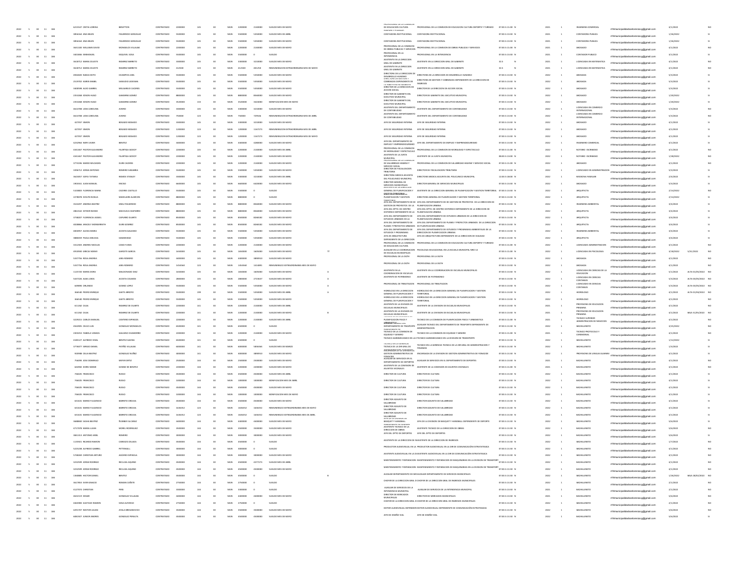| | | | | | | | | | | | | | | | | | | | | | | | | | | | |
|---|---|---|---|---|---|---|---|---|---|---|---|---|---|---|---|---|---|---|---|---|---|---|---|---|---|---|---|
| 2022 | 5 | 30 | 11 | 184 | 6215547 | CINTIA LORENA | BENITTON | CONTRATADO | 2200000 | 145 | 30 | MUN | 2200000 | 2140000 | SUELDO MES DE MAYO | | PROFESIONAL DE LA COMISION DE EDUCACION CULTURA DEPORTE Y TURISMO | PROFESIONAL DE LA COMISION DE EDUCACION CULTURA DEPORTE Y TURISMO | 07:00 A 13:00 | N | 2021 | 1 | INGENIERA COMERCIAL | rrhhmunicipalidadsanlorenzopy@gmail.com | 4/1/2022 | | NO |
| 2022 | 5 | 30 | 11 | 184 | 3856164 | ANA BELEN | FIGUEREDO GONZALEZ | CONTRATADO | 5500000 | 145 | 30 | MUN | 5500000 | 5450000 | SUELDO MES DE ABRIL | | CONTADORA INSTITUCIONAL | CONTADORA INSTITUCIONAL | 07:00 A 13:00 | N | 2021 | 1 | CONTADORA PUBLICA | rrhhmunicipalidadsanlorenzopy@gmail.com | 1/26/2022 | | SI |
| 2022 | 5 | 30 | 11 | 184 | 3856164 | ANA BELEN | FIGUEREDO GONZALEZ | CONTRATADO | 5500000 | 145 | 30 | MUN | 5500000 | 5450000 | SUELDO MES DE MAYO | | CONTADORA INSTITUCIONAL | CONTADORA INSTITUCIONAL | 07:00 A 13:00 | N | 2021 | 1 | CONTADORA PUBLICA | rrhhmunicipalidadsanlorenzopy@gmail.com | 1/26/2022 | | SI |
| 2022 | 5 | 30 | 11 | 184 | 3661100 | WILLIAMS DAVID | MONGELOS VILLALBA | CONTRATADO | 2200000 | 145 | 30 | MUN | 2200000 | 2140000 | SUELDO MES DE MAYO | | PROFESIONAL DE LA COMISION DE OBRAS PUBLICAS Y SERVICIOS | PROFESIONAL DE LA COMISION DE OBRAS PUBLICAS Y SERVICIOS | 07:00 A 11:00 | N | 2021 | 1 | ABOGADO | rrhhmunicipalidadsanlorenzopy@gmail.com | 4/1/2022 | | NO |
| 2022 | 5 | 30 | 11 | 184 | 3401006 | EMMANUEL | ESQUIVEL SOSA | CONTRATADO | 5500000 | 145 | 30 | MUN | 5500000 | 0 | SUELDO | | PROFESIONAL EN LA INTENDENCIA | PROFESIONAL EN LA INTENDENCIA | 07:00 A 13:00 | N | 2021 | 1 | CONTADOR PUBLICO | rrhhmunicipalidadsanlorenzopy@gmail.com | 4/1/2022 | | SI |
| 2022 | 5 | 30 | 11 | 184 | 3618712 | MARIA CELESTE | RAMIREZ BARRETO | CONTRATADO | 3300000 | 145 | 30 | MUN | 3300000 | 3210000 | SUELDO MES DE MAYO | | ASISTENTE EN LA DIRECCION GRAL DE GABINETE | ASISTENTE EN LA DIRECCION GRAL DE GABINETE | 32.5 | N | 2021 | 1 | LICENCIADA EN MATEMATICA | rrhhmunicipalidadsanlorenzopy@gmail.com | 4/1/2022 | | NO |
| 2022 | 5 | 30 | 11 | 184 | 3618712 | MARIA CELESTE | RAMIREZ BARRETO | CONTRATADO | 412500 | 123 | 30 | MUN | 412500 | 401250 | REMUNERACION EXTRAORDINARIA MES DE MAYO | | ASISTENTE EN LA DIRECCION GRAL DE GABINETE | ASISTENTE EN LA DIRECCION GRAL DE GABINETE | 32.5 | N | 2021 | 1 | LICENCIADA EN MATEMATICA | rrhhmunicipalidadsanlorenzopy@gmail.com | 4/1/2022 | | NO |
| 2022 | 5 | 30 | 11 | 184 | 4946020 | NADIA EDITH | OCAMPOS LARA | CONTRATADO | 5500000 | 145 | 30 | MUN | 5500000 | 5450000 | SUELDO MES DE MAYO | | DIRECTORA DE LA DIRECCION DE DESARROLLO HUMANO | DIRECTORA DE LA DIRECCION DE DESARROLLO HUMANO | 07:00 A 13:00 | N | 2022 | 1 | ABOGADA | rrhhmunicipalidadsanlorenzopy@gmail.com | 5/9/2022 | | SI |
| 2022 | 5 | 30 | 11 | 184 | 1519702 | KAREN MABEL | SAMUDIO LEDESMA | CONTRATADO | 5500000 | 145 | 30 | MUN | 5500000 | 5450000 | SUELDO MES DE MAYO | | DIRECTORA DE GESTION Y COBRANZAS DEPENDIENTE DE LA DIRECCION DE INGRESOS | DIRECTORA DE GESTION Y COBRANZAS DEPENDIENTE DE LA DIRECCION DE INGRESOS | 07:00 A 13:00 | N | 2022 | 1 | ABOGADA | rrhhmunicipalidadsanlorenzopy@gmail.com | 5/9/2022 | | SI |
| 2022 | 5 | 30 | 11 | 184 | 3409598 | ALDO GABRIEL | MELGAREJO CACERES | CONTRATADO | 5500000 | 145 | 30 | MUN | 5500000 | 5450000 | SUELDO MES DE MAYO | | DIRECTOR DE LA DIRECCION DE ACCION SOCIAL | DIRECTOR DE LA DIRECCION DE ACCION SOCIAL | 07:00 A 13:00 | N | 2022 | 1 | ABOGADO | rrhhmunicipalidadsanlorenzopy@gmail.com | 5/9/2022 | | SI |
| 2022 | 5 | 30 | 11 | 184 | 2354368 | EDSON HUGO | GARAMBA GOMEZ | CONTRATADO | 8800000 | 145 | 30 | MUN | 8800000 | 8560000 | SUELDO MES DE MAYO | | DIRECTOR DE GABINETE DEL EJECUTIVO MUNICIPAL | DIRECTOR DE GABINETE DEL EJECUTIVO MUNICIPAL | 07:00 A 13:00 | N | 2022 | 1 | ABOGADO | rrhhmunicipalidadsanlorenzopy@gmail.com | 1/28/2022 | | NO |
| 2022 | 5 | 30 | 11 | 184 | 2354368 | EDSON HUGO | GARAMBA GOMEZ | CONTRATADO | 3520000 | 133 | 30 | MUN | 3520000 | 3424000 | BONIFICACION MES DE MAYO | | DIRECTOR DE GABINETE DEL EJECUTIVO MUNICIPAL | DIRECTOR DE GABINETE DEL EJECUTIVO MUNICIPAL | 07:00 A 13:00 | N | 2022 | 1 | ABOGADO | rrhhmunicipalidadsanlorenzopy@gmail.com | 1/28/2022 | | NO |
| 2022 | 5 | 30 | 11 | 184 | 4614708 | LIDIA CAROLINA | AVEIRO | CONTRATADO | 3300000 | 145 | 30 | MUN | 3300000 | 3210000 | SUELDO MES DE MAYO | | ASISTENTE DEL DEPARTAMENTO DE CONTABILIDAD | ASISTENTE DEL DEPARTAMENTO DE CONTABILIDAD | 07:00 A 13:00 | N | 2022 | 1 | LICENCIADA EN COMERCIO INTERNACIONAL | rrhhmunicipalidadsanlorenzopy@gmail.com | 5/9/2022 | | NO |
| 2022 | 5 | 30 | 11 | 184 | 4614708 | LIDIA CAROLINA | AVEIRO | CONTRATADO | 750000 | 123 | 30 | MUN | 750000 | 729546 | REMUNERACION EXTRAORDINARIA MES DE ABRIL | | ASISTENTE DEL DEPARTAMENTO DE CONTABILIDAD | ASISTENTE DEL DEPARTAMENTO DE CONTABILIDAD | 07:00 A 13:00 | N | 2022 | 1 | LICENCIADA EN COMERCIO INTERNACIONAL | rrhhmunicipalidadsanlorenzopy@gmail.com | 5/9/2022 | | NO |
| 2022 | 5 | 30 | 11 | 184 | 427057 | SIMON | BOGADO BOGADO | CONTRATADO | 3300000 | 145 | 30 | MUN | 3300000 | 3210000 | SUELDO MES DE MAYO | | JEFE DE SEGURIDAD INTERNA | JEFE DE SEGURIDAD INTERNA | 07:00 A 13:00 | N | 2022 | 1 | ABOGADO | rrhhmunicipalidadsanlorenzopy@gmail.com | 4/1/2022 | | SI |
| 2022 | 5 | 30 | 11 | 184 | 427057 | SIMON | BOGADO BOGADO | CONTRATADO | 1200000 | 123 | 30 | MUN | 1200000 | 1167273 | REMUNERACION EXTRAORDINARIA MES DE ABRIL | | JEFE DE SEGURIDAD INTERNA | JEFE DE SEGURIDAD INTERNA | 07:00 A 13:00 | N | 2022 | 1 | ABOGADO | rrhhmunicipalidadsanlorenzopy@gmail.com | 4/1/2022 | | SI |
| 2022 | 5 | 30 | 11 | 184 | 427057 | SIMON | BOGADO BOGADO | CONTRATADO | 1200000 | 123 | 30 | MUN | 1200000 | 1167273 | REMUNERACION EXTRAORDINARIA MES DE MAYO | | JEFE DE SEGURIDAD INTERNA | JEFE DE SEGURIDAD INTERNA | 07:00 A 13:00 | N | 2022 | 1 | ABOGADO | rrhhmunicipalidadsanlorenzopy@gmail.com | 4/1/2022 | | SI |
| 2022 | 5 | 30 | 11 | 184 | 4232964 | NERY LEVER | BENITEZ | CONTRATADO | 4400000 | 145 | 30 | MUN | 4400000 | 4280000 | SUELDO MES DE MAYO | | JEFE DEL DEPARTAMENTO DE EMPLEO Y EMPRENDEDURISMO | JEFE DEL DEPARTAMENTO DE EMPLEO Y EMPRENDEDURISMO | 07:00 A 13:00 | N | 2022 | 1 | INGENIERO COMERCIAL | rrhhmunicipalidadsanlorenzopy@gmail.com | 4/1/2022 | | SI |
| 2022 | 5 | 30 | 11 | 184 | 4341467 | PASTOR ALEJANDRO | FILARTIGA GODOY | CONTRATADO | 2200000 | 145 | 30 | MUN | 2200000 | 2140000 | SUELDO MES DE ABRIL | | PROFESIONAL DE LA COMISION DE MORALIDAD Y ESPECTACULO | PROFESIONAL DE LA COMISION DE MORALIDAD Y ESPECTACULO | 07:00 A 11:00 | N | 2022 | 1 | NOTARIO ESCRIBANO | rrhhmunicipalidadsanlorenzopy@gmail.com | 4/1/2022 | | NO |
| 2022 | 5 | 30 | 11 | 184 | 4341467 | PASTOR ALEJANDRO | FILARTIGA GODOY | CONTRATADO | 2200000 | 145 | 30 | MUN | 2200000 | 2140000 | SUELDO MES DE MAYO | | ASISTENTE DE LA JUNTA MUNICIPAL | ASISTENTE DE LA JUNTA MUNICIPAL | 08:00 A 13:00 | N | 2022 | 1 | NOTARIO ESCRIBANO | rrhhmunicipalidadsanlorenzopy@gmail.com | 1/28/2022 | | NO |
| 2022 | 5 | 30 | 11 | 184 | 3770396 | MARIO MILCIADES | DURE CACERES | CONTRATADO | 2200000 | 145 | 30 | MUN | 2200000 | 2140000 | SUELDO MES DE MAYO | | PROFESIONAL DE LA COMISION DE SALUBRIDAD HIGIENE Y SERVICIO SOCIAL | PROFESIONAL DE LA COMISION DE SALUBRIDAD HIGIENE Y SERVICIO SOCIAL | 07:00 A 11:00 | N | 2022 | 1 | ABOGADO | rrhhmunicipalidadsanlorenzopy@gmail.com | 4/1/2022 | | NO |
| 2022 | 5 | 30 | 11 | 184 | 3496712 | JORGE ANTONIO | ROMERO SANABRIA | CONTRATADO | 5500000 | 145 | 30 | MUN | 5500000 | 5450000 | SUELDO MES DE MAYO | | DIRECTOR DE FISCALIZACION TRIBUTARIA | DIRECTOR DE FISCALIZACION TRIBUTARIA | 07:00 A 13:00 | N | 2022 | 1 | LICENCIADO EN ADMINISTRACION | rrhhmunicipalidadsanlorenzopy@gmail.com | 5/9/2022 | | SI |
| 2022 | 5 | 30 | 11 | 184 | 3663057 | SONIA TATIANA | RAMOS STANLEY | CONTRATADO | 3300000 | 145 | 30 | MUN | 3300000 | 3210000 | SUELDO MES DE ABRIL | | DIRECTORA MEDICA ADJUNTA DEL POLICLINICO MUNICIPAL | DIRECTORA MEDICA ADJUNTA DEL POLICLINICO MUNICIPAL | 12:00 A 18:00 | N | 2022 | 1 | MEDICINA FAMILIAR | rrhhmunicipalidadsanlorenzopy@gmail.com | 2/4/2022 | | SI |
| 2022 | 5 | 30 | 11 | 184 | 1903341 | JUAN MANUEL | ENCISO | CONTRATADO | 6600000 | 145 | 30 | MUN | 6600000 | 6420000 | SUELDO MES DE MAYO | | DIRECTOR GENERAL DE SERVICIOS MUNICIPALES | DIRECTOR GENERAL DE SERVICIOS MUNICIPALES | 07:00 A 13:00 | N | 2022 | 1 | ABOGADO | rrhhmunicipalidadsanlorenzopy@gmail.com | 5/9/2022 | | SI |
| 2022 | 5 | 30 | 11 | 184 | 5103803 | FLORENCIA MARIA | CACERES CASTILLO | CONTRATADO | 5500000 | 145 | 30 | MUN | 5500000 | 0 | SUELDO | | ASISTENTE DE LA DIRECCION GENERAL DE PLANIFICACION Y GESTION TERRITORIAL | ASISTENTE DE LA DIRECCION GENERAL DE PLANIFICACION Y GESTION TERRITORIAL | 07:00 A 13:00 | N | 2022 | 1 | ARQUITECTA | rrhhmunicipalidadsanlorenzopy@gmail.com | 2/14/2022 | | NO |
| 2022 | 5 | 30 | 11 | 184 | 2278078 | EVELYN NOELIA | MAIDANA ALARCON | CONTRATADO | 8800000 | 145 | 30 | MUN | 8800000 | 0 | SUELDO | | DIRECTORA GENERAL DE PLANIFICACION Y GESTION TERRITORIAL | DIRECTORA GENERAL DE PLANIFICACION Y GESTION TERRITORIAL | 07:00 A 13:00 | N | 2022 | 1 | ARQUITECTA | rrhhmunicipalidadsanlorenzopy@gmail.com | 2/14/2022 | | SI |
| 2022 | 5 | 30 | 11 | 184 | 3524297 | ANDREA BEATRIZ | GRAU FIGUEREDO | CONTRATADO | 8800000 | 145 | 30 | MUN | 8800000 | 8560000 | SUELDO MES DE MAYO | | JEFA DEL DEPARTAMENTO DE GESTION DE PROYECTOS DE LA DIRECCION DE PLANIFICACION URBANA | JEFA DEL DEPARTAMENTO DE GESTION DE PROYECTOS DE LA DIRECCION DE PLANIFICACION URBANA | 07:00 A 13:00 | N | 2022 | 1 | INGENIERA AMBIENTAL | rrhhmunicipalidadsanlorenzopy@gmail.com | 3/4/2022 | | SI |
| 2022 | 5 | 30 | 11 | 184 | 2861542 | ESTHER NOEMI | MACHUCA CASPARINO | CONTRATADO | 8800000 | 145 | 30 | MUN | 8800000 | 8560000 | SUELDO MES DE MAYO | | JEFA DEL DPTO. DE CENTRO HISTORICO DEPENDIENTE DE LA DIRECCION DE PLANIFICACION URBANA | JEFA DEL DPTO. DE CENTRO HISTORICO DEPENDIENTE DE LA DIRECCION DE PLANIFICACION URBANA | 07:00 A 13:00 | N | 2022 | 1 | ARQUITECTA | rrhhmunicipalidadsanlorenzopy@gmail.com | 3/4/2022 | | SI |
| 2022 | 5 | 30 | 11 | 184 | 3738307 | FLORENCIA ANABEL | CAPURRO DUARTE | CONTRATADO | 8500000 | 145 | 30 | MUN | 8500000 | 8268182 | SUELDO MES DE MAYO | | JEFA DEL DEPARTAMENTO DE ESTUDIOS URBANOS DE LA DIRECCION DE PLANIFICACION URBANA | JEFA DEL DEPARTAMENTO DE ESTUDIOS URBANOS DE LA DIRECCION DE PLANIFICACION URBANA | 07:00 A 13:00 | N | 2022 | 1 | ARQUITECTA | rrhhmunicipalidadsanlorenzopy@gmail.com | 3/4/2022 | | SI |
| 2022 | 5 | 30 | 11 | 184 | 4828866 | ARACELY MONSERRATH | DURE GOMEZ | CONTRATADO | 8500000 | 145 | 30 | MUN | 8500000 | 8268182 | SUELDO MES DE MAYO | | JEFA DEL DEPARTAMENTO DE PLANES Y PROYECTOS URBANOS DE PLANIFICACION URBANA | JEFA DEL DEPARTAMENTO DE PLANES Y PROYECTOS URBANOS DE LA DIRECCION DE PLANIFICACION URBANA | 07:00 A 13:00 | N | 2022 | 1 | ARQUITECTA | rrhhmunicipalidadsanlorenzopy@gmail.com | 3/4/2022 | | SI |
| 2022 | 5 | 30 | 11 | 184 | 4003057 | ALEXIA MARIA | ACOSTA GALEANO | CONTRATADO | 5500000 | 145 | 30 | MUN | 5500000 | 5450000 | SUELDO MES DE MAYO | | JEFA DEL DEPARTAMENTO DE ESTUDIOS Y PROGRAMAS | JEFA DEL DEPARTAMENTO DE ESTUDIOS Y PROGRAMAS AMBIENTALES DE LA DIRECCION DE PLANIFICACION URBANA | 07:00 A 13:00 | N | 2022 | 1 | INGENIERA AMBIENTAL | rrhhmunicipalidadsanlorenzopy@gmail.com | 3/4/2022 | | SI |
| 2022 | 5 | 30 | 11 | 184 | 3886059 | PAOLA MELISSA | SAMANIEGO | CONTRATADO | 5500000 | 145 | 30 | MUN | 5500000 | 5450000 | SUELDO MES DE MAYO | | JEFA DE ARQUITECTURA DEPENDIENTE DE LA DIRECCION | JEFA DE ARQUITECTURA DEPENDIENTE DE LA DIRECCION DE VIALIDAD | 07:00 A 13:00 | N | 2022 | 1 | ARQUITECTA | rrhhmunicipalidadsanlorenzopy@gmail.com | 3/4/2022 | | SI |
| 2022 | 5 | 30 | 11 | 184 | 3312903 | ANDRES NICOLAS | CANO FUNES | CONTRATADO | 2200000 | 145 | 30 | MUN | 2200000 | 2140000 | SUELDO MES DE MAYO | | PROFESIONAL DE LA COMISION DE EDUCACION CULTURA | PROFESIONAL DE LA COMISION DE EDUCACION CULTURA DEPORTE Y TURISMO | 07:00 A 11:00 | N | 2022 | 1 | LICENCIADO ADMINISTRACION | rrhhmunicipalidadsanlorenzopy@gmail.com | 4/1/2022 | | NO |
| 2022 | 5 | 30 | 11 | 184 | 4910930 | GRECIE NOEMI | GARCETE GARCIA | CONTRATADO | 1650000 | 145 | 30 | MUN | 1650000 | 1605000 | SUELDO MES DE MAYO | TT | AUXILIAR EN LA COORDINACION DE ESCUELAS MUNICIPALES | PSICOLOGA EDUCACIONAL EN LA ESCUELA MUNICIPAL NRO 14 | 07:00 A 13:00 | N | 2022 | 1 | LICENCIADA EN PSICOLOGIA | rrhhmunicipalidadsanlorenzopy@gmail.com | 3/18/2022 | 5/31/2022 | NO |
| 2022 | 5 | 30 | 11 | 184 | 5337756 | ROSA ANDREA | LARA ROMERO | CONTRATADO | 4000000 | 145 | 30 | MUN | 4000000 | 3898910 | SUELDO MES DE MAYO | | PROFESIONAL DE LA DGTH | PROFESIONAL DE LA DGTH | 07:00 A 13:00 | N | 2022 | 1 | ABOGADA | rrhhmunicipalidadsanlorenzopy@gmail.com | 4/1/2022 | | NO |
| 2022 | 5 | 30 | 11 | 184 | 5337756 | ROSA ANDREA | LARA ROMERO | CONTRATADO | 1454560 | 123 | 30 | MUN | 1454560 | 1414891 | REMUNERACION EXTRAORDINARIA MES DE MAYO | | PROFESIONAL DE LA DGTH | PROFESIONAL DE LA DGTH | 07:00 A 13:00 | N | 2022 | 1 | ABOGADA | rrhhmunicipalidadsanlorenzopy@gmail.com | 4/1/2022 | | NO |
| 2022 | 5 | 30 | 11 | 184 | 1125720 | MARIA DORA | MALDONADO DIAZ | CONTRATADO | 1650000 | 145 | 30 | MUN | 1650000 | 1605000 | SUELDO MES DE MAYO | A | ASISTENTE EN LA COORDINACION DE ESCUELAS | ASISTENTE EN LA COORDINACION DE ESCUELAS MUNICIPALES | 07:00 A 13:00 | N | 2022 | 1 | LICENCIADO EN CIENCIAS DE LA EDUCACION | rrhhmunicipalidadsanlorenzopy@gmail.com | 5/3/2022 | ALTA 01/05/2022 | NO |
| 2022 | 5 | 30 | 11 | 184 | 5437326 | ALBA LIDIA | ACOSTA COLMAN | CONTRATADO | 2800000 | 145 | 30 | MUN | 2800000 | 2723637 | SUELDO MES DE MAYO | A | ASISTENTE DE PATRIMONIO | ASISTENTE DE PATRIMONIO | 07:00 A 13:00 | N | 2022 | 1 | LICENCIADA EN CIENCIAS CONTABLES | rrhhmunicipalidadsanlorenzopy@gmail.com | 5/3/2022 | ALTA 01/05/2022 | NO |
| 2022 | 5 | 30 | 11 | 184 | 649896 | ORLANDO | GOMEZ LOPEZ | CONTRATADO | 5500000 | 145 | 30 | MUN | 5500000 | 5450000 | SUELDO MES DE MAYO | A | PROFESIONAL DE TRIBUTACION | PROFESIONAL DE TRIBUTACION | 07:00 A 13:00 | N | 2022 | 1 | LICENCIADO EN CIENCIAS CONTABLES | rrhhmunicipalidadsanlorenzopy@gmail.com | 5/3/2022 | ALTA 01/05/2022 | NO |
| 2022 | 5 | 30 | 11 | 184 | 366540 | PEDRO ENRIQUE | GAETE ARREPIO | CONTRATADO | 5500000 | 199 | 30 | MUN | 5500000 | 5450000 | SUELDO MES DE ABRIL | A | HIDROLOGO EN LA DIRECCION GENERAL DE PLANIFICACION Y TERRITORIAL | HIDROLOGO EN LA DIRECCION GENERAL DE PLANIFICACION Y GESTION TERRITORIAL | 07:00 A 13:00 | N | 2022 | 1 | HIDROLOGO | rrhhmunicipalidadsanlorenzopy@gmail.com | 4/1/2022 | ALTA 01/04/2022 | NO |
| 2022 | 5 | 30 | 11 | 184 | 366540 | PEDRO ENRIQUE | GAETE ARREPIO | CONTRATADO | 5500000 | 145 | 30 | MUN | 5500000 | 5450000 | SUELDO MES DE MAYO | | HIDROLOGO EN LA DIRECCION GENERAL DE PLANIFICACION Y TERRITORIAL | HIDROLOGO EN LA DIRECCION GENERAL DE PLANIFICACION Y GESTION TERRITORIAL | 07:00 A 13:00 | N | 2022 | 1 | HIDROLOGO | rrhhmunicipalidadsanlorenzopy@gmail.com | 4/1/2022 | | NO |
| 2022 | 5 | 30 | 11 | 184 | 611262 | OLGA | RAMIREZ DE DUARTE | CONTRATADO | 2200000 | 141 | 30 | MUN | 2200000 | 2140000 | SUELDO MES DE ABRIL | | ASISTENTE DE LA DIVISION DE ESCUELAS MUNICIPALES | ASISTENTE DE LA DIVISION DE ESCUELAS MUNICIPALES | 07:00 A 13:00 | N | 2021 | 1 | PROFESORA DE EDUCACION PRIMARIA | rrhhmunicipalidadsanlorenzopy@gmail.com | 4/1/2022 | | NO |
| 2022 | 5 | 30 | 11 | 184 | 611262 | OLGA | RAMIREZ DE DUARTE | CONTRATADO | 2200000 | 141 | 30 | MUN | 2200000 | 2140000 | SUELDO MES DE MAYO | B | ASISTENTE DE LA DIVISION DE ESCUELAS MUNICIPALES | ASISTENTE DE LA DIVISION DE ESCUELAS MUNICIPALES | 07:00 A 13:00 | N | 2021 | 1 | PROFESORA DE EDUCACION PRIMARIA | rrhhmunicipalidadsanlorenzopy@gmail.com | 4/1/2022 | BAJA 31/05/2022 | NO |
| 2022 | 5 | 30 | 11 | 184 | 3223015 | CARLOS MANUEL | CANTERO ESPINOZA | CONTRATADO | 2200000 | 141 | 30 | MUN | 2200000 | 2140000 | SUELDO MES DE ABRIL | | TECNICO DE LA COMISION DE PLANIFICACION FISICA Y URBANISTICA | TECNICO DE LA COMISION DE PLANIFICACION FISICA Y URBANISTICA | 07:00 A 11:00 | N | 2021 | 1 | TECNICO SUPERIOR ADMINISTRACION DE NEGOCIOS | rrhhmunicipalidadsanlorenzopy@gmail.com | 4/1/2022 | | NO |
| 2022 | 5 | 30 | 11 | 184 | 4563909 | CELSO LUIS | GONZALEZ MONGELOS | CONTRATADO | 6500000 | 141 | 30 | MUN | 6500000 | 0 | SUELDO | | AUXILIAR TECNICO DEL DEPARTAMENTO DE TRANSPORTE | AUXILIAR TECNICO DEL DEPARTAMENTO DE TRANSPORTE DEPENDIENTE DE ADMINISTRACION | 07:00 A 13:00 | N | 2022 | 1 | BACHILLERATO | rrhhmunicipalidadsanlorenzopy@gmail.com | 4/25/2022 | | NO |
| 2022 | 5 | 30 | 11 | 184 | 2303233 | FABIOLA VANEZA | GALEANO CHAMORRO | CONTRATADO | 2200000 | 141 | 30 | MUN | 2200000 | 2140000 | SUELDO MES DE MAYO | | TECNICO DE LA COMISION DE EQUIDAD Y GENERO | TECNICO DE LA COMISION DE EQUIDAD Y GENERO | 07:00 A 11:00 | N | 2021 | 1 | TECNICO PROTOCOLO Y CEREMONIAL | rrhhmunicipalidadsanlorenzopy@gmail.com | 4/1/2022 | | NO |
| 2022 | 5 | 30 | 11 | 184 | 4180127 | ALFREDO VIDAL | BENITEZ GAONA | CONTRATADO | 6500000 | 141 | 30 | MUN | 6500000 | 0 | SUELDO | | TECNICO AGROMECANICO EN LA DIVISION DE TRANSPORTE | TECNICO AGROMECANICO EN LA DIVISION DE TRANSPORTE | 07:00 A 13:00 | N | 2022 | 1 | BACHILLERATO | rrhhmunicipalidadsanlorenzopy@gmail.com | 1/12/2022 | | SI |
| 2022 | 5 | 30 | 11 | 184 | 3776077 | SERGIO DANIEL | PATIÑO VILLALBA | CONTRATADO | 6000000 | 141 | 30 | MUN | 6000000 | 5836364 | SUELDO MES DE MARZO | | TECNICO DE LA DIR.GRAL DE ADMINISTRACION Y FINANZAS | TECNICO EN LA GERENCIA TECNICA DE LA DIR.GRAL DE ADMINISTRACION Y FINANZAS | 07:00 A 13:00 | N | 2022 | 1 | BACHILLERATO | rrhhmunicipalidadsanlorenzopy@gmail.com | 1/3/2022 | | SI |
| 2022 | 5 | 30 | 11 | 184 | 920988 | CELIA BEATRIZ | GONZALEZ NUÑEZ | CONTRATADO | 4000000 | 141 | 30 | MUN | 4000000 | 3898910 | SUELDO MES DE MAYO | | GESTION ADMINISTRATIVA DE FONACIDE | ENCARGADA DE LA DIVISION DE GESTION ADMINISTRATIVA DE FONACIDE | 07:00 A 13:00 | N | 2022 | 1 | PROFESORA DE LENGUA GUARANI | rrhhmunicipalidadsanlorenzopy@gmail.com | 4/1/2022 | | NO |
| 2022 | 5 | 30 | 11 | 184 | 756094 | JOSE DOMINGO | MEYER ORTIZ | CONTRATADO | 2500000 | 144 | 30 | MUN | 2500000 | 2500000 | SUELDO MES DE MAYO | | AUXILIAR DE SERVICIOS EN EL DEPARTAMENTO DE DEPORTES | AUXILIAR DE SERVICIOS EN EL DEPARTAMENTO DE DEPORTES | 07:00 A 13:00 | N | 2021 | 1 | BACHILLERATO | rrhhmunicipalidadsanlorenzopy@gmail.com | 4/1/2022 | | NO |
| 2022 | 5 | 30 | 11 | 184 | 644982 | DORIS NOEMI | GOMEZ DE BENITEZ | CONTRATADO | 2200000 | 144 | 30 | MUN | 2200000 | 2200000 | SUELDO MES DE MAYO | | ASISTENTE DE LA COMISION DE ASUNTOS VECINALES | ASISTENTE DE LA COMISION DE ASUNTOS VECINALES | 07:00 A 11:00 | N | 2021 | 1 | BACHILLERATO | rrhhmunicipalidadsanlorenzopy@gmail.com | 4/1/2022 | | NO |
| 2022 | 5 | 30 | 11 | 184 | 744025 | FRANCISCO | RUSSO | CONTRATADO | 4500000 | 144 | 30 | MUN | 4500000 | 4500000 | SUELDO MES DE ABRIL | | DIRECTOR DE CULTURA | DIRECTOR DE CULTURA | 07:00 A 13:00 | N | 2022 | 1 | BACHILLERATO | rrhhmunicipalidadsanlorenzopy@gmail.com | 4/1/2022 | | SI |
| 2022 | 5 | 30 | 11 | 184 | 744025 | FRANCISCO | RUSSO | CONTRATADO | 1000000 | 144 | 30 | MUN | 1000000 | 1000000 | BONIFICACION MES DE ABRIL | | DIRECTOR DE CULTURA | DIRECTOR DE CULTURA | 07:00 A 13:00 | N | 2022 | 1 | BACHILLERATO | rrhhmunicipalidadsanlorenzopy@gmail.com | 4/1/2022 | | SI |
| 2022 | 5 | 30 | 11 | 184 | 744025 | FRANCISCO | RUSSO | CONTRATADO | 4500000 | 144 | 30 | MUN | 4500000 | 4500000 | SUELDO MES DE MAYO | | DIRECTOR DE CULTURA | DIRECTOR DE CULTURA | 07:00 A 13:00 | N | 2022 | 1 | BACHILLERATO | rrhhmunicipalidadsanlorenzopy@gmail.com | 4/1/2022 | | SI |
| 2022 | 5 | 30 | 11 | 184 | 744025 | FRANCISCO | RUSSO | CONTRATADO | 1000000 | 144 | 30 | MUN | 1000000 | 1000000 | BONIFICACION MES DE MAYO | | DIRECTOR DE CULTURA | DIRECTOR DE CULTURA | 07:00 A 13:00 | N | 2022 | 1 | BACHILLERATO | rrhhmunicipalidadsanlorenzopy@gmail.com | 4/1/2022 | | SI |
| 2022 | 5 | 30 | 11 | 184 | 631641 | MARIO FULGENCIO | BARRETO ORZUSA | CONTRATADO | 4500000 | 144 | 30 | MUN | 4500000 | 4500000 | SUELDO MES DE MAYO | | DIRECTOR ADJUNTO DE SALUBRIDAD | DIRECTOR ADJUNTO DE SALUBRIDAD | 07:00 A 13:00 | N | 2022 | 1 | BACHILLERATO | rrhhmunicipalidadsanlorenzopy@gmail.com | 4/1/2022 | | SI |
| 2022 | 5 | 30 | 11 | 184 | 631641 | MARIO FULGENCIO | BARRETO ORZUSA | CONTRATADO | 1636352 | 123 | 30 | MUN | 1636352 | 1636352 | REMUNERACION EXTRAORDINARIA MES DE MAYO | | DIRECTOR ADJUNTO DE SALUBRIDAD | DIRECTOR ADJUNTO DE SALUBRIDAD | 07:00 A 13:00 | N | 2022 | 1 | BACHILLERATO | rrhhmunicipalidadsanlorenzopy@gmail.com | 4/1/2022 | | SI |
| 2022 | 5 | 30 | 11 | 184 | 631641 | MARIO FULGENCIO | BARRETO ORZUSA | CONTRATADO | 1636352 | 123 | 30 | MUN | 1636352 | 1636352 | REMUNERACION EXTRAORDINARIA MES DE ABRIL | | DIRECTOR ADJUNTO DE SALUBRIDAD | DIRECTOR ADJUNTO DE SALUBRIDAD | 07:00 A 13:00 | N | 2022 | 1 | BACHILLERATO | rrhhmunicipalidadsanlorenzopy@gmail.com | 4/1/2022 | | SI |
| 2022 | 5 | 30 | 11 | 184 | 5668660 | SASHA BEATRIZ | ÑUMBAY ALCARAZ | CONTRATADO | 4400000 | 144 | 30 | MUN | 4400000 | 4400000 | SUELDO MES DE MAYO | | JEFA DE LA DIVISION DE BASQUET Y HANDBALL | JEFA DE LA DIVISION DE BASQUET Y HANDBALL DEPENDIENTE DE DEPORTE | 07:00 A 13:00 | N | 2022 | 1 | BACHILLERATO | rrhhmunicipalidadsanlorenzopy@gmail.com | 5/9/2022 | | SI |
| 2022 | 5 | 30 | 11 | 184 | 4717078 | MARIA LILIAN | MOREL RODRIGUEZ | CONTRATADO | 3500000 | 144 | 30 | MUN | 3500000 | 3500000 | SUELDO MES DE MAYO | | ASISTENTE TECNICO DE LA DIRECCION DE OBRAS | ASISTENTE TECNICO DE LA DIRECCION DE OBRAS | 07:00 A 13:00 | N | 2022 | 1 | BACHILLERATO | rrhhmunicipalidadsanlorenzopy@gmail.com | 5/9/2022 | | NO |
| 2022 | 5 | 30 | 11 | 184 | 3841313 | ANTONIO ARIEL | ROMERO | CONTRATADO | 3000000 | 144 | 30 | MUN | 3000000 | 3000000 | SUELDO MES DE MAYO | | JEFE DEL DPTO DE DEPORTES | JEFE DEL DPTO. DE DEPORTES | 07:00 A 13:00 | N | 2022 | 1 | BACHILLERATO | rrhhmunicipalidadsanlorenzopy@gmail.com | 5/9/2022 | | SI |
| 2022 | 5 | 30 | 11 | 184 | 1155921 | RICARDO RAMON | CARDOZO ZELADA | CONTRATADO | 4500000 | 144 | 30 | MUN | 4500000 | 0 | SUELDO | | ASISTENTE DE LA DIRECCION DE INGRESOS | ASISTENTE DE LA DIRECCION DE INGRESOS | 07:00 A 13:00 | N | 2022 | 1 | BACHILLERATO | rrhhmunicipalidadsanlorenzopy@gmail.com | 1/7/2022 | | NO |
| 2022 | 5 | 30 | 11 | 184 | 5225238 | ALFREDO GABRIEL | PETTENGILL | CONTRATADO | 3000000 | 144 | 30 | MUN | 3000000 | 0 | SUELDO | | PRODUCTOR AUDIOVISUAL EN LA DIR DE COMUNICACIÓN ESTRATEGICA | PRODUCTOR AUDIOVISUAL EN LA DIR DE COMUNICACIÓN ESTRATEGICA | 07:00 A 13:00 | N | 2022 | 1 | BACHILLERATO | rrhhmunicipalidadsanlorenzopy@gmail.com | 4/1/2022 | | NO |
| 2022 | 5 | 30 | 11 | 184 | 5748269 | CHRISTIAN ARTURO | AGÜERO ESPINOLA | CONTRATADO | 3000000 | 144 | 30 | MUN | 3000000 | 3000000 | SUELDO MES DE MAYO | | ASISTENTE AUDIOVISUAL EN LA DIR DE COMUNICACIÓN ESTRATEGICA | ASISTENTE AUDIOVISUAL EN LA DIR DE COMUNICACIÓN ESTRATEGICA | 07:00 A 13:00 | N | 2022 | 1 | BACHILLERATO | rrhhmunicipalidadsanlorenzopy@gmail.com | 4/1/2022 | | NO |
| 2022 | 5 | 30 | 11 | 184 | 5232599 | JORGE RODRIGO | RECALDE AQUINO | CONTRATADO | 4500000 | 144 | 30 | MUN | 4500000 | 4377273 | SUELDO MES DE ABRIL | | MANTENIMIENTO Y REPARACION DE MAQUINARIAS EN LA DIVISION DE TRANSPORT | MANTENIMIENTO Y REPARACION DE MAQUINARIAS EN LA DIVISION DE TRANSPORT | 07:00 A 13:00 | N | 2022 | 1 | BACHILLERATO | rrhhmunicipalidadsanlorenzopy@gmail.com | 4/1/2022 | | NO |
| 2022 | 5 | 30 | 11 | 184 | 5232599 | JORGE RODRIGO | RECALDE AQUINO | CONTRATADO | 4500000 | 144 | 30 | MUN | 4500000 | 4500000 | SUELDO MES DE MAYO | | MANTENIMIENTO Y REPARACION DE MAQUINARIAS EN LA DIVISION DE TRANSPORT | MANTENIMIENTO Y REPARACION DE MAQUINARIAS EN LA DIVISION DE TRANSPORT | 07:00 A 13:00 | N | 2022 | 1 | BACHILLERATO | rrhhmunicipalidadsanlorenzopy@gmail.com | 4/1/2022 | | NO |
| 2022 | 5 | 30 | 11 | 184 | 1360885 | HECTOR DANIEL | BENITEZ | CONTRATADO | 4500000 | 144 | 30 | MUN | 4500000 | 0 | SUELDO | B | AUXILIAR DEPARTAMENTO DE SERVICIOS MUNICIPALES | AUXILIAR DEPARTAMENTO DE SERVICIOS MUNICIPALES | 07:00 A 13:00 | N | 2022 | 1 | BACHILLERATO | rrhhmunicipalidadsanlorenzopy@gmail.com | 1/26/2022 | BAJA 28/02/2022 | NO |
| 2022 | 5 | 30 | 11 | 184 | 3617853 | EVER IGNACIO | ROMAN CAÑETE | CONTRATADO | 2750000 | 144 | 30 | MUN | 2750000 | 0 | SUELDO | | CHOFER DE LA DIRECCION GRAL DE INGRESOS MUNICIPALES | CHOFER DE LA DIRECCION GRAL DE INGRESOS MUNICIPALES | 07:00 A 13:00 | N | 2022 | 1 | BACHILLERATO | rrhhmunicipalidadsanlorenzopy@gmail.com | 2/1/2022 | | NO |
| 2022 | 5 | 30 | 11 | 184 | 6127074 | CHRISTIAN | PIRIS | CONTRATADO | 3300000 | 144 | 30 | MUN | 3300000 | 0 | SUELDO | | AUXILIAR DE SERVICIOS DE LA INTENDENCIA MUNICIPAL | AUXILIAR DE SERVICIOS DE LA INTENDENCIA MUNICIPAL | 07:00 A 13:00 | N | 2022 | 1 | BACHILLERATO | rrhhmunicipalidadsanlorenzopy@gmail.com | 2/1/2022 | | NO |
| 2022 | 5 | 30 | 11 | 184 | 4652119 | EDGAR | GONZALEZ VILLALBA | CONTRATADO | 3400000 | 144 | 30 | MUN | 3400000 | 3400000 | SUELDO MES DE MAYO | | DIRECTOR DE MERCADOS MUNICIPALES | DIRECTOR DE MERCADOS MUNICIPALES | 07:00 A 13:00 | N | 2021 | 1 | BACHILLERATO | rrhhmunicipalidadsanlorenzopy@gmail.com | 5/6/2022 | | NO |
| 2022 | 5 | 30 | 11 | 184 | 4464983 | GUSTAVO RAMON | SOSA ALFONSO | CONTRATADO | 2750000 | 144 | 30 | MUN | 2750000 | 0 | SUELDO | | CHOFER DE LA DIRECCION GRAL DE INGRESOS MUNICIPALES | CHOFER DE LA DIRECCION GRAL DE INGRESOS MUNICIPALES | 07:00 A 13:00 | N | 2022 | 1 | BACHILLERATO | rrhhmunicipalidadsanlorenzopy@gmail.com | 2/1/2022 | | NO |
| 2022 | 5 | 30 | 11 | 184 | 4291707 | NESTOR JULIAN | AYALA MERSANOVICH | CONTRATADO | 3500000 | 144 | 30 | MUN | 3500000 | 3500000 | SUELDO MES DE MAYO | | EDITOR AUDIOVISUAL DEPENDIENTE DE COMUNICACIÓN ESTRATEGICAS | EDITOR AUDIOVISUAL DEPENDIENTE DE COMUNICACIÓN ESTRATEGICAS | 07:00 A 13:00 | N | 2022 | 1 | BACHILLERATO | rrhhmunicipalidadsanlorenzopy@gmail.com | 5/6/2022 | | NO |
| 2022 | 5 | 30 | 11 | 184 | 6881907 | JUNIOR ANDRES | GONZALEZ PERALTA | CONTRATADO | 4500000 | 144 | 30 | MUN | 4500000 | 4500000 | SUELDO MES DE MAYO | | JEFE DE DISEÑO VIAL | JEFE DE DISEÑO VIAL | 07:00 A 13:00 | N | 2022 | 1 | BACHILLERATO | rrhhmunicipalidadsanlorenzopy@gmail.com | 5/6/2022 | | SI |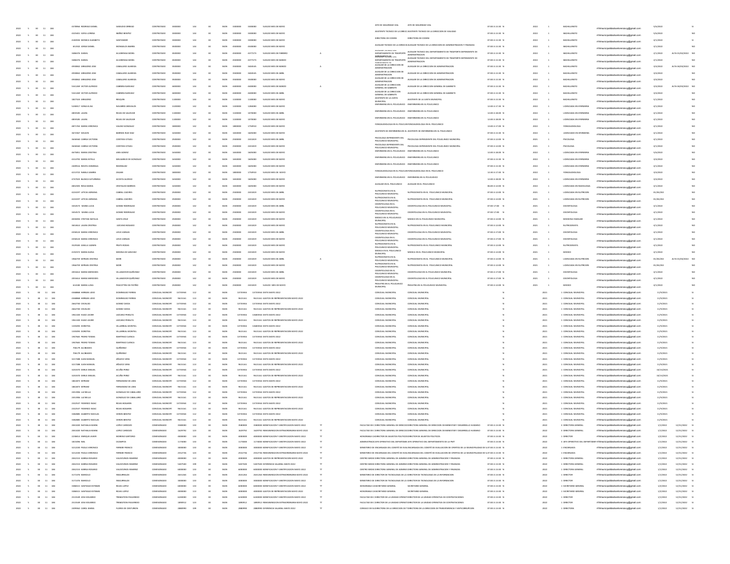| | | | | | | | | | | | | | | | | | | | | | | | | | | |
|---|---|---|---|---|---|---|---|---|---|---|---|---|---|---|---|---|---|---|---|---|---|---|---|---|---|---|
| 2022 | 5 | 30 | 11 | 184 | 4378964 RODRIGO DANIEL | SAMUDIO ORREGO | CONTRATADO | 4300000 | 144 | 30 | MUN | 4300000 | 4300000 | SUELDO MES DE MAYO | | JEFE DE SEGURIDAD VIAL | JEFE DE SEGURIDAD VIAL | 07:00 A 15:30 | N | 2022 | 1 | BACHILLERATO | rrhhmunicipalidadasuncionpy@gmail.com | 5/6/2022 | | SI |
| 2022 | 5 | 30 | 11 | 184 | 4325401 SOFIA LORENA | IBAÑEZ BENITEZ | CONTRATADO | 4300000 | 144 | 30 | MUN | 4300000 | 4300000 | SUELDO MES DE MAYO | | ASISTENTE TECNICO DE LA DIRECC | ASISTENTE TECNICO DE LA DIRECCION DE VIALIDAD | 07:00 A 15:30 | N | 2022 | 1 | BACHILLERATO | rrhhmunicipalidadasuncionpy@gmail.com | 5/6/2022 | | NO |
| 2022 | 5 | 30 | 11 | 184 | 4183094 MONICA ELIZABETH | SANTANDER | CONTRATADO | 3300000 | 144 | 30 | MUN | 3300000 | 3300000 | SUELDO MES DE MAYO | | DIRECTORA DE CODENI | DIRECTORA DE CODENI | 07:00 A 15:30 | N | 2022 | 1 | BACHILLERATO | rrhhmunicipalidadasuncionpy@gmail.com | 4/5/2022 | | SI |
| 2022 | 5 | 30 | 11 | 184 | 651922 JORGE DANIEL | MONGELOS IBARRA | CONTRATADO | 4500000 | 144 | 30 | MUN | 4500000 | 4500000 | SUELDO MES DE MAYO | | AUXILIAR TECNICO DE LA DIRECC | AUXILIAR TECNICO DE LA DIRECCION DE ADMINISTRACION Y FINANZAS | 07:00 A 15:30 | N | 2022 | 1 | BACHILLERATO | rrhhmunicipalidadasuncionpy@gmail.com | 4/5/2022 | | NO |
| 2022 | 5 | 30 | 11 | 184 | 3486376 DANIEL | ALVARENGA MORA | CONTRATADO | 4500000 | 144 | 30 | MUN | 4500000 | 4377273 | SUELDO MES DE FEBRERO | A | AUXILIAR TECNICO DEL DEPARTAMENTO DE TRASPORTE | AUXILIAR TECNICO DEL DEPARTAMENTO DE TRASPORTE DEPENDIENTE DE ADMINISTRACION | 07:00 A 15:30 | N | 2022 | 1 | BACHILLERATO | rrhhmunicipalidadasuncionpy@gmail.com | 2/5/2022 | ALTA 01/02/2022 | NO |
| 2022 | 5 | 30 | 11 | 184 | 3486376 DANIEL | ALVARENGA MORA | CONTRATADO | 4500000 | 144 | 30 | MUN | 4500000 | 4377273 | SUELDO MES DE MARZO | | AUXILIAR TECNICO DEL DEPARTAMENTO DE TRASPORTE | AUXILIAR TECNICO DEL DEPARTAMENTO DE TRASPORTE DEPENDIENTE DE ADMINISTRACION | 07:00 A 15:30 | N | 2022 | 1 | BACHILLERATO | rrhhmunicipalidadasuncionpy@gmail.com | 2/5/2022 | | NO |
| 2022 | 5 | 30 | 11 | 184 | 4930802 GREGORIO JOSE | CABALLERO ALMEIDA | CONTRATADO | 3500000 | 144 | 30 | MUN | 3500000 | 3404545 | SUELDO MES DE MARZO | A | AUXILIAR DE LA DIRECCION DE ADMINISTRACION | AUXILIAR DE LA DIRECCION DE ADMINISTRACION | 07:00 A 15:30 | N | 2022 | 1 | BACHILLERATO | rrhhmunicipalidadasuncionpy@gmail.com | 3/4/2022 | ALTA 04/03/2022 | NO |
| 2022 | 5 | 30 | 11 | 184 | 4930802 GREGORIO JOSE | CABALLERO ALMEIDA | CONTRATADO | 3500000 | 144 | 30 | MUN | 3500000 | 3404545 | SUELDO MES DE ABRIL | | AUXILIAR DE LA DIRECCION DE ADMINISTRACION | AUXILIAR DE LA DIRECCION DE ADMINISTRACION | 07:00 A 15:30 | N | 2022 | 1 | BACHILLERATO | rrhhmunicipalidadasuncionpy@gmail.com | 3/4/2022 | | NO |
| 2022 | 5 | 30 | 11 | 184 | 4930802 GREGORIO JOSE | CABALLERO ALMEIDA | CONTRATADO | 3500000 | 144 | 30 | MUN | 3500000 | 3500000 | SUELDO MES DE MAYO | | AUXILIAR DE LA DIRECCION DE ADMINISTRACION | AUXILIAR DE LA DIRECCION DE ADMINISTRACION | 07:00 A 15:30 | N | 2022 | 1 | BACHILLERATO | rrhhmunicipalidadasuncionpy@gmail.com | 3/4/2022 | | NO |
| 2022 | 5 | 30 | 11 | 184 | 5541269 VICTOR ALFREDO | CABRERA NARVAEZ | CONTRATADO | 6400000 | 144 | 30 | MUN | 6400000 | 6400000 | SUELDO MES DE MARZO | A | AUXILIAR DE LA DIRECCION GENERAL DE GABINETE | AUXILIAR DE LA DIRECCION GENERAL DE GABINETE | 07:00 A 15:30 | N | 2022 | 1 | BACHILLERATO | rrhhmunicipalidadasuncionpy@gmail.com | 3/4/2022 | ALTA 02/03/2022 | NO |
| 2022 | 5 | 30 | 11 | 184 | 5541269 VICTOR ALFREDO | CABRERA NARVAEZ | CONTRATADO | 6400000 | 144 | 30 | MUN | 6400000 | 6400000 | SUELDO MES DE MAYO | | AUXILIAR DE LA DIRECCION GENERAL DE GABINETE | AUXILIAR DE LA DIRECCION GENERAL DE GABINETE | 07:00 A 15:30 | N | 2022 | 1 | BACHILLERATO | rrhhmunicipalidadasuncionpy@gmail.com | 3/4/2022 | | NO |
| 2022 | 5 | 30 | 11 | 184 | 1827324 GREGORIO | RESQUIN | CONTRATADO | 1100000 | 144 | 30 | MUN | 1100000 | 1100000 | SUELDO MES DE MAYO | | ASISTENTE DE LA JUNTA MUNICIPAL | ASISTENTE DE LA JUNTA MUNICIPAL | 07:00 A 15:30 | N | 2022 | 1 | BACHILLERATO | rrhhmunicipalidadasuncionpy@gmail.com | 5/1/2022 | | NO |
| 2022 | 5 | 30 | 11 | 184 | 5248317 SONIA ELISA | NAVARRO AREVALOS | CONTRATADO | 1320000 | 142 | 30 | MUN | 1320000 | 1284000 | SUELDO MES DE MAYO | | ENFERMERA EN EL POLICLINICO | ENFERMERA EN EL POLICLINICO | 12:00 A 17:30 | N | 2022 | 1 | LICENCIADA EN ENFERMERIA | rrhhmunicipalidadasuncionpy@gmail.com | 4/1/2022 | | NO |
| 2022 | 5 | 30 | 11 | 184 | 4859185 LAURA | ROJAS DE SALDIVAR | CONTRATADO | 1100000 | 142 | 30 | MUN | 1100000 | 1070000 | SUELDO MES DE ABRIL | | ENFERMERA EN EL POLICLINICO | ENFERMERA EN EL POLICLINICO | 12:00 A 18:00 | N | 2022 | 1 | LICENCIADA EN ENFERMERIA | rrhhmunicipalidadasuncionpy@gmail.com | 4/1/2022 | | NO |
| 2022 | 5 | 30 | 11 | 184 | 4859185 LAURA | ROJAS DE SALDIVAR | CONTRATADO | 1100000 | 142 | 30 | MUN | 1100000 | 1070000 | SUELDO MES DE MAYO | | ENFERMERA EN EL POLICLINICO | ENFERMERA EN EL POLICLINICO | 12:00 A 18:00 | N | 2022 | 1 | LICENCIADA EN ENFERMERIA | rrhhmunicipalidadasuncionpy@gmail.com | 4/1/2022 | | NO |
| 2022 | 5 | 30 | 11 | 184 | 4871763 MARIA VERONICA | VALDEZ GONZALEZ | CONTRATADO | 1800000 | 142 | 30 | MUN | 1800000 | 1756910 | SUELDO MES DE MAYO | | FONOAUDIOLOGA EN EL POLICLIN | FONOAUDIOLOGA EN EL POLICLINICO | 13:00 A 17:00 | N | 2022 | 1 | FONOAUDIOLOGA | rrhhmunicipalidadasuncionpy@gmail.com | 4/1/2022 | | NO |
| 2022 | 5 | 30 | 11 | 184 | 3672367 WILSON | BARRIOS RUIZ DIAZ | CONTRATADO | 1650000 | 142 | 30 | MUN | 1650000 | 1605000 | SUELDO MES DE MAYO | | ASISTENTE DE ENFERMERIA EN EL | ASISTENTE DE ENFERMERIA EN EL POLICLINICO | 07:00 A 13:00 | N | 2022 | 1 | LICENCIADO EN ENFERMERIA | rrhhmunicipalidadasuncionpy@gmail.com | 4/1/2022 | | NO |
| 2022 | 5 | 30 | 11 | 184 | 3646560 CARINA VICTORIA | CONTESSI OTAZU | CONTRATADO | 2500000 | 142 | 30 | MUN | 2500000 | 2431819 | SUELDO MES DE ABRIL | | PSICOLOGA DEPENDIENTE DEL POLICLINICO MUNICIPAL | PSICOLOGA DEPENDIENTE DEL POLICLINICO MUNICIPAL | 07:00 A 12:00 | N | 2021 | 1 | PSICOLOGA | rrhhmunicipalidadasuncionpy@gmail.com | 4/1/2022 | | NO |
| 2022 | 5 | 30 | 11 | 184 | 3646560 CARINA VICTORIA | CONTESSI OTAZU | CONTRATADO | 2500000 | 142 | 30 | MUN | 2500000 | 2431819 | SUELDO MES DE MAYO | | PSICOLOGA DEPENDIENTE DEL POLICLINICO MUNICIPAL | PSICOLOGA DEPENDIENTE DEL POLICLINICO MUNICIPAL | 07:00 A 12:00 | N | 2021 | 1 | PSICOLOGA | rrhhmunicipalidadasuncionpy@gmail.com | 4/1/2022 | | NO |
| 2022 | 5 | 30 | 11 | 184 | 4679851 MARIA CRISTINA | JARA GOMEZ | CONTRATADO | 1650000 | 142 | 30 | MUN | 1650000 | 1605000 | SUELDO MES DE MAYO | | ENFERMERA EN EL POLICLINICO | ENFERMERA EN EL POLICLINICO | 12:00 A 18:00 | N | 2022 | 1 | LICENCIADA EN ENFERMERIA | rrhhmunicipalidadasuncionpy@gmail.com | 5/6/2022 | | NO |
| 2022 | 5 | 30 | 11 | 184 | 4314792 MARIA ESTELA | MELGAREJO DE GONZALEZ | CONTRATADO | 1650000 | 142 | 30 | MUN | 1650000 | 1605000 | SUELDO MES DE MAYO | | ENFERMERA EN EL POLICLINICO | ENFERMERA EN EL POLICLINICO | 07:00 A 13:00 | N | 2022 | 1 | LICENCIADA EN ENFERMERIA | rrhhmunicipalidadasuncionpy@gmail.com | 3/4/2022 | | NO |
| 2022 | 5 | 30 | 11 | 184 | 2409516 ROSITA DOMINGA | RODRIGUEZ | CONTRATADO | 1650000 | 142 | 30 | MUN | 1650000 | 1605000 | SUELDO MES DE MAYO | | ENFERMERA EN EL POLICLINICO | ENFERMERA EN EL POLICLINICO | 07:00 A 13:30 | N | 2022 | 1 | LICENCIADA EN ENFERMERIA | rrhhmunicipalidadasuncionpy@gmail.com | 4/1/2022 | | NO |
| 2022 | 5 | 30 | 11 | 184 | 4213722 NIBELA SANDRA | ZALAR | CONTRATADO | 1800000 | 142 | 30 | MUN | 1800000 | 1756910 | SUELDO MES DE MAYO | | FONOAUDIOLOGA EN EL POLICLIN | FONOAUDIOLOGA EN EL POLICLINICO | 12:30 A 17:30 | N | 2022 | 1 | FONOAUDIOLOGA | rrhhmunicipalidadasuncionpy@gmail.com | 3/4/2022 | | NO |
| 2022 | 5 | 30 | 11 | 184 | 4747203 BLANCA SATURNINA | ACOSTA ALONSO | CONTRATADO | 1650000 | 142 | 30 | MUN | 1650000 | 1605000 | SUELDO MES DE MAYO | | ENFERMERA EN EL POLICLINICO | ENFERMERA EN EL POLICLINICO | 12:00 A 18:00 | N | 2022 | 1 | LICENCIADA EN ENFERMERIA | rrhhmunicipalidadasuncionpy@gmail.com | 3/4/2022 | | NO |
| 2022 | 5 | 30 | 11 | 184 | 4832305 ROSA MARIA | CRISTALDO BARRIOS | CONTRATADO | 1650000 | 142 | 30 | MUN | 1650000 | 1605000 | SUELDO MES DE MAYO | | AUXILIAR EN EL POLICLINICO | AUXILIAR EN EL POLICLINICO | 06:00 A 12:00 | N | 2022 | 1 | LICENCIADA EN RADIOLOGIA | rrhhmunicipalidadasuncionpy@gmail.com | 4/1/2022 | | NO |
| 2022 | 5 | 30 | 11 | 184 | 4224197 LETICIA ADRIANA | CABRAL CACERES | CONTRATADO | 2500000 | 142 | 30 | MUN | 2500000 | 2431819 | SUELDO MES DE ABRIL | | NUTRICIONISTA EN EL POLICLINICO MUNICIPAL | NUTRICIONISTA EN EL POLICLINICO MUNICIPAL | 07:00 A 12:00 | N | 2021 | 1 | LICENCIADA EN NUTRICION | rrhhmunicipalidadasuncionpy@gmail.com | 01/04/202 | | NO |
| 2022 | 5 | 30 | 11 | 184 | 4224197 LETICIA ADRIANA | CABRAL CACERES | CONTRATADO | 2500000 | 142 | 30 | MUN | 2500000 | 2431819 | SUELDO MES DE MAYO | | NUTRICIONISTA EN EL POLICLINICO MUNICIPAL | NUTRICIONISTA EN EL POLICLINICO MUNICIPAL | 07:00 A 12:00 | N | 2021 | 1 | LICENCIADA EN NUTRICION | rrhhmunicipalidadasuncionpy@gmail.com | 01/04/202 | | NO |
| 2022 | 5 | 30 | 11 | 184 | 3454573 MARIA LUCIA | GOMEZ RODRIGUEZ | CONTRATADO | 2500000 | 142 | 30 | MUN | 2500000 | 2431819 | SUELDO MES DE ABRIL | | ODONTOLOGA EN EL POLICLINICO MUNICIPAL | ODONTOLOGA EN EL POLICLINICO MUNICIPAL | 07:00 17:00 | N | 2021 | 1 | ODONTOLOGA | rrhhmunicipalidadasuncionpy@gmail.com | 4/1/2022 | | NO |
| 2022 | 5 | 30 | 11 | 184 | 3454573 MARIA LUCIA | GOMEZ RODRIGUEZ | CONTRATADO | 2500000 | 142 | 30 | MUN | 2500000 | 2431819 | SUELDO MES DE MAYO | | ODONTOLOGA EN EL POLICLINICO MUNICIPAL | ODONTOLOGA EN EL POLICLINICO MUNICIPAL | 07:00 17:00 | N | 2021 | 1 | ODONTOLOGA | rrhhmunicipalidadasuncionpy@gmail.com | 4/1/2022 | | NO |
| 2022 | 5 | 30 | 11 | 184 | 4838094 CYNTHIA NATALIA | SANTA CRUZ | CONTRATADO | 2500000 | 142 | 30 | MUN | 2500000 | 2431819 | SUELDO MES DE MAYO | | MEDICO EN EL POLICLINICO MUNICIPAL | MEDICO EN EL POLICLINICO MUNICIPAL | 07:00 A 12:00 | N | 2021 | 1 | MEDICINA FAMILIAR | rrhhmunicipalidadasuncionpy@gmail.com | 4/1/2022 | | NO |
| 2022 | 5 | 30 | 11 | 184 | 3461654 LAURA CRISTINA | LEZCANO BOGADO | CONTRATADO | 2500000 | 142 | 30 | MUN | 2500000 | 2431819 | SUELDO MES DE MAYO | | NUTRICIONISTA EN EL POLICLINICO MUNICIPAL | NUTRICIONISTA EN EL POLICLINICO MUNICIPAL | 07:00 A 12:00 | N | 2021 | 1 | NUTRICIONISTA | rrhhmunicipalidadasuncionpy@gmail.com | 4/1/2022 | | NO |
| 2022 | 5 | 30 | 11 | 184 | 4358124 MARIA VERONICA | LEIVA VARGAS | CONTRATADO | 2500000 | 142 | 30 | MUN | 2500000 | 2431819 | SUELDO MES DE ABRIL | | ODONTOLOGA EN EL POLICLINICO MUNICIPAL | ODONTOLOGA EN EL POLICLINICO MUNICIPAL | 07:00 A 17:00 | N | 2021 | 1 | ODONTOLOGA | rrhhmunicipalidadasuncionpy@gmail.com | 4/1/2022 | | NO |
| 2022 | 5 | 30 | 11 | 184 | 4358124 MARIA VERONICA | LEIVA VARGAS | CONTRATADO | 2500000 | 142 | 30 | MUN | 2500000 | 2431819 | SUELDO MES DE MAYO | | ODONTOLOGA EN EL POLICLINICO MUNICIPAL | ODONTOLOGA EN EL POLICLINICO MUNICIPAL | 07:00 A 17:00 | N | 2021 | 1 | ODONTOLOGA | rrhhmunicipalidadasuncionpy@gmail.com | 4/1/2022 | | NO |
| 2022 | 5 | 30 | 11 | 184 | 3529183 GISELLE JAZMIN | PRATTI RODAS | CONTRATADO | 2500000 | 142 | 30 | MUN | 2500000 | 2431819 | SUELDO MES DE MAYO | | NUTRICIONISTA EN EL POLICLINICO MUNICIPAL | NUTRICIONISTA EN EL POLICLINICO MUNICIPAL | 07:00 A 12:00 | N | 2021 | 1 | NUTRICIONISTA | rrhhmunicipalidadasuncionpy@gmail.com | 4/1/2022 | | NO |
| 2022 | 5 | 30 | 11 | 184 | 4192472 MARIA ELENA | MEDINA DE SANCHEZ | CONTRATADO | 2500000 | 142 | 30 | MUN | 2500000 | 2431819 | SUELDO MES DE MAYO | | MEDICA EN EL POLICLINICO MUNICIPAL | MEDICA EN EL POLICLINICO MUNICIPAL | 07:00 A 12:00 | N | 2021 | 1 | MEDICO | rrhhmunicipalidadasuncionpy@gmail.com | 4/1/2022 | | NO |
| 2022 | 5 | 30 | 11 | 184 | 1966759 MYRIAN CRISTINA | MORI | CONTRATADO | 2500000 | 142 | 30 | MUN | 2500000 | 2431819 | SUELDO MES DE ABRIL | A | NUTRICIONISTA EN EL POLICLINICO MUNICIPAL | NUTRICIONISTA EN EL POLICLINICO MUNICIPAL | 07:00 A 12:00 | N | 2021 | 1 | LICENCIADA EN NUTRICION | rrhhmunicipalidadasuncionpy@gmail.com | 01/04/202 | ALTA 01/04/2022 | NO |
| 2022 | 5 | 30 | 11 | 184 | 1966759 MYRIAN CRISTINA | MORI | CONTRATADO | 2500000 | 142 | 30 | MUN | 2500000 | 2431819 | SUELDO MES DE MAYO | | NUTRICIONISTA EN EL POLICLINICO MUNICIPAL | NUTRICIONISTA EN EL POLICLINICO MUNICIPAL | 07:00 A 12:00 | N | 2021 | 1 | LICENCIADA EN NUTRICION | rrhhmunicipalidadasuncionpy@gmail.com | 01/04/202 | | NO |
| 2022 | 5 | 30 | 11 | 184 | 2055614 MARIA MERCEDES | VILLAMAYOR QUIÑONEZ | CONTRATADO | 2500000 | 142 | 30 | MUN | 2500000 | 2431819 | SUELDO MES DE ABRIL | | ODONTOLOGA EN EL POLICLINICO MUNICIPAL | ODONTOLOGA EN EL POLICLINICO MUNICIPAL | 07:00 A 17:00 | N | 2021 | 1 | ODONTOLOGA | rrhhmunicipalidadasuncionpy@gmail.com | 4/1/2022 | | NO |
| 2022 | 5 | 30 | 11 | 184 | 2055614 MARIA MERCEDES | VILLAMAYOR QUIÑONEZ | CONTRATADO | 2500000 | 142 | 30 | MUN | 2500000 | 2431819 | SUELDO MES DE MAYO | | ODONTOLOGA EN EL POLICLINICO MUNICIPAL | ODONTOLOGA EN EL POLICLINICO MUNICIPAL | 07:00 A 17:00 | N | 2021 | 1 | ODONTOLOGA | rrhhmunicipalidadasuncionpy@gmail.com | 4/1/2022 | | NO |
| 2022 | 5 | 30 | 11 | 184 | 614188 MARIA LUISA | PASCOTTINI DE PATIÑO | CONTRATADO | 2500000 | 142 | 30 | MUN | 2500000 | 2431819 | SUELDO MES DE MAYO | | PEDIATRA EN EL POLICLINICO MUNICIPAL | PEDIATRA EN EL POLICLINICO MUNICIPAL | 07:00 A 12:00 | N | 2021 | 1 | MEDICO | rrhhmunicipalidadasuncionpy@gmail.com | 4/1/2022 | | NO |
| 2022 | 5 | 30 | 11 | 184 | | | | | | | | | | | | | | | | | | | | | | |
| 2022 | 5 | 30 | 11 | 184 | 4368868 HERNAN JOSE | DOMINGUEZ FERRAS | CONCEJAL MUNICIPAL | 13735944 | 112 | 30 | MUN | 13735944 | 13735944 | DIETA MAYO 2022 | | CONCEJAL MUNICIPAL | CONCEJAL MUNICIPAL | | N | 2021 | 1 | CONCEJAL MUNICIPAL | rrhhmunicipalidadasuncionpy@gmail.com | 11/9/2021 | | SI |
| 2022 | 5 | 30 | 11 | 184 | 4368868 HERNAN JOSE | DOMINGUEZ FERRAS | CONCEJAL MUNICIPAL | 9615161 | 113 | 30 | MUN | 9615161 | 9615161 | GASTOS DE REPRESENTACION MAYO 2022 | | CONCEJAL MUNICIPAL | CONCEJAL MUNICIPAL | | N | 2021 | 1 | CONCEJAL MUNICIPAL | rrhhmunicipalidadasuncionpy@gmail.com | 11/9/2021 | | SI |
| 2022 | 5 | 30 | 11 | 184 | 2662730 OSVALDO | GOMEZ OJEDA | CONCEJAL MUNICIPAL | 13735944 | 112 | 30 | MUN | 13735944 | 13735944 | DIETA MAYO 2022 | | CONCEJAL MUNICIPAL | CONCEJAL MUNICIPAL | | N | 2021 | 1 | CONCEJAL MUNICIPAL | rrhhmunicipalidadasuncionpy@gmail.com | 11/9/2021 | | SI |
| 2022 | 5 | 30 | 11 | 184 | 2662730 OSVALDO | GOMEZ OJEDA | CONCEJAL MUNICIPAL | 9615161 | 113 | 30 | MUN | 9615161 | 9615161 | GASTOS DE REPRESENTACION MAYO 2022 | | CONCEJAL MUNICIPAL | CONCEJAL MUNICIPAL | | N | 2021 | 1 | CONCEJAL MUNICIPAL | rrhhmunicipalidadasuncionpy@gmail.com | 11/9/2021 | | SI |
| 2022 | 5 | 30 | 11 | 184 | 1961100 HUGO JAVIER | LEZCANO PERALTA | CONCEJAL MUNICIPAL | 13735944 | 112 | 30 | MUN | 13735944 | 13468934 | DIETA MAYO 2022 | | CONCEJAL MUNICIPAL | CONCEJAL MUNICIPAL | | N | 2021 | 1 | CONCEJAL MUNICIPAL | rrhhmunicipalidadasuncionpy@gmail.com | 11/9/2021 | | SI |
| 2022 | 5 | 30 | 11 | 184 | 1961100 HUGO JAVIER | LEZCANO PERALTA | CONCEJAL MUNICIPAL | 9615161 | 113 | 30 | MUN | 9615161 | 9615161 | GASTOS DE REPRESENTACION MAYO 2022 | | CONCEJAL MUNICIPAL | CONCEJAL MUNICIPAL | | N | 2021 | 1 | CONCEJAL MUNICIPAL | rrhhmunicipalidadasuncionpy@gmail.com | 11/9/2021 | | SI |
| 2022 | 5 | 30 | 11 | 184 | 1335093 DOROTEA | VILLARREAL MONTIEL | CONCEJAL MUNICIPAL | 13735944 | 112 | 30 | MUN | 13735944 | 13468934 | DIETA MAYO 2022 | | CONCEJAL MUNICIPAL | CONCEJAL MUNICIPAL | | N | 2021 | 1 | CONCEJAL MUNICIPAL | rrhhmunicipalidadasuncionpy@gmail.com | 11/9/2021 | | SI |
| 2022 | 5 | 30 | 11 | 184 | 1335093 DOROTEA | VILLARREAL MONTIEL | CONCEJAL MUNICIPAL | 9615161 | 113 | 30 | MUN | 9615161 | 9615161 | GASTOS DE REPRESENTACION MAYO 2022 | | CONCEJAL MUNICIPAL | CONCEJAL MUNICIPAL | | N | 2021 | 1 | CONCEJAL MUNICIPAL | rrhhmunicipalidadasuncionpy@gmail.com | 11/9/2021 | | SI |
| 2022 | 5 | 30 | 11 | 184 | 1947665 PEDRO TOMAS | MARTINEZ CUENCA | CONCEJAL MUNICIPAL | 13735944 | 112 | 30 | MUN | 13735944 | 13735944 | DIETA MAYO 2022 | | CONCEJAL MUNICIPAL | CONCEJAL MUNICIPAL | | N | 2021 | 1 | CONCEJAL MUNICIPAL | rrhhmunicipalidadasuncionpy@gmail.com | 11/9/2021 | | SI |
| 2022 | 5 | 30 | 11 | 184 | 1947665 PEDRO TOMAS | MARTINEZ CUENCA | CONCEJAL MUNICIPAL | 9615161 | 113 | 30 | MUN | 9615161 | 9615161 | GASTOS DE REPRESENTACION MAYO 2022 | | CONCEJAL MUNICIPAL | CONCEJAL MUNICIPAL | | N | 2021 | 1 | CONCEJAL MUNICIPAL | rrhhmunicipalidadasuncionpy@gmail.com | 11/9/2021 | | SI |
| 2022 | 5 | 30 | 11 | 184 | 706179 ALCIBIADES | QUIÑONEZ | CONCEJAL MUNICIPAL | 13735944 | 112 | 30 | MUN | 13735944 | 13735944 | DIETA MAYO 2022 | | CONCEJAL MUNICIPAL | CONCEJAL MUNICIPAL | | N | 2021 | 1 | CONCEJAL MUNICIPAL | rrhhmunicipalidadasuncionpy@gmail.com | 11/9/2021 | | SI |
| 2022 | 5 | 30 | 11 | 184 | 706179 ALCIBIADES | QUIÑONEZ | CONCEJAL MUNICIPAL | 9615161 | 113 | 30 | MUN | 9615161 | 9615161 | GASTOS DE REPRESENTACION MAYO 2022 | | CONCEJAL MUNICIPAL | CONCEJAL MUNICIPAL | | N | 2021 | 1 | CONCEJAL MUNICIPAL | rrhhmunicipalidadasuncionpy@gmail.com | 11/9/2021 | | SI |
| 2022 | 5 | 30 | 11 | 184 | 3217288 JUAN MANUEL | AÑAZCO VERA | CONCEJAL MUNICIPAL | 13735944 | 112 | 30 | MUN | 13735944 | 13735944 | DIETA MAYO 2022 | | CONCEJAL MUNICIPAL | CONCEJAL MUNICIPAL | | N | 2021 | 1 | CONCEJAL MUNICIPAL | rrhhmunicipalidadasuncionpy@gmail.com | 11/9/2021 | | SI |
| 2022 | 5 | 30 | 11 | 184 | 3217288 JUAN MANUEL | AÑAZCO VERA | CONCEJAL MUNICIPAL | 9615161 | 113 | 30 | MUN | 9615161 | 9615161 | GASTOS DE REPRESENTACION MAYO 2022 | | CONCEJAL MUNICIPAL | CONCEJAL MUNICIPAL | | N | 2021 | 1 | CONCEJAL MUNICIPAL | rrhhmunicipalidadasuncionpy@gmail.com | 11/9/2021 | | SI |
| 2022 | 5 | 30 | 11 | 184 | 3243370 DERLIS MIGUEL | ACUÑA PEREZ | CONCEJAL MUNICIPAL | 13735944 | 112 | 30 | MUN | 13735944 | 13735944 | DIETA MAYO 2022 | | CONCEJAL MUNICIPAL | CONCEJAL MUNICIPAL | | N | 2021 | 1 | CONCEJAL MUNICIPAL | rrhhmunicipalidadasuncionpy@gmail.com | 10/15/2021 | | SI |
| 2022 | 5 | 30 | 11 | 184 | 3243370 DERLIS MIGUEL | ACUÑA PEREZ | CONCEJAL MUNICIPAL | 9615161 | 113 | 30 | MUN | 9615161 | 9615161 | GASTOS DE REPRESENTACION MAYO 2022 | | CONCEJAL MUNICIPAL | CONCEJAL MUNICIPAL | | N | 2021 | 1 | CONCEJAL MUNICIPAL | rrhhmunicipalidadasuncionpy@gmail.com | 10/15/2021 | | SI |
| 2022 | 5 | 30 | 11 | 184 | 1861873 MYRIAM | FERNANDEZ DE LARA | CONCEJAL MUNICIPAL | 13735944 | 112 | 30 | MUN | 13735944 | 13735944 | DIETA MAYO 2022 | | CONCEJAL MUNICIPAL | CONCEJAL MUNICIPAL | | N | 2021 | 1 | CONCEJAL MUNICIPAL | rrhhmunicipalidadasuncionpy@gmail.com | 11/9/2021 | | SI |
| 2022 | 5 | 30 | 11 | 184 | 1861873 MYRIAM | FERNANDEZ DE LARA | CONCEJAL MUNICIPAL | 9615161 | 113 | 30 | MUN | 9615161 | 9615161 | GASTOS DE REPRESENTACION MAYO 2022 | | CONCEJAL MUNICIPAL | CONCEJAL MUNICIPAL | | N | 2021 | 1 | CONCEJAL MUNICIPAL | rrhhmunicipalidadasuncionpy@gmail.com | 11/9/2021 | | SI |
| 2022 | 5 | 30 | 11 | 184 | 2451906 LUZ BELLA | GONZALEZ DE CABALLERO | CONCEJAL MUNICIPAL | 13735944 | 112 | 30 | MUN | 13735944 | 13735944 | DIETA MAYO 2022 | | CONCEJAL MUNICIPAL | CONCEJAL MUNICIPAL | | N | 2021 | 1 | CONCEJAL MUNICIPAL | rrhhmunicipalidadasuncionpy@gmail.com | 11/9/2021 | | SI |
| 2022 | 5 | 30 | 11 | 184 | 2451906 LUZ BELLA | GONZALEZ DE CABALLERO | CONCEJAL MUNICIPAL | 9615161 | 113 | 30 | MUN | 9615161 | 9615161 | GASTOS DE REPRESENTACION MAYO 2022 | | CONCEJAL MUNICIPAL | CONCEJAL MUNICIPAL | | N | 2021 | 1 | CONCEJAL MUNICIPAL | rrhhmunicipalidadasuncionpy@gmail.com | 11/9/2021 | | SI |
| 2022 | 5 | 30 | 11 | 184 | 2322537 FEDERICO ISAAC | ROJAS ROSARIN | CONCEJAL MUNICIPAL | 13735944 | 112 | 30 | MUN | 13735944 | 13735944 | DIETA MAYO 2022 | | CONCEJAL MUNICIPAL | CONCEJAL MUNICIPAL | | N | 2021 | 1 | CONCEJAL MUNICIPAL | rrhhmunicipalidadasuncionpy@gmail.com | 11/9/2021 | | SI |
| 2022 | 5 | 30 | 11 | 184 | 2322537 FEDERICO ISAAC | ROJAS ROSARIN | CONCEJAL MUNICIPAL | 9615161 | 113 | 30 | MUN | 9615161 | 9615161 | GASTOS DE REPRESENTACION MAYO 2022 | | CONCEJAL MUNICIPAL | CONCEJAL MUNICIPAL | | N | 2021 | 1 | CONCEJAL MUNICIPAL | rrhhmunicipalidadasuncionpy@gmail.com | 11/9/2021 | | SI |
| 2022 | 5 | 30 | 11 | 184 | 3382885 GILBERTO NICOLAS | VERON BENITEZ | CONCEJAL MUNICIPAL | 13735944 | 112 | 30 | MUN | 13735944 | 13735944 | DIETA MAYO 2022 | | CONCEJAL MUNICIPAL | CONCEJAL MUNICIPAL | | N | 2021 | 1 | CONCEJAL MUNICIPAL | rrhhmunicipalidadasuncionpy@gmail.com | 11/9/2021 | | SI |
| 2022 | 5 | 30 | 11 | 184 | 3382885 GILBERTO NICOLAS | VERON BENITEZ | CONCEJAL MUNICIPAL | 9615161 | 113 | 30 | MUN | 9615161 | 9615161 | GASTOS DE REPRESENTACION MAYO 2022 | | CONCEJAL MUNICIPAL | CONCEJAL MUNICIPAL | | N | 2021 | 1 | CONCEJAL MUNICIPAL | rrhhmunicipalidadasuncionpy@gmail.com | 11/9/2021 | | SI |
| 2022 | 5 | 30 | 11 | 184 | 2041020 NATHALIA MARIA | LOPEZ CARDOZO | COMISIONADO | 3580000 | 133 | 30 | MUN | 3580000 | 3580000 | BONIFICACION Y GRATIFICACION MAYO 2022 | TT | FACULTAD DE C | DIRECTORA GENERAL DE DIRECCION DE BIENESTAR Y DESARROLLO HUMANO | 07:00 A 15:30 | N | 2022 | 1 | DIRECTORA GENERAL | rrhhmunicipalidadasuncionpy@gmail.com | 1/1/2022 | 12/31/2022 | SI |
| 2022 | 5 | 30 | 11 | 184 | 2041020 NATHALIA MARIA | LOPEZ CARDOZO | COMISIONADO | 1629792 | 123 | 30 | MUN | 1629792 | 1629792 | REMUNERACION EXTRAORDINARIA MAYO 2022 | TT | FACULTAD DE C | DIRECTORA GENERAL DE DIRECCION DE BIENESTAR Y DESARROLLO HUMANO | 07:00 A 15:30 | N | 2022 | 1 | DIRECTORA GENERAL | rrhhmunicipalidadasuncionpy@gmail.com | 1/1/2022 | 12/31/2022 | SI |
| 2022 | 5 | 30 | 11 | 184 | 2258014 ENRIQUE JAVIER | MORENO SARTORIO | COMISIONADO | 4000000 | 133 | 30 | MUN | 4000000 | 4000000 | BONIFICACION Y GRATIFICACION MAYO 2022 | TT | HONORABLE C | DIRECTOR DE ASUNTOS POLITICOS | 07:00 A 15:30 | N | 2022 | 1 | DIRECTOR | rrhhmunicipalidadasuncionpy@gmail.com | 1/1/2022 | 12/31/2022 | SI |
| 2022 | 5 | 30 | 11 | 184 | 1815495 NEIL | OCAMPOS | COMISIONADO | 1174000 | 133 | 30 | MUN | 1174000 | 1174000 | BONIFICACION Y GRATIFICACION MAYO 2022 | TT | ADMINISTRACI | JEFE OPERATIVO DEL DEPARTAMENTO DE LA PMT | 07:00 A 15:30 | N | 2022 | 1 | JEFE OPERATIVO DEL DEPARTAMENTO | rrhhmunicipalidadasuncionpy@gmail.com | 1/1/2022 | 12/31/2022 | SI |
| 2022 | 5 | 30 | 11 | 184 | 3212230 PAOLA VERONICA | FERRARI FRANCO | COMISIONADO | 3000000 | 133 | 30 | MUN | 3000000 | 3000000 | BONIFICACION Y GRATIFICACION MAYO 2022 | TT | MINISTERIO DE | ENCARGADA DEL COMITE DE EVALUACION DE OFERTAS DE LA MUNICIPALIDAD DE ASUNCION | 07:00 A 15:30 | N | 2022 | 1 | ENCARGADA | rrhhmunicipalidadasuncionpy@gmail.com | 1/1/2022 | 12/31/2022 | SI |
| 2022 | 5 | 30 | 11 | 184 | 3212230 PAOLA VERONICA | FERRARI FRANCO | COMISIONADO | 2552736 | 123 | 30 | MUN | 2552736 | 2552736 | REMUNERACION EXTRAORDINARIA MAYO 2022 | TT | MINISTERIO DE | ENCARGADA DEL COMITE DE EVALUACION DE OFERTAS DE LA MUNICIPALIDAD DE ASUNCION | 07:00 A 15:30 | N | 2022 | 1 | ENCARGADA | rrhhmunicipalidadasuncionpy@gmail.com | 1/1/2022 | 12/31/2022 | SI |
| 2022 | 5 | 30 | 11 | 184 | 2842153 KARINA ROSARIO | VALDOVINOS RAMIREZ | COMISIONADO | 4000000 | 113 | 30 | MUN | 4000000 | 4000000 | BONIFICACION Y GRATIFICACION MAYO 2022 | TT | CENTRO MEDIC | DIRECTORA GENERAL DE ADMINISTRACION Y FINANZAS | 07:00 A 15:30 | N | 2022 | 1 | DIRECTORA GENERAL | rrhhmunicipalidadasuncionpy@gmail.com | 1/1/2022 | 12/31/2022 | SI |
| 2022 | 5 | 30 | 11 | 184 | 2842153 KARINA ROSARIO | VALDOVINOS RAMIREZ | COMISIONADO | 5407500 | 199 | 30 | MUN | 5407500 | 5407500 | DIFERENCIA SALARIAL MAYO 2022 | TT | CENTRO MEDIC | DIRECTORA GENERAL DE ADMINISTRACION Y FINANZAS | 07:00 A 15:30 | N | 2022 | 1 | DIRECTORA GENERAL | rrhhmunicipalidadasuncionpy@gmail.com | 1/1/2022 | 12/31/2022 | SI |
| 2022 | 5 | 30 | 11 | 184 | 2842153 KARINA ROSARIO | VALDOVINOS RAMIREZ | COMISIONADO | 6000000 | 133 | 30 | MUN | 6000000 | 6000000 | BONIFICACION Y GRATIFICACION MAYO 2022 | TT | CENTRO MEDIC | DIRECTORA GENERAL DE ADMINISTRACION Y FINANZAS | 07:00 A 15:30 | N | 2022 | 1 | DIRECTORA GENERAL | rrhhmunicipalidadasuncionpy@gmail.com | 1/1/2022 | 12/31/2022 | SI |
| 2022 | 5 | 30 | 11 | 184 | 3171376 MARCELO | INSAURRALDE | COMISIONADO | 2631264 | 123 | 30 | MUN | 2631264 | 2631264 | REMUNERACION EXTRAORDINARIA MAYO 2022 | TT | MINISTERIO DE | DIRECTOR DE TECNOLOGIA DE LA INFORMACION | 07:00 A 15:30 | N | 2022 | 1 | DIRECTOR | rrhhmunicipalidadasuncionpy@gmail.com | 1/1/2022 | 12/31/2022 | SI |
| 2022 | 5 | 30 | 11 | 184 | 3171376 MARCELO | INSAURRALDE | COMISIONADO | 3000000 | 133 | 30 | MUN | 3000000 | 3000000 | BONIFICACION Y GRATIFICACION MAYO 2022 | TT | MINISTERIO DE | DIRECTOR DE TECNOLOGIA DE LA INFORMACION | 07:00 A 15:30 | N | 2022 | 1 | DIRECTOR | rrhhmunicipalidadasuncionpy@gmail.com | 1/1/2022 | 12/31/2022 | SI |
| 2022 | 5 | 30 | 11 | 184 | 3388515 SANTIAGO ESTEBAN | ROJAS LOPEZ | COMISIONADO | 6000000 | 133 | 30 | MUN | 6000000 | 6000000 | BONIFICACION Y GRATIFICACION MAYO 2022 | TT | HONORABLE CA | SECRETARIO GENERAL | 07:00 A 15:30 | N | 2022 | 1 | SECRETARIO GENERAL | rrhhmunicipalidadasuncionpy@gmail.com | 1/1/2022 | 12/31/2022 | SI |
| 2022 | 5 | 30 | 11 | 184 | 3388515 SANTIAGO ESTEBAN | ROJAS LOPEZ | COMISIONADO | 4000000 | 113 | 30 | MUN | 4000000 | 4000000 | GASTOS DE REPRESENTACION MAYO 2022 | TT | HONORABLE CA | SECRETARIO GENERAL | 07:00 A 15:30 | N | 2022 | 1 | SECRETARIO GENERAL | rrhhmunicipalidadasuncionpy@gmail.com | 1/1/2022 | 12/31/2022 | SI |
| 2022 | 5 | 30 | 11 | 184 | 2515549 JOSE EDUARDO | TRIBALDOS FIGUEREDO | COMISIONADO | 6240000 | 133 | 30 | MUN | 6240000 | 6240000 | BONIFICACION Y GRATIFICACION MAYO 2022 | TT | FACULTAD DE C | DIRECTOR DE LA UNIDAD OPERATIVA DE CONTRATACIONES | 07:00 A 15:30 | N | 2022 | 1 | DIRECTOR | rrhhmunicipalidadasuncionpy@gmail.com | 1/1/2022 | 12/31/2022 | SI |
| 2022 | 5 | 30 | 11 | 184 | 2515549 JOSE EDUARDO | TRIBALDOS FIGUEREDO | COMISIONADO | 1890912 | 123 | 30 | MUN | 1890912 | 1890912 | REMUNERACION EXTRAORDINARIA MAYO 2022 | TT | FACULTAD DE C | DIRECTOR DE LA UNIDAD OPERATIVA DE CONTRATACIONES | 07:00 A 15:30 | N | 2022 | 1 | DIRECTOR | rrhhmunicipalidadasuncionpy@gmail.com | 1/1/2022 | 12/31/2022 | SI |
| 2022 | 5 | 30 | 11 | 184 | 2499362 CAROL MARIA | FLORES DE CENTURION | COMISIONADO | 2880990 | 199 | 30 | MUN | 2880990 | 2880990 | DIFERENCIA SALARIAL MAYO 2022 | TT | CONSEJO DE D | DIRECTORA DE LA DIRECCION DE TRANSPARENCIA Y ANTICORRUPCION | 07:00 A 15:30 | N | 2022 | 1 | DIRECTORA | rrhhmunicipalidadasuncionpy@gmail.com | 1/1/2022 | 12/31/2022 | SI |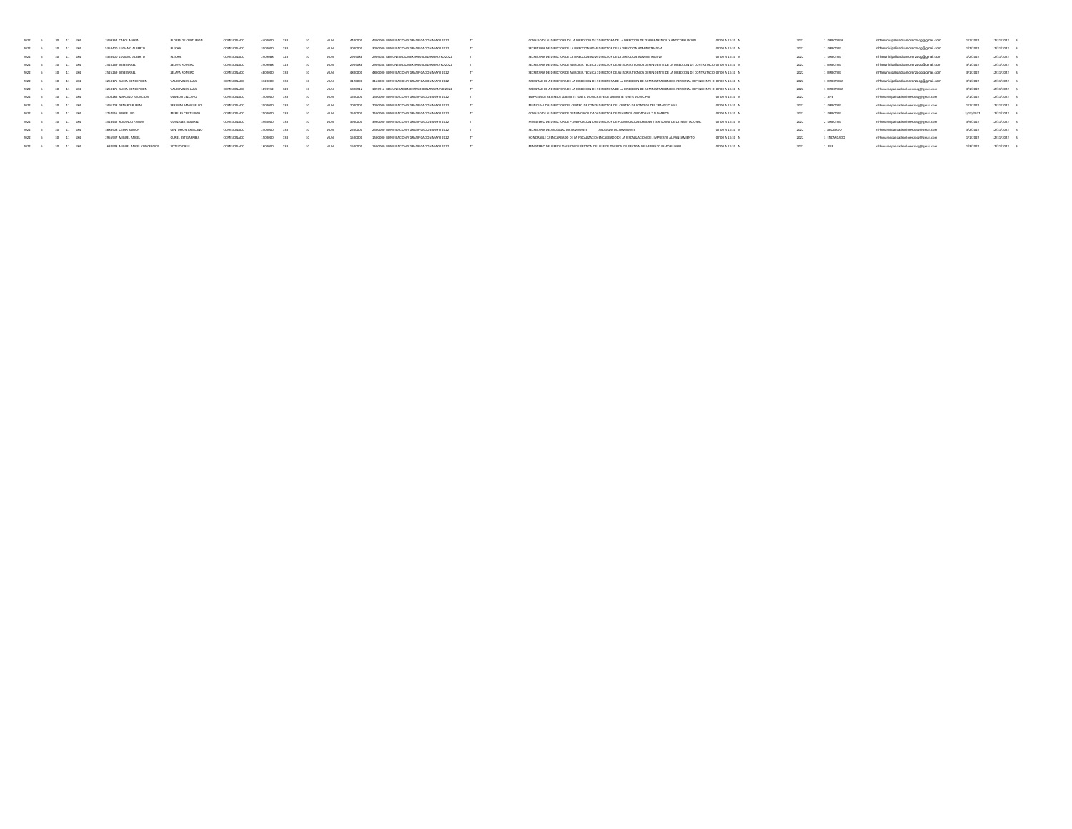| | | | | | | | | | | | | | | | | | | | | | | | | | |
|---|---|---|---|---|---|---|---|---|---|---|---|---|---|---|---|---|---|---|---|---|---|---|---|---|---|
| 2022 | 5 | 30 | 11 | 144 | 2499362 | CAROL MARIA | FLORES DE CENTURION | COMISIONADO | 4400000 | 133 | 30 | MUN | 4400000 | 4400000 | BONIFICACION Y GRATIFICACION MAYO 2022 | TT | CONSEJO DE SU DIRECTORA DE LA DIRECCION DE T DIRECTORA DE LA DIRECCION DE TRANSPARENCIA Y ANTICORRUPCION | 07:00 A 13:30 | N | 2022 | 1 | DIRECTORA | rrhhmunicipalidadsanlorenzocg@gmail.com | 1/1/2022 | 12/31/2022 | SI |
| 2022 | 5 | 30 | 11 | 144 | 5353400 | LUCIANO ALBERTO | FLECHA | COMISIONADO | 3000000 | 133 | 30 | MUN | 3000000 | 3000000 | BONIFICACION Y GRATIFICACION MAYO 2022 | TT | SECRETARIA DE DIRECTOR DE LA DIRECCION ADMI DIRECTOR DE LA DIRECCION ADMINISTRATIVA | 07:00 A 13:30 | N | 2022 | 1 | DIRECTOR | rrhhmunicipalidadsanlorenzocg@gmail.com | 1/1/2022 | 12/31/2022 | SI |
| 2022 | 5 | 30 | 11 | 144 | 5353400 | LUCIANO ALBERTO | FLECHA | COMISIONADO | 2909088 | 123 | 30 | MUN | 2909088 | 2909088 | REMUNERACION EXTRAORDINARIA MAYO 2022 | TT | SECRETARIA DE DIRECTOR DE LA DIRECCION ADMI DIRECTOR DE LA DIRECCION ADMINISTRATIVA | 07:00 A 13:30 | N | 2022 | 1 | DIRECTOR | rrhhmunicipalidadsanlorenzocg@gmail.com | 1/1/2022 | 12/31/2022 | SI |
| 2022 | 5 | 30 | 11 | 144 | 2525349 | JOSE ISRAEL | ZELAYA ROMERO | COMISIONADO | 2909088 | 123 | 30 | MUN | 2909088 | 2909088 | REMUNERACION EXTRAORDINARIA MAYO 2022 | TT | SECRETARIA DE DIRECTOR DE ASESORIA TECNICA D DIRECTOR DE ASESORIA TECNICA DEPENDIENTE DE LA DIRECCION DE CONTRATACION | 07:00 A 13:30 | N | 2022 | 1 | DIRECTOR | rrhhmunicipalidadsanlorenzocg@gmail.com | 3/1/2022 | 12/31/2022 | SI |
| 2022 | 5 | 30 | 11 | 144 | 2525349 | JOSE ISRAEL | ZELAYA ROMERO | COMISIONADO | 4800000 | 133 | 30 | MUN | 4800000 | 4800000 | BONIFICACION Y GRATIFICACION MAYO 2022 | TT | SECRETARIA DE DIRECTOR DE ASESORIA TECNICA D DIRECTOR DE ASESORIA TECNICA DEPENDIENTE DE LA DIRECCION DE CONTRATACION | 07:00 A 13:30 | N | 2022 | 1 | DIRECTOR | rrhhmunicipalidadsanlorenzocg@gmail.com | 3/1/2022 | 12/31/2022 | SI |
| 2022 | 5 | 30 | 11 | 144 | 3253175 | ALICIA CONCEPCION | VALDOVINOS LARA | COMISIONADO | 3120000 | 133 | 30 | MUN | 3120000 | 3120000 | BONIFICACION Y GRATIFICACION MAYO 2022 | TT | FACULTAD DE A DIRECTORA DE LA DIRECCION DE A DIRECTORA DE LA DIRECCION DE ADMINISTRACION DEL PERSONAL DEPENDIENTE DE | 07:00 A 13:30 | N | 2022 | 1 | DIRECTORA | rrhhmunicipalidadsanlorenzocg@gmail.com | 3/1/2022 | 12/31/2022 | SI |
| 2022 | 5 | 30 | 11 | 144 | 3253175 | ALICIA CONCEPCION | VALDOVINOS LARA | COMISIONADO | 1890912 | 123 | 30 | MUN | 1890912 | 1890912 | REMUNERACION EXTRAORDINARIA MAYO 2022 | TT | FACULTAD DE A DIRECTORA DE LA DIRECCION DE A DIRECTORA DE LA DIRECCION DE ADMINISTRACION DEL PERSONAL DEPENDIENTE DE | 07:00 A 13:30 | N | 2022 | 1 | DIRECTORA | rrhhmunicipalidadsanlorenzocg@gmail.com | 3/1/2022 | 12/31/2022 | SI |
| 2022 | 5 | 30 | 11 | 144 | 3506285 | MARCELO ASUNCION | OLMEDO LEZCANO | COMISIONADO | 1500000 | 133 | 30 | MUN | 1500000 | 1500000 | BONIFICACION Y GRATIFICACION MAYO 2022 | TT | EMPRESA DE SE JEFE DE GABINETE JUNTA MUNICI JEFE DE GABINETE JUNTA MUNICIPAL | 07:00 A 13:30 | N | 2022 | 1 | JEFE | rrhhmunicipalidadsanlorenzocg@gmail.com | 1/1/2022 | 12/31/2022 | SI |
| 2022 | 5 | 30 | 11 | 144 | 1491108 | GENARO RUBEN | SERAFINI MANCUELLO | COMISIONADO | 2000000 | 133 | 30 | MUN | 2000000 | 2000000 | BONIFICACION Y GRATIFICACION MAYO 2022 | TT | MUNICIPALIDAD DIRECTOR DEL CENTRO DE CONTR DIRECTOR DEL CENTRO DE CONTROL DEL TRANSITO VIAL | 07:00 A 13:30 | N | 2022 | 1 | DIRECTOR | rrhhmunicipalidadsanlorenzocg@gmail.com | 1/1/2022 | 12/31/2022 | SI |
| 2022 | 5 | 30 | 11 | 144 | 3757955 | JORGE LUIS | MEIRELES CENTURION | COMISIONADO | 2500000 | 133 | 30 | MUN | 2500000 | 2500000 | BONIFICACION Y GRATIFICACION MAYO 2022 | TT | CONSEJO DE SU DIRECTOR DE DENUNCIA CIUDADA DIRECTOR DE DENUNCIA CIUDADANA Y SUMARIOS | 07:00 A 13:30 | N | 2022 | 1 | DIRECTOR | rrhhmunicipalidadsanlorenzocg@gmail.com | 3/16/2022 | 12/31/2022 | SI |
| 2022 | 5 | 30 | 11 | 144 | 5528652 | ROLANDO FABIAN | GONZALEZ RAMIREZ | COMISIONADO | 3960000 | 133 | 30 | MUN | 3960000 | 3960000 | BONIFICACION Y GRATIFICACION MAYO 2022 | TT | MINISTERIO DE DIRECTOR DE PLANIFICACION URB DIRECTOR DE PLANIFICACION URBANA TERRITORIAL DE LA INSTITUCIONAL | 07:00 A 13:30 | N | 2022 | 2 | DIRECTOR | rrhhmunicipalidadsanlorenzocg@gmail.com | 3/9/2022 | 12/31/2022 | SI |
| 2022 | 5 | 30 | 11 | 144 | 3663908 | CESAR RAMON | CENTURION ARELLANO | COMISIONADO | 2500000 | 133 | 30 | MUN | 2500000 | 2500000 | BONIFICACION Y GRATIFICACION MAYO 2022 | TT | SECRETARIA DE ABOGADO DICTAMINANTE ABOGADO DICTAMINANTE | 07:00 A 13:30 | N | 2022 | 1 | ABOGADO | rrhhmunicipalidadsanlorenzocg@gmail.com | 3/1/2022 | 12/31/2022 | SI |
| 2022 | 5 | 30 | 11 | 144 | 2956937 | MIGUEL ANGEL | CURIEL ESTIGARRIBIA | COMISIONADO | 1500000 | 133 | 30 | MUN | 1500000 | 1500000 | BONIFICACION Y GRATIFICACION MAYO 2022 | TT | HONORABLE CA ENCARGADO DE LA FISCALIZACION ENCARGADO DE LA FISCALIZACION DEL IMPUESTO AL FANEAMIENTO | 07:00 A 13:30 | N | 2022 | 3 | ENCARGADO | rrhhmunicipalidadsanlorenzocg@gmail.com | 1/1/2022 | 12/31/2022 | SI |
| 2022 | 5 | 30 | 11 | 144 | 834988 | MIGUEL ANGEL CONCEPCION | ZOTELO ORUE | COMISIONADO | 1600000 | 133 | 30 | MUN | 1600000 | 1600000 | BONIFICACION Y GRATIFICACION MAYO 2022 | TT | MINISTERIO DE JEFE DE DIVISION DE GESTION DE JEFE DE DIVISION DE GESTION DE IMPUESTO INMOBILIARIO | 07:00 A 13:30 | N | 2022 | 1 | JEFE | rrhhmunicipalidadsanlorenzocg@gmail.com | 1/3/2022 | 12/31/2022 | SI |